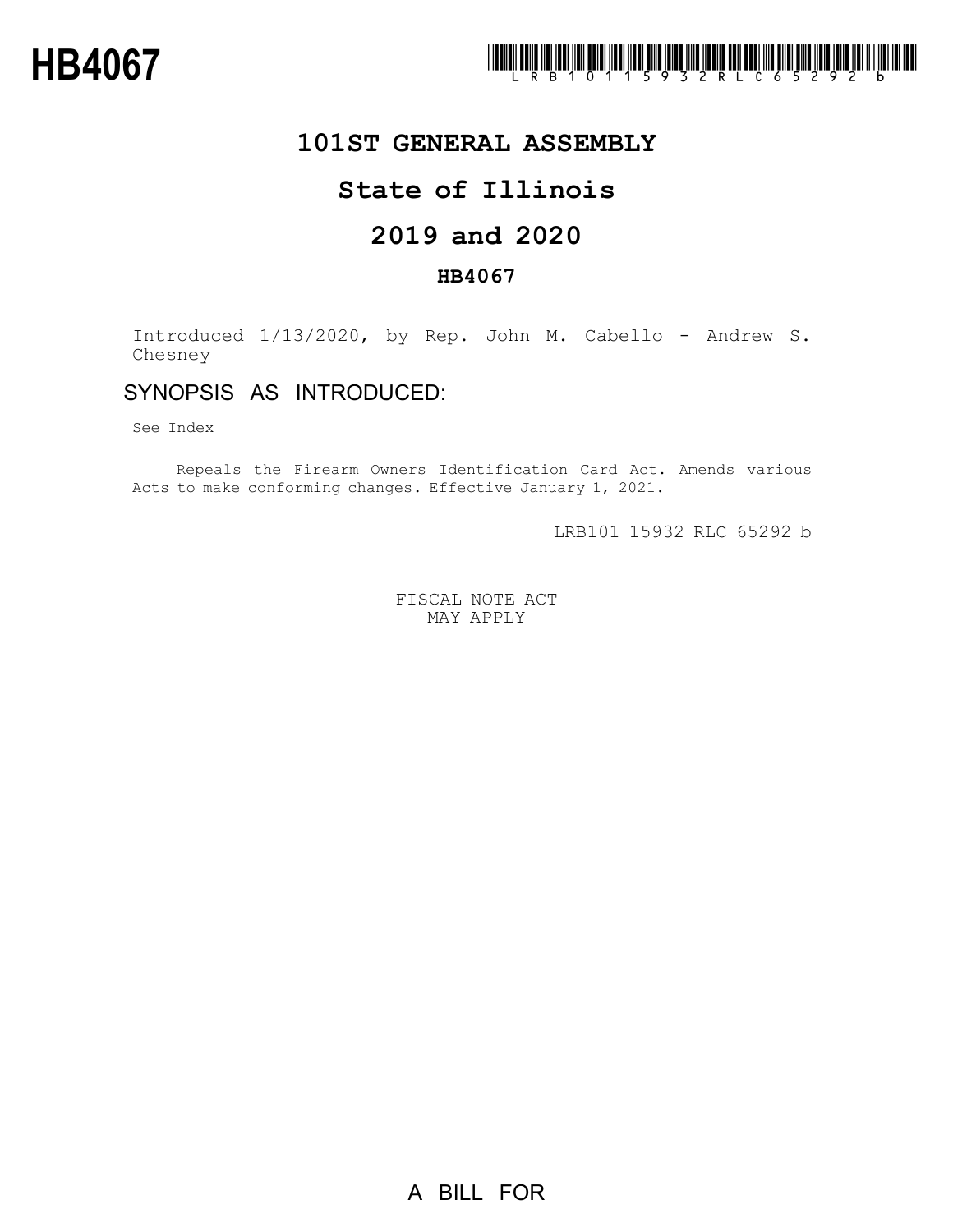# HB4067

LRB101 15932 RLC 65292 b

## 101ST GENERAL ASSEMBLY

## State of Illinois

## 2019 and 2020

### HB4067

Introduced 1/13/2020, by Rep. John M. Cabello - Andrew S. Chesney

### SYNOPSIS AS INTRODUCED:

See Index

Repeals the Firearm Owners Identification Card Act. Amends various Acts to make conforming changes. Effective January 1, 2021.

LRB101 15932 RLC 65292 b

FISCAL NOTE ACT
MAY APPLY

A BILL FOR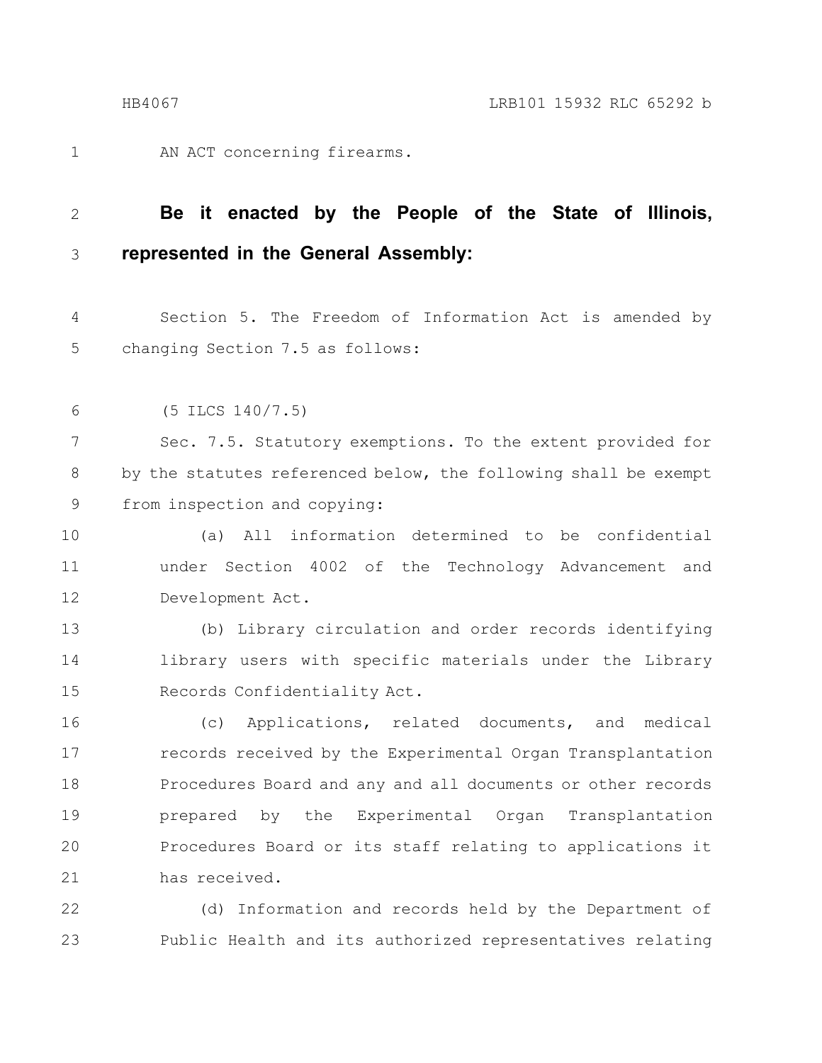AN ACT concerning firearms.

**Be it enacted by the People of the State of Illinois, represented in the General Assembly:**

Section 5. The Freedom of Information Act is amended by changing Section 7.5 as follows:

(5 ILCS 140/7.5)

Sec. 7.5. Statutory exemptions. To the extent provided for by the statutes referenced below, the following shall be exempt from inspection and copying:

(a) All information determined to be confidential under Section 4002 of the Technology Advancement and Development Act.

(b) Library circulation and order records identifying library users with specific materials under the Library Records Confidentiality Act.

(c) Applications, related documents, and medical records received by the Experimental Organ Transplantation Procedures Board and any and all documents or other records prepared by the Experimental Organ Transplantation Procedures Board or its staff relating to applications it has received.

(d) Information and records held by the Department of Public Health and its authorized representatives relating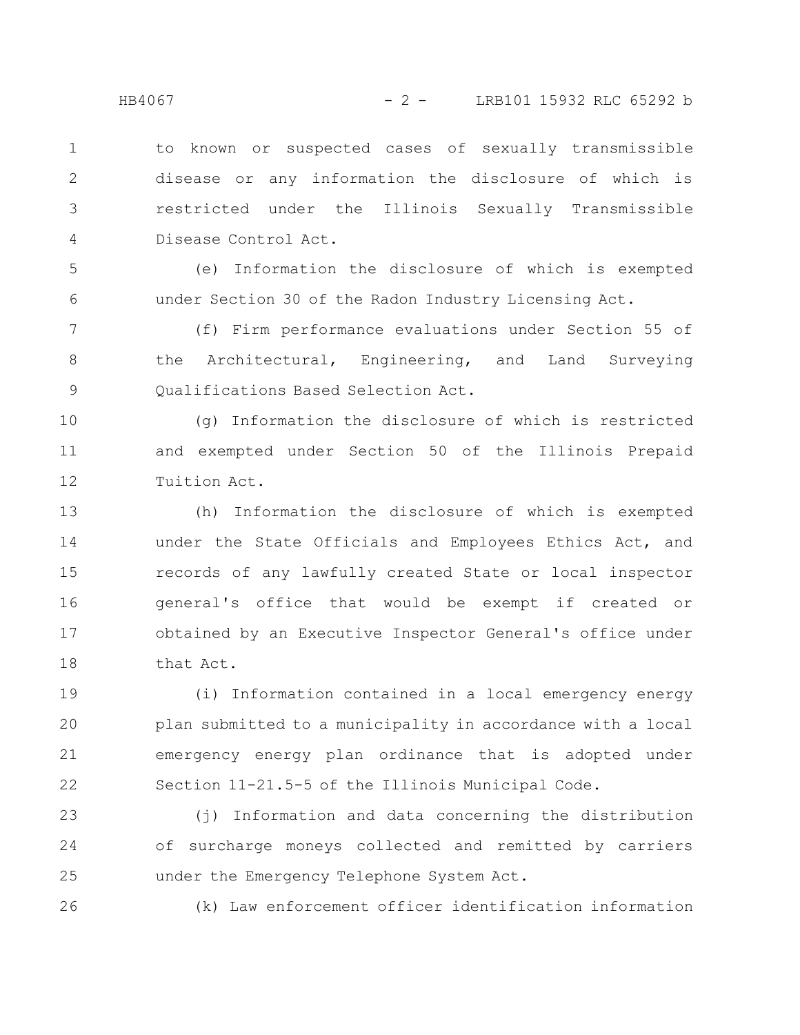to known or suspected cases of sexually transmissible disease or any information the disclosure of which is restricted under the Illinois Sexually Transmissible Disease Control Act.

(e) Information the disclosure of which is exempted under Section 30 of the Radon Industry Licensing Act.

(f) Firm performance evaluations under Section 55 of the Architectural, Engineering, and Land Surveying Qualifications Based Selection Act.

(g) Information the disclosure of which is restricted and exempted under Section 50 of the Illinois Prepaid Tuition Act.

(h) Information the disclosure of which is exempted under the State Officials and Employees Ethics Act, and records of any lawfully created State or local inspector general's office that would be exempt if created or obtained by an Executive Inspector General's office under that Act.

(i) Information contained in a local emergency energy plan submitted to a municipality in accordance with a local emergency energy plan ordinance that is adopted under Section 11-21.5-5 of the Illinois Municipal Code.

(j) Information and data concerning the distribution of surcharge moneys collected and remitted by carriers under the Emergency Telephone System Act.

(k) Law enforcement officer identification information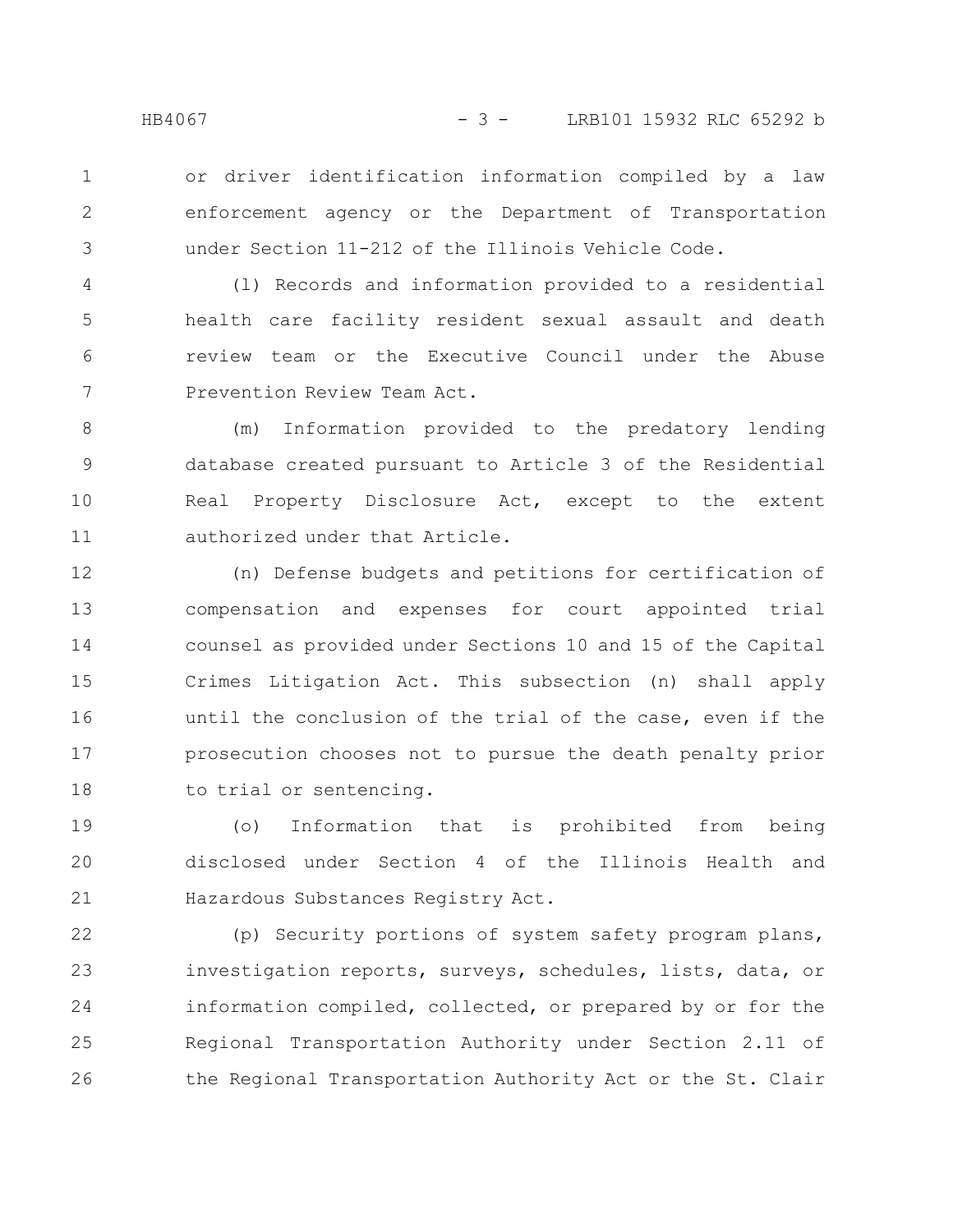or driver identification information compiled by a law enforcement agency or the Department of Transportation under Section 11-212 of the Illinois Vehicle Code.

(l) Records and information provided to a residential health care facility resident sexual assault and death review team or the Executive Council under the Abuse Prevention Review Team Act.

(m) Information provided to the predatory lending database created pursuant to Article 3 of the Residential Real Property Disclosure Act, except to the extent authorized under that Article.

(n) Defense budgets and petitions for certification of compensation and expenses for court appointed trial counsel as provided under Sections 10 and 15 of the Capital Crimes Litigation Act. This subsection (n) shall apply until the conclusion of the trial of the case, even if the prosecution chooses not to pursue the death penalty prior to trial or sentencing.

(o) Information that is prohibited from being disclosed under Section 4 of the Illinois Health and Hazardous Substances Registry Act.

(p) Security portions of system safety program plans, investigation reports, surveys, schedules, lists, data, or information compiled, collected, or prepared by or for the Regional Transportation Authority under Section 2.11 of the Regional Transportation Authority Act or the St. Clair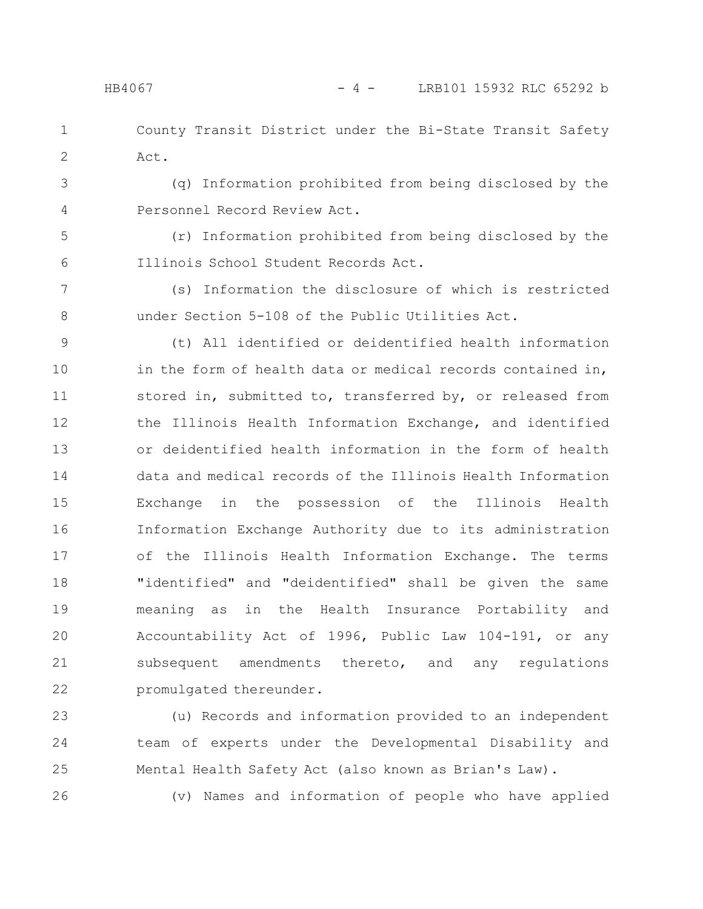County Transit District under the Bi-State Transit Safety Act.

(q) Information prohibited from being disclosed by the Personnel Record Review Act.

(r) Information prohibited from being disclosed by the Illinois School Student Records Act.

(s) Information the disclosure of which is restricted under Section 5-108 of the Public Utilities Act.

(t) All identified or deidentified health information in the form of health data or medical records contained in, stored in, submitted to, transferred by, or released from the Illinois Health Information Exchange, and identified or deidentified health information in the form of health data and medical records of the Illinois Health Information Exchange in the possession of the Illinois Health Information Exchange Authority due to its administration of the Illinois Health Information Exchange. The terms "identified" and "deidentified" shall be given the same meaning as in the Health Insurance Portability and Accountability Act of 1996, Public Law 104-191, or any subsequent amendments thereto, and any regulations promulgated thereunder.

(u) Records and information provided to an independent team of experts under the Developmental Disability and Mental Health Safety Act (also known as Brian's Law).

(v) Names and information of people who have applied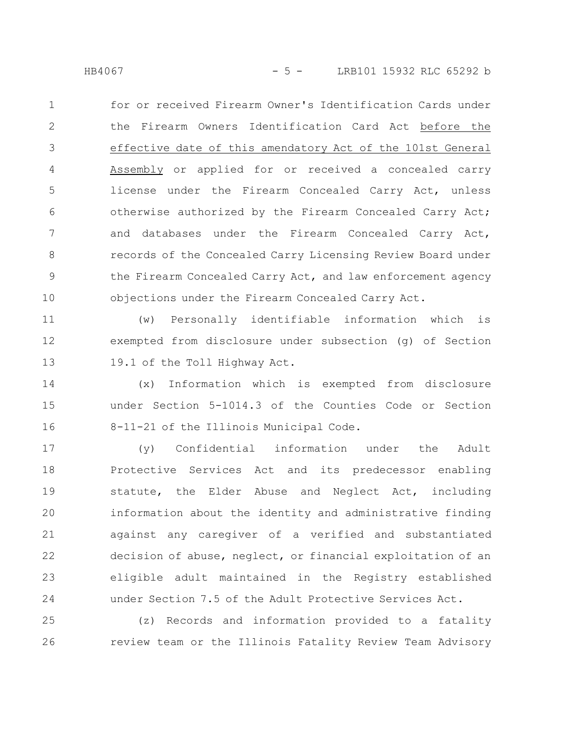for or received Firearm Owner's Identification Cards under the Firearm Owners Identification Card Act before the effective date of this amendatory Act of the 101st General Assembly or applied for or received a concealed carry license under the Firearm Concealed Carry Act, unless otherwise authorized by the Firearm Concealed Carry Act; and databases under the Firearm Concealed Carry Act, records of the Concealed Carry Licensing Review Board under the Firearm Concealed Carry Act, and law enforcement agency objections under the Firearm Concealed Carry Act.

(w) Personally identifiable information which is exempted from disclosure under subsection (g) of Section 19.1 of the Toll Highway Act.

(x) Information which is exempted from disclosure under Section 5-1014.3 of the Counties Code or Section 8-11-21 of the Illinois Municipal Code.

(y) Confidential information under the Adult Protective Services Act and its predecessor enabling statute, the Elder Abuse and Neglect Act, including information about the identity and administrative finding against any caregiver of a verified and substantiated decision of abuse, neglect, or financial exploitation of an eligible adult maintained in the Registry established under Section 7.5 of the Adult Protective Services Act.

(z) Records and information provided to a fatality review team or the Illinois Fatality Review Team Advisory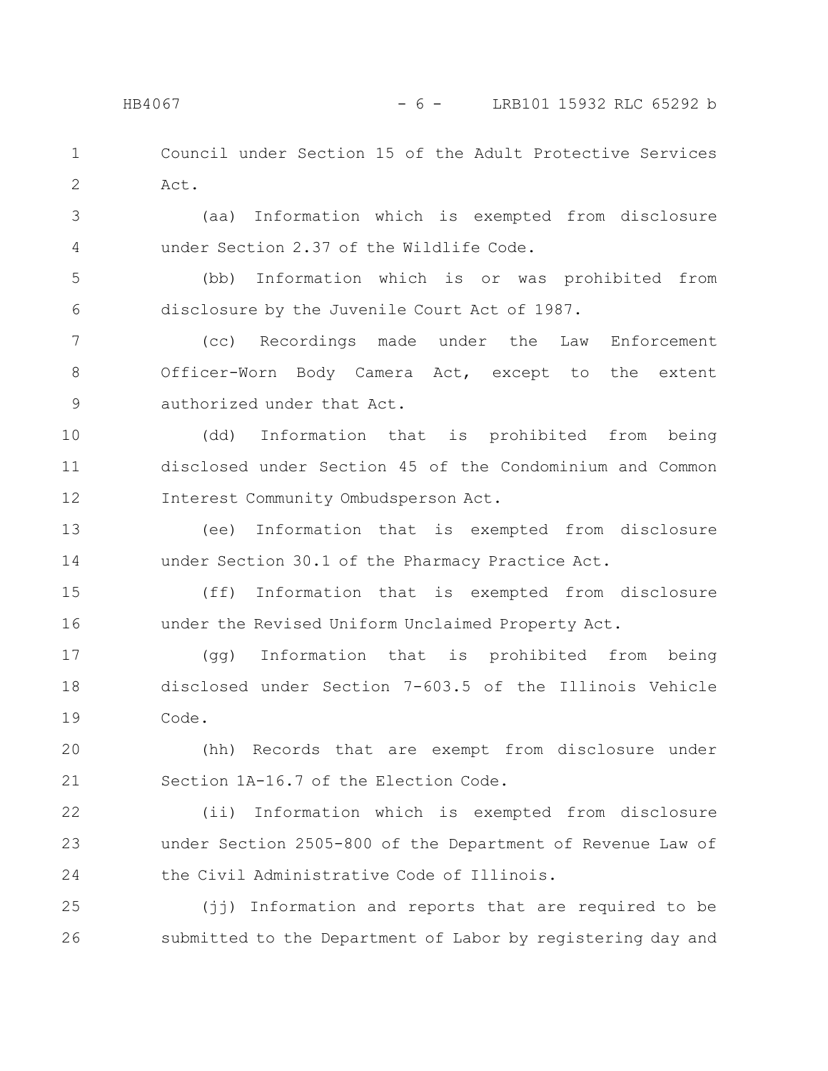Council under Section 15 of the Adult Protective Services Act.

(aa) Information which is exempted from disclosure under Section 2.37 of the Wildlife Code.

(bb) Information which is or was prohibited from disclosure by the Juvenile Court Act of 1987.

(cc) Recordings made under the Law Enforcement Officer-Worn Body Camera Act, except to the extent authorized under that Act.

(dd) Information that is prohibited from being disclosed under Section 45 of the Condominium and Common Interest Community Ombudsperson Act.

(ee) Information that is exempted from disclosure under Section 30.1 of the Pharmacy Practice Act.

(ff) Information that is exempted from disclosure under the Revised Uniform Unclaimed Property Act.

(gg) Information that is prohibited from being disclosed under Section 7-603.5 of the Illinois Vehicle Code.

(hh) Records that are exempt from disclosure under Section 1A-16.7 of the Election Code.

(ii) Information which is exempted from disclosure under Section 2505-800 of the Department of Revenue Law of the Civil Administrative Code of Illinois.

(jj) Information and reports that are required to be submitted to the Department of Labor by registering day and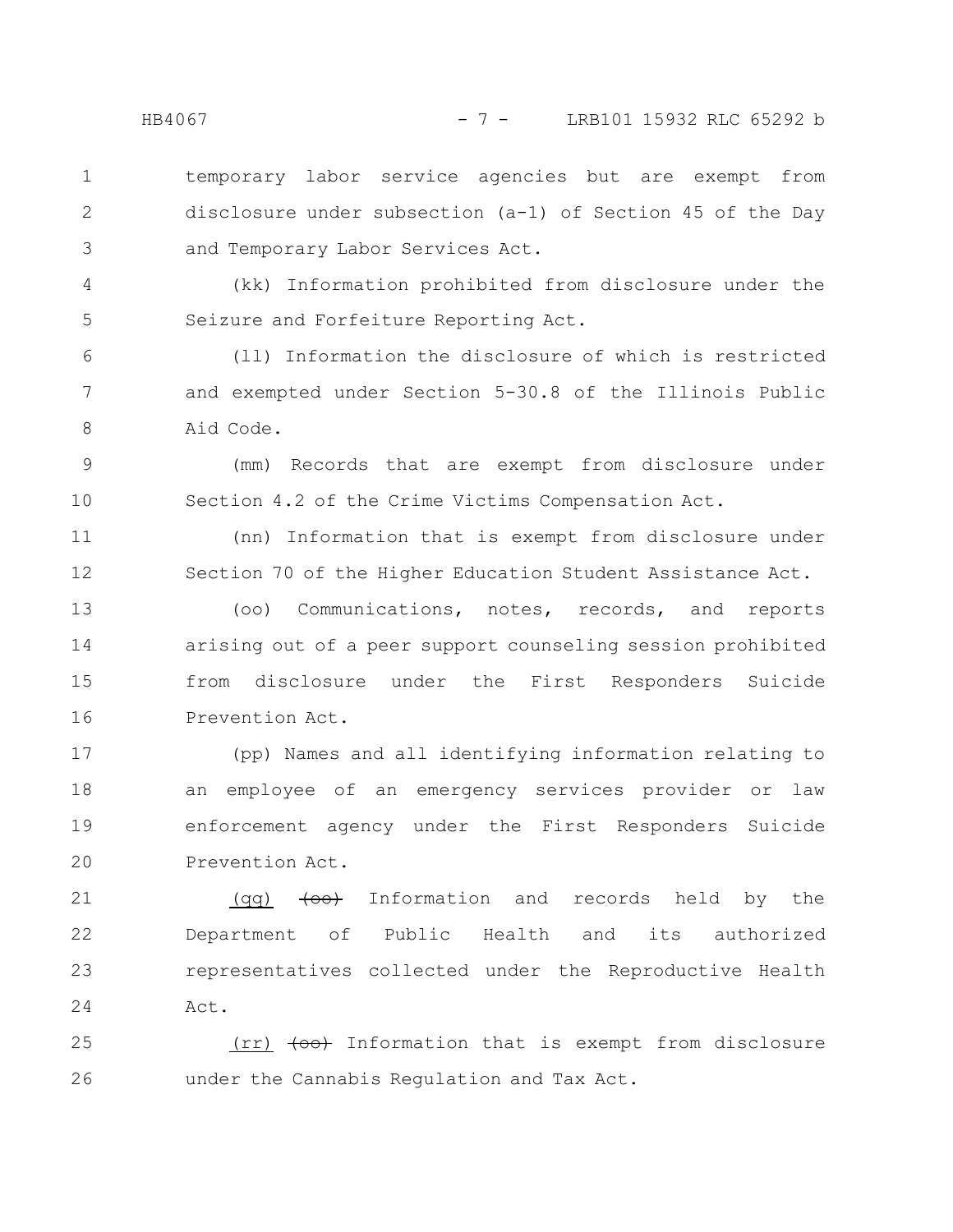temporary labor service agencies but are exempt from disclosure under subsection (a-1) of Section 45 of the Day and Temporary Labor Services Act.

(kk) Information prohibited from disclosure under the Seizure and Forfeiture Reporting Act.

(ll) Information the disclosure of which is restricted and exempted under Section 5-30.8 of the Illinois Public Aid Code.

(mm) Records that are exempt from disclosure under Section 4.2 of the Crime Victims Compensation Act.

(nn) Information that is exempt from disclosure under Section 70 of the Higher Education Student Assistance Act.

(oo) Communications, notes, records, and reports arising out of a peer support counseling session prohibited from disclosure under the First Responders Suicide Prevention Act.

(pp) Names and all identifying information relating to an employee of an emergency services provider or law enforcement agency under the First Responders Suicide Prevention Act.

(qq) ~~(oo)~~ Information and records held by the Department of Public Health and its authorized representatives collected under the Reproductive Health Act.

(rr) ~~(oo)~~ Information that is exempt from disclosure under the Cannabis Regulation and Tax Act.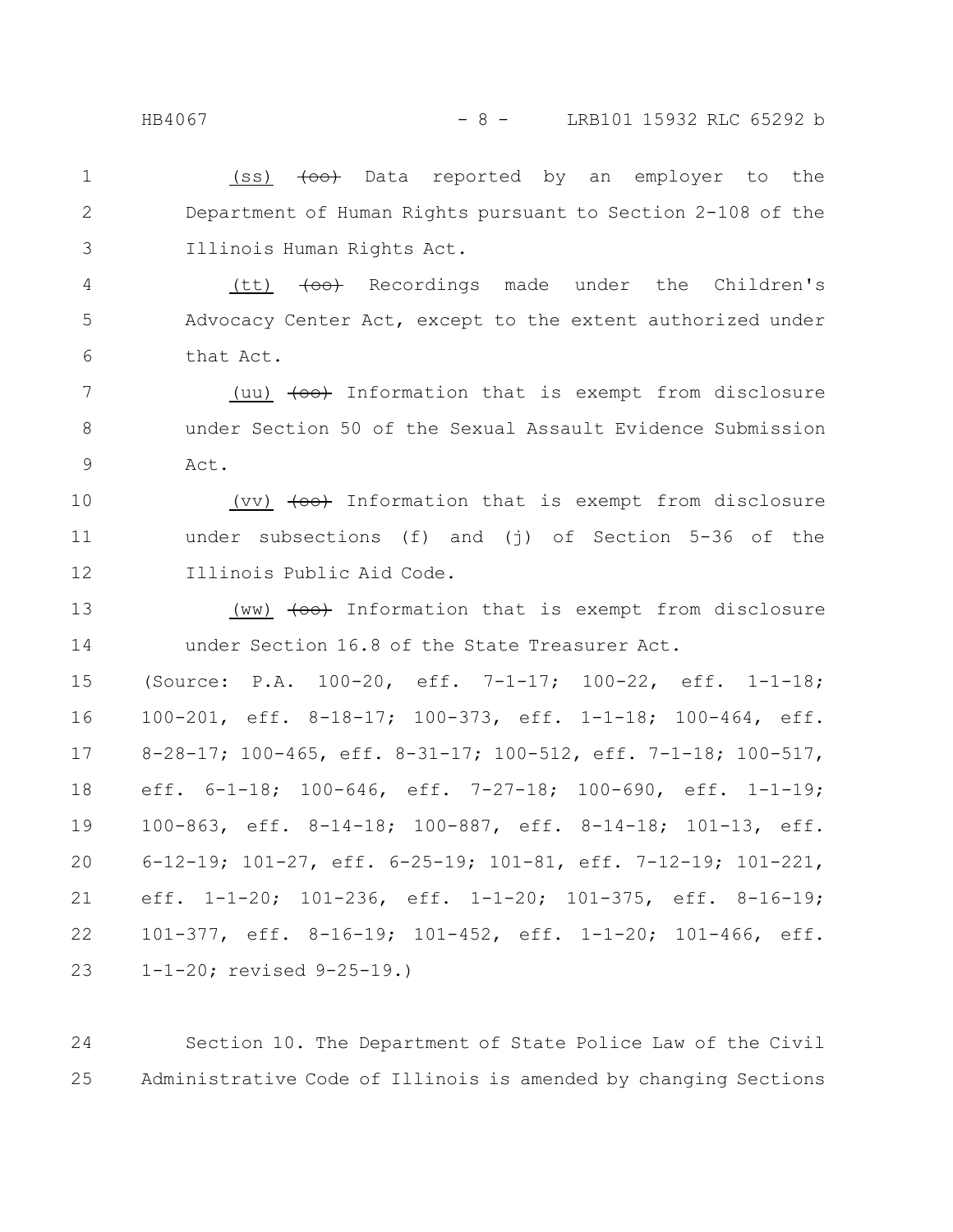(ss) ~~(oo)~~ Data reported by an employer to the Department of Human Rights pursuant to Section 2-108 of the Illinois Human Rights Act.

(tt) ~~(oo)~~ Recordings made under the Children's Advocacy Center Act, except to the extent authorized under that Act.

(uu) ~~(oo)~~ Information that is exempt from disclosure under Section 50 of the Sexual Assault Evidence Submission Act.

(vv) ~~(oo)~~ Information that is exempt from disclosure under subsections (f) and (j) of Section 5-36 of the Illinois Public Aid Code.

(ww) ~~(oo)~~ Information that is exempt from disclosure under Section 16.8 of the State Treasurer Act.

(Source: P.A. 100-20, eff. 7-1-17; 100-22, eff. 1-1-18; 100-201, eff. 8-18-17; 100-373, eff. 1-1-18; 100-464, eff. 8-28-17; 100-465, eff. 8-31-17; 100-512, eff. 7-1-18; 100-517, eff. 6-1-18; 100-646, eff. 7-27-18; 100-690, eff. 1-1-19; 100-863, eff. 8-14-18; 100-887, eff. 8-14-18; 101-13, eff. 6-12-19; 101-27, eff. 6-25-19; 101-81, eff. 7-12-19; 101-221, eff. 1-1-20; 101-236, eff. 1-1-20; 101-375, eff. 8-16-19; 101-377, eff. 8-16-19; 101-452, eff. 1-1-20; 101-466, eff. 1-1-20; revised 9-25-19.)

Section 10. The Department of State Police Law of the Civil Administrative Code of Illinois is amended by changing Sections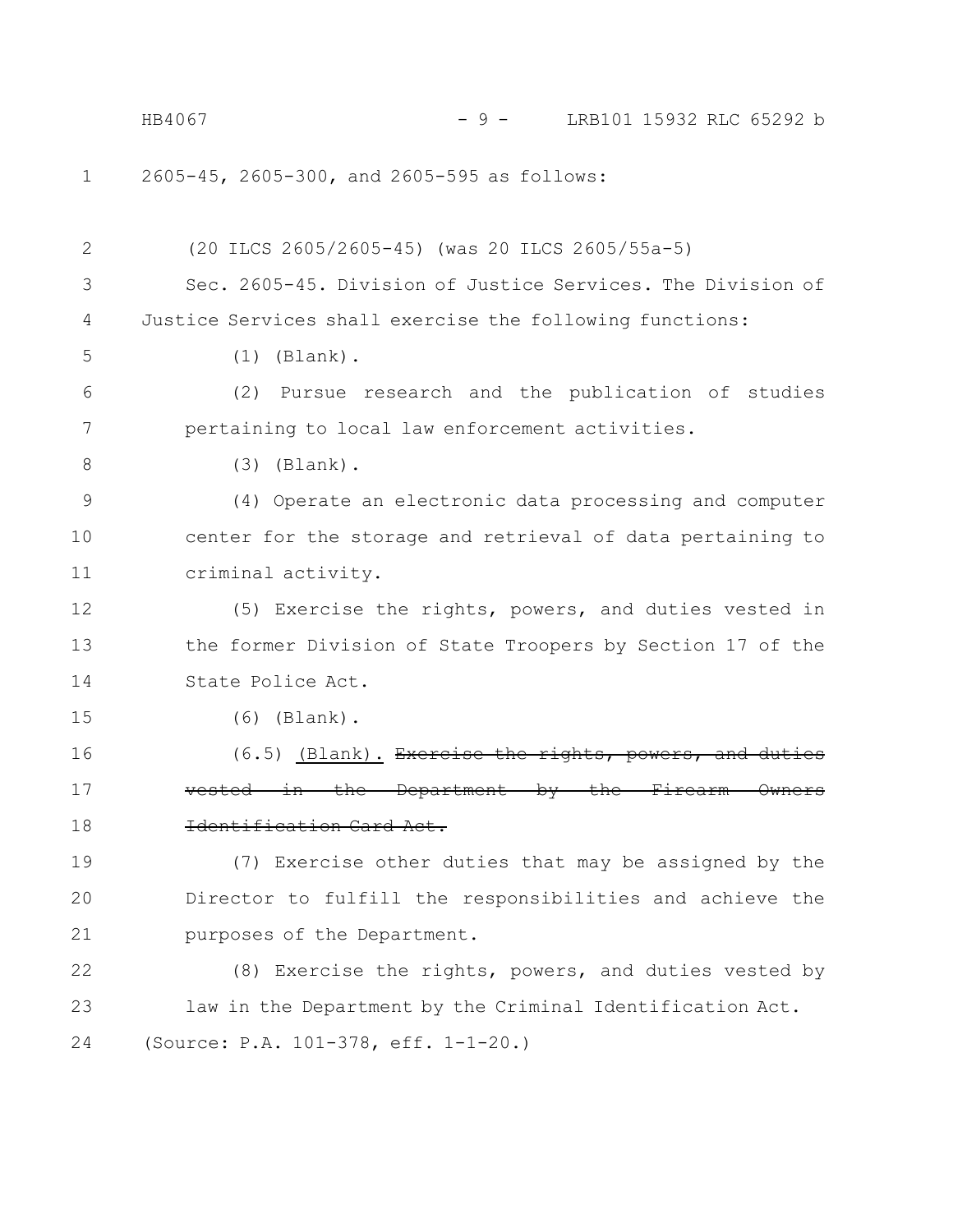2605-45, 2605-300, and 2605-595 as follows:

(20 ILCS 2605/2605-45) (was 20 ILCS 2605/55a-5)

Sec. 2605-45. Division of Justice Services. The Division of Justice Services shall exercise the following functions:

(1) (Blank).

(2) Pursue research and the publication of studies pertaining to local law enforcement activities.

(3) (Blank).

(4) Operate an electronic data processing and computer center for the storage and retrieval of data pertaining to criminal activity.

(5) Exercise the rights, powers, and duties vested in the former Division of State Troopers by Section 17 of the State Police Act.

(6) (Blank).

(6.5) (Blank). ~~Exercise the rights, powers, and duties vested in the Department by the Firearm Owners Identification Card Act.~~

(7) Exercise other duties that may be assigned by the Director to fulfill the responsibilities and achieve the purposes of the Department.

(8) Exercise the rights, powers, and duties vested by law in the Department by the Criminal Identification Act.

(Source: P.A. 101-378, eff. 1-1-20.)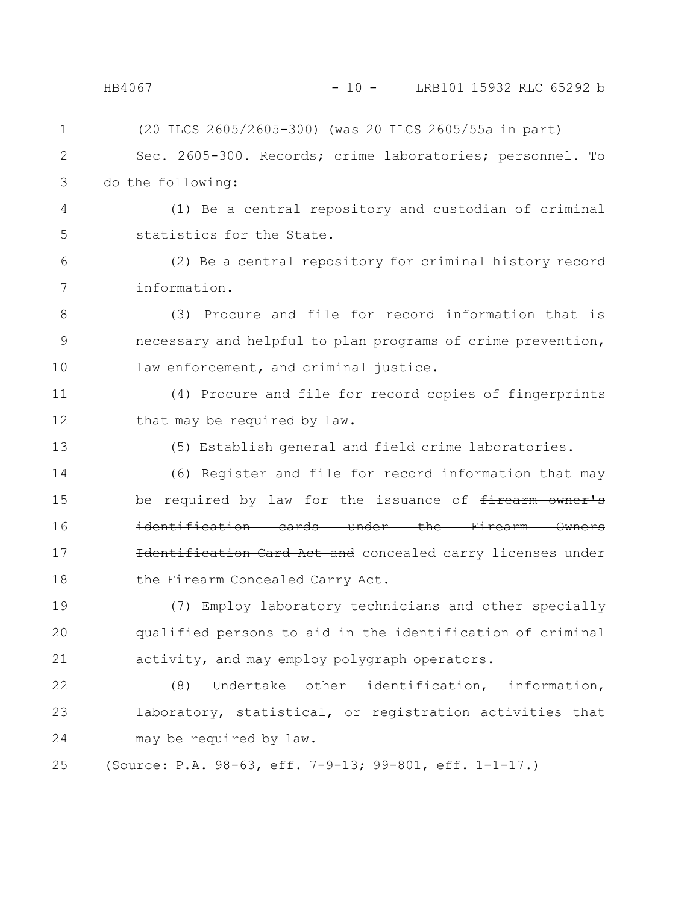(20 ILCS 2605/2605-300) (was 20 ILCS 2605/55a in part)

Sec. 2605-300. Records; crime laboratories; personnel. To do the following:

(1) Be a central repository and custodian of criminal statistics for the State.

(2) Be a central repository for criminal history record information.

(3) Procure and file for record information that is necessary and helpful to plan programs of crime prevention, law enforcement, and criminal justice.

(4) Procure and file for record copies of fingerprints that may be required by law.

(5) Establish general and field crime laboratories.

(6) Register and file for record information that may be required by law for the issuance of ~~firearm owner's identification cards under the Firearm Owners Identification Card Act and~~ concealed carry licenses under the Firearm Concealed Carry Act.

(7) Employ laboratory technicians and other specially qualified persons to aid in the identification of criminal activity, and may employ polygraph operators.

(8) Undertake other identification, information, laboratory, statistical, or registration activities that may be required by law.

(Source: P.A. 98-63, eff. 7-9-13; 99-801, eff. 1-1-17.)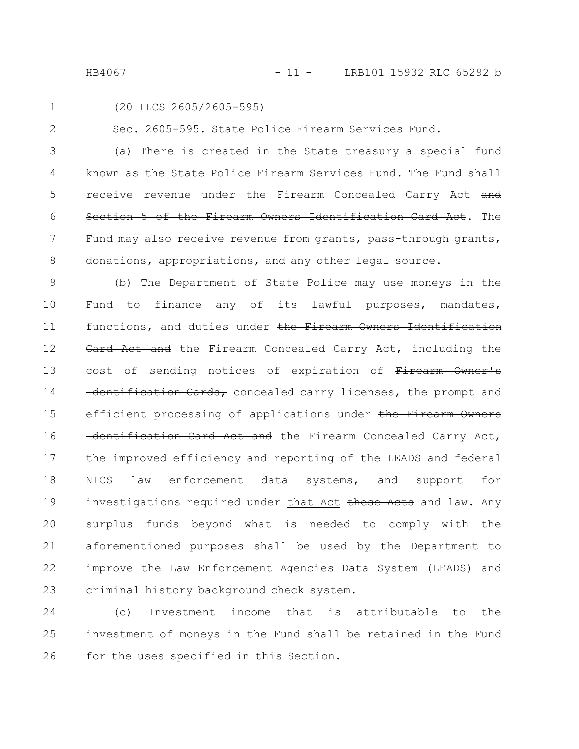(20 ILCS 2605/2605-595)

Sec. 2605-595. State Police Firearm Services Fund.

(a) There is created in the State treasury a special fund known as the State Police Firearm Services Fund. The Fund shall receive revenue under the Firearm Concealed Carry Act ~~and Section 5 of the Firearm Owners Identification Card Act~~. The Fund may also receive revenue from grants, pass-through grants, donations, appropriations, and any other legal source.

(b) The Department of State Police may use moneys in the Fund to finance any of its lawful purposes, mandates, functions, and duties under ~~the Firearm Owners Identification Card Act and~~ the Firearm Concealed Carry Act, including the cost of sending notices of expiration of ~~Firearm Owner's Identification Cards,~~ concealed carry licenses, the prompt and efficient processing of applications under ~~the Firearm Owners Identification Card Act and~~ the Firearm Concealed Carry Act, the improved efficiency and reporting of the LEADS and federal NICS law enforcement data systems, and support for investigations required under <u>that Act</u> ~~these Acts~~ and law. Any surplus funds beyond what is needed to comply with the aforementioned purposes shall be used by the Department to improve the Law Enforcement Agencies Data System (LEADS) and criminal history background check system.

(c) Investment income that is attributable to the investment of moneys in the Fund shall be retained in the Fund for the uses specified in this Section.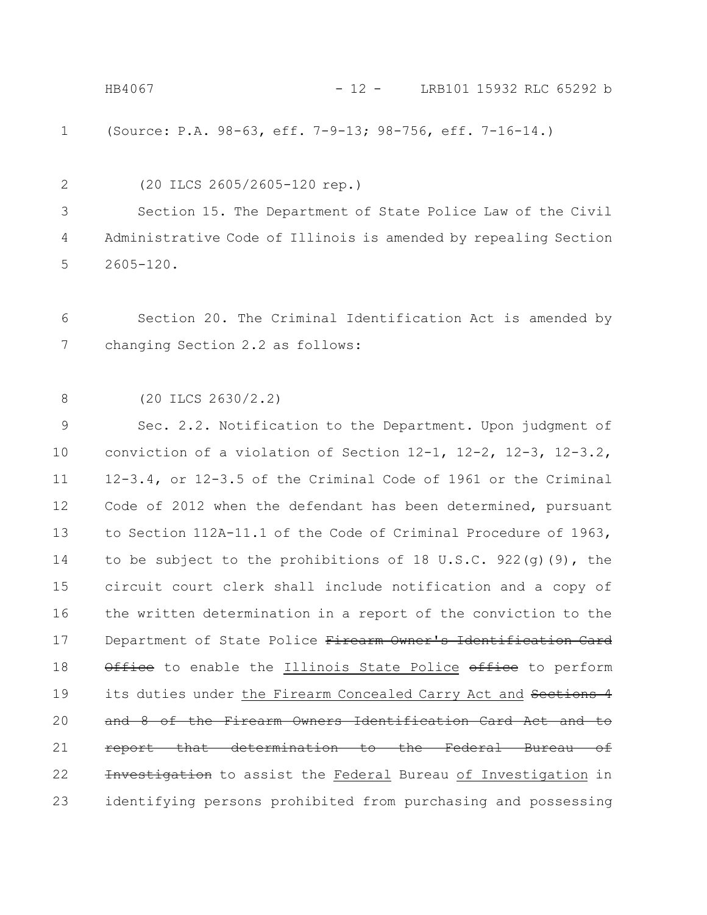(Source: P.A. 98-63, eff. 7-9-13; 98-756, eff. 7-16-14.)

(20 ILCS 2605/2605-120 rep.)

Section 15. The Department of State Police Law of the Civil Administrative Code of Illinois is amended by repealing Section 2605-120.

Section 20. The Criminal Identification Act is amended by changing Section 2.2 as follows:

(20 ILCS 2630/2.2)

Sec. 2.2. Notification to the Department. Upon judgment of conviction of a violation of Section 12-1, 12-2, 12-3, 12-3.2, 12-3.4, or 12-3.5 of the Criminal Code of 1961 or the Criminal Code of 2012 when the defendant has been determined, pursuant to Section 112A-11.1 of the Code of Criminal Procedure of 1963, to be subject to the prohibitions of 18 U.S.C. 922(g)(9), the circuit court clerk shall include notification and a copy of the written determination in a report of the conviction to the Department of State Police ~~Firearm Owner's Identification Card Office~~ to enable the <u>Illinois State Police</u> ~~office~~ to perform its duties under <u>the Firearm Concealed Carry Act and</u> ~~Sections 4 and 8 of the Firearm Owners Identification Card Act and to report that determination to the Federal Bureau of Investigation~~ to assist the <u>Federal</u> Bureau <u>of Investigation</u> in identifying persons prohibited from purchasing and possessing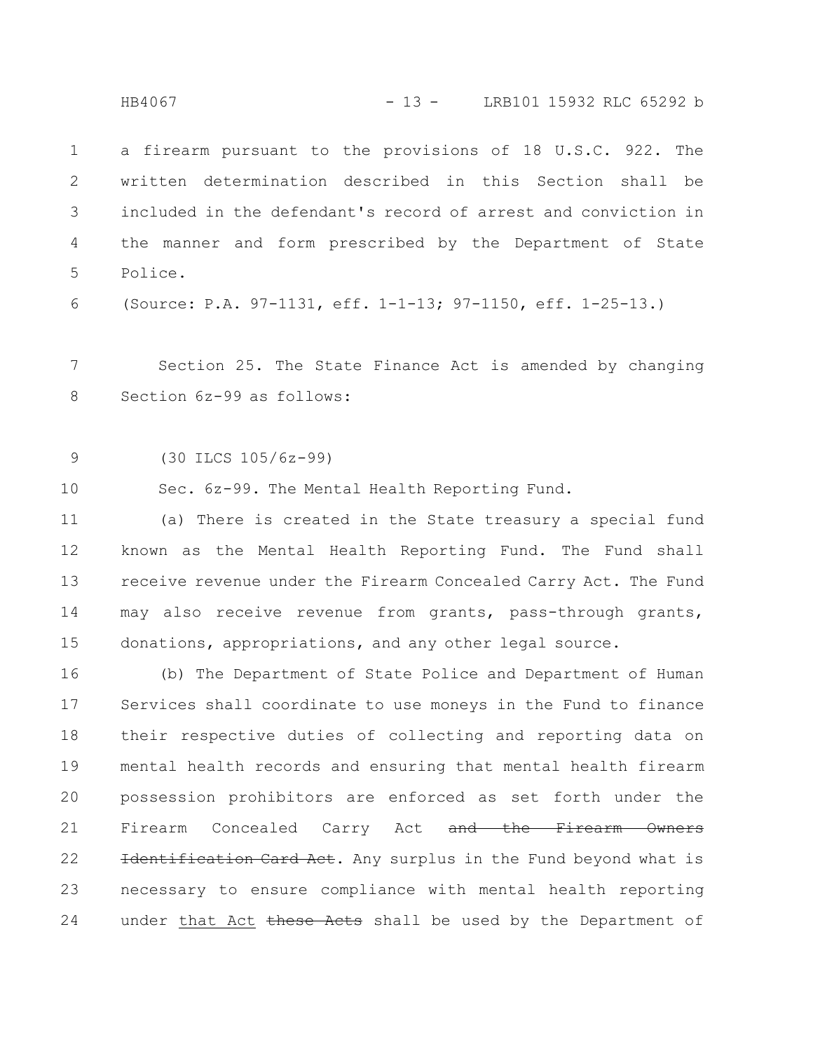a firearm pursuant to the provisions of 18 U.S.C. 922. The written determination described in this Section shall be included in the defendant's record of arrest and conviction in the manner and form prescribed by the Department of State Police.

(Source: P.A. 97-1131, eff. 1-1-13; 97-1150, eff. 1-25-13.)

Section 25. The State Finance Act is amended by changing Section 6z-99 as follows:

(30 ILCS 105/6z-99)

Sec. 6z-99. The Mental Health Reporting Fund.

(a) There is created in the State treasury a special fund known as the Mental Health Reporting Fund. The Fund shall receive revenue under the Firearm Concealed Carry Act. The Fund may also receive revenue from grants, pass-through grants, donations, appropriations, and any other legal source.

(b) The Department of State Police and Department of Human Services shall coordinate to use moneys in the Fund to finance their respective duties of collecting and reporting data on mental health records and ensuring that mental health firearm possession prohibitors are enforced as set forth under the Firearm Concealed Carry Act ~~and the Firearm Owners Identification Card Act~~. Any surplus in the Fund beyond what is necessary to ensure compliance with mental health reporting under <u>that Act</u> ~~these Acts~~ shall be used by the Department of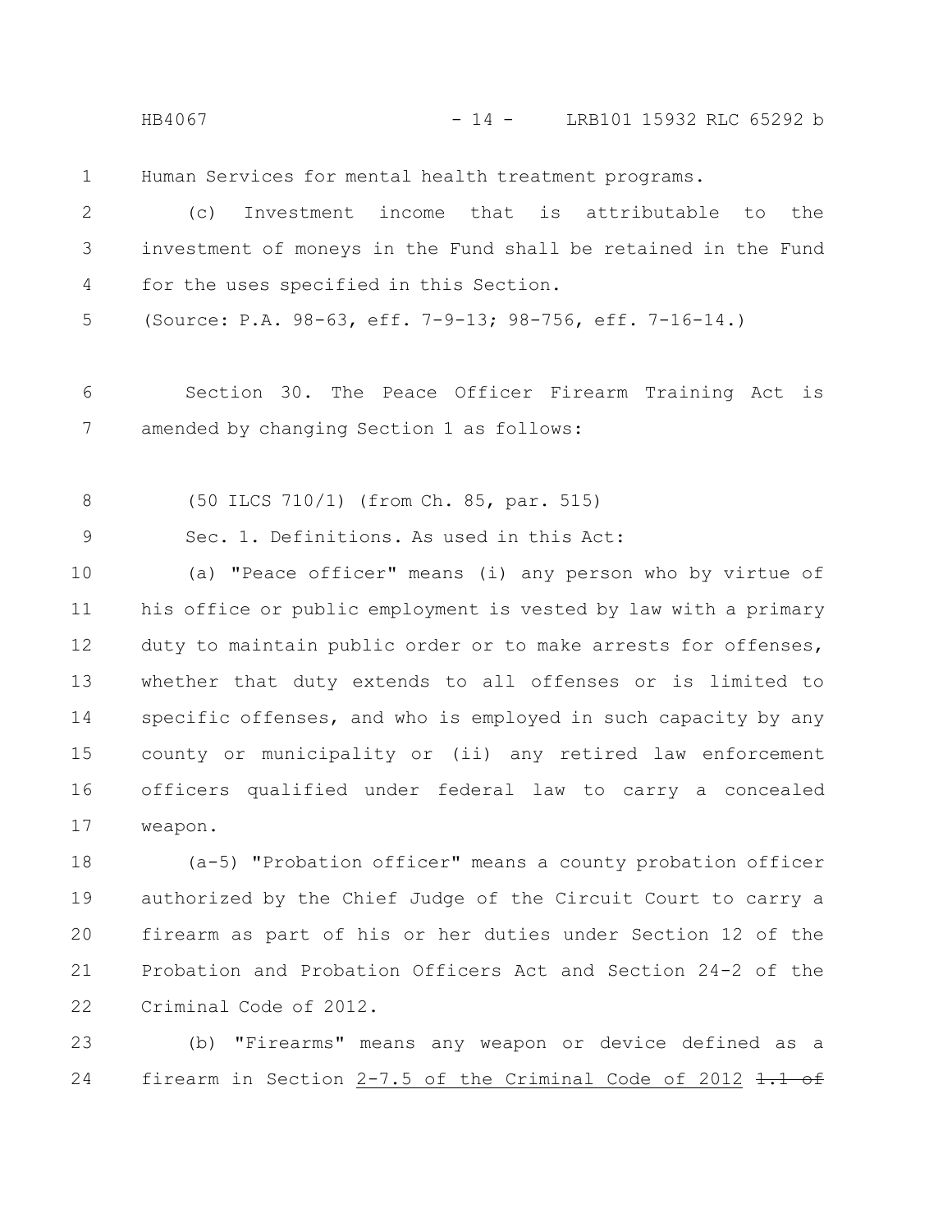Human Services for mental health treatment programs.

(c) Investment income that is attributable to the investment of moneys in the Fund shall be retained in the Fund for the uses specified in this Section.

(Source: P.A. 98-63, eff. 7-9-13; 98-756, eff. 7-16-14.)

Section 30. The Peace Officer Firearm Training Act is amended by changing Section 1 as follows:

(50 ILCS 710/1) (from Ch. 85, par. 515)

Sec. 1. Definitions. As used in this Act:

(a) "Peace officer" means (i) any person who by virtue of his office or public employment is vested by law with a primary duty to maintain public order or to make arrests for offenses, whether that duty extends to all offenses or is limited to specific offenses, and who is employed in such capacity by any county or municipality or (ii) any retired law enforcement officers qualified under federal law to carry a concealed weapon.

(a-5) "Probation officer" means a county probation officer authorized by the Chief Judge of the Circuit Court to carry a firearm as part of his or her duties under Section 12 of the Probation and Probation Officers Act and Section 24-2 of the Criminal Code of 2012.

(b) "Firearms" means any weapon or device defined as a firearm in Section 2-7.5 of the Criminal Code of 2012 ~~1.1 of~~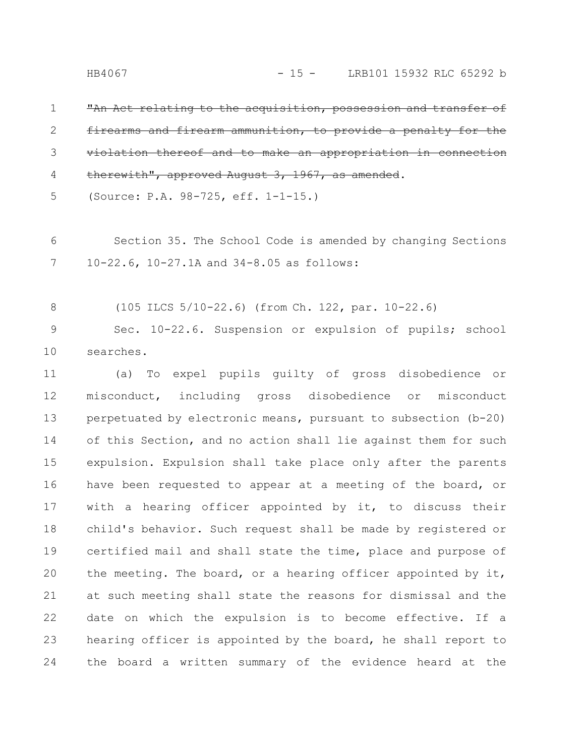~~"An Act relating to the acquisition, possession and transfer of firearms and firearm ammunition, to provide a penalty for the violation thereof and to make an appropriation in connection therewith", approved August 3, 1967, as amended~~.

(Source: P.A. 98-725, eff. 1-1-15.)

Section 35. The School Code is amended by changing Sections 10-22.6, 10-27.1A and 34-8.05 as follows:

(105 ILCS 5/10-22.6) (from Ch. 122, par. 10-22.6)

Sec. 10-22.6. Suspension or expulsion of pupils; school searches.

(a) To expel pupils guilty of gross disobedience or misconduct, including gross disobedience or misconduct perpetuated by electronic means, pursuant to subsection (b-20) of this Section, and no action shall lie against them for such expulsion. Expulsion shall take place only after the parents have been requested to appear at a meeting of the board, or with a hearing officer appointed by it, to discuss their child's behavior. Such request shall be made by registered or certified mail and shall state the time, place and purpose of the meeting. The board, or a hearing officer appointed by it, at such meeting shall state the reasons for dismissal and the date on which the expulsion is to become effective. If a hearing officer is appointed by the board, he shall report to the board a written summary of the evidence heard at the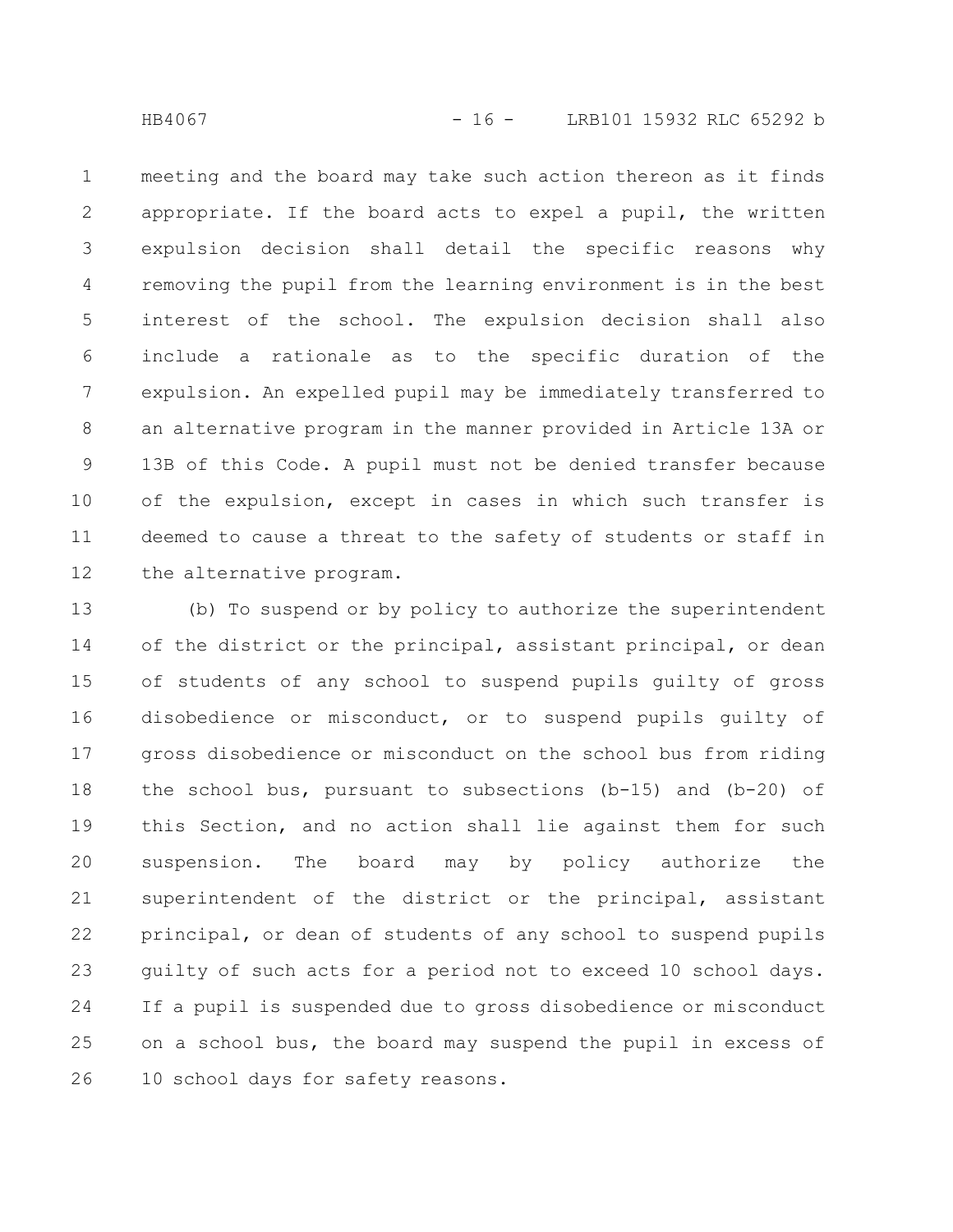meeting and the board may take such action thereon as it finds appropriate. If the board acts to expel a pupil, the written expulsion decision shall detail the specific reasons why removing the pupil from the learning environment is in the best interest of the school. The expulsion decision shall also include a rationale as to the specific duration of the expulsion. An expelled pupil may be immediately transferred to an alternative program in the manner provided in Article 13A or 13B of this Code. A pupil must not be denied transfer because of the expulsion, except in cases in which such transfer is deemed to cause a threat to the safety of students or staff in the alternative program.

(b) To suspend or by policy to authorize the superintendent of the district or the principal, assistant principal, or dean of students of any school to suspend pupils guilty of gross disobedience or misconduct, or to suspend pupils guilty of gross disobedience or misconduct on the school bus from riding the school bus, pursuant to subsections (b-15) and (b-20) of this Section, and no action shall lie against them for such suspension. The board may by policy authorize the superintendent of the district or the principal, assistant principal, or dean of students of any school to suspend pupils guilty of such acts for a period not to exceed 10 school days. If a pupil is suspended due to gross disobedience or misconduct on a school bus, the board may suspend the pupil in excess of 10 school days for safety reasons.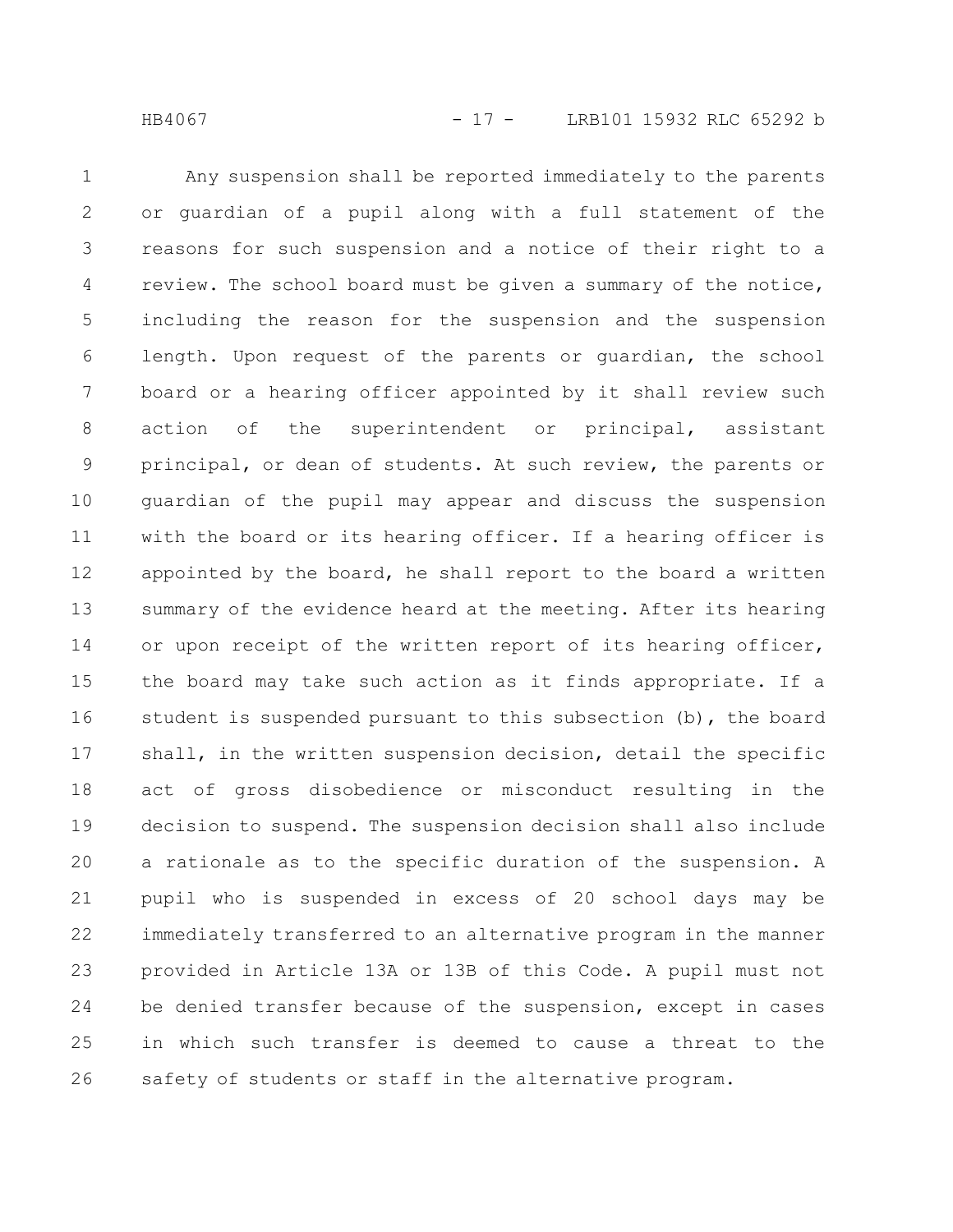Any suspension shall be reported immediately to the parents or guardian of a pupil along with a full statement of the reasons for such suspension and a notice of their right to a review. The school board must be given a summary of the notice, including the reason for the suspension and the suspension length. Upon request of the parents or guardian, the school board or a hearing officer appointed by it shall review such action of the superintendent or principal, assistant principal, or dean of students. At such review, the parents or guardian of the pupil may appear and discuss the suspension with the board or its hearing officer. If a hearing officer is appointed by the board, he shall report to the board a written summary of the evidence heard at the meeting. After its hearing or upon receipt of the written report of its hearing officer, the board may take such action as it finds appropriate. If a student is suspended pursuant to this subsection (b), the board shall, in the written suspension decision, detail the specific act of gross disobedience or misconduct resulting in the decision to suspend. The suspension decision shall also include a rationale as to the specific duration of the suspension. A pupil who is suspended in excess of 20 school days may be immediately transferred to an alternative program in the manner provided in Article 13A or 13B of this Code. A pupil must not be denied transfer because of the suspension, except in cases in which such transfer is deemed to cause a threat to the safety of students or staff in the alternative program.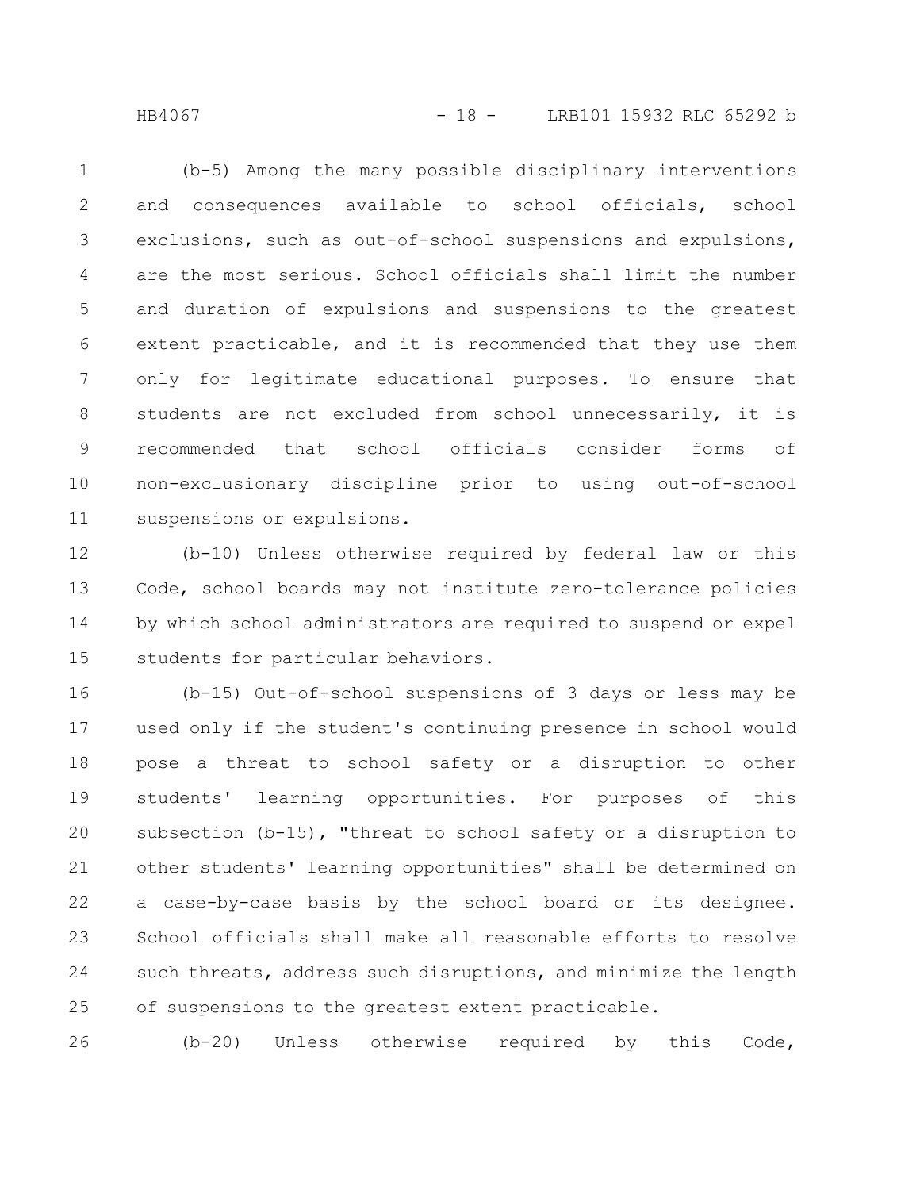(b-5) Among the many possible disciplinary interventions and consequences available to school officials, school exclusions, such as out-of-school suspensions and expulsions, are the most serious. School officials shall limit the number and duration of expulsions and suspensions to the greatest extent practicable, and it is recommended that they use them only for legitimate educational purposes. To ensure that students are not excluded from school unnecessarily, it is recommended that school officials consider forms of non-exclusionary discipline prior to using out-of-school suspensions or expulsions.

(b-10) Unless otherwise required by federal law or this Code, school boards may not institute zero-tolerance policies by which school administrators are required to suspend or expel students for particular behaviors.

(b-15) Out-of-school suspensions of 3 days or less may be used only if the student's continuing presence in school would pose a threat to school safety or a disruption to other students' learning opportunities. For purposes of this subsection (b-15), "threat to school safety or a disruption to other students' learning opportunities" shall be determined on a case-by-case basis by the school board or its designee. School officials shall make all reasonable efforts to resolve such threats, address such disruptions, and minimize the length of suspensions to the greatest extent practicable.

(b-20) Unless otherwise required by this Code,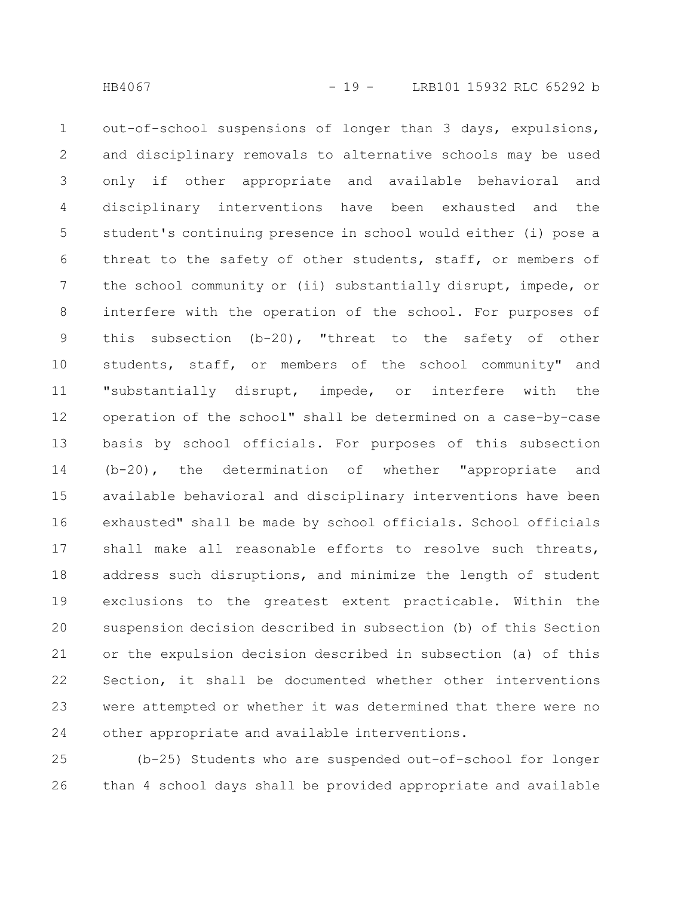out-of-school suspensions of longer than 3 days, expulsions, and disciplinary removals to alternative schools may be used only if other appropriate and available behavioral and disciplinary interventions have been exhausted and the student's continuing presence in school would either (i) pose a threat to the safety of other students, staff, or members of the school community or (ii) substantially disrupt, impede, or interfere with the operation of the school. For purposes of this subsection (b-20), "threat to the safety of other students, staff, or members of the school community" and "substantially disrupt, impede, or interfere with the operation of the school" shall be determined on a case-by-case basis by school officials. For purposes of this subsection (b-20), the determination of whether "appropriate and available behavioral and disciplinary interventions have been exhausted" shall be made by school officials. School officials shall make all reasonable efforts to resolve such threats, address such disruptions, and minimize the length of student exclusions to the greatest extent practicable. Within the suspension decision described in subsection (b) of this Section or the expulsion decision described in subsection (a) of this Section, it shall be documented whether other interventions were attempted or whether it was determined that there were no other appropriate and available interventions.

(b-25) Students who are suspended out-of-school for longer than 4 school days shall be provided appropriate and available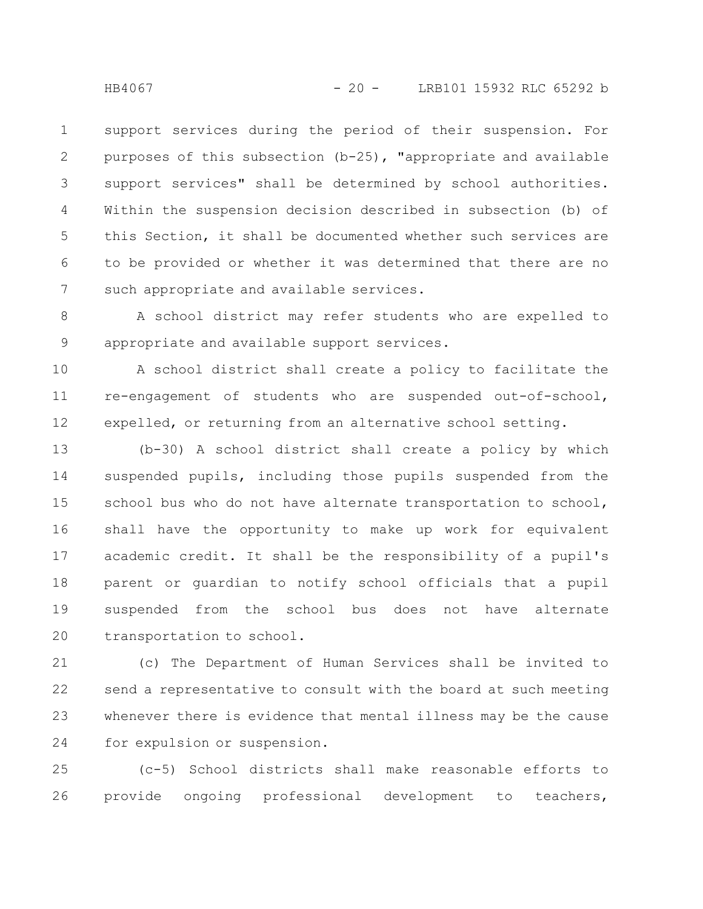support services during the period of their suspension. For purposes of this subsection (b-25), "appropriate and available support services" shall be determined by school authorities. Within the suspension decision described in subsection (b) of this Section, it shall be documented whether such services are to be provided or whether it was determined that there are no such appropriate and available services.

A school district may refer students who are expelled to appropriate and available support services.

A school district shall create a policy to facilitate the re-engagement of students who are suspended out-of-school, expelled, or returning from an alternative school setting.

(b-30) A school district shall create a policy by which suspended pupils, including those pupils suspended from the school bus who do not have alternate transportation to school, shall have the opportunity to make up work for equivalent academic credit. It shall be the responsibility of a pupil's parent or guardian to notify school officials that a pupil suspended from the school bus does not have alternate transportation to school.

(c) The Department of Human Services shall be invited to send a representative to consult with the board at such meeting whenever there is evidence that mental illness may be the cause for expulsion or suspension.

(c-5) School districts shall make reasonable efforts to provide ongoing professional development to teachers,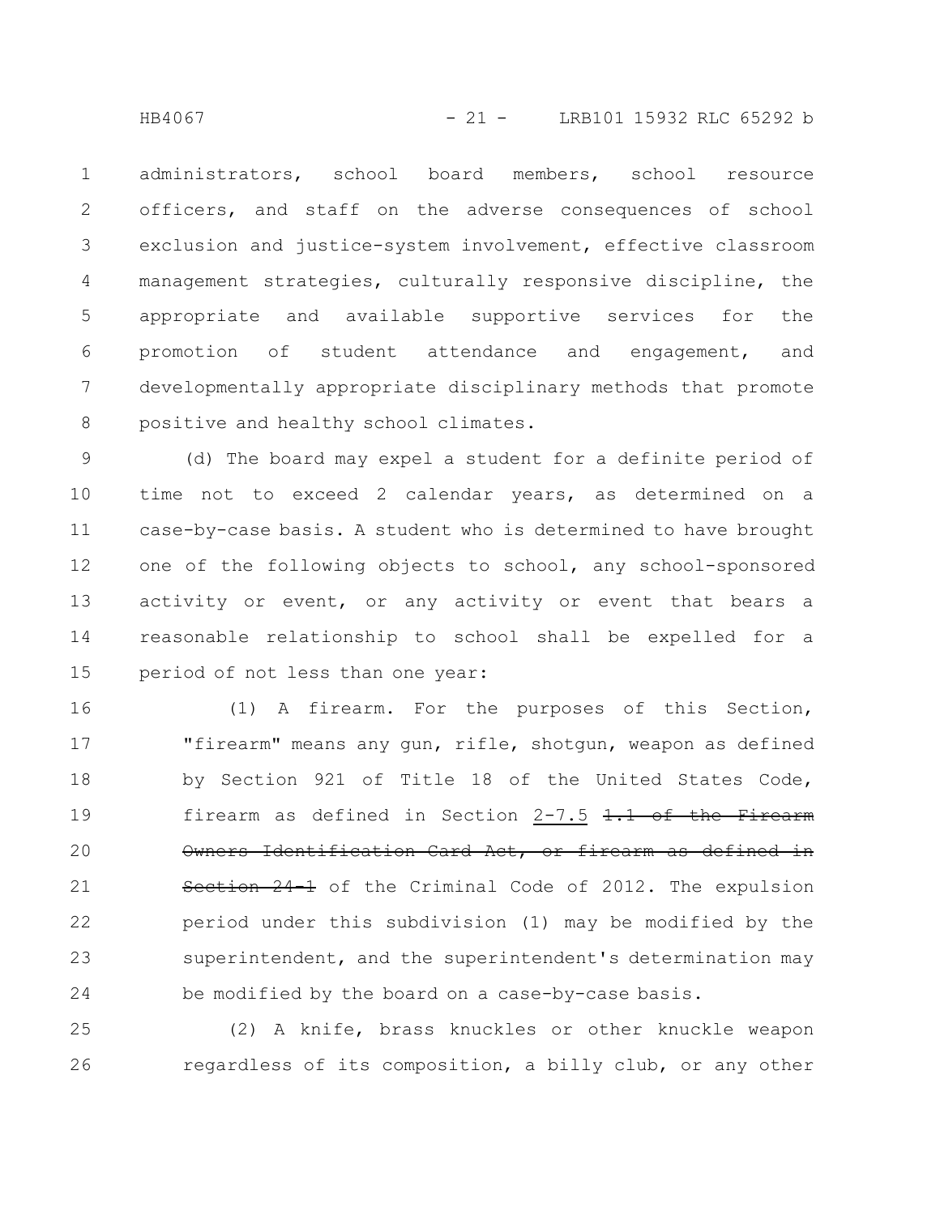administrators, school board members, school resource officers, and staff on the adverse consequences of school exclusion and justice-system involvement, effective classroom management strategies, culturally responsive discipline, the appropriate and available supportive services for the promotion of student attendance and engagement, and developmentally appropriate disciplinary methods that promote positive and healthy school climates.

(d) The board may expel a student for a definite period of time not to exceed 2 calendar years, as determined on a case-by-case basis. A student who is determined to have brought one of the following objects to school, any school-sponsored activity or event, or any activity or event that bears a reasonable relationship to school shall be expelled for a period of not less than one year:

(1) A firearm. For the purposes of this Section, "firearm" means any gun, rifle, shotgun, weapon as defined by Section 921 of Title 18 of the United States Code, firearm as defined in Section <ins>2-7.5</ins> ~~1.1 of the Firearm Owners Identification Card Act, or firearm as defined in Section 24-1~~ of the Criminal Code of 2012. The expulsion period under this subdivision (1) may be modified by the superintendent, and the superintendent's determination may be modified by the board on a case-by-case basis.

(2) A knife, brass knuckles or other knuckle weapon regardless of its composition, a billy club, or any other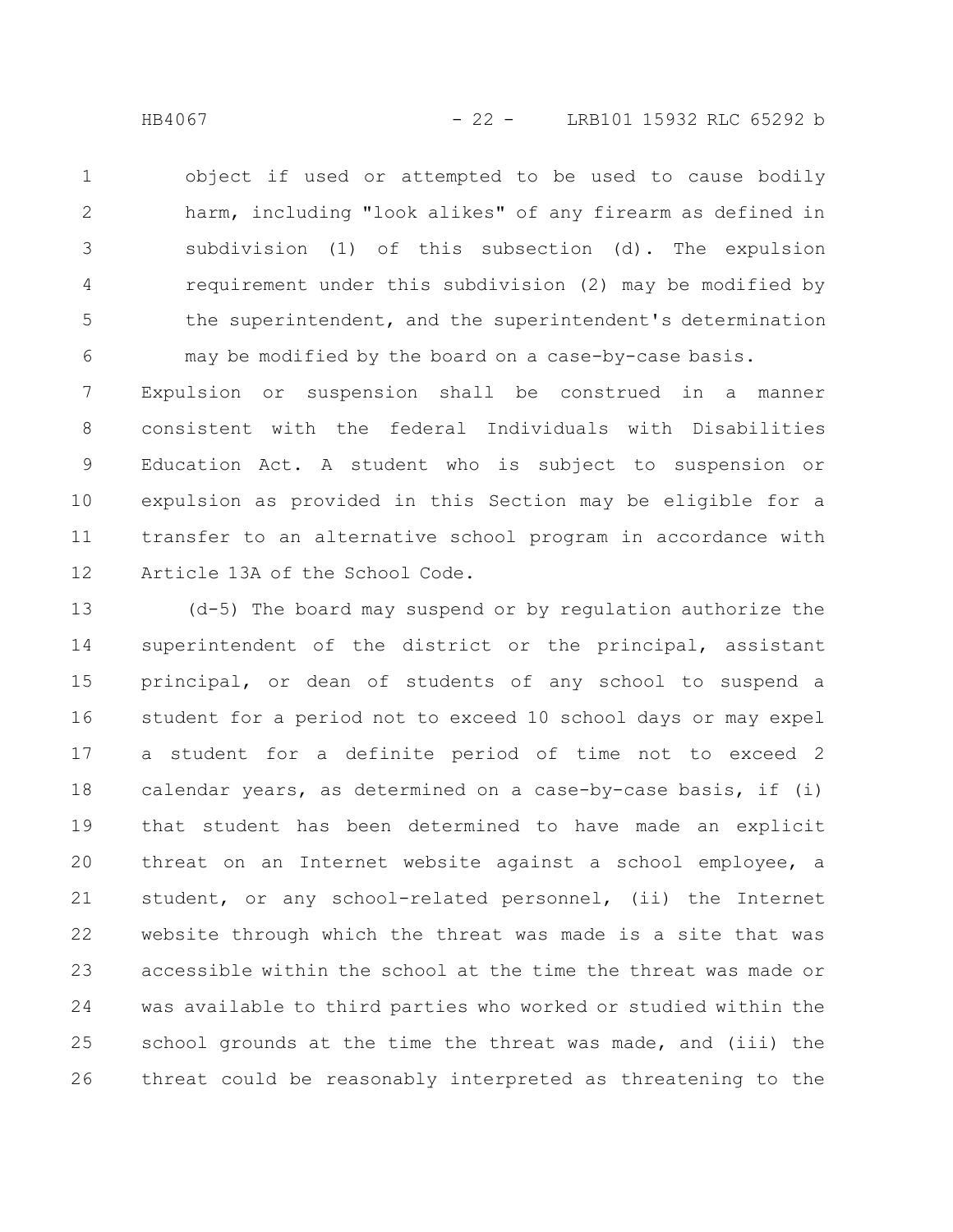object if used or attempted to be used to cause bodily harm, including "look alikes" of any firearm as defined in subdivision (1) of this subsection (d). The expulsion requirement under this subdivision (2) may be modified by the superintendent, and the superintendent's determination may be modified by the board on a case-by-case basis.

Expulsion or suspension shall be construed in a manner consistent with the federal Individuals with Disabilities Education Act. A student who is subject to suspension or expulsion as provided in this Section may be eligible for a transfer to an alternative school program in accordance with Article 13A of the School Code.

(d-5) The board may suspend or by regulation authorize the superintendent of the district or the principal, assistant principal, or dean of students of any school to suspend a student for a period not to exceed 10 school days or may expel a student for a definite period of time not to exceed 2 calendar years, as determined on a case-by-case basis, if (i) that student has been determined to have made an explicit threat on an Internet website against a school employee, a student, or any school-related personnel, (ii) the Internet website through which the threat was made is a site that was accessible within the school at the time the threat was made or was available to third parties who worked or studied within the school grounds at the time the threat was made, and (iii) the threat could be reasonably interpreted as threatening to the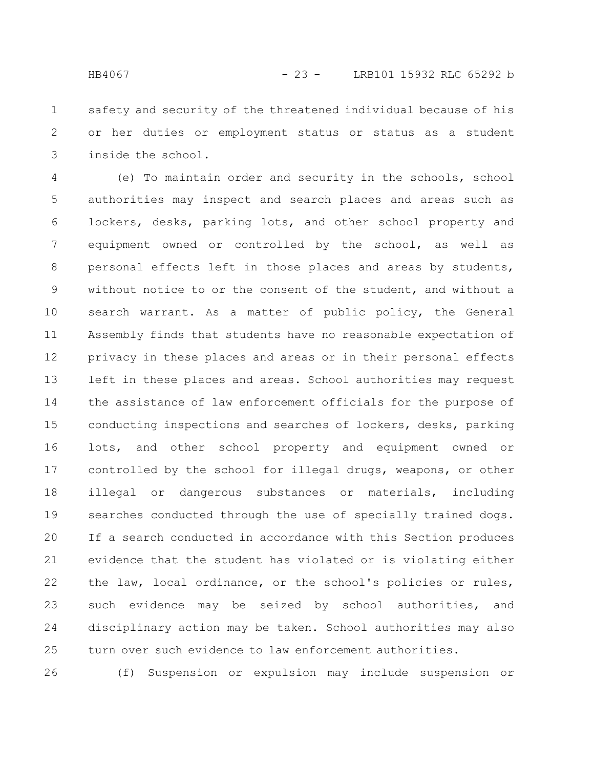safety and security of the threatened individual because of his or her duties or employment status or status as a student inside the school.

(e) To maintain order and security in the schools, school authorities may inspect and search places and areas such as lockers, desks, parking lots, and other school property and equipment owned or controlled by the school, as well as personal effects left in those places and areas by students, without notice to or the consent of the student, and without a search warrant. As a matter of public policy, the General Assembly finds that students have no reasonable expectation of privacy in these places and areas or in their personal effects left in these places and areas. School authorities may request the assistance of law enforcement officials for the purpose of conducting inspections and searches of lockers, desks, parking lots, and other school property and equipment owned or controlled by the school for illegal drugs, weapons, or other illegal or dangerous substances or materials, including searches conducted through the use of specially trained dogs. If a search conducted in accordance with this Section produces evidence that the student has violated or is violating either the law, local ordinance, or the school's policies or rules, such evidence may be seized by school authorities, and disciplinary action may be taken. School authorities may also turn over such evidence to law enforcement authorities.

(f) Suspension or expulsion may include suspension or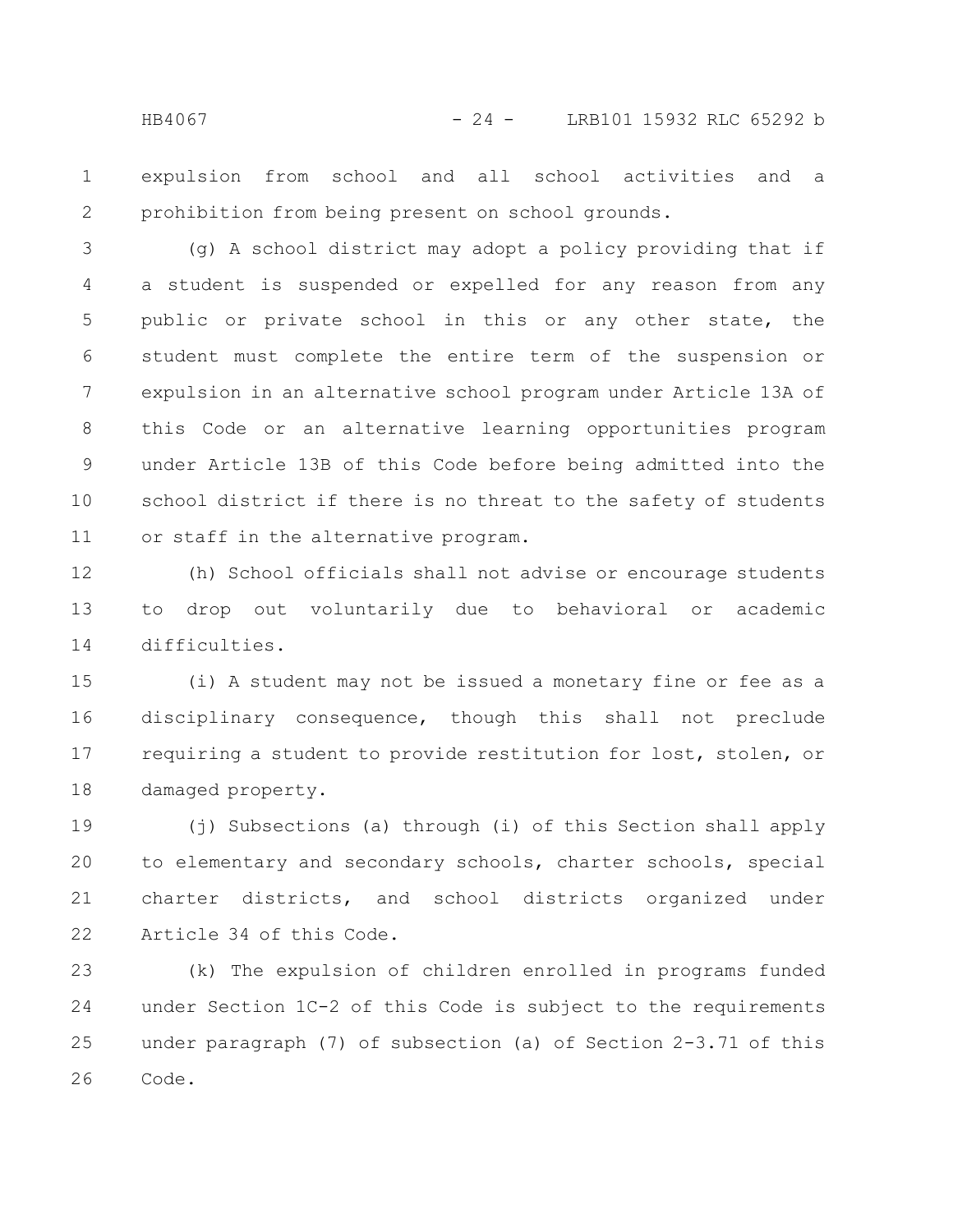expulsion from school and all school activities and a prohibition from being present on school grounds.

(g) A school district may adopt a policy providing that if a student is suspended or expelled for any reason from any public or private school in this or any other state, the student must complete the entire term of the suspension or expulsion in an alternative school program under Article 13A of this Code or an alternative learning opportunities program under Article 13B of this Code before being admitted into the school district if there is no threat to the safety of students or staff in the alternative program.

(h) School officials shall not advise or encourage students to drop out voluntarily due to behavioral or academic difficulties.

(i) A student may not be issued a monetary fine or fee as a disciplinary consequence, though this shall not preclude requiring a student to provide restitution for lost, stolen, or damaged property.

(j) Subsections (a) through (i) of this Section shall apply to elementary and secondary schools, charter schools, special charter districts, and school districts organized under Article 34 of this Code.

(k) The expulsion of children enrolled in programs funded under Section 1C-2 of this Code is subject to the requirements under paragraph (7) of subsection (a) of Section 2-3.71 of this Code.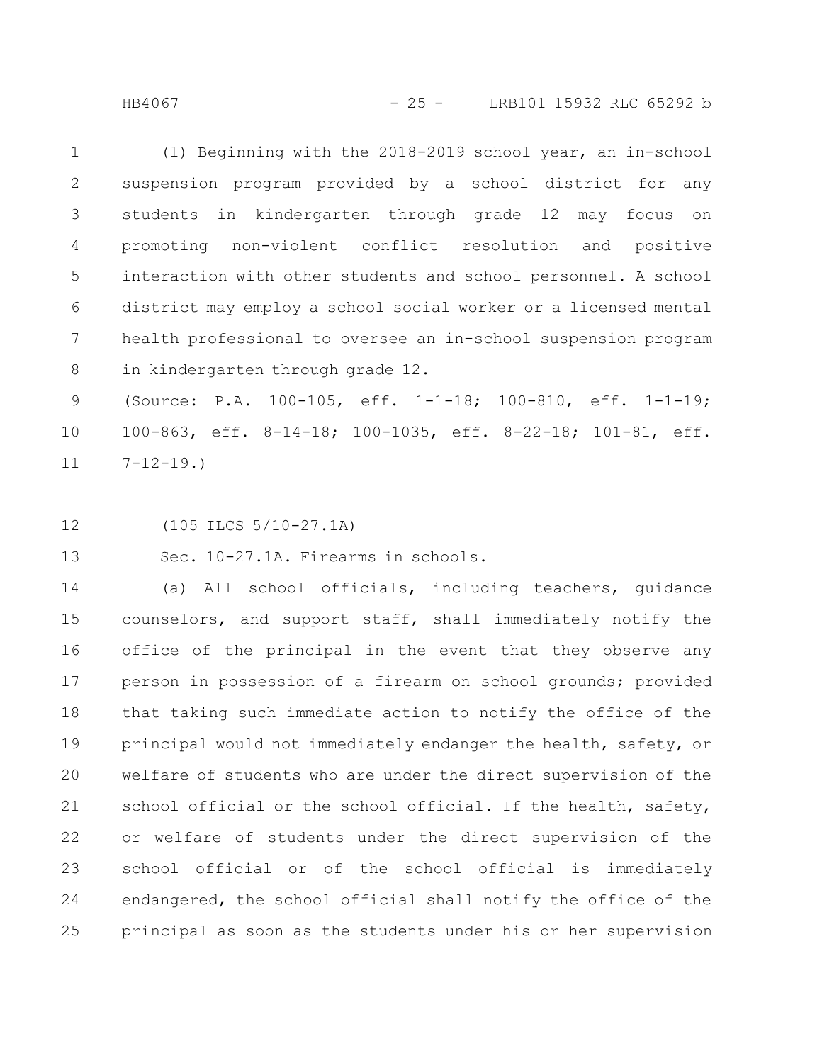(l) Beginning with the 2018-2019 school year, an in-school suspension program provided by a school district for any students in kindergarten through grade 12 may focus on promoting non-violent conflict resolution and positive interaction with other students and school personnel. A school district may employ a school social worker or a licensed mental health professional to oversee an in-school suspension program in kindergarten through grade 12.

(Source: P.A. 100-105, eff. 1-1-18; 100-810, eff. 1-1-19; 100-863, eff. 8-14-18; 100-1035, eff. 8-22-18; 101-81, eff. 7-12-19.)

(105 ILCS 5/10-27.1A)

Sec. 10-27.1A. Firearms in schools.

(a) All school officials, including teachers, guidance counselors, and support staff, shall immediately notify the office of the principal in the event that they observe any person in possession of a firearm on school grounds; provided that taking such immediate action to notify the office of the principal would not immediately endanger the health, safety, or welfare of students who are under the direct supervision of the school official or the school official. If the health, safety, or welfare of students under the direct supervision of the school official or of the school official is immediately endangered, the school official shall notify the office of the principal as soon as the students under his or her supervision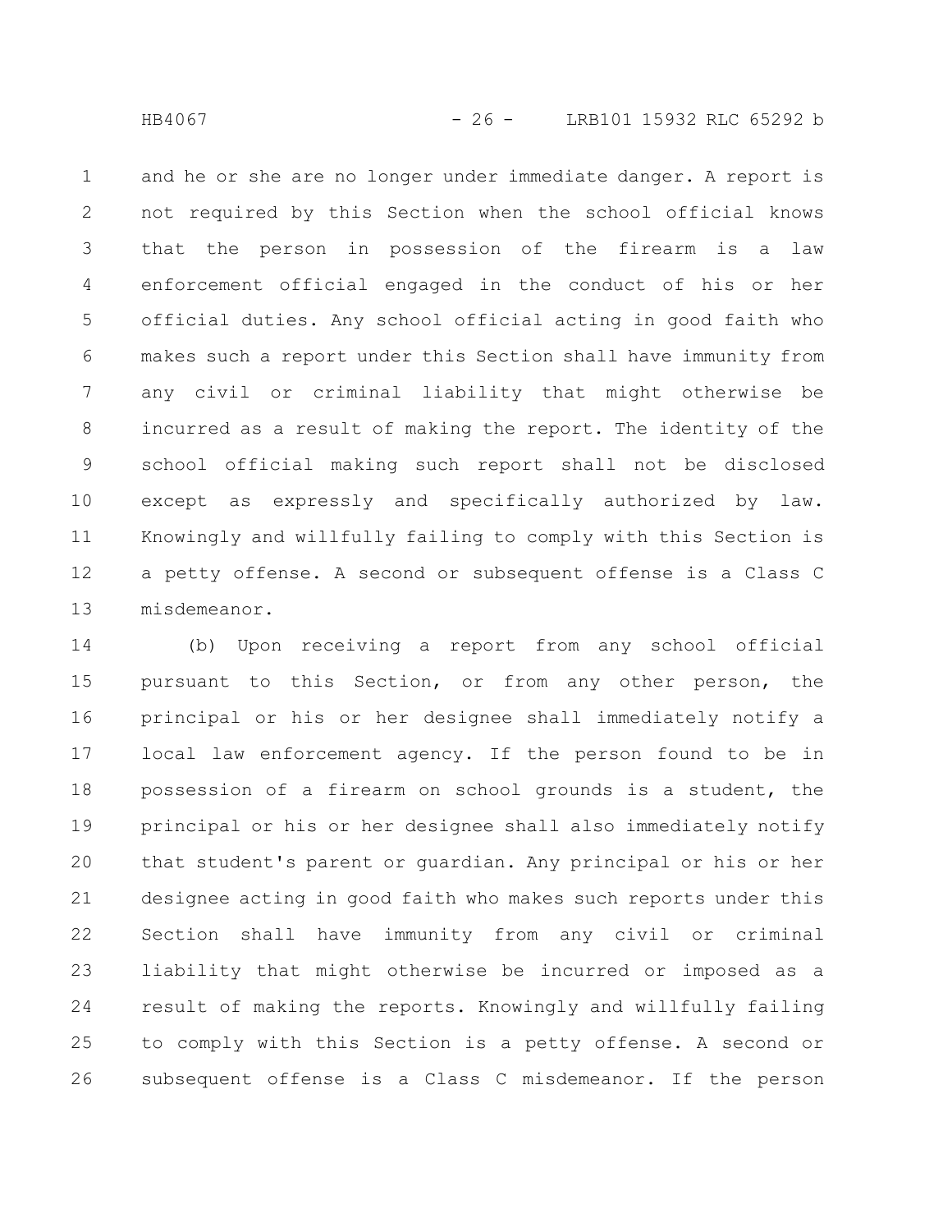and he or she are no longer under immediate danger. A report is not required by this Section when the school official knows that the person in possession of the firearm is a law enforcement official engaged in the conduct of his or her official duties. Any school official acting in good faith who makes such a report under this Section shall have immunity from any civil or criminal liability that might otherwise be incurred as a result of making the report. The identity of the school official making such report shall not be disclosed except as expressly and specifically authorized by law. Knowingly and willfully failing to comply with this Section is a petty offense. A second or subsequent offense is a Class C misdemeanor.

(b) Upon receiving a report from any school official pursuant to this Section, or from any other person, the principal or his or her designee shall immediately notify a local law enforcement agency. If the person found to be in possession of a firearm on school grounds is a student, the principal or his or her designee shall also immediately notify that student's parent or guardian. Any principal or his or her designee acting in good faith who makes such reports under this Section shall have immunity from any civil or criminal liability that might otherwise be incurred or imposed as a result of making the reports. Knowingly and willfully failing to comply with this Section is a petty offense. A second or subsequent offense is a Class C misdemeanor. If the person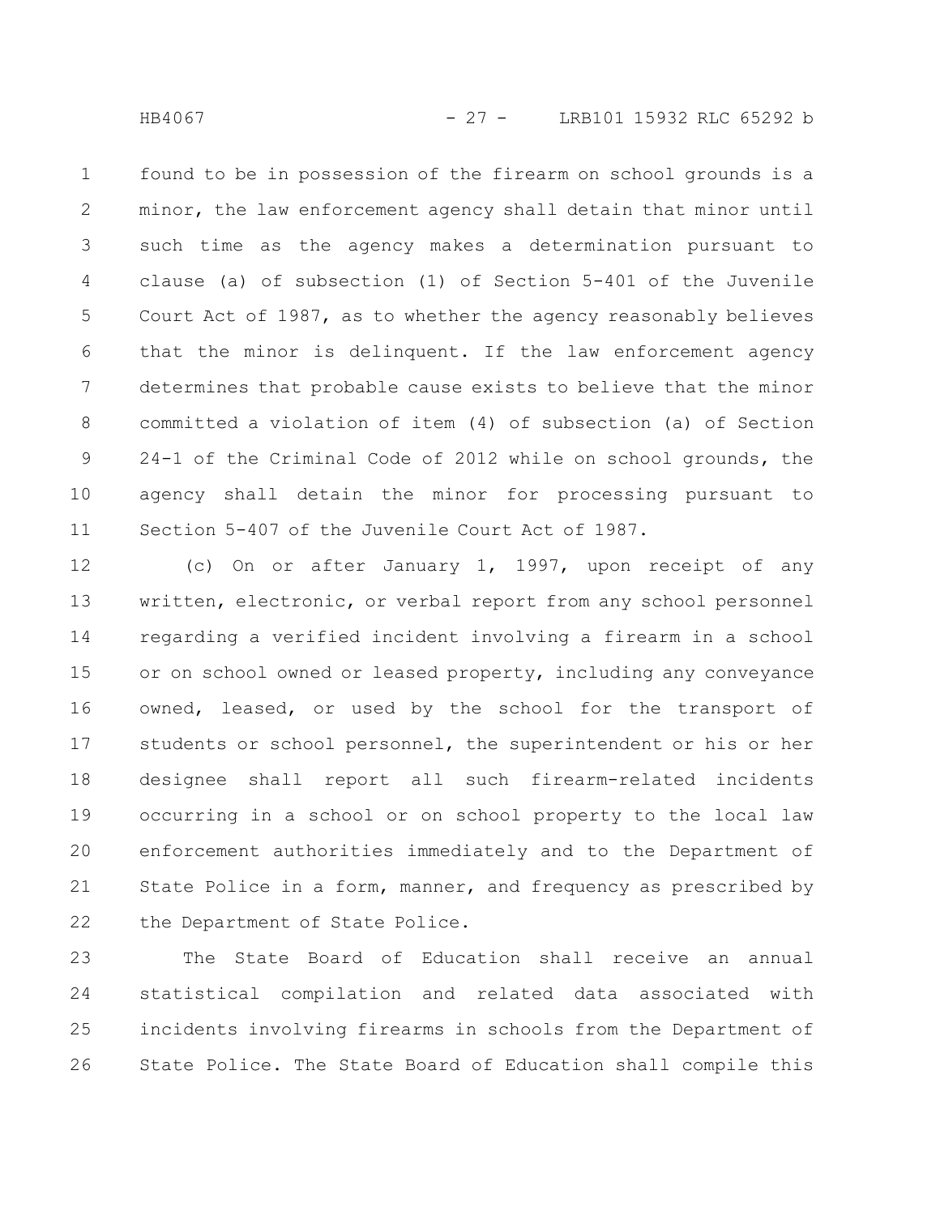found to be in possession of the firearm on school grounds is a minor, the law enforcement agency shall detain that minor until such time as the agency makes a determination pursuant to clause (a) of subsection (1) of Section 5-401 of the Juvenile Court Act of 1987, as to whether the agency reasonably believes that the minor is delinquent. If the law enforcement agency determines that probable cause exists to believe that the minor committed a violation of item (4) of subsection (a) of Section 24-1 of the Criminal Code of 2012 while on school grounds, the agency shall detain the minor for processing pursuant to Section 5-407 of the Juvenile Court Act of 1987.

(c) On or after January 1, 1997, upon receipt of any written, electronic, or verbal report from any school personnel regarding a verified incident involving a firearm in a school or on school owned or leased property, including any conveyance owned, leased, or used by the school for the transport of students or school personnel, the superintendent or his or her designee shall report all such firearm-related incidents occurring in a school or on school property to the local law enforcement authorities immediately and to the Department of State Police in a form, manner, and frequency as prescribed by the Department of State Police.

The State Board of Education shall receive an annual statistical compilation and related data associated with incidents involving firearms in schools from the Department of State Police. The State Board of Education shall compile this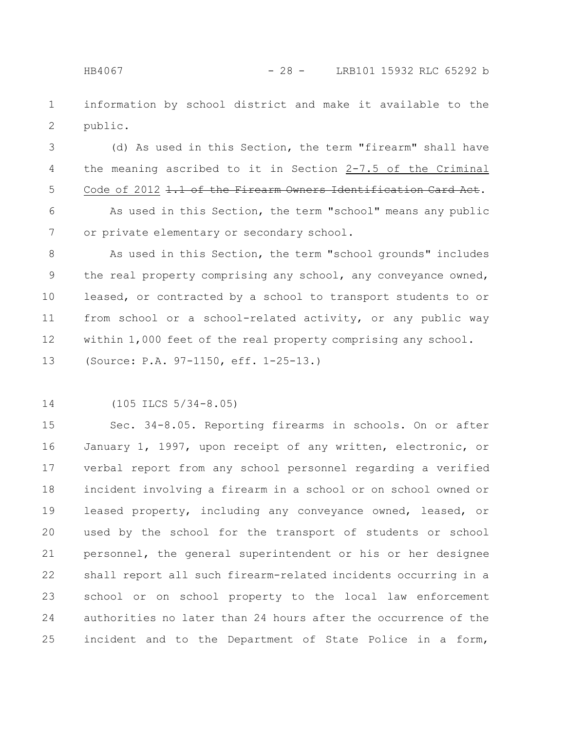information by school district and make it available to the public.

(d) As used in this Section, the term "firearm" shall have the meaning ascribed to it in Section 2-7.5 of the Criminal Code of 2012 ~~1.1 of the Firearm Owners Identification Card Act~~.

As used in this Section, the term "school" means any public or private elementary or secondary school.

As used in this Section, the term "school grounds" includes the real property comprising any school, any conveyance owned, leased, or contracted by a school to transport students to or from school or a school-related activity, or any public way within 1,000 feet of the real property comprising any school.

(Source: P.A. 97-1150, eff. 1-25-13.)

(105 ILCS 5/34-8.05)

Sec. 34-8.05. Reporting firearms in schools. On or after January 1, 1997, upon receipt of any written, electronic, or verbal report from any school personnel regarding a verified incident involving a firearm in a school or on school owned or leased property, including any conveyance owned, leased, or used by the school for the transport of students or school personnel, the general superintendent or his or her designee shall report all such firearm-related incidents occurring in a school or on school property to the local law enforcement authorities no later than 24 hours after the occurrence of the incident and to the Department of State Police in a form,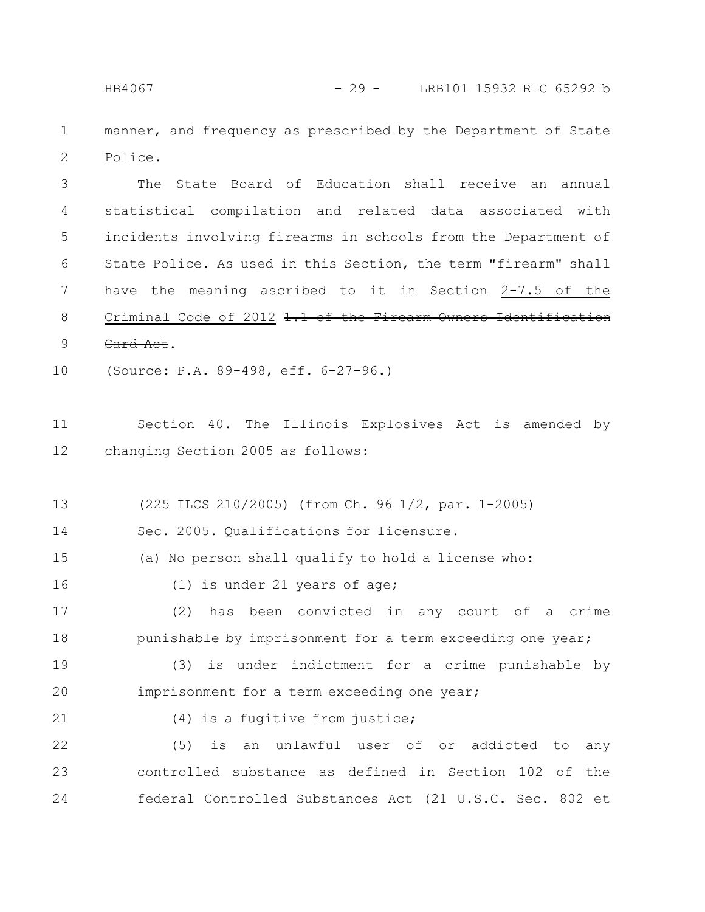manner, and frequency as prescribed by the Department of State Police.

The State Board of Education shall receive an annual statistical compilation and related data associated with incidents involving firearms in schools from the Department of State Police. As used in this Section, the term "firearm" shall have the meaning ascribed to it in Section <u>2-7.5 of the Criminal Code of 2012</u> ~~1.1 of the Firearm Owners Identification Card Act~~.

(Source: P.A. 89-498, eff. 6-27-96.)

Section 40. The Illinois Explosives Act is amended by changing Section 2005 as follows:

(225 ILCS 210/2005) (from Ch. 96 1/2, par. 1-2005)

Sec. 2005. Qualifications for licensure.

(a) No person shall qualify to hold a license who:

(1) is under 21 years of age;

(2) has been convicted in any court of a crime punishable by imprisonment for a term exceeding one year;

(3) is under indictment for a crime punishable by imprisonment for a term exceeding one year;

(4) is a fugitive from justice;

(5) is an unlawful user of or addicted to any controlled substance as defined in Section 102 of the federal Controlled Substances Act (21 U.S.C. Sec. 802 et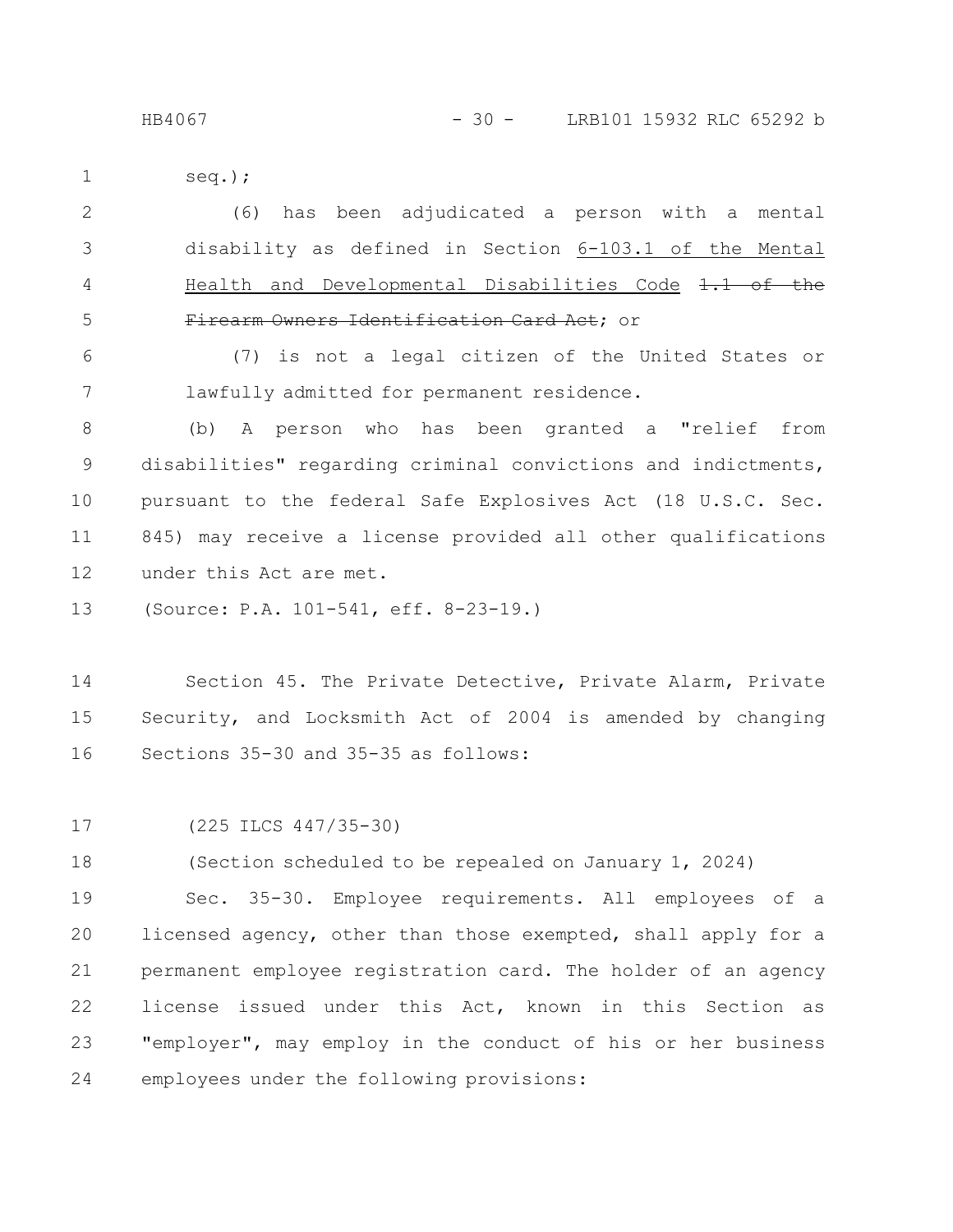seq.);

(6) has been adjudicated a person with a mental disability as defined in Section 6-103.1 of the Mental Health and Developmental Disabilities Code ~~1.1 of the Firearm Owners Identification Card Act~~; or

(7) is not a legal citizen of the United States or lawfully admitted for permanent residence.

(b) A person who has been granted a "relief from disabilities" regarding criminal convictions and indictments, pursuant to the federal Safe Explosives Act (18 U.S.C. Sec. 845) may receive a license provided all other qualifications under this Act are met.

(Source: P.A. 101-541, eff. 8-23-19.)

Section 45. The Private Detective, Private Alarm, Private Security, and Locksmith Act of 2004 is amended by changing Sections 35-30 and 35-35 as follows:

(225 ILCS 447/35-30)

(Section scheduled to be repealed on January 1, 2024)

Sec. 35-30. Employee requirements. All employees of a licensed agency, other than those exempted, shall apply for a permanent employee registration card. The holder of an agency license issued under this Act, known in this Section as "employer", may employ in the conduct of his or her business employees under the following provisions: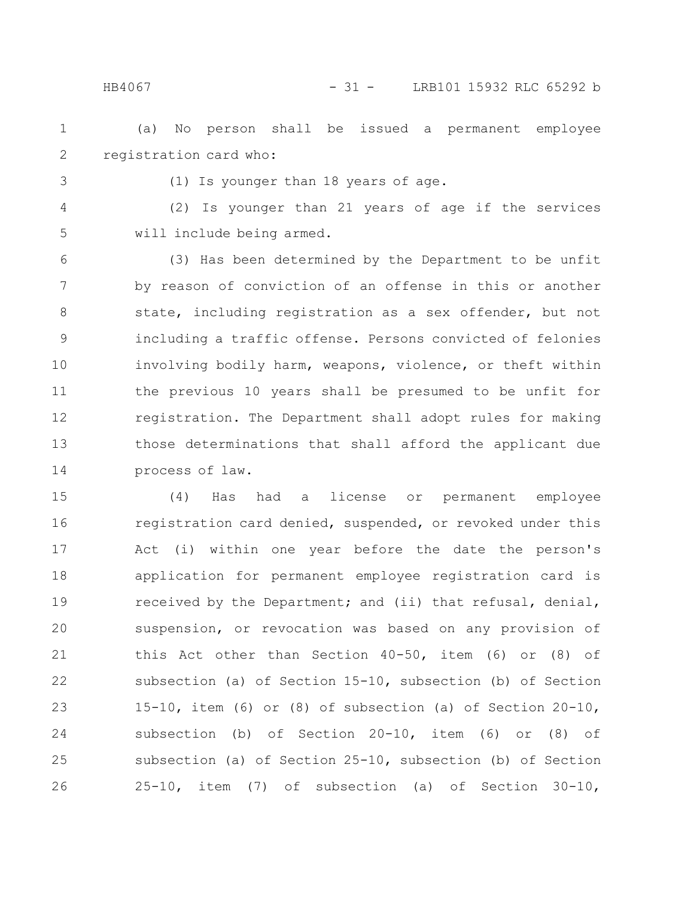(a) No person shall be issued a permanent employee registration card who:

(1) Is younger than 18 years of age.

(2) Is younger than 21 years of age if the services will include being armed.

(3) Has been determined by the Department to be unfit by reason of conviction of an offense in this or another state, including registration as a sex offender, but not including a traffic offense. Persons convicted of felonies involving bodily harm, weapons, violence, or theft within the previous 10 years shall be presumed to be unfit for registration. The Department shall adopt rules for making those determinations that shall afford the applicant due process of law.

(4) Has had a license or permanent employee registration card denied, suspended, or revoked under this Act (i) within one year before the date the person's application for permanent employee registration card is received by the Department; and (ii) that refusal, denial, suspension, or revocation was based on any provision of this Act other than Section 40-50, item (6) or (8) of subsection (a) of Section 15-10, subsection (b) of Section 15-10, item (6) or (8) of subsection (a) of Section 20-10, subsection (b) of Section 20-10, item (6) or (8) of subsection (a) of Section 25-10, subsection (b) of Section 25-10, item (7) of subsection (a) of Section 30-10,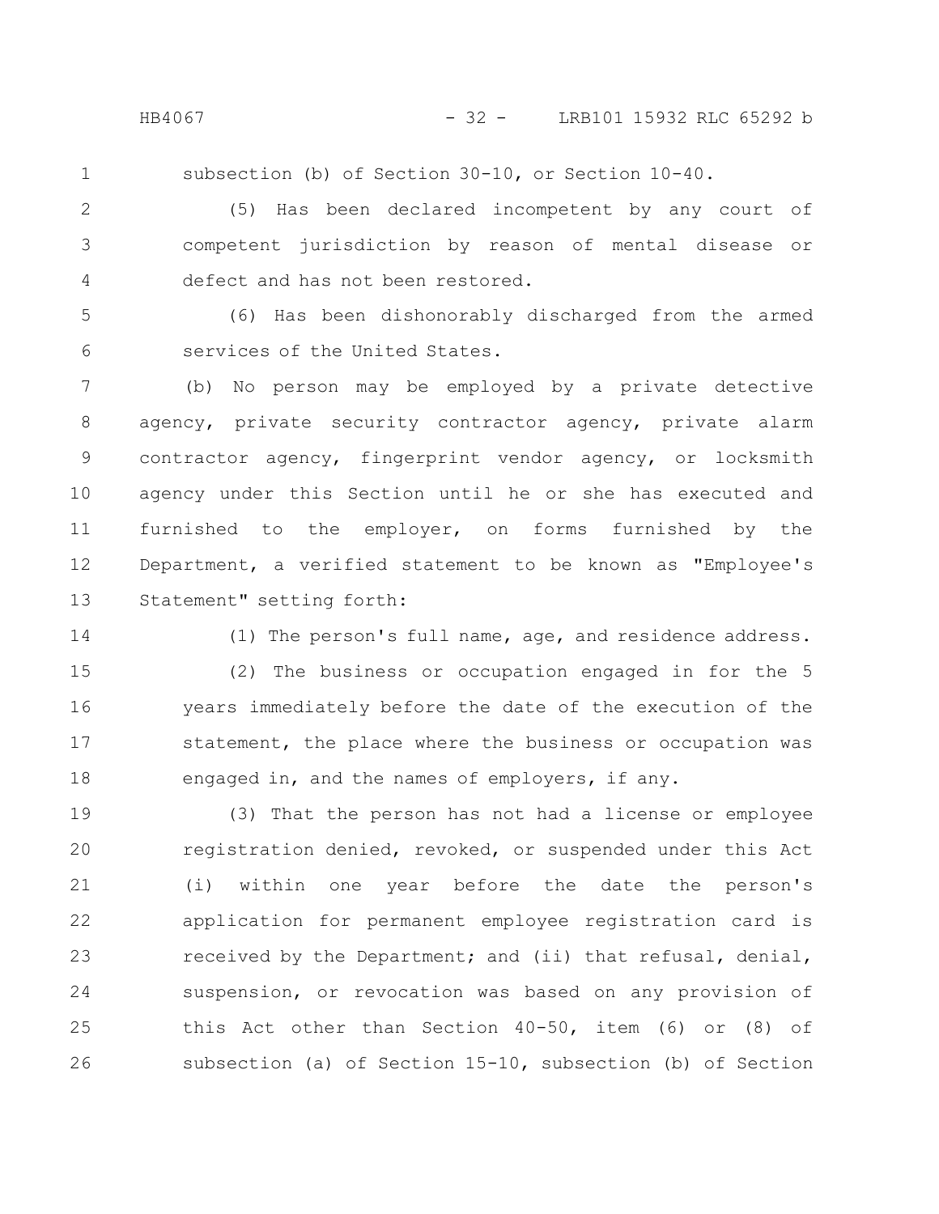subsection (b) of Section 30-10, or Section 10-40.

(5) Has been declared incompetent by any court of competent jurisdiction by reason of mental disease or defect and has not been restored.

(6) Has been dishonorably discharged from the armed services of the United States.

(b) No person may be employed by a private detective agency, private security contractor agency, private alarm contractor agency, fingerprint vendor agency, or locksmith agency under this Section until he or she has executed and furnished to the employer, on forms furnished by the Department, a verified statement to be known as "Employee's Statement" setting forth:

(1) The person's full name, age, and residence address.

(2) The business or occupation engaged in for the 5 years immediately before the date of the execution of the statement, the place where the business or occupation was engaged in, and the names of employers, if any.

(3) That the person has not had a license or employee registration denied, revoked, or suspended under this Act (i) within one year before the date the person's application for permanent employee registration card is received by the Department; and (ii) that refusal, denial, suspension, or revocation was based on any provision of this Act other than Section 40-50, item (6) or (8) of subsection (a) of Section 15-10, subsection (b) of Section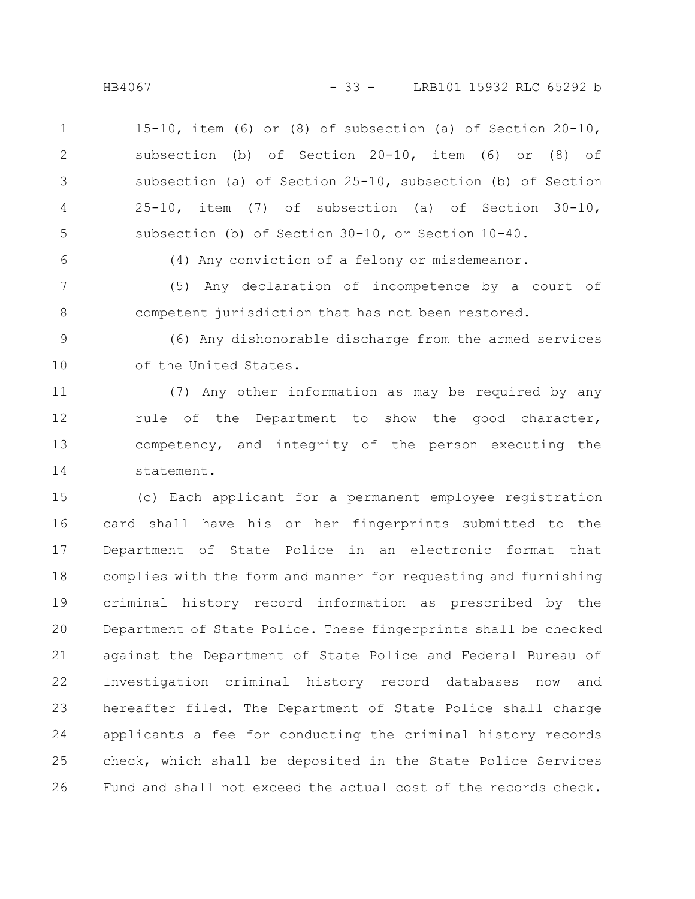15-10, item (6) or (8) of subsection (a) of Section 20-10, subsection (b) of Section 20-10, item (6) or (8) of subsection (a) of Section 25-10, subsection (b) of Section 25-10, item (7) of subsection (a) of Section 30-10, subsection (b) of Section 30-10, or Section 10-40.

(4) Any conviction of a felony or misdemeanor.

(5) Any declaration of incompetence by a court of competent jurisdiction that has not been restored.

(6) Any dishonorable discharge from the armed services of the United States.

(7) Any other information as may be required by any rule of the Department to show the good character, competency, and integrity of the person executing the statement.

(c) Each applicant for a permanent employee registration card shall have his or her fingerprints submitted to the Department of State Police in an electronic format that complies with the form and manner for requesting and furnishing criminal history record information as prescribed by the Department of State Police. These fingerprints shall be checked against the Department of State Police and Federal Bureau of Investigation criminal history record databases now and hereafter filed. The Department of State Police shall charge applicants a fee for conducting the criminal history records check, which shall be deposited in the State Police Services Fund and shall not exceed the actual cost of the records check.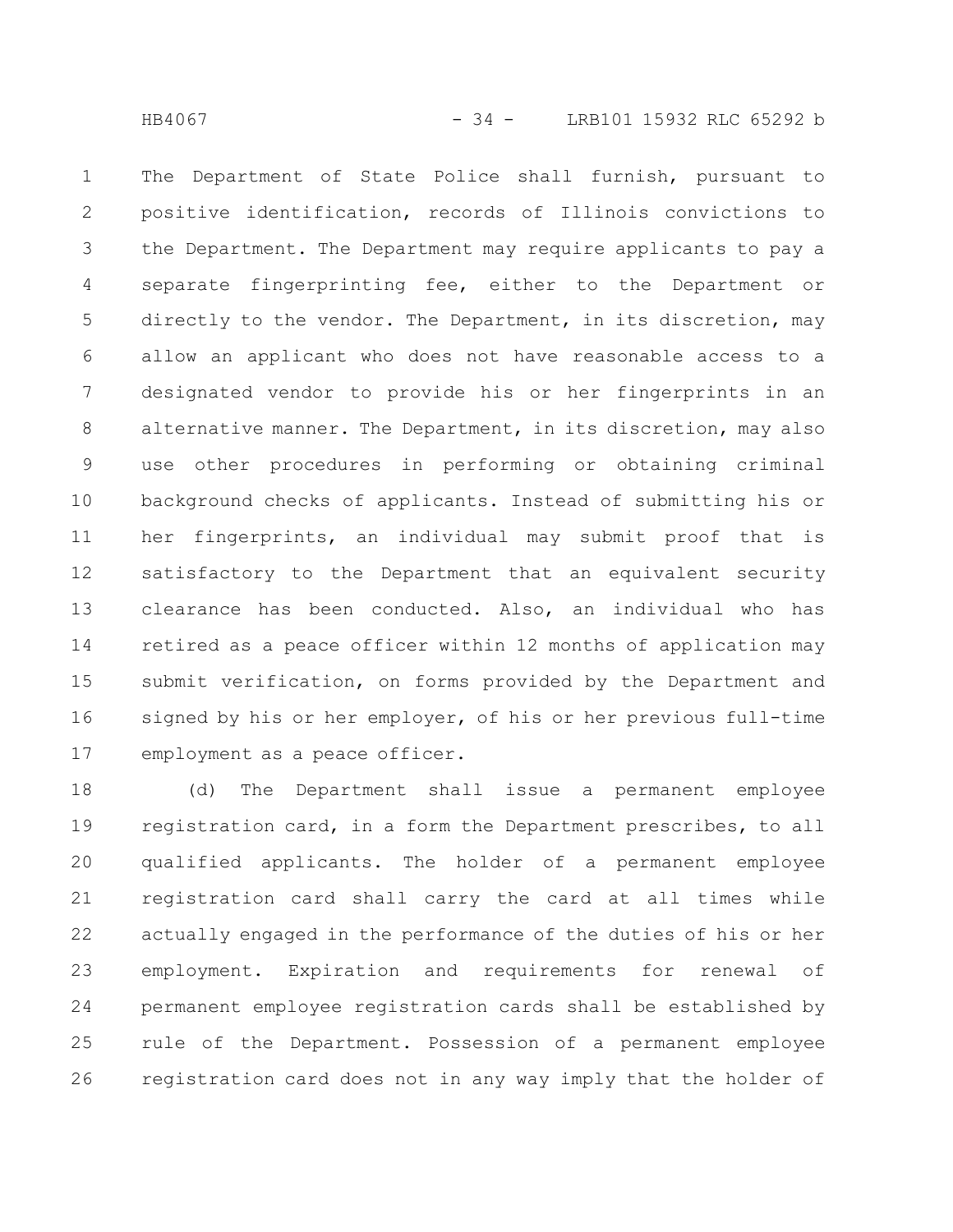The Department of State Police shall furnish, pursuant to positive identification, records of Illinois convictions to the Department. The Department may require applicants to pay a separate fingerprinting fee, either to the Department or directly to the vendor. The Department, in its discretion, may allow an applicant who does not have reasonable access to a designated vendor to provide his or her fingerprints in an alternative manner. The Department, in its discretion, may also use other procedures in performing or obtaining criminal background checks of applicants. Instead of submitting his or her fingerprints, an individual may submit proof that is satisfactory to the Department that an equivalent security clearance has been conducted. Also, an individual who has retired as a peace officer within 12 months of application may submit verification, on forms provided by the Department and signed by his or her employer, of his or her previous full-time employment as a peace officer.

(d) The Department shall issue a permanent employee registration card, in a form the Department prescribes, to all qualified applicants. The holder of a permanent employee registration card shall carry the card at all times while actually engaged in the performance of the duties of his or her employment. Expiration and requirements for renewal of permanent employee registration cards shall be established by rule of the Department. Possession of a permanent employee registration card does not in any way imply that the holder of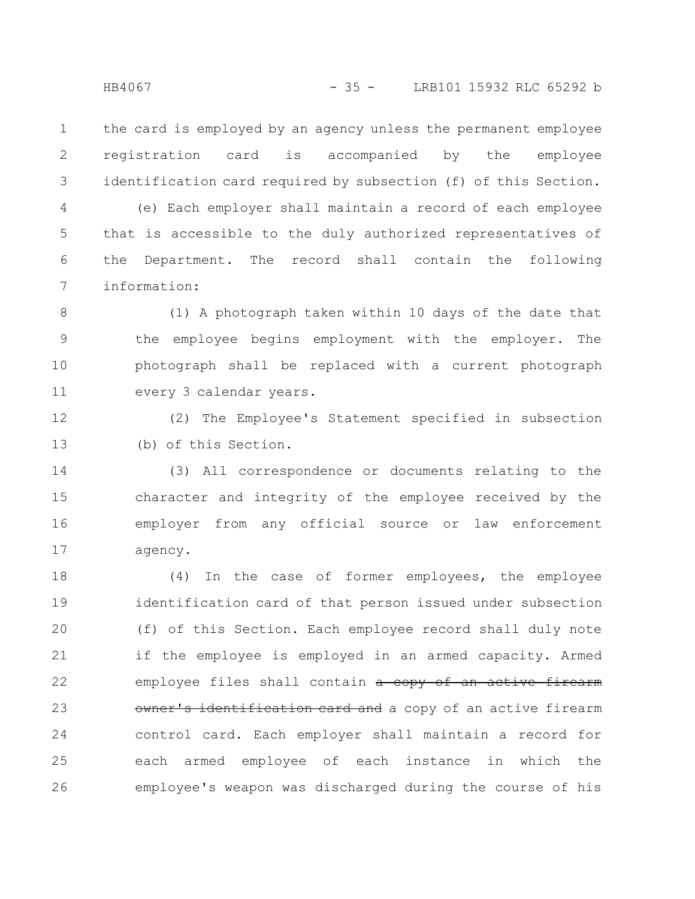the card is employed by an agency unless the permanent employee registration card is accompanied by the employee identification card required by subsection (f) of this Section.

(e) Each employer shall maintain a record of each employee that is accessible to the duly authorized representatives of the Department. The record shall contain the following information:

(1) A photograph taken within 10 days of the date that the employee begins employment with the employer. The photograph shall be replaced with a current photograph every 3 calendar years.

(2) The Employee's Statement specified in subsection (b) of this Section.

(3) All correspondence or documents relating to the character and integrity of the employee received by the employer from any official source or law enforcement agency.

(4) In the case of former employees, the employee identification card of that person issued under subsection (f) of this Section. Each employee record shall duly note if the employee is employed in an armed capacity. Armed employee files shall contain ~~a copy of an active firearm owner's identification card and~~ a copy of an active firearm control card. Each employer shall maintain a record for each armed employee of each instance in which the employee's weapon was discharged during the course of his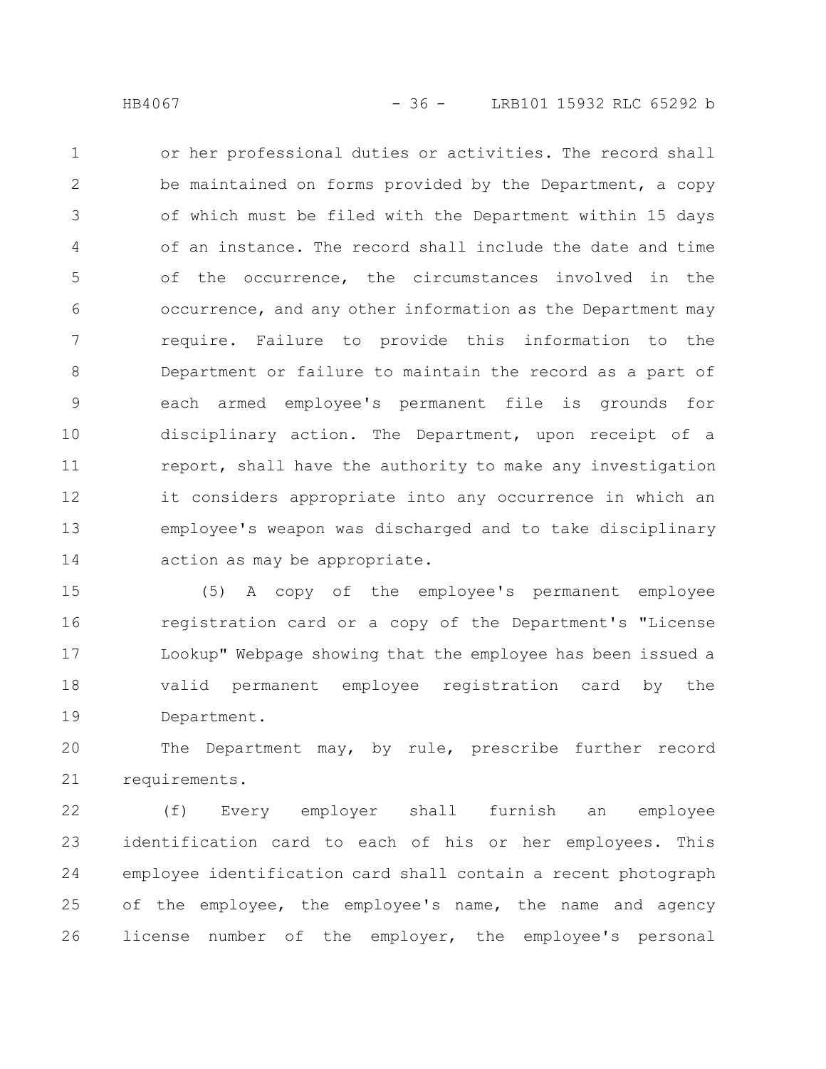or her professional duties or activities. The record shall be maintained on forms provided by the Department, a copy of which must be filed with the Department within 15 days of an instance. The record shall include the date and time of the occurrence, the circumstances involved in the occurrence, and any other information as the Department may require. Failure to provide this information to the Department or failure to maintain the record as a part of each armed employee's permanent file is grounds for disciplinary action. The Department, upon receipt of a report, shall have the authority to make any investigation it considers appropriate into any occurrence in which an employee's weapon was discharged and to take disciplinary action as may be appropriate.

(5) A copy of the employee's permanent employee registration card or a copy of the Department's "License Lookup" Webpage showing that the employee has been issued a valid permanent employee registration card by the Department.

The Department may, by rule, prescribe further record requirements.

(f) Every employer shall furnish an employee identification card to each of his or her employees. This employee identification card shall contain a recent photograph of the employee, the employee's name, the name and agency license number of the employer, the employee's personal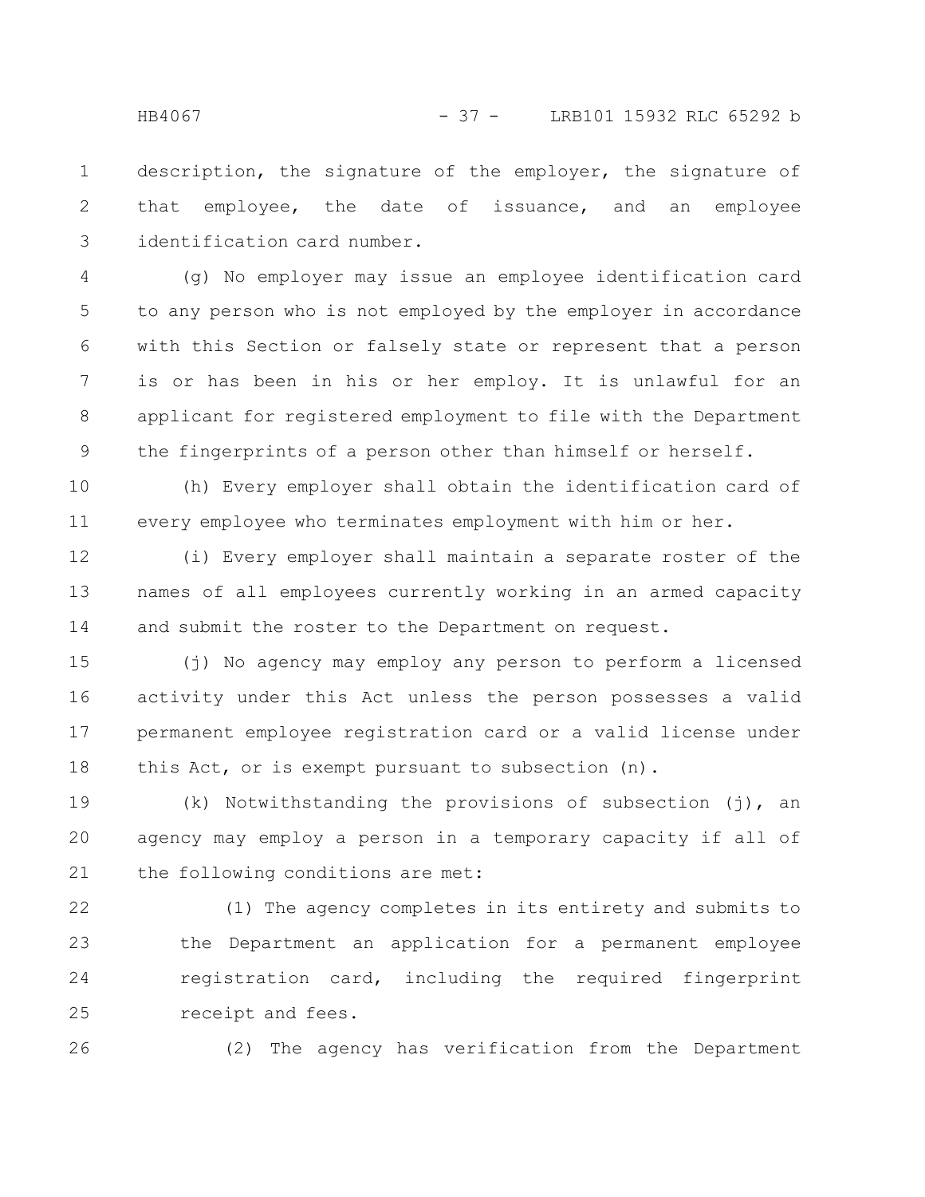description, the signature of the employer, the signature of that employee, the date of issuance, and an employee identification card number.

(g) No employer may issue an employee identification card to any person who is not employed by the employer in accordance with this Section or falsely state or represent that a person is or has been in his or her employ. It is unlawful for an applicant for registered employment to file with the Department the fingerprints of a person other than himself or herself.

(h) Every employer shall obtain the identification card of every employee who terminates employment with him or her.

(i) Every employer shall maintain a separate roster of the names of all employees currently working in an armed capacity and submit the roster to the Department on request.

(j) No agency may employ any person to perform a licensed activity under this Act unless the person possesses a valid permanent employee registration card or a valid license under this Act, or is exempt pursuant to subsection (n).

(k) Notwithstanding the provisions of subsection (j), an agency may employ a person in a temporary capacity if all of the following conditions are met:

(1) The agency completes in its entirety and submits to the Department an application for a permanent employee registration card, including the required fingerprint receipt and fees.

(2) The agency has verification from the Department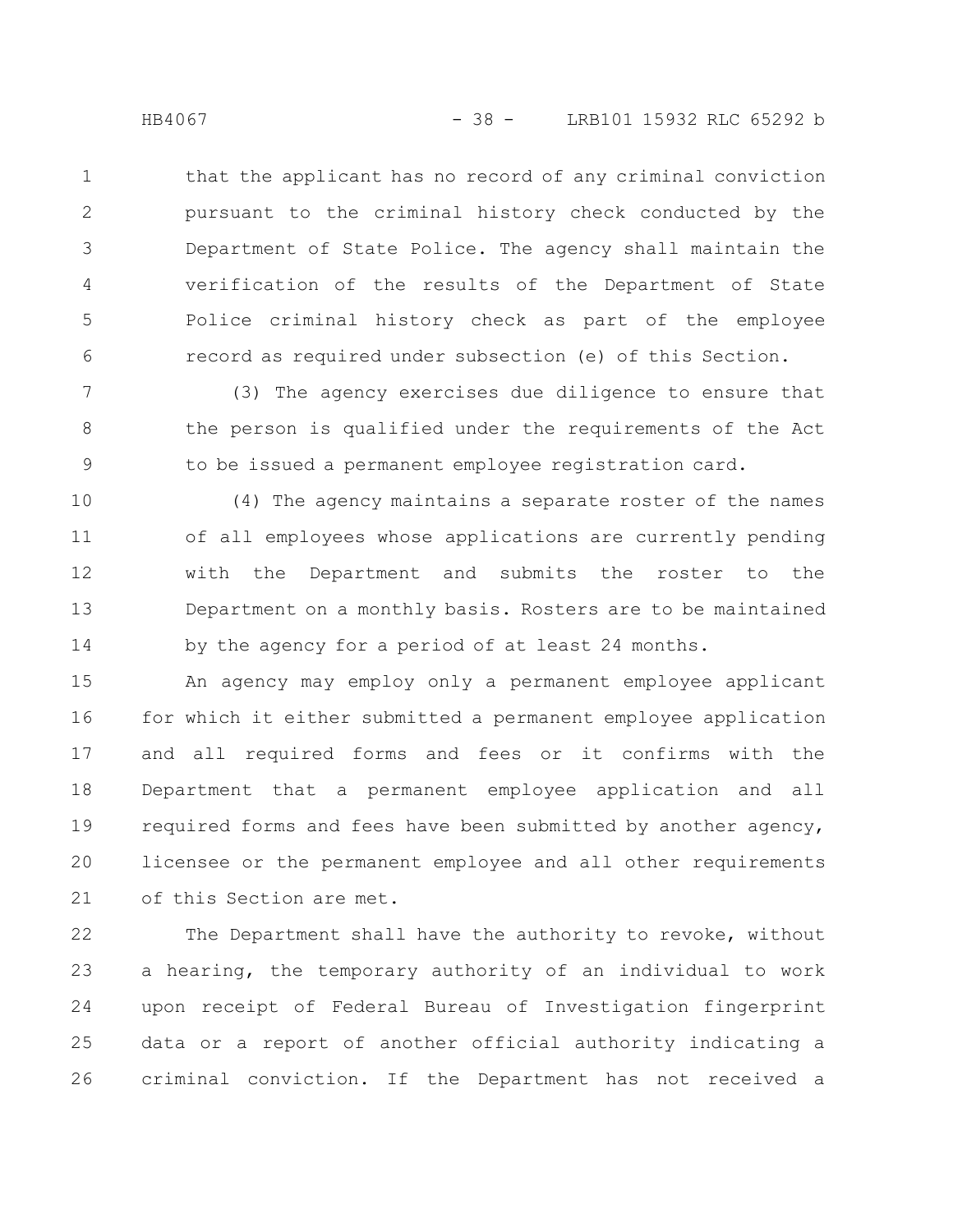that the applicant has no record of any criminal conviction pursuant to the criminal history check conducted by the Department of State Police. The agency shall maintain the verification of the results of the Department of State Police criminal history check as part of the employee record as required under subsection (e) of this Section.

(3) The agency exercises due diligence to ensure that the person is qualified under the requirements of the Act to be issued a permanent employee registration card.

(4) The agency maintains a separate roster of the names of all employees whose applications are currently pending with the Department and submits the roster to the Department on a monthly basis. Rosters are to be maintained by the agency for a period of at least 24 months.

An agency may employ only a permanent employee applicant for which it either submitted a permanent employee application and all required forms and fees or it confirms with the Department that a permanent employee application and all required forms and fees have been submitted by another agency, licensee or the permanent employee and all other requirements of this Section are met.

The Department shall have the authority to revoke, without a hearing, the temporary authority of an individual to work upon receipt of Federal Bureau of Investigation fingerprint data or a report of another official authority indicating a criminal conviction. If the Department has not received a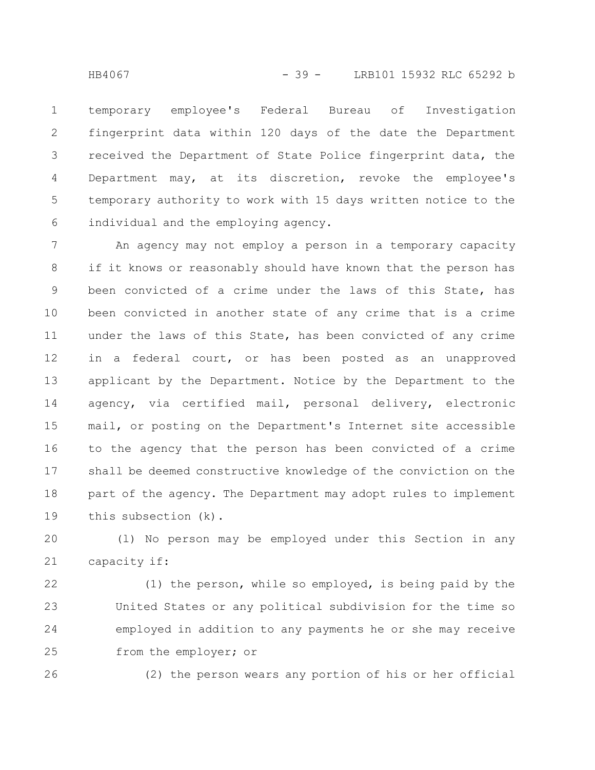temporary employee's Federal Bureau of Investigation fingerprint data within 120 days of the date the Department received the Department of State Police fingerprint data, the Department may, at its discretion, revoke the employee's temporary authority to work with 15 days written notice to the individual and the employing agency.

An agency may not employ a person in a temporary capacity if it knows or reasonably should have known that the person has been convicted of a crime under the laws of this State, has been convicted in another state of any crime that is a crime under the laws of this State, has been convicted of any crime in a federal court, or has been posted as an unapproved applicant by the Department. Notice by the Department to the agency, via certified mail, personal delivery, electronic mail, or posting on the Department's Internet site accessible to the agency that the person has been convicted of a crime shall be deemed constructive knowledge of the conviction on the part of the agency. The Department may adopt rules to implement this subsection (k).

(l) No person may be employed under this Section in any capacity if:

(1) the person, while so employed, is being paid by the United States or any political subdivision for the time so employed in addition to any payments he or she may receive from the employer; or

(2) the person wears any portion of his or her official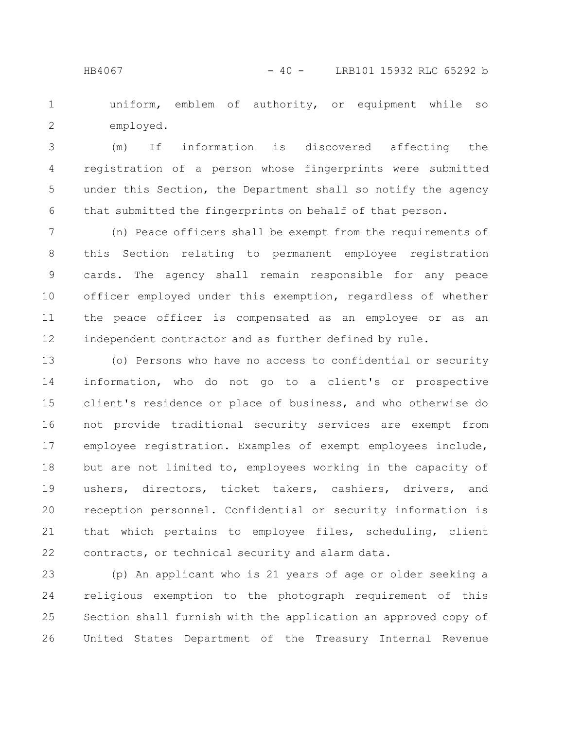uniform, emblem of authority, or equipment while so employed.

(m) If information is discovered affecting the registration of a person whose fingerprints were submitted under this Section, the Department shall so notify the agency that submitted the fingerprints on behalf of that person.

(n) Peace officers shall be exempt from the requirements of this Section relating to permanent employee registration cards. The agency shall remain responsible for any peace officer employed under this exemption, regardless of whether the peace officer is compensated as an employee or as an independent contractor and as further defined by rule.

(o) Persons who have no access to confidential or security information, who do not go to a client's or prospective client's residence or place of business, and who otherwise do not provide traditional security services are exempt from employee registration. Examples of exempt employees include, but are not limited to, employees working in the capacity of ushers, directors, ticket takers, cashiers, drivers, and reception personnel. Confidential or security information is that which pertains to employee files, scheduling, client contracts, or technical security and alarm data.

(p) An applicant who is 21 years of age or older seeking a religious exemption to the photograph requirement of this Section shall furnish with the application an approved copy of United States Department of the Treasury Internal Revenue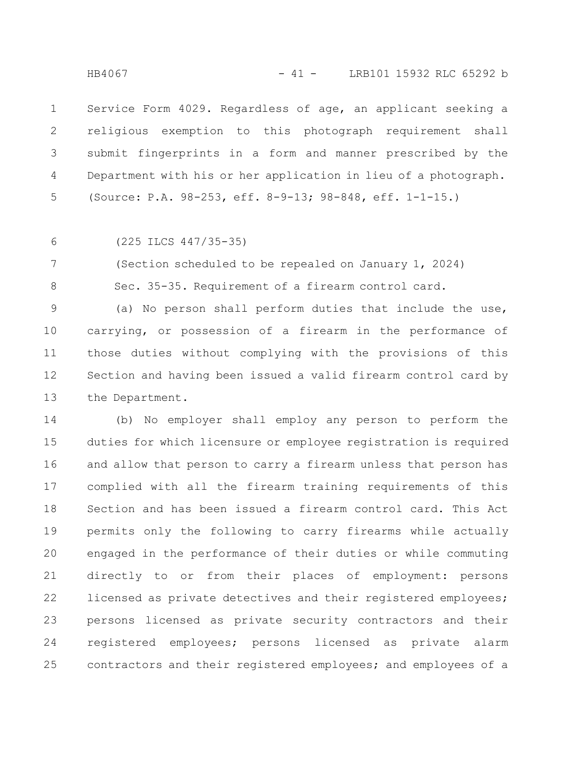Service Form 4029. Regardless of age, an applicant seeking a religious exemption to this photograph requirement shall submit fingerprints in a form and manner prescribed by the Department with his or her application in lieu of a photograph.
(Source: P.A. 98-253, eff. 8-9-13; 98-848, eff. 1-1-15.)

(225 ILCS 447/35-35)

(Section scheduled to be repealed on January 1, 2024)

Sec. 35-35. Requirement of a firearm control card.

(a) No person shall perform duties that include the use, carrying, or possession of a firearm in the performance of those duties without complying with the provisions of this Section and having been issued a valid firearm control card by the Department.

(b) No employer shall employ any person to perform the duties for which licensure or employee registration is required and allow that person to carry a firearm unless that person has complied with all the firearm training requirements of this Section and has been issued a firearm control card. This Act permits only the following to carry firearms while actually engaged in the performance of their duties or while commuting directly to or from their places of employment: persons licensed as private detectives and their registered employees; persons licensed as private security contractors and their registered employees; persons licensed as private alarm contractors and their registered employees; and employees of a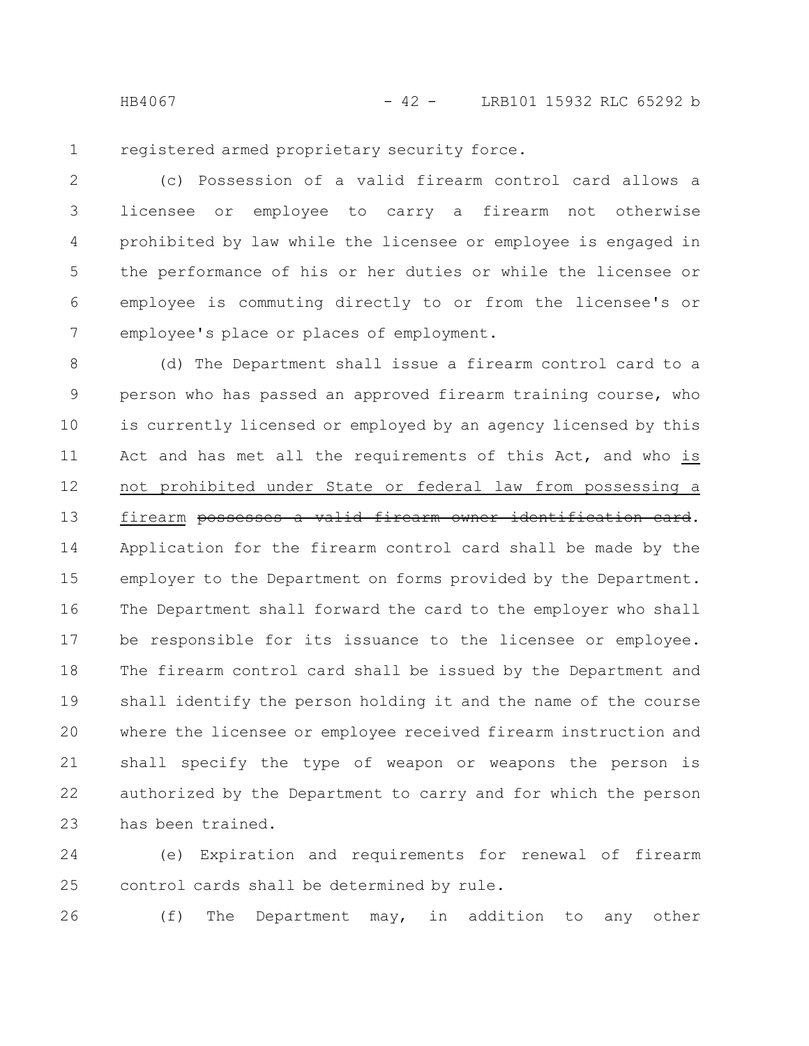registered armed proprietary security force.

(c) Possession of a valid firearm control card allows a licensee or employee to carry a firearm not otherwise prohibited by law while the licensee or employee is engaged in the performance of his or her duties or while the licensee or employee is commuting directly to or from the licensee's or employee's place or places of employment.

(d) The Department shall issue a firearm control card to a person who has passed an approved firearm training course, who is currently licensed or employed by an agency licensed by this Act and has met all the requirements of this Act, and who <u>is not prohibited under State or federal law from possessing a firearm</u> ~~possesses a valid firearm owner identification card~~. Application for the firearm control card shall be made by the employer to the Department on forms provided by the Department. The Department shall forward the card to the employer who shall be responsible for its issuance to the licensee or employee. The firearm control card shall be issued by the Department and shall identify the person holding it and the name of the course where the licensee or employee received firearm instruction and shall specify the type of weapon or weapons the person is authorized by the Department to carry and for which the person has been trained.

(e) Expiration and requirements for renewal of firearm control cards shall be determined by rule.

(f) The Department may, in addition to any other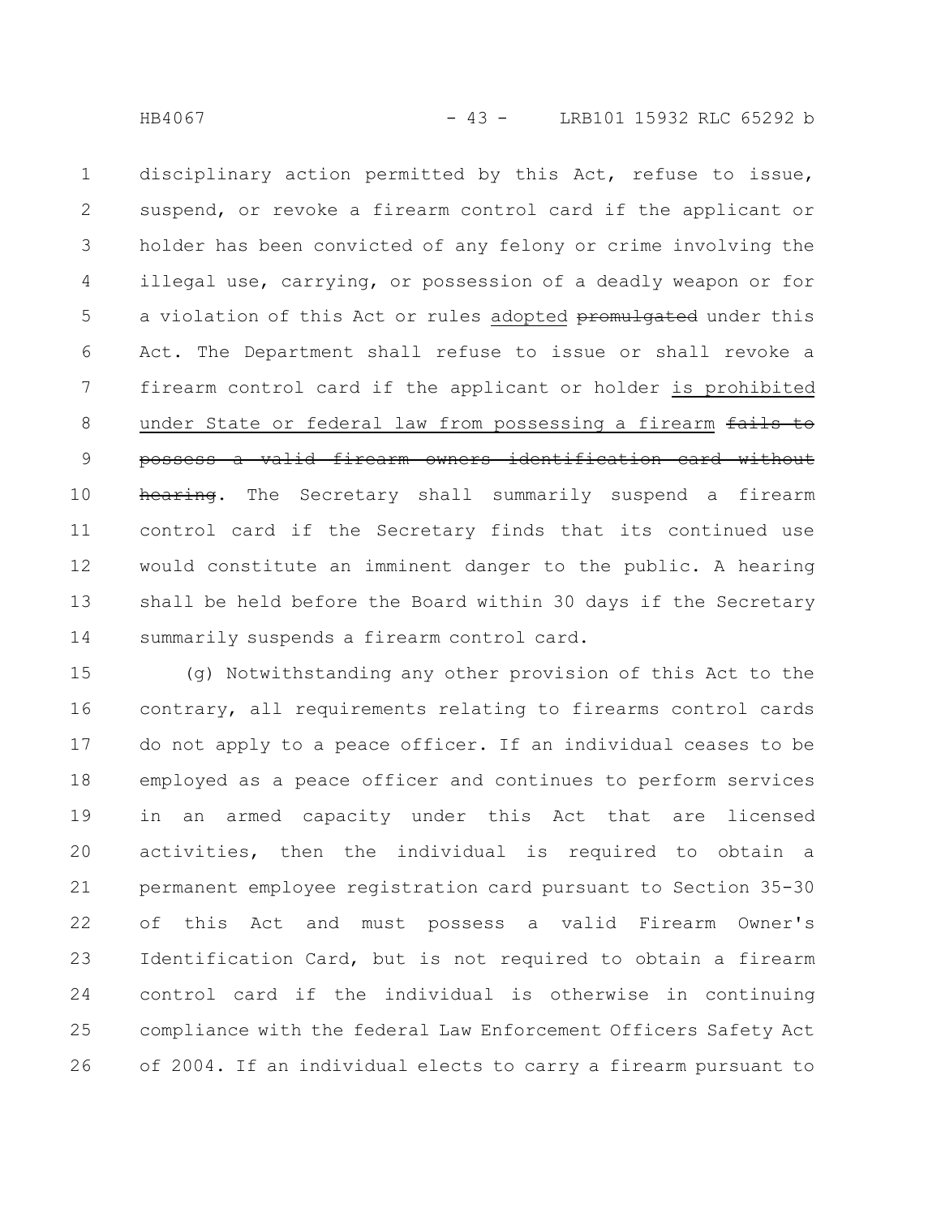disciplinary action permitted by this Act, refuse to issue, suspend, or revoke a firearm control card if the applicant or holder has been convicted of any felony or crime involving the illegal use, carrying, or possession of a deadly weapon or for a violation of this Act or rules adopted ~~promulgated~~ under this Act. The Department shall refuse to issue or shall revoke a firearm control card if the applicant or holder is prohibited under State or federal law from possessing a firearm ~~fails to possess a valid firearm owners identification card without hearing~~. The Secretary shall summarily suspend a firearm control card if the Secretary finds that its continued use would constitute an imminent danger to the public. A hearing shall be held before the Board within 30 days if the Secretary summarily suspends a firearm control card.

(g) Notwithstanding any other provision of this Act to the contrary, all requirements relating to firearms control cards do not apply to a peace officer. If an individual ceases to be employed as a peace officer and continues to perform services in an armed capacity under this Act that are licensed activities, then the individual is required to obtain a permanent employee registration card pursuant to Section 35-30 of this Act and must possess a valid Firearm Owner's Identification Card, but is not required to obtain a firearm control card if the individual is otherwise in continuing compliance with the federal Law Enforcement Officers Safety Act of 2004. If an individual elects to carry a firearm pursuant to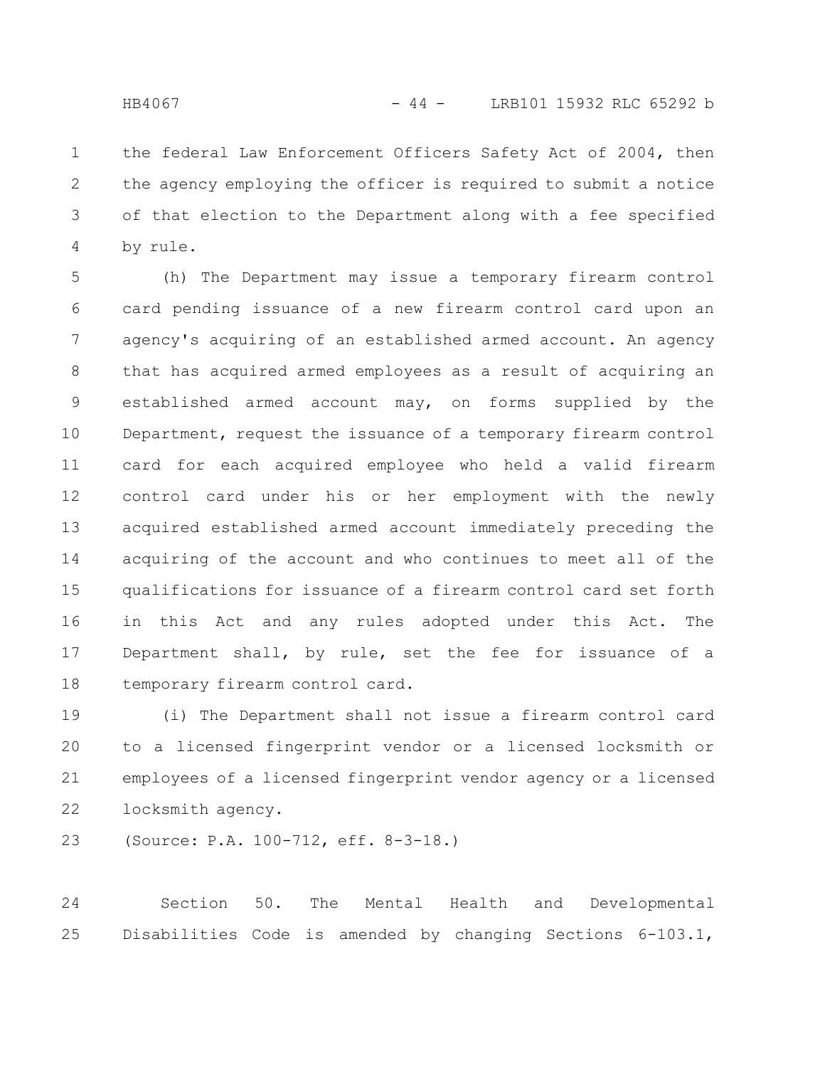the federal Law Enforcement Officers Safety Act of 2004, then the agency employing the officer is required to submit a notice of that election to the Department along with a fee specified by rule.

(h) The Department may issue a temporary firearm control card pending issuance of a new firearm control card upon an agency's acquiring of an established armed account. An agency that has acquired armed employees as a result of acquiring an established armed account may, on forms supplied by the Department, request the issuance of a temporary firearm control card for each acquired employee who held a valid firearm control card under his or her employment with the newly acquired established armed account immediately preceding the acquiring of the account and who continues to meet all of the qualifications for issuance of a firearm control card set forth in this Act and any rules adopted under this Act. The Department shall, by rule, set the fee for issuance of a temporary firearm control card.

(i) The Department shall not issue a firearm control card to a licensed fingerprint vendor or a licensed locksmith or employees of a licensed fingerprint vendor agency or a licensed locksmith agency.

(Source: P.A. 100-712, eff. 8-3-18.)

Section 50. The Mental Health and Developmental Disabilities Code is amended by changing Sections 6-103.1,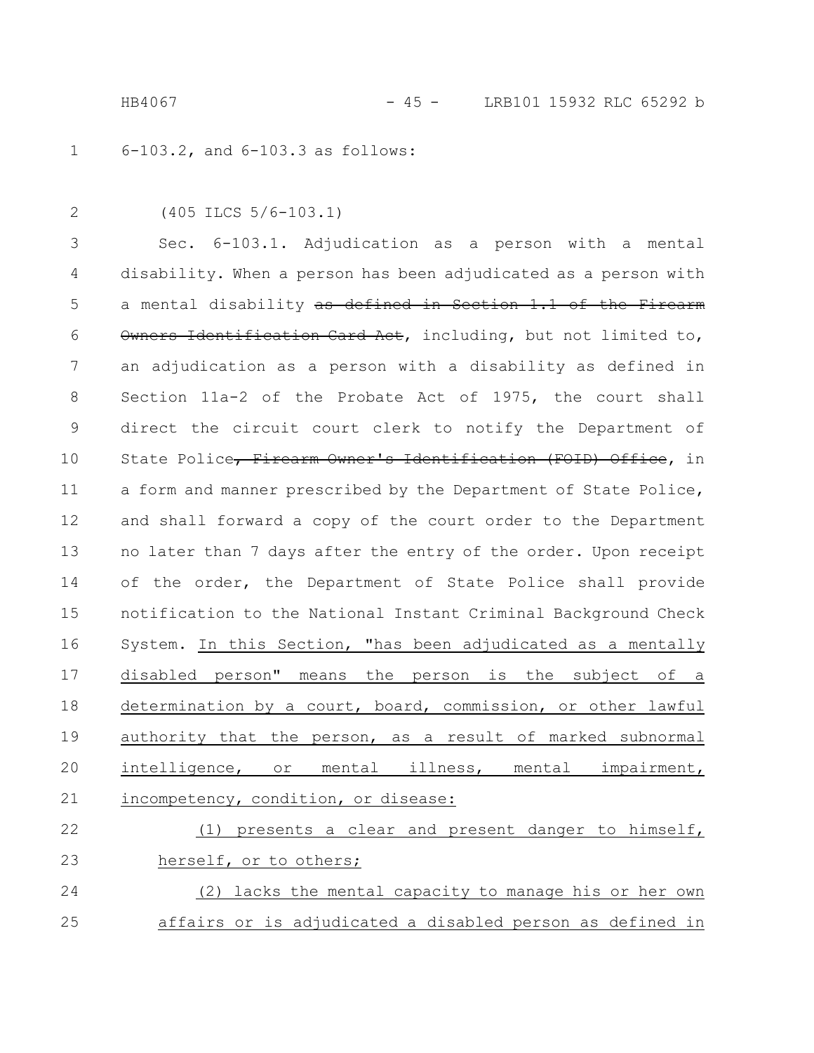6-103.2, and 6-103.3 as follows:

(405 ILCS 5/6-103.1)

Sec. 6-103.1. Adjudication as a person with a mental disability. When a person has been adjudicated as a person with a mental disability ~~as defined in Section 1.1 of the Firearm Owners Identification Card Act~~, including, but not limited to, an adjudication as a person with a disability as defined in Section 11a-2 of the Probate Act of 1975, the court shall direct the circuit court clerk to notify the Department of State Police~~, Firearm Owner's Identification (FOID) Office~~, in a form and manner prescribed by the Department of State Police, and shall forward a copy of the court order to the Department no later than 7 days after the entry of the order. Upon receipt of the order, the Department of State Police shall provide notification to the National Instant Criminal Background Check System. <u>In this Section, "has been adjudicated as a mentally disabled person" means the person is the subject of a determination by a court, board, commission, or other lawful authority that the person, as a result of marked subnormal intelligence, or mental illness, mental impairment, incompetency, condition, or disease:</u>

<u>(1) presents a clear and present danger to himself, herself, or to others;</u>

<u>(2) lacks the mental capacity to manage his or her own affairs or is adjudicated a disabled person as defined in</u>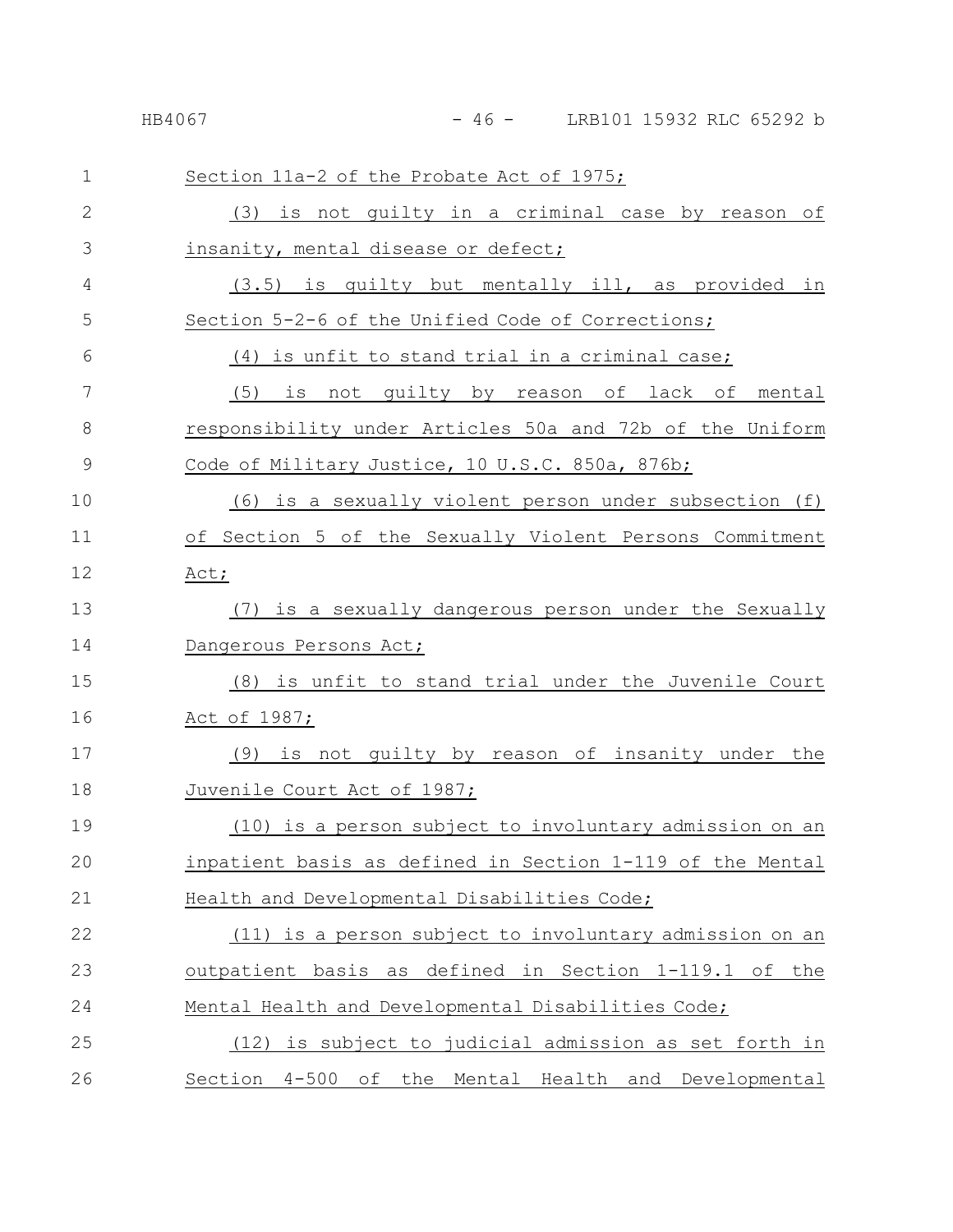Section 11a-2 of the Probate Act of 1975;

(3) is not guilty in a criminal case by reason of insanity, mental disease or defect;

(3.5) is guilty but mentally ill, as provided in Section 5-2-6 of the Unified Code of Corrections;

(4) is unfit to stand trial in a criminal case;

(5) is not guilty by reason of lack of mental responsibility under Articles 50a and 72b of the Uniform Code of Military Justice, 10 U.S.C. 850a, 876b;

(6) is a sexually violent person under subsection (f) of Section 5 of the Sexually Violent Persons Commitment Act;

(7) is a sexually dangerous person under the Sexually Dangerous Persons Act;

(8) is unfit to stand trial under the Juvenile Court Act of 1987;

(9) is not guilty by reason of insanity under the Juvenile Court Act of 1987;

(10) is a person subject to involuntary admission on an inpatient basis as defined in Section 1-119 of the Mental Health and Developmental Disabilities Code;

(11) is a person subject to involuntary admission on an outpatient basis as defined in Section 1-119.1 of the Mental Health and Developmental Disabilities Code;

(12) is subject to judicial admission as set forth in Section 4-500 of the Mental Health and Developmental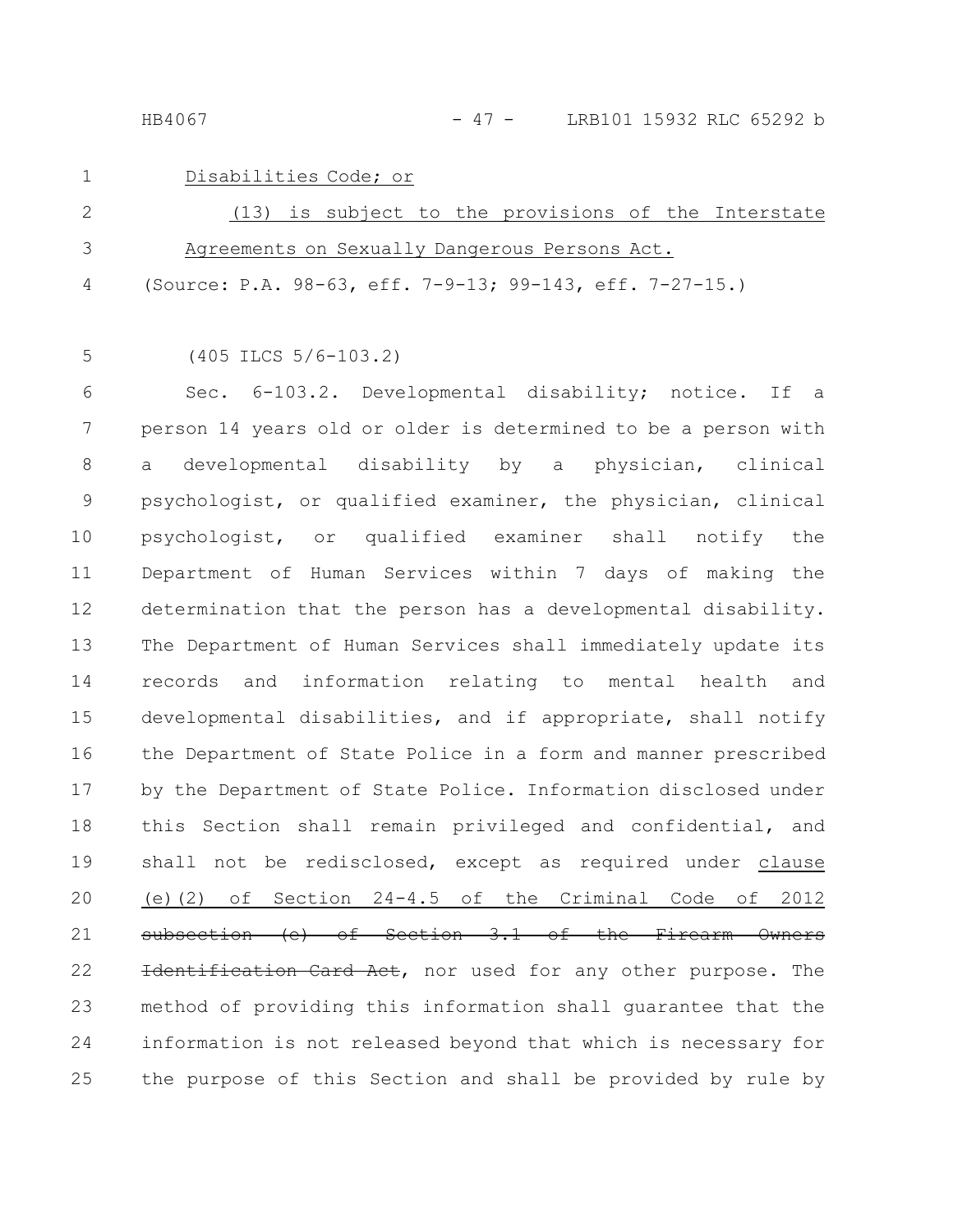Disabilities Code; or

(13) is subject to the provisions of the Interstate Agreements on Sexually Dangerous Persons Act.

(Source: P.A. 98-63, eff. 7-9-13; 99-143, eff. 7-27-15.)

(405 ILCS 5/6-103.2)

Sec. 6-103.2. Developmental disability; notice. If a person 14 years old or older is determined to be a person with a developmental disability by a physician, clinical psychologist, or qualified examiner, the physician, clinical psychologist, or qualified examiner shall notify the Department of Human Services within 7 days of making the determination that the person has a developmental disability. The Department of Human Services shall immediately update its records and information relating to mental health and developmental disabilities, and if appropriate, shall notify the Department of State Police in a form and manner prescribed by the Department of State Police. Information disclosed under this Section shall remain privileged and confidential, and shall not be redisclosed, except as required under clause (e)(2) of Section 24-4.5 of the Criminal Code of 2012 ~~subsection (e) of Section 3.1 of the Firearm Owners Identification Card Act~~, nor used for any other purpose. The method of providing this information shall guarantee that the information is not released beyond that which is necessary for the purpose of this Section and shall be provided by rule by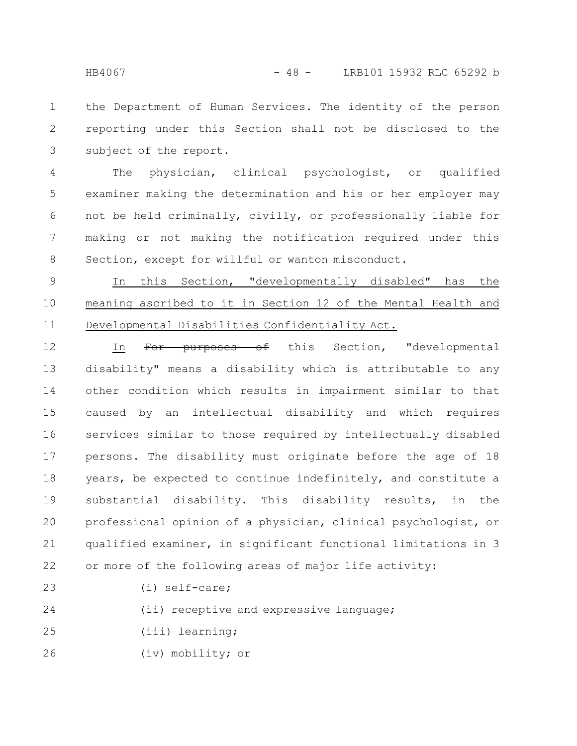the Department of Human Services. The identity of the person reporting under this Section shall not be disclosed to the subject of the report.

The physician, clinical psychologist, or qualified examiner making the determination and his or her employer may not be held criminally, civilly, or professionally liable for making or not making the notification required under this Section, except for willful or wanton misconduct.

In this Section, "developmentally disabled" has the meaning ascribed to it in Section 12 of the Mental Health and Developmental Disabilities Confidentiality Act.

In ~~For purposes of~~ this Section, "developmental disability" means a disability which is attributable to any other condition which results in impairment similar to that caused by an intellectual disability and which requires services similar to those required by intellectually disabled persons. The disability must originate before the age of 18 years, be expected to continue indefinitely, and constitute a substantial disability. This disability results, in the professional opinion of a physician, clinical psychologist, or qualified examiner, in significant functional limitations in 3 or more of the following areas of major life activity:

(i) self-care;

(ii) receptive and expressive language;

(iii) learning;

(iv) mobility; or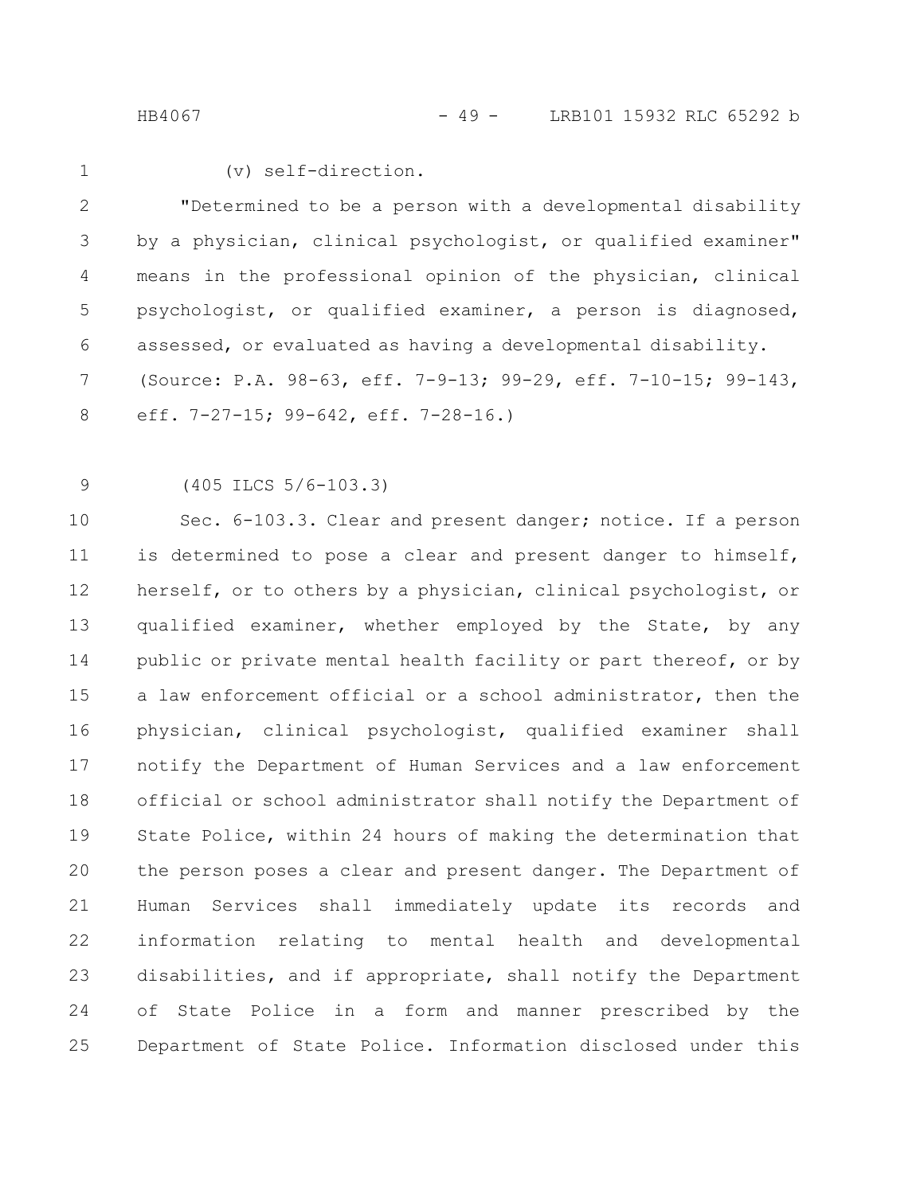(v) self-direction.

"Determined to be a person with a developmental disability by a physician, clinical psychologist, or qualified examiner" means in the professional opinion of the physician, clinical psychologist, or qualified examiner, a person is diagnosed, assessed, or evaluated as having a developmental disability.

(Source: P.A. 98-63, eff. 7-9-13; 99-29, eff. 7-10-15; 99-143, eff. 7-27-15; 99-642, eff. 7-28-16.)

(405 ILCS 5/6-103.3)

Sec. 6-103.3. Clear and present danger; notice. If a person is determined to pose a clear and present danger to himself, herself, or to others by a physician, clinical psychologist, or qualified examiner, whether employed by the State, by any public or private mental health facility or part thereof, or by a law enforcement official or a school administrator, then the physician, clinical psychologist, qualified examiner shall notify the Department of Human Services and a law enforcement official or school administrator shall notify the Department of State Police, within 24 hours of making the determination that the person poses a clear and present danger. The Department of Human Services shall immediately update its records and information relating to mental health and developmental disabilities, and if appropriate, shall notify the Department of State Police in a form and manner prescribed by the Department of State Police. Information disclosed under this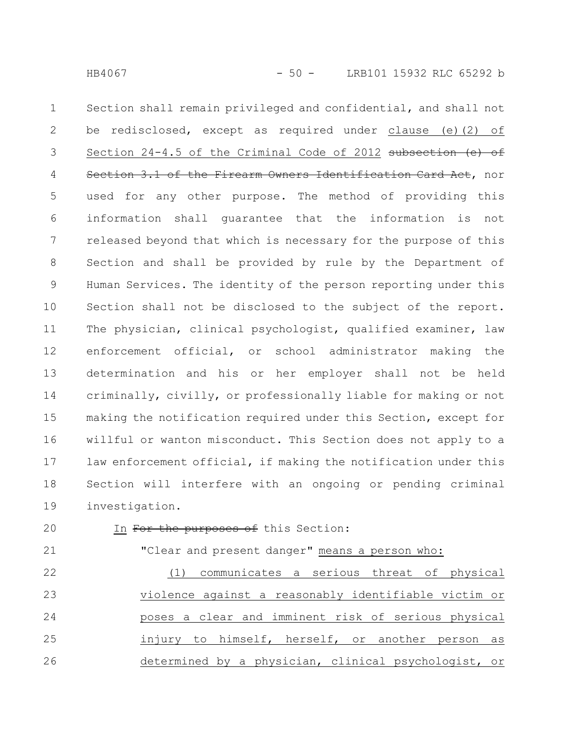Section shall remain privileged and confidential, and shall not be redisclosed, except as required under clause (e)(2) of Section 24-4.5 of the Criminal Code of 2012 ~~subsection (e) of Section 3.1 of the Firearm Owners Identification Card Act~~, nor used for any other purpose. The method of providing this information shall guarantee that the information is not released beyond that which is necessary for the purpose of this Section and shall be provided by rule by the Department of Human Services. The identity of the person reporting under this Section shall not be disclosed to the subject of the report. The physician, clinical psychologist, qualified examiner, law enforcement official, or school administrator making the determination and his or her employer shall not be held criminally, civilly, or professionally liable for making or not making the notification required under this Section, except for willful or wanton misconduct. This Section does not apply to a law enforcement official, if making the notification under this Section will interfere with an ongoing or pending criminal investigation.

In ~~For the purposes of~~ this Section:

"Clear and present danger" means a person who:

(1) communicates a serious threat of physical violence against a reasonably identifiable victim or poses a clear and imminent risk of serious physical injury to himself, herself, or another person as determined by a physician, clinical psychologist, or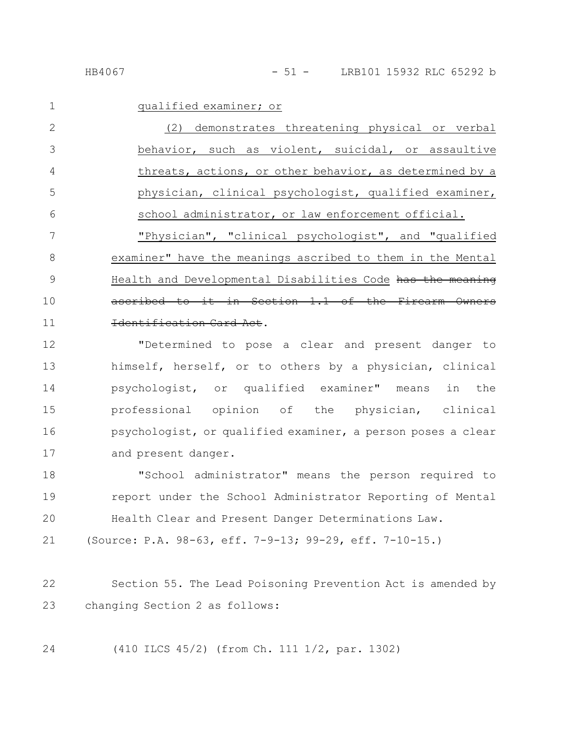qualified examiner; or

(2) demonstrates threatening physical or verbal behavior, such as violent, suicidal, or assaultive threats, actions, or other behavior, as determined by a physician, clinical psychologist, qualified examiner, school administrator, or law enforcement official.

"Physician", "clinical psychologist", and "qualified examiner" have the meanings ascribed to them in the Mental Health and Developmental Disabilities Code ~~has the meaning ascribed to it in Section 1.1 of the Firearm Owners Identification Card Act~~.

"Determined to pose a clear and present danger to himself, herself, or to others by a physician, clinical psychologist, or qualified examiner" means in the professional opinion of the physician, clinical psychologist, or qualified examiner, a person poses a clear and present danger.

"School administrator" means the person required to report under the School Administrator Reporting of Mental Health Clear and Present Danger Determinations Law.

(Source: P.A. 98-63, eff. 7-9-13; 99-29, eff. 7-10-15.)

Section 55. The Lead Poisoning Prevention Act is amended by changing Section 2 as follows:

(410 ILCS 45/2) (from Ch. 111 1/2, par. 1302)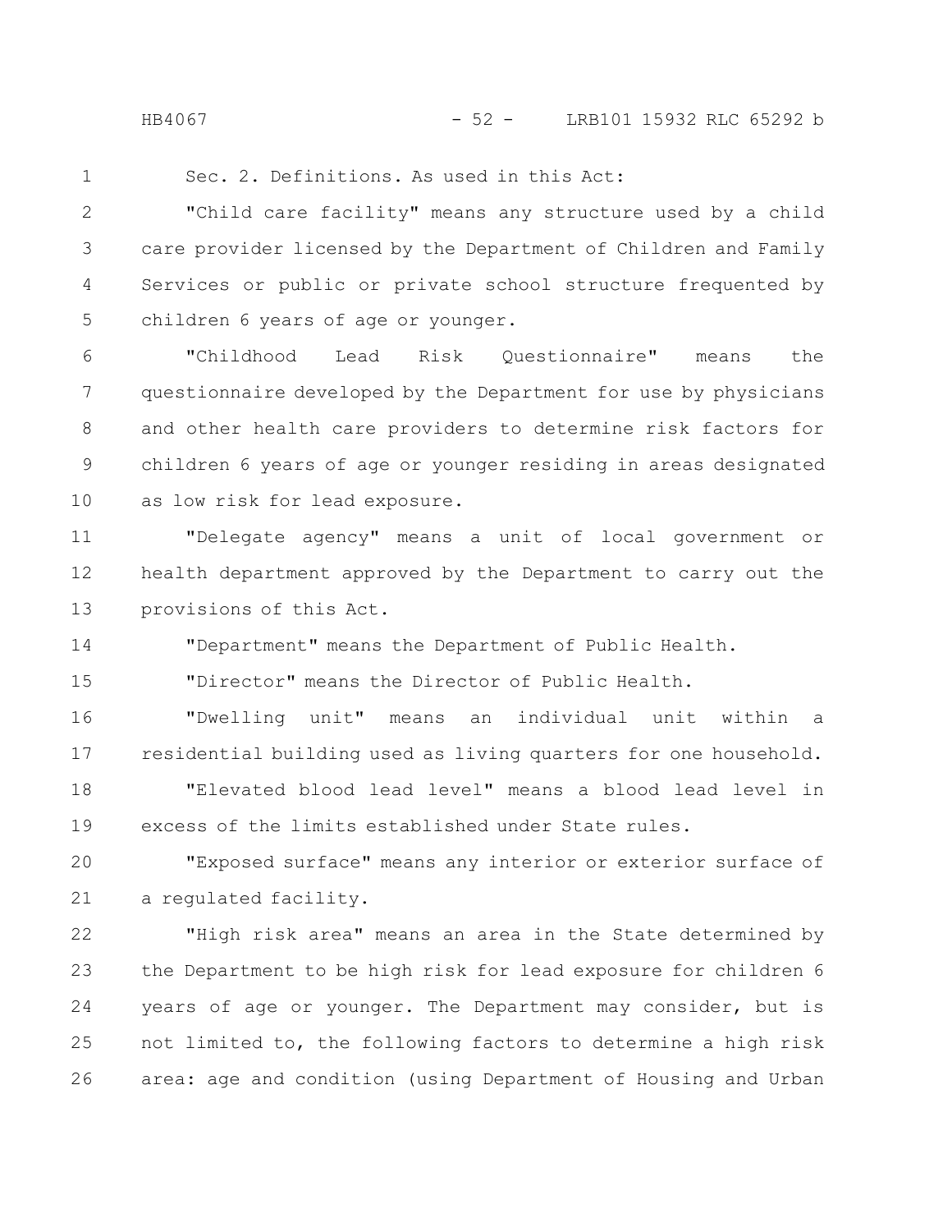Sec. 2. Definitions. As used in this Act:

"Child care facility" means any structure used by a child care provider licensed by the Department of Children and Family Services or public or private school structure frequented by children 6 years of age or younger.

"Childhood Lead Risk Questionnaire" means the questionnaire developed by the Department for use by physicians and other health care providers to determine risk factors for children 6 years of age or younger residing in areas designated as low risk for lead exposure.

"Delegate agency" means a unit of local government or health department approved by the Department to carry out the provisions of this Act.

"Department" means the Department of Public Health.

"Director" means the Director of Public Health.

"Dwelling unit" means an individual unit within a residential building used as living quarters for one household.

"Elevated blood lead level" means a blood lead level in excess of the limits established under State rules.

"Exposed surface" means any interior or exterior surface of a regulated facility.

"High risk area" means an area in the State determined by the Department to be high risk for lead exposure for children 6 years of age or younger. The Department may consider, but is not limited to, the following factors to determine a high risk area: age and condition (using Department of Housing and Urban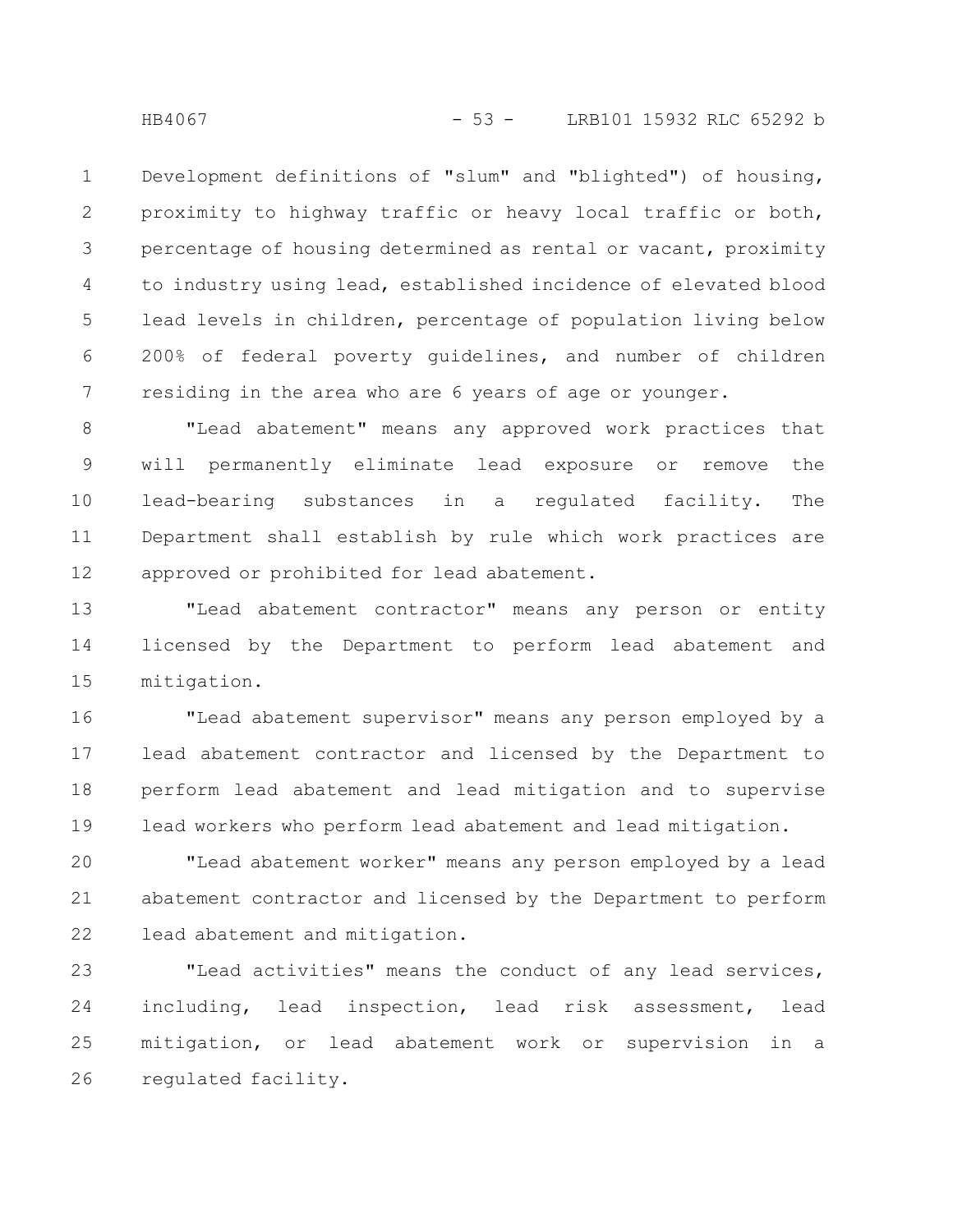Development definitions of "slum" and "blighted") of housing, proximity to highway traffic or heavy local traffic or both, percentage of housing determined as rental or vacant, proximity to industry using lead, established incidence of elevated blood lead levels in children, percentage of population living below 200% of federal poverty guidelines, and number of children residing in the area who are 6 years of age or younger.

"Lead abatement" means any approved work practices that will permanently eliminate lead exposure or remove the lead-bearing substances in a regulated facility. The Department shall establish by rule which work practices are approved or prohibited for lead abatement.

"Lead abatement contractor" means any person or entity licensed by the Department to perform lead abatement and mitigation.

"Lead abatement supervisor" means any person employed by a lead abatement contractor and licensed by the Department to perform lead abatement and lead mitigation and to supervise lead workers who perform lead abatement and lead mitigation.

"Lead abatement worker" means any person employed by a lead abatement contractor and licensed by the Department to perform lead abatement and mitigation.

"Lead activities" means the conduct of any lead services, including, lead inspection, lead risk assessment, lead mitigation, or lead abatement work or supervision in a regulated facility.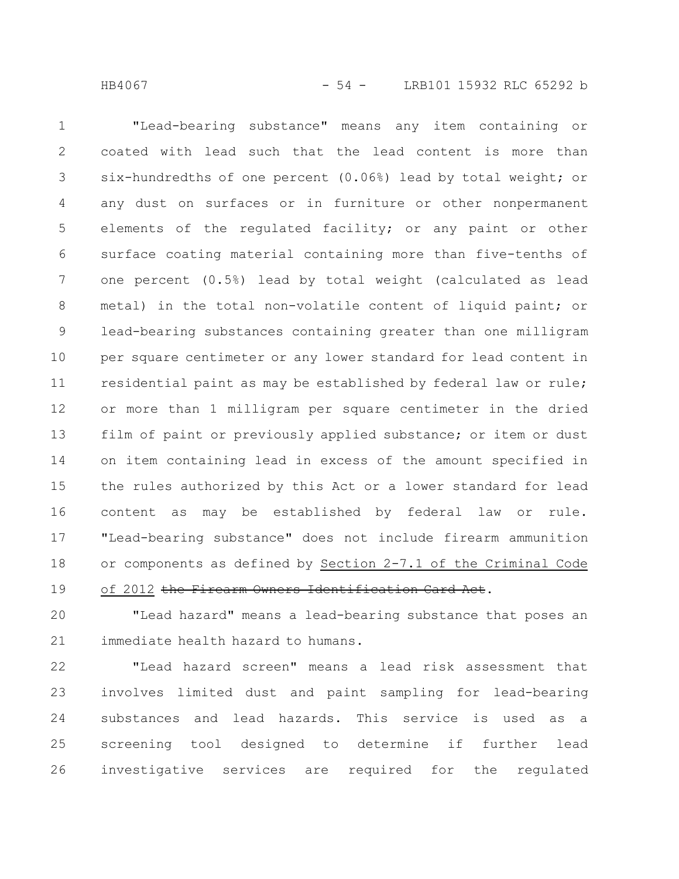"Lead-bearing substance" means any item containing or coated with lead such that the lead content is more than six-hundredths of one percent (0.06%) lead by total weight; or any dust on surfaces or in furniture or other nonpermanent elements of the regulated facility; or any paint or other surface coating material containing more than five-tenths of one percent (0.5%) lead by total weight (calculated as lead metal) in the total non-volatile content of liquid paint; or lead-bearing substances containing greater than one milligram per square centimeter or any lower standard for lead content in residential paint as may be established by federal law or rule; or more than 1 milligram per square centimeter in the dried film of paint or previously applied substance; or item or dust on item containing lead in excess of the amount specified in the rules authorized by this Act or a lower standard for lead content as may be established by federal law or rule. "Lead-bearing substance" does not include firearm ammunition or components as defined by Section 2-7.1 of the Criminal Code of 2012 ~~the Firearm Owners Identification Card Act~~.

"Lead hazard" means a lead-bearing substance that poses an immediate health hazard to humans.

"Lead hazard screen" means a lead risk assessment that involves limited dust and paint sampling for lead-bearing substances and lead hazards. This service is used as a screening tool designed to determine if further lead investigative services are required for the regulated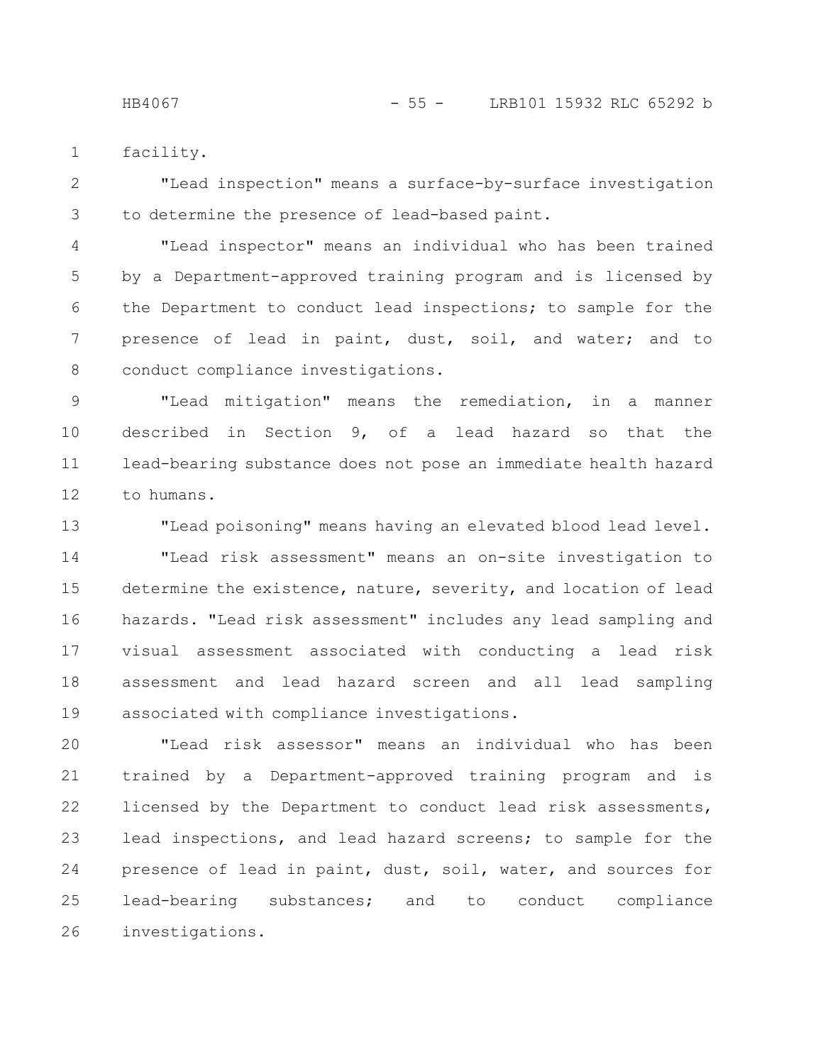facility.

"Lead inspection" means a surface-by-surface investigation to determine the presence of lead-based paint.

"Lead inspector" means an individual who has been trained by a Department-approved training program and is licensed by the Department to conduct lead inspections; to sample for the presence of lead in paint, dust, soil, and water; and to conduct compliance investigations.

"Lead mitigation" means the remediation, in a manner described in Section 9, of a lead hazard so that the lead-bearing substance does not pose an immediate health hazard to humans.

"Lead poisoning" means having an elevated blood lead level.

"Lead risk assessment" means an on-site investigation to determine the existence, nature, severity, and location of lead hazards. "Lead risk assessment" includes any lead sampling and visual assessment associated with conducting a lead risk assessment and lead hazard screen and all lead sampling associated with compliance investigations.

"Lead risk assessor" means an individual who has been trained by a Department-approved training program and is licensed by the Department to conduct lead risk assessments, lead inspections, and lead hazard screens; to sample for the presence of lead in paint, dust, soil, water, and sources for lead-bearing substances; and to conduct compliance investigations.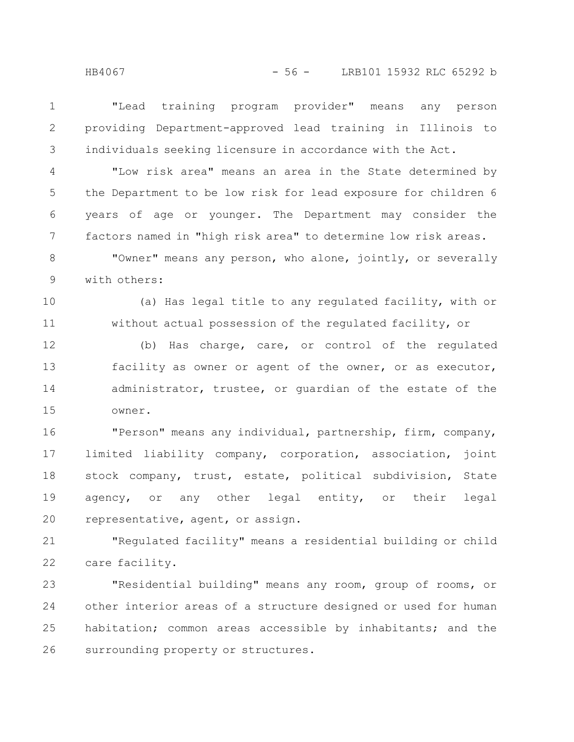"Lead training program provider" means any person providing Department-approved lead training in Illinois to individuals seeking licensure in accordance with the Act.

"Low risk area" means an area in the State determined by the Department to be low risk for lead exposure for children 6 years of age or younger. The Department may consider the factors named in "high risk area" to determine low risk areas.

"Owner" means any person, who alone, jointly, or severally with others:

(a) Has legal title to any regulated facility, with or without actual possession of the regulated facility, or

(b) Has charge, care, or control of the regulated facility as owner or agent of the owner, or as executor, administrator, trustee, or guardian of the estate of the owner.

"Person" means any individual, partnership, firm, company, limited liability company, corporation, association, joint stock company, trust, estate, political subdivision, State agency, or any other legal entity, or their legal representative, agent, or assign.

"Regulated facility" means a residential building or child care facility.

"Residential building" means any room, group of rooms, or other interior areas of a structure designed or used for human habitation; common areas accessible by inhabitants; and the surrounding property or structures.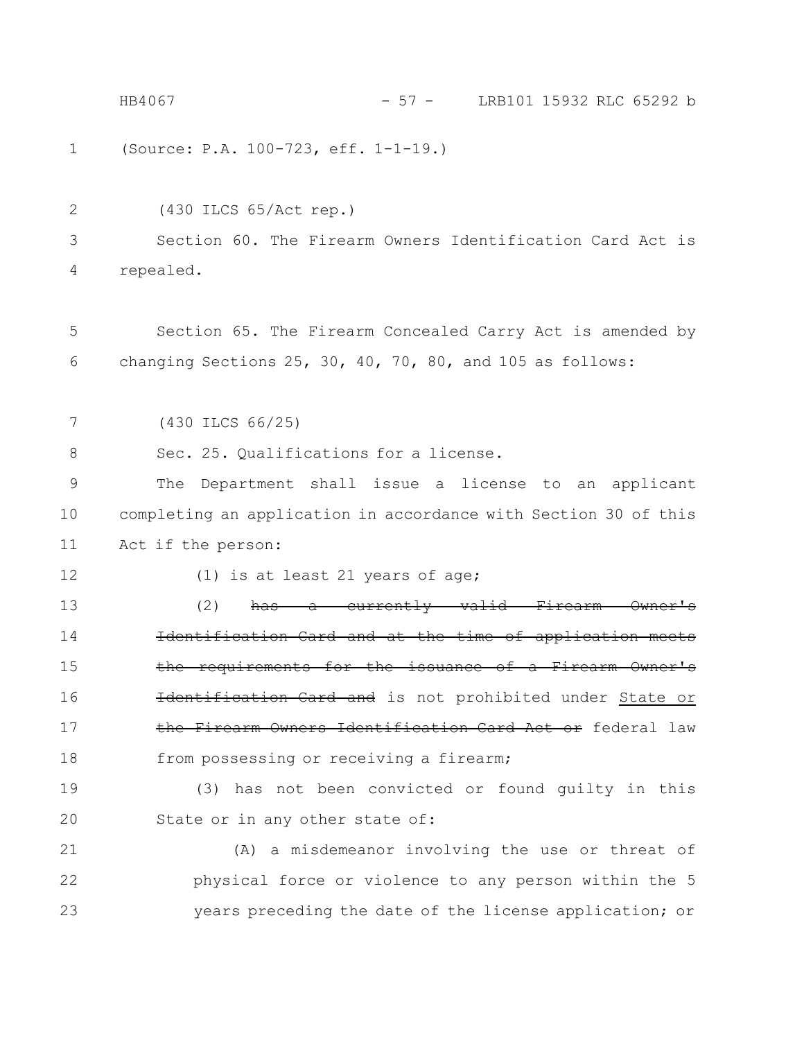(Source: P.A. 100-723, eff. 1-1-19.)

(430 ILCS 65/Act rep.)

Section 60. The Firearm Owners Identification Card Act is repealed.

Section 65. The Firearm Concealed Carry Act is amended by changing Sections 25, 30, 40, 70, 80, and 105 as follows:

(430 ILCS 66/25)

Sec. 25. Qualifications for a license.

The Department shall issue a license to an applicant completing an application in accordance with Section 30 of this Act if the person:

(1) is at least 21 years of age;

(2) ~~has a currently valid Firearm Owner's Identification Card and at the time of application meets the requirements for the issuance of a Firearm Owner's Identification Card and~~ is not prohibited under <u>State or</u> ~~the Firearm Owners Identification Card Act or~~ federal law from possessing or receiving a firearm;

(3) has not been convicted or found guilty in this State or in any other state of:

(A) a misdemeanor involving the use or threat of physical force or violence to any person within the 5 years preceding the date of the license application; or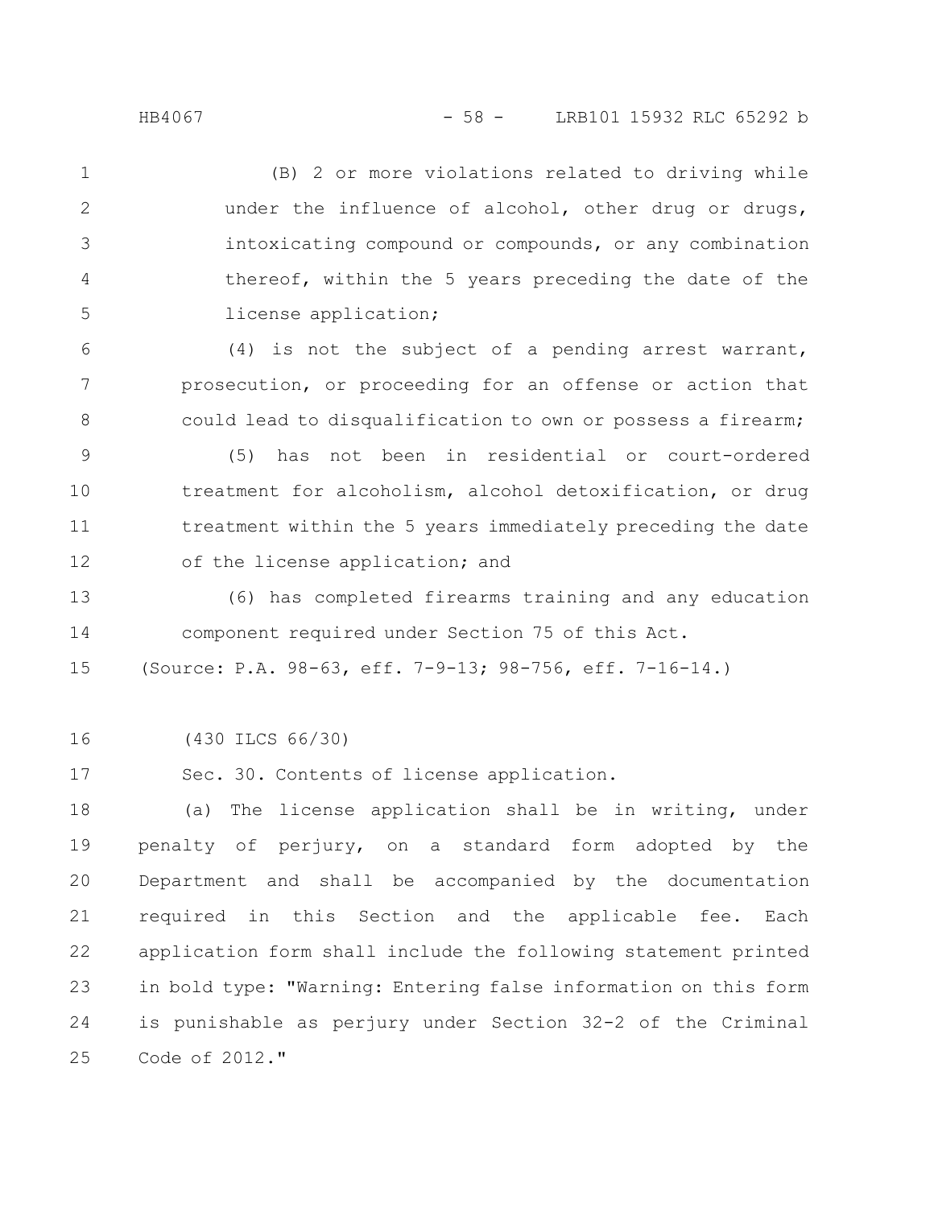(B) 2 or more violations related to driving while under the influence of alcohol, other drug or drugs, intoxicating compound or compounds, or any combination thereof, within the 5 years preceding the date of the license application;

(4) is not the subject of a pending arrest warrant, prosecution, or proceeding for an offense or action that could lead to disqualification to own or possess a firearm;

(5) has not been in residential or court-ordered treatment for alcoholism, alcohol detoxification, or drug treatment within the 5 years immediately preceding the date of the license application; and

(6) has completed firearms training and any education component required under Section 75 of this Act.

(Source: P.A. 98-63, eff. 7-9-13; 98-756, eff. 7-16-14.)

(430 ILCS 66/30)

Sec. 30. Contents of license application.

(a) The license application shall be in writing, under penalty of perjury, on a standard form adopted by the Department and shall be accompanied by the documentation required in this Section and the applicable fee. Each application form shall include the following statement printed in bold type: "Warning: Entering false information on this form is punishable as perjury under Section 32-2 of the Criminal Code of 2012."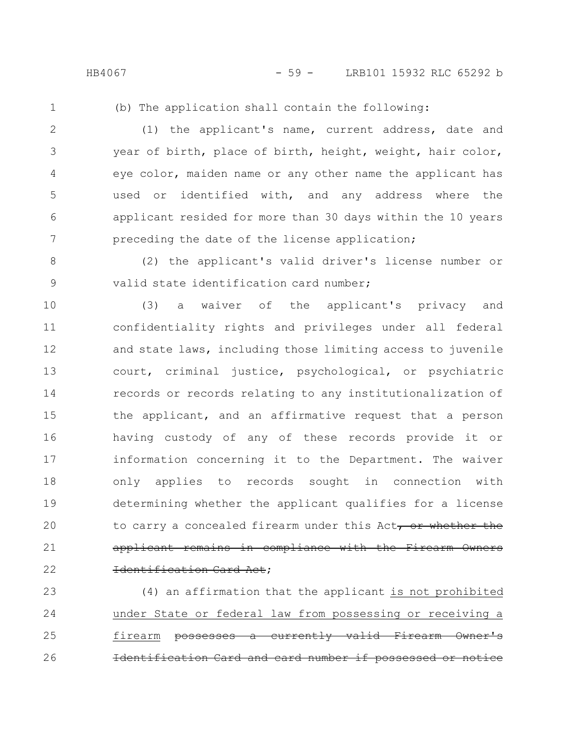(b) The application shall contain the following:

(1) the applicant's name, current address, date and year of birth, place of birth, height, weight, hair color, eye color, maiden name or any other name the applicant has used or identified with, and any address where the applicant resided for more than 30 days within the 10 years preceding the date of the license application;

(2) the applicant's valid driver's license number or valid state identification card number;

(3) a waiver of the applicant's privacy and confidentiality rights and privileges under all federal and state laws, including those limiting access to juvenile court, criminal justice, psychological, or psychiatric records or records relating to any institutionalization of the applicant, and an affirmative request that a person having custody of any of these records provide it or information concerning it to the Department. The waiver only applies to records sought in connection with determining whether the applicant qualifies for a license to carry a concealed firearm under this Act~~, or whether the applicant remains in compliance with the Firearm Owners Identification Card Act~~;

(4) an affirmation that the applicant <u>is not prohibited under State or federal law from possessing or receiving a firearm</u> ~~possesses a currently valid Firearm Owner's Identification Card and card number if possessed or notice~~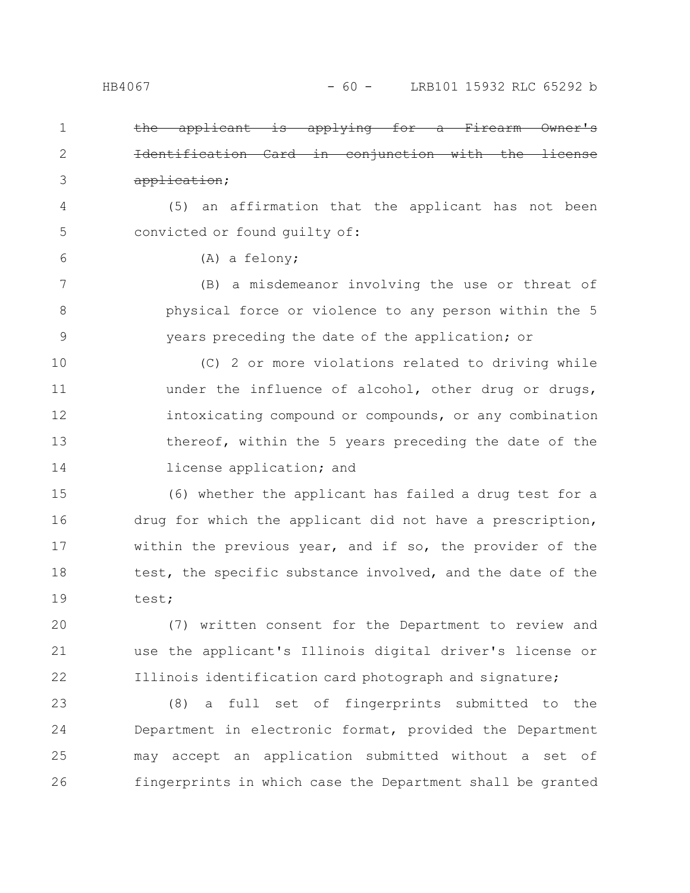~~the applicant is applying for a Firearm Owner's Identification Card in conjunction with the license application~~;

(5) an affirmation that the applicant has not been convicted or found guilty of:

(A) a felony;

(B) a misdemeanor involving the use or threat of physical force or violence to any person within the 5 years preceding the date of the application; or

(C) 2 or more violations related to driving while under the influence of alcohol, other drug or drugs, intoxicating compound or compounds, or any combination thereof, within the 5 years preceding the date of the license application; and

(6) whether the applicant has failed a drug test for a drug for which the applicant did not have a prescription, within the previous year, and if so, the provider of the test, the specific substance involved, and the date of the test;

(7) written consent for the Department to review and use the applicant's Illinois digital driver's license or Illinois identification card photograph and signature;

(8) a full set of fingerprints submitted to the Department in electronic format, provided the Department may accept an application submitted without a set of fingerprints in which case the Department shall be granted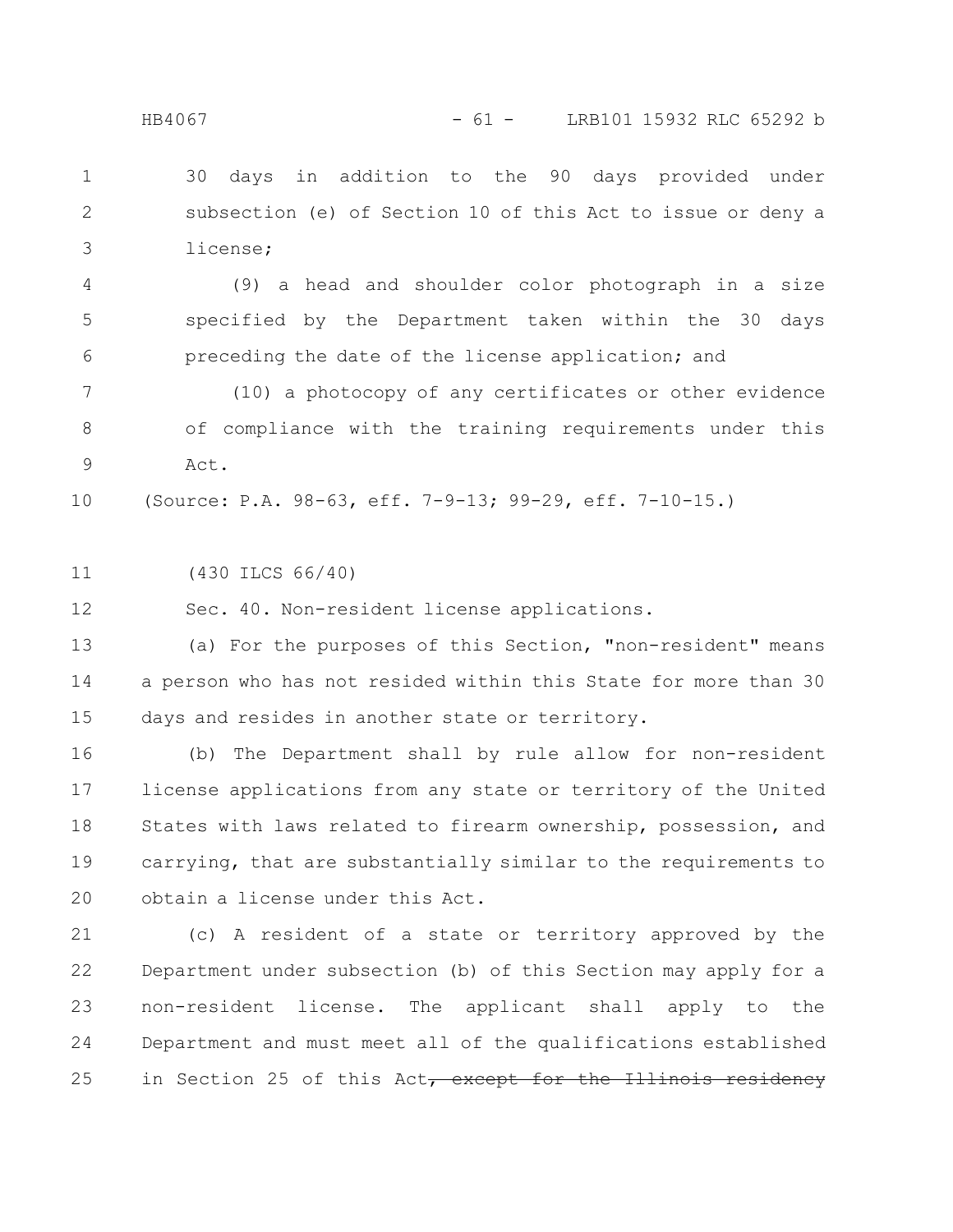30 days in addition to the 90 days provided under subsection (e) of Section 10 of this Act to issue or deny a license;

(9) a head and shoulder color photograph in a size specified by the Department taken within the 30 days preceding the date of the license application; and

(10) a photocopy of any certificates or other evidence of compliance with the training requirements under this Act.

(Source: P.A. 98-63, eff. 7-9-13; 99-29, eff. 7-10-15.)

(430 ILCS 66/40)

Sec. 40. Non-resident license applications.

(a) For the purposes of this Section, "non-resident" means a person who has not resided within this State for more than 30 days and resides in another state or territory.

(b) The Department shall by rule allow for non-resident license applications from any state or territory of the United States with laws related to firearm ownership, possession, and carrying, that are substantially similar to the requirements to obtain a license under this Act.

(c) A resident of a state or territory approved by the Department under subsection (b) of this Section may apply for a non-resident license. The applicant shall apply to the Department and must meet all of the qualifications established in Section 25 of this Act~~, except for the Illinois residency~~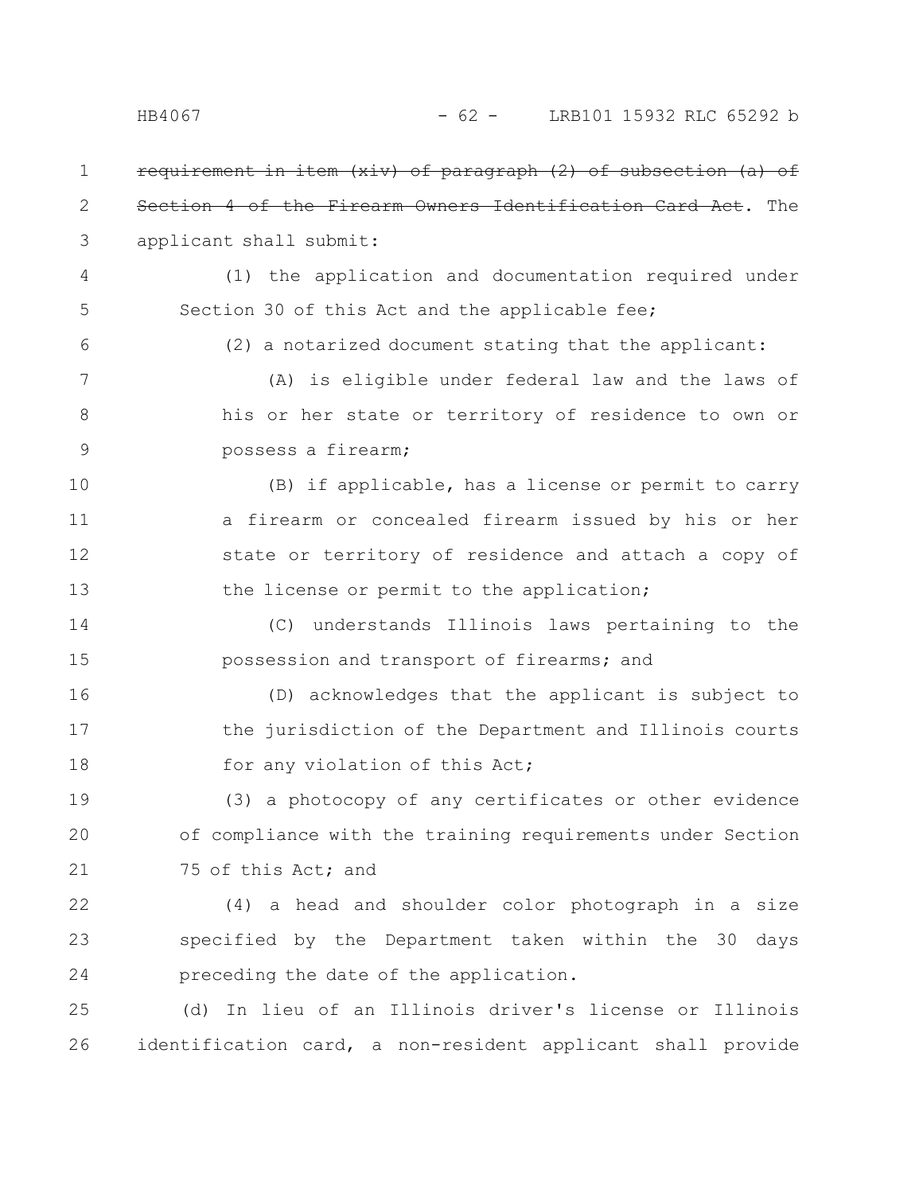~~requirement in item (xiv) of paragraph (2) of subsection (a) of Section 4 of the Firearm Owners Identification Card Act~~. The applicant shall submit:

(1) the application and documentation required under Section 30 of this Act and the applicable fee;

(2) a notarized document stating that the applicant:

(A) is eligible under federal law and the laws of his or her state or territory of residence to own or possess a firearm;

(B) if applicable, has a license or permit to carry a firearm or concealed firearm issued by his or her state or territory of residence and attach a copy of the license or permit to the application;

(C) understands Illinois laws pertaining to the possession and transport of firearms; and

(D) acknowledges that the applicant is subject to the jurisdiction of the Department and Illinois courts for any violation of this Act;

(3) a photocopy of any certificates or other evidence of compliance with the training requirements under Section 75 of this Act; and

(4) a head and shoulder color photograph in a size specified by the Department taken within the 30 days preceding the date of the application.

(d) In lieu of an Illinois driver's license or Illinois identification card, a non-resident applicant shall provide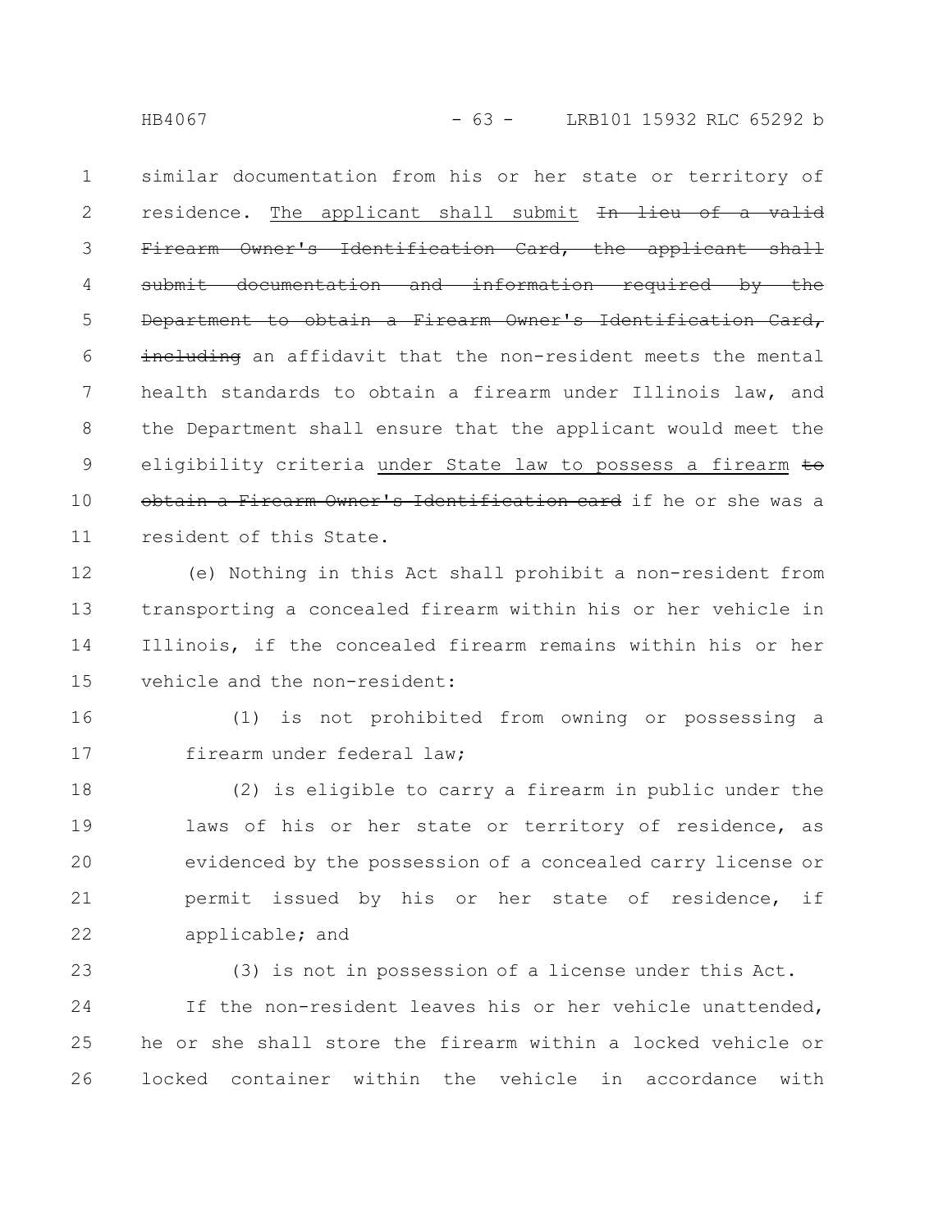similar documentation from his or her state or territory of residence. <u>The applicant shall submit</u> ~~In lieu of a valid Firearm Owner's Identification Card, the applicant shall submit documentation and information required by the Department to obtain a Firearm Owner's Identification Card, including~~ an affidavit that the non-resident meets the mental health standards to obtain a firearm under Illinois law, and the Department shall ensure that the applicant would meet the eligibility criteria <u>under State law to possess a firearm</u> ~~to obtain a Firearm Owner's Identification card~~ if he or she was a resident of this State.

(e) Nothing in this Act shall prohibit a non-resident from transporting a concealed firearm within his or her vehicle in Illinois, if the concealed firearm remains within his or her vehicle and the non-resident:

(1) is not prohibited from owning or possessing a firearm under federal law;

(2) is eligible to carry a firearm in public under the laws of his or her state or territory of residence, as evidenced by the possession of a concealed carry license or permit issued by his or her state of residence, if applicable; and

(3) is not in possession of a license under this Act.

If the non-resident leaves his or her vehicle unattended, he or she shall store the firearm within a locked vehicle or locked container within the vehicle in accordance with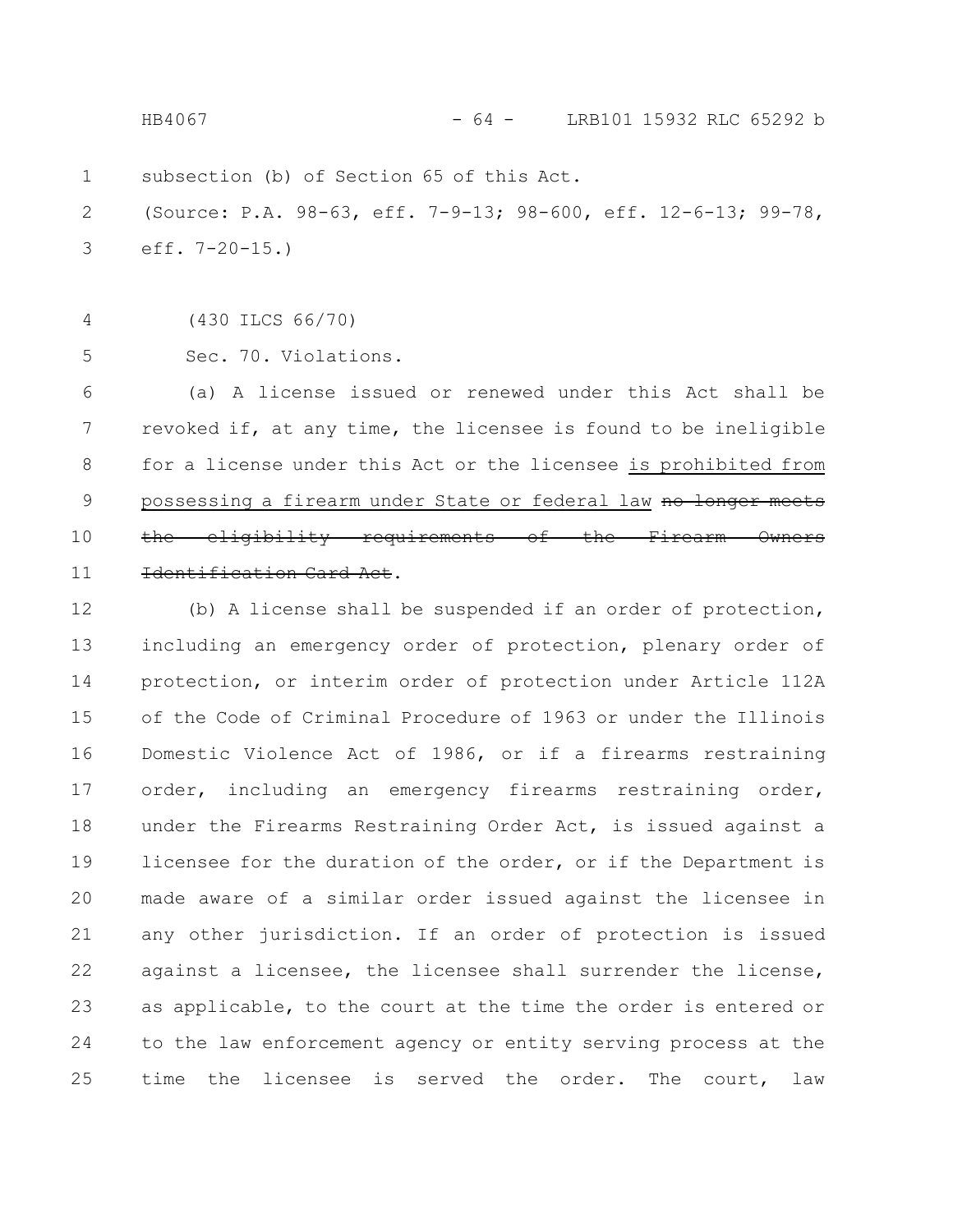subsection (b) of Section 65 of this Act.

(Source: P.A. 98-63, eff. 7-9-13; 98-600, eff. 12-6-13; 99-78, eff. 7-20-15.)

(430 ILCS 66/70)

Sec. 70. Violations.

(a) A license issued or renewed under this Act shall be revoked if, at any time, the licensee is found to be ineligible for a license under this Act or the licensee <u>is prohibited from possessing a firearm under State or federal law</u> ~~no longer meets the eligibility requirements of the Firearm Owners Identification Card Act~~.

(b) A license shall be suspended if an order of protection, including an emergency order of protection, plenary order of protection, or interim order of protection under Article 112A of the Code of Criminal Procedure of 1963 or under the Illinois Domestic Violence Act of 1986, or if a firearms restraining order, including an emergency firearms restraining order, under the Firearms Restraining Order Act, is issued against a licensee for the duration of the order, or if the Department is made aware of a similar order issued against the licensee in any other jurisdiction. If an order of protection is issued against a licensee, the licensee shall surrender the license, as applicable, to the court at the time the order is entered or to the law enforcement agency or entity serving process at the time the licensee is served the order. The court, law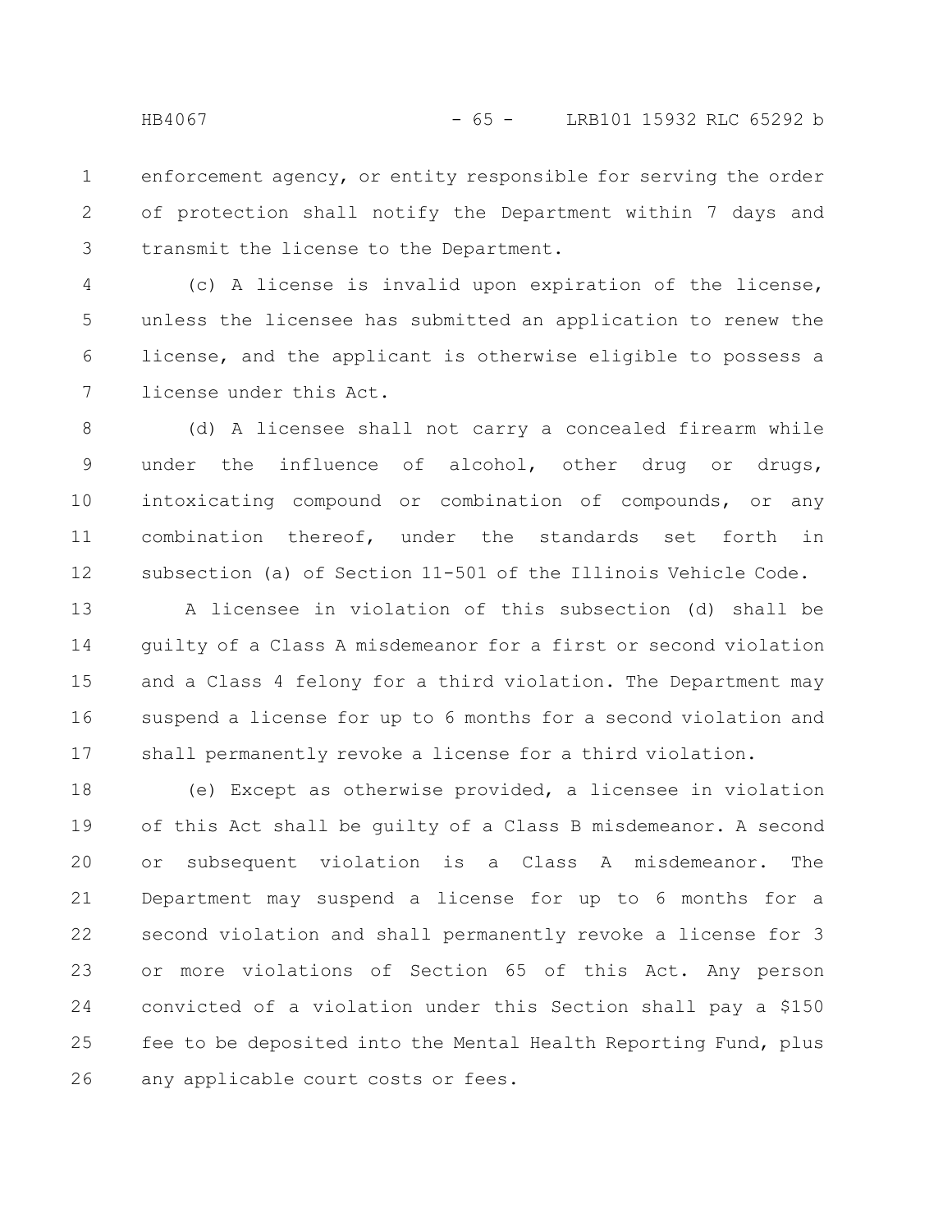enforcement agency, or entity responsible for serving the order of protection shall notify the Department within 7 days and transmit the license to the Department.

(c) A license is invalid upon expiration of the license, unless the licensee has submitted an application to renew the license, and the applicant is otherwise eligible to possess a license under this Act.

(d) A licensee shall not carry a concealed firearm while under the influence of alcohol, other drug or drugs, intoxicating compound or combination of compounds, or any combination thereof, under the standards set forth in subsection (a) of Section 11-501 of the Illinois Vehicle Code.

A licensee in violation of this subsection (d) shall be guilty of a Class A misdemeanor for a first or second violation and a Class 4 felony for a third violation. The Department may suspend a license for up to 6 months for a second violation and shall permanently revoke a license for a third violation.

(e) Except as otherwise provided, a licensee in violation of this Act shall be guilty of a Class B misdemeanor. A second or subsequent violation is a Class A misdemeanor. The Department may suspend a license for up to 6 months for a second violation and shall permanently revoke a license for 3 or more violations of Section 65 of this Act. Any person convicted of a violation under this Section shall pay a $150 fee to be deposited into the Mental Health Reporting Fund, plus any applicable court costs or fees.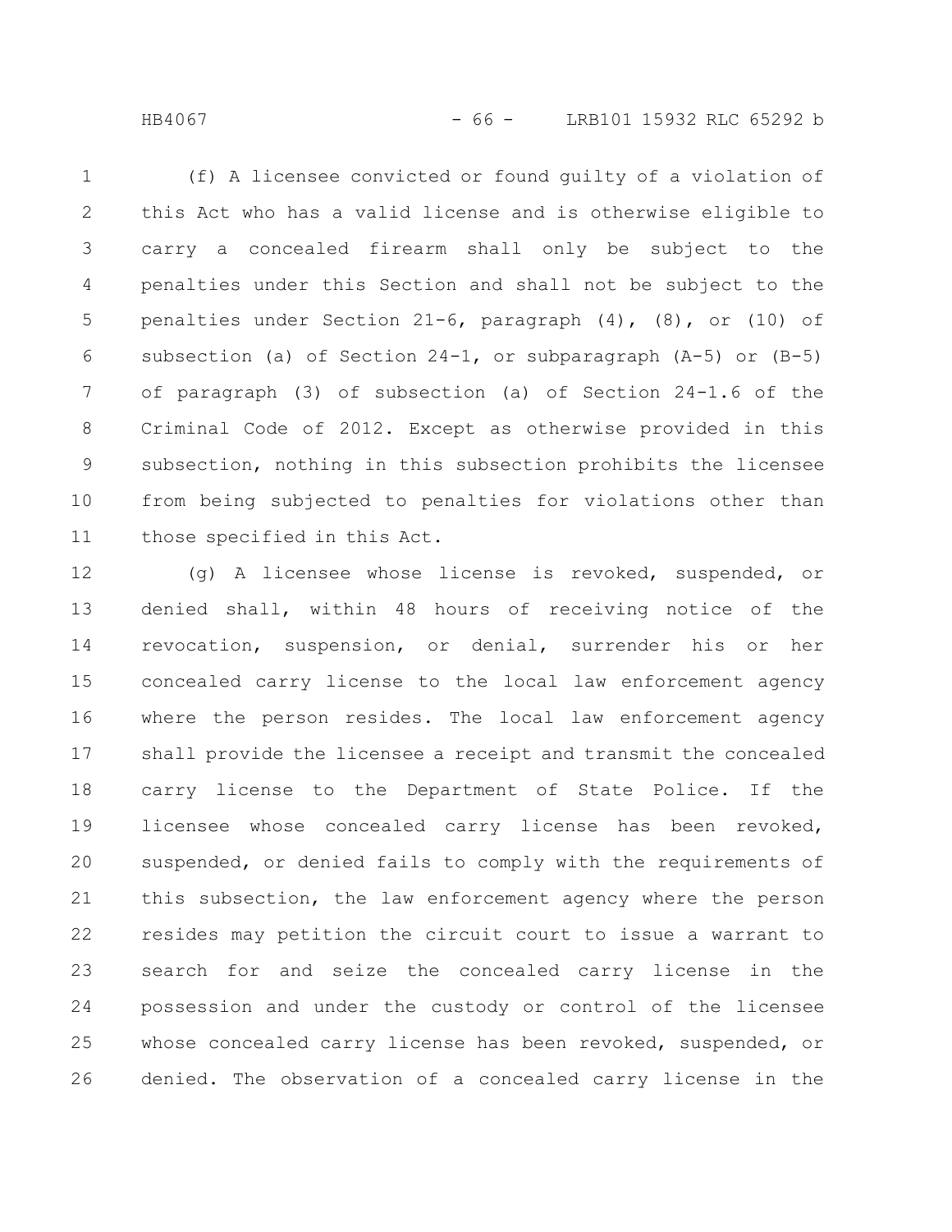(f) A licensee convicted or found guilty of a violation of this Act who has a valid license and is otherwise eligible to carry a concealed firearm shall only be subject to the penalties under this Section and shall not be subject to the penalties under Section 21-6, paragraph (4), (8), or (10) of subsection (a) of Section 24-1, or subparagraph (A-5) or (B-5) of paragraph (3) of subsection (a) of Section 24-1.6 of the Criminal Code of 2012. Except as otherwise provided in this subsection, nothing in this subsection prohibits the licensee from being subjected to penalties for violations other than those specified in this Act.

(g) A licensee whose license is revoked, suspended, or denied shall, within 48 hours of receiving notice of the revocation, suspension, or denial, surrender his or her concealed carry license to the local law enforcement agency where the person resides. The local law enforcement agency shall provide the licensee a receipt and transmit the concealed carry license to the Department of State Police. If the licensee whose concealed carry license has been revoked, suspended, or denied fails to comply with the requirements of this subsection, the law enforcement agency where the person resides may petition the circuit court to issue a warrant to search for and seize the concealed carry license in the possession and under the custody or control of the licensee whose concealed carry license has been revoked, suspended, or denied. The observation of a concealed carry license in the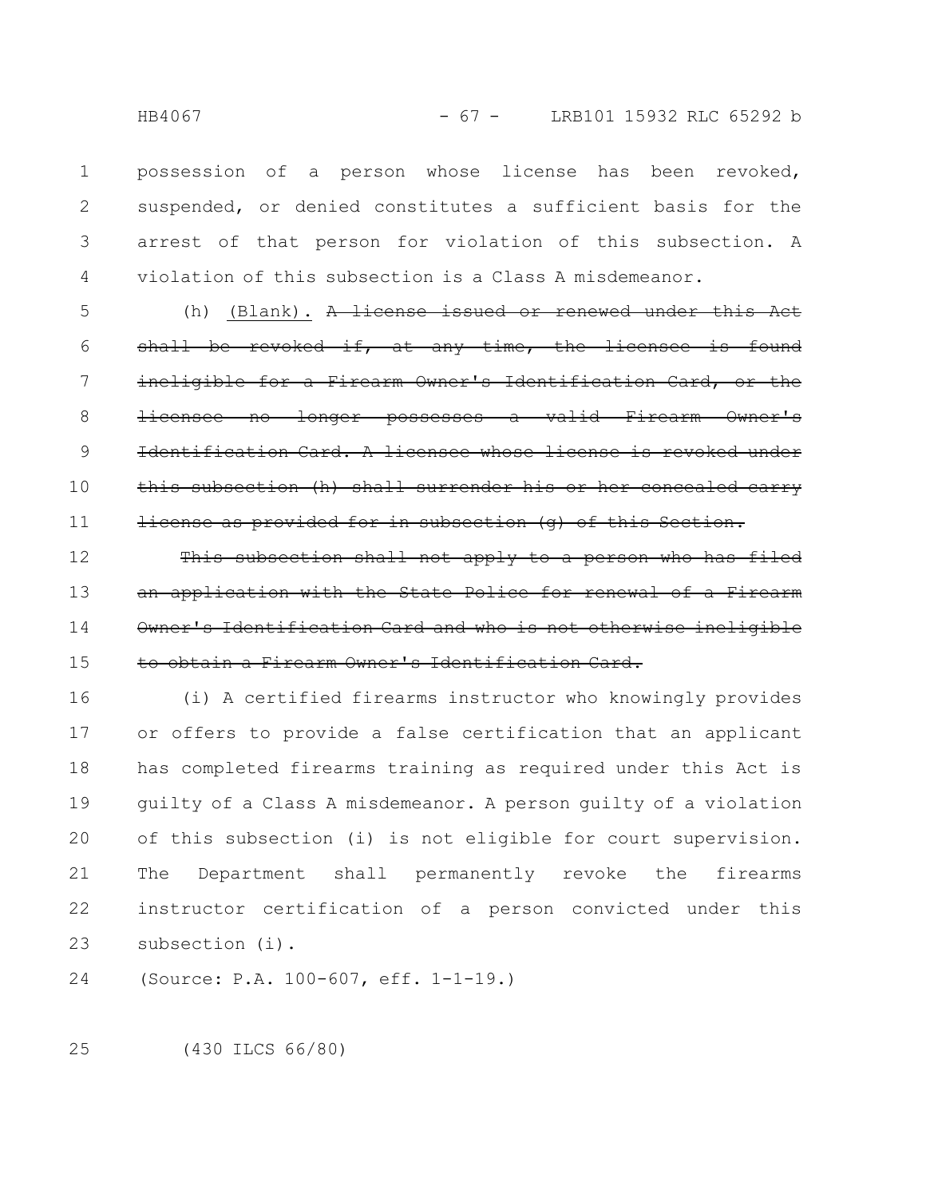possession of a person whose license has been revoked, suspended, or denied constitutes a sufficient basis for the arrest of that person for violation of this subsection. A violation of this subsection is a Class A misdemeanor.

(h) (Blank). ~~A license issued or renewed under this Act shall be revoked if, at any time, the licensee is found ineligible for a Firearm Owner's Identification Card, or the licensee no longer possesses a valid Firearm Owner's Identification Card. A licensee whose license is revoked under this subsection (h) shall surrender his or her concealed carry license as provided for in subsection (g) of this Section.~~

~~This subsection shall not apply to a person who has filed an application with the State Police for renewal of a Firearm Owner's Identification Card and who is not otherwise ineligible to obtain a Firearm Owner's Identification Card.~~

(i) A certified firearms instructor who knowingly provides or offers to provide a false certification that an applicant has completed firearms training as required under this Act is guilty of a Class A misdemeanor. A person guilty of a violation of this subsection (i) is not eligible for court supervision. The Department shall permanently revoke the firearms instructor certification of a person convicted under this subsection (i).

(Source: P.A. 100-607, eff. 1-1-19.)

(430 ILCS 66/80)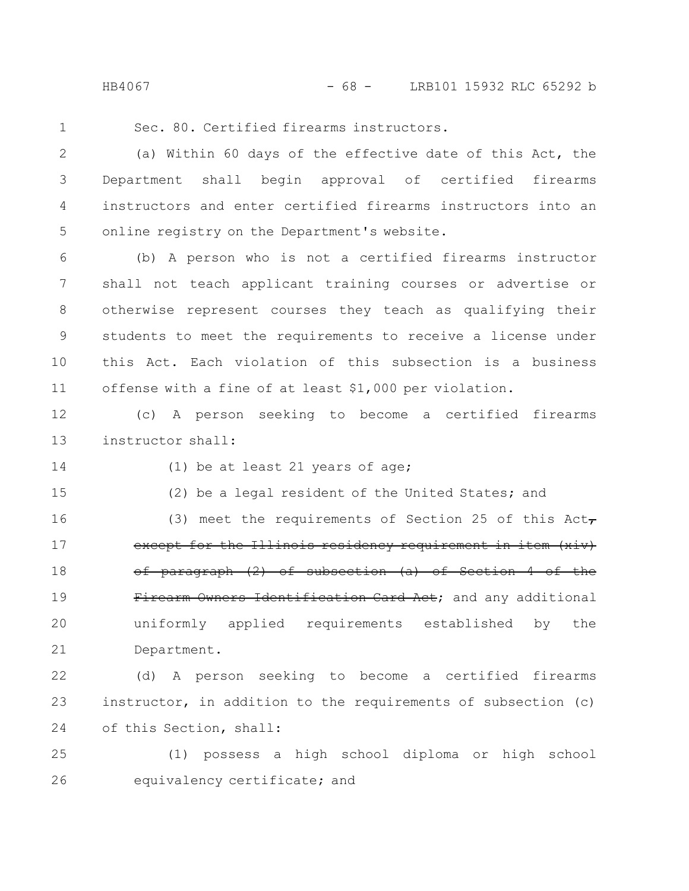Sec. 80. Certified firearms instructors.

(a) Within 60 days of the effective date of this Act, the Department shall begin approval of certified firearms instructors and enter certified firearms instructors into an online registry on the Department's website.

(b) A person who is not a certified firearms instructor shall not teach applicant training courses or advertise or otherwise represent courses they teach as qualifying their students to meet the requirements to receive a license under this Act. Each violation of this subsection is a business offense with a fine of at least $1,000 per violation.

(c) A person seeking to become a certified firearms instructor shall:

(1) be at least 21 years of age;

(2) be a legal resident of the United States; and

(3) meet the requirements of Section 25 of this Act~~, except for the Illinois residency requirement in item (xiv) of paragraph (2) of subsection (a) of Section 4 of the Firearm Owners Identification Card Act~~; and any additional uniformly applied requirements established by the Department.

(d) A person seeking to become a certified firearms instructor, in addition to the requirements of subsection (c) of this Section, shall:

(1) possess a high school diploma or high school equivalency certificate; and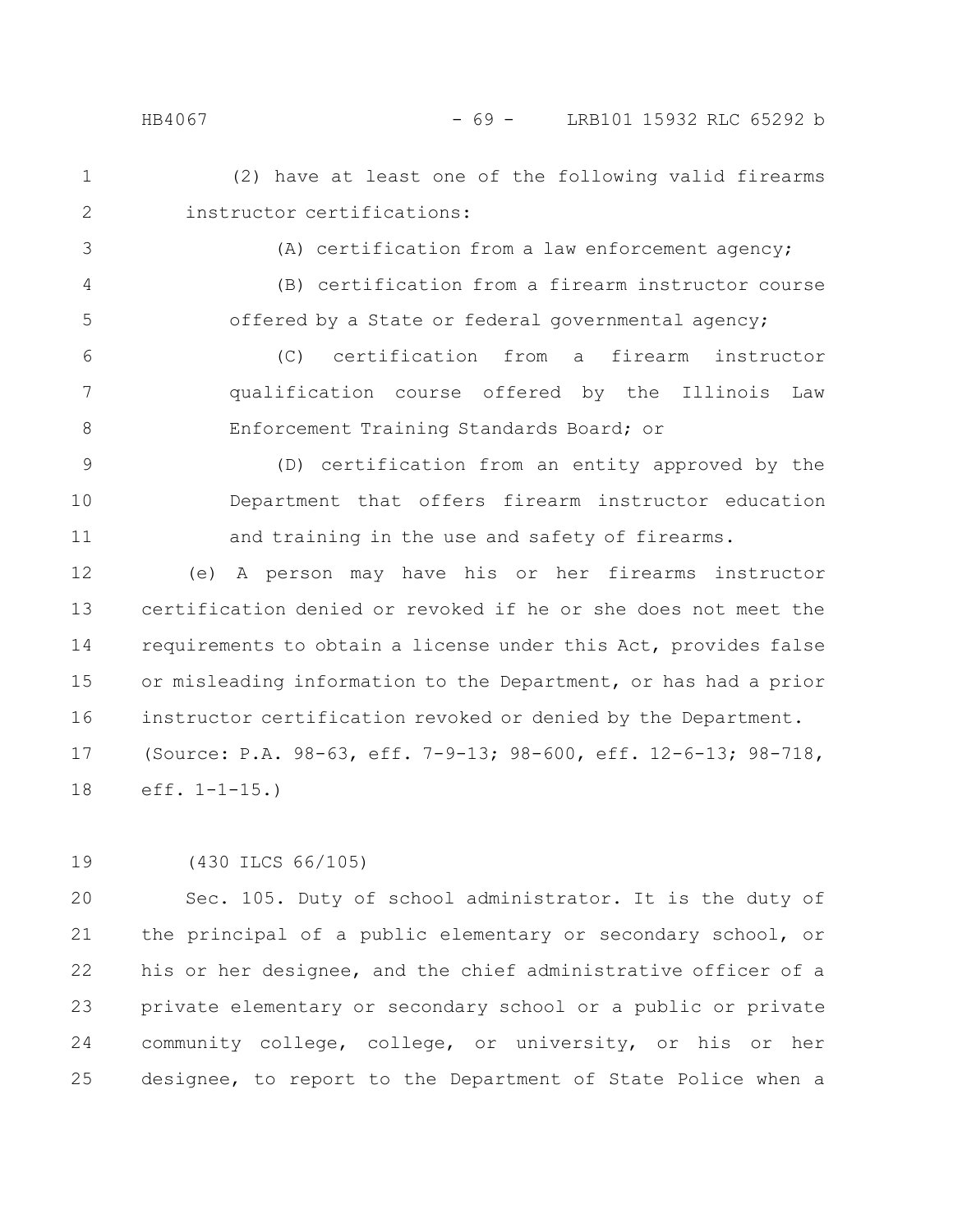(2) have at least one of the following valid firearms instructor certifications:

(A) certification from a law enforcement agency;

(B) certification from a firearm instructor course offered by a State or federal governmental agency;

(C) certification from a firearm instructor qualification course offered by the Illinois Law Enforcement Training Standards Board; or

(D) certification from an entity approved by the Department that offers firearm instructor education and training in the use and safety of firearms.

(e) A person may have his or her firearms instructor certification denied or revoked if he or she does not meet the requirements to obtain a license under this Act, provides false or misleading information to the Department, or has had a prior instructor certification revoked or denied by the Department.

(Source: P.A. 98-63, eff. 7-9-13; 98-600, eff. 12-6-13; 98-718, eff. 1-1-15.)

(430 ILCS 66/105)

Sec. 105. Duty of school administrator. It is the duty of the principal of a public elementary or secondary school, or his or her designee, and the chief administrative officer of a private elementary or secondary school or a public or private community college, college, or university, or his or her designee, to report to the Department of State Police when a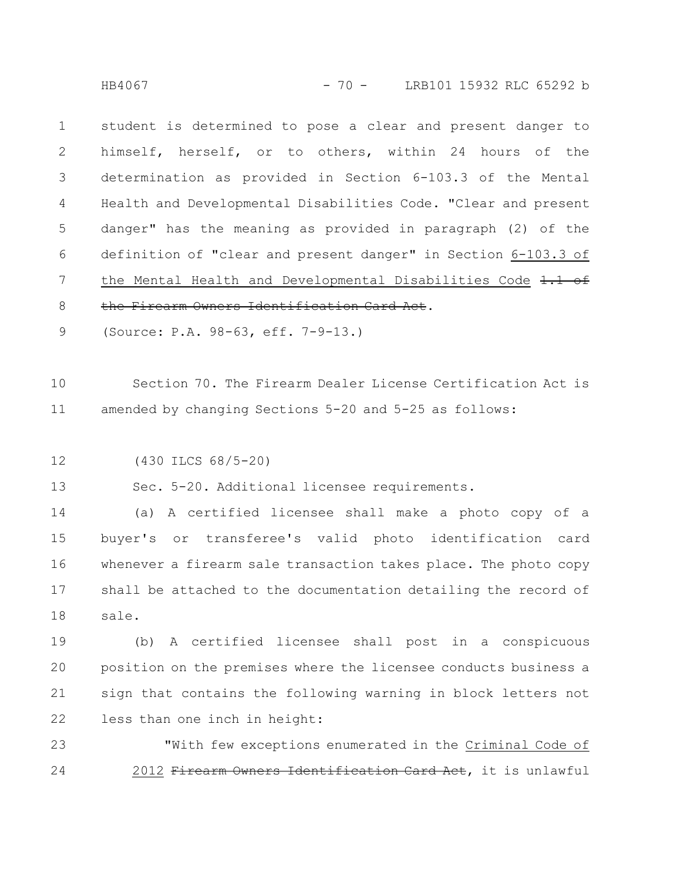student is determined to pose a clear and present danger to himself, herself, or to others, within 24 hours of the determination as provided in Section 6-103.3 of the Mental Health and Developmental Disabilities Code. "Clear and present danger" has the meaning as provided in paragraph (2) of the definition of "clear and present danger" in Section 6-103.3 of the Mental Health and Developmental Disabilities Code ~~1.1 of the Firearm Owners Identification Card Act~~.

(Source: P.A. 98-63, eff. 7-9-13.)

Section 70. The Firearm Dealer License Certification Act is amended by changing Sections 5-20 and 5-25 as follows:

(430 ILCS 68/5-20)

Sec. 5-20. Additional licensee requirements.

(a) A certified licensee shall make a photo copy of a buyer's or transferee's valid photo identification card whenever a firearm sale transaction takes place. The photo copy shall be attached to the documentation detailing the record of sale.

(b) A certified licensee shall post in a conspicuous position on the premises where the licensee conducts business a sign that contains the following warning in block letters not less than one inch in height:

"With few exceptions enumerated in the Criminal Code of 2012 ~~Firearm Owners Identification Card Act~~, it is unlawful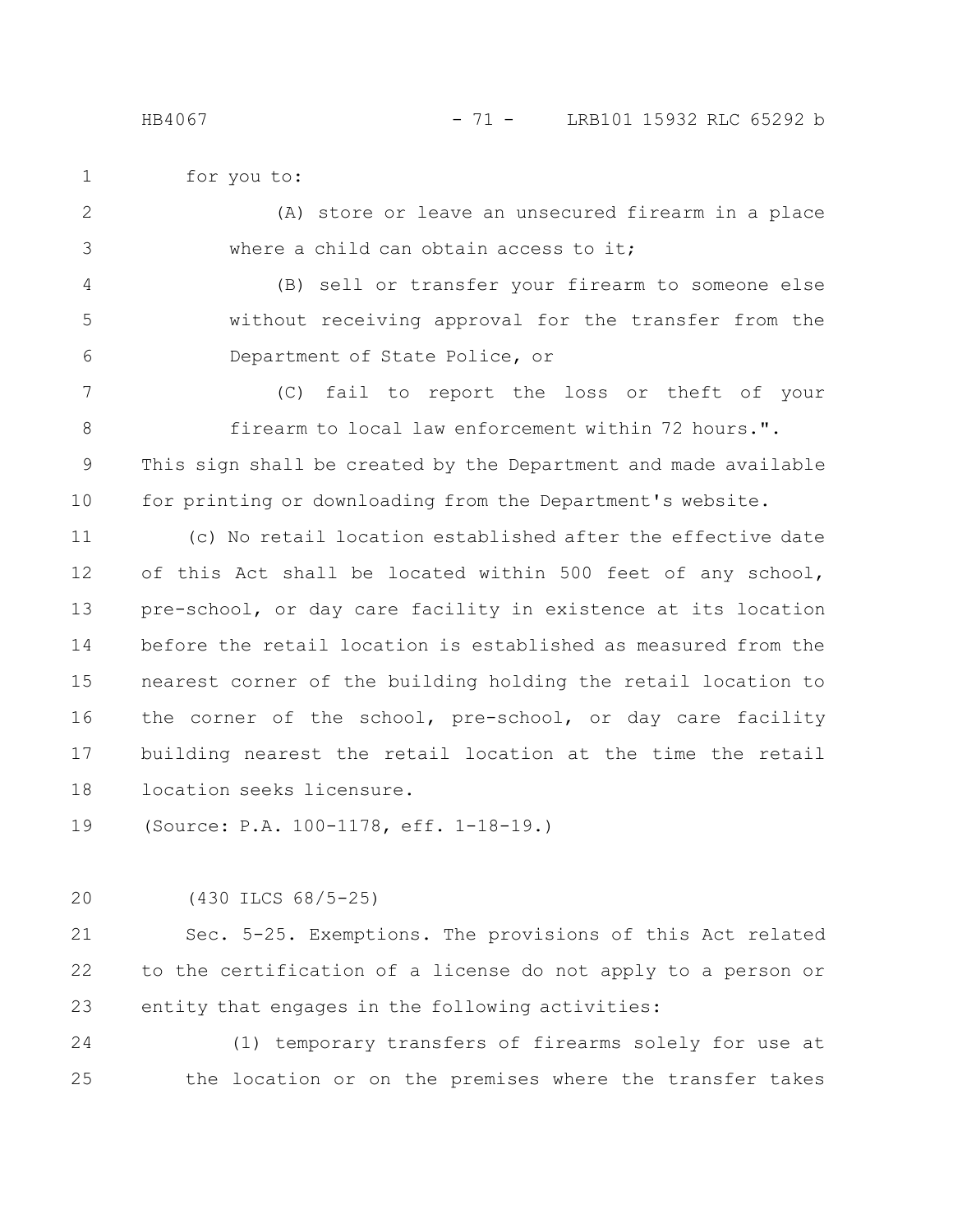for you to:

(A) store or leave an unsecured firearm in a place where a child can obtain access to it;

(B) sell or transfer your firearm to someone else without receiving approval for the transfer from the Department of State Police, or

(C) fail to report the loss or theft of your firearm to local law enforcement within 72 hours.".

This sign shall be created by the Department and made available for printing or downloading from the Department's website.

(c) No retail location established after the effective date of this Act shall be located within 500 feet of any school, pre-school, or day care facility in existence at its location before the retail location is established as measured from the nearest corner of the building holding the retail location to the corner of the school, pre-school, or day care facility building nearest the retail location at the time the retail location seeks licensure.

(Source: P.A. 100-1178, eff. 1-18-19.)

(430 ILCS 68/5-25)

Sec. 5-25. Exemptions. The provisions of this Act related to the certification of a license do not apply to a person or entity that engages in the following activities:

(1) temporary transfers of firearms solely for use at the location or on the premises where the transfer takes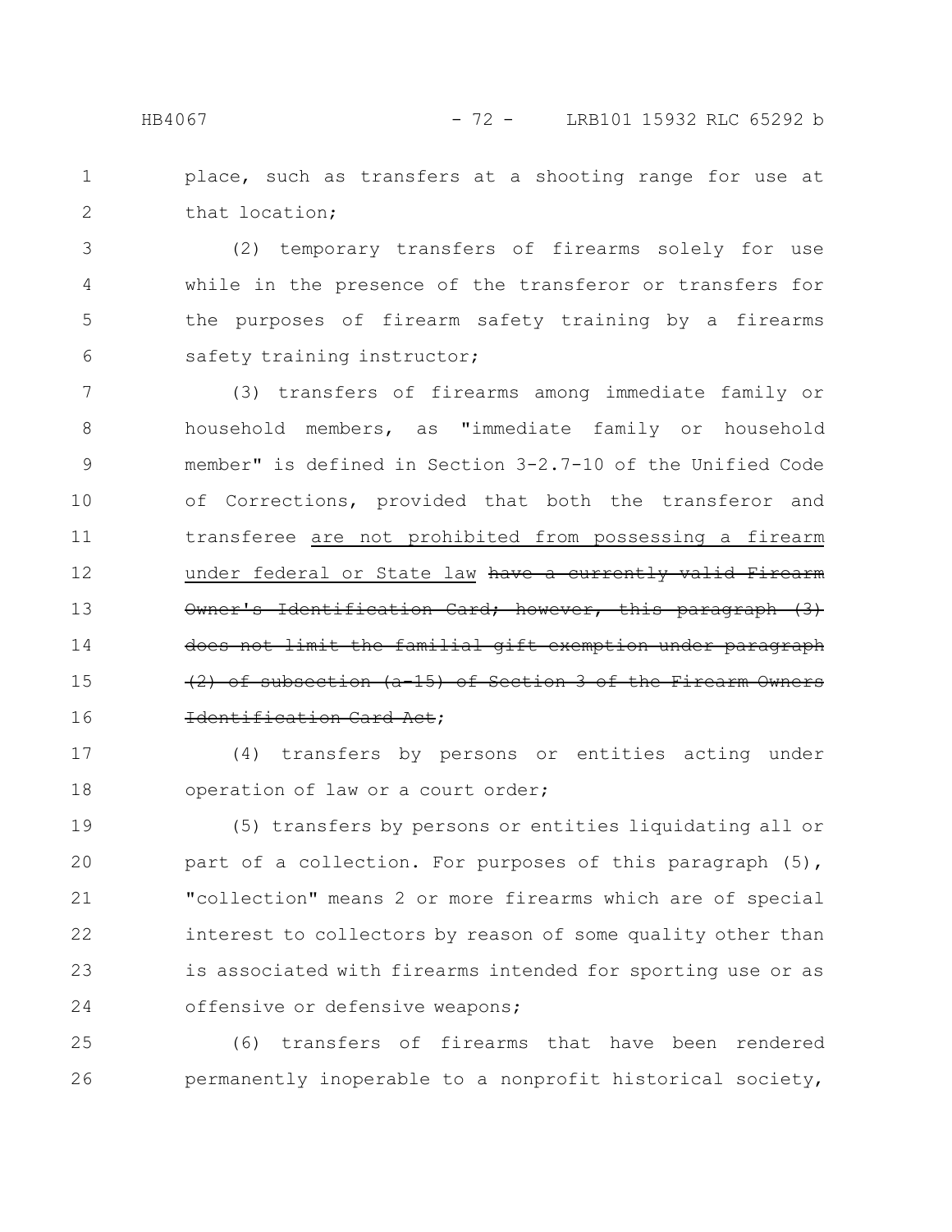place, such as transfers at a shooting range for use at that location;

(2) temporary transfers of firearms solely for use while in the presence of the transferor or transfers for the purposes of firearm safety training by a firearms safety training instructor;

(3) transfers of firearms among immediate family or household members, as "immediate family or household member" is defined in Section 3-2.7-10 of the Unified Code of Corrections, provided that both the transferor and transferee <u>are not prohibited from possessing a firearm under federal or State law</u> ~~have a currently valid Firearm Owner's Identification Card; however, this paragraph (3) does not limit the familial gift exemption under paragraph (2) of subsection (a-15) of Section 3 of the Firearm Owners Identification Card Act~~;

(4) transfers by persons or entities acting under operation of law or a court order;

(5) transfers by persons or entities liquidating all or part of a collection. For purposes of this paragraph (5), "collection" means 2 or more firearms which are of special interest to collectors by reason of some quality other than is associated with firearms intended for sporting use or as offensive or defensive weapons;

(6) transfers of firearms that have been rendered permanently inoperable to a nonprofit historical society,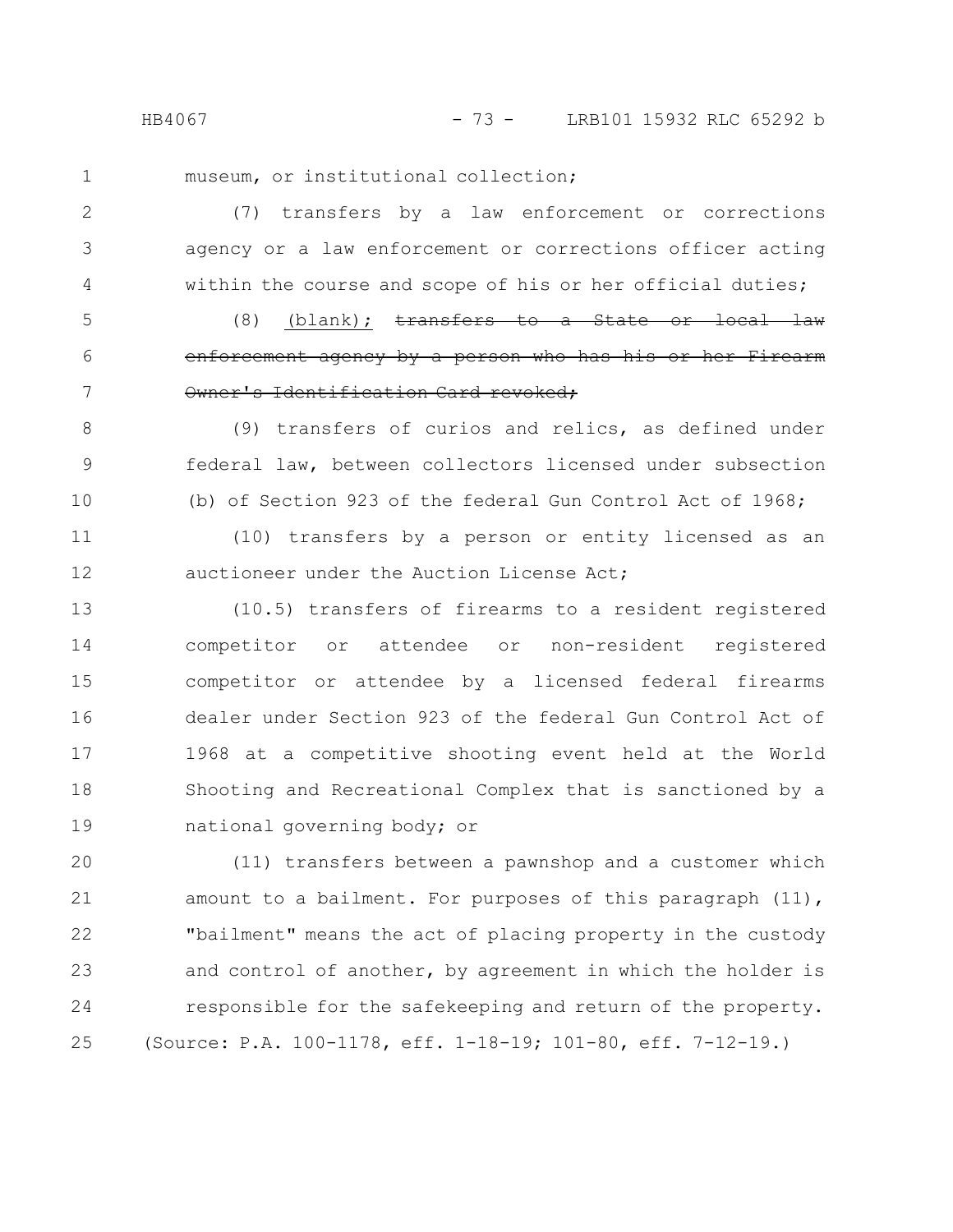museum, or institutional collection;

(7) transfers by a law enforcement or corrections agency or a law enforcement or corrections officer acting within the course and scope of his or her official duties;

(8) <u>(blank);</u> ~~transfers to a State or local law enforcement agency by a person who has his or her Firearm Owner's Identification Card revoked;~~

(9) transfers of curios and relics, as defined under federal law, between collectors licensed under subsection (b) of Section 923 of the federal Gun Control Act of 1968;

(10) transfers by a person or entity licensed as an auctioneer under the Auction License Act;

(10.5) transfers of firearms to a resident registered competitor or attendee or non-resident registered competitor or attendee by a licensed federal firearms dealer under Section 923 of the federal Gun Control Act of 1968 at a competitive shooting event held at the World Shooting and Recreational Complex that is sanctioned by a national governing body; or

(11) transfers between a pawnshop and a customer which amount to a bailment. For purposes of this paragraph (11), "bailment" means the act of placing property in the custody and control of another, by agreement in which the holder is responsible for the safekeeping and return of the property.

(Source: P.A. 100-1178, eff. 1-18-19; 101-80, eff. 7-12-19.)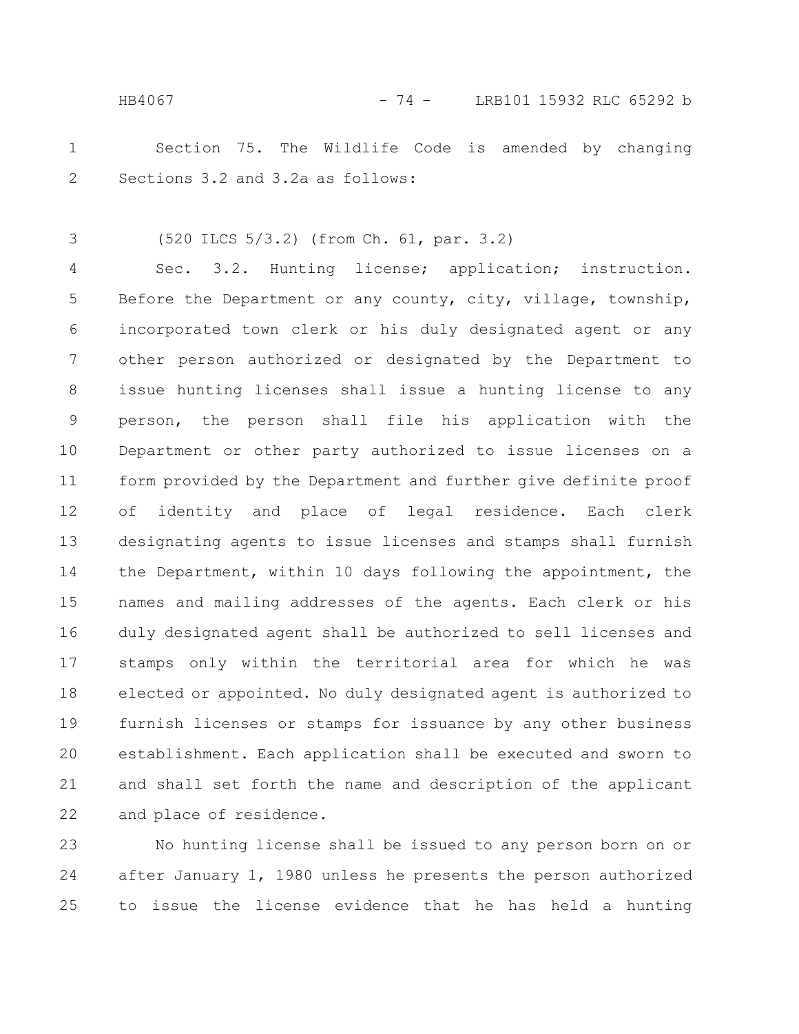Section 75. The Wildlife Code is amended by changing Sections 3.2 and 3.2a as follows:

(520 ILCS 5/3.2) (from Ch. 61, par. 3.2)

Sec. 3.2. Hunting license; application; instruction. Before the Department or any county, city, village, township, incorporated town clerk or his duly designated agent or any other person authorized or designated by the Department to issue hunting licenses shall issue a hunting license to any person, the person shall file his application with the Department or other party authorized to issue licenses on a form provided by the Department and further give definite proof of identity and place of legal residence. Each clerk designating agents to issue licenses and stamps shall furnish the Department, within 10 days following the appointment, the names and mailing addresses of the agents. Each clerk or his duly designated agent shall be authorized to sell licenses and stamps only within the territorial area for which he was elected or appointed. No duly designated agent is authorized to furnish licenses or stamps for issuance by any other business establishment. Each application shall be executed and sworn to and shall set forth the name and description of the applicant and place of residence.

No hunting license shall be issued to any person born on or after January 1, 1980 unless he presents the person authorized to issue the license evidence that he has held a hunting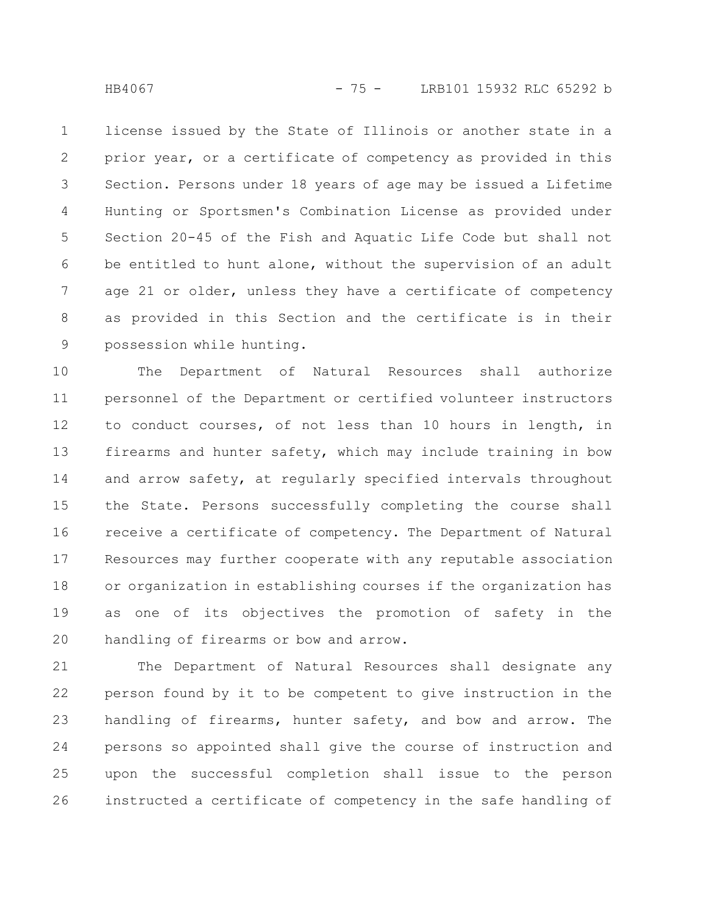license issued by the State of Illinois or another state in a prior year, or a certificate of competency as provided in this Section. Persons under 18 years of age may be issued a Lifetime Hunting or Sportsmen's Combination License as provided under Section 20-45 of the Fish and Aquatic Life Code but shall not be entitled to hunt alone, without the supervision of an adult age 21 or older, unless they have a certificate of competency as provided in this Section and the certificate is in their possession while hunting.

The Department of Natural Resources shall authorize personnel of the Department or certified volunteer instructors to conduct courses, of not less than 10 hours in length, in firearms and hunter safety, which may include training in bow and arrow safety, at regularly specified intervals throughout the State. Persons successfully completing the course shall receive a certificate of competency. The Department of Natural Resources may further cooperate with any reputable association or organization in establishing courses if the organization has as one of its objectives the promotion of safety in the handling of firearms or bow and arrow.

The Department of Natural Resources shall designate any person found by it to be competent to give instruction in the handling of firearms, hunter safety, and bow and arrow. The persons so appointed shall give the course of instruction and upon the successful completion shall issue to the person instructed a certificate of competency in the safe handling of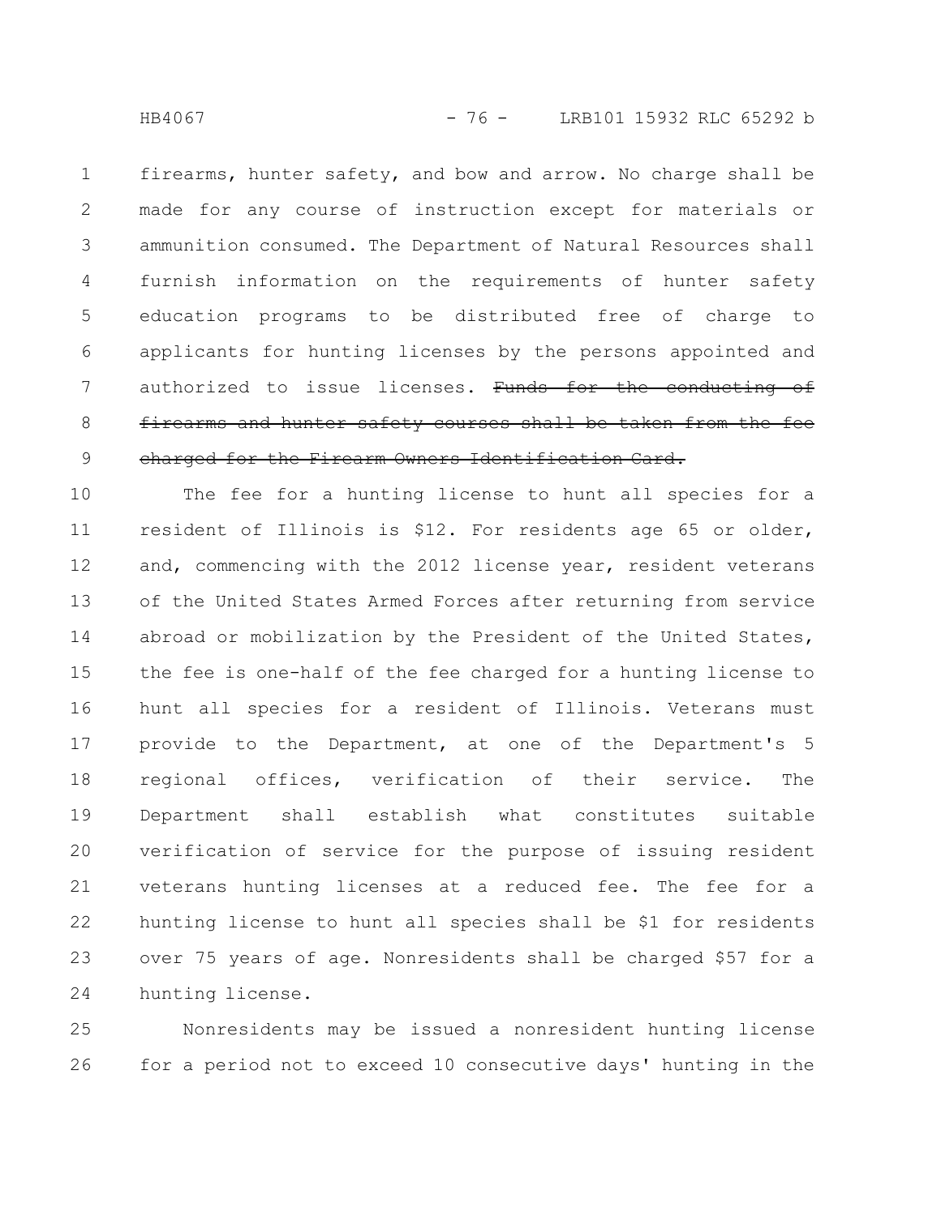firearms, hunter safety, and bow and arrow. No charge shall be made for any course of instruction except for materials or ammunition consumed. The Department of Natural Resources shall furnish information on the requirements of hunter safety education programs to be distributed free of charge to applicants for hunting licenses by the persons appointed and authorized to issue licenses. ~~Funds for the conducting of firearms and hunter safety courses shall be taken from the fee charged for the Firearm Owners Identification Card.~~

The fee for a hunting license to hunt all species for a resident of Illinois is $12. For residents age 65 or older, and, commencing with the 2012 license year, resident veterans of the United States Armed Forces after returning from service abroad or mobilization by the President of the United States, the fee is one-half of the fee charged for a hunting license to hunt all species for a resident of Illinois. Veterans must provide to the Department, at one of the Department's 5 regional offices, verification of their service. The Department shall establish what constitutes suitable verification of service for the purpose of issuing resident veterans hunting licenses at a reduced fee. The fee for a hunting license to hunt all species shall be $1 for residents over 75 years of age. Nonresidents shall be charged $57 for a hunting license.

Nonresidents may be issued a nonresident hunting license for a period not to exceed 10 consecutive days' hunting in the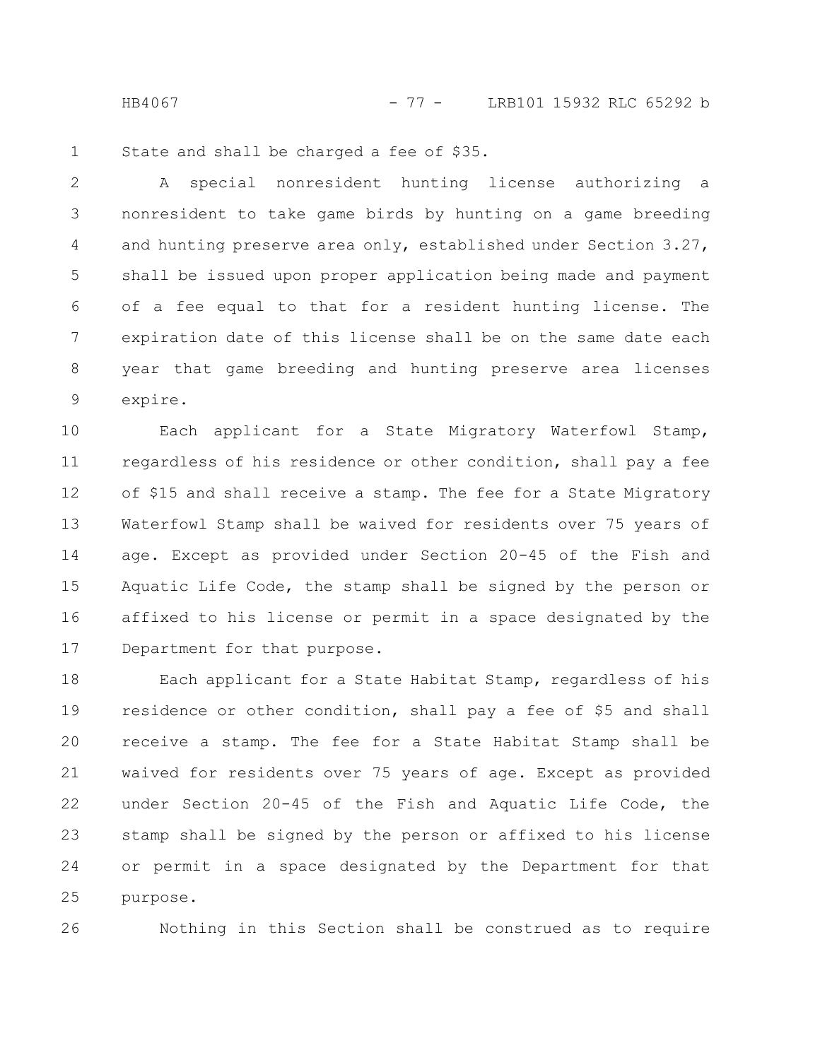State and shall be charged a fee of $35.

A special nonresident hunting license authorizing a nonresident to take game birds by hunting on a game breeding and hunting preserve area only, established under Section 3.27, shall be issued upon proper application being made and payment of a fee equal to that for a resident hunting license. The expiration date of this license shall be on the same date each year that game breeding and hunting preserve area licenses expire.

Each applicant for a State Migratory Waterfowl Stamp, regardless of his residence or other condition, shall pay a fee of $15 and shall receive a stamp. The fee for a State Migratory Waterfowl Stamp shall be waived for residents over 75 years of age. Except as provided under Section 20-45 of the Fish and Aquatic Life Code, the stamp shall be signed by the person or affixed to his license or permit in a space designated by the Department for that purpose.

Each applicant for a State Habitat Stamp, regardless of his residence or other condition, shall pay a fee of $5 and shall receive a stamp. The fee for a State Habitat Stamp shall be waived for residents over 75 years of age. Except as provided under Section 20-45 of the Fish and Aquatic Life Code, the stamp shall be signed by the person or affixed to his license or permit in a space designated by the Department for that purpose.

Nothing in this Section shall be construed as to require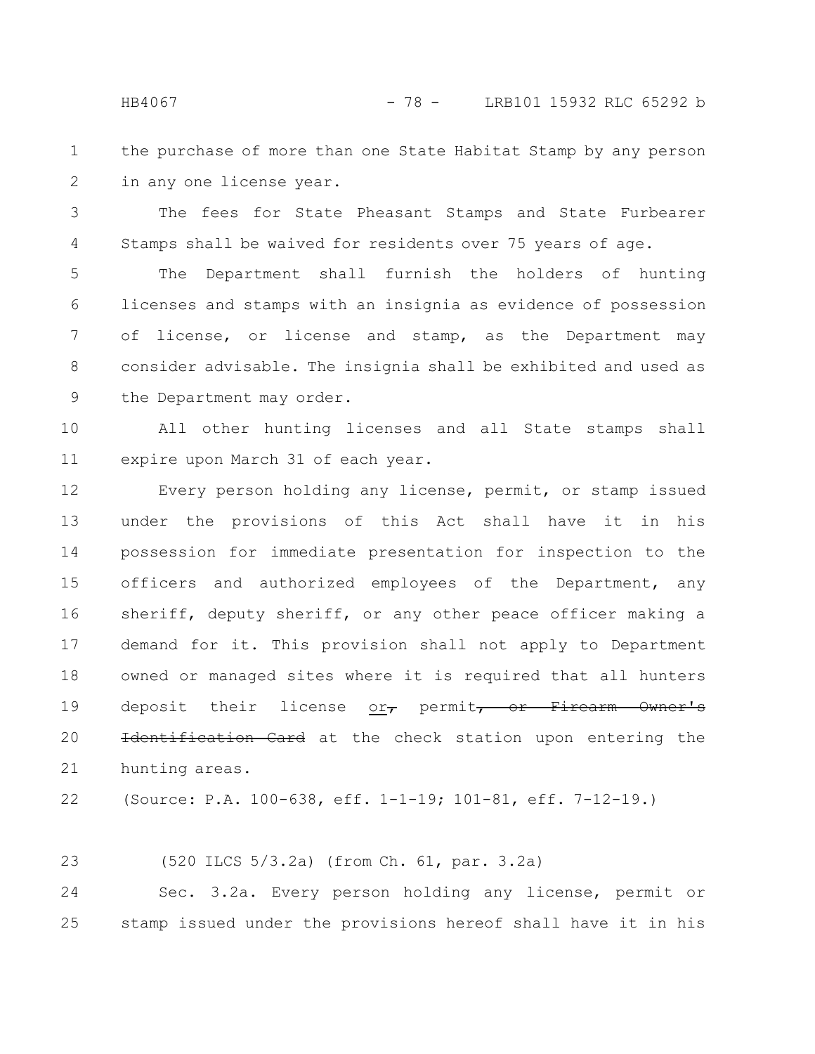the purchase of more than one State Habitat Stamp by any person in any one license year.

The fees for State Pheasant Stamps and State Furbearer Stamps shall be waived for residents over 75 years of age.

The Department shall furnish the holders of hunting licenses and stamps with an insignia as evidence of possession of license, or license and stamp, as the Department may consider advisable. The insignia shall be exhibited and used as the Department may order.

All other hunting licenses and all State stamps shall expire upon March 31 of each year.

Every person holding any license, permit, or stamp issued under the provisions of this Act shall have it in his possession for immediate presentation for inspection to the officers and authorized employees of the Department, any sheriff, deputy sheriff, or any other peace officer making a demand for it. This provision shall not apply to Department owned or managed sites where it is required that all hunters deposit their license <u>or</u>~~,~~ permit~~, or Firearm Owner's Identification Card~~ at the check station upon entering the hunting areas.

(Source: P.A. 100-638, eff. 1-1-19; 101-81, eff. 7-12-19.)

(520 ILCS 5/3.2a) (from Ch. 61, par. 3.2a)

Sec. 3.2a. Every person holding any license, permit or stamp issued under the provisions hereof shall have it in his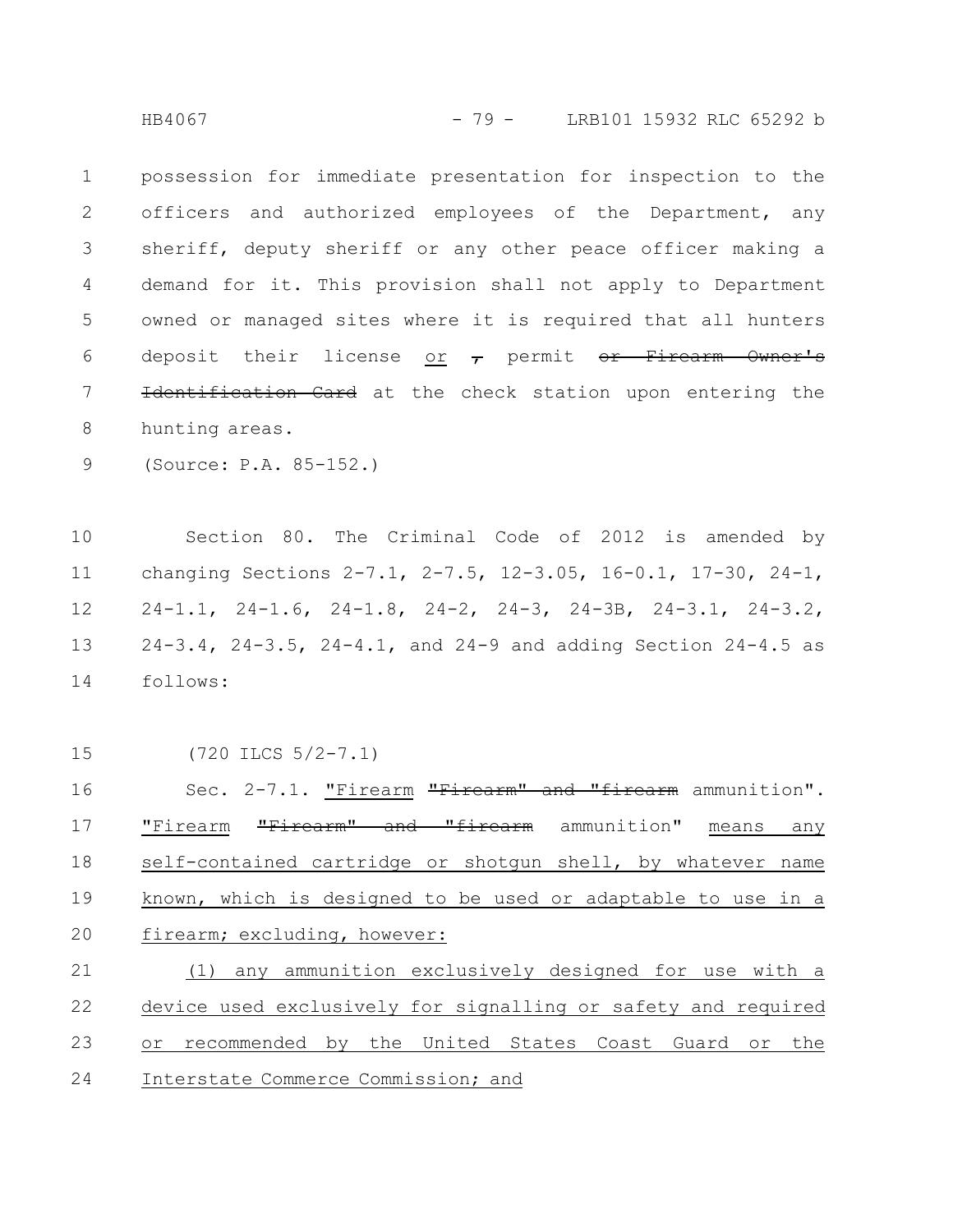possession for immediate presentation for inspection to the officers and authorized employees of the Department, any sheriff, deputy sheriff or any other peace officer making a demand for it. This provision shall not apply to Department owned or managed sites where it is required that all hunters deposit their license or ~~,~~ permit ~~or Firearm Owner's Identification Card~~ at the check station upon entering the hunting areas.

(Source: P.A. 85-152.)

Section 80. The Criminal Code of 2012 is amended by changing Sections 2-7.1, 2-7.5, 12-3.05, 16-0.1, 17-30, 24-1, 24-1.1, 24-1.6, 24-1.8, 24-2, 24-3, 24-3B, 24-3.1, 24-3.2, 24-3.4, 24-3.5, 24-4.1, and 24-9 and adding Section 24-4.5 as follows:

(720 ILCS 5/2-7.1)

Sec. 2-7.1. "Firearm ~~"Firearm" and "firearm~~ ammunition". "Firearm ~~"Firearm" and "firearm~~ ammunition" means any self-contained cartridge or shotgun shell, by whatever name known, which is designed to be used or adaptable to use in a firearm; excluding, however:

(1) any ammunition exclusively designed for use with a device used exclusively for signalling or safety and required or recommended by the United States Coast Guard or the Interstate Commerce Commission; and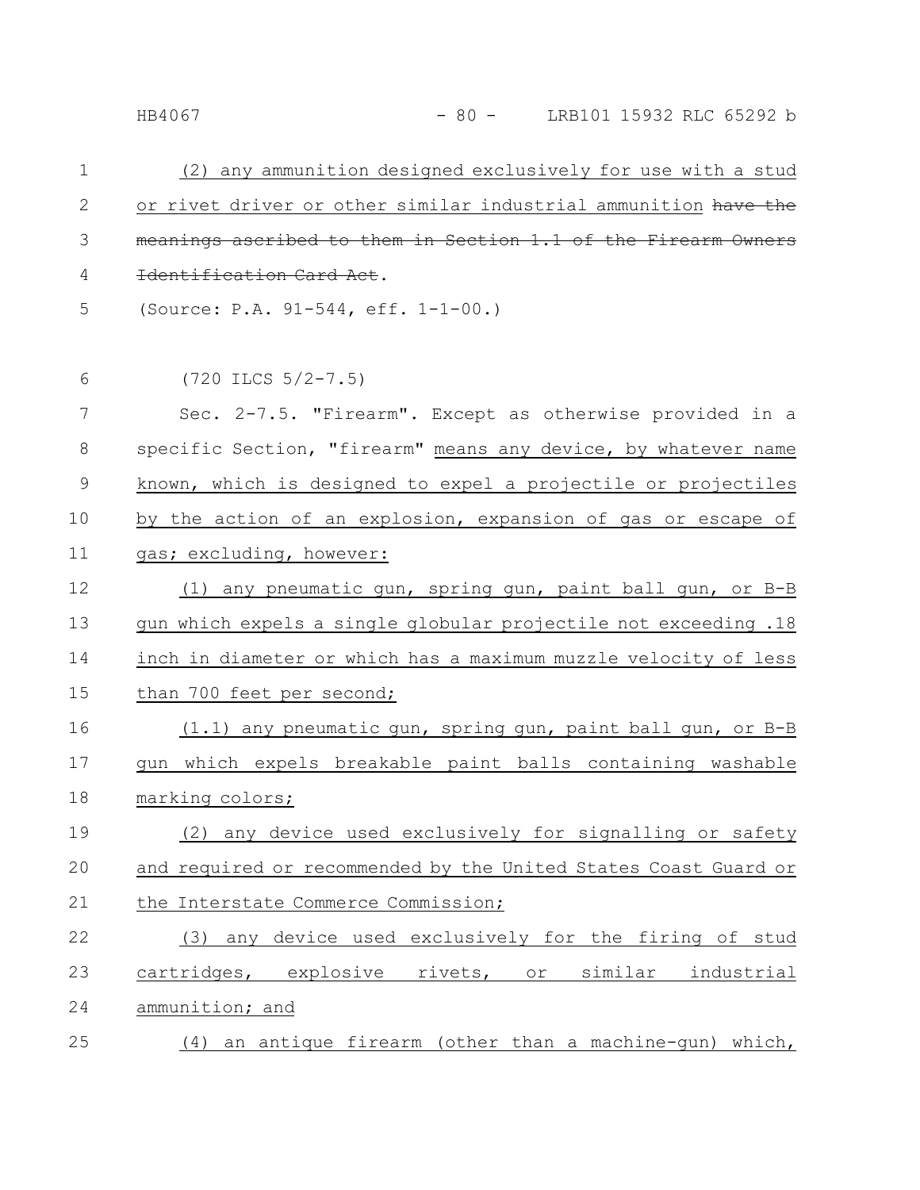(2) any ammunition designed exclusively for use with a stud or rivet driver or other similar industrial ammunition ~~have the meanings ascribed to them in Section 1.1 of the Firearm Owners Identification Card Act~~.

(Source: P.A. 91-544, eff. 1-1-00.)

(720 ILCS 5/2-7.5)

Sec. 2-7.5. "Firearm". Except as otherwise provided in a specific Section, "firearm" means any device, by whatever name known, which is designed to expel a projectile or projectiles by the action of an explosion, expansion of gas or escape of gas; excluding, however:

(1) any pneumatic gun, spring gun, paint ball gun, or B-B gun which expels a single globular projectile not exceeding .18 inch in diameter or which has a maximum muzzle velocity of less than 700 feet per second;

(1.1) any pneumatic gun, spring gun, paint ball gun, or B-B gun which expels breakable paint balls containing washable marking colors;

(2) any device used exclusively for signalling or safety and required or recommended by the United States Coast Guard or the Interstate Commerce Commission;

(3) any device used exclusively for the firing of stud cartridges, explosive rivets, or similar industrial ammunition; and

(4) an antique firearm (other than a machine-gun) which,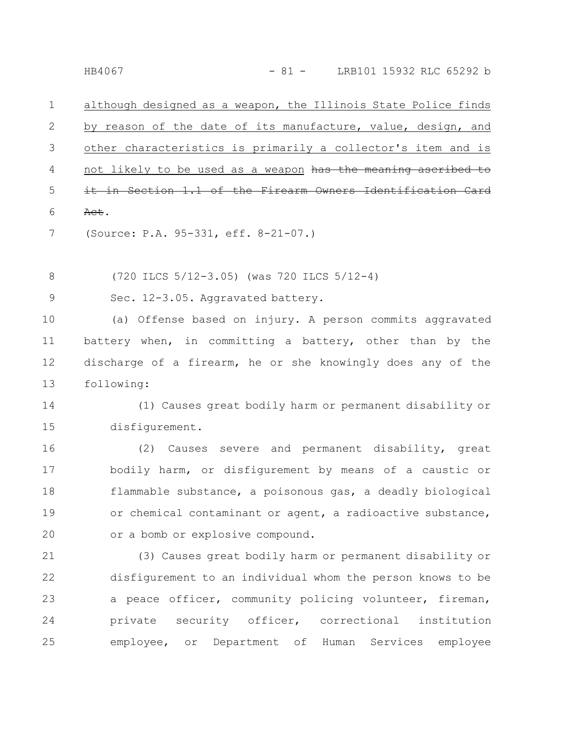although designed as a weapon, the Illinois State Police finds by reason of the date of its manufacture, value, design, and other characteristics is primarily a collector's item and is not likely to be used as a weapon ~~has the meaning ascribed to it in Section 1.1 of the Firearm Owners Identification Card Act~~.

(Source: P.A. 95-331, eff. 8-21-07.)

(720 ILCS 5/12-3.05) (was 720 ILCS 5/12-4)

Sec. 12-3.05. Aggravated battery.

(a) Offense based on injury. A person commits aggravated battery when, in committing a battery, other than by the discharge of a firearm, he or she knowingly does any of the following:

(1) Causes great bodily harm or permanent disability or disfigurement.

(2) Causes severe and permanent disability, great bodily harm, or disfigurement by means of a caustic or flammable substance, a poisonous gas, a deadly biological or chemical contaminant or agent, a radioactive substance, or a bomb or explosive compound.

(3) Causes great bodily harm or permanent disability or disfigurement to an individual whom the person knows to be a peace officer, community policing volunteer, fireman, private security officer, correctional institution employee, or Department of Human Services employee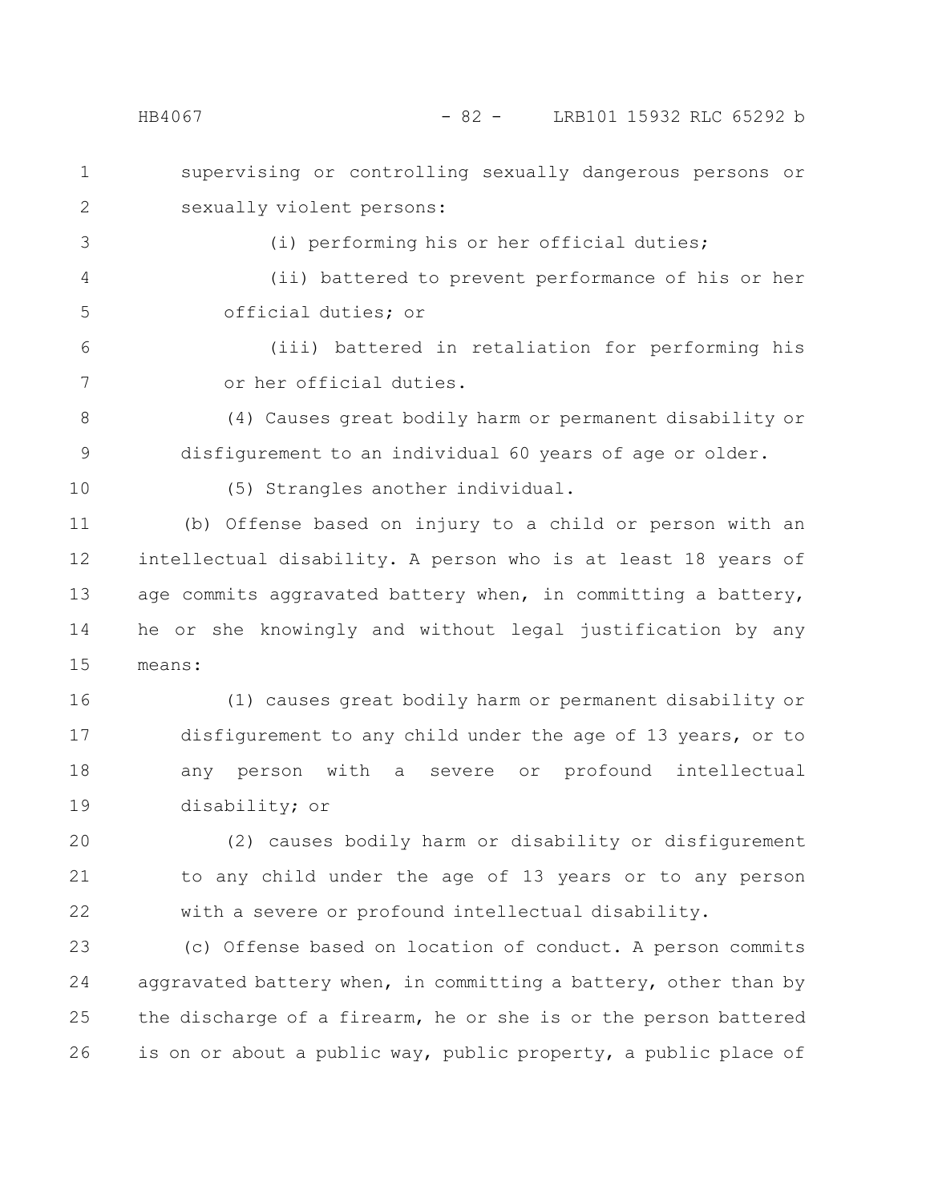supervising or controlling sexually dangerous persons or sexually violent persons:

(i) performing his or her official duties;

(ii) battered to prevent performance of his or her official duties; or

(iii) battered in retaliation for performing his or her official duties.

(4) Causes great bodily harm or permanent disability or disfigurement to an individual 60 years of age or older.

(5) Strangles another individual.

(b) Offense based on injury to a child or person with an intellectual disability. A person who is at least 18 years of age commits aggravated battery when, in committing a battery, he or she knowingly and without legal justification by any means:

(1) causes great bodily harm or permanent disability or disfigurement to any child under the age of 13 years, or to any person with a severe or profound intellectual disability; or

(2) causes bodily harm or disability or disfigurement to any child under the age of 13 years or to any person with a severe or profound intellectual disability.

(c) Offense based on location of conduct. A person commits aggravated battery when, in committing a battery, other than by the discharge of a firearm, he or she is or the person battered is on or about a public way, public property, a public place of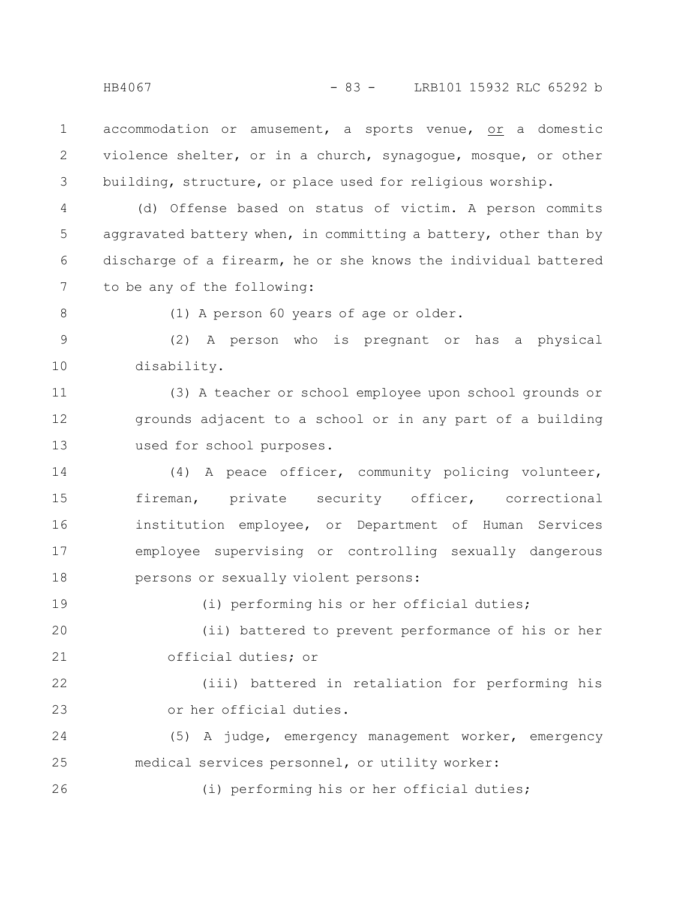accommodation or amusement, a sports venue, or a domestic violence shelter, or in a church, synagogue, mosque, or other building, structure, or place used for religious worship.

(d) Offense based on status of victim. A person commits aggravated battery when, in committing a battery, other than by discharge of a firearm, he or she knows the individual battered to be any of the following:

(1) A person 60 years of age or older.

(2) A person who is pregnant or has a physical disability.

(3) A teacher or school employee upon school grounds or grounds adjacent to a school or in any part of a building used for school purposes.

(4) A peace officer, community policing volunteer, fireman, private security officer, correctional institution employee, or Department of Human Services employee supervising or controlling sexually dangerous persons or sexually violent persons:

(i) performing his or her official duties;

(ii) battered to prevent performance of his or her official duties; or

(iii) battered in retaliation for performing his or her official duties.

(5) A judge, emergency management worker, emergency medical services personnel, or utility worker:

(i) performing his or her official duties;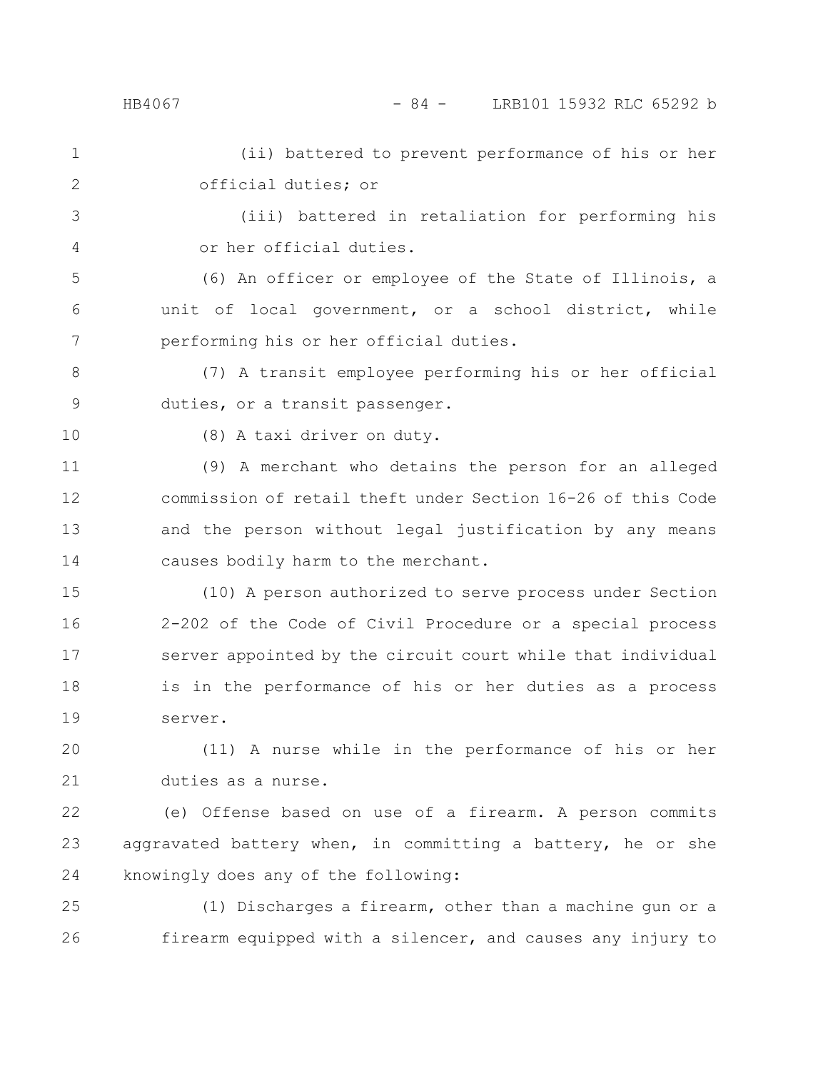(ii) battered to prevent performance of his or her official duties; or

(iii) battered in retaliation for performing his or her official duties.

(6) An officer or employee of the State of Illinois, a unit of local government, or a school district, while performing his or her official duties.

(7) A transit employee performing his or her official duties, or a transit passenger.

(8) A taxi driver on duty.

(9) A merchant who detains the person for an alleged commission of retail theft under Section 16-26 of this Code and the person without legal justification by any means causes bodily harm to the merchant.

(10) A person authorized to serve process under Section 2-202 of the Code of Civil Procedure or a special process server appointed by the circuit court while that individual is in the performance of his or her duties as a process server.

(11) A nurse while in the performance of his or her duties as a nurse.

(e) Offense based on use of a firearm. A person commits aggravated battery when, in committing a battery, he or she knowingly does any of the following:

(1) Discharges a firearm, other than a machine gun or a firearm equipped with a silencer, and causes any injury to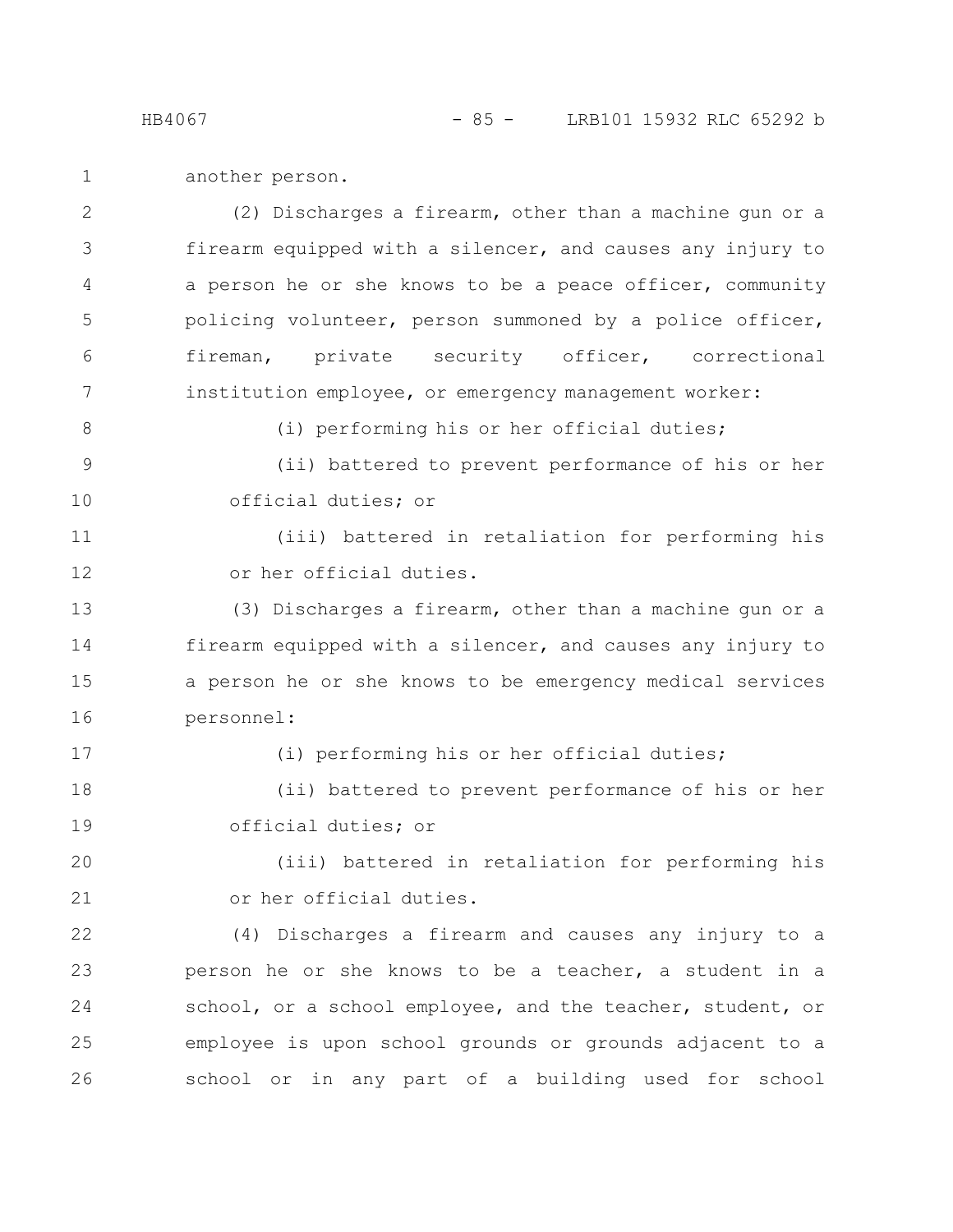another person.

(2) Discharges a firearm, other than a machine gun or a firearm equipped with a silencer, and causes any injury to a person he or she knows to be a peace officer, community policing volunteer, person summoned by a police officer, fireman, private security officer, correctional institution employee, or emergency management worker:

(i) performing his or her official duties;

(ii) battered to prevent performance of his or her official duties; or

(iii) battered in retaliation for performing his or her official duties.

(3) Discharges a firearm, other than a machine gun or a firearm equipped with a silencer, and causes any injury to a person he or she knows to be emergency medical services personnel:

(i) performing his or her official duties;

(ii) battered to prevent performance of his or her official duties; or

(iii) battered in retaliation for performing his or her official duties.

(4) Discharges a firearm and causes any injury to a person he or she knows to be a teacher, a student in a school, or a school employee, and the teacher, student, or employee is upon school grounds or grounds adjacent to a school or in any part of a building used for school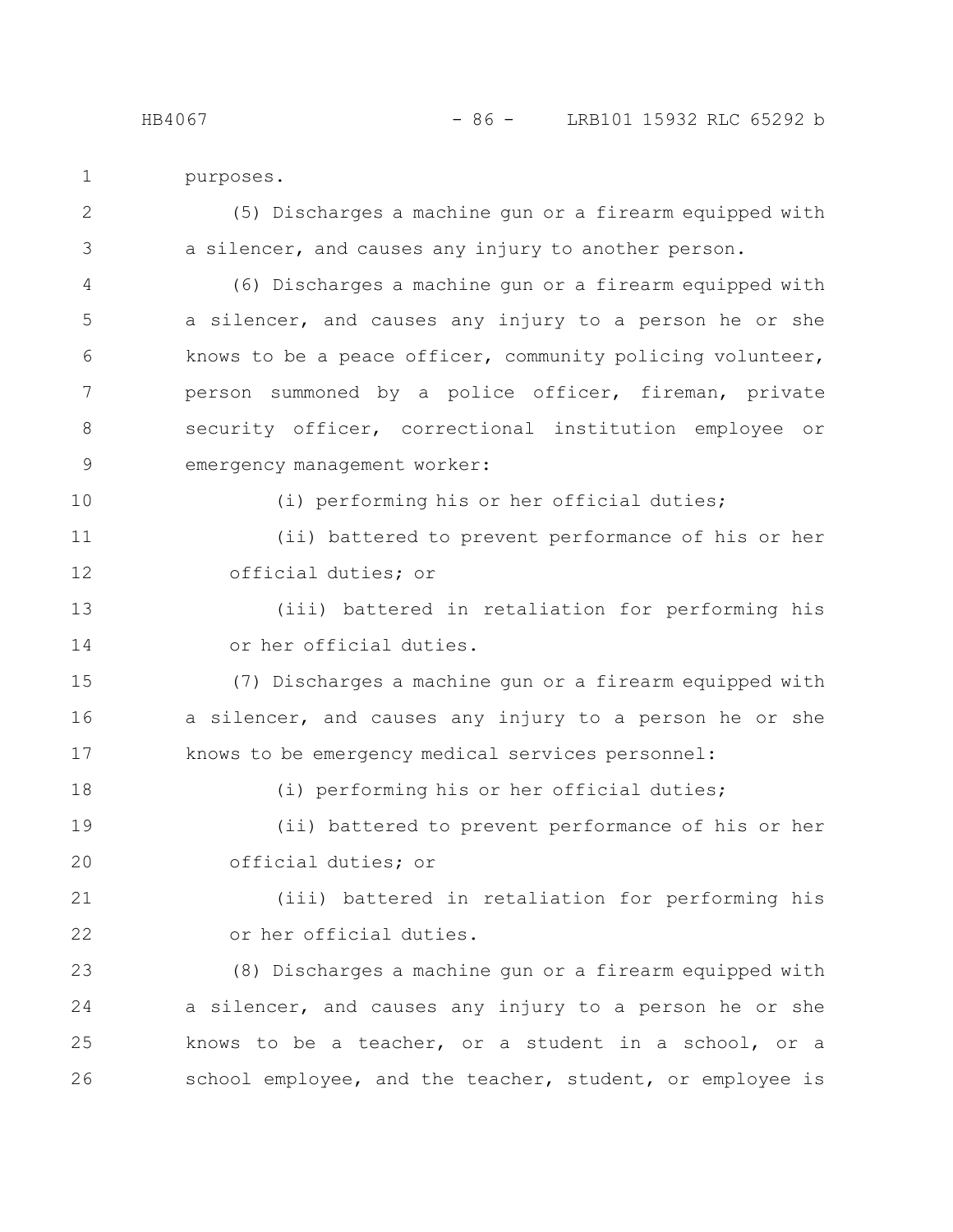purposes.

(5) Discharges a machine gun or a firearm equipped with a silencer, and causes any injury to another person.

(6) Discharges a machine gun or a firearm equipped with a silencer, and causes any injury to a person he or she knows to be a peace officer, community policing volunteer, person summoned by a police officer, fireman, private security officer, correctional institution employee or emergency management worker:

(i) performing his or her official duties;

(ii) battered to prevent performance of his or her official duties; or

(iii) battered in retaliation for performing his or her official duties.

(7) Discharges a machine gun or a firearm equipped with a silencer, and causes any injury to a person he or she knows to be emergency medical services personnel:

(i) performing his or her official duties;

(ii) battered to prevent performance of his or her official duties; or

(iii) battered in retaliation for performing his or her official duties.

(8) Discharges a machine gun or a firearm equipped with a silencer, and causes any injury to a person he or she knows to be a teacher, or a student in a school, or a school employee, and the teacher, student, or employee is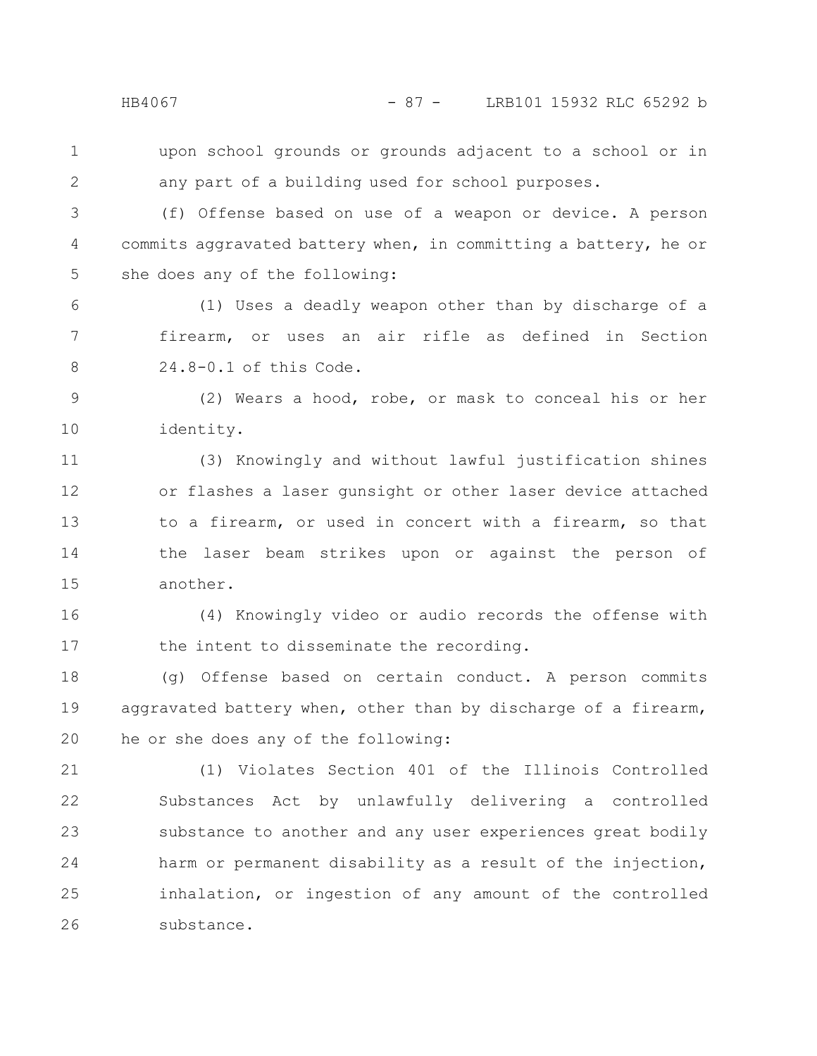upon school grounds or grounds adjacent to a school or in any part of a building used for school purposes.

(f) Offense based on use of a weapon or device. A person commits aggravated battery when, in committing a battery, he or she does any of the following:

(1) Uses a deadly weapon other than by discharge of a firearm, or uses an air rifle as defined in Section 24.8-0.1 of this Code.

(2) Wears a hood, robe, or mask to conceal his or her identity.

(3) Knowingly and without lawful justification shines or flashes a laser gunsight or other laser device attached to a firearm, or used in concert with a firearm, so that the laser beam strikes upon or against the person of another.

(4) Knowingly video or audio records the offense with the intent to disseminate the recording.

(g) Offense based on certain conduct. A person commits aggravated battery when, other than by discharge of a firearm, he or she does any of the following:

(1) Violates Section 401 of the Illinois Controlled Substances Act by unlawfully delivering a controlled substance to another and any user experiences great bodily harm or permanent disability as a result of the injection, inhalation, or ingestion of any amount of the controlled substance.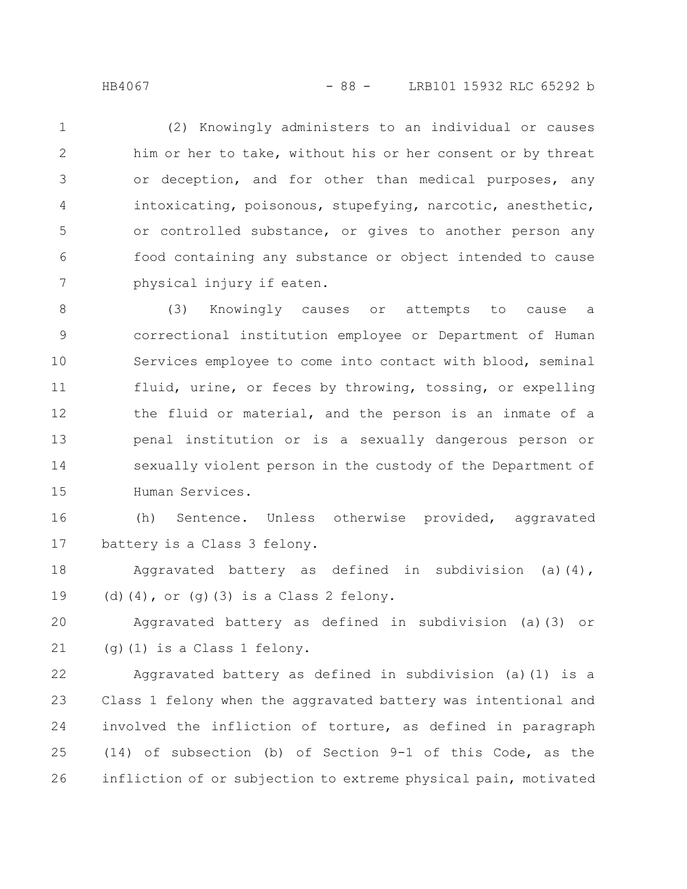(2) Knowingly administers to an individual or causes him or her to take, without his or her consent or by threat or deception, and for other than medical purposes, any intoxicating, poisonous, stupefying, narcotic, anesthetic, or controlled substance, or gives to another person any food containing any substance or object intended to cause physical injury if eaten.

(3) Knowingly causes or attempts to cause a correctional institution employee or Department of Human Services employee to come into contact with blood, seminal fluid, urine, or feces by throwing, tossing, or expelling the fluid or material, and the person is an inmate of a penal institution or is a sexually dangerous person or sexually violent person in the custody of the Department of Human Services.

(h) Sentence. Unless otherwise provided, aggravated battery is a Class 3 felony.

Aggravated battery as defined in subdivision (a)(4), (d)(4), or (g)(3) is a Class 2 felony.

Aggravated battery as defined in subdivision (a)(3) or (g)(1) is a Class 1 felony.

Aggravated battery as defined in subdivision (a)(1) is a Class 1 felony when the aggravated battery was intentional and involved the infliction of torture, as defined in paragraph (14) of subsection (b) of Section 9-1 of this Code, as the infliction of or subjection to extreme physical pain, motivated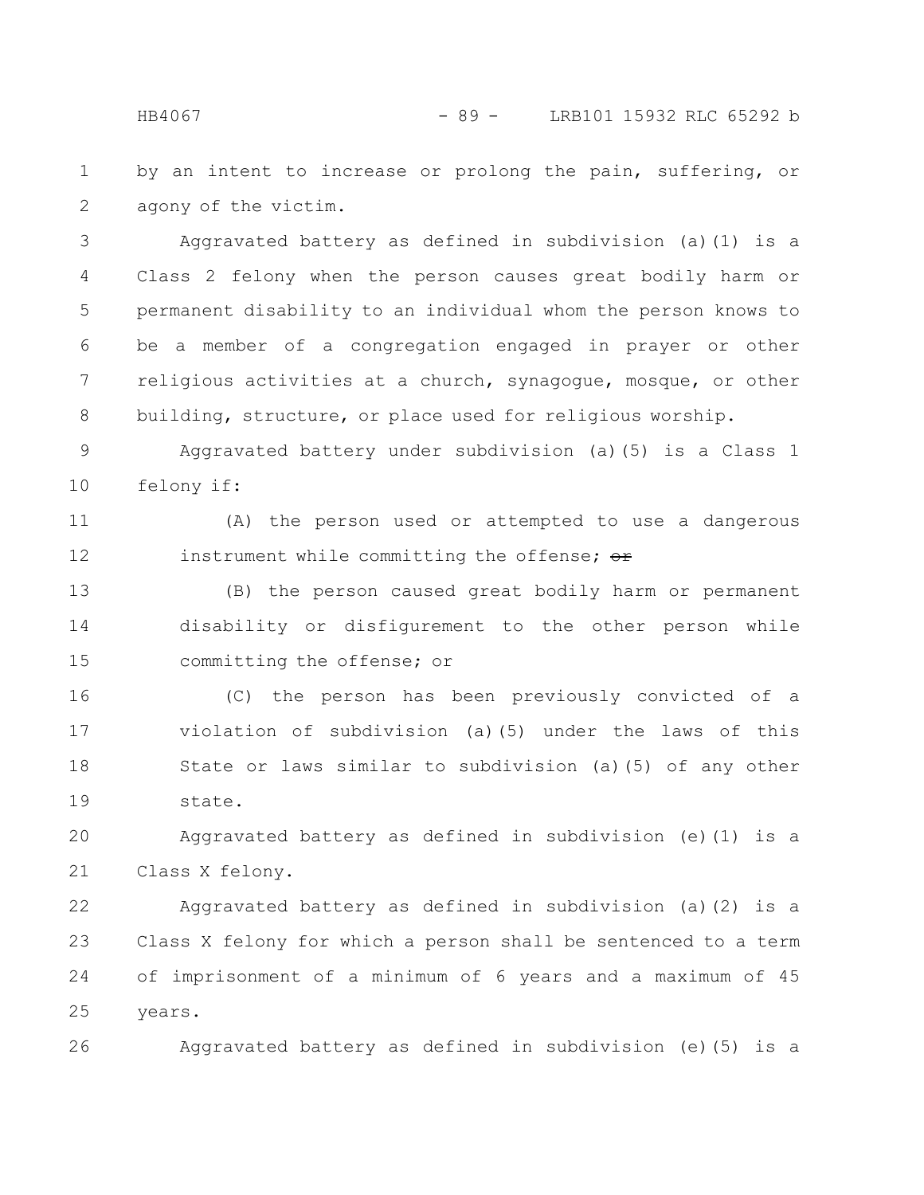by an intent to increase or prolong the pain, suffering, or agony of the victim.

Aggravated battery as defined in subdivision (a)(1) is a Class 2 felony when the person causes great bodily harm or permanent disability to an individual whom the person knows to be a member of a congregation engaged in prayer or other religious activities at a church, synagogue, mosque, or other building, structure, or place used for religious worship.

Aggravated battery under subdivision (a)(5) is a Class 1 felony if:

(A) the person used or attempted to use a dangerous instrument while committing the offense; ~~or~~

(B) the person caused great bodily harm or permanent disability or disfigurement to the other person while committing the offense; or

(C) the person has been previously convicted of a violation of subdivision (a)(5) under the laws of this State or laws similar to subdivision (a)(5) of any other state.

Aggravated battery as defined in subdivision (e)(1) is a Class X felony.

Aggravated battery as defined in subdivision (a)(2) is a Class X felony for which a person shall be sentenced to a term of imprisonment of a minimum of 6 years and a maximum of 45 years.

Aggravated battery as defined in subdivision (e)(5) is a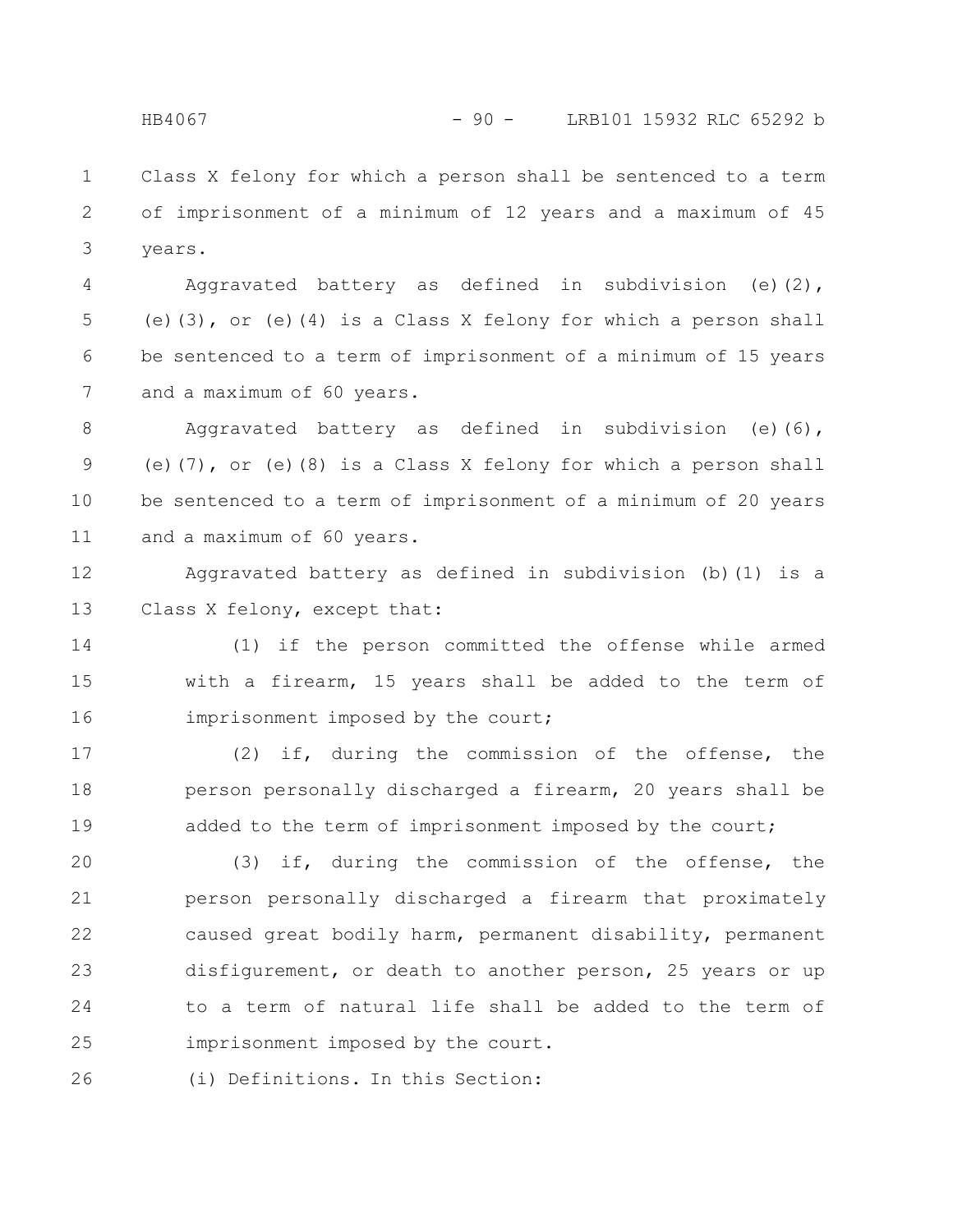Class X felony for which a person shall be sentenced to a term of imprisonment of a minimum of 12 years and a maximum of 45 years.

Aggravated battery as defined in subdivision (e)(2), (e)(3), or (e)(4) is a Class X felony for which a person shall be sentenced to a term of imprisonment of a minimum of 15 years and a maximum of 60 years.

Aggravated battery as defined in subdivision (e)(6), (e)(7), or (e)(8) is a Class X felony for which a person shall be sentenced to a term of imprisonment of a minimum of 20 years and a maximum of 60 years.

Aggravated battery as defined in subdivision (b)(1) is a Class X felony, except that:

(1) if the person committed the offense while armed with a firearm, 15 years shall be added to the term of imprisonment imposed by the court;

(2) if, during the commission of the offense, the person personally discharged a firearm, 20 years shall be added to the term of imprisonment imposed by the court;

(3) if, during the commission of the offense, the person personally discharged a firearm that proximately caused great bodily harm, permanent disability, permanent disfigurement, or death to another person, 25 years or up to a term of natural life shall be added to the term of imprisonment imposed by the court.

(i) Definitions. In this Section: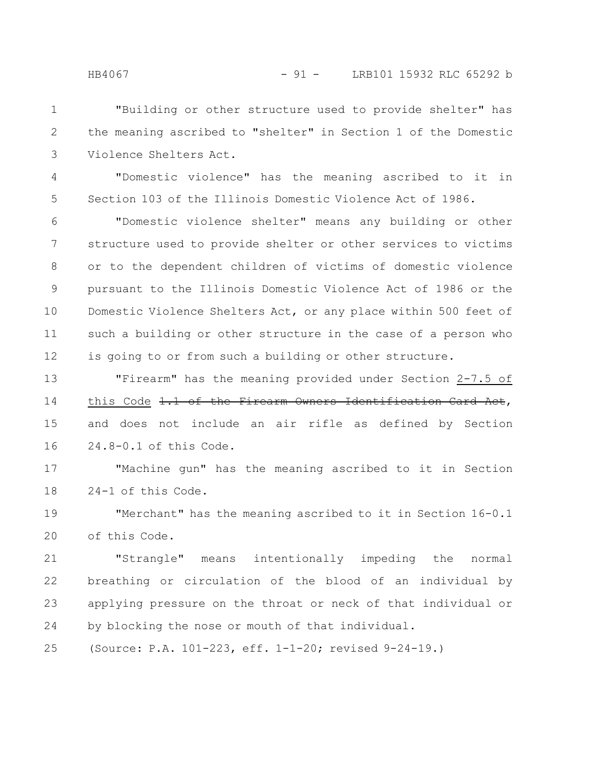"Building or other structure used to provide shelter" has the meaning ascribed to "shelter" in Section 1 of the Domestic Violence Shelters Act.

"Domestic violence" has the meaning ascribed to it in Section 103 of the Illinois Domestic Violence Act of 1986.

"Domestic violence shelter" means any building or other structure used to provide shelter or other services to victims or to the dependent children of victims of domestic violence pursuant to the Illinois Domestic Violence Act of 1986 or the Domestic Violence Shelters Act, or any place within 500 feet of such a building or other structure in the case of a person who is going to or from such a building or other structure.

"Firearm" has the meaning provided under Section 2-7.5 of this Code ~~1.1 of the Firearm Owners Identification Card Act~~, and does not include an air rifle as defined by Section 24.8-0.1 of this Code.

"Machine gun" has the meaning ascribed to it in Section 24-1 of this Code.

"Merchant" has the meaning ascribed to it in Section 16-0.1 of this Code.

"Strangle" means intentionally impeding the normal breathing or circulation of the blood of an individual by applying pressure on the throat or neck of that individual or by blocking the nose or mouth of that individual.

(Source: P.A. 101-223, eff. 1-1-20; revised 9-24-19.)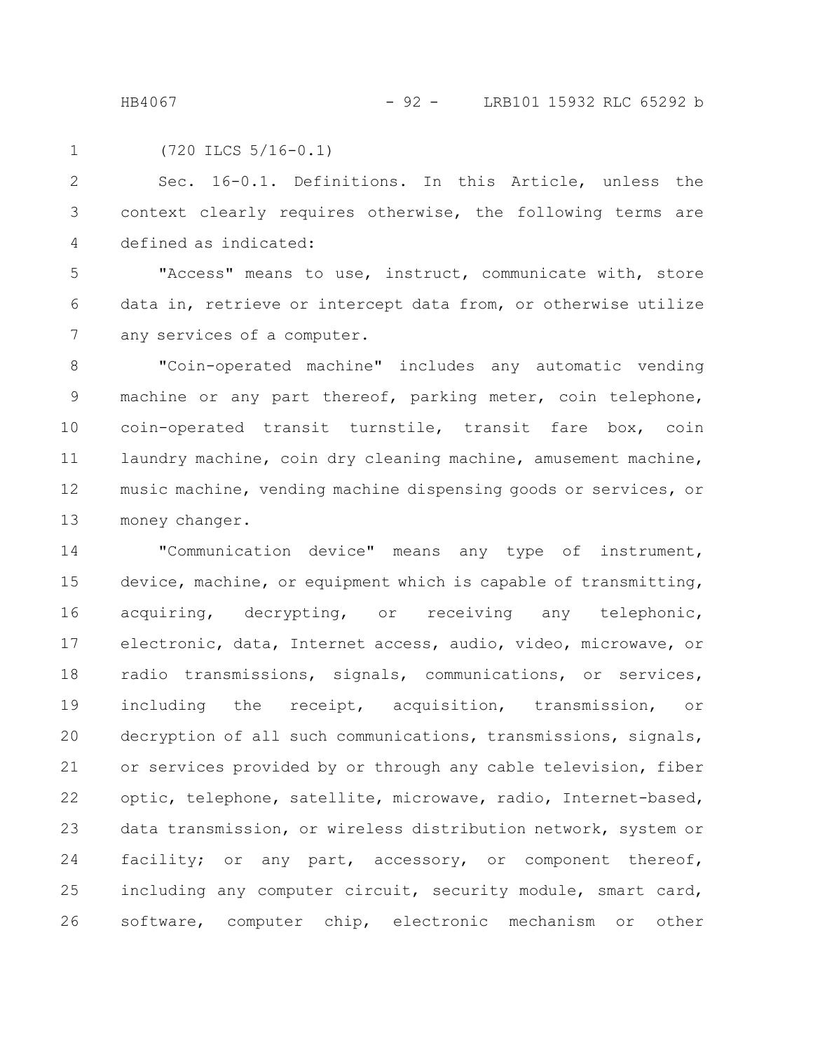(720 ILCS 5/16-0.1)

Sec. 16-0.1. Definitions. In this Article, unless the context clearly requires otherwise, the following terms are defined as indicated:

"Access" means to use, instruct, communicate with, store data in, retrieve or intercept data from, or otherwise utilize any services of a computer.

"Coin-operated machine" includes any automatic vending machine or any part thereof, parking meter, coin telephone, coin-operated transit turnstile, transit fare box, coin laundry machine, coin dry cleaning machine, amusement machine, music machine, vending machine dispensing goods or services, or money changer.

"Communication device" means any type of instrument, device, machine, or equipment which is capable of transmitting, acquiring, decrypting, or receiving any telephonic, electronic, data, Internet access, audio, video, microwave, or radio transmissions, signals, communications, or services, including the receipt, acquisition, transmission, or decryption of all such communications, transmissions, signals, or services provided by or through any cable television, fiber optic, telephone, satellite, microwave, radio, Internet-based, data transmission, or wireless distribution network, system or facility; or any part, accessory, or component thereof, including any computer circuit, security module, smart card, software, computer chip, electronic mechanism or other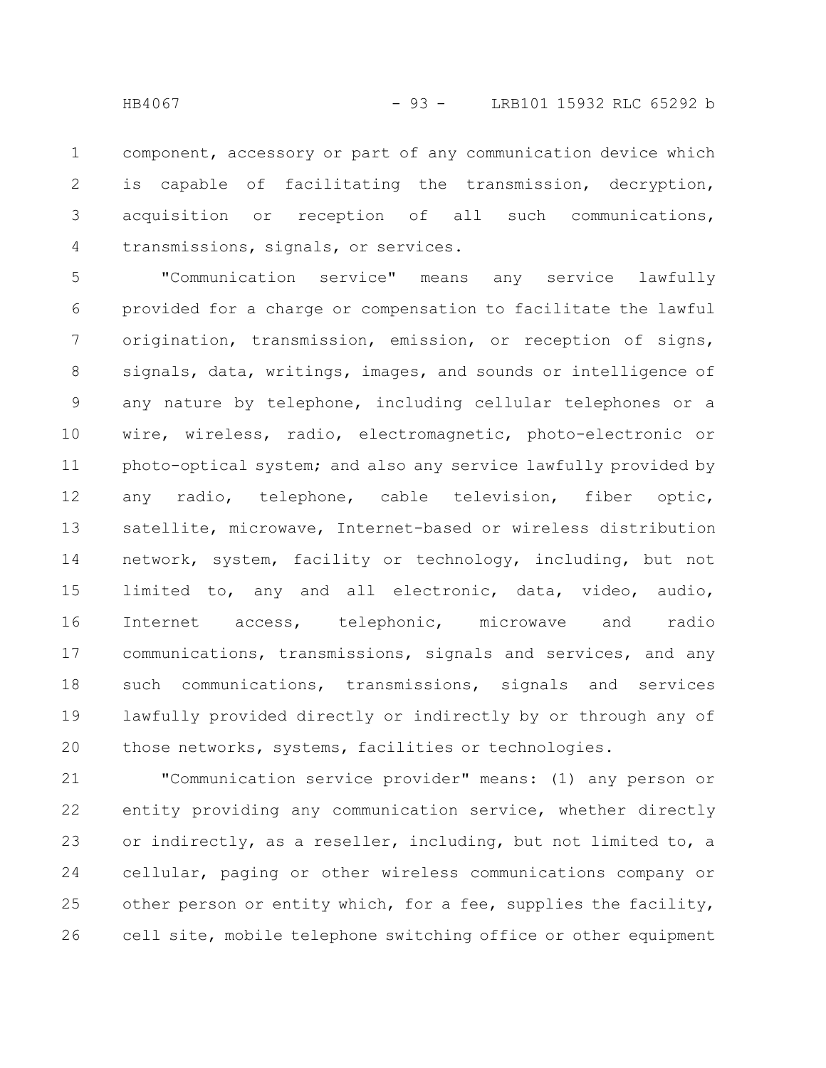component, accessory or part of any communication device which is capable of facilitating the transmission, decryption, acquisition or reception of all such communications, transmissions, signals, or services.

"Communication service" means any service lawfully provided for a charge or compensation to facilitate the lawful origination, transmission, emission, or reception of signs, signals, data, writings, images, and sounds or intelligence of any nature by telephone, including cellular telephones or a wire, wireless, radio, electromagnetic, photo-electronic or photo-optical system; and also any service lawfully provided by any radio, telephone, cable television, fiber optic, satellite, microwave, Internet-based or wireless distribution network, system, facility or technology, including, but not limited to, any and all electronic, data, video, audio, Internet access, telephonic, microwave and radio communications, transmissions, signals and services, and any such communications, transmissions, signals and services lawfully provided directly or indirectly by or through any of those networks, systems, facilities or technologies.

"Communication service provider" means: (1) any person or entity providing any communication service, whether directly or indirectly, as a reseller, including, but not limited to, a cellular, paging or other wireless communications company or other person or entity which, for a fee, supplies the facility, cell site, mobile telephone switching office or other equipment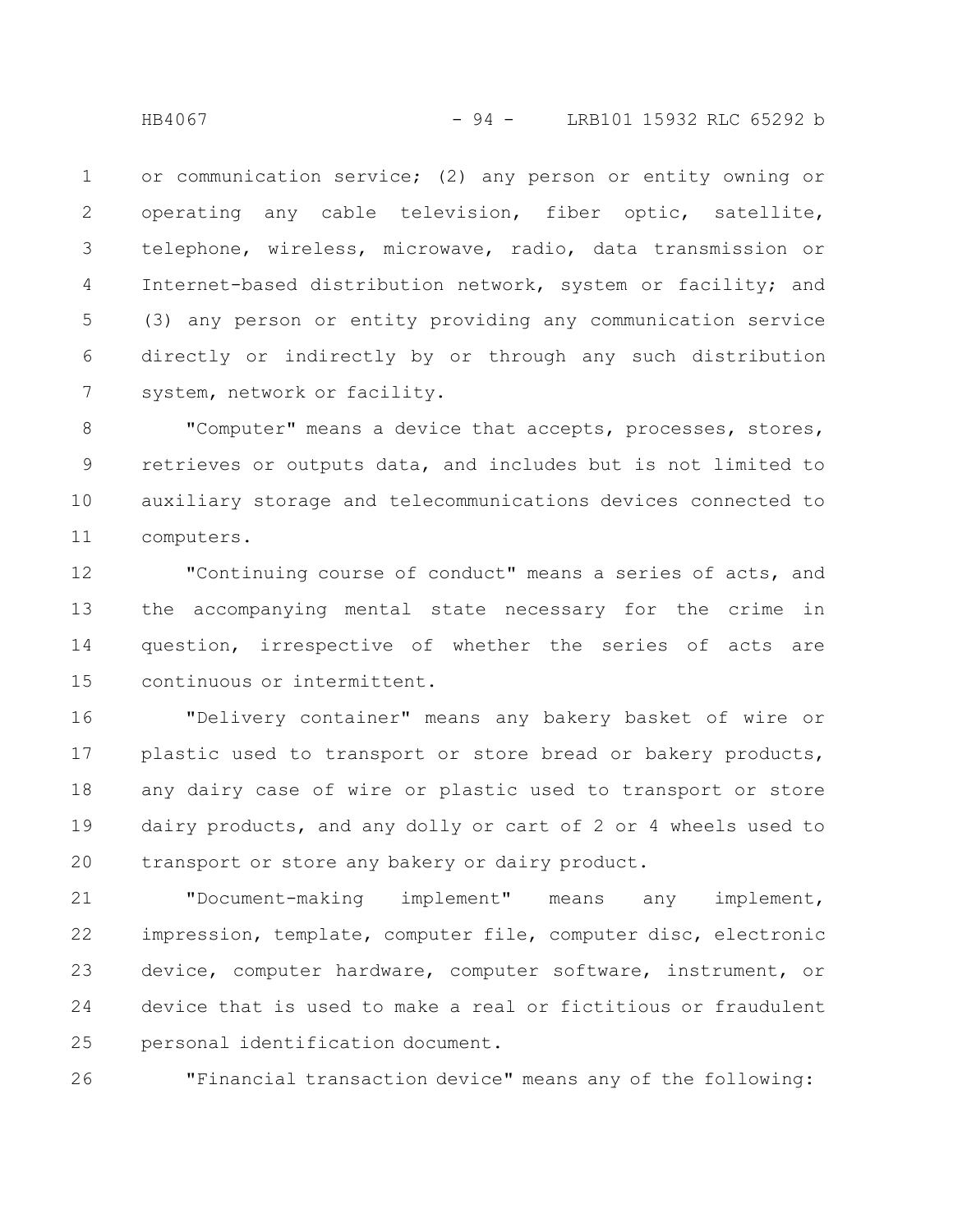or communication service; (2) any person or entity owning or operating any cable television, fiber optic, satellite, telephone, wireless, microwave, radio, data transmission or Internet-based distribution network, system or facility; and (3) any person or entity providing any communication service directly or indirectly by or through any such distribution system, network or facility.

"Computer" means a device that accepts, processes, stores, retrieves or outputs data, and includes but is not limited to auxiliary storage and telecommunications devices connected to computers.

"Continuing course of conduct" means a series of acts, and the accompanying mental state necessary for the crime in question, irrespective of whether the series of acts are continuous or intermittent.

"Delivery container" means any bakery basket of wire or plastic used to transport or store bread or bakery products, any dairy case of wire or plastic used to transport or store dairy products, and any dolly or cart of 2 or 4 wheels used to transport or store any bakery or dairy product.

"Document-making implement" means any implement, impression, template, computer file, computer disc, electronic device, computer hardware, computer software, instrument, or device that is used to make a real or fictitious or fraudulent personal identification document.

"Financial transaction device" means any of the following: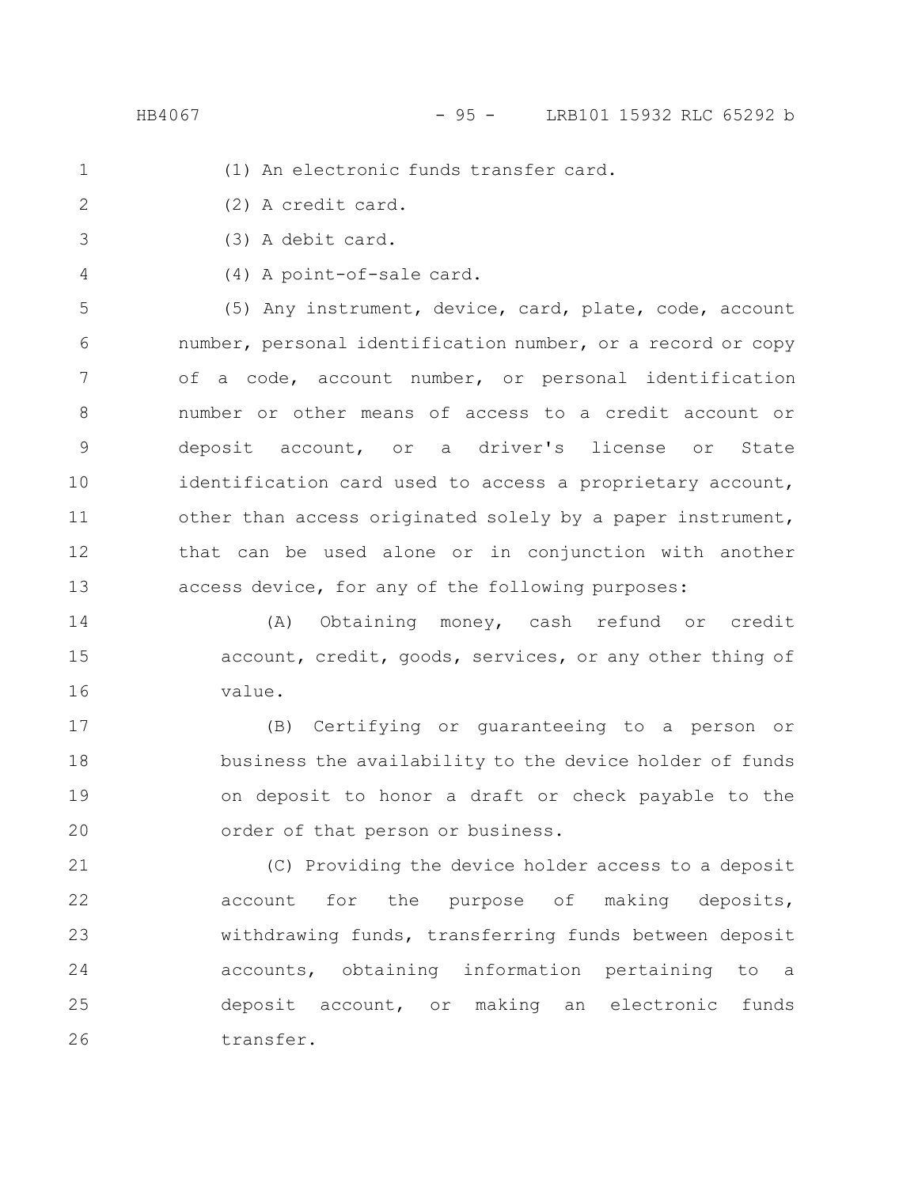(1) An electronic funds transfer card.

(2) A credit card.

(3) A debit card.

(4) A point-of-sale card.

(5) Any instrument, device, card, plate, code, account number, personal identification number, or a record or copy of a code, account number, or personal identification number or other means of access to a credit account or deposit account, or a driver's license or State identification card used to access a proprietary account, other than access originated solely by a paper instrument, that can be used alone or in conjunction with another access device, for any of the following purposes:

(A) Obtaining money, cash refund or credit account, credit, goods, services, or any other thing of value.

(B) Certifying or guaranteeing to a person or business the availability to the device holder of funds on deposit to honor a draft or check payable to the order of that person or business.

(C) Providing the device holder access to a deposit account for the purpose of making deposits, withdrawing funds, transferring funds between deposit accounts, obtaining information pertaining to a deposit account, or making an electronic funds transfer.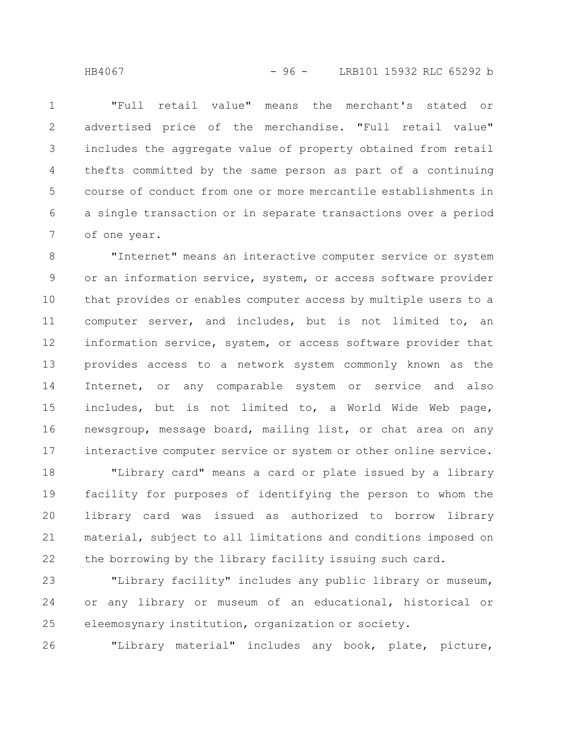"Full retail value" means the merchant's stated or advertised price of the merchandise. "Full retail value" includes the aggregate value of property obtained from retail thefts committed by the same person as part of a continuing course of conduct from one or more mercantile establishments in a single transaction or in separate transactions over a period of one year.

"Internet" means an interactive computer service or system or an information service, system, or access software provider that provides or enables computer access by multiple users to a computer server, and includes, but is not limited to, an information service, system, or access software provider that provides access to a network system commonly known as the Internet, or any comparable system or service and also includes, but is not limited to, a World Wide Web page, newsgroup, message board, mailing list, or chat area on any interactive computer service or system or other online service.

"Library card" means a card or plate issued by a library facility for purposes of identifying the person to whom the library card was issued as authorized to borrow library material, subject to all limitations and conditions imposed on the borrowing by the library facility issuing such card.

"Library facility" includes any public library or museum, or any library or museum of an educational, historical or eleemosynary institution, organization or society.

"Library material" includes any book, plate, picture,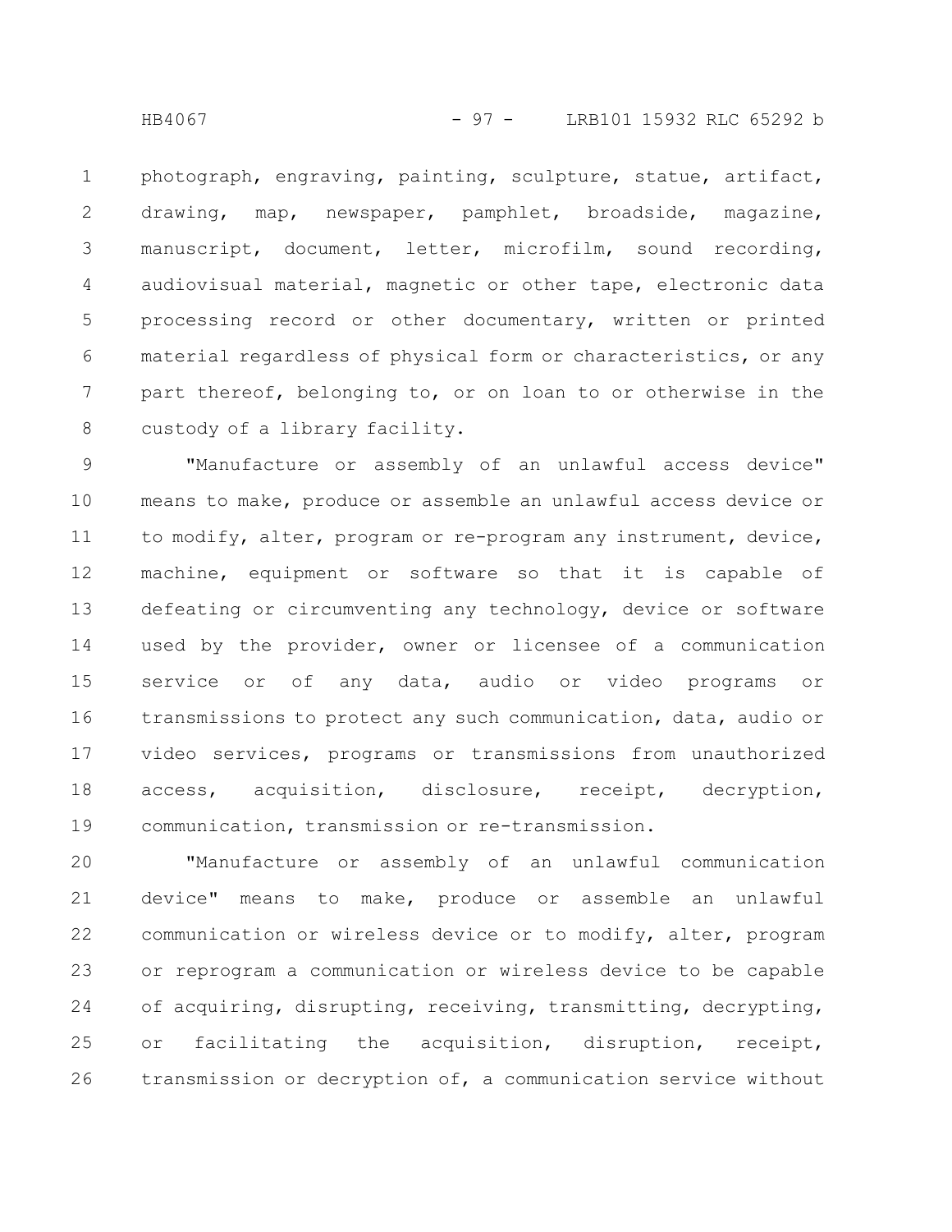photograph, engraving, painting, sculpture, statue, artifact, drawing, map, newspaper, pamphlet, broadside, magazine, manuscript, document, letter, microfilm, sound recording, audiovisual material, magnetic or other tape, electronic data processing record or other documentary, written or printed material regardless of physical form or characteristics, or any part thereof, belonging to, or on loan to or otherwise in the custody of a library facility.

"Manufacture or assembly of an unlawful access device" means to make, produce or assemble an unlawful access device or to modify, alter, program or re-program any instrument, device, machine, equipment or software so that it is capable of defeating or circumventing any technology, device or software used by the provider, owner or licensee of a communication service or of any data, audio or video programs or transmissions to protect any such communication, data, audio or video services, programs or transmissions from unauthorized access, acquisition, disclosure, receipt, decryption, communication, transmission or re-transmission.

"Manufacture or assembly of an unlawful communication device" means to make, produce or assemble an unlawful communication or wireless device or to modify, alter, program or reprogram a communication or wireless device to be capable of acquiring, disrupting, receiving, transmitting, decrypting, or facilitating the acquisition, disruption, receipt, transmission or decryption of, a communication service without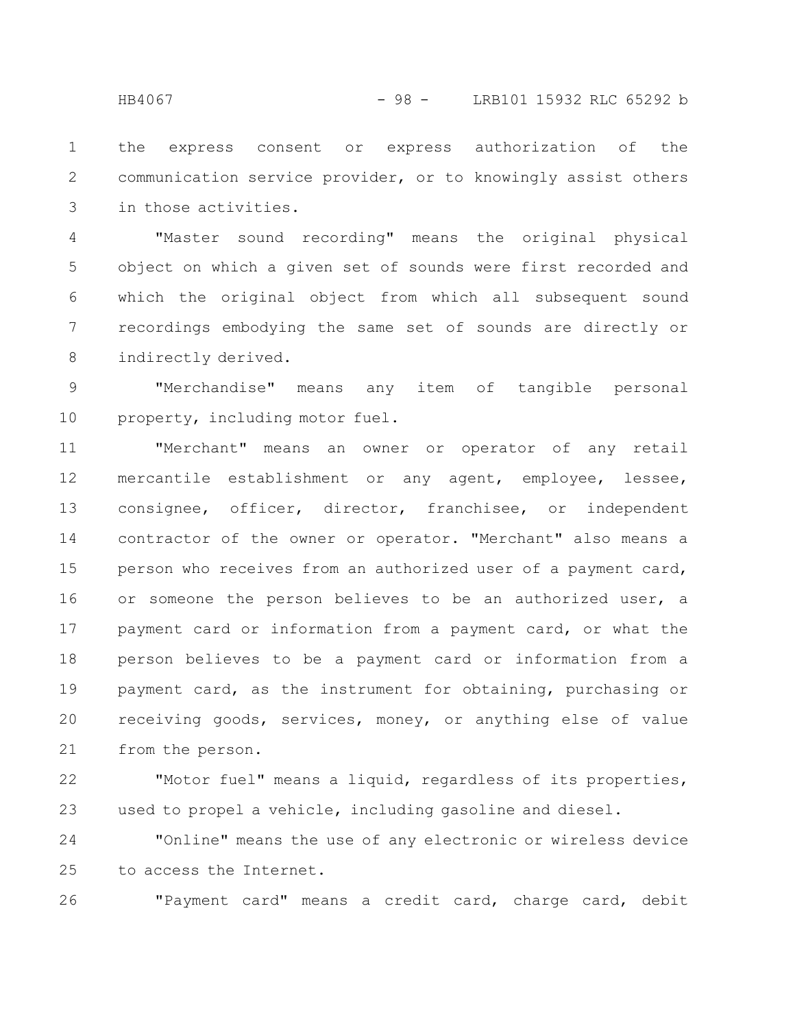the express consent or express authorization of the communication service provider, or to knowingly assist others in those activities.

"Master sound recording" means the original physical object on which a given set of sounds were first recorded and which the original object from which all subsequent sound recordings embodying the same set of sounds are directly or indirectly derived.

"Merchandise" means any item of tangible personal property, including motor fuel.

"Merchant" means an owner or operator of any retail mercantile establishment or any agent, employee, lessee, consignee, officer, director, franchisee, or independent contractor of the owner or operator. "Merchant" also means a person who receives from an authorized user of a payment card, or someone the person believes to be an authorized user, a payment card or information from a payment card, or what the person believes to be a payment card or information from a payment card, as the instrument for obtaining, purchasing or receiving goods, services, money, or anything else of value from the person.

"Motor fuel" means a liquid, regardless of its properties, used to propel a vehicle, including gasoline and diesel.

"Online" means the use of any electronic or wireless device to access the Internet.

"Payment card" means a credit card, charge card, debit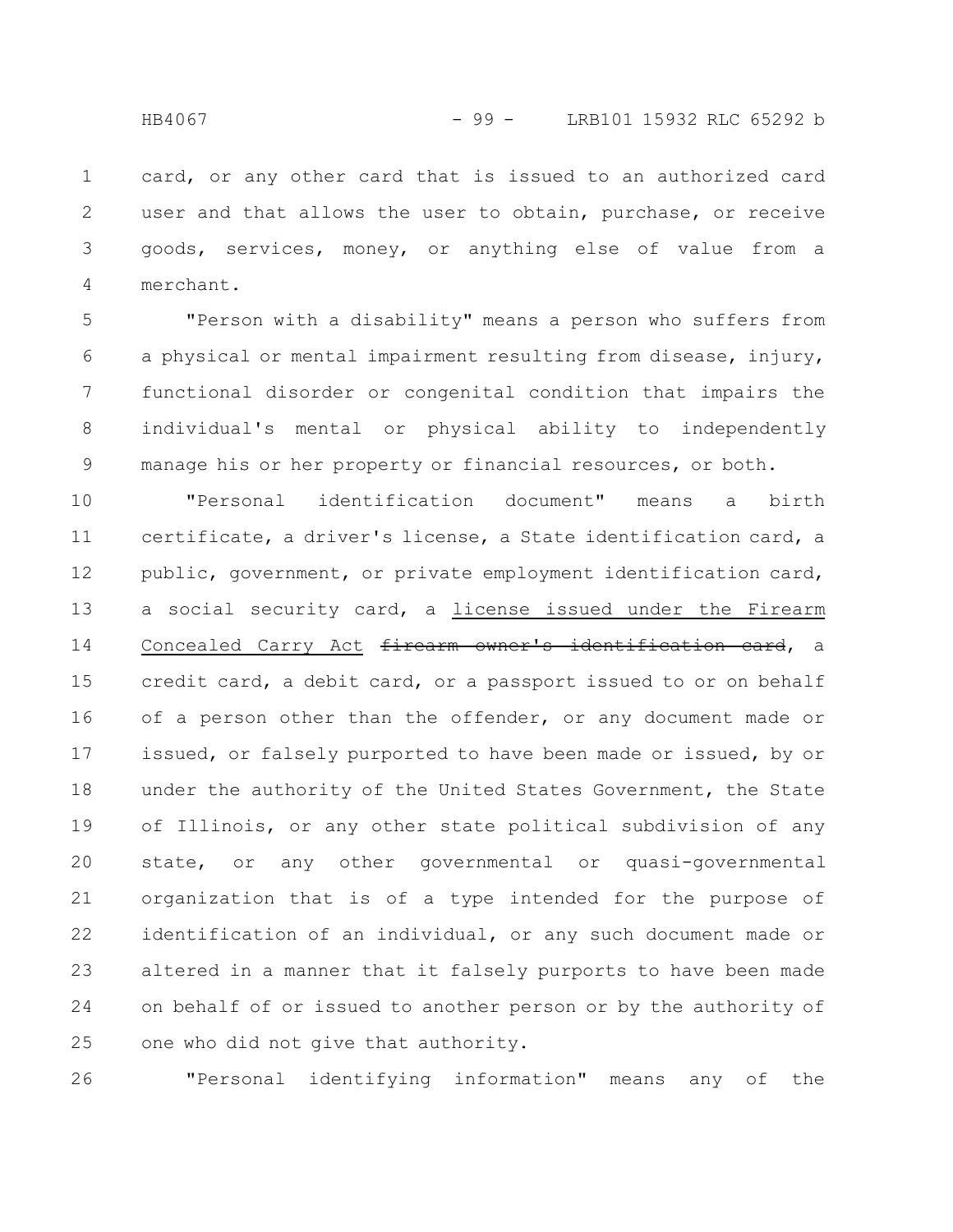card, or any other card that is issued to an authorized card user and that allows the user to obtain, purchase, or receive goods, services, money, or anything else of value from a merchant.

"Person with a disability" means a person who suffers from a physical or mental impairment resulting from disease, injury, functional disorder or congenital condition that impairs the individual's mental or physical ability to independently manage his or her property or financial resources, or both.

"Personal identification document" means a birth certificate, a driver's license, a State identification card, a public, government, or private employment identification card, a social security card, a <u>license issued under the Firearm Concealed Carry Act</u> ~~firearm owner's identification card~~, a credit card, a debit card, or a passport issued to or on behalf of a person other than the offender, or any document made or issued, or falsely purported to have been made or issued, by or under the authority of the United States Government, the State of Illinois, or any other state political subdivision of any state, or any other governmental or quasi-governmental organization that is of a type intended for the purpose of identification of an individual, or any such document made or altered in a manner that it falsely purports to have been made on behalf of or issued to another person or by the authority of one who did not give that authority.

"Personal identifying information" means any of the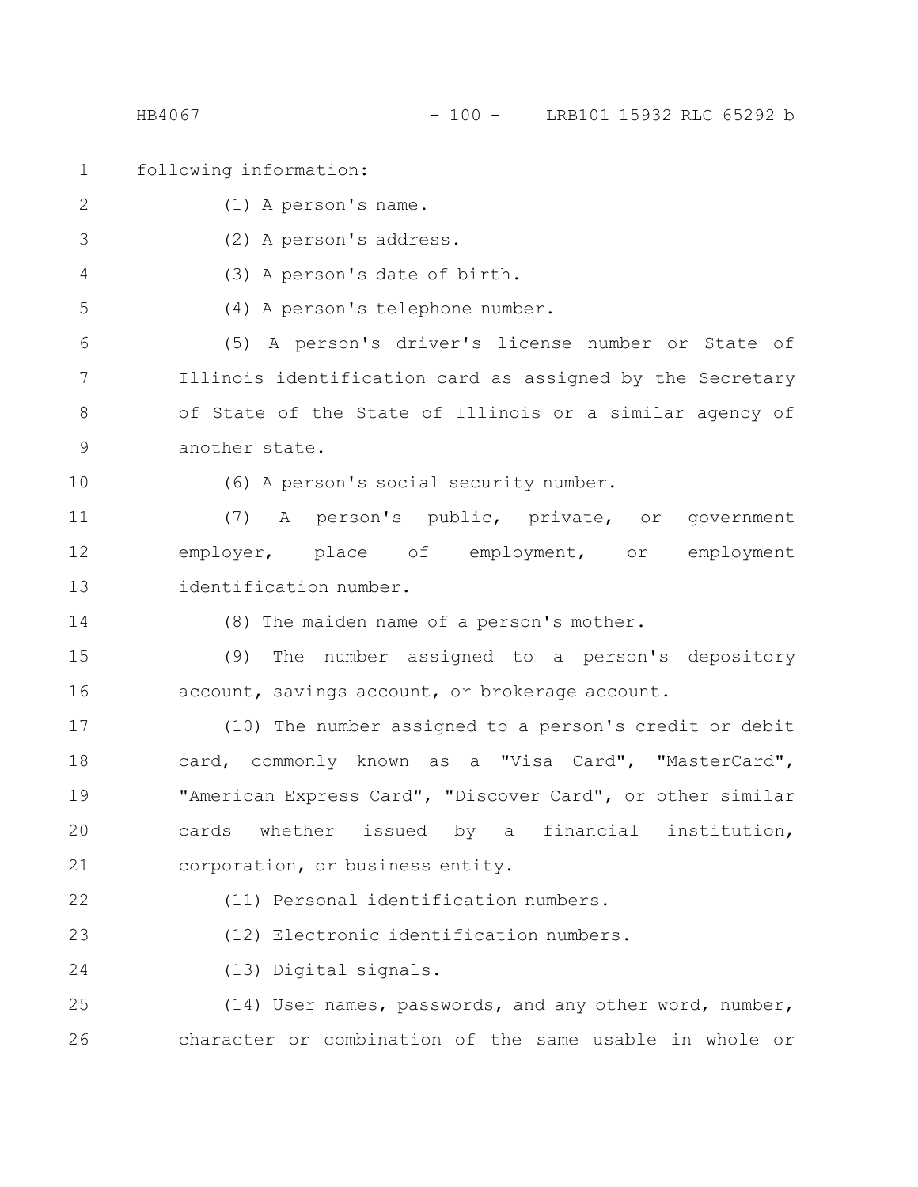following information:

(1) A person's name.

(2) A person's address.

(3) A person's date of birth.

(4) A person's telephone number.

(5) A person's driver's license number or State of Illinois identification card as assigned by the Secretary of State of the State of Illinois or a similar agency of another state.

(6) A person's social security number.

(7) A person's public, private, or government employer, place of employment, or employment identification number.

(8) The maiden name of a person's mother.

(9) The number assigned to a person's depository account, savings account, or brokerage account.

(10) The number assigned to a person's credit or debit card, commonly known as a "Visa Card", "MasterCard", "American Express Card", "Discover Card", or other similar cards whether issued by a financial institution, corporation, or business entity.

(11) Personal identification numbers.

(12) Electronic identification numbers.

(13) Digital signals.

(14) User names, passwords, and any other word, number, character or combination of the same usable in whole or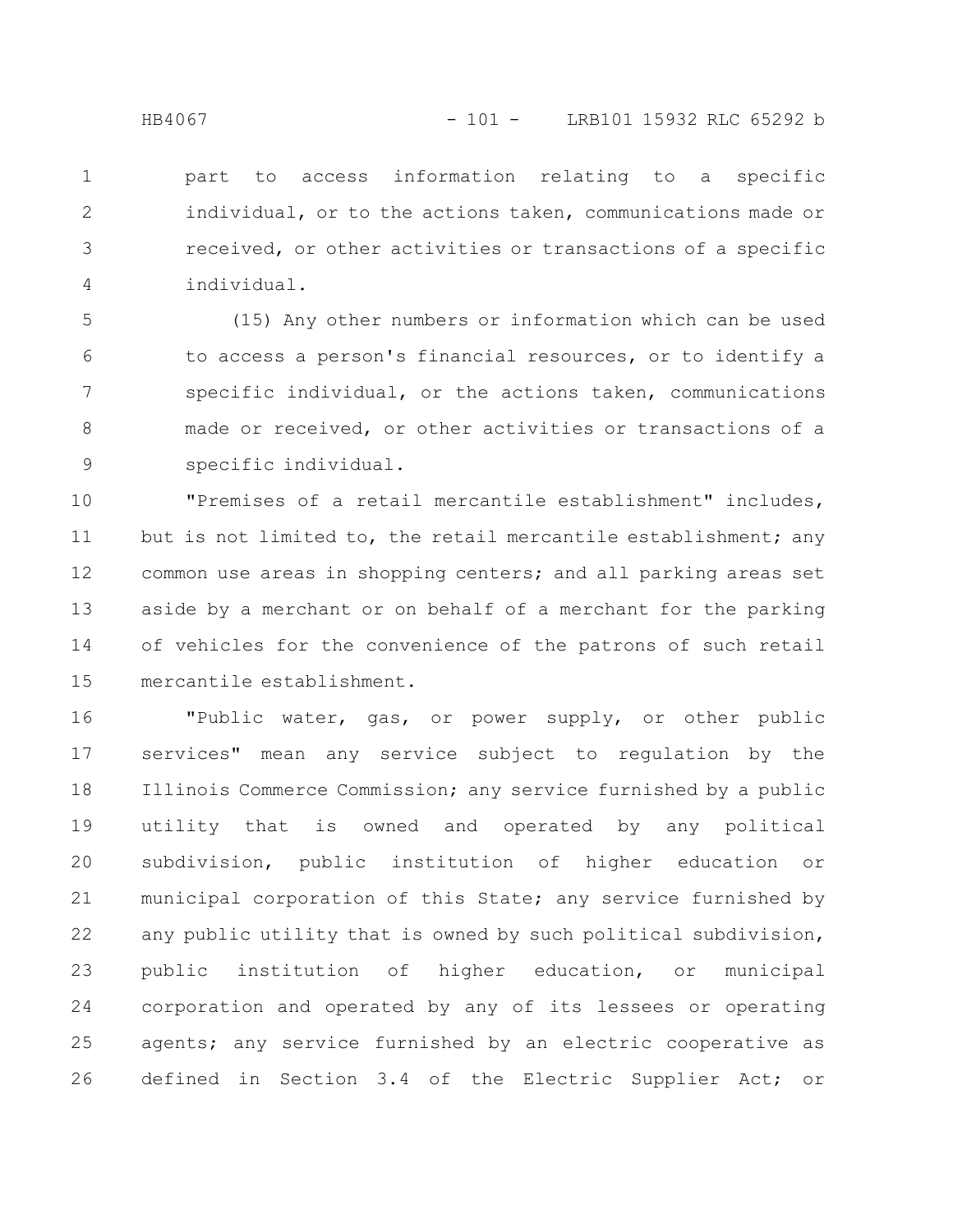part to access information relating to a specific individual, or to the actions taken, communications made or received, or other activities or transactions of a specific individual.

(15) Any other numbers or information which can be used to access a person's financial resources, or to identify a specific individual, or the actions taken, communications made or received, or other activities or transactions of a specific individual.

"Premises of a retail mercantile establishment" includes, but is not limited to, the retail mercantile establishment; any common use areas in shopping centers; and all parking areas set aside by a merchant or on behalf of a merchant for the parking of vehicles for the convenience of the patrons of such retail mercantile establishment.

"Public water, gas, or power supply, or other public services" mean any service subject to regulation by the Illinois Commerce Commission; any service furnished by a public utility that is owned and operated by any political subdivision, public institution of higher education or municipal corporation of this State; any service furnished by any public utility that is owned by such political subdivision, public institution of higher education, or municipal corporation and operated by any of its lessees or operating agents; any service furnished by an electric cooperative as defined in Section 3.4 of the Electric Supplier Act; or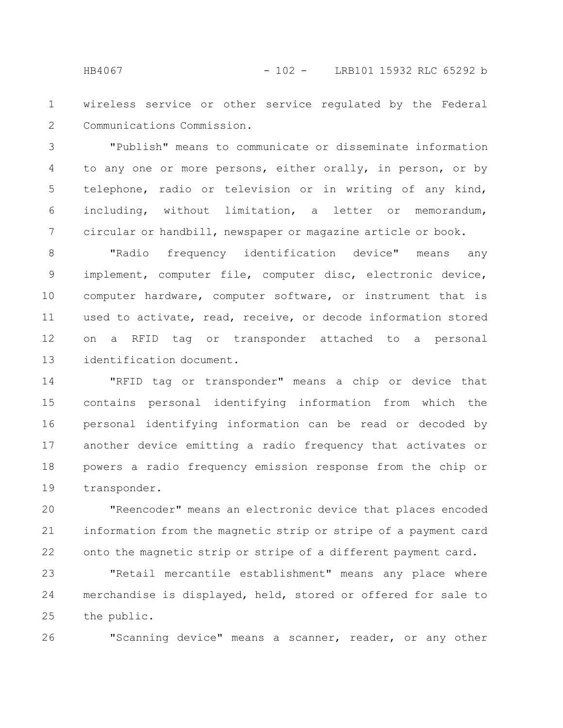wireless service or other service regulated by the Federal Communications Commission.

"Publish" means to communicate or disseminate information to any one or more persons, either orally, in person, or by telephone, radio or television or in writing of any kind, including, without limitation, a letter or memorandum, circular or handbill, newspaper or magazine article or book.

"Radio frequency identification device" means any implement, computer file, computer disc, electronic device, computer hardware, computer software, or instrument that is used to activate, read, receive, or decode information stored on a RFID tag or transponder attached to a personal identification document.

"RFID tag or transponder" means a chip or device that contains personal identifying information from which the personal identifying information can be read or decoded by another device emitting a radio frequency that activates or powers a radio frequency emission response from the chip or transponder.

"Reencoder" means an electronic device that places encoded information from the magnetic strip or stripe of a payment card onto the magnetic strip or stripe of a different payment card.

"Retail mercantile establishment" means any place where merchandise is displayed, held, stored or offered for sale to the public.

"Scanning device" means a scanner, reader, or any other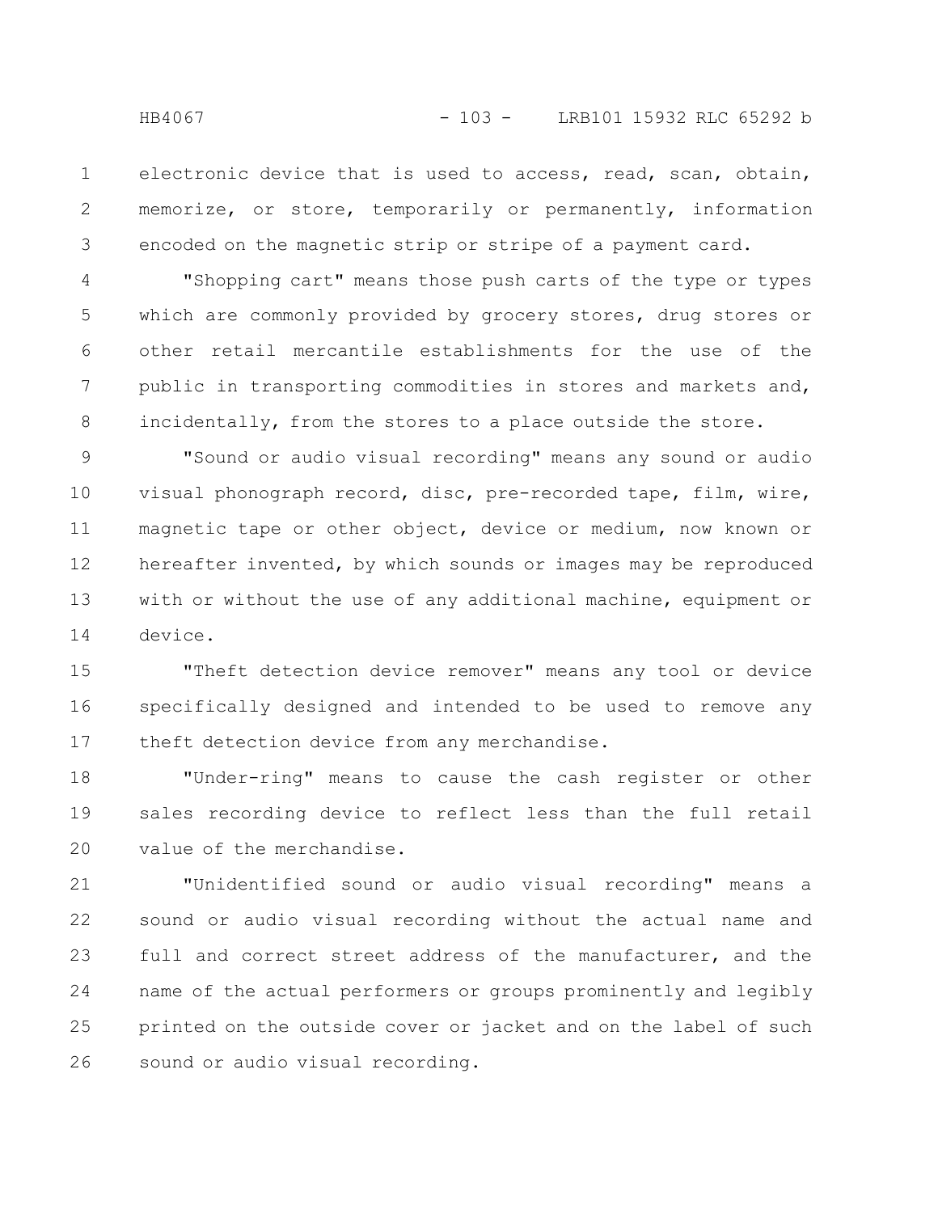electronic device that is used to access, read, scan, obtain, memorize, or store, temporarily or permanently, information encoded on the magnetic strip or stripe of a payment card.

"Shopping cart" means those push carts of the type or types which are commonly provided by grocery stores, drug stores or other retail mercantile establishments for the use of the public in transporting commodities in stores and markets and, incidentally, from the stores to a place outside the store.

"Sound or audio visual recording" means any sound or audio visual phonograph record, disc, pre-recorded tape, film, wire, magnetic tape or other object, device or medium, now known or hereafter invented, by which sounds or images may be reproduced with or without the use of any additional machine, equipment or device.

"Theft detection device remover" means any tool or device specifically designed and intended to be used to remove any theft detection device from any merchandise.

"Under-ring" means to cause the cash register or other sales recording device to reflect less than the full retail value of the merchandise.

"Unidentified sound or audio visual recording" means a sound or audio visual recording without the actual name and full and correct street address of the manufacturer, and the name of the actual performers or groups prominently and legibly printed on the outside cover or jacket and on the label of such sound or audio visual recording.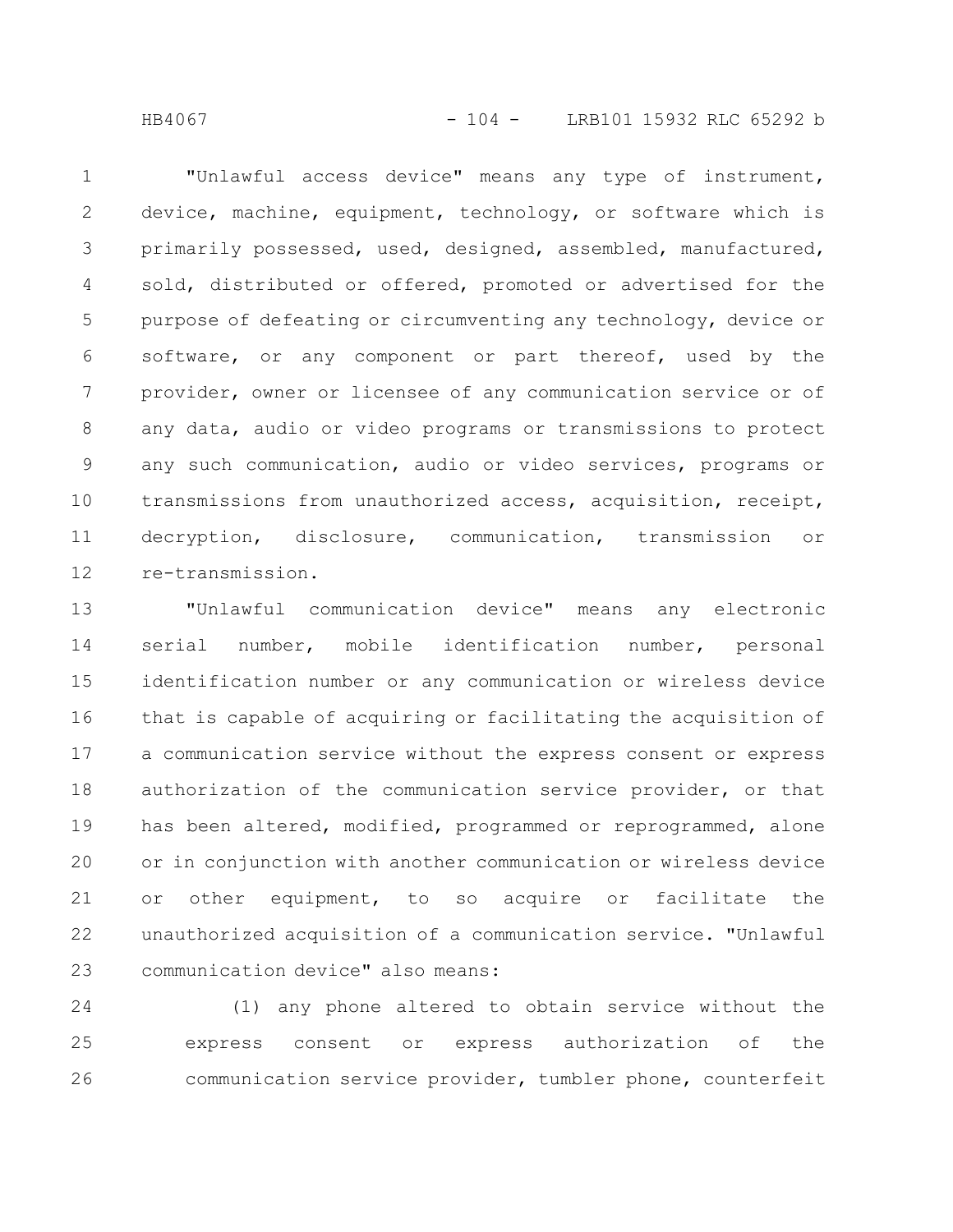"Unlawful access device" means any type of instrument, device, machine, equipment, technology, or software which is primarily possessed, used, designed, assembled, manufactured, sold, distributed or offered, promoted or advertised for the purpose of defeating or circumventing any technology, device or software, or any component or part thereof, used by the provider, owner or licensee of any communication service or of any data, audio or video programs or transmissions to protect any such communication, audio or video services, programs or transmissions from unauthorized access, acquisition, receipt, decryption, disclosure, communication, transmission or re-transmission.

"Unlawful communication device" means any electronic serial number, mobile identification number, personal identification number or any communication or wireless device that is capable of acquiring or facilitating the acquisition of a communication service without the express consent or express authorization of the communication service provider, or that has been altered, modified, programmed or reprogrammed, alone or in conjunction with another communication or wireless device or other equipment, to so acquire or facilitate the unauthorized acquisition of a communication service. "Unlawful communication device" also means:

(1) any phone altered to obtain service without the express consent or express authorization of the communication service provider, tumbler phone, counterfeit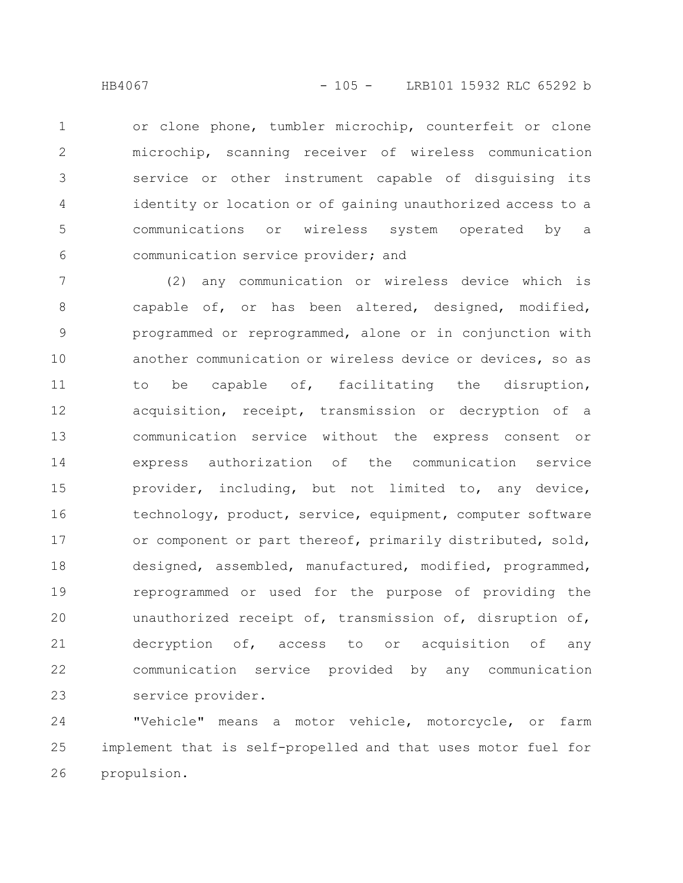or clone phone, tumbler microchip, counterfeit or clone microchip, scanning receiver of wireless communication service or other instrument capable of disguising its identity or location or of gaining unauthorized access to a communications or wireless system operated by a communication service provider; and

(2) any communication or wireless device which is capable of, or has been altered, designed, modified, programmed or reprogrammed, alone or in conjunction with another communication or wireless device or devices, so as to be capable of, facilitating the disruption, acquisition, receipt, transmission or decryption of a communication service without the express consent or express authorization of the communication service provider, including, but not limited to, any device, technology, product, service, equipment, computer software or component or part thereof, primarily distributed, sold, designed, assembled, manufactured, modified, programmed, reprogrammed or used for the purpose of providing the unauthorized receipt of, transmission of, disruption of, decryption of, access to or acquisition of any communication service provided by any communication service provider.

"Vehicle" means a motor vehicle, motorcycle, or farm implement that is self-propelled and that uses motor fuel for propulsion.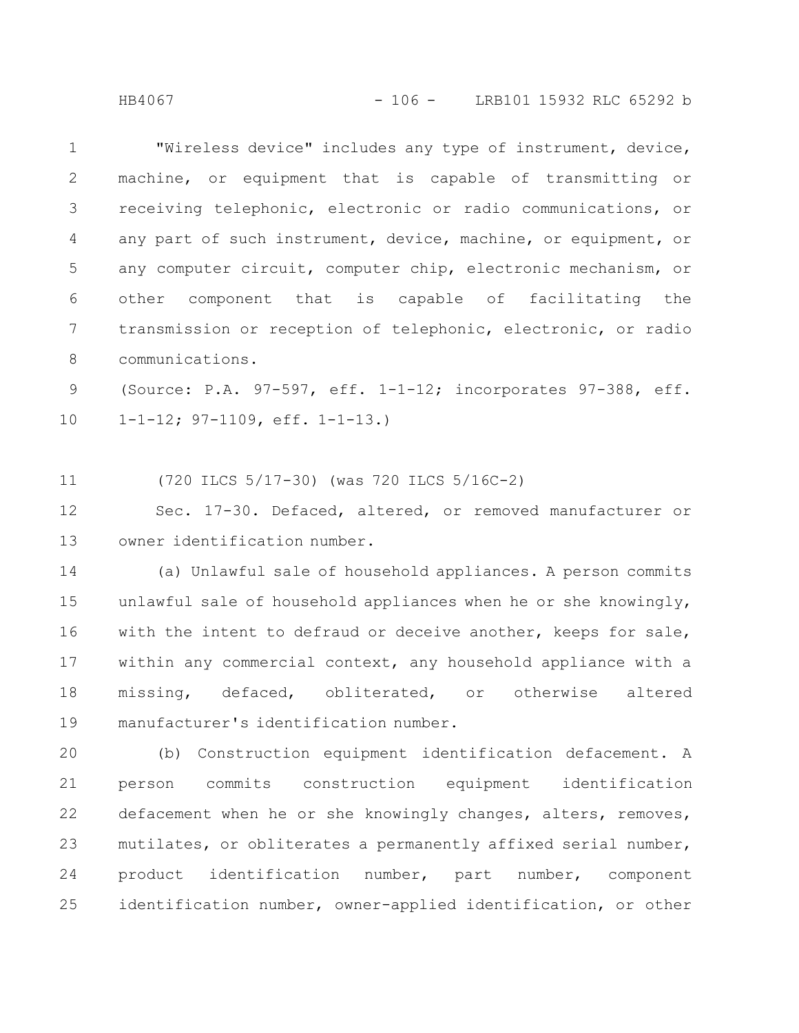"Wireless device" includes any type of instrument, device, machine, or equipment that is capable of transmitting or receiving telephonic, electronic or radio communications, or any part of such instrument, device, machine, or equipment, or any computer circuit, computer chip, electronic mechanism, or other component that is capable of facilitating the transmission or reception of telephonic, electronic, or radio communications.

(Source: P.A. 97-597, eff. 1-1-12; incorporates 97-388, eff. 1-1-12; 97-1109, eff. 1-1-13.)

(720 ILCS 5/17-30) (was 720 ILCS 5/16C-2)

Sec. 17-30. Defaced, altered, or removed manufacturer or owner identification number.

(a) Unlawful sale of household appliances. A person commits unlawful sale of household appliances when he or she knowingly, with the intent to defraud or deceive another, keeps for sale, within any commercial context, any household appliance with a missing, defaced, obliterated, or otherwise altered manufacturer's identification number.

(b) Construction equipment identification defacement. A person commits construction equipment identification defacement when he or she knowingly changes, alters, removes, mutilates, or obliterates a permanently affixed serial number, product identification number, part number, component identification number, owner-applied identification, or other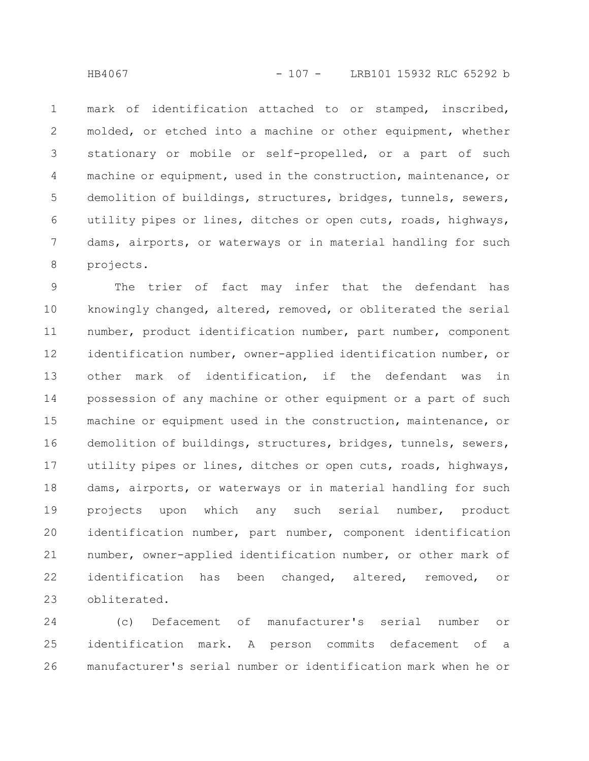mark of identification attached to or stamped, inscribed, molded, or etched into a machine or other equipment, whether stationary or mobile or self-propelled, or a part of such machine or equipment, used in the construction, maintenance, or demolition of buildings, structures, bridges, tunnels, sewers, utility pipes or lines, ditches or open cuts, roads, highways, dams, airports, or waterways or in material handling for such projects.

The trier of fact may infer that the defendant has knowingly changed, altered, removed, or obliterated the serial number, product identification number, part number, component identification number, owner-applied identification number, or other mark of identification, if the defendant was in possession of any machine or other equipment or a part of such machine or equipment used in the construction, maintenance, or demolition of buildings, structures, bridges, tunnels, sewers, utility pipes or lines, ditches or open cuts, roads, highways, dams, airports, or waterways or in material handling for such projects upon which any such serial number, product identification number, part number, component identification number, owner-applied identification number, or other mark of identification has been changed, altered, removed, or obliterated.

(c) Defacement of manufacturer's serial number or identification mark. A person commits defacement of a manufacturer's serial number or identification mark when he or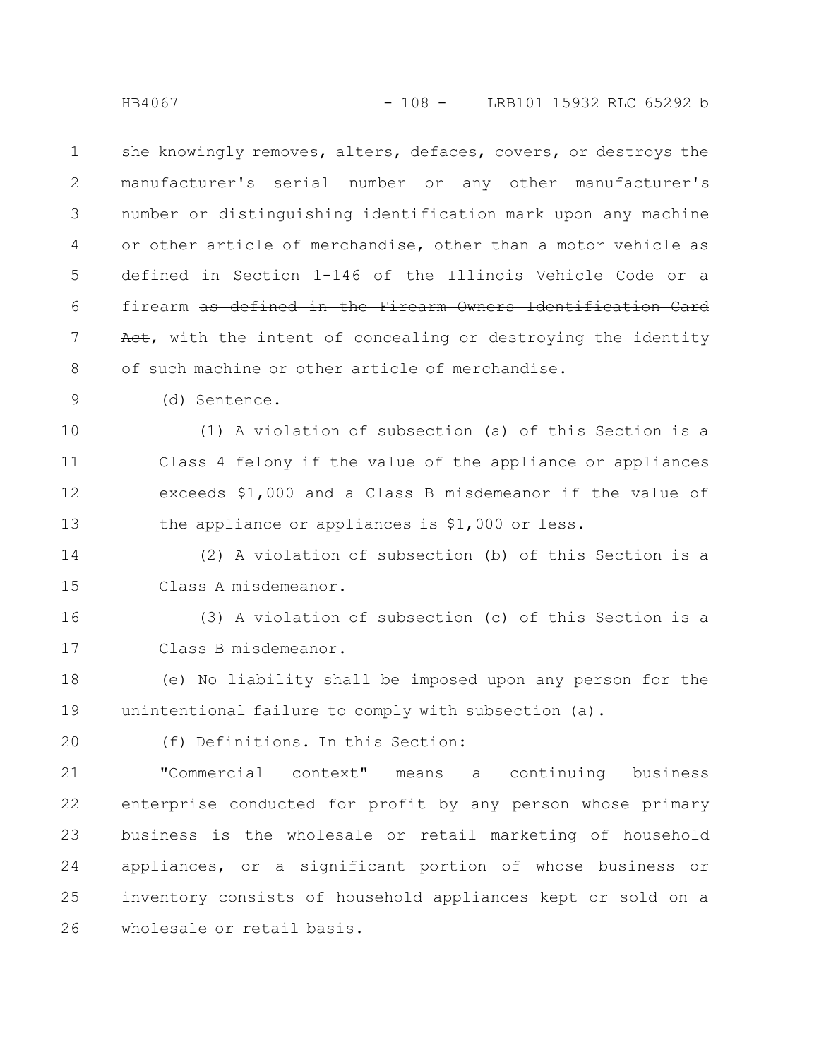she knowingly removes, alters, defaces, covers, or destroys the manufacturer's serial number or any other manufacturer's number or distinguishing identification mark upon any machine or other article of merchandise, other than a motor vehicle as defined in Section 1-146 of the Illinois Vehicle Code or a firearm ~~as defined in the Firearm Owners Identification Card Act~~, with the intent of concealing or destroying the identity of such machine or other article of merchandise.

(d) Sentence.

(1) A violation of subsection (a) of this Section is a Class 4 felony if the value of the appliance or appliances exceeds $1,000 and a Class B misdemeanor if the value of the appliance or appliances is $1,000 or less.

(2) A violation of subsection (b) of this Section is a Class A misdemeanor.

(3) A violation of subsection (c) of this Section is a Class B misdemeanor.

(e) No liability shall be imposed upon any person for the unintentional failure to comply with subsection (a).

(f) Definitions. In this Section:

"Commercial context" means a continuing business enterprise conducted for profit by any person whose primary business is the wholesale or retail marketing of household appliances, or a significant portion of whose business or inventory consists of household appliances kept or sold on a wholesale or retail basis.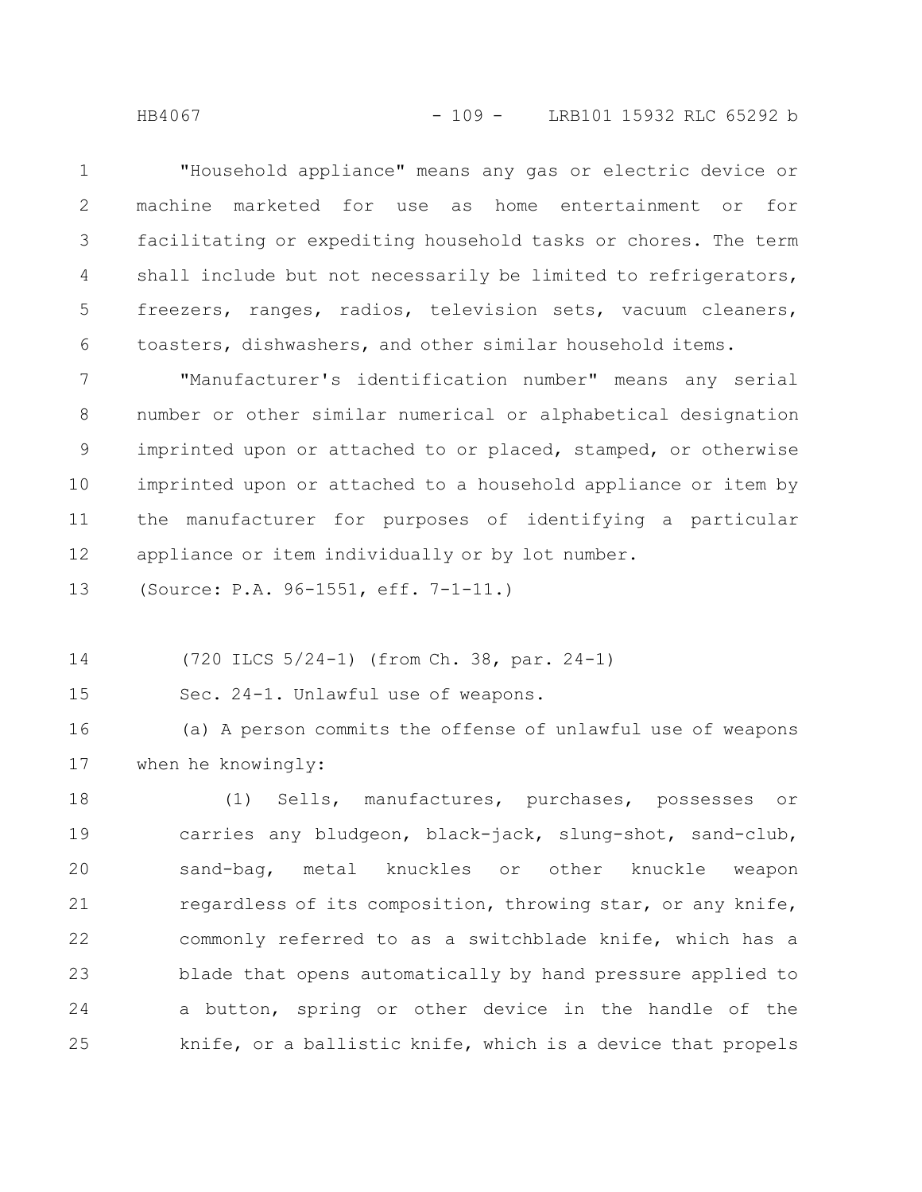"Household appliance" means any gas or electric device or machine marketed for use as home entertainment or for facilitating or expediting household tasks or chores. The term shall include but not necessarily be limited to refrigerators, freezers, ranges, radios, television sets, vacuum cleaners, toasters, dishwashers, and other similar household items.

"Manufacturer's identification number" means any serial number or other similar numerical or alphabetical designation imprinted upon or attached to or placed, stamped, or otherwise imprinted upon or attached to a household appliance or item by the manufacturer for purposes of identifying a particular appliance or item individually or by lot number.

(Source: P.A. 96-1551, eff. 7-1-11.)

(720 ILCS 5/24-1) (from Ch. 38, par. 24-1)

Sec. 24-1. Unlawful use of weapons.

(a) A person commits the offense of unlawful use of weapons when he knowingly:

(1) Sells, manufactures, purchases, possesses or carries any bludgeon, black-jack, slung-shot, sand-club, sand-bag, metal knuckles or other knuckle weapon regardless of its composition, throwing star, or any knife, commonly referred to as a switchblade knife, which has a blade that opens automatically by hand pressure applied to a button, spring or other device in the handle of the knife, or a ballistic knife, which is a device that propels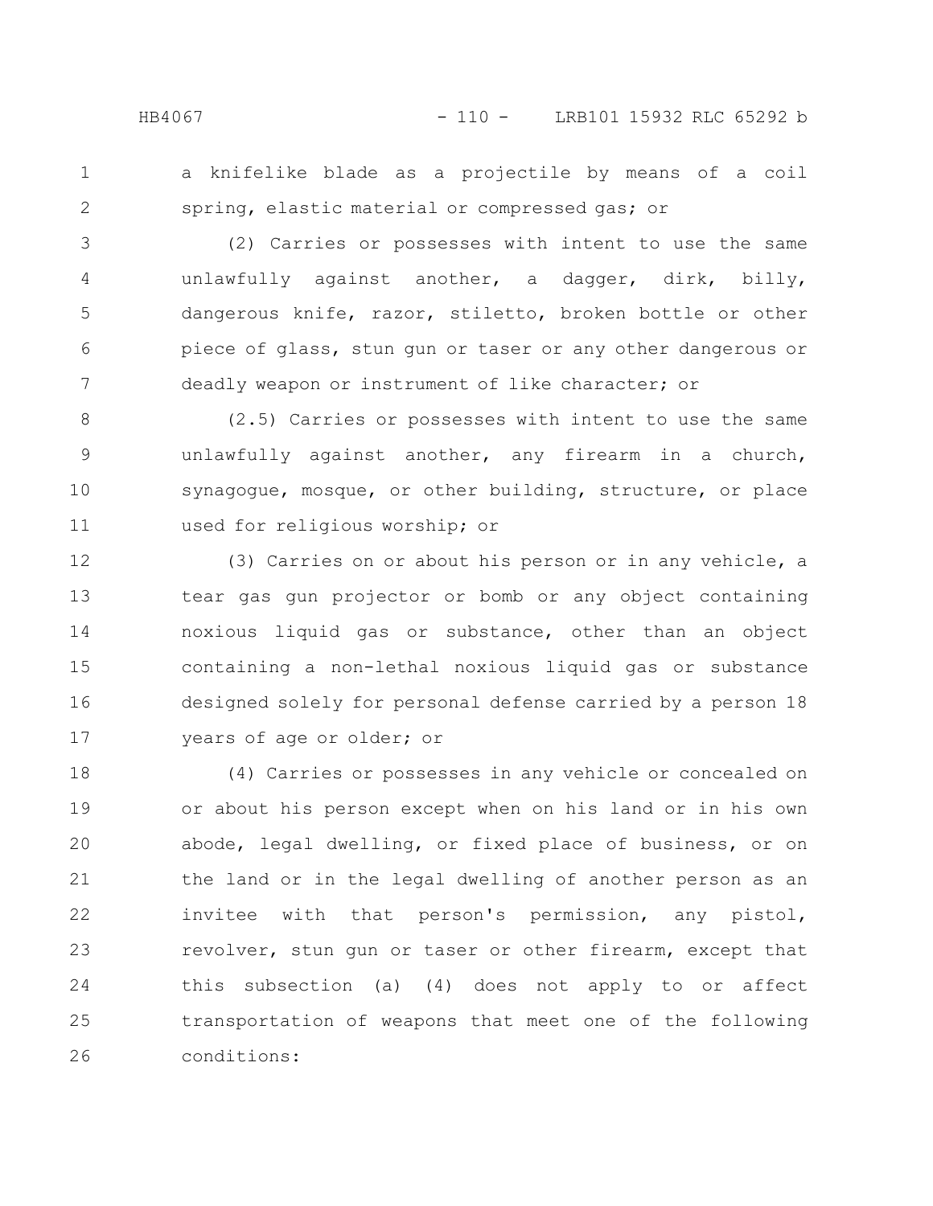a knifelike blade as a projectile by means of a coil spring, elastic material or compressed gas; or

(2) Carries or possesses with intent to use the same unlawfully against another, a dagger, dirk, billy, dangerous knife, razor, stiletto, broken bottle or other piece of glass, stun gun or taser or any other dangerous or deadly weapon or instrument of like character; or

(2.5) Carries or possesses with intent to use the same unlawfully against another, any firearm in a church, synagogue, mosque, or other building, structure, or place used for religious worship; or

(3) Carries on or about his person or in any vehicle, a tear gas gun projector or bomb or any object containing noxious liquid gas or substance, other than an object containing a non-lethal noxious liquid gas or substance designed solely for personal defense carried by a person 18 years of age or older; or

(4) Carries or possesses in any vehicle or concealed on or about his person except when on his land or in his own abode, legal dwelling, or fixed place of business, or on the land or in the legal dwelling of another person as an invitee with that person's permission, any pistol, revolver, stun gun or taser or other firearm, except that this subsection (a) (4) does not apply to or affect transportation of weapons that meet one of the following conditions: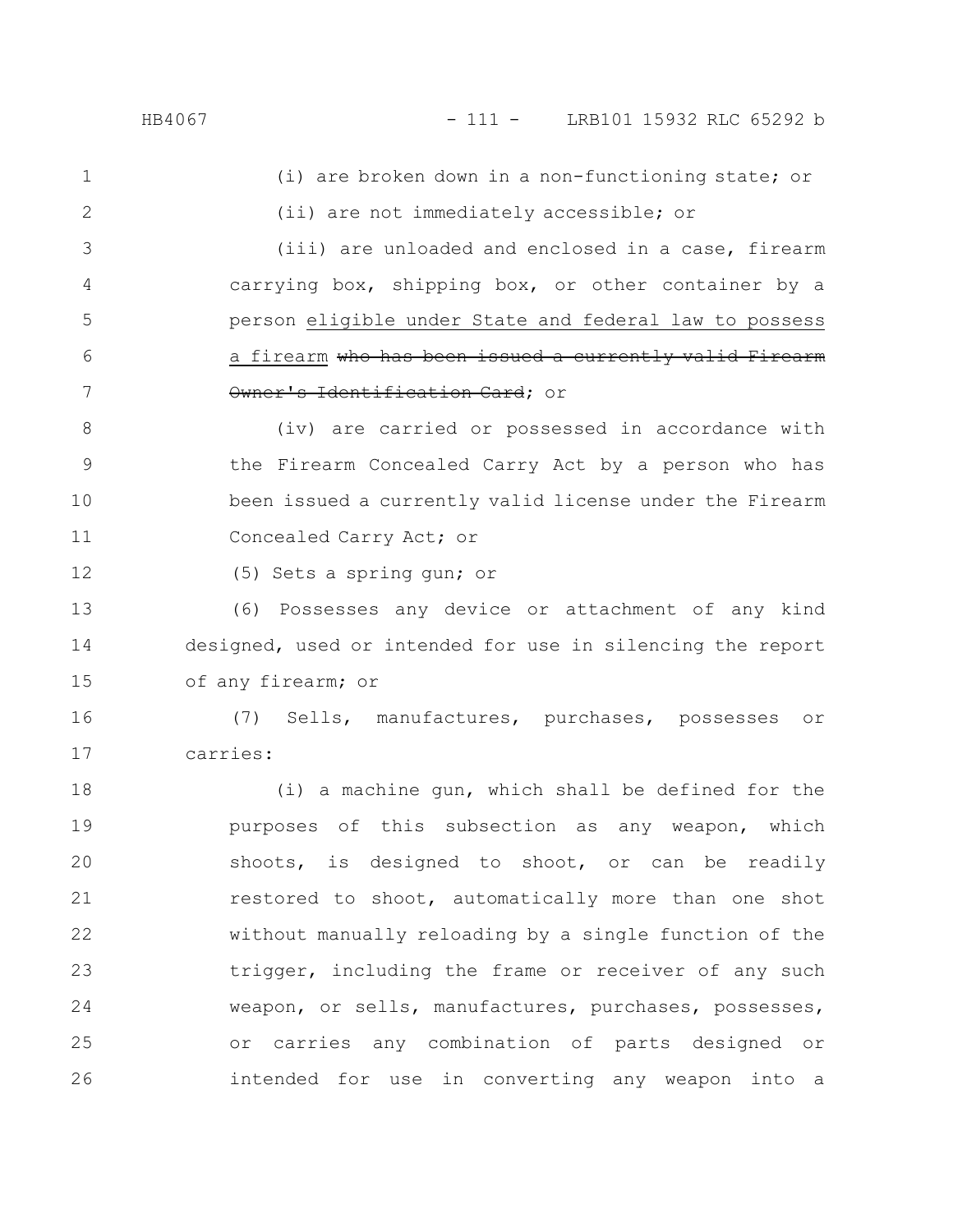(i) are broken down in a non-functioning state; or

(ii) are not immediately accessible; or

(iii) are unloaded and enclosed in a case, firearm carrying box, shipping box, or other container by a person eligible under State and federal law to possess a firearm ~~who has been issued a currently valid Firearm Owner's Identification Card~~; or

(iv) are carried or possessed in accordance with the Firearm Concealed Carry Act by a person who has been issued a currently valid license under the Firearm Concealed Carry Act; or

(5) Sets a spring gun; or

(6) Possesses any device or attachment of any kind designed, used or intended for use in silencing the report of any firearm; or

(7) Sells, manufactures, purchases, possesses or carries:

(i) a machine gun, which shall be defined for the purposes of this subsection as any weapon, which shoots, is designed to shoot, or can be readily restored to shoot, automatically more than one shot without manually reloading by a single function of the trigger, including the frame or receiver of any such weapon, or sells, manufactures, purchases, possesses, or carries any combination of parts designed or intended for use in converting any weapon into a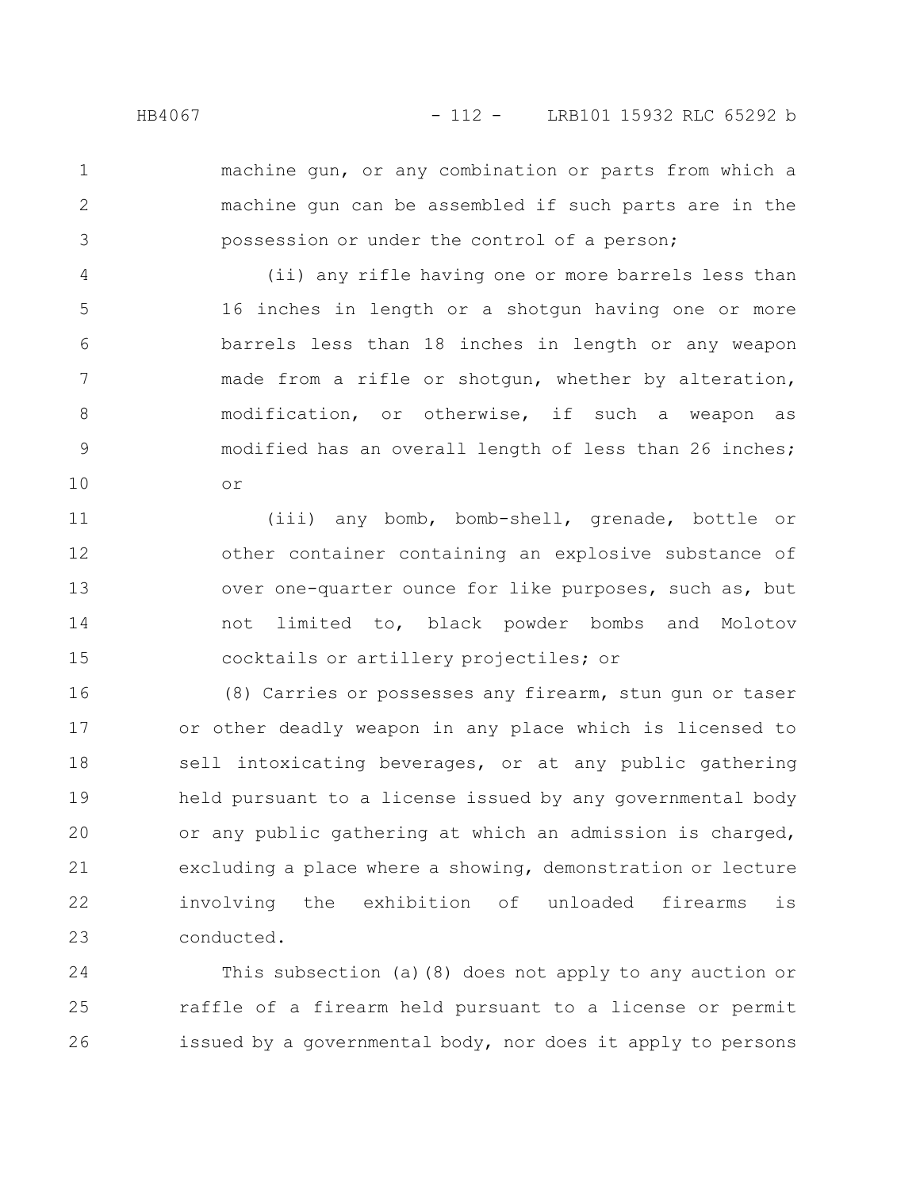machine gun, or any combination or parts from which a machine gun can be assembled if such parts are in the possession or under the control of a person;

(ii) any rifle having one or more barrels less than 16 inches in length or a shotgun having one or more barrels less than 18 inches in length or any weapon made from a rifle or shotgun, whether by alteration, modification, or otherwise, if such a weapon as modified has an overall length of less than 26 inches; or

(iii) any bomb, bomb-shell, grenade, bottle or other container containing an explosive substance of over one-quarter ounce for like purposes, such as, but not limited to, black powder bombs and Molotov cocktails or artillery projectiles; or

(8) Carries or possesses any firearm, stun gun or taser or other deadly weapon in any place which is licensed to sell intoxicating beverages, or at any public gathering held pursuant to a license issued by any governmental body or any public gathering at which an admission is charged, excluding a place where a showing, demonstration or lecture involving the exhibition of unloaded firearms is conducted.

This subsection (a)(8) does not apply to any auction or raffle of a firearm held pursuant to a license or permit issued by a governmental body, nor does it apply to persons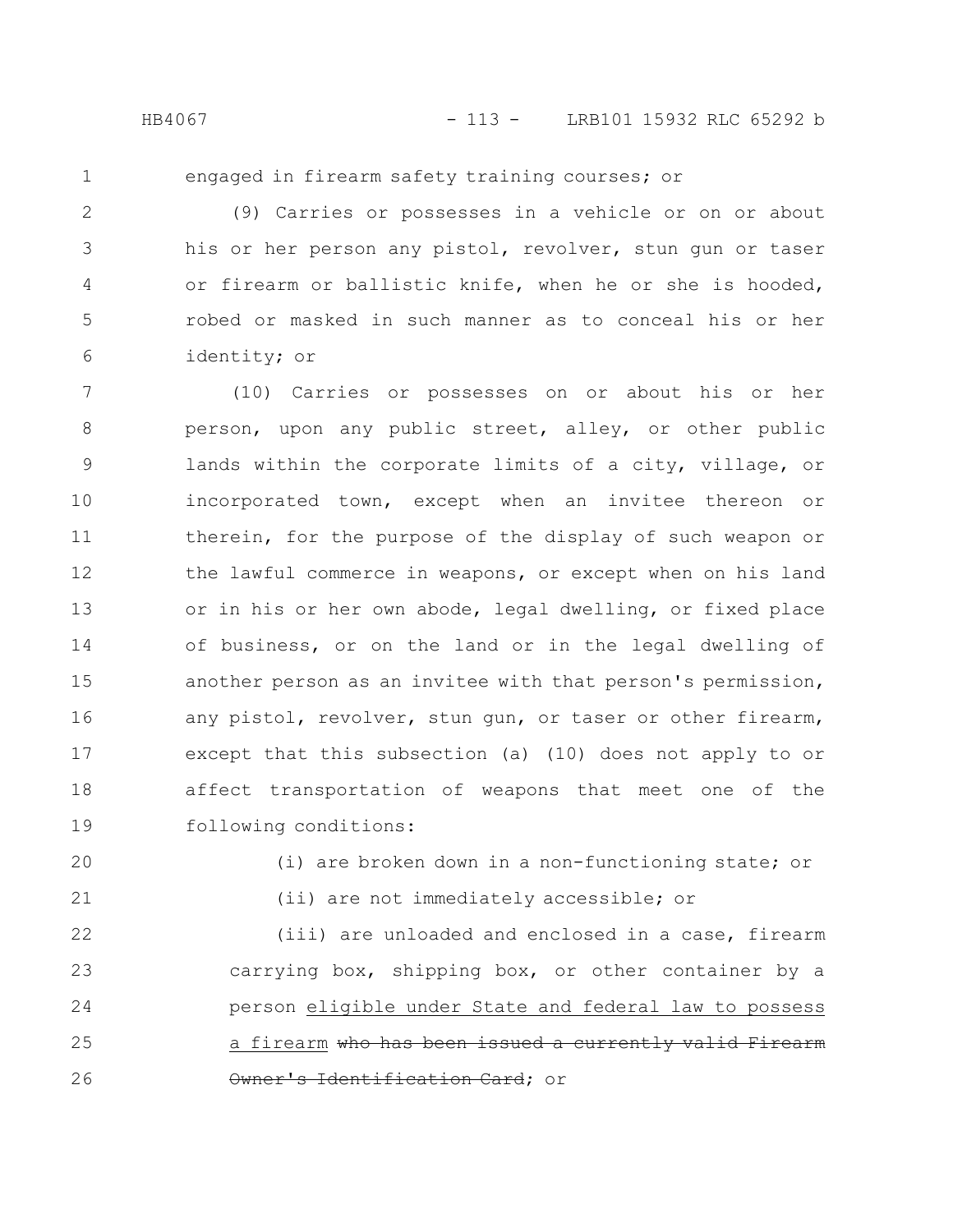engaged in firearm safety training courses; or

(9) Carries or possesses in a vehicle or on or about his or her person any pistol, revolver, stun gun or taser or firearm or ballistic knife, when he or she is hooded, robed or masked in such manner as to conceal his or her identity; or

(10) Carries or possesses on or about his or her person, upon any public street, alley, or other public lands within the corporate limits of a city, village, or incorporated town, except when an invitee thereon or therein, for the purpose of the display of such weapon or the lawful commerce in weapons, or except when on his land or in his or her own abode, legal dwelling, or fixed place of business, or on the land or in the legal dwelling of another person as an invitee with that person's permission, any pistol, revolver, stun gun, or taser or other firearm, except that this subsection (a) (10) does not apply to or affect transportation of weapons that meet one of the following conditions:

(i) are broken down in a non-functioning state; or

(ii) are not immediately accessible; or

(iii) are unloaded and enclosed in a case, firearm carrying box, shipping box, or other container by a person <u>eligible under State and federal law to possess a firearm</u> ~~who has been issued a currently valid Firearm Owner's Identification Card~~; or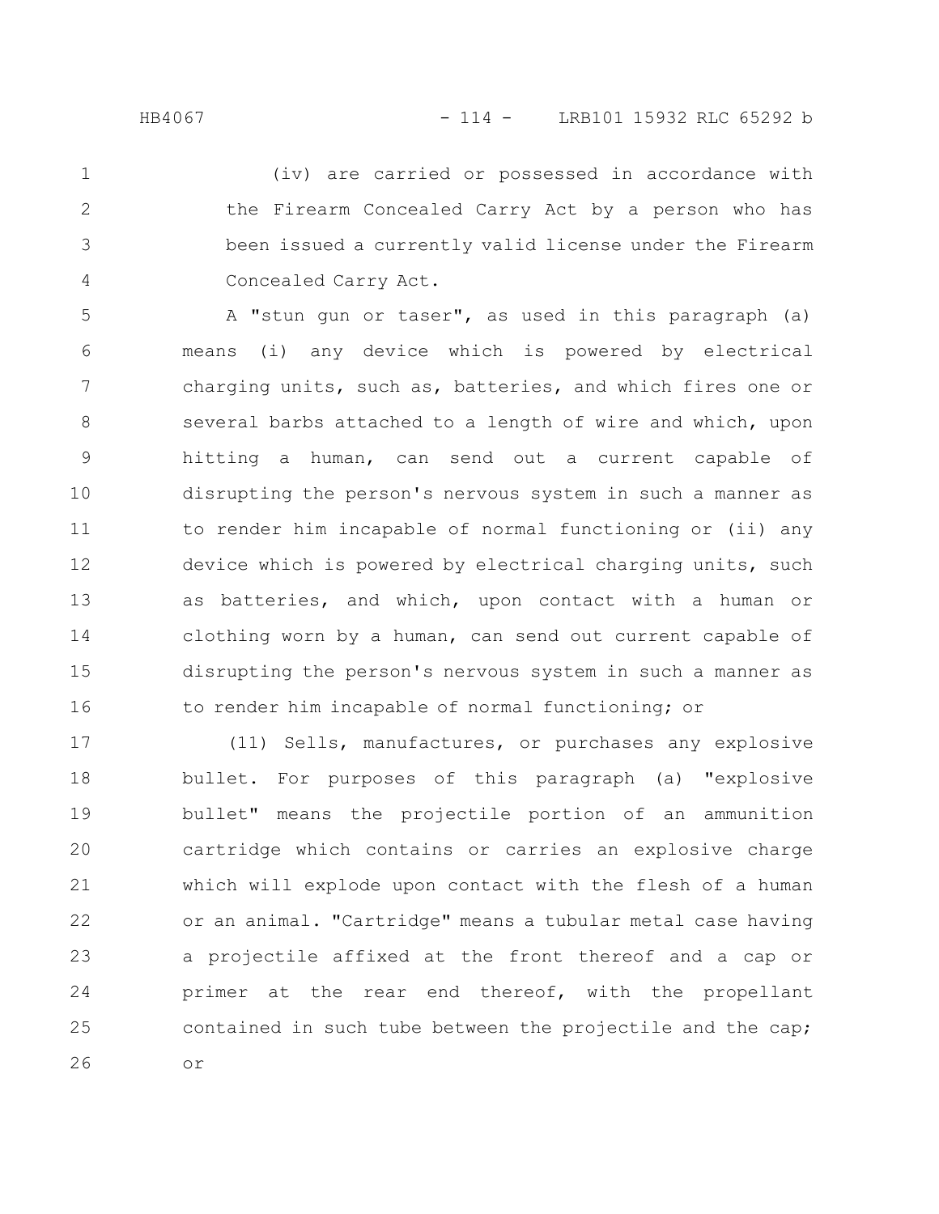(iv) are carried or possessed in accordance with the Firearm Concealed Carry Act by a person who has been issued a currently valid license under the Firearm Concealed Carry Act.

A "stun gun or taser", as used in this paragraph (a) means (i) any device which is powered by electrical charging units, such as, batteries, and which fires one or several barbs attached to a length of wire and which, upon hitting a human, can send out a current capable of disrupting the person's nervous system in such a manner as to render him incapable of normal functioning or (ii) any device which is powered by electrical charging units, such as batteries, and which, upon contact with a human or clothing worn by a human, can send out current capable of disrupting the person's nervous system in such a manner as to render him incapable of normal functioning; or

(11) Sells, manufactures, or purchases any explosive bullet. For purposes of this paragraph (a) "explosive bullet" means the projectile portion of an ammunition cartridge which contains or carries an explosive charge which will explode upon contact with the flesh of a human or an animal. "Cartridge" means a tubular metal case having a projectile affixed at the front thereof and a cap or primer at the rear end thereof, with the propellant contained in such tube between the projectile and the cap; or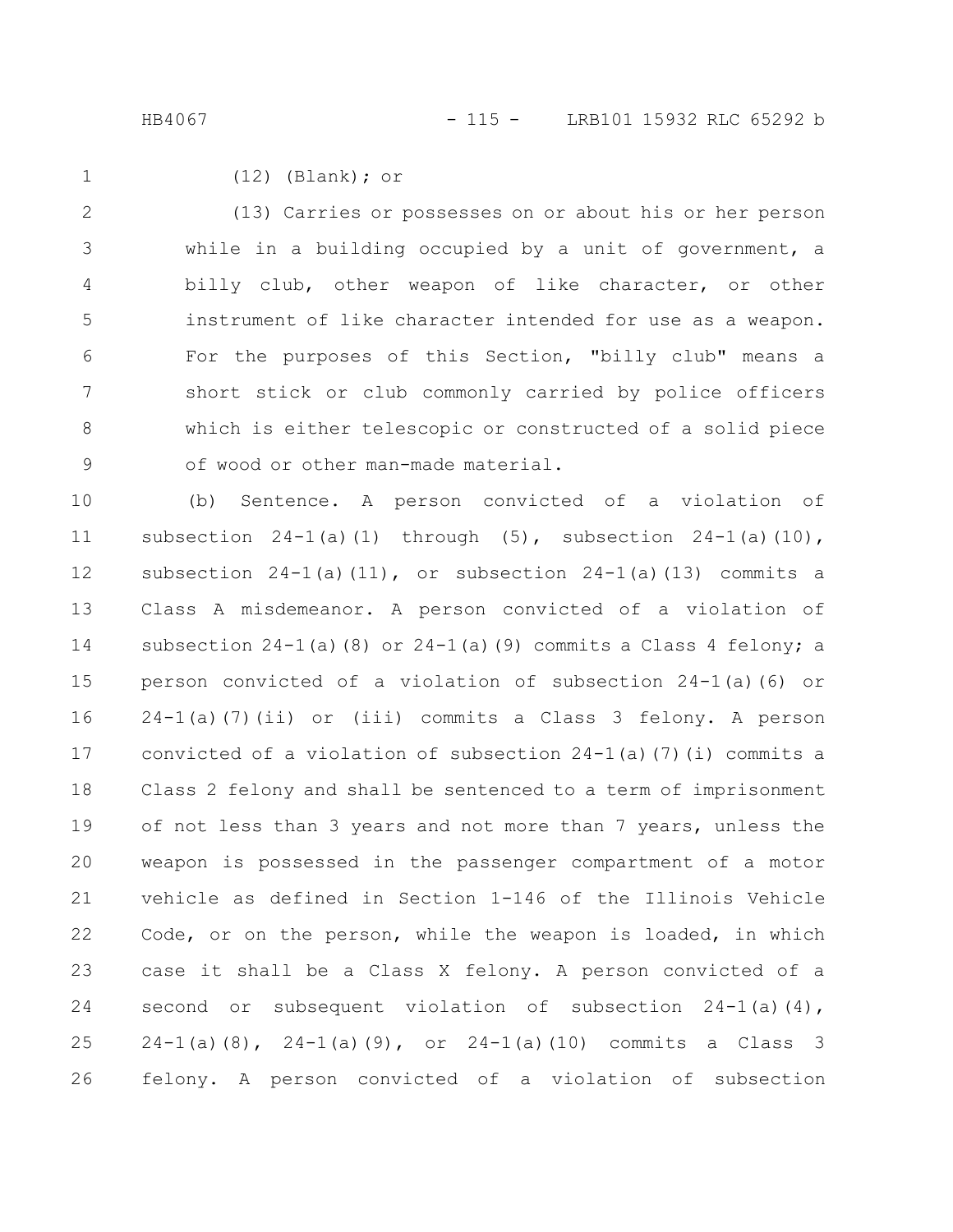(12) (Blank); or

(13) Carries or possesses on or about his or her person while in a building occupied by a unit of government, a billy club, other weapon of like character, or other instrument of like character intended for use as a weapon. For the purposes of this Section, "billy club" means a short stick or club commonly carried by police officers which is either telescopic or constructed of a solid piece of wood or other man-made material.

(b) Sentence. A person convicted of a violation of subsection 24-1(a)(1) through (5), subsection 24-1(a)(10), subsection 24-1(a)(11), or subsection 24-1(a)(13) commits a Class A misdemeanor. A person convicted of a violation of subsection 24-1(a)(8) or 24-1(a)(9) commits a Class 4 felony; a person convicted of a violation of subsection 24-1(a)(6) or 24-1(a)(7)(ii) or (iii) commits a Class 3 felony. A person convicted of a violation of subsection 24-1(a)(7)(i) commits a Class 2 felony and shall be sentenced to a term of imprisonment of not less than 3 years and not more than 7 years, unless the weapon is possessed in the passenger compartment of a motor vehicle as defined in Section 1-146 of the Illinois Vehicle Code, or on the person, while the weapon is loaded, in which case it shall be a Class X felony. A person convicted of a second or subsequent violation of subsection 24-1(a)(4), 24-1(a)(8), 24-1(a)(9), or 24-1(a)(10) commits a Class 3 felony. A person convicted of a violation of subsection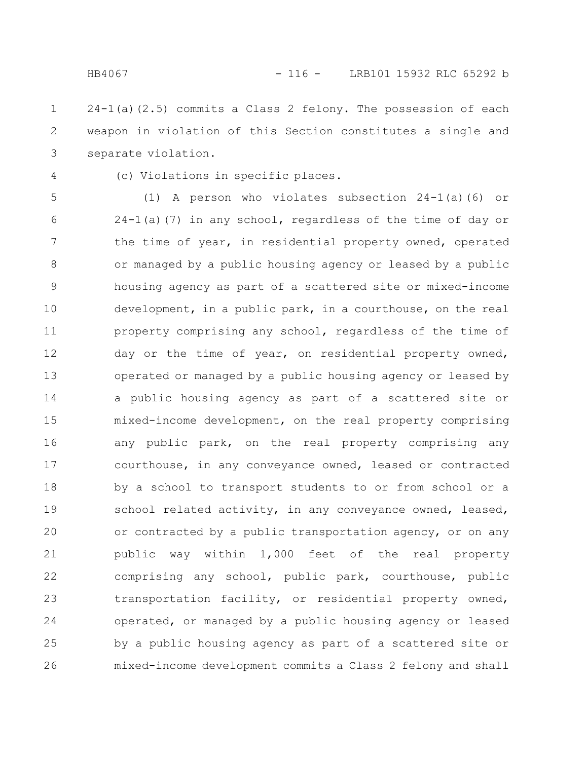24-1(a)(2.5) commits a Class 2 felony. The possession of each weapon in violation of this Section constitutes a single and separate violation.

(c) Violations in specific places.

(1) A person who violates subsection 24-1(a)(6) or 24-1(a)(7) in any school, regardless of the time of day or the time of year, in residential property owned, operated or managed by a public housing agency or leased by a public housing agency as part of a scattered site or mixed-income development, in a public park, in a courthouse, on the real property comprising any school, regardless of the time of day or the time of year, on residential property owned, operated or managed by a public housing agency or leased by a public housing agency as part of a scattered site or mixed-income development, on the real property comprising any public park, on the real property comprising any courthouse, in any conveyance owned, leased or contracted by a school to transport students to or from school or a school related activity, in any conveyance owned, leased, or contracted by a public transportation agency, or on any public way within 1,000 feet of the real property comprising any school, public park, courthouse, public transportation facility, or residential property owned, operated, or managed by a public housing agency or leased by a public housing agency as part of a scattered site or mixed-income development commits a Class 2 felony and shall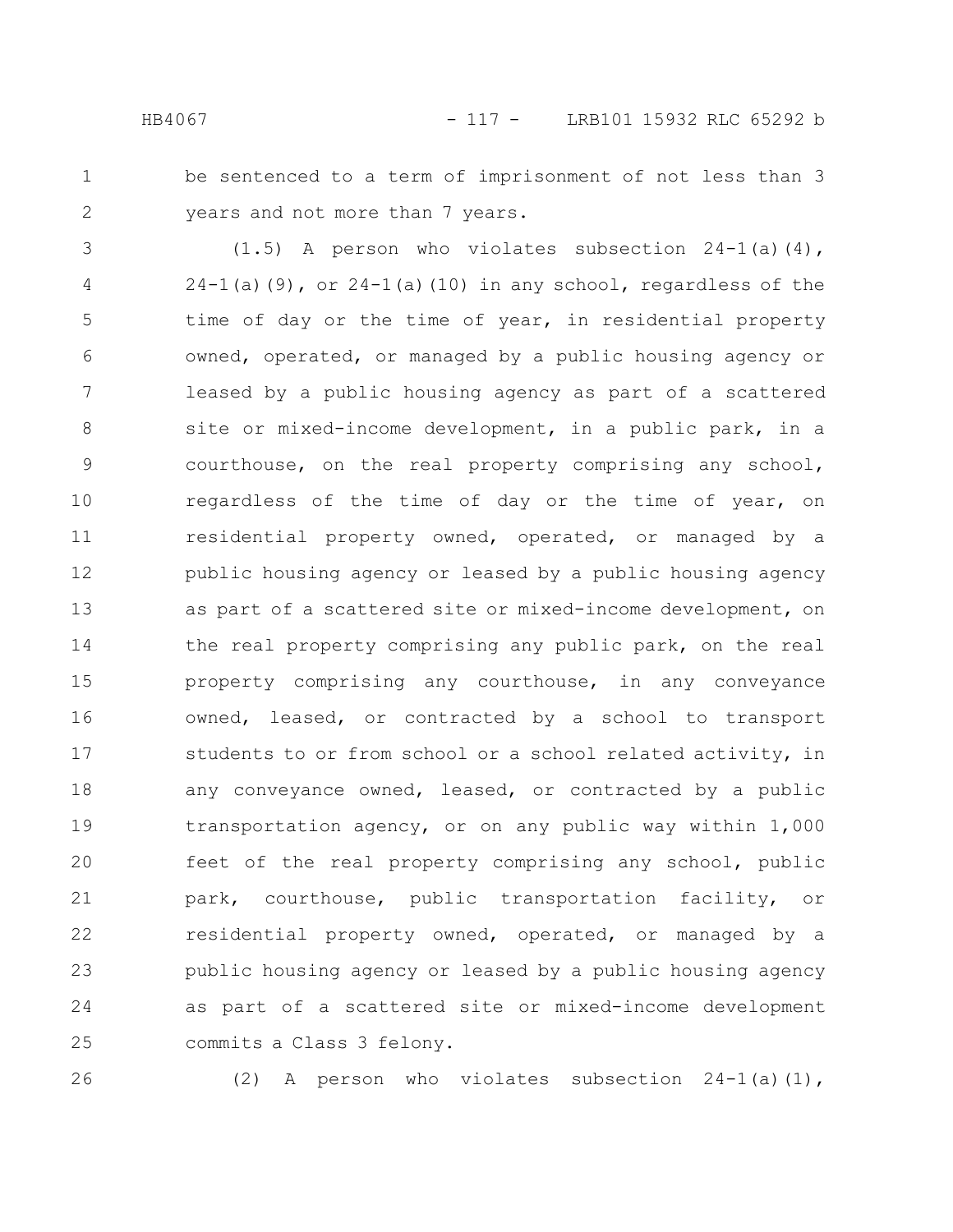be sentenced to a term of imprisonment of not less than 3 years and not more than 7 years.

(1.5) A person who violates subsection 24-1(a)(4), 24-1(a)(9), or 24-1(a)(10) in any school, regardless of the time of day or the time of year, in residential property owned, operated, or managed by a public housing agency or leased by a public housing agency as part of a scattered site or mixed-income development, in a public park, in a courthouse, on the real property comprising any school, regardless of the time of day or the time of year, on residential property owned, operated, or managed by a public housing agency or leased by a public housing agency as part of a scattered site or mixed-income development, on the real property comprising any public park, on the real property comprising any courthouse, in any conveyance owned, leased, or contracted by a school to transport students to or from school or a school related activity, in any conveyance owned, leased, or contracted by a public transportation agency, or on any public way within 1,000 feet of the real property comprising any school, public park, courthouse, public transportation facility, or residential property owned, operated, or managed by a public housing agency or leased by a public housing agency as part of a scattered site or mixed-income development commits a Class 3 felony.

(2) A person who violates subsection 24-1(a)(1),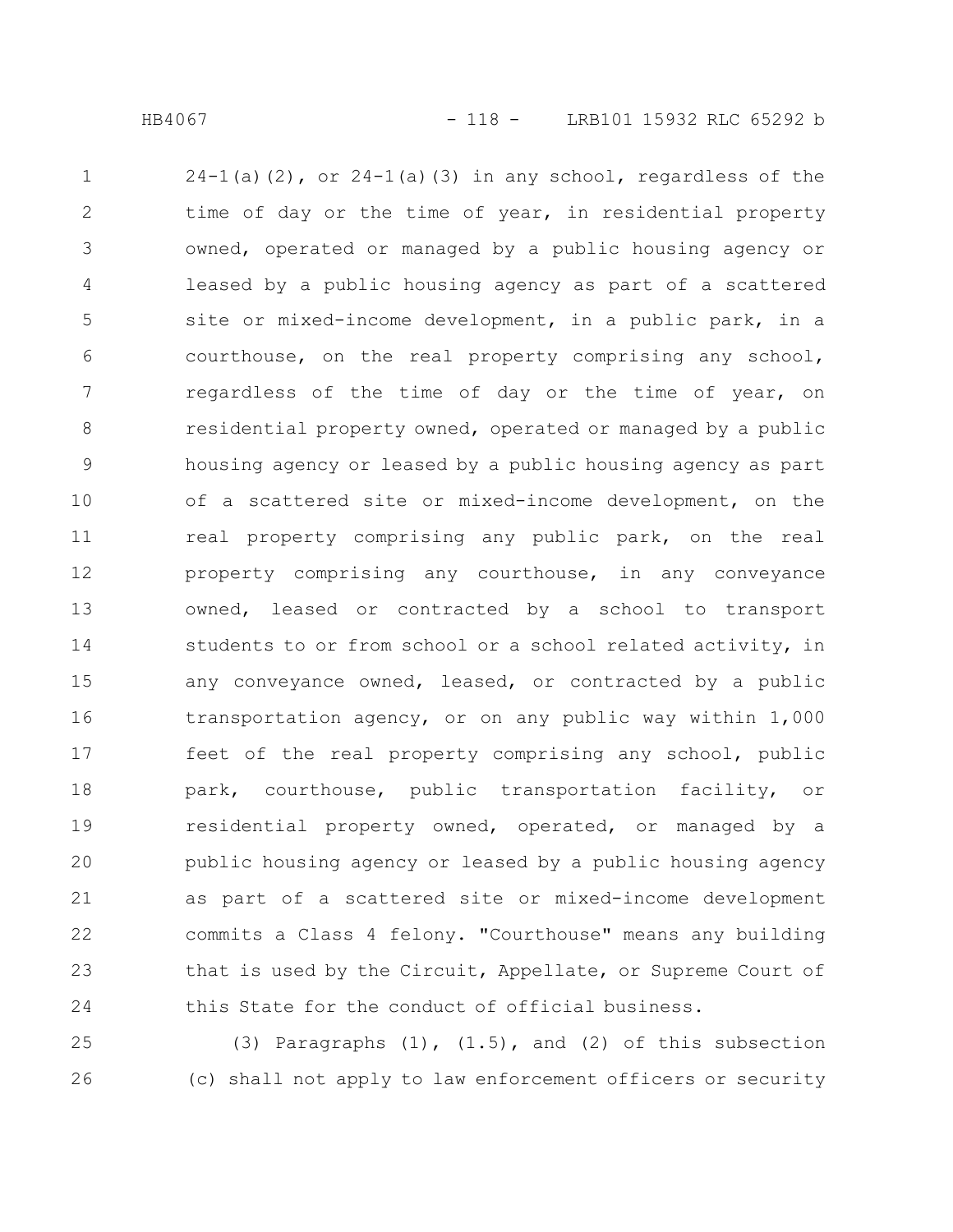24-1(a)(2), or 24-1(a)(3) in any school, regardless of the time of day or the time of year, in residential property owned, operated or managed by a public housing agency or leased by a public housing agency as part of a scattered site or mixed-income development, in a public park, in a courthouse, on the real property comprising any school, regardless of the time of day or the time of year, on residential property owned, operated or managed by a public housing agency or leased by a public housing agency as part of a scattered site or mixed-income development, on the real property comprising any public park, on the real property comprising any courthouse, in any conveyance owned, leased or contracted by a school to transport students to or from school or a school related activity, in any conveyance owned, leased, or contracted by a public transportation agency, or on any public way within 1,000 feet of the real property comprising any school, public park, courthouse, public transportation facility, or residential property owned, operated, or managed by a public housing agency or leased by a public housing agency as part of a scattered site or mixed-income development commits a Class 4 felony. "Courthouse" means any building that is used by the Circuit, Appellate, or Supreme Court of this State for the conduct of official business.

(3) Paragraphs (1), (1.5), and (2) of this subsection (c) shall not apply to law enforcement officers or security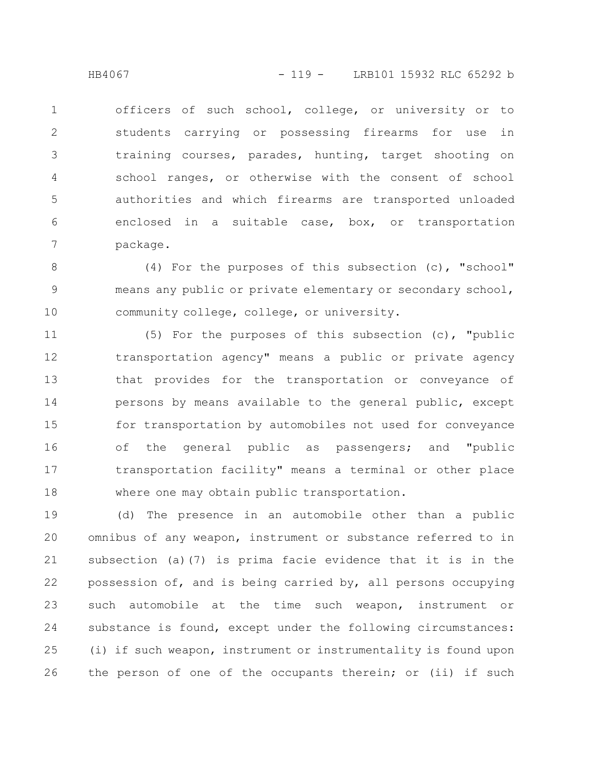officers of such school, college, or university or to students carrying or possessing firearms for use in training courses, parades, hunting, target shooting on school ranges, or otherwise with the consent of school authorities and which firearms are transported unloaded enclosed in a suitable case, box, or transportation package.

(4) For the purposes of this subsection (c), "school" means any public or private elementary or secondary school, community college, college, or university.

(5) For the purposes of this subsection (c), "public transportation agency" means a public or private agency that provides for the transportation or conveyance of persons by means available to the general public, except for transportation by automobiles not used for conveyance of the general public as passengers; and "public transportation facility" means a terminal or other place where one may obtain public transportation.

(d) The presence in an automobile other than a public omnibus of any weapon, instrument or substance referred to in subsection (a)(7) is prima facie evidence that it is in the possession of, and is being carried by, all persons occupying such automobile at the time such weapon, instrument or substance is found, except under the following circumstances: (i) if such weapon, instrument or instrumentality is found upon the person of one of the occupants therein; or (ii) if such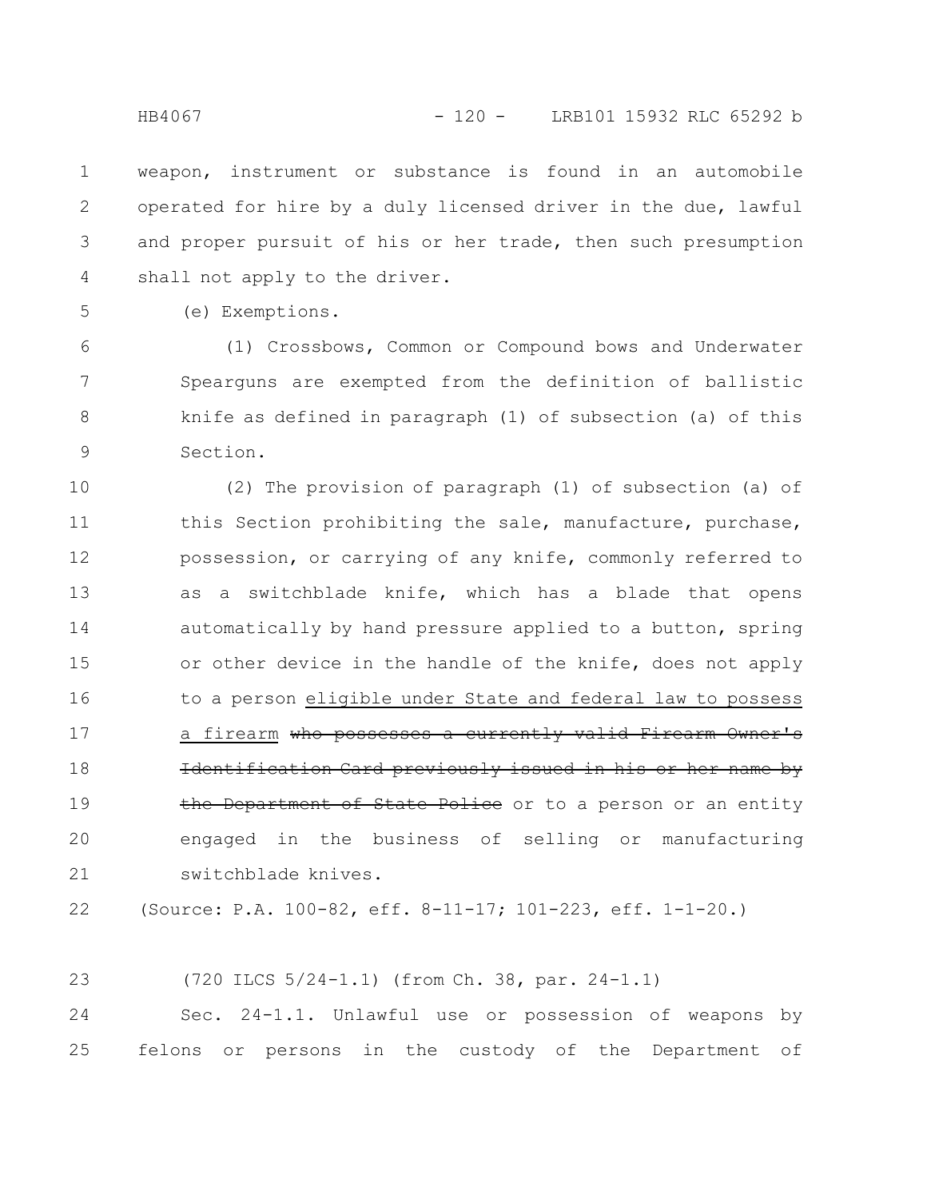weapon, instrument or substance is found in an automobile operated for hire by a duly licensed driver in the due, lawful and proper pursuit of his or her trade, then such presumption shall not apply to the driver.

(e) Exemptions.

(1) Crossbows, Common or Compound bows and Underwater Spearguns are exempted from the definition of ballistic knife as defined in paragraph (1) of subsection (a) of this Section.

(2) The provision of paragraph (1) of subsection (a) of this Section prohibiting the sale, manufacture, purchase, possession, or carrying of any knife, commonly referred to as a switchblade knife, which has a blade that opens automatically by hand pressure applied to a button, spring or other device in the handle of the knife, does not apply to a person <u>eligible under State and federal law to possess a firearm</u> ~~who possesses a currently valid Firearm Owner's Identification Card previously issued in his or her name by the Department of State Police~~ or to a person or an entity engaged in the business of selling or manufacturing switchblade knives.

(Source: P.A. 100-82, eff. 8-11-17; 101-223, eff. 1-1-20.)

(720 ILCS 5/24-1.1) (from Ch. 38, par. 24-1.1)

Sec. 24-1.1. Unlawful use or possession of weapons by felons or persons in the custody of the Department of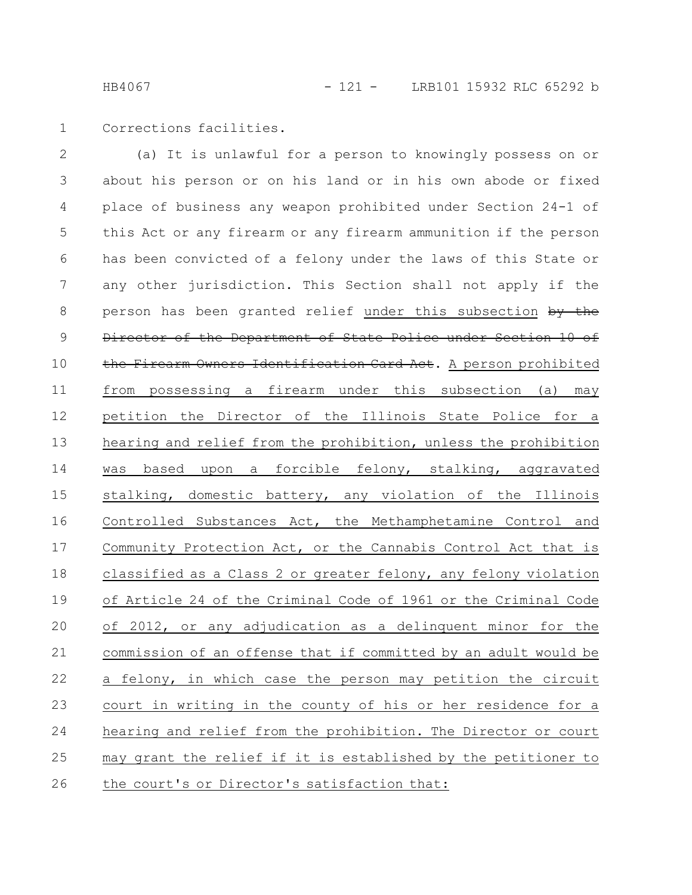Corrections facilities.

(a) It is unlawful for a person to knowingly possess on or about his person or on his land or in his own abode or fixed place of business any weapon prohibited under Section 24-1 of this Act or any firearm or any firearm ammunition if the person has been convicted of a felony under the laws of this State or any other jurisdiction. This Section shall not apply if the person has been granted relief under this subsection ~~by the Director of the Department of State Police under Section 10 of the Firearm Owners Identification Card Act~~. A person prohibited from possessing a firearm under this subsection (a) may petition the Director of the Illinois State Police for a hearing and relief from the prohibition, unless the prohibition was based upon a forcible felony, stalking, aggravated stalking, domestic battery, any violation of the Illinois Controlled Substances Act, the Methamphetamine Control and Community Protection Act, or the Cannabis Control Act that is classified as a Class 2 or greater felony, any felony violation of Article 24 of the Criminal Code of 1961 or the Criminal Code of 2012, or any adjudication as a delinquent minor for the commission of an offense that if committed by an adult would be a felony, in which case the person may petition the circuit court in writing in the county of his or her residence for a hearing and relief from the prohibition. The Director or court may grant the relief if it is established by the petitioner to the court's or Director's satisfaction that: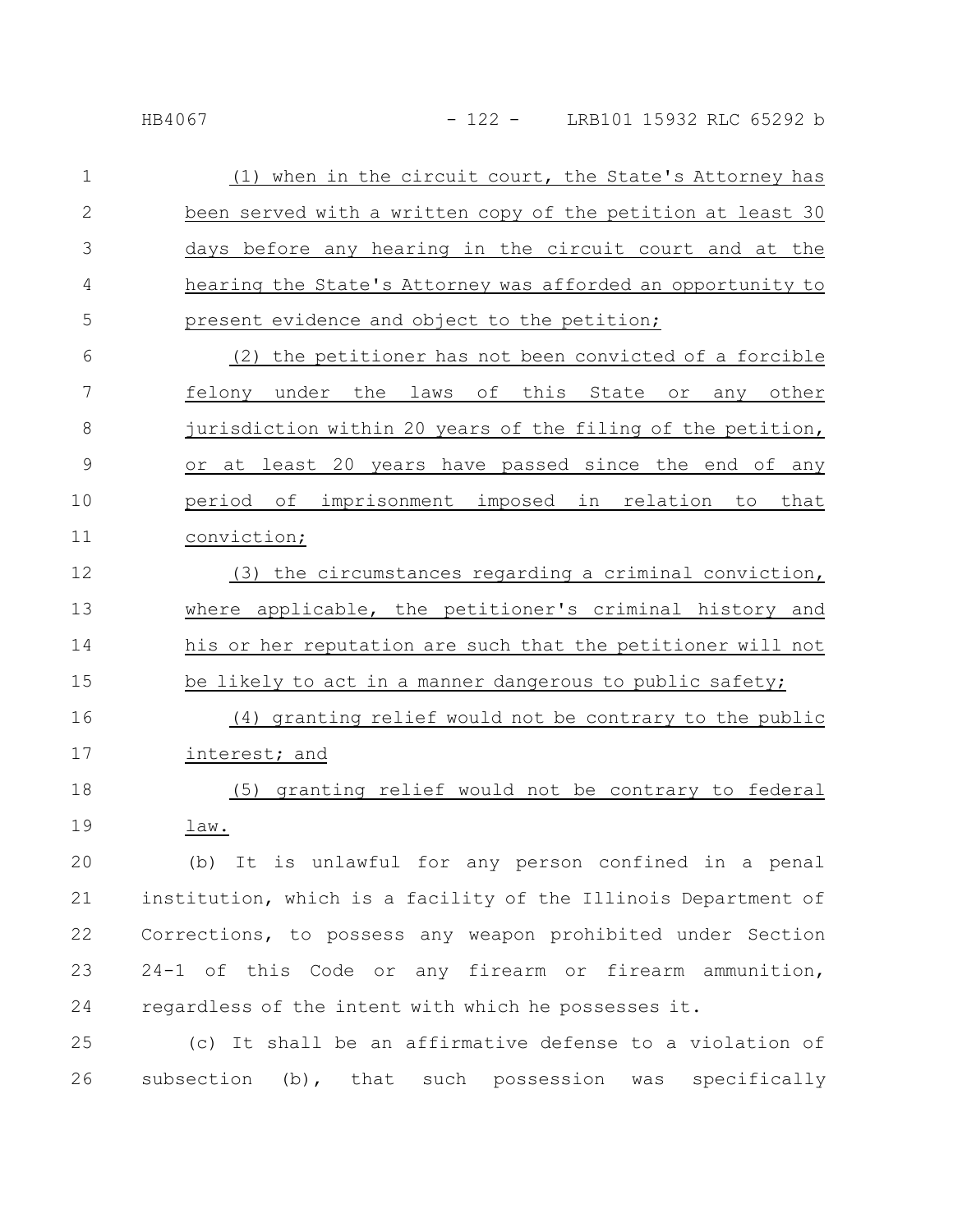(1) when in the circuit court, the State's Attorney has been served with a written copy of the petition at least 30 days before any hearing in the circuit court and at the hearing the State's Attorney was afforded an opportunity to present evidence and object to the petition;

(2) the petitioner has not been convicted of a forcible felony under the laws of this State or any other jurisdiction within 20 years of the filing of the petition, or at least 20 years have passed since the end of any period of imprisonment imposed in relation to that conviction;

(3) the circumstances regarding a criminal conviction, where applicable, the petitioner's criminal history and his or her reputation are such that the petitioner will not be likely to act in a manner dangerous to public safety;

(4) granting relief would not be contrary to the public interest; and

(5) granting relief would not be contrary to federal law.

(b) It is unlawful for any person confined in a penal institution, which is a facility of the Illinois Department of Corrections, to possess any weapon prohibited under Section 24-1 of this Code or any firearm or firearm ammunition, regardless of the intent with which he possesses it.

(c) It shall be an affirmative defense to a violation of subsection (b), that such possession was specifically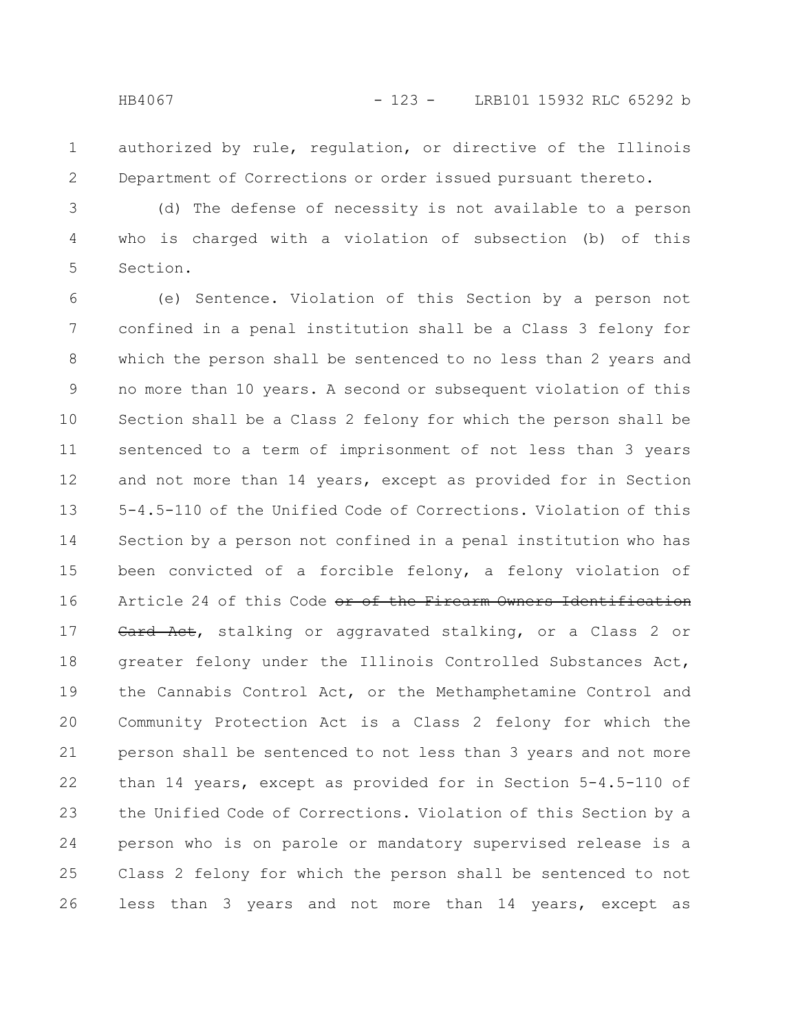authorized by rule, regulation, or directive of the Illinois Department of Corrections or order issued pursuant thereto.

(d) The defense of necessity is not available to a person who is charged with a violation of subsection (b) of this Section.

(e) Sentence. Violation of this Section by a person not confined in a penal institution shall be a Class 3 felony for which the person shall be sentenced to no less than 2 years and no more than 10 years. A second or subsequent violation of this Section shall be a Class 2 felony for which the person shall be sentenced to a term of imprisonment of not less than 3 years and not more than 14 years, except as provided for in Section 5-4.5-110 of the Unified Code of Corrections. Violation of this Section by a person not confined in a penal institution who has been convicted of a forcible felony, a felony violation of Article 24 of this Code ~~or of the Firearm Owners Identification Card Act~~, stalking or aggravated stalking, or a Class 2 or greater felony under the Illinois Controlled Substances Act, the Cannabis Control Act, or the Methamphetamine Control and Community Protection Act is a Class 2 felony for which the person shall be sentenced to not less than 3 years and not more than 14 years, except as provided for in Section 5-4.5-110 of the Unified Code of Corrections. Violation of this Section by a person who is on parole or mandatory supervised release is a Class 2 felony for which the person shall be sentenced to not less than 3 years and not more than 14 years, except as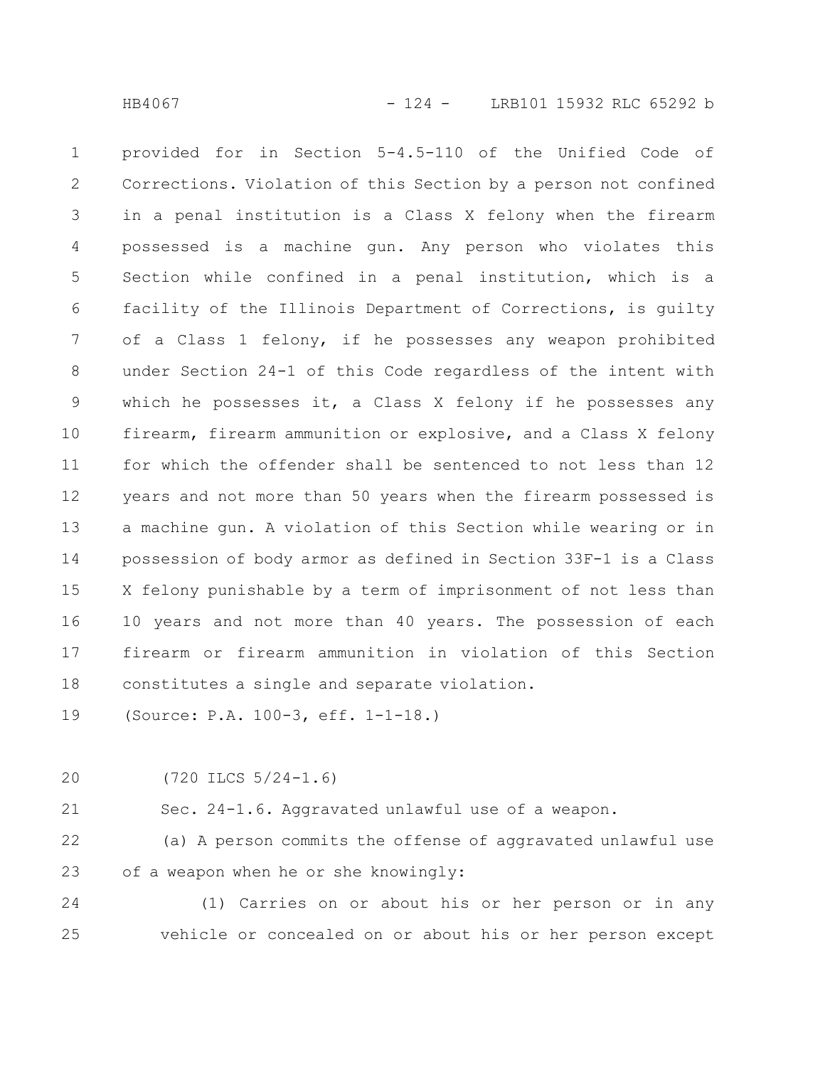provided for in Section 5-4.5-110 of the Unified Code of Corrections. Violation of this Section by a person not confined in a penal institution is a Class X felony when the firearm possessed is a machine gun. Any person who violates this Section while confined in a penal institution, which is a facility of the Illinois Department of Corrections, is guilty of a Class 1 felony, if he possesses any weapon prohibited under Section 24-1 of this Code regardless of the intent with which he possesses it, a Class X felony if he possesses any firearm, firearm ammunition or explosive, and a Class X felony for which the offender shall be sentenced to not less than 12 years and not more than 50 years when the firearm possessed is a machine gun. A violation of this Section while wearing or in possession of body armor as defined in Section 33F-1 is a Class X felony punishable by a term of imprisonment of not less than 10 years and not more than 40 years. The possession of each firearm or firearm ammunition in violation of this Section constitutes a single and separate violation.

(Source: P.A. 100-3, eff. 1-1-18.)

(720 ILCS 5/24-1.6)

Sec. 24-1.6. Aggravated unlawful use of a weapon.

(a) A person commits the offense of aggravated unlawful use of a weapon when he or she knowingly:

(1) Carries on or about his or her person or in any vehicle or concealed on or about his or her person except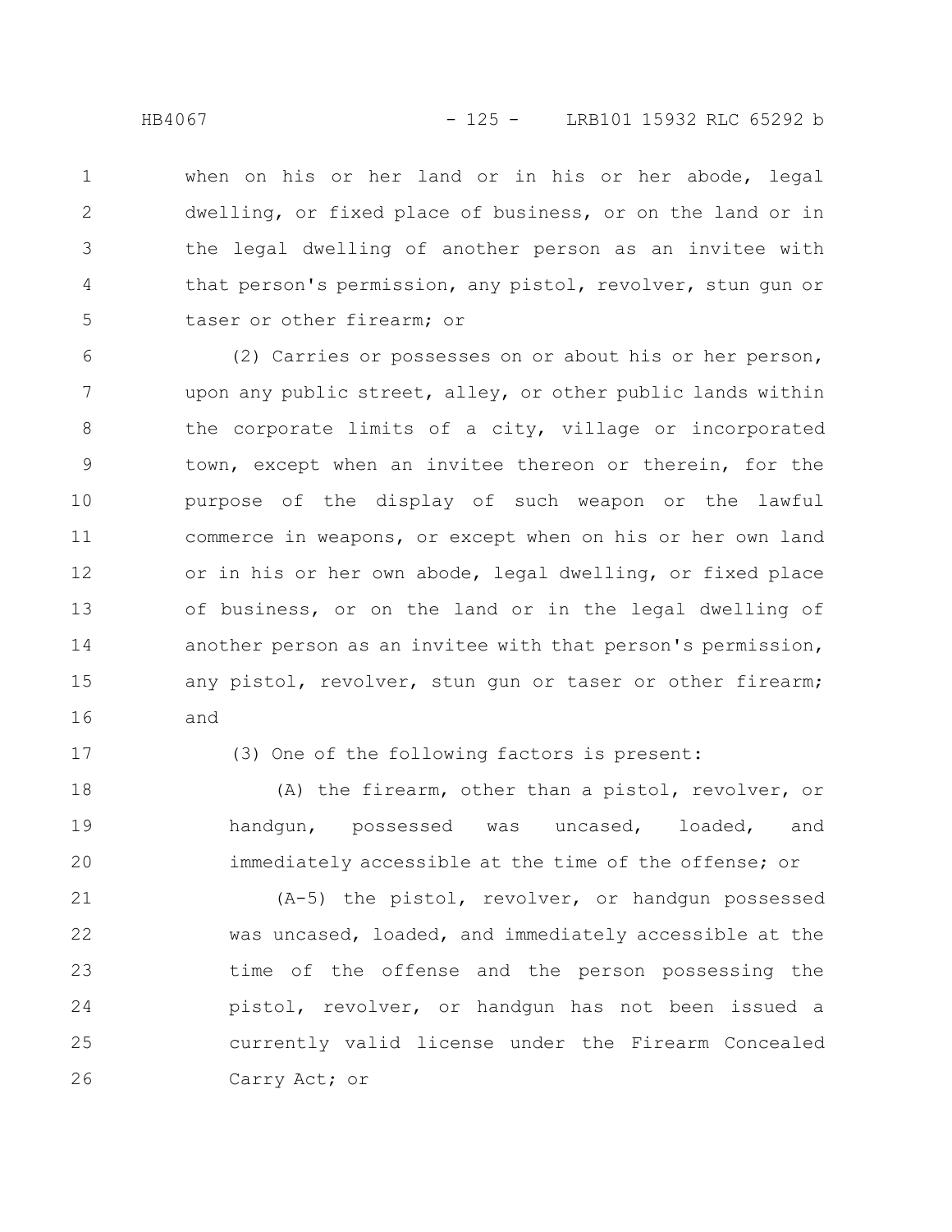when on his or her land or in his or her abode, legal dwelling, or fixed place of business, or on the land or in the legal dwelling of another person as an invitee with that person's permission, any pistol, revolver, stun gun or taser or other firearm; or

(2) Carries or possesses on or about his or her person, upon any public street, alley, or other public lands within the corporate limits of a city, village or incorporated town, except when an invitee thereon or therein, for the purpose of the display of such weapon or the lawful commerce in weapons, or except when on his or her own land or in his or her own abode, legal dwelling, or fixed place of business, or on the land or in the legal dwelling of another person as an invitee with that person's permission, any pistol, revolver, stun gun or taser or other firearm; and

(3) One of the following factors is present:

(A) the firearm, other than a pistol, revolver, or handgun, possessed was uncased, loaded, and immediately accessible at the time of the offense; or

(A-5) the pistol, revolver, or handgun possessed was uncased, loaded, and immediately accessible at the time of the offense and the person possessing the pistol, revolver, or handgun has not been issued a currently valid license under the Firearm Concealed Carry Act; or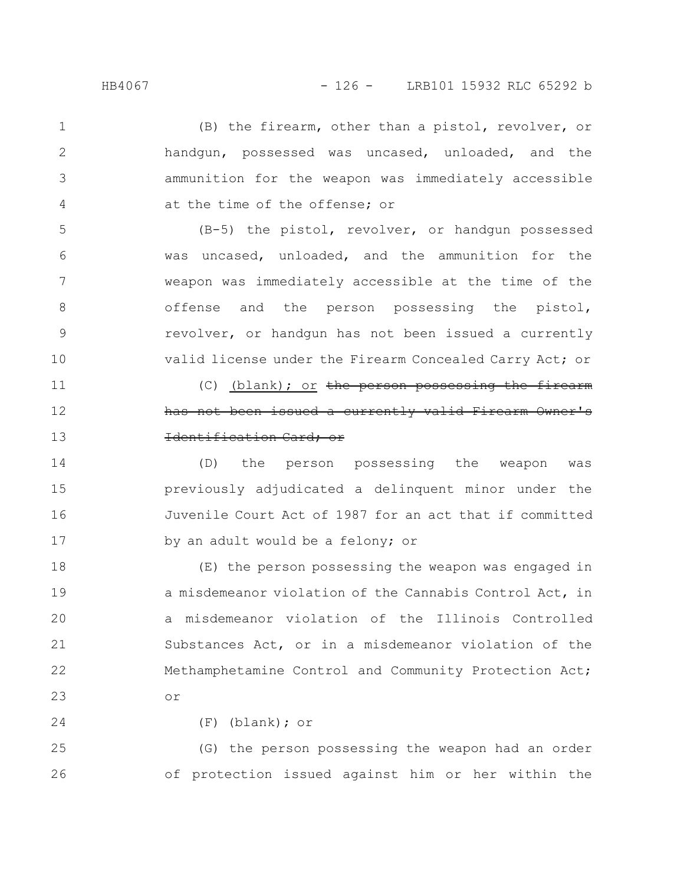(B) the firearm, other than a pistol, revolver, or handgun, possessed was uncased, unloaded, and the ammunition for the weapon was immediately accessible at the time of the offense; or

(B-5) the pistol, revolver, or handgun possessed was uncased, unloaded, and the ammunition for the weapon was immediately accessible at the time of the offense and the person possessing the pistol, revolver, or handgun has not been issued a currently valid license under the Firearm Concealed Carry Act; or

(C) <u>(blank); or</u> ~~the person possessing the firearm has not been issued a currently valid Firearm Owner's Identification Card; or~~

(D) the person possessing the weapon was previously adjudicated a delinquent minor under the Juvenile Court Act of 1987 for an act that if committed by an adult would be a felony; or

(E) the person possessing the weapon was engaged in a misdemeanor violation of the Cannabis Control Act, in a misdemeanor violation of the Illinois Controlled Substances Act, or in a misdemeanor violation of the Methamphetamine Control and Community Protection Act; or

(F) (blank); or

(G) the person possessing the weapon had an order of protection issued against him or her within the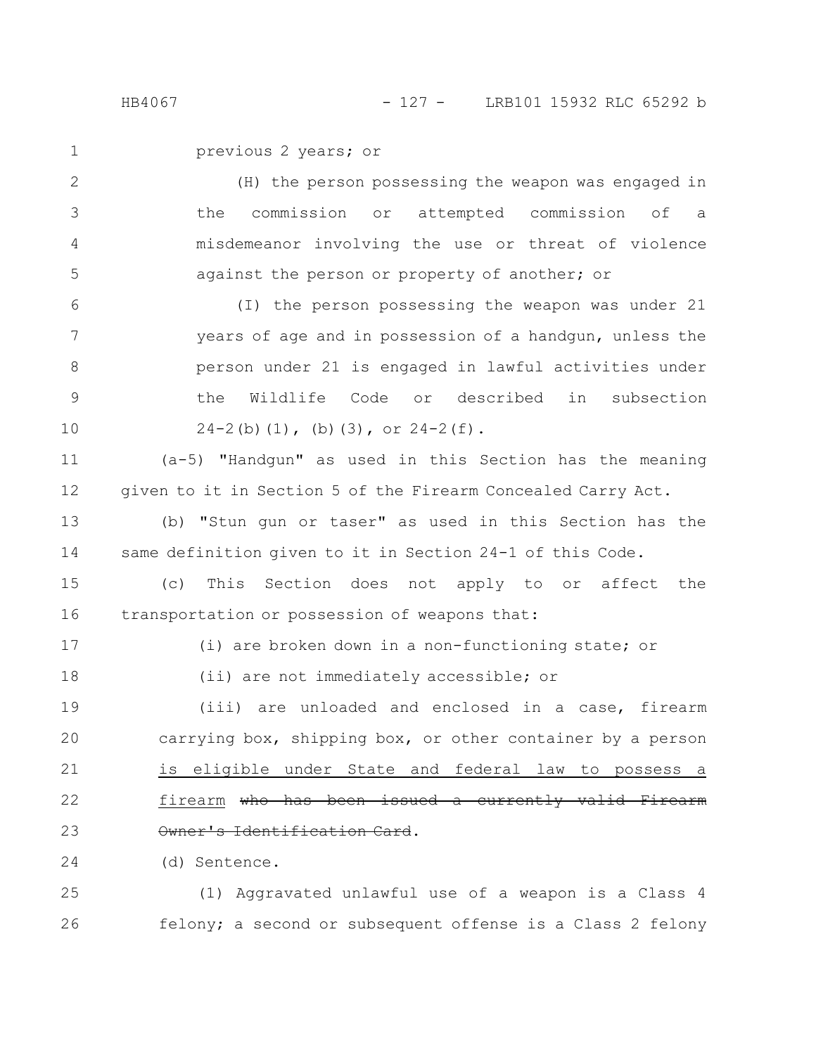previous 2 years; or

(H) the person possessing the weapon was engaged in the commission or attempted commission of a misdemeanor involving the use or threat of violence against the person or property of another; or

(I) the person possessing the weapon was under 21 years of age and in possession of a handgun, unless the person under 21 is engaged in lawful activities under the Wildlife Code or described in subsection 24-2(b)(1), (b)(3), or 24-2(f).

(a-5) "Handgun" as used in this Section has the meaning given to it in Section 5 of the Firearm Concealed Carry Act.

(b) "Stun gun or taser" as used in this Section has the same definition given to it in Section 24-1 of this Code.

(c) This Section does not apply to or affect the transportation or possession of weapons that:

(i) are broken down in a non-functioning state; or

(ii) are not immediately accessible; or

(iii) are unloaded and enclosed in a case, firearm carrying box, shipping box, or other container by a person is eligible under State and federal law to possess a firearm ~~who has been issued a currently valid Firearm Owner's Identification Card~~.

(d) Sentence.

(1) Aggravated unlawful use of a weapon is a Class 4 felony; a second or subsequent offense is a Class 2 felony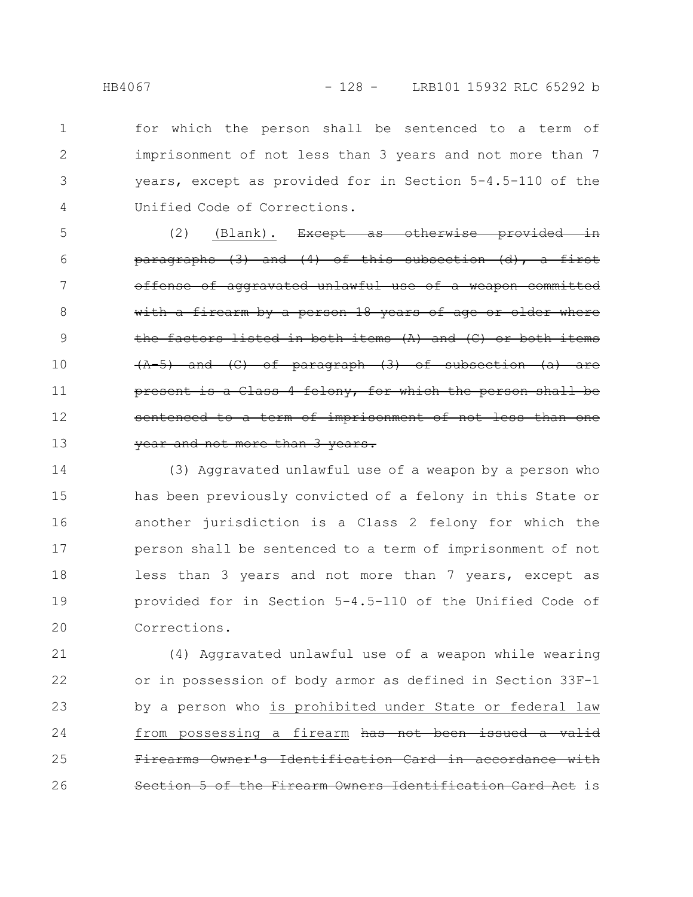for which the person shall be sentenced to a term of imprisonment of not less than 3 years and not more than 7 years, except as provided for in Section 5-4.5-110 of the Unified Code of Corrections.

(2) <u>(Blank).</u> ~~Except as otherwise provided in paragraphs (3) and (4) of this subsection (d), a first offense of aggravated unlawful use of a weapon committed with a firearm by a person 18 years of age or older where the factors listed in both items (A) and (C) or both items (A-5) and (C) of paragraph (3) of subsection (a) are present is a Class 4 felony, for which the person shall be sentenced to a term of imprisonment of not less than one year and not more than 3 years.~~

(3) Aggravated unlawful use of a weapon by a person who has been previously convicted of a felony in this State or another jurisdiction is a Class 2 felony for which the person shall be sentenced to a term of imprisonment of not less than 3 years and not more than 7 years, except as provided for in Section 5-4.5-110 of the Unified Code of Corrections.

(4) Aggravated unlawful use of a weapon while wearing or in possession of body armor as defined in Section 33F-1 by a person who <u>is prohibited under State or federal law from possessing a firearm</u> ~~has not been issued a valid Firearms Owner's Identification Card in accordance with Section 5 of the Firearm Owners Identification Card Act~~ is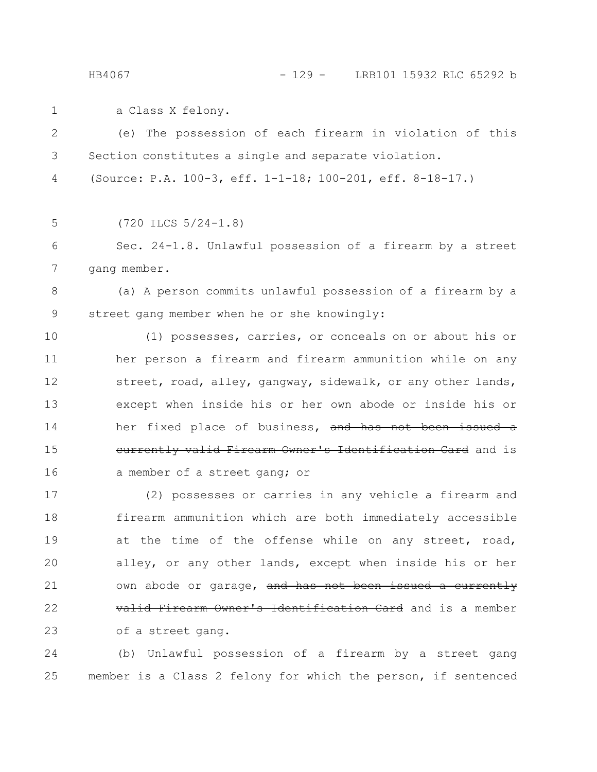a Class X felony.

(e) The possession of each firearm in violation of this Section constitutes a single and separate violation.

(Source: P.A. 100-3, eff. 1-1-18; 100-201, eff. 8-18-17.)

(720 ILCS 5/24-1.8)

Sec. 24-1.8. Unlawful possession of a firearm by a street gang member.

(a) A person commits unlawful possession of a firearm by a street gang member when he or she knowingly:

(1) possesses, carries, or conceals on or about his or her person a firearm and firearm ammunition while on any street, road, alley, gangway, sidewalk, or any other lands, except when inside his or her own abode or inside his or her fixed place of business, ~~and has not been issued a currently valid Firearm Owner's Identification Card~~ and is a member of a street gang; or

(2) possesses or carries in any vehicle a firearm and firearm ammunition which are both immediately accessible at the time of the offense while on any street, road, alley, or any other lands, except when inside his or her own abode or garage, ~~and has not been issued a currently valid Firearm Owner's Identification Card~~ and is a member of a street gang.

(b) Unlawful possession of a firearm by a street gang member is a Class 2 felony for which the person, if sentenced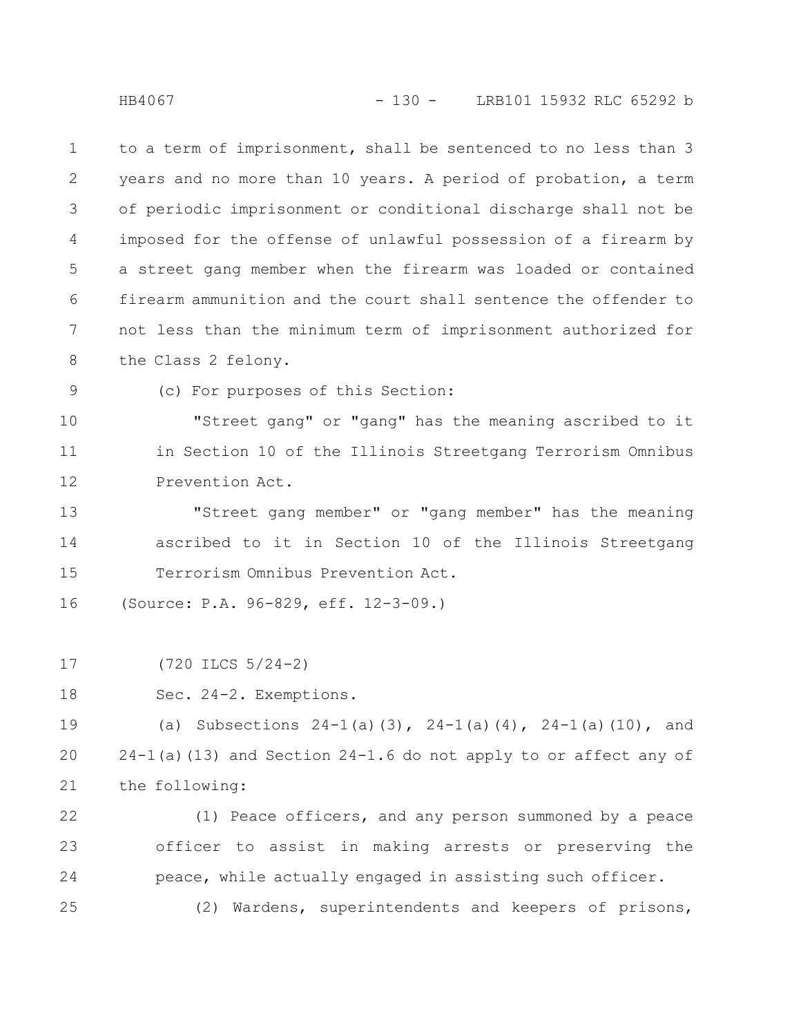to a term of imprisonment, shall be sentenced to no less than 3 years and no more than 10 years. A period of probation, a term of periodic imprisonment or conditional discharge shall not be imposed for the offense of unlawful possession of a firearm by a street gang member when the firearm was loaded or contained firearm ammunition and the court shall sentence the offender to not less than the minimum term of imprisonment authorized for the Class 2 felony.

(c) For purposes of this Section:

"Street gang" or "gang" has the meaning ascribed to it in Section 10 of the Illinois Streetgang Terrorism Omnibus Prevention Act.

"Street gang member" or "gang member" has the meaning ascribed to it in Section 10 of the Illinois Streetgang Terrorism Omnibus Prevention Act.

(Source: P.A. 96-829, eff. 12-3-09.)

(720 ILCS 5/24-2)

Sec. 24-2. Exemptions.

(a) Subsections 24-1(a)(3), 24-1(a)(4), 24-1(a)(10), and 24-1(a)(13) and Section 24-1.6 do not apply to or affect any of the following:

(1) Peace officers, and any person summoned by a peace officer to assist in making arrests or preserving the peace, while actually engaged in assisting such officer.

(2) Wardens, superintendents and keepers of prisons,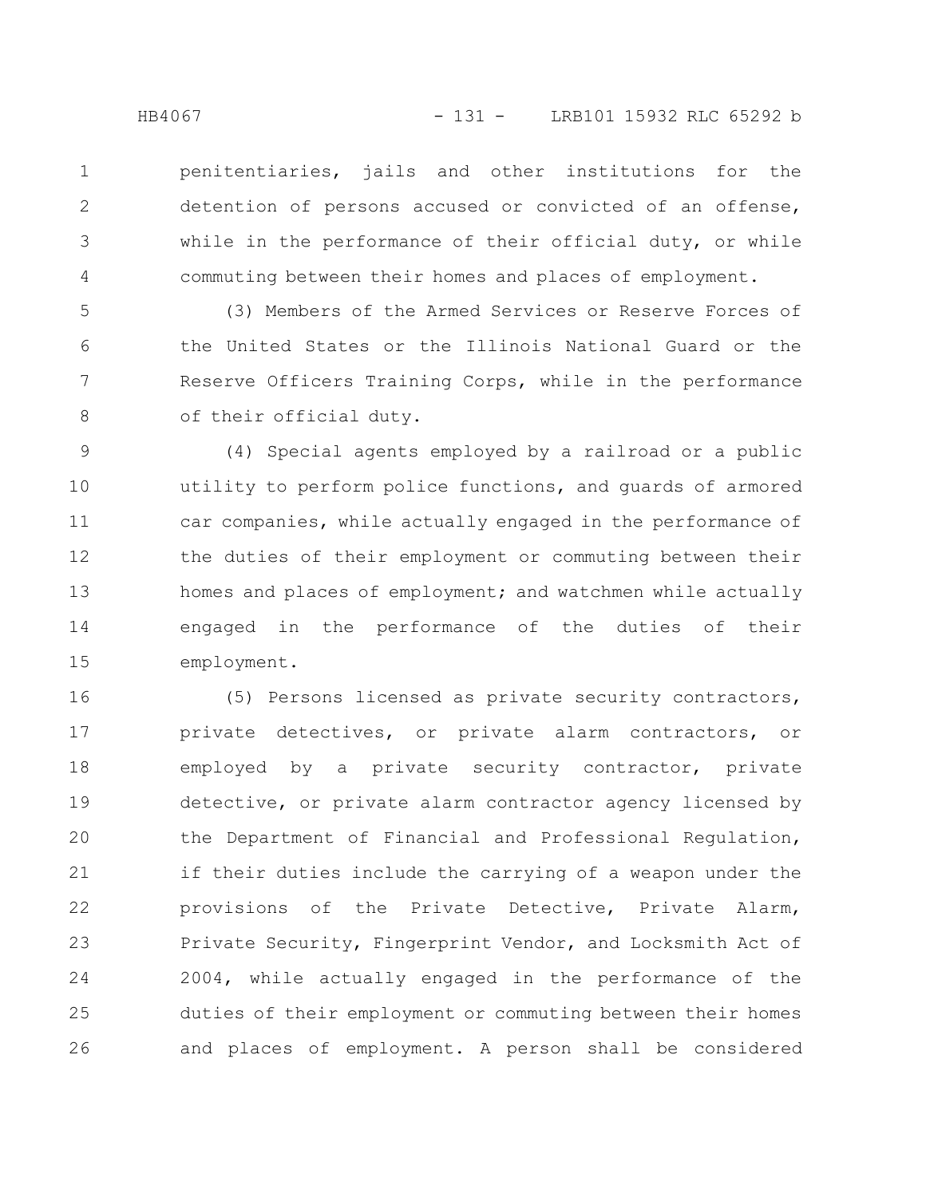penitentiaries, jails and other institutions for the detention of persons accused or convicted of an offense, while in the performance of their official duty, or while commuting between their homes and places of employment.

(3) Members of the Armed Services or Reserve Forces of the United States or the Illinois National Guard or the Reserve Officers Training Corps, while in the performance of their official duty.

(4) Special agents employed by a railroad or a public utility to perform police functions, and guards of armored car companies, while actually engaged in the performance of the duties of their employment or commuting between their homes and places of employment; and watchmen while actually engaged in the performance of the duties of their employment.

(5) Persons licensed as private security contractors, private detectives, or private alarm contractors, or employed by a private security contractor, private detective, or private alarm contractor agency licensed by the Department of Financial and Professional Regulation, if their duties include the carrying of a weapon under the provisions of the Private Detective, Private Alarm, Private Security, Fingerprint Vendor, and Locksmith Act of 2004, while actually engaged in the performance of the duties of their employment or commuting between their homes and places of employment. A person shall be considered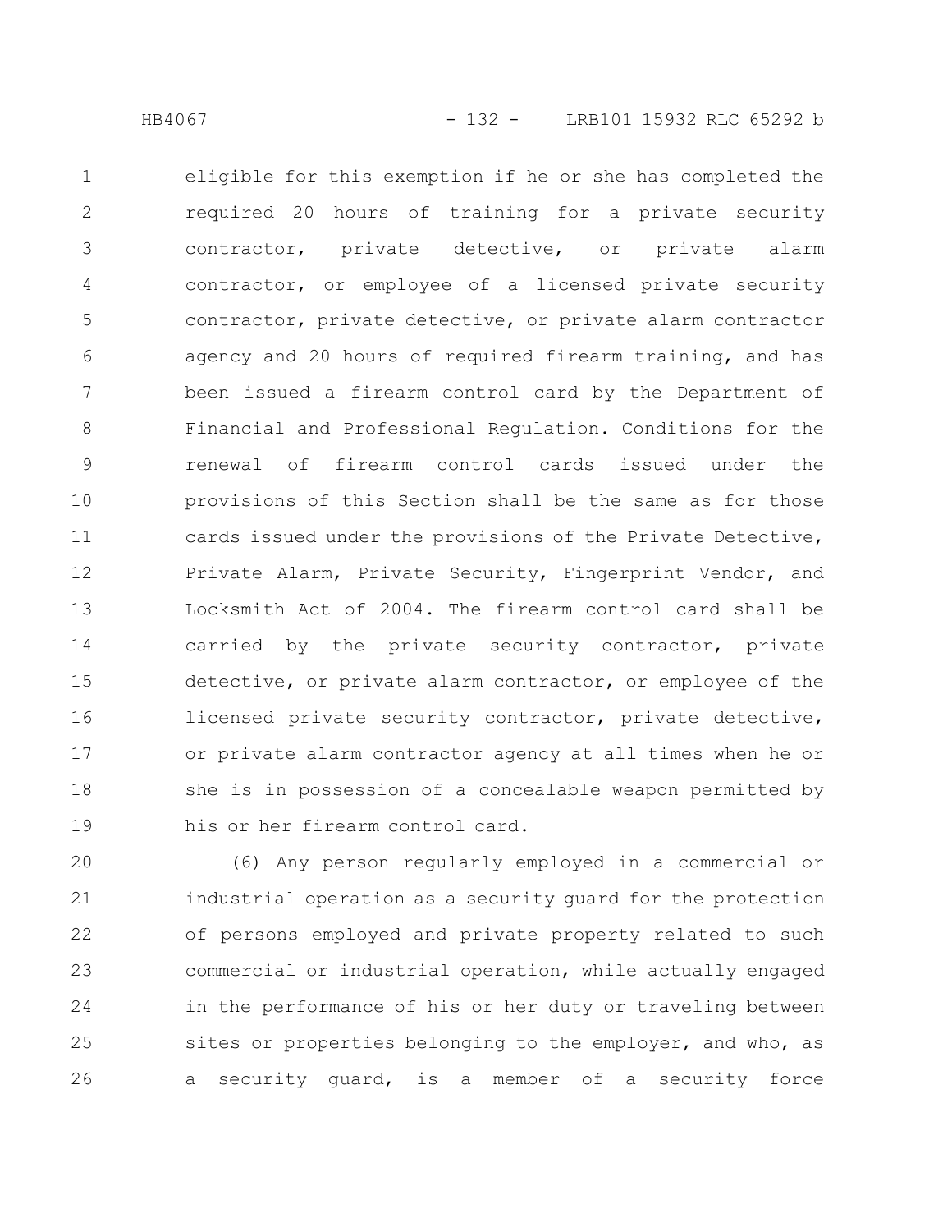eligible for this exemption if he or she has completed the required 20 hours of training for a private security contractor, private detective, or private alarm contractor, or employee of a licensed private security contractor, private detective, or private alarm contractor agency and 20 hours of required firearm training, and has been issued a firearm control card by the Department of Financial and Professional Regulation. Conditions for the renewal of firearm control cards issued under the provisions of this Section shall be the same as for those cards issued under the provisions of the Private Detective, Private Alarm, Private Security, Fingerprint Vendor, and Locksmith Act of 2004. The firearm control card shall be carried by the private security contractor, private detective, or private alarm contractor, or employee of the licensed private security contractor, private detective, or private alarm contractor agency at all times when he or she is in possession of a concealable weapon permitted by his or her firearm control card.

(6) Any person regularly employed in a commercial or industrial operation as a security guard for the protection of persons employed and private property related to such commercial or industrial operation, while actually engaged in the performance of his or her duty or traveling between sites or properties belonging to the employer, and who, as a security guard, is a member of a security force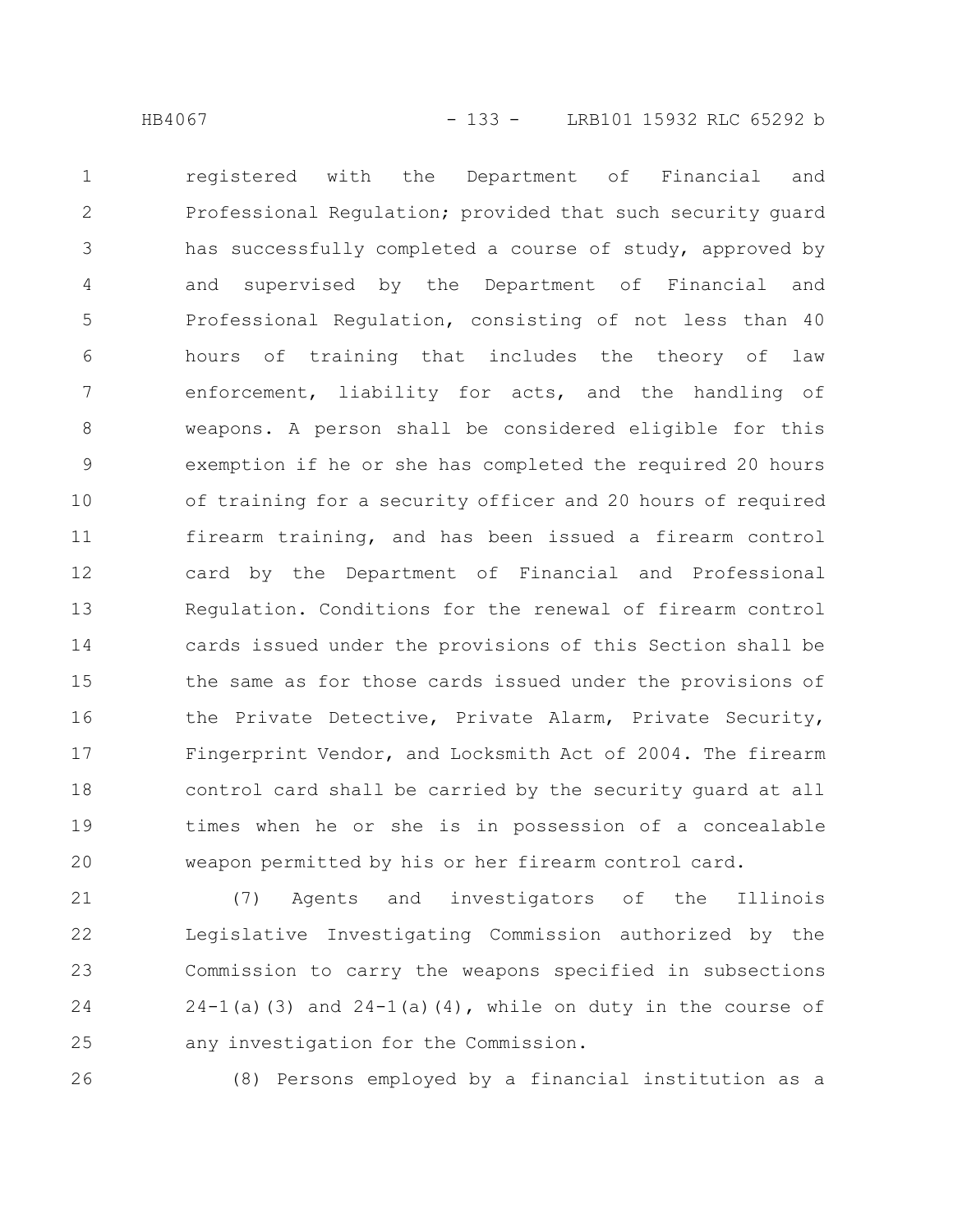registered with the Department of Financial and Professional Regulation; provided that such security guard has successfully completed a course of study, approved by and supervised by the Department of Financial and Professional Regulation, consisting of not less than 40 hours of training that includes the theory of law enforcement, liability for acts, and the handling of weapons. A person shall be considered eligible for this exemption if he or she has completed the required 20 hours of training for a security officer and 20 hours of required firearm training, and has been issued a firearm control card by the Department of Financial and Professional Regulation. Conditions for the renewal of firearm control cards issued under the provisions of this Section shall be the same as for those cards issued under the provisions of the Private Detective, Private Alarm, Private Security, Fingerprint Vendor, and Locksmith Act of 2004. The firearm control card shall be carried by the security guard at all times when he or she is in possession of a concealable weapon permitted by his or her firearm control card.

(7) Agents and investigators of the Illinois Legislative Investigating Commission authorized by the Commission to carry the weapons specified in subsections 24-1(a)(3) and 24-1(a)(4), while on duty in the course of any investigation for the Commission.

(8) Persons employed by a financial institution as a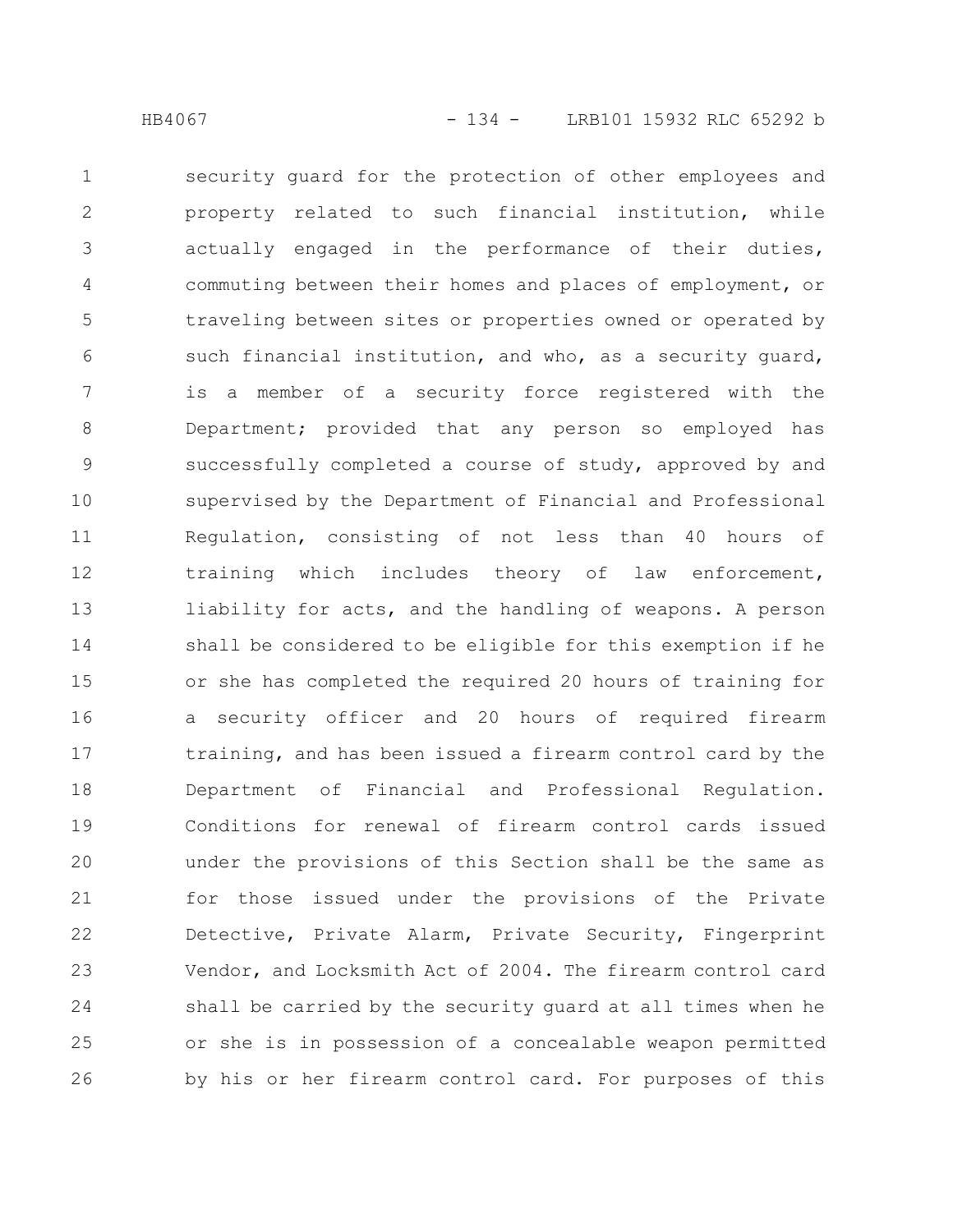security guard for the protection of other employees and property related to such financial institution, while actually engaged in the performance of their duties, commuting between their homes and places of employment, or traveling between sites or properties owned or operated by such financial institution, and who, as a security guard, is a member of a security force registered with the Department; provided that any person so employed has successfully completed a course of study, approved by and supervised by the Department of Financial and Professional Regulation, consisting of not less than 40 hours of training which includes theory of law enforcement, liability for acts, and the handling of weapons. A person shall be considered to be eligible for this exemption if he or she has completed the required 20 hours of training for a security officer and 20 hours of required firearm training, and has been issued a firearm control card by the Department of Financial and Professional Regulation. Conditions for renewal of firearm control cards issued under the provisions of this Section shall be the same as for those issued under the provisions of the Private Detective, Private Alarm, Private Security, Fingerprint Vendor, and Locksmith Act of 2004. The firearm control card shall be carried by the security guard at all times when he or she is in possession of a concealable weapon permitted by his or her firearm control card. For purposes of this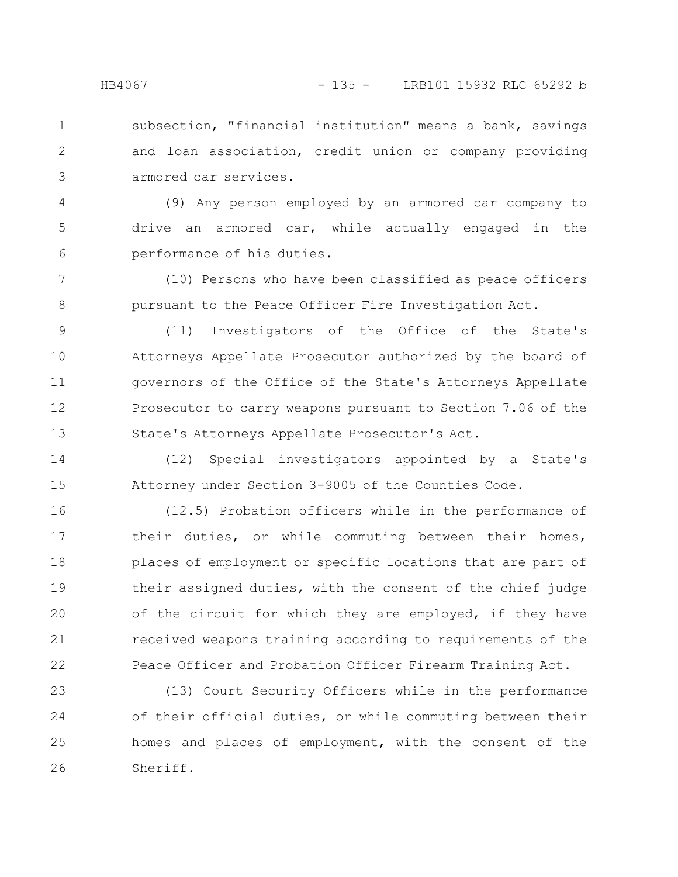subsection, "financial institution" means a bank, savings and loan association, credit union or company providing armored car services.

(9) Any person employed by an armored car company to drive an armored car, while actually engaged in the performance of his duties.

(10) Persons who have been classified as peace officers pursuant to the Peace Officer Fire Investigation Act.

(11) Investigators of the Office of the State's Attorneys Appellate Prosecutor authorized by the board of governors of the Office of the State's Attorneys Appellate Prosecutor to carry weapons pursuant to Section 7.06 of the State's Attorneys Appellate Prosecutor's Act.

(12) Special investigators appointed by a State's Attorney under Section 3-9005 of the Counties Code.

(12.5) Probation officers while in the performance of their duties, or while commuting between their homes, places of employment or specific locations that are part of their assigned duties, with the consent of the chief judge of the circuit for which they are employed, if they have received weapons training according to requirements of the Peace Officer and Probation Officer Firearm Training Act.

(13) Court Security Officers while in the performance of their official duties, or while commuting between their homes and places of employment, with the consent of the Sheriff.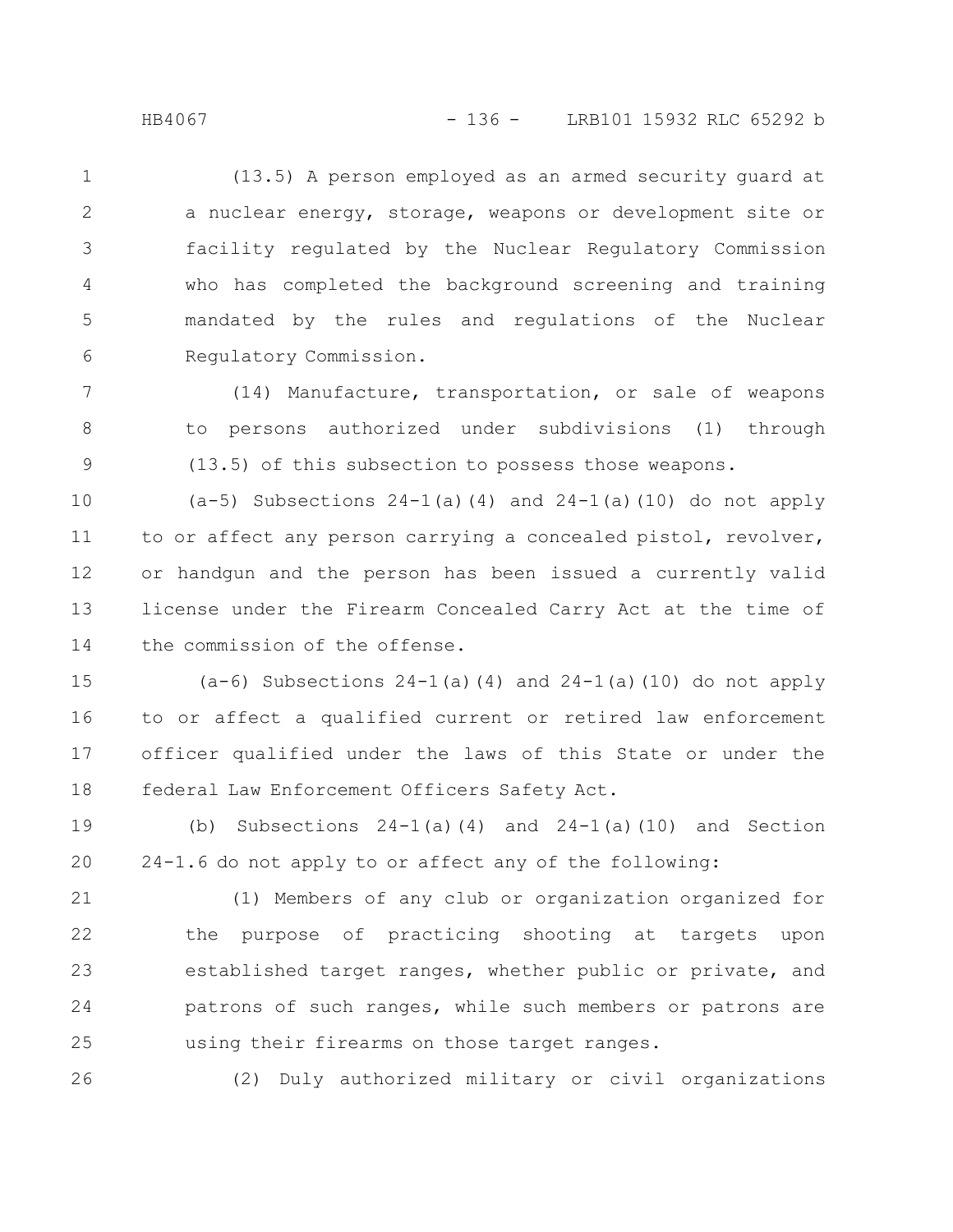(13.5) A person employed as an armed security guard at a nuclear energy, storage, weapons or development site or facility regulated by the Nuclear Regulatory Commission who has completed the background screening and training mandated by the rules and regulations of the Nuclear Regulatory Commission.

(14) Manufacture, transportation, or sale of weapons to persons authorized under subdivisions (1) through (13.5) of this subsection to possess those weapons.

(a-5) Subsections 24-1(a)(4) and 24-1(a)(10) do not apply to or affect any person carrying a concealed pistol, revolver, or handgun and the person has been issued a currently valid license under the Firearm Concealed Carry Act at the time of the commission of the offense.

(a-6) Subsections 24-1(a)(4) and 24-1(a)(10) do not apply to or affect a qualified current or retired law enforcement officer qualified under the laws of this State or under the federal Law Enforcement Officers Safety Act.

(b) Subsections 24-1(a)(4) and 24-1(a)(10) and Section 24-1.6 do not apply to or affect any of the following:

(1) Members of any club or organization organized for the purpose of practicing shooting at targets upon established target ranges, whether public or private, and patrons of such ranges, while such members or patrons are using their firearms on those target ranges.

(2) Duly authorized military or civil organizations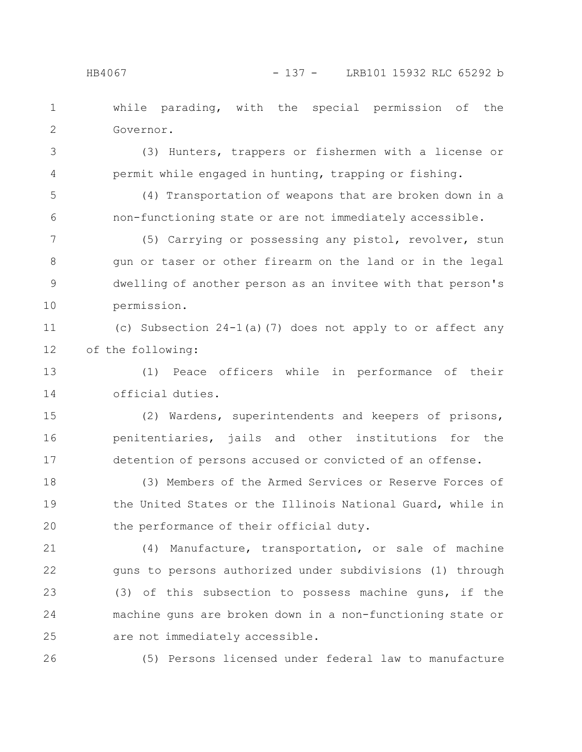while parading, with the special permission of the Governor.

(3) Hunters, trappers or fishermen with a license or permit while engaged in hunting, trapping or fishing.

(4) Transportation of weapons that are broken down in a non-functioning state or are not immediately accessible.

(5) Carrying or possessing any pistol, revolver, stun gun or taser or other firearm on the land or in the legal dwelling of another person as an invitee with that person's permission.

(c) Subsection 24-1(a)(7) does not apply to or affect any of the following:

(1) Peace officers while in performance of their official duties.

(2) Wardens, superintendents and keepers of prisons, penitentiaries, jails and other institutions for the detention of persons accused or convicted of an offense.

(3) Members of the Armed Services or Reserve Forces of the United States or the Illinois National Guard, while in the performance of their official duty.

(4) Manufacture, transportation, or sale of machine guns to persons authorized under subdivisions (1) through (3) of this subsection to possess machine guns, if the machine guns are broken down in a non-functioning state or are not immediately accessible.

(5) Persons licensed under federal law to manufacture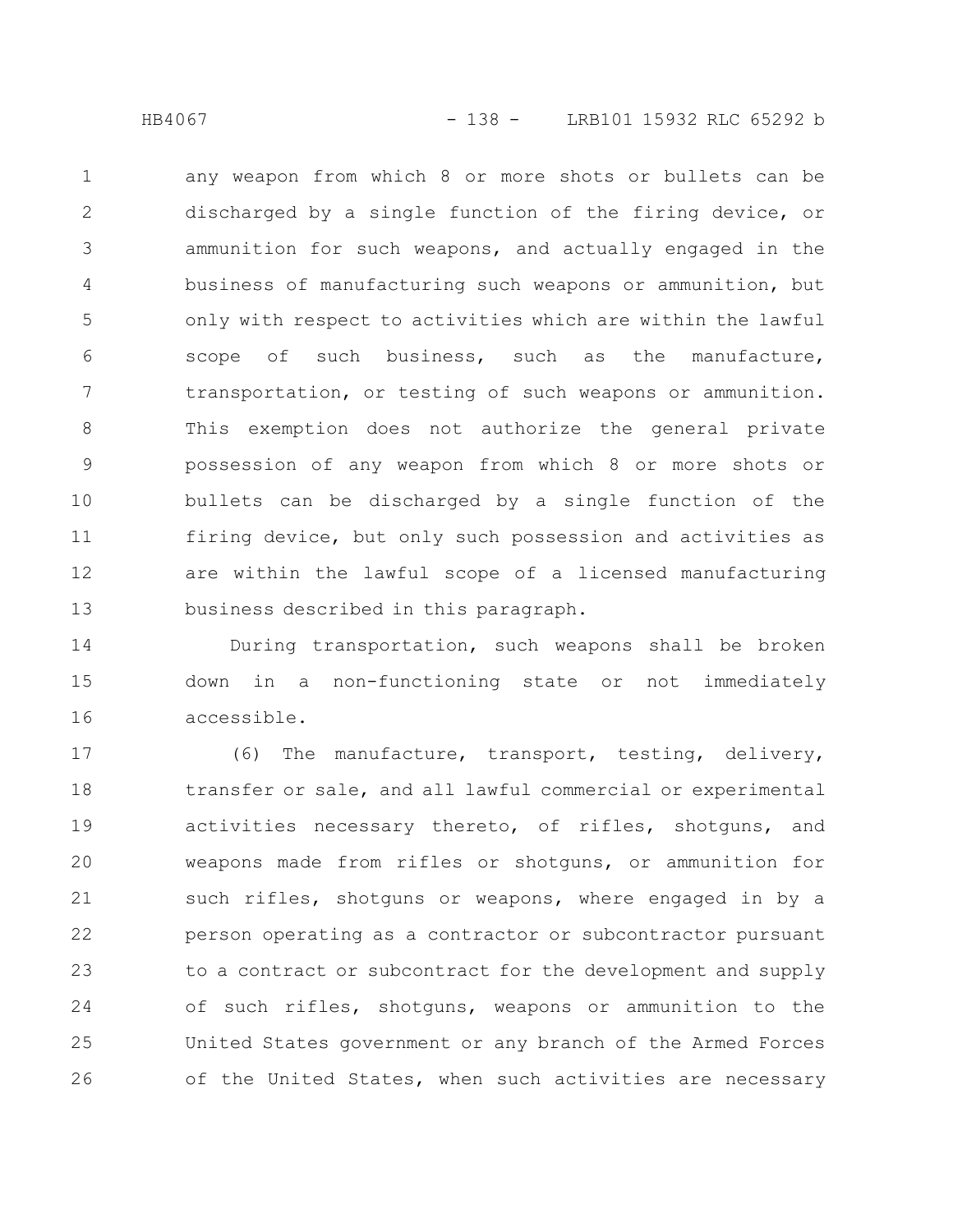any weapon from which 8 or more shots or bullets can be discharged by a single function of the firing device, or ammunition for such weapons, and actually engaged in the business of manufacturing such weapons or ammunition, but only with respect to activities which are within the lawful scope of such business, such as the manufacture, transportation, or testing of such weapons or ammunition. This exemption does not authorize the general private possession of any weapon from which 8 or more shots or bullets can be discharged by a single function of the firing device, but only such possession and activities as are within the lawful scope of a licensed manufacturing business described in this paragraph.

During transportation, such weapons shall be broken down in a non-functioning state or not immediately accessible.

(6) The manufacture, transport, testing, delivery, transfer or sale, and all lawful commercial or experimental activities necessary thereto, of rifles, shotguns, and weapons made from rifles or shotguns, or ammunition for such rifles, shotguns or weapons, where engaged in by a person operating as a contractor or subcontractor pursuant to a contract or subcontract for the development and supply of such rifles, shotguns, weapons or ammunition to the United States government or any branch of the Armed Forces of the United States, when such activities are necessary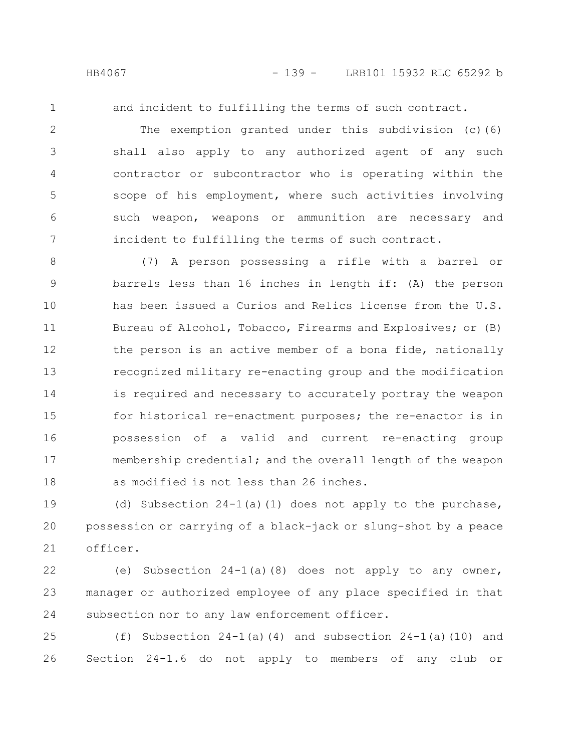and incident to fulfilling the terms of such contract.

The exemption granted under this subdivision (c)(6) shall also apply to any authorized agent of any such contractor or subcontractor who is operating within the scope of his employment, where such activities involving such weapon, weapons or ammunition are necessary and incident to fulfilling the terms of such contract.

(7) A person possessing a rifle with a barrel or barrels less than 16 inches in length if: (A) the person has been issued a Curios and Relics license from the U.S. Bureau of Alcohol, Tobacco, Firearms and Explosives; or (B) the person is an active member of a bona fide, nationally recognized military re-enacting group and the modification is required and necessary to accurately portray the weapon for historical re-enactment purposes; the re-enactor is in possession of a valid and current re-enacting group membership credential; and the overall length of the weapon as modified is not less than 26 inches.

(d) Subsection 24-1(a)(1) does not apply to the purchase, possession or carrying of a black-jack or slung-shot by a peace officer.

(e) Subsection 24-1(a)(8) does not apply to any owner, manager or authorized employee of any place specified in that subsection nor to any law enforcement officer.

(f) Subsection 24-1(a)(4) and subsection 24-1(a)(10) and Section 24-1.6 do not apply to members of any club or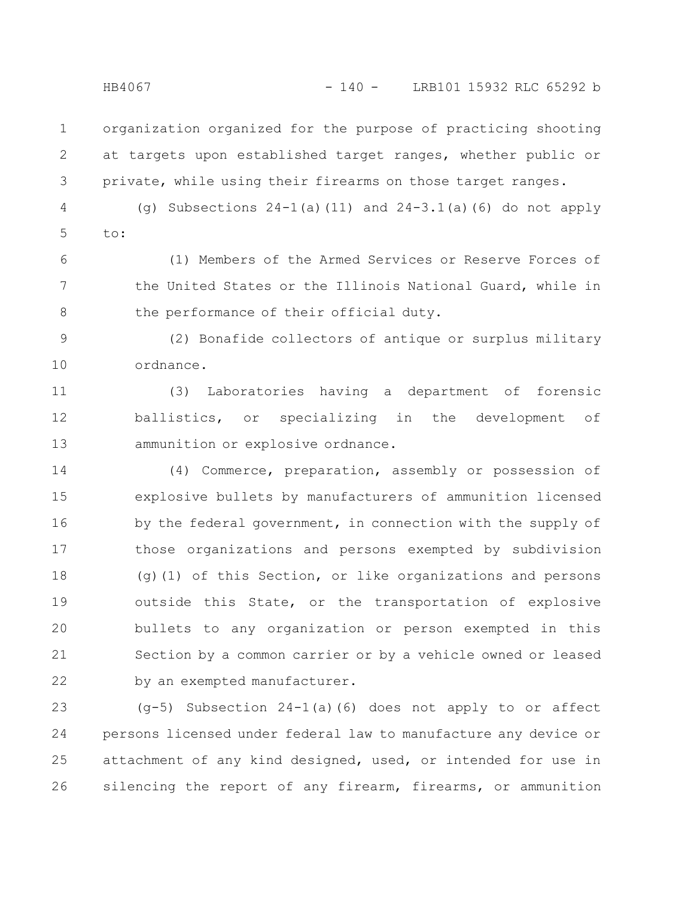organization organized for the purpose of practicing shooting at targets upon established target ranges, whether public or private, while using their firearms on those target ranges.

(g) Subsections 24-1(a)(11) and 24-3.1(a)(6) do not apply to:

(1) Members of the Armed Services or Reserve Forces of the United States or the Illinois National Guard, while in the performance of their official duty.

(2) Bonafide collectors of antique or surplus military ordnance.

(3) Laboratories having a department of forensic ballistics, or specializing in the development of ammunition or explosive ordnance.

(4) Commerce, preparation, assembly or possession of explosive bullets by manufacturers of ammunition licensed by the federal government, in connection with the supply of those organizations and persons exempted by subdivision (g)(1) of this Section, or like organizations and persons outside this State, or the transportation of explosive bullets to any organization or person exempted in this Section by a common carrier or by a vehicle owned or leased by an exempted manufacturer.

(g-5) Subsection 24-1(a)(6) does not apply to or affect persons licensed under federal law to manufacture any device or attachment of any kind designed, used, or intended for use in silencing the report of any firearm, firearms, or ammunition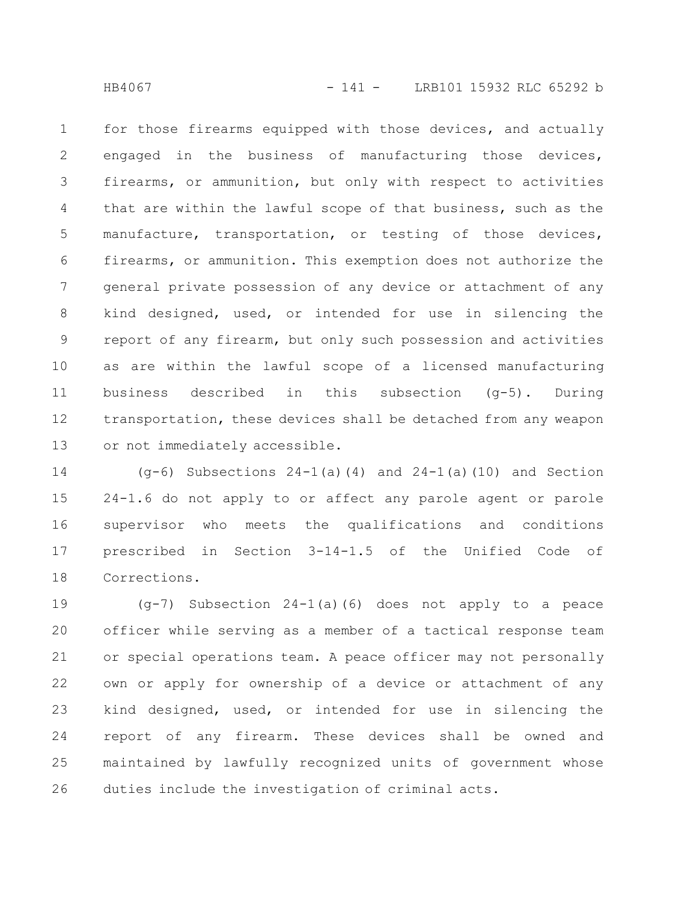for those firearms equipped with those devices, and actually engaged in the business of manufacturing those devices, firearms, or ammunition, but only with respect to activities that are within the lawful scope of that business, such as the manufacture, transportation, or testing of those devices, firearms, or ammunition. This exemption does not authorize the general private possession of any device or attachment of any kind designed, used, or intended for use in silencing the report of any firearm, but only such possession and activities as are within the lawful scope of a licensed manufacturing business described in this subsection (g-5). During transportation, these devices shall be detached from any weapon or not immediately accessible.

(g-6) Subsections 24-1(a)(4) and 24-1(a)(10) and Section 24-1.6 do not apply to or affect any parole agent or parole supervisor who meets the qualifications and conditions prescribed in Section 3-14-1.5 of the Unified Code of Corrections.

(g-7) Subsection 24-1(a)(6) does not apply to a peace officer while serving as a member of a tactical response team or special operations team. A peace officer may not personally own or apply for ownership of a device or attachment of any kind designed, used, or intended for use in silencing the report of any firearm. These devices shall be owned and maintained by lawfully recognized units of government whose duties include the investigation of criminal acts.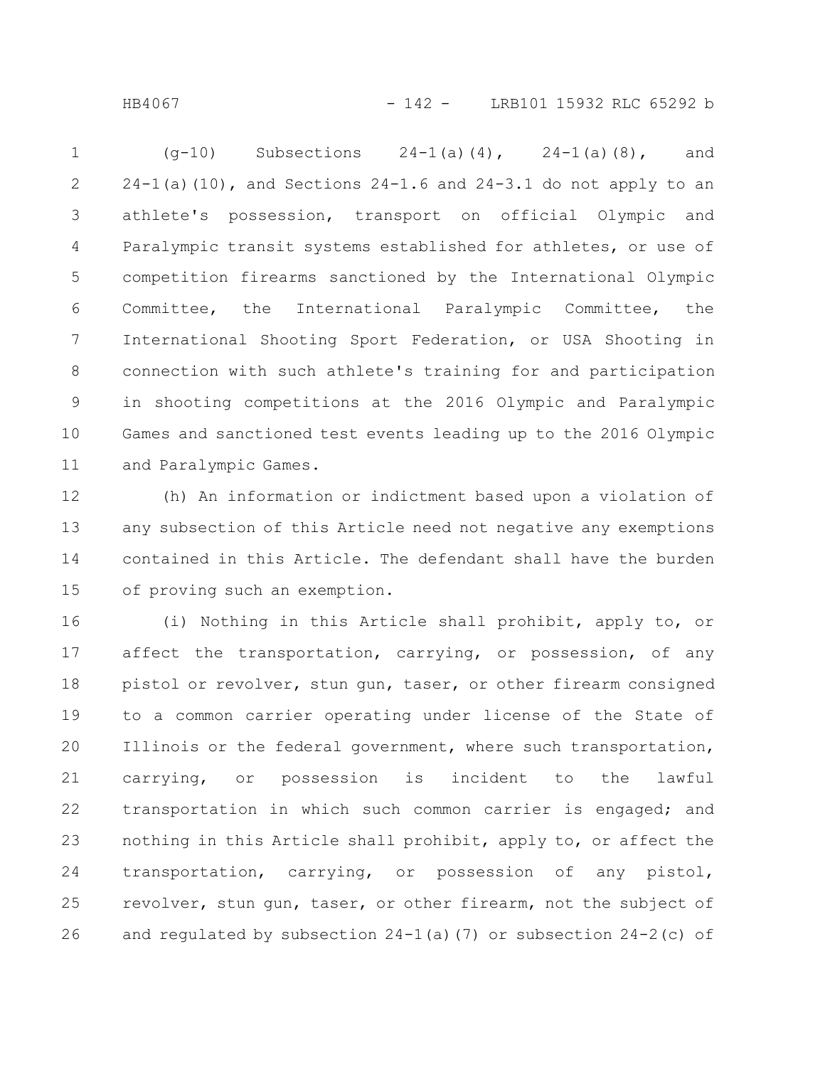(g-10) Subsections 24-1(a)(4), 24-1(a)(8), and 24-1(a)(10), and Sections 24-1.6 and 24-3.1 do not apply to an athlete's possession, transport on official Olympic and Paralympic transit systems established for athletes, or use of competition firearms sanctioned by the International Olympic Committee, the International Paralympic Committee, the International Shooting Sport Federation, or USA Shooting in connection with such athlete's training for and participation in shooting competitions at the 2016 Olympic and Paralympic Games and sanctioned test events leading up to the 2016 Olympic and Paralympic Games.

(h) An information or indictment based upon a violation of any subsection of this Article need not negative any exemptions contained in this Article. The defendant shall have the burden of proving such an exemption.

(i) Nothing in this Article shall prohibit, apply to, or affect the transportation, carrying, or possession, of any pistol or revolver, stun gun, taser, or other firearm consigned to a common carrier operating under license of the State of Illinois or the federal government, where such transportation, carrying, or possession is incident to the lawful transportation in which such common carrier is engaged; and nothing in this Article shall prohibit, apply to, or affect the transportation, carrying, or possession of any pistol, revolver, stun gun, taser, or other firearm, not the subject of and regulated by subsection 24-1(a)(7) or subsection 24-2(c) of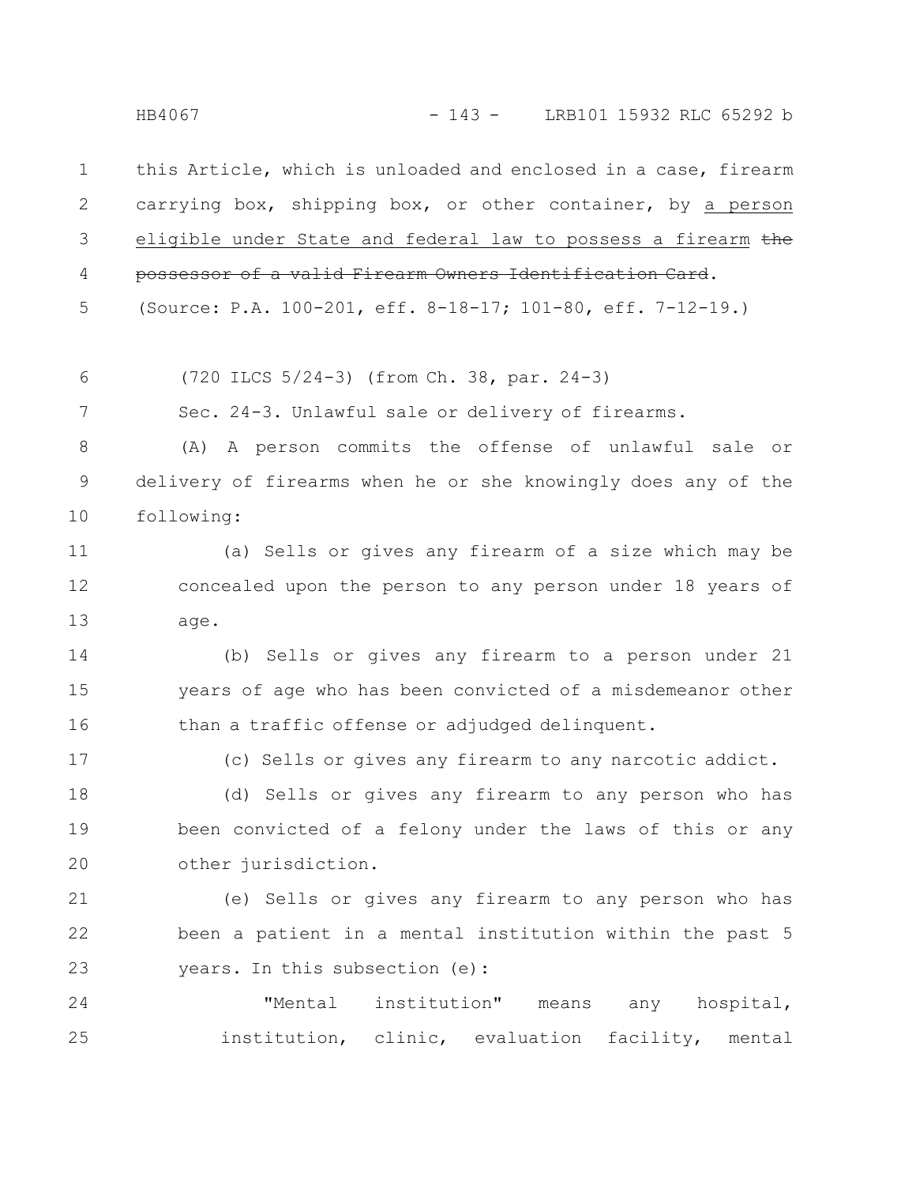this Article, which is unloaded and enclosed in a case, firearm carrying box, shipping box, or other container, by <u>a person eligible under State and federal law to possess a firearm</u> ~~the possessor of a valid Firearm Owners Identification Card~~.

(Source: P.A. 100-201, eff. 8-18-17; 101-80, eff. 7-12-19.)

(720 ILCS 5/24-3) (from Ch. 38, par. 24-3)

Sec. 24-3. Unlawful sale or delivery of firearms.

(A) A person commits the offense of unlawful sale or delivery of firearms when he or she knowingly does any of the following:

(a) Sells or gives any firearm of a size which may be concealed upon the person to any person under 18 years of age.

(b) Sells or gives any firearm to a person under 21 years of age who has been convicted of a misdemeanor other than a traffic offense or adjudged delinquent.

(c) Sells or gives any firearm to any narcotic addict.

(d) Sells or gives any firearm to any person who has been convicted of a felony under the laws of this or any other jurisdiction.

(e) Sells or gives any firearm to any person who has been a patient in a mental institution within the past 5 years. In this subsection (e):

"Mental institution" means any hospital, institution, clinic, evaluation facility, mental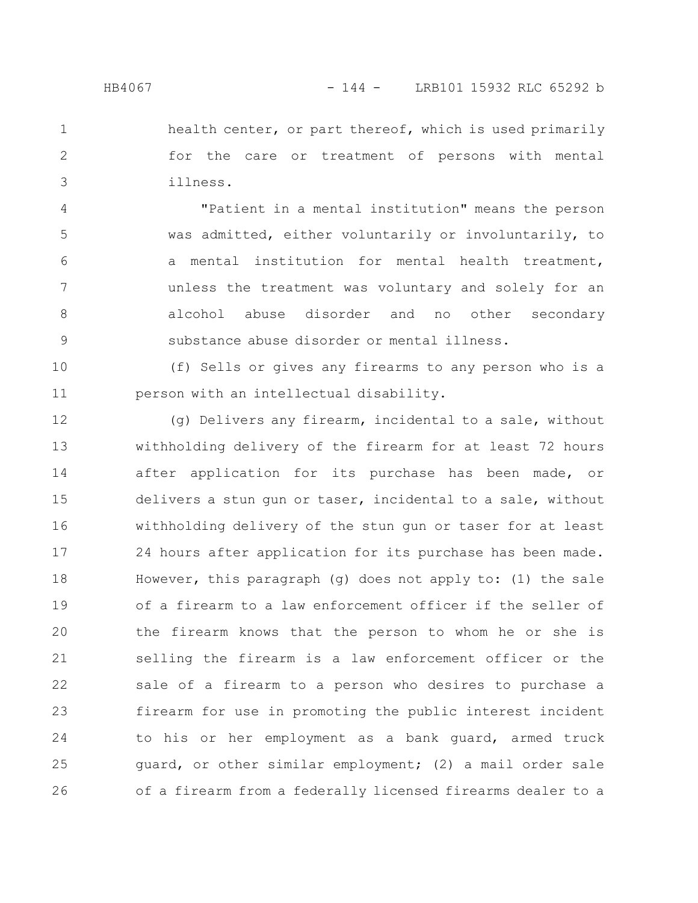health center, or part thereof, which is used primarily for the care or treatment of persons with mental illness.

"Patient in a mental institution" means the person was admitted, either voluntarily or involuntarily, to a mental institution for mental health treatment, unless the treatment was voluntary and solely for an alcohol abuse disorder and no other secondary substance abuse disorder or mental illness.

(f) Sells or gives any firearms to any person who is a person with an intellectual disability.

(g) Delivers any firearm, incidental to a sale, without withholding delivery of the firearm for at least 72 hours after application for its purchase has been made, or delivers a stun gun or taser, incidental to a sale, without withholding delivery of the stun gun or taser for at least 24 hours after application for its purchase has been made. However, this paragraph (g) does not apply to: (1) the sale of a firearm to a law enforcement officer if the seller of the firearm knows that the person to whom he or she is selling the firearm is a law enforcement officer or the sale of a firearm to a person who desires to purchase a firearm for use in promoting the public interest incident to his or her employment as a bank guard, armed truck guard, or other similar employment; (2) a mail order sale of a firearm from a federally licensed firearms dealer to a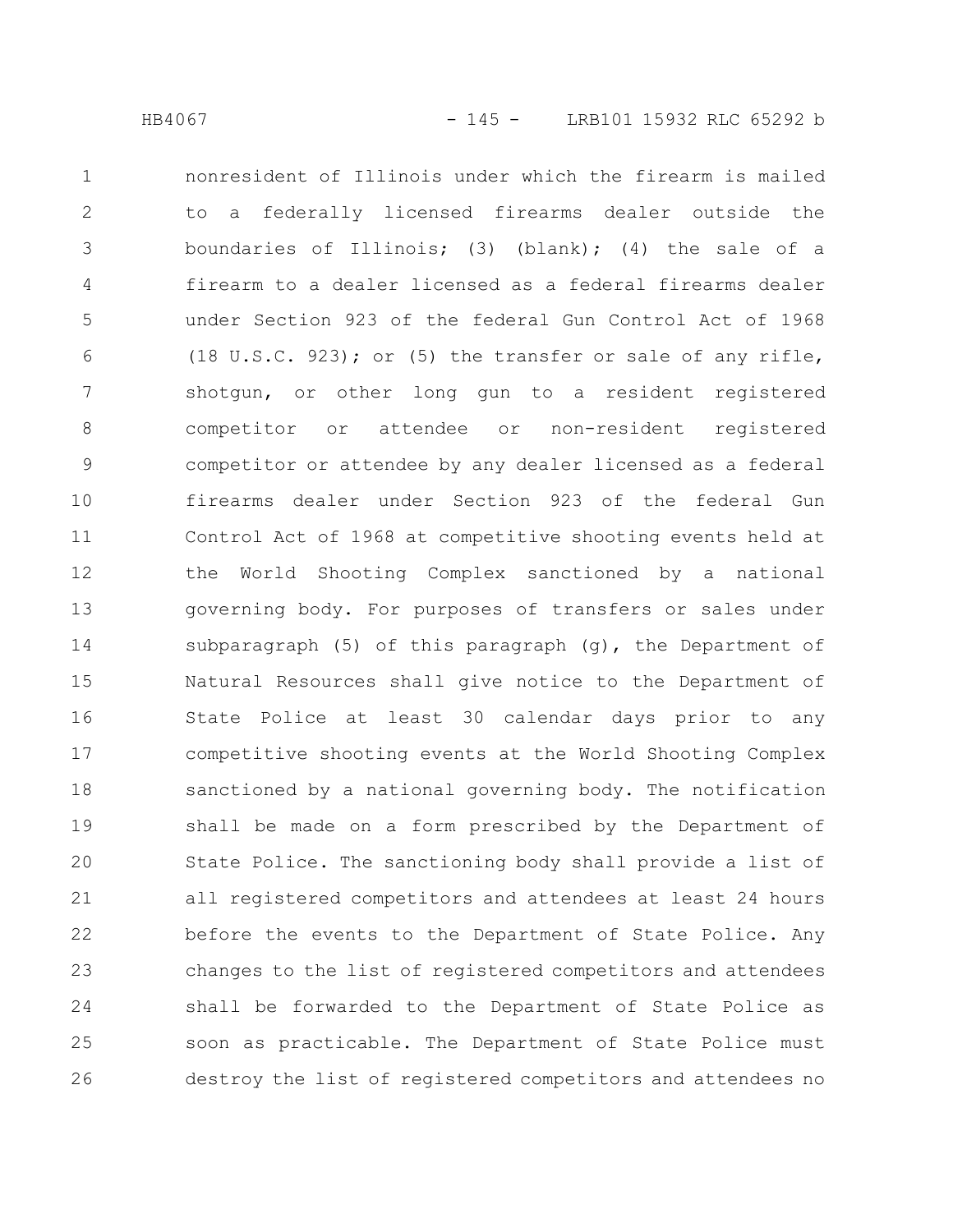nonresident of Illinois under which the firearm is mailed to a federally licensed firearms dealer outside the boundaries of Illinois; (3) (blank); (4) the sale of a firearm to a dealer licensed as a federal firearms dealer under Section 923 of the federal Gun Control Act of 1968 (18 U.S.C. 923); or (5) the transfer or sale of any rifle, shotgun, or other long gun to a resident registered competitor or attendee or non-resident registered competitor or attendee by any dealer licensed as a federal firearms dealer under Section 923 of the federal Gun Control Act of 1968 at competitive shooting events held at the World Shooting Complex sanctioned by a national governing body. For purposes of transfers or sales under subparagraph (5) of this paragraph (g), the Department of Natural Resources shall give notice to the Department of State Police at least 30 calendar days prior to any competitive shooting events at the World Shooting Complex sanctioned by a national governing body. The notification shall be made on a form prescribed by the Department of State Police. The sanctioning body shall provide a list of all registered competitors and attendees at least 24 hours before the events to the Department of State Police. Any changes to the list of registered competitors and attendees shall be forwarded to the Department of State Police as soon as practicable. The Department of State Police must destroy the list of registered competitors and attendees no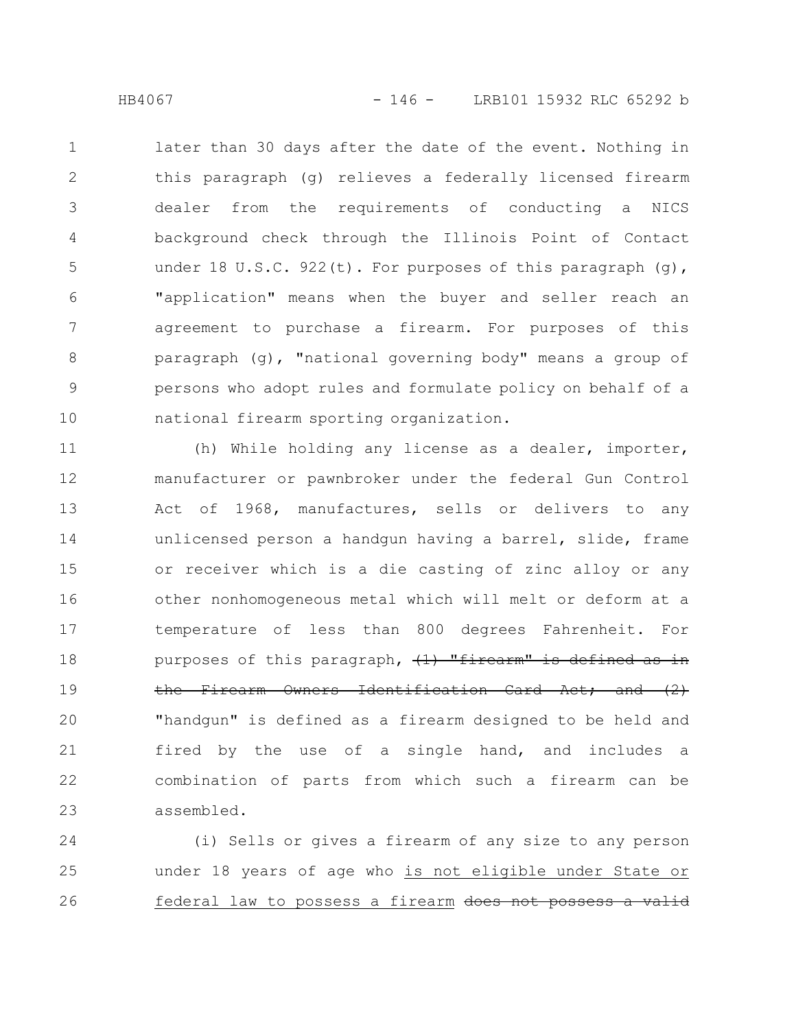later than 30 days after the date of the event. Nothing in this paragraph (g) relieves a federally licensed firearm dealer from the requirements of conducting a NICS background check through the Illinois Point of Contact under 18 U.S.C. 922(t). For purposes of this paragraph (g), "application" means when the buyer and seller reach an agreement to purchase a firearm. For purposes of this paragraph (g), "national governing body" means a group of persons who adopt rules and formulate policy on behalf of a national firearm sporting organization.

(h) While holding any license as a dealer, importer, manufacturer or pawnbroker under the federal Gun Control Act of 1968, manufactures, sells or delivers to any unlicensed person a handgun having a barrel, slide, frame or receiver which is a die casting of zinc alloy or any other nonhomogeneous metal which will melt or deform at a temperature of less than 800 degrees Fahrenheit. For purposes of this paragraph, ~~(1) "firearm" is defined as in the Firearm Owners Identification Card Act; and (2)~~ "handgun" is defined as a firearm designed to be held and fired by the use of a single hand, and includes a combination of parts from which such a firearm can be assembled.

(i) Sells or gives a firearm of any size to any person under 18 years of age who <u>is not eligible under State or federal law to possess a firearm</u> ~~does not possess a valid~~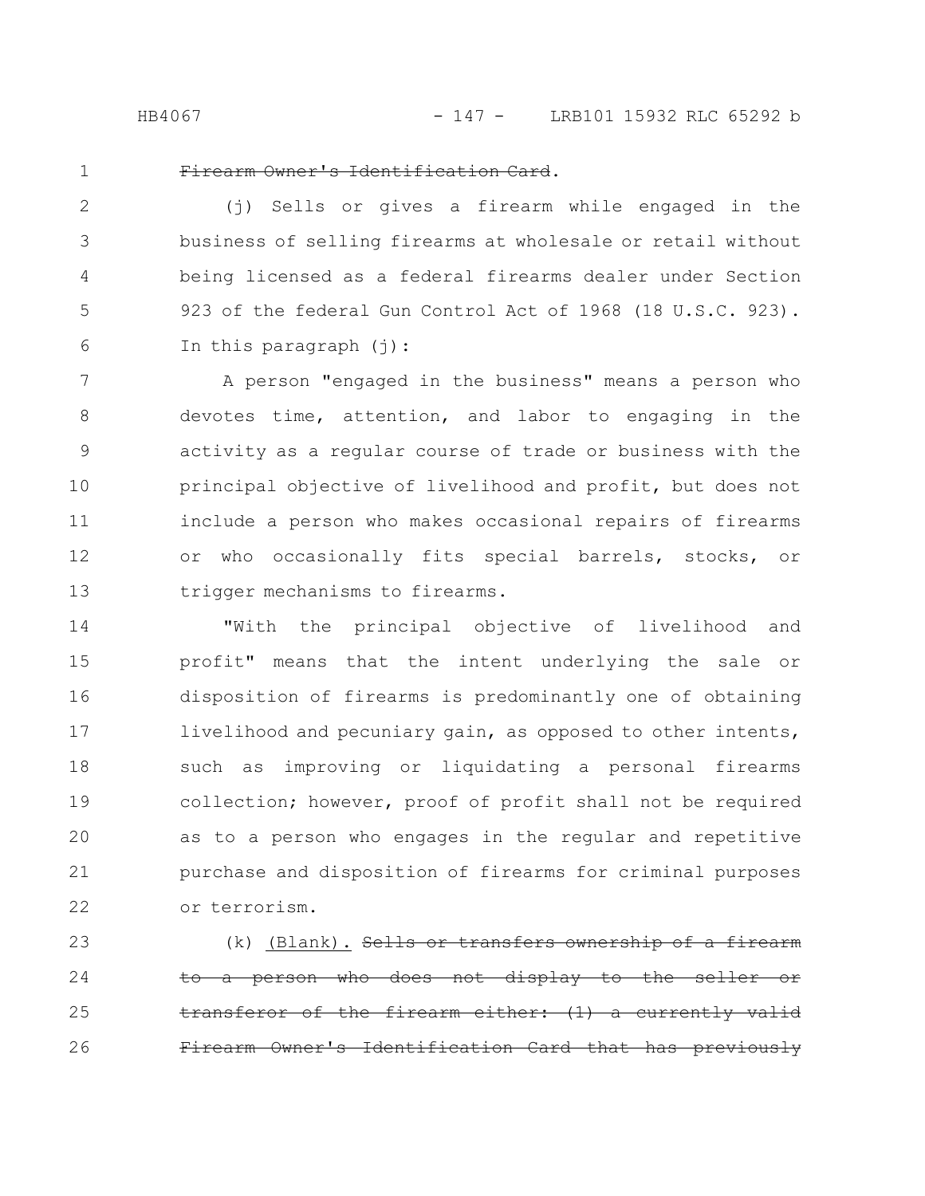~~Firearm Owner's Identification Card~~.

(j) Sells or gives a firearm while engaged in the business of selling firearms at wholesale or retail without being licensed as a federal firearms dealer under Section 923 of the federal Gun Control Act of 1968 (18 U.S.C. 923). In this paragraph (j):

A person "engaged in the business" means a person who devotes time, attention, and labor to engaging in the activity as a regular course of trade or business with the principal objective of livelihood and profit, but does not include a person who makes occasional repairs of firearms or who occasionally fits special barrels, stocks, or trigger mechanisms to firearms.

"With the principal objective of livelihood and profit" means that the intent underlying the sale or disposition of firearms is predominantly one of obtaining livelihood and pecuniary gain, as opposed to other intents, such as improving or liquidating a personal firearms collection; however, proof of profit shall not be required as to a person who engages in the regular and repetitive purchase and disposition of firearms for criminal purposes or terrorism.

(k) <u>(Blank).</u> ~~Sells or transfers ownership of a firearm to a person who does not display to the seller or transferor of the firearm either: (1) a currently valid Firearm Owner's Identification Card that has previously~~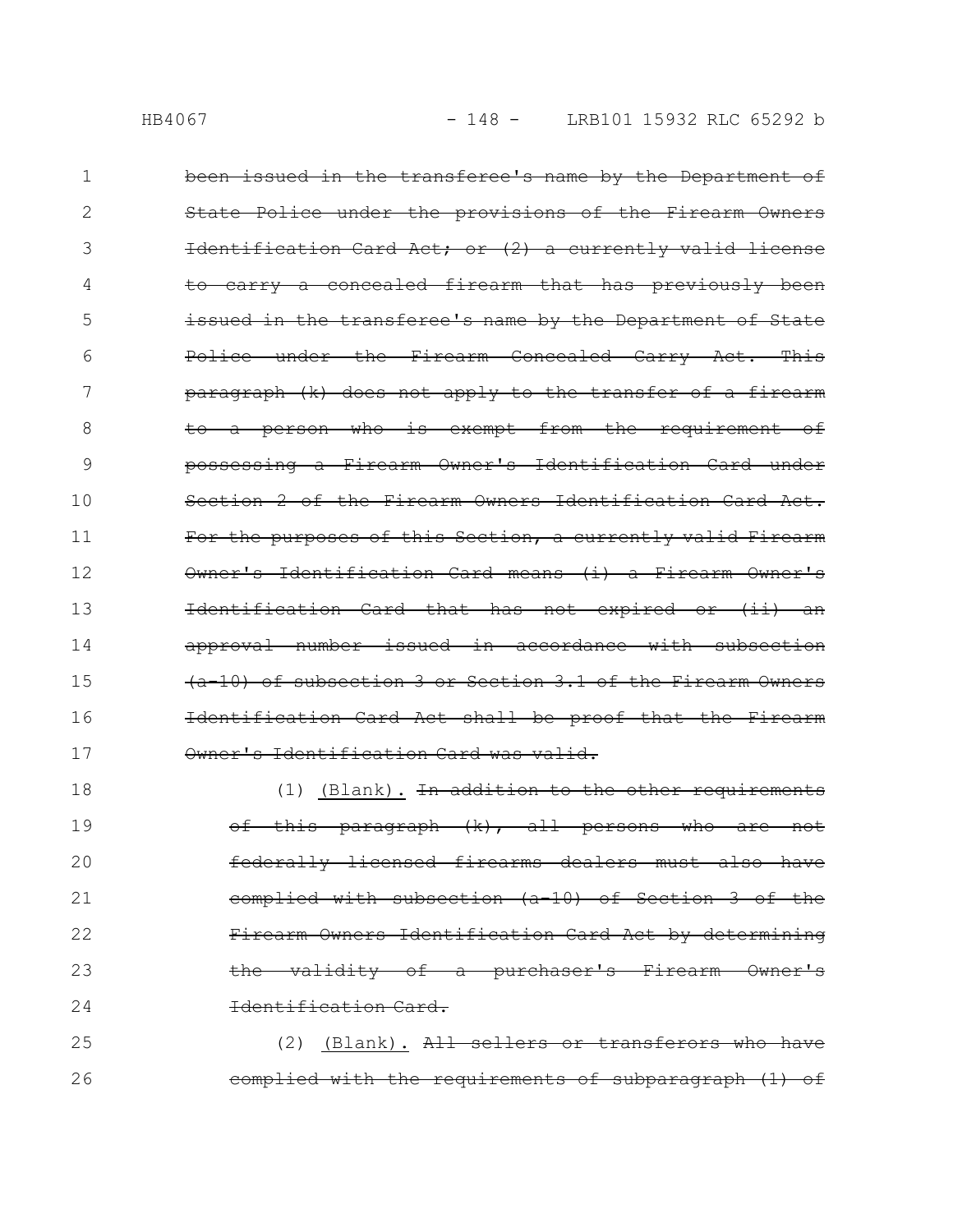~~been issued in the transferee's name by the Department of State Police under the provisions of the Firearm Owners Identification Card Act; or (2) a currently valid license to carry a concealed firearm that has previously been issued in the transferee's name by the Department of State Police under the Firearm Concealed Carry Act. This paragraph (k) does not apply to the transfer of a firearm to a person who is exempt from the requirement of possessing a Firearm Owner's Identification Card under Section 2 of the Firearm Owners Identification Card Act. For the purposes of this Section, a currently valid Firearm Owner's Identification Card means (i) a Firearm Owner's Identification Card that has not expired or (ii) an approval number issued in accordance with subsection (a-10) of subsection 3 or Section 3.1 of the Firearm Owners Identification Card Act shall be proof that the Firearm Owner's Identification Card was valid.~~

(1) <u>(Blank).</u> ~~In addition to the other requirements of this paragraph (k), all persons who are not federally licensed firearms dealers must also have complied with subsection (a-10) of Section 3 of the Firearm Owners Identification Card Act by determining the validity of a purchaser's Firearm Owner's Identification Card.~~

(2) <u>(Blank).</u> ~~All sellers or transferors who have complied with the requirements of subparagraph (1) of~~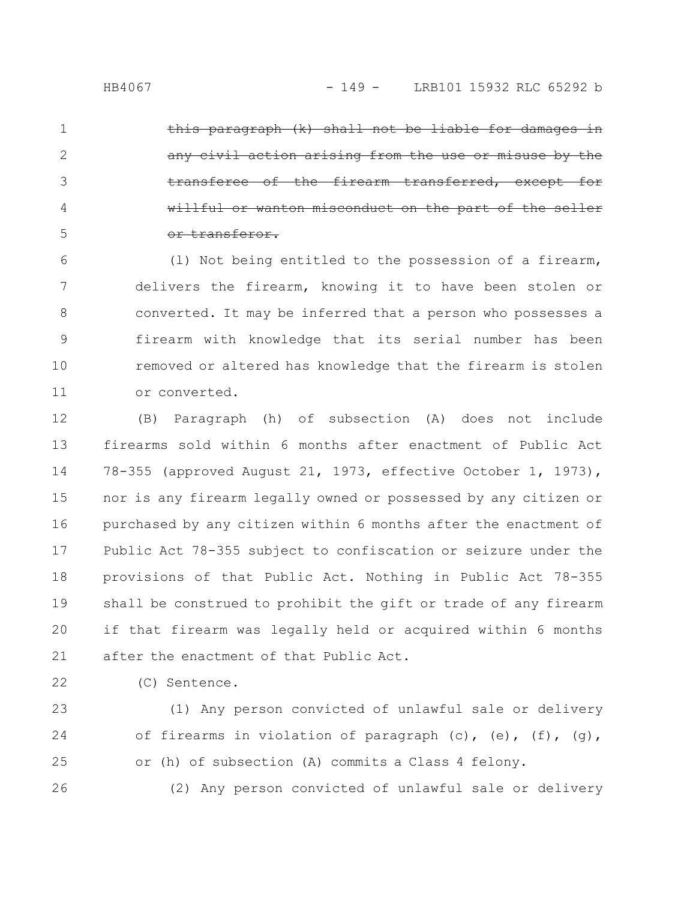~~this paragraph (k) shall not be liable for damages in any civil action arising from the use or misuse by the transferee of the firearm transferred, except for willful or wanton misconduct on the part of the seller or transferor.~~

(l) Not being entitled to the possession of a firearm, delivers the firearm, knowing it to have been stolen or converted. It may be inferred that a person who possesses a firearm with knowledge that its serial number has been removed or altered has knowledge that the firearm is stolen or converted.

(B) Paragraph (h) of subsection (A) does not include firearms sold within 6 months after enactment of Public Act 78-355 (approved August 21, 1973, effective October 1, 1973), nor is any firearm legally owned or possessed by any citizen or purchased by any citizen within 6 months after the enactment of Public Act 78-355 subject to confiscation or seizure under the provisions of that Public Act. Nothing in Public Act 78-355 shall be construed to prohibit the gift or trade of any firearm if that firearm was legally held or acquired within 6 months after the enactment of that Public Act.

(C) Sentence.

(1) Any person convicted of unlawful sale or delivery of firearms in violation of paragraph (c), (e), (f), (g), or (h) of subsection (A) commits a Class 4 felony.

(2) Any person convicted of unlawful sale or delivery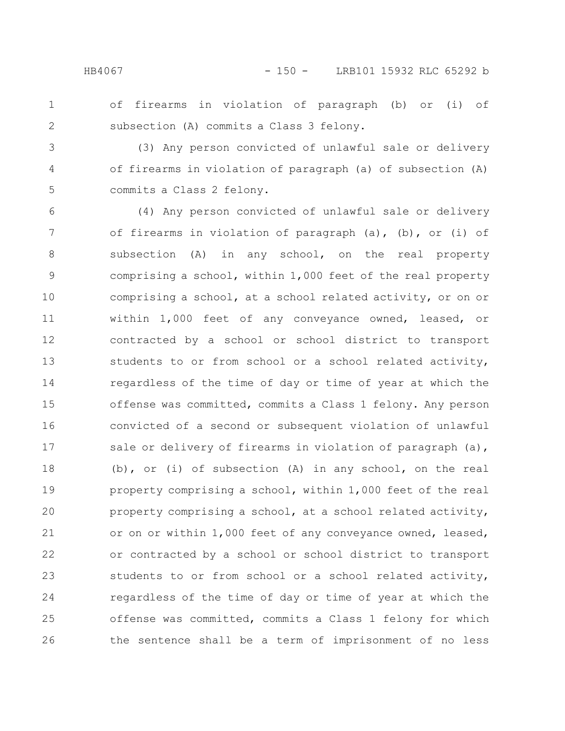of firearms in violation of paragraph (b) or (i) of subsection (A) commits a Class 3 felony.

(3) Any person convicted of unlawful sale or delivery of firearms in violation of paragraph (a) of subsection (A) commits a Class 2 felony.

(4) Any person convicted of unlawful sale or delivery of firearms in violation of paragraph (a), (b), or (i) of subsection (A) in any school, on the real property comprising a school, within 1,000 feet of the real property comprising a school, at a school related activity, or on or within 1,000 feet of any conveyance owned, leased, or contracted by a school or school district to transport students to or from school or a school related activity, regardless of the time of day or time of year at which the offense was committed, commits a Class 1 felony. Any person convicted of a second or subsequent violation of unlawful sale or delivery of firearms in violation of paragraph (a), (b), or (i) of subsection (A) in any school, on the real property comprising a school, within 1,000 feet of the real property comprising a school, at a school related activity, or on or within 1,000 feet of any conveyance owned, leased, or contracted by a school or school district to transport students to or from school or a school related activity, regardless of the time of day or time of year at which the offense was committed, commits a Class 1 felony for which the sentence shall be a term of imprisonment of no less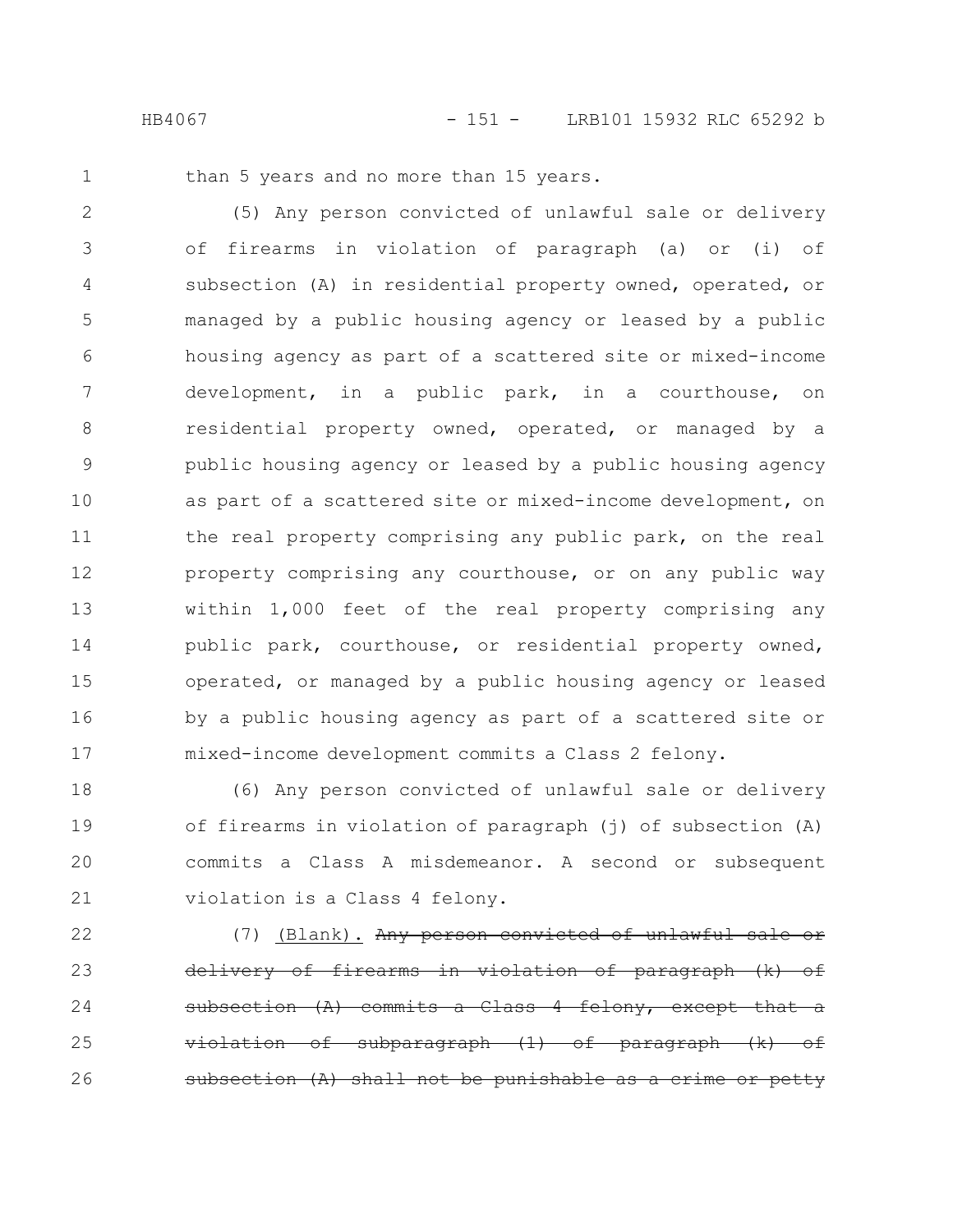than 5 years and no more than 15 years.

(5) Any person convicted of unlawful sale or delivery of firearms in violation of paragraph (a) or (i) of subsection (A) in residential property owned, operated, or managed by a public housing agency or leased by a public housing agency as part of a scattered site or mixed-income development, in a public park, in a courthouse, on residential property owned, operated, or managed by a public housing agency or leased by a public housing agency as part of a scattered site or mixed-income development, on the real property comprising any public park, on the real property comprising any courthouse, or on any public way within 1,000 feet of the real property comprising any public park, courthouse, or residential property owned, operated, or managed by a public housing agency or leased by a public housing agency as part of a scattered site or mixed-income development commits a Class 2 felony.

(6) Any person convicted of unlawful sale or delivery of firearms in violation of paragraph (j) of subsection (A) commits a Class A misdemeanor. A second or subsequent violation is a Class 4 felony.

(7) <u>(Blank).</u> ~~Any person convicted of unlawful sale or delivery of firearms in violation of paragraph (k) of subsection (A) commits a Class 4 felony, except that a violation of subparagraph (1) of paragraph (k) of subsection (A) shall not be punishable as a crime or petty~~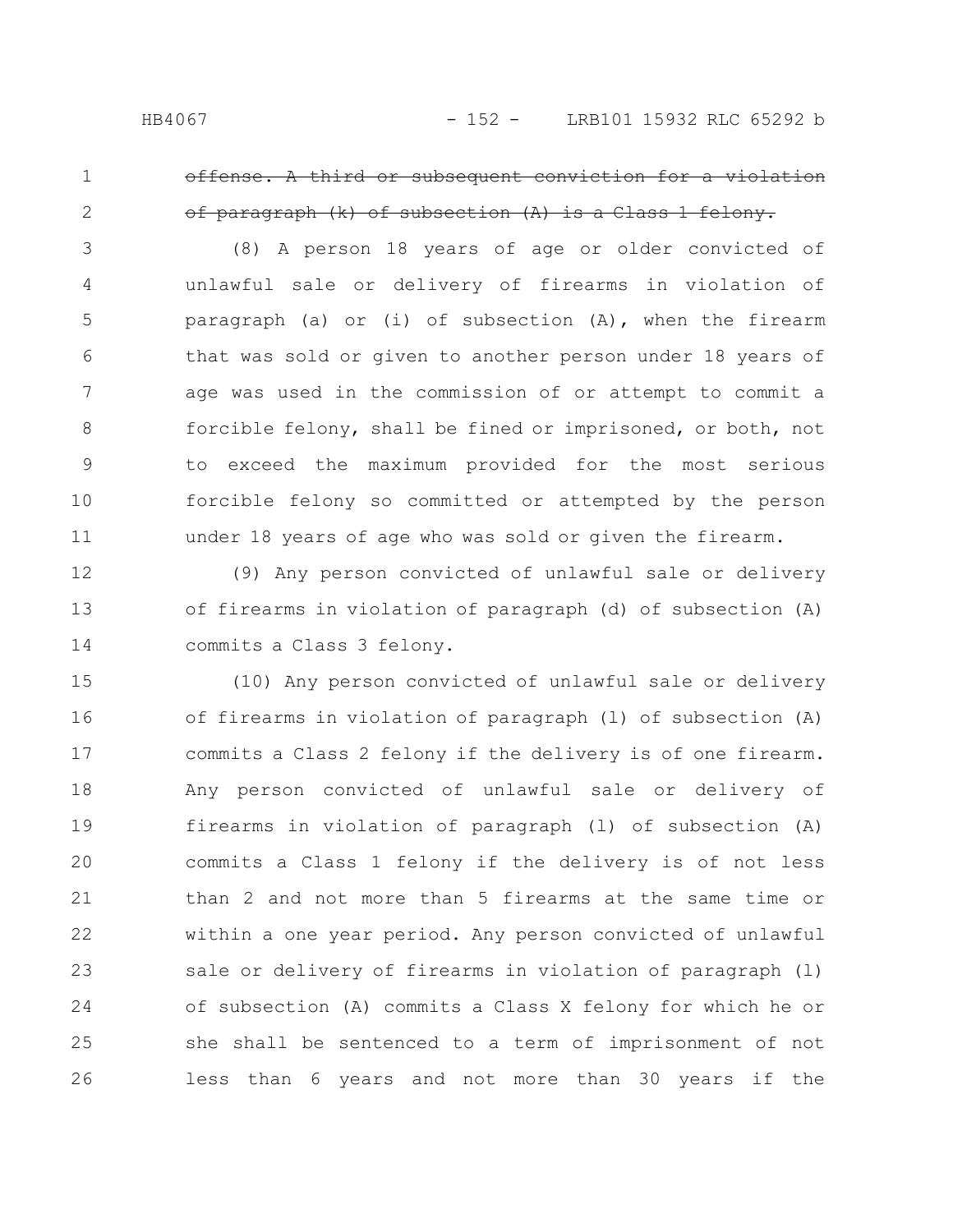~~offense. A third or subsequent conviction for a violation of paragraph (k) of subsection (A) is a Class 1 felony.~~

(8) A person 18 years of age or older convicted of unlawful sale or delivery of firearms in violation of paragraph (a) or (i) of subsection (A), when the firearm that was sold or given to another person under 18 years of age was used in the commission of or attempt to commit a forcible felony, shall be fined or imprisoned, or both, not to exceed the maximum provided for the most serious forcible felony so committed or attempted by the person under 18 years of age who was sold or given the firearm.

(9) Any person convicted of unlawful sale or delivery of firearms in violation of paragraph (d) of subsection (A) commits a Class 3 felony.

(10) Any person convicted of unlawful sale or delivery of firearms in violation of paragraph (l) of subsection (A) commits a Class 2 felony if the delivery is of one firearm. Any person convicted of unlawful sale or delivery of firearms in violation of paragraph (l) of subsection (A) commits a Class 1 felony if the delivery is of not less than 2 and not more than 5 firearms at the same time or within a one year period. Any person convicted of unlawful sale or delivery of firearms in violation of paragraph (l) of subsection (A) commits a Class X felony for which he or she shall be sentenced to a term of imprisonment of not less than 6 years and not more than 30 years if the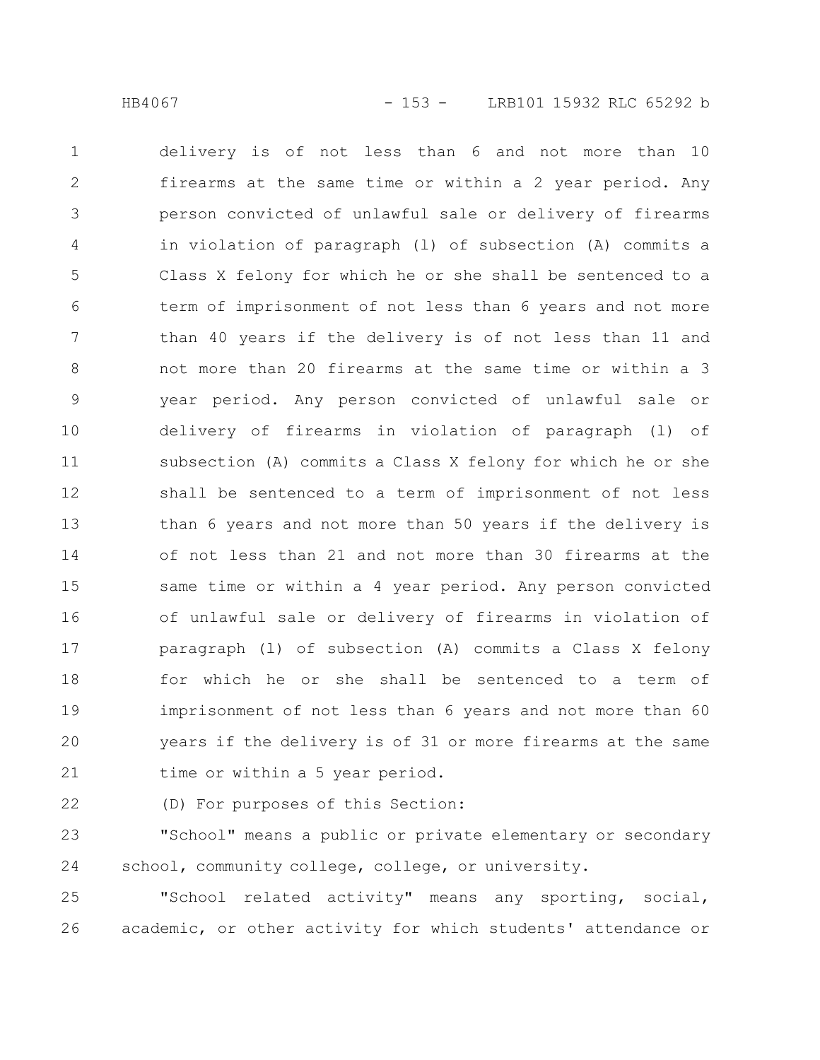delivery is of not less than 6 and not more than 10 firearms at the same time or within a 2 year period. Any person convicted of unlawful sale or delivery of firearms in violation of paragraph (l) of subsection (A) commits a Class X felony for which he or she shall be sentenced to a term of imprisonment of not less than 6 years and not more than 40 years if the delivery is of not less than 11 and not more than 20 firearms at the same time or within a 3 year period. Any person convicted of unlawful sale or delivery of firearms in violation of paragraph (l) of subsection (A) commits a Class X felony for which he or she shall be sentenced to a term of imprisonment of not less than 6 years and not more than 50 years if the delivery is of not less than 21 and not more than 30 firearms at the same time or within a 4 year period. Any person convicted of unlawful sale or delivery of firearms in violation of paragraph (l) of subsection (A) commits a Class X felony for which he or she shall be sentenced to a term of imprisonment of not less than 6 years and not more than 60 years if the delivery is of 31 or more firearms at the same time or within a 5 year period.

(D) For purposes of this Section:

"School" means a public or private elementary or secondary school, community college, college, or university.

"School related activity" means any sporting, social, academic, or other activity for which students' attendance or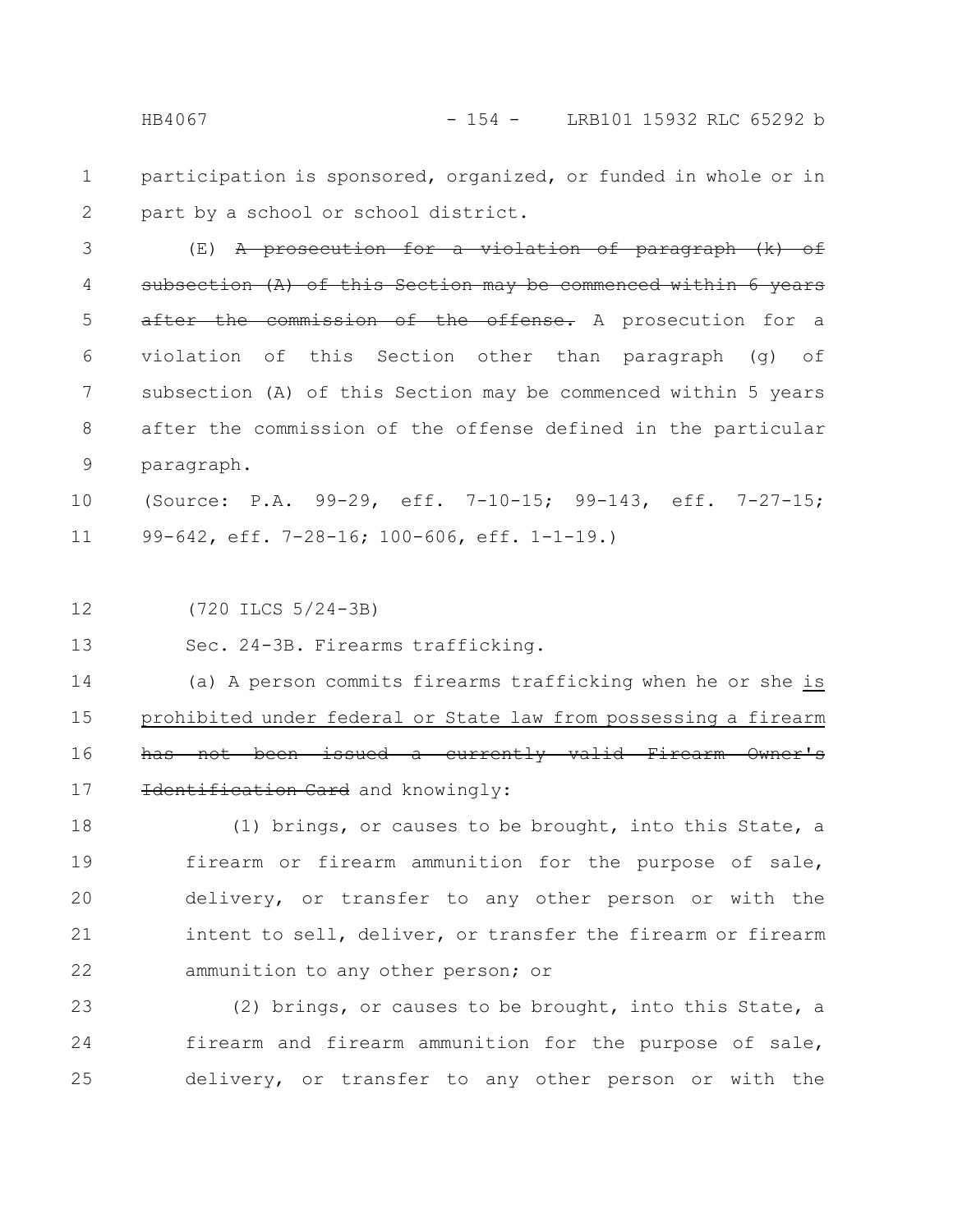participation is sponsored, organized, or funded in whole or in part by a school or school district.

(E) ~~A prosecution for a violation of paragraph (k) of subsection (A) of this Section may be commenced within 6 years after the commission of the offense.~~ A prosecution for a violation of this Section other than paragraph (g) of subsection (A) of this Section may be commenced within 5 years after the commission of the offense defined in the particular paragraph.

(Source: P.A. 99-29, eff. 7-10-15; 99-143, eff. 7-27-15; 99-642, eff. 7-28-16; 100-606, eff. 1-1-19.)

(720 ILCS 5/24-3B)

Sec. 24-3B. Firearms trafficking.

(a) A person commits firearms trafficking when he or she <u>is prohibited under federal or State law from possessing a firearm</u> ~~has not been issued a currently valid Firearm Owner's Identification Card~~ and knowingly:

(1) brings, or causes to be brought, into this State, a firearm or firearm ammunition for the purpose of sale, delivery, or transfer to any other person or with the intent to sell, deliver, or transfer the firearm or firearm ammunition to any other person; or

(2) brings, or causes to be brought, into this State, a firearm and firearm ammunition for the purpose of sale, delivery, or transfer to any other person or with the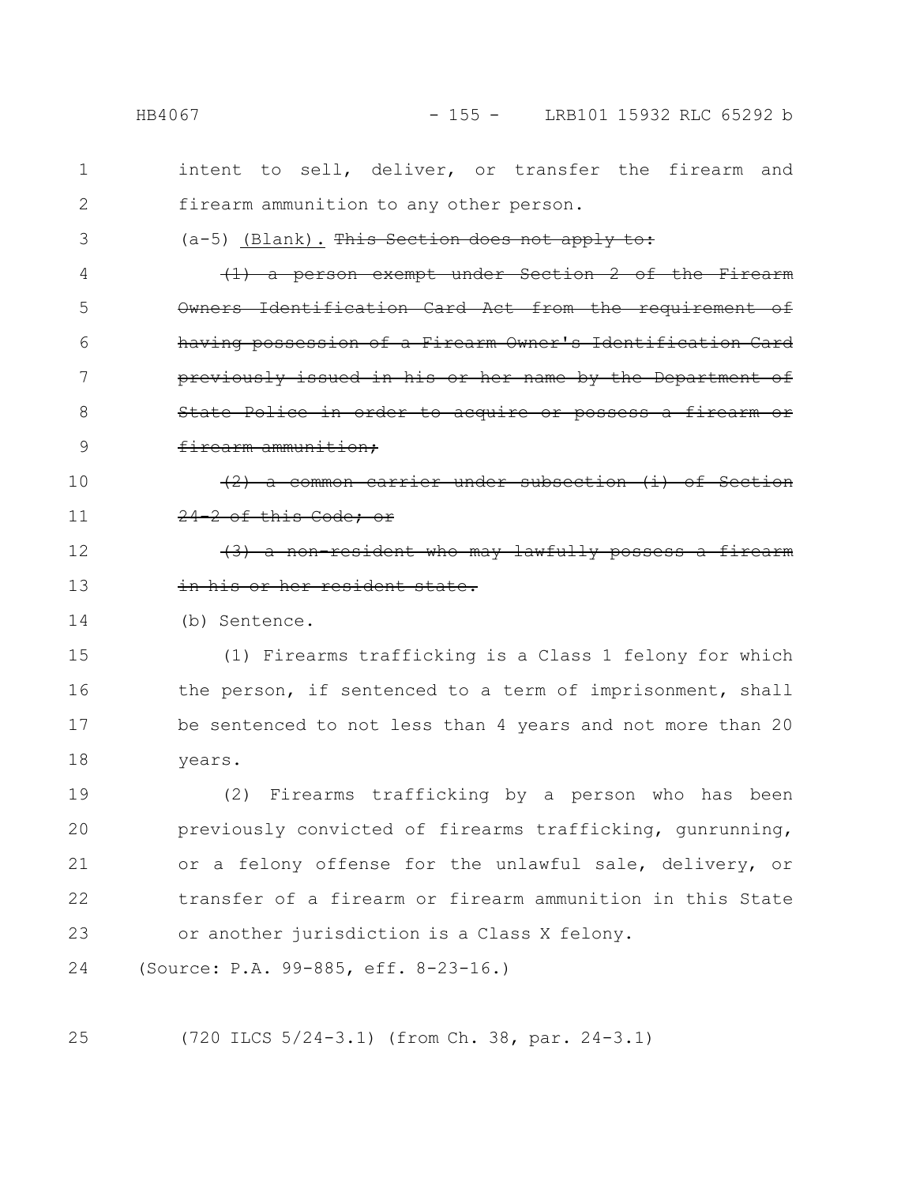intent to sell, deliver, or transfer the firearm and firearm ammunition to any other person.

(a-5) (Blank). ~~This Section does not apply to:~~

~~(1) a person exempt under Section 2 of the Firearm Owners Identification Card Act from the requirement of having possession of a Firearm Owner's Identification Card previously issued in his or her name by the Department of State Police in order to acquire or possess a firearm or firearm ammunition;~~

~~(2) a common carrier under subsection (i) of Section 24-2 of this Code; or~~

~~(3) a non-resident who may lawfully possess a firearm in his or her resident state.~~

(b) Sentence.

(1) Firearms trafficking is a Class 1 felony for which the person, if sentenced to a term of imprisonment, shall be sentenced to not less than 4 years and not more than 20 years.

(2) Firearms trafficking by a person who has been previously convicted of firearms trafficking, gunrunning, or a felony offense for the unlawful sale, delivery, or transfer of a firearm or firearm ammunition in this State or another jurisdiction is a Class X felony.

(Source: P.A. 99-885, eff. 8-23-16.)

(720 ILCS 5/24-3.1) (from Ch. 38, par. 24-3.1)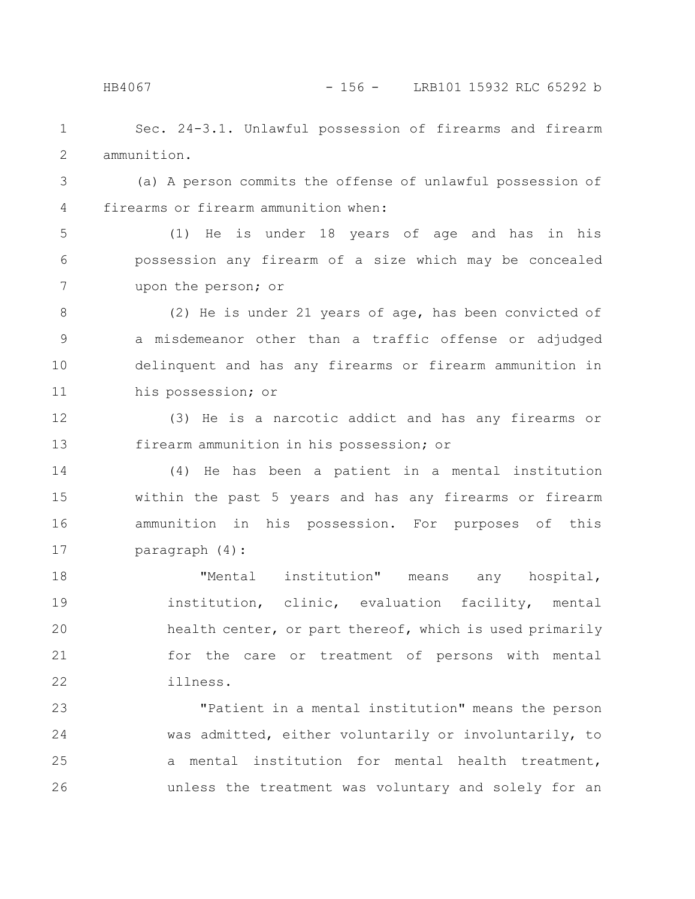Sec. 24-3.1. Unlawful possession of firearms and firearm ammunition.

(a) A person commits the offense of unlawful possession of firearms or firearm ammunition when:

(1) He is under 18 years of age and has in his possession any firearm of a size which may be concealed upon the person; or

(2) He is under 21 years of age, has been convicted of a misdemeanor other than a traffic offense or adjudged delinquent and has any firearms or firearm ammunition in his possession; or

(3) He is a narcotic addict and has any firearms or firearm ammunition in his possession; or

(4) He has been a patient in a mental institution within the past 5 years and has any firearms or firearm ammunition in his possession. For purposes of this paragraph (4):

"Mental institution" means any hospital, institution, clinic, evaluation facility, mental health center, or part thereof, which is used primarily for the care or treatment of persons with mental illness.

"Patient in a mental institution" means the person was admitted, either voluntarily or involuntarily, to a mental institution for mental health treatment, unless the treatment was voluntary and solely for an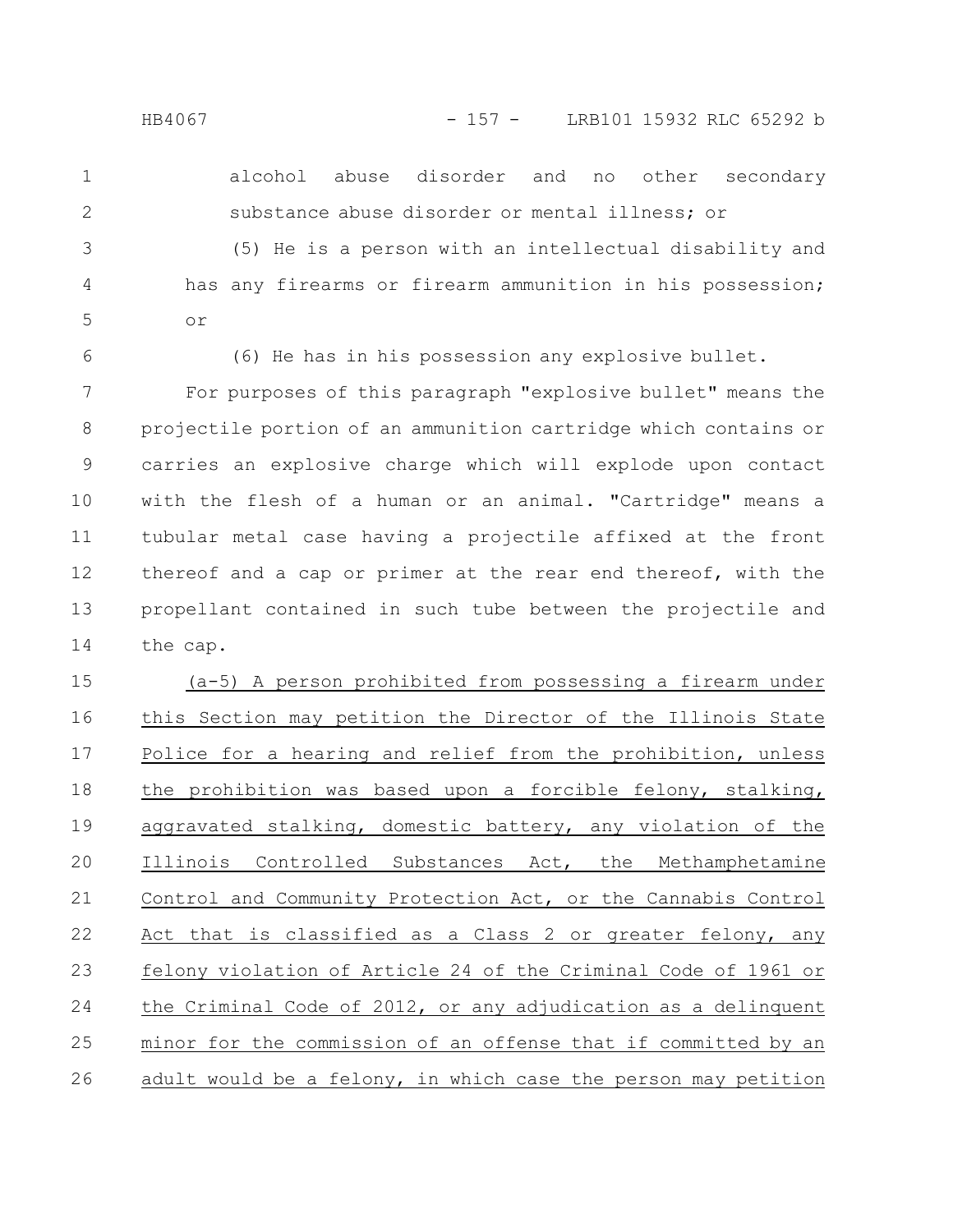alcohol abuse disorder and no other secondary substance abuse disorder or mental illness; or

(5) He is a person with an intellectual disability and has any firearms or firearm ammunition in his possession; or

(6) He has in his possession any explosive bullet.

For purposes of this paragraph "explosive bullet" means the projectile portion of an ammunition cartridge which contains or carries an explosive charge which will explode upon contact with the flesh of a human or an animal. "Cartridge" means a tubular metal case having a projectile affixed at the front thereof and a cap or primer at the rear end thereof, with the propellant contained in such tube between the projectile and the cap.

<u>(a-5) A person prohibited from possessing a firearm under this Section may petition the Director of the Illinois State Police for a hearing and relief from the prohibition, unless the prohibition was based upon a forcible felony, stalking, aggravated stalking, domestic battery, any violation of the Illinois Controlled Substances Act, the Methamphetamine Control and Community Protection Act, or the Cannabis Control Act that is classified as a Class 2 or greater felony, any felony violation of Article 24 of the Criminal Code of 1961 or the Criminal Code of 2012, or any adjudication as a delinquent minor for the commission of an offense that if committed by an adult would be a felony, in which case the person may petition</u>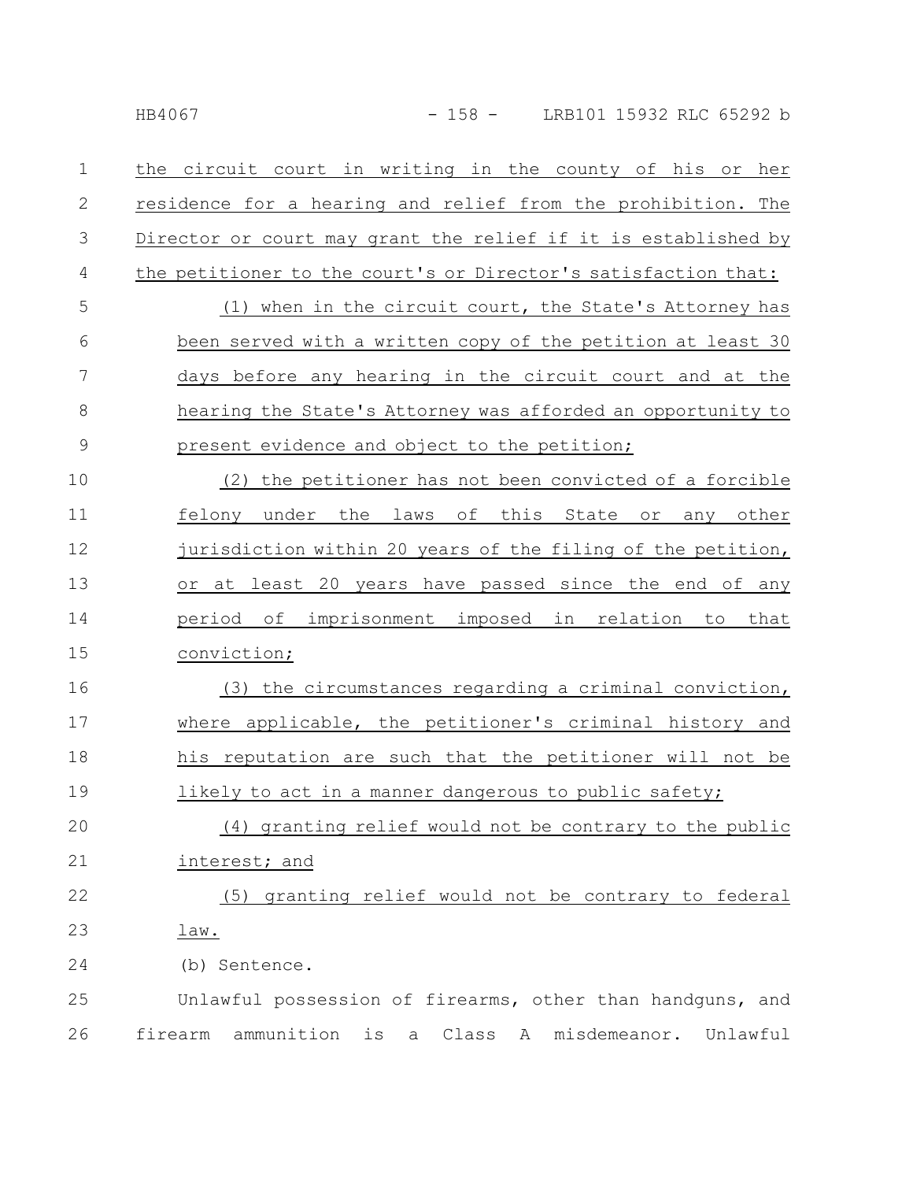the circuit court in writing in the county of his or her residence for a hearing and relief from the prohibition. The Director or court may grant the relief if it is established by the petitioner to the court's or Director's satisfaction that:

(1) when in the circuit court, the State's Attorney has been served with a written copy of the petition at least 30 days before any hearing in the circuit court and at the hearing the State's Attorney was afforded an opportunity to present evidence and object to the petition;

(2) the petitioner has not been convicted of a forcible felony under the laws of this State or any other jurisdiction within 20 years of the filing of the petition, or at least 20 years have passed since the end of any period of imprisonment imposed in relation to that conviction;

(3) the circumstances regarding a criminal conviction, where applicable, the petitioner's criminal history and his reputation are such that the petitioner will not be likely to act in a manner dangerous to public safety;

(4) granting relief would not be contrary to the public interest; and

(5) granting relief would not be contrary to federal law.

(b) Sentence.

Unlawful possession of firearms, other than handguns, and firearm ammunition is a Class A misdemeanor. Unlawful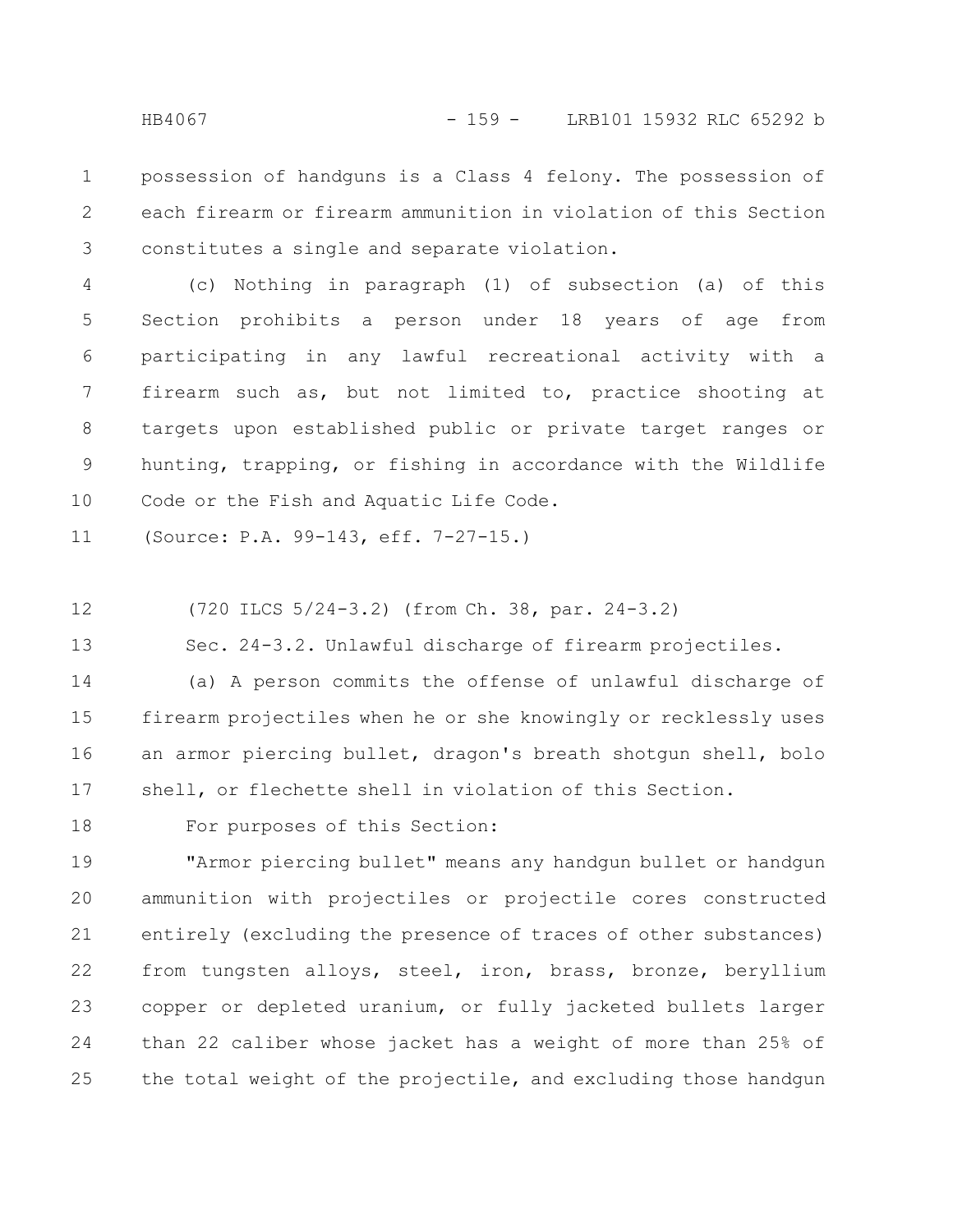possession of handguns is a Class 4 felony. The possession of each firearm or firearm ammunition in violation of this Section constitutes a single and separate violation.

(c) Nothing in paragraph (1) of subsection (a) of this Section prohibits a person under 18 years of age from participating in any lawful recreational activity with a firearm such as, but not limited to, practice shooting at targets upon established public or private target ranges or hunting, trapping, or fishing in accordance with the Wildlife Code or the Fish and Aquatic Life Code.

(Source: P.A. 99-143, eff. 7-27-15.)

(720 ILCS 5/24-3.2) (from Ch. 38, par. 24-3.2)

Sec. 24-3.2. Unlawful discharge of firearm projectiles.

(a) A person commits the offense of unlawful discharge of firearm projectiles when he or she knowingly or recklessly uses an armor piercing bullet, dragon's breath shotgun shell, bolo shell, or flechette shell in violation of this Section.

For purposes of this Section:

"Armor piercing bullet" means any handgun bullet or handgun ammunition with projectiles or projectile cores constructed entirely (excluding the presence of traces of other substances) from tungsten alloys, steel, iron, brass, bronze, beryllium copper or depleted uranium, or fully jacketed bullets larger than 22 caliber whose jacket has a weight of more than 25% of the total weight of the projectile, and excluding those handgun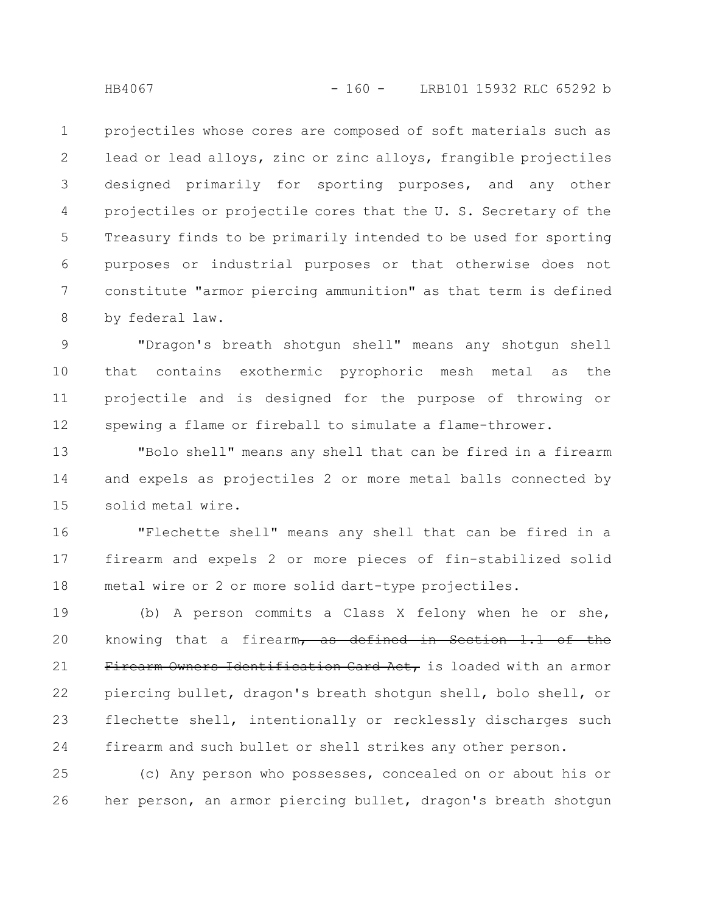projectiles whose cores are composed of soft materials such as lead or lead alloys, zinc or zinc alloys, frangible projectiles designed primarily for sporting purposes, and any other projectiles or projectile cores that the U. S. Secretary of the Treasury finds to be primarily intended to be used for sporting purposes or industrial purposes or that otherwise does not constitute "armor piercing ammunition" as that term is defined by federal law.

"Dragon's breath shotgun shell" means any shotgun shell that contains exothermic pyrophoric mesh metal as the projectile and is designed for the purpose of throwing or spewing a flame or fireball to simulate a flame-thrower.

"Bolo shell" means any shell that can be fired in a firearm and expels as projectiles 2 or more metal balls connected by solid metal wire.

"Flechette shell" means any shell that can be fired in a firearm and expels 2 or more pieces of fin-stabilized solid metal wire or 2 or more solid dart-type projectiles.

(b) A person commits a Class X felony when he or she, knowing that a firearm~~, as defined in Section 1.1 of the Firearm Owners Identification Card Act,~~ is loaded with an armor piercing bullet, dragon's breath shotgun shell, bolo shell, or flechette shell, intentionally or recklessly discharges such firearm and such bullet or shell strikes any other person.

(c) Any person who possesses, concealed on or about his or her person, an armor piercing bullet, dragon's breath shotgun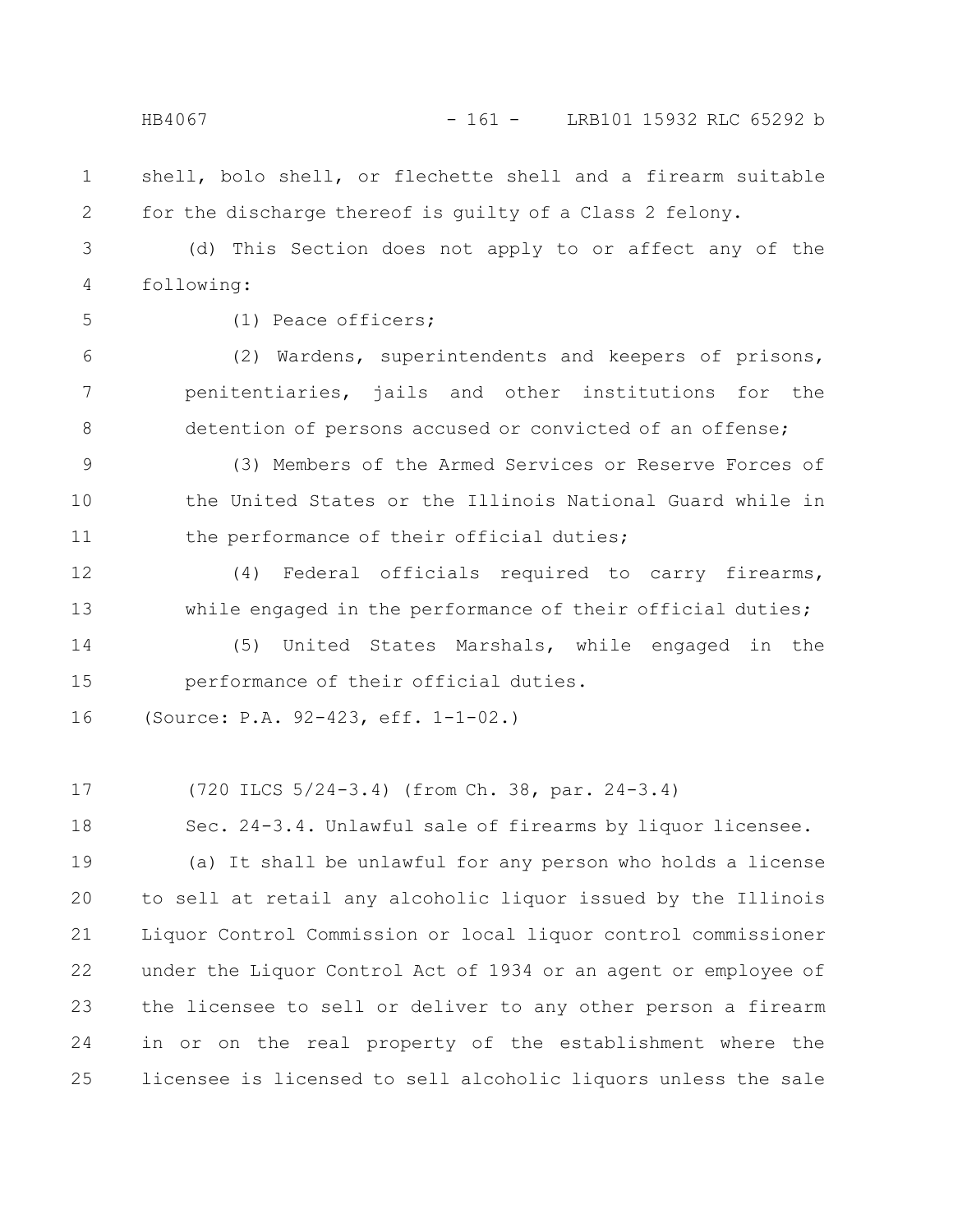shell, bolo shell, or flechette shell and a firearm suitable for the discharge thereof is guilty of a Class 2 felony.

(d) This Section does not apply to or affect any of the following:

(1) Peace officers;

(2) Wardens, superintendents and keepers of prisons, penitentiaries, jails and other institutions for the detention of persons accused or convicted of an offense;

(3) Members of the Armed Services or Reserve Forces of the United States or the Illinois National Guard while in the performance of their official duties;

(4) Federal officials required to carry firearms, while engaged in the performance of their official duties;

(5) United States Marshals, while engaged in the performance of their official duties.

(Source: P.A. 92-423, eff. 1-1-02.)

(720 ILCS 5/24-3.4) (from Ch. 38, par. 24-3.4)

Sec. 24-3.4. Unlawful sale of firearms by liquor licensee.

(a) It shall be unlawful for any person who holds a license to sell at retail any alcoholic liquor issued by the Illinois Liquor Control Commission or local liquor control commissioner under the Liquor Control Act of 1934 or an agent or employee of the licensee to sell or deliver to any other person a firearm in or on the real property of the establishment where the licensee is licensed to sell alcoholic liquors unless the sale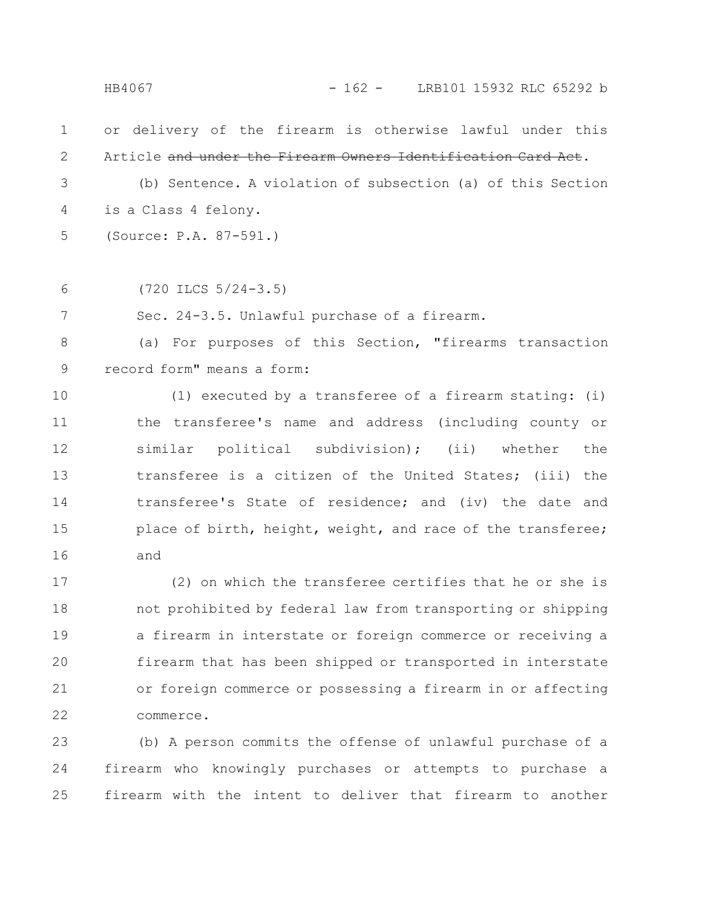or delivery of the firearm is otherwise lawful under this Article ~~and under the Firearm Owners Identification Card Act~~.

(b) Sentence. A violation of subsection (a) of this Section is a Class 4 felony.

(Source: P.A. 87-591.)

(720 ILCS 5/24-3.5)

Sec. 24-3.5. Unlawful purchase of a firearm.

(a) For purposes of this Section, "firearms transaction record form" means a form:

(1) executed by a transferee of a firearm stating: (i) the transferee's name and address (including county or similar political subdivision); (ii) whether the transferee is a citizen of the United States; (iii) the transferee's State of residence; and (iv) the date and place of birth, height, weight, and race of the transferee; and

(2) on which the transferee certifies that he or she is not prohibited by federal law from transporting or shipping a firearm in interstate or foreign commerce or receiving a firearm that has been shipped or transported in interstate or foreign commerce or possessing a firearm in or affecting commerce.

(b) A person commits the offense of unlawful purchase of a firearm who knowingly purchases or attempts to purchase a firearm with the intent to deliver that firearm to another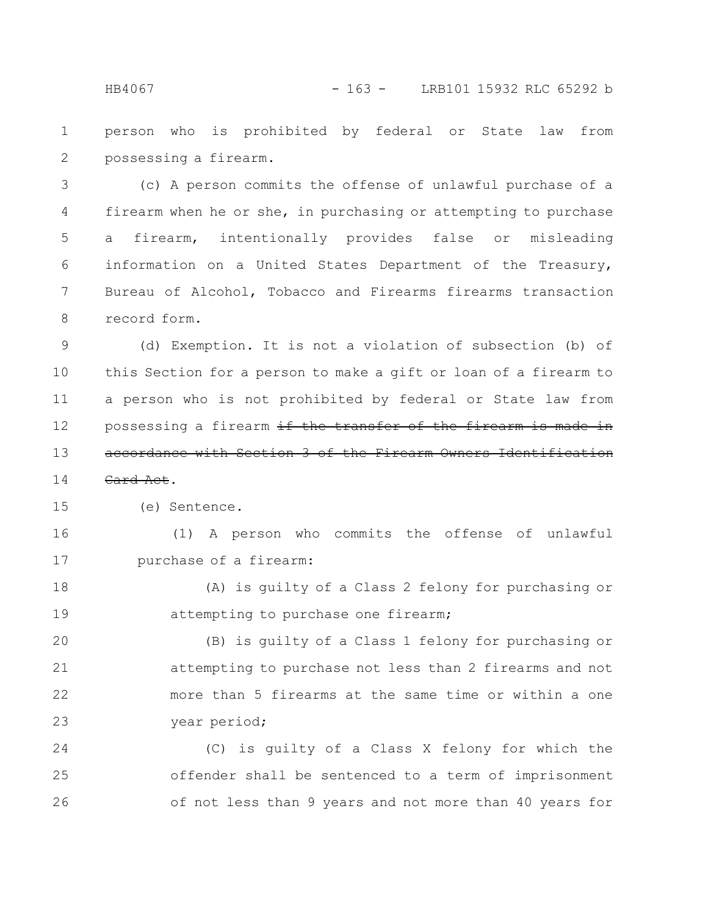person who is prohibited by federal or State law from possessing a firearm.

(c) A person commits the offense of unlawful purchase of a firearm when he or she, in purchasing or attempting to purchase a firearm, intentionally provides false or misleading information on a United States Department of the Treasury, Bureau of Alcohol, Tobacco and Firearms firearms transaction record form.

(d) Exemption. It is not a violation of subsection (b) of this Section for a person to make a gift or loan of a firearm to a person who is not prohibited by federal or State law from possessing a firearm ~~if the transfer of the firearm is made in accordance with Section 3 of the Firearm Owners Identification Card Act~~.

(e) Sentence.

(1) A person who commits the offense of unlawful purchase of a firearm:

(A) is guilty of a Class 2 felony for purchasing or attempting to purchase one firearm;

(B) is guilty of a Class 1 felony for purchasing or attempting to purchase not less than 2 firearms and not more than 5 firearms at the same time or within a one year period;

(C) is guilty of a Class X felony for which the offender shall be sentenced to a term of imprisonment of not less than 9 years and not more than 40 years for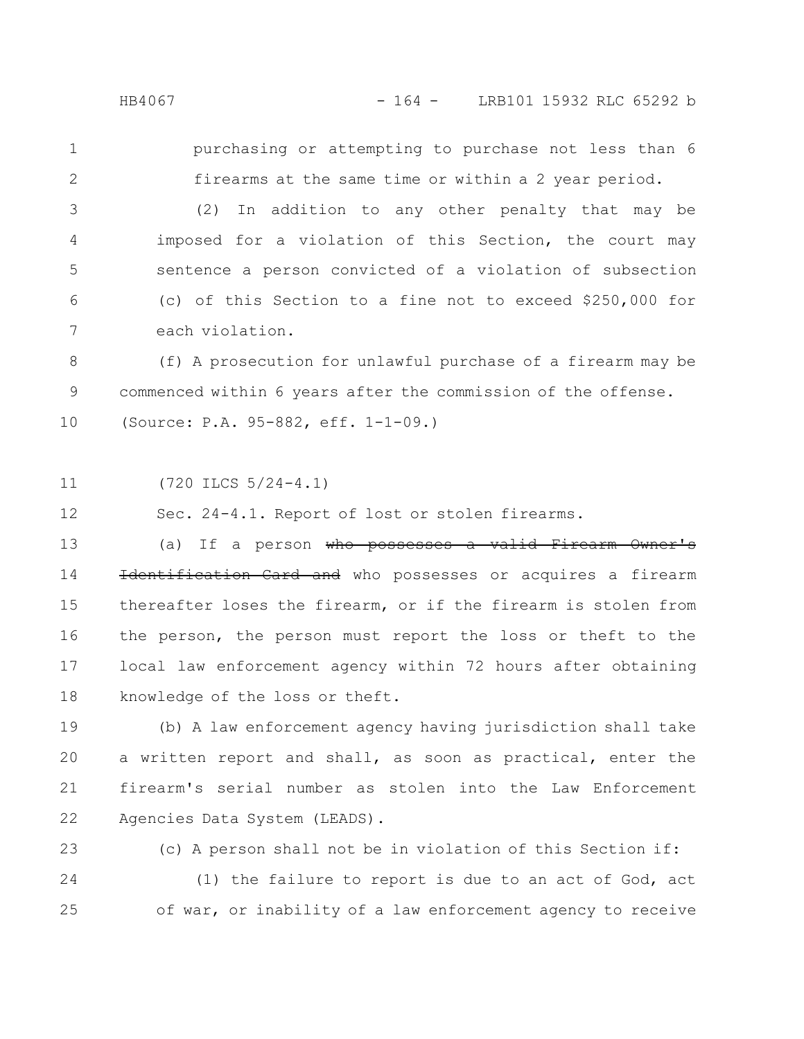purchasing or attempting to purchase not less than 6 firearms at the same time or within a 2 year period.

(2) In addition to any other penalty that may be imposed for a violation of this Section, the court may sentence a person convicted of a violation of subsection (c) of this Section to a fine not to exceed $250,000 for each violation.

(f) A prosecution for unlawful purchase of a firearm may be commenced within 6 years after the commission of the offense.

(Source: P.A. 95-882, eff. 1-1-09.)

(720 ILCS 5/24-4.1)

Sec. 24-4.1. Report of lost or stolen firearms.

(a) If a person ~~who possesses a valid Firearm Owner's Identification Card and~~ who possesses or acquires a firearm thereafter loses the firearm, or if the firearm is stolen from the person, the person must report the loss or theft to the local law enforcement agency within 72 hours after obtaining knowledge of the loss or theft.

(b) A law enforcement agency having jurisdiction shall take a written report and shall, as soon as practical, enter the firearm's serial number as stolen into the Law Enforcement Agencies Data System (LEADS).

(c) A person shall not be in violation of this Section if:

(1) the failure to report is due to an act of God, act of war, or inability of a law enforcement agency to receive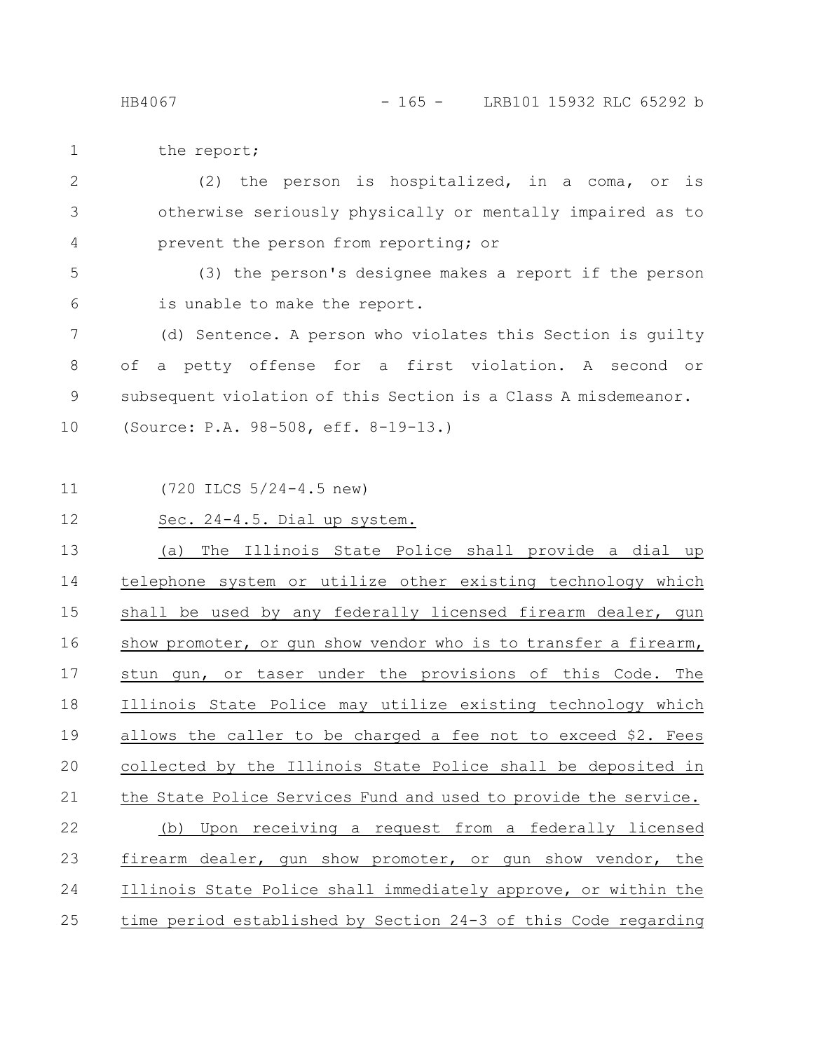the report;

(2) the person is hospitalized, in a coma, or is otherwise seriously physically or mentally impaired as to prevent the person from reporting; or

(3) the person's designee makes a report if the person is unable to make the report.

(d) Sentence. A person who violates this Section is guilty of a petty offense for a first violation. A second or subsequent violation of this Section is a Class A misdemeanor.

(Source: P.A. 98-508, eff. 8-19-13.)

(720 ILCS 5/24-4.5 new)

Sec. 24-4.5. Dial up system.

(a) The Illinois State Police shall provide a dial up telephone system or utilize other existing technology which shall be used by any federally licensed firearm dealer, gun show promoter, or gun show vendor who is to transfer a firearm, stun gun, or taser under the provisions of this Code. The Illinois State Police may utilize existing technology which allows the caller to be charged a fee not to exceed $2. Fees collected by the Illinois State Police shall be deposited in the State Police Services Fund and used to provide the service.

(b) Upon receiving a request from a federally licensed firearm dealer, gun show promoter, or gun show vendor, the Illinois State Police shall immediately approve, or within the time period established by Section 24-3 of this Code regarding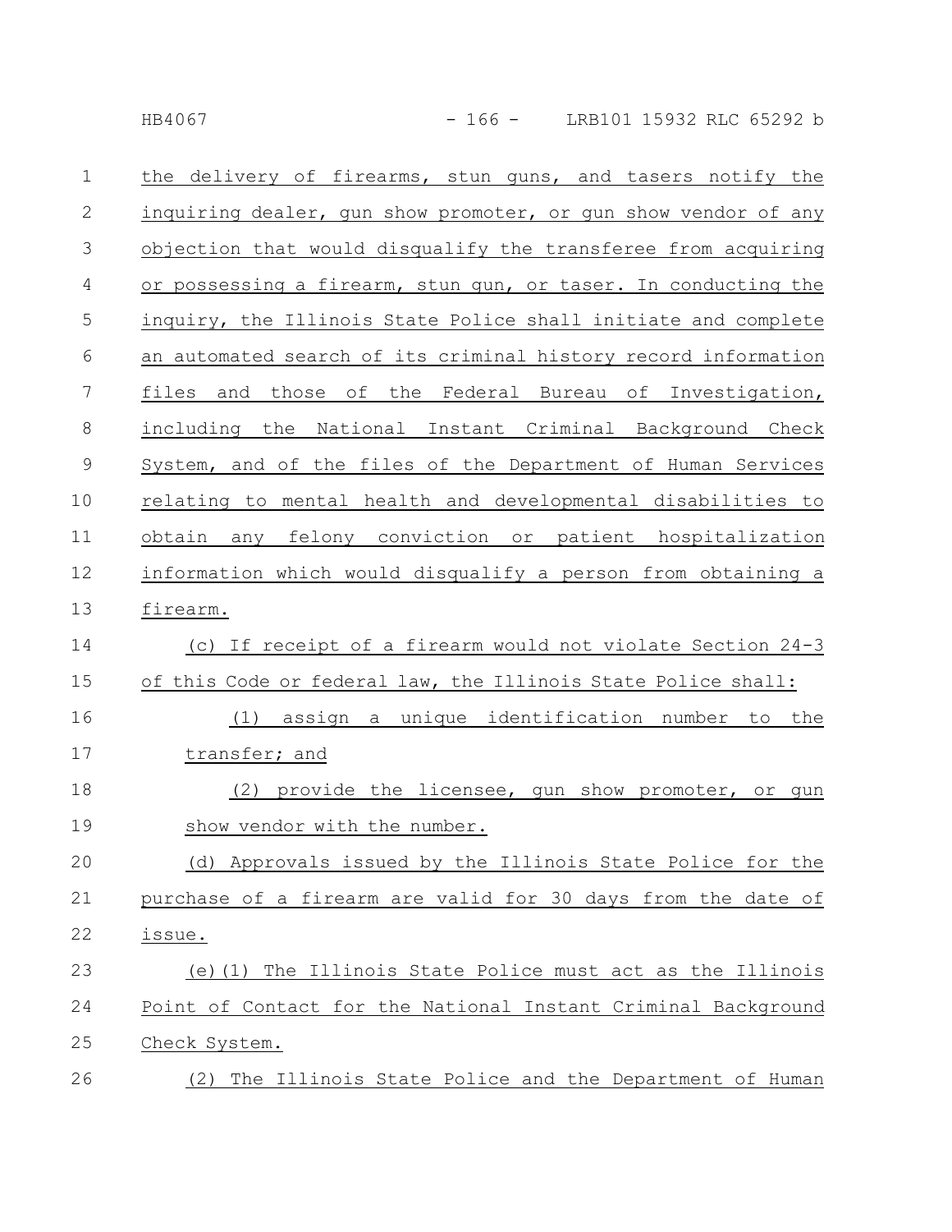the delivery of firearms, stun guns, and tasers notify the inquiring dealer, gun show promoter, or gun show vendor of any objection that would disqualify the transferee from acquiring or possessing a firearm, stun gun, or taser. In conducting the inquiry, the Illinois State Police shall initiate and complete an automated search of its criminal history record information files and those of the Federal Bureau of Investigation, including the National Instant Criminal Background Check System, and of the files of the Department of Human Services relating to mental health and developmental disabilities to obtain any felony conviction or patient hospitalization information which would disqualify a person from obtaining a firearm.

(c) If receipt of a firearm would not violate Section 24-3 of this Code or federal law, the Illinois State Police shall:

(1) assign a unique identification number to the transfer; and

(2) provide the licensee, gun show promoter, or gun show vendor with the number.

(d) Approvals issued by the Illinois State Police for the purchase of a firearm are valid for 30 days from the date of issue.

(e)(1) The Illinois State Police must act as the Illinois Point of Contact for the National Instant Criminal Background Check System.

(2) The Illinois State Police and the Department of Human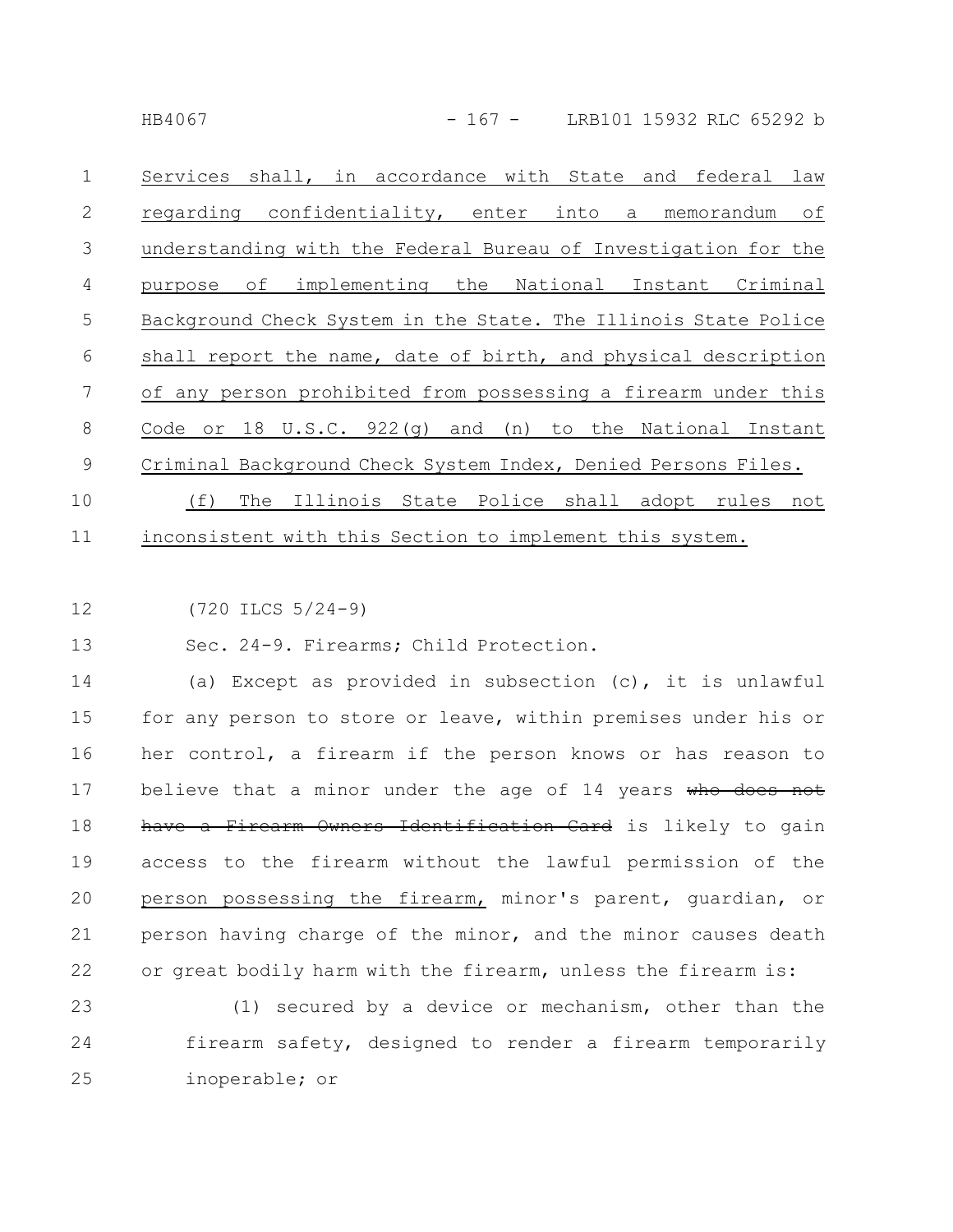Services shall, in accordance with State and federal law regarding confidentiality, enter into a memorandum of understanding with the Federal Bureau of Investigation for the purpose of implementing the National Instant Criminal Background Check System in the State. The Illinois State Police shall report the name, date of birth, and physical description of any person prohibited from possessing a firearm under this Code or 18 U.S.C. 922(g) and (n) to the National Instant Criminal Background Check System Index, Denied Persons Files.

(f) The Illinois State Police shall adopt rules not inconsistent with this Section to implement this system.

(720 ILCS 5/24-9)

Sec. 24-9. Firearms; Child Protection.

(a) Except as provided in subsection (c), it is unlawful for any person to store or leave, within premises under his or her control, a firearm if the person knows or has reason to believe that a minor under the age of 14 years ~~who does not have a Firearm Owners Identification Card~~ is likely to gain access to the firearm without the lawful permission of the person possessing the firearm, minor's parent, guardian, or person having charge of the minor, and the minor causes death or great bodily harm with the firearm, unless the firearm is:

(1) secured by a device or mechanism, other than the firearm safety, designed to render a firearm temporarily inoperable; or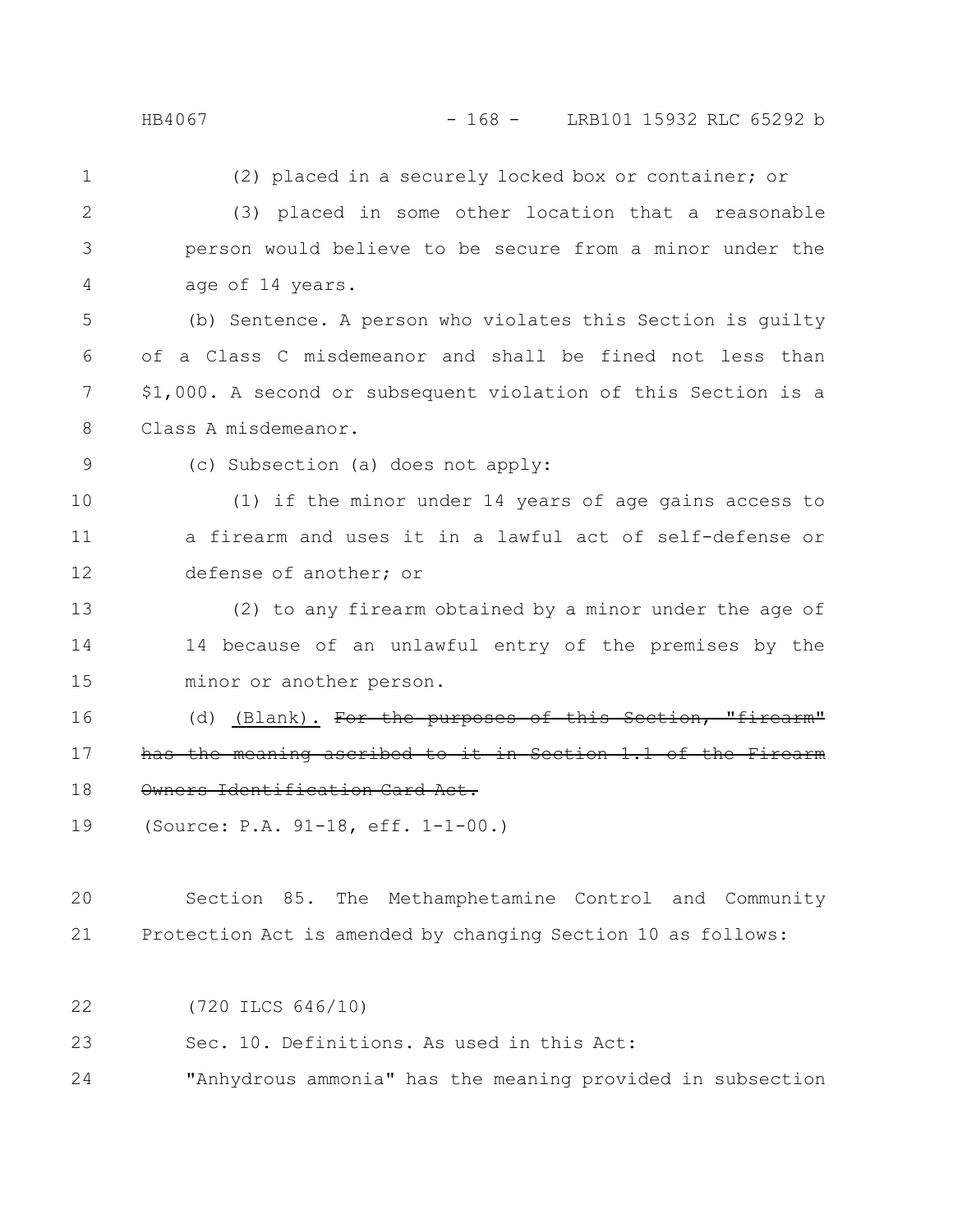(2) placed in a securely locked box or container; or

(3) placed in some other location that a reasonable person would believe to be secure from a minor under the age of 14 years.

(b) Sentence. A person who violates this Section is guilty of a Class C misdemeanor and shall be fined not less than $1,000. A second or subsequent violation of this Section is a Class A misdemeanor.

(c) Subsection (a) does not apply:

(1) if the minor under 14 years of age gains access to a firearm and uses it in a lawful act of self-defense or defense of another; or

(2) to any firearm obtained by a minor under the age of 14 because of an unlawful entry of the premises by the minor or another person.

(d) <u>(Blank).</u> ~~For the purposes of this Section, "firearm" has the meaning ascribed to it in Section 1.1 of the Firearm Owners Identification Card Act.~~

(Source: P.A. 91-18, eff. 1-1-00.)

Section 85. The Methamphetamine Control and Community Protection Act is amended by changing Section 10 as follows:

(720 ILCS 646/10)

Sec. 10. Definitions. As used in this Act:

"Anhydrous ammonia" has the meaning provided in subsection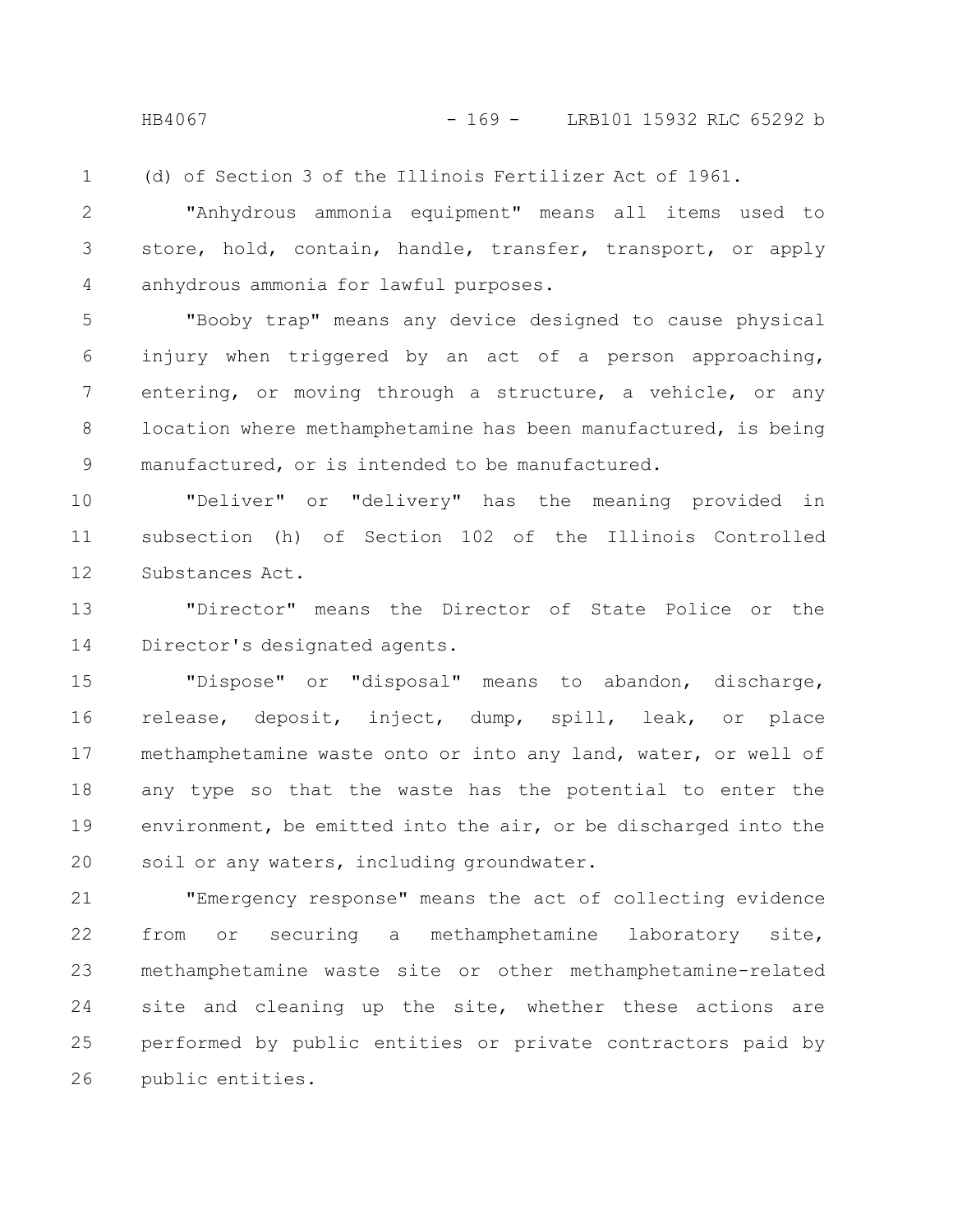(d) of Section 3 of the Illinois Fertilizer Act of 1961.

"Anhydrous ammonia equipment" means all items used to store, hold, contain, handle, transfer, transport, or apply anhydrous ammonia for lawful purposes.

"Booby trap" means any device designed to cause physical injury when triggered by an act of a person approaching, entering, or moving through a structure, a vehicle, or any location where methamphetamine has been manufactured, is being manufactured, or is intended to be manufactured.

"Deliver" or "delivery" has the meaning provided in subsection (h) of Section 102 of the Illinois Controlled Substances Act.

"Director" means the Director of State Police or the Director's designated agents.

"Dispose" or "disposal" means to abandon, discharge, release, deposit, inject, dump, spill, leak, or place methamphetamine waste onto or into any land, water, or well of any type so that the waste has the potential to enter the environment, be emitted into the air, or be discharged into the soil or any waters, including groundwater.

"Emergency response" means the act of collecting evidence from or securing a methamphetamine laboratory site, methamphetamine waste site or other methamphetamine-related site and cleaning up the site, whether these actions are performed by public entities or private contractors paid by public entities.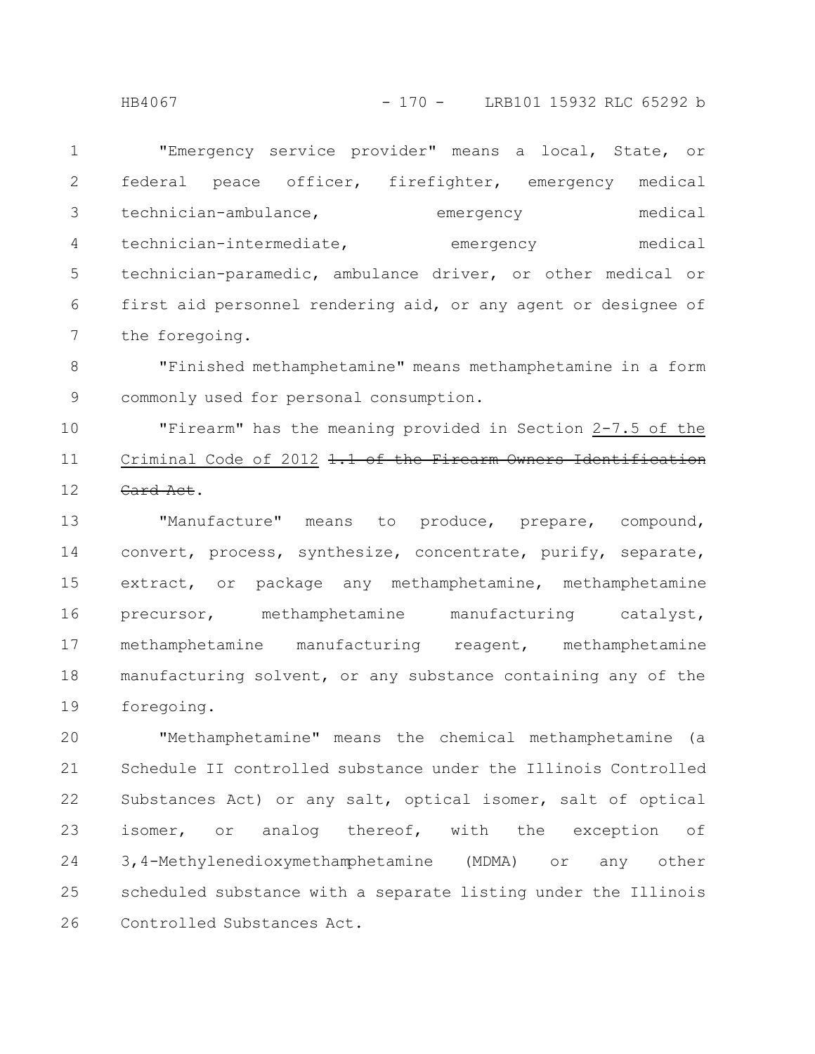"Emergency service provider" means a local, State, or federal peace officer, firefighter, emergency medical technician-ambulance, emergency medical technician-intermediate, emergency medical technician-paramedic, ambulance driver, or other medical or first aid personnel rendering aid, or any agent or designee of the foregoing.

"Finished methamphetamine" means methamphetamine in a form commonly used for personal consumption.

"Firearm" has the meaning provided in Section <u>2-7.5 of the Criminal Code of 2012</u> ~~1.1 of the Firearm Owners Identification Card Act~~.

"Manufacture" means to produce, prepare, compound, convert, process, synthesize, concentrate, purify, separate, extract, or package any methamphetamine, methamphetamine precursor, methamphetamine manufacturing catalyst, methamphetamine manufacturing reagent, methamphetamine manufacturing solvent, or any substance containing any of the foregoing.

"Methamphetamine" means the chemical methamphetamine (a Schedule II controlled substance under the Illinois Controlled Substances Act) or any salt, optical isomer, salt of optical isomer, or analog thereof, with the exception of 3,4-Methylenedioxymethamphetamine (MDMA) or any other scheduled substance with a separate listing under the Illinois Controlled Substances Act.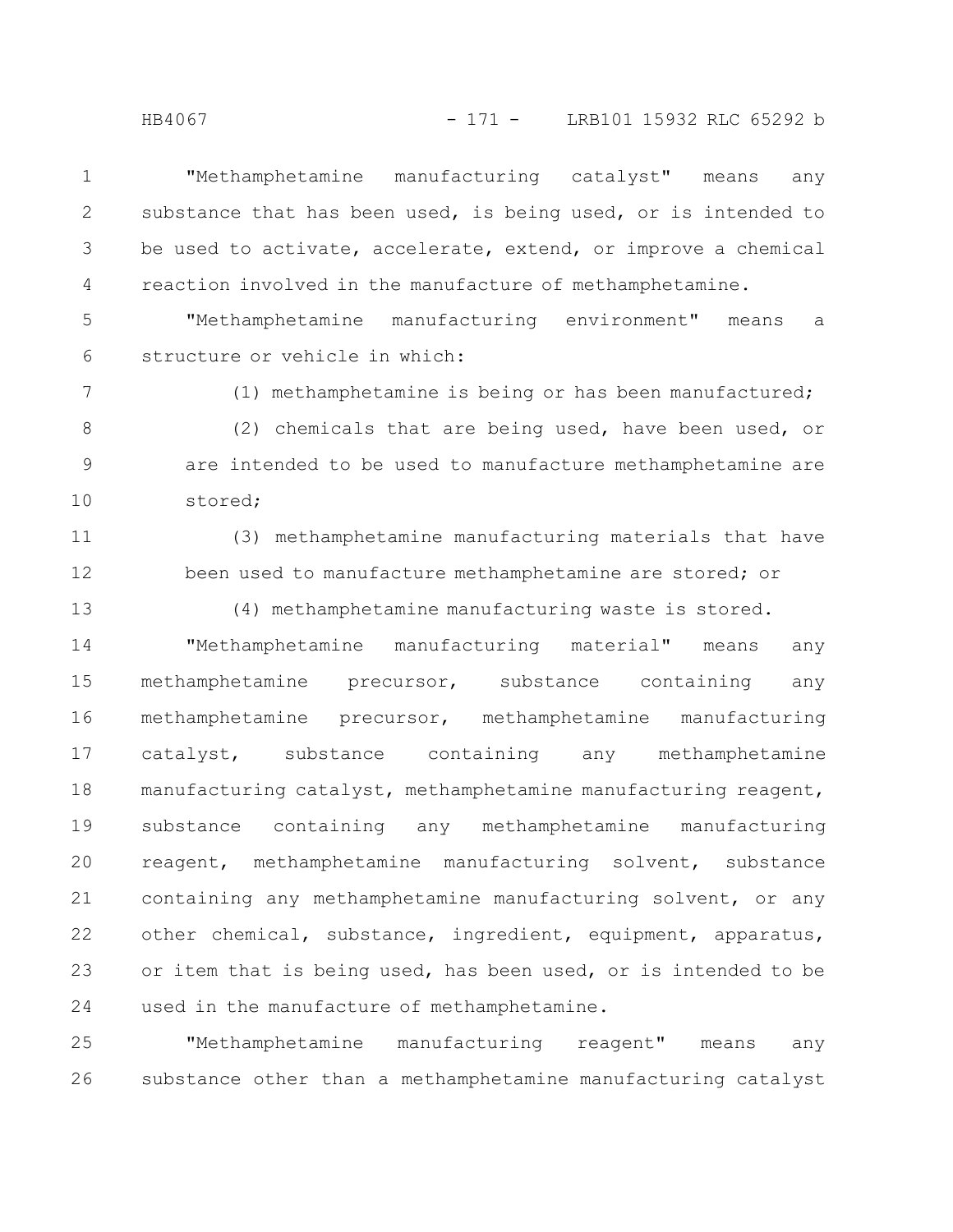"Methamphetamine manufacturing catalyst" means any substance that has been used, is being used, or is intended to be used to activate, accelerate, extend, or improve a chemical reaction involved in the manufacture of methamphetamine.

"Methamphetamine manufacturing environment" means a structure or vehicle in which:

(1) methamphetamine is being or has been manufactured;

(2) chemicals that are being used, have been used, or are intended to be used to manufacture methamphetamine are stored;

(3) methamphetamine manufacturing materials that have been used to manufacture methamphetamine are stored; or

(4) methamphetamine manufacturing waste is stored.

"Methamphetamine manufacturing material" means any methamphetamine precursor, substance containing any methamphetamine precursor, methamphetamine manufacturing catalyst, substance containing any methamphetamine manufacturing catalyst, methamphetamine manufacturing reagent, substance containing any methamphetamine manufacturing reagent, methamphetamine manufacturing solvent, substance containing any methamphetamine manufacturing solvent, or any other chemical, substance, ingredient, equipment, apparatus, or item that is being used, has been used, or is intended to be used in the manufacture of methamphetamine.

"Methamphetamine manufacturing reagent" means any substance other than a methamphetamine manufacturing catalyst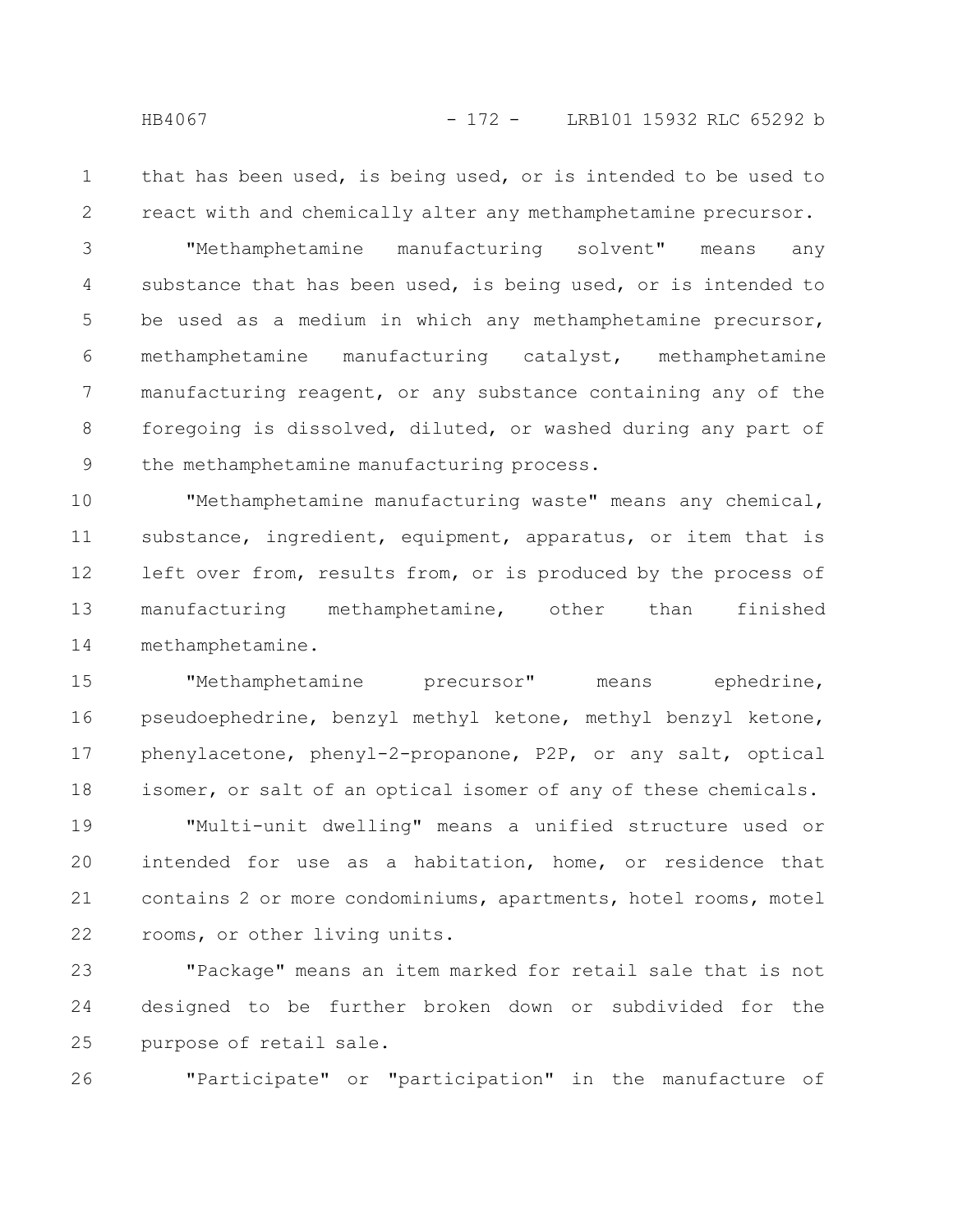that has been used, is being used, or is intended to be used to react with and chemically alter any methamphetamine precursor.

"Methamphetamine manufacturing solvent" means any substance that has been used, is being used, or is intended to be used as a medium in which any methamphetamine precursor, methamphetamine manufacturing catalyst, methamphetamine manufacturing reagent, or any substance containing any of the foregoing is dissolved, diluted, or washed during any part of the methamphetamine manufacturing process.

"Methamphetamine manufacturing waste" means any chemical, substance, ingredient, equipment, apparatus, or item that is left over from, results from, or is produced by the process of manufacturing methamphetamine, other than finished methamphetamine.

"Methamphetamine precursor" means ephedrine, pseudoephedrine, benzyl methyl ketone, methyl benzyl ketone, phenylacetone, phenyl-2-propanone, P2P, or any salt, optical isomer, or salt of an optical isomer of any of these chemicals.

"Multi-unit dwelling" means a unified structure used or intended for use as a habitation, home, or residence that contains 2 or more condominiums, apartments, hotel rooms, motel rooms, or other living units.

"Package" means an item marked for retail sale that is not designed to be further broken down or subdivided for the purpose of retail sale.

"Participate" or "participation" in the manufacture of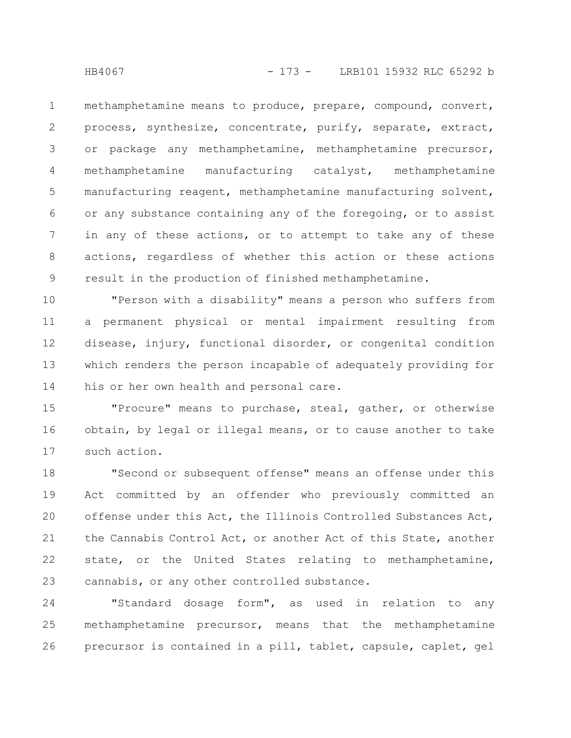methamphetamine means to produce, prepare, compound, convert, process, synthesize, concentrate, purify, separate, extract, or package any methamphetamine, methamphetamine precursor, methamphetamine manufacturing catalyst, methamphetamine manufacturing reagent, methamphetamine manufacturing solvent, or any substance containing any of the foregoing, or to assist in any of these actions, or to attempt to take any of these actions, regardless of whether this action or these actions result in the production of finished methamphetamine.

"Person with a disability" means a person who suffers from a permanent physical or mental impairment resulting from disease, injury, functional disorder, or congenital condition which renders the person incapable of adequately providing for his or her own health and personal care.

"Procure" means to purchase, steal, gather, or otherwise obtain, by legal or illegal means, or to cause another to take such action.

"Second or subsequent offense" means an offense under this Act committed by an offender who previously committed an offense under this Act, the Illinois Controlled Substances Act, the Cannabis Control Act, or another Act of this State, another state, or the United States relating to methamphetamine, cannabis, or any other controlled substance.

"Standard dosage form", as used in relation to any methamphetamine precursor, means that the methamphetamine precursor is contained in a pill, tablet, capsule, caplet, gel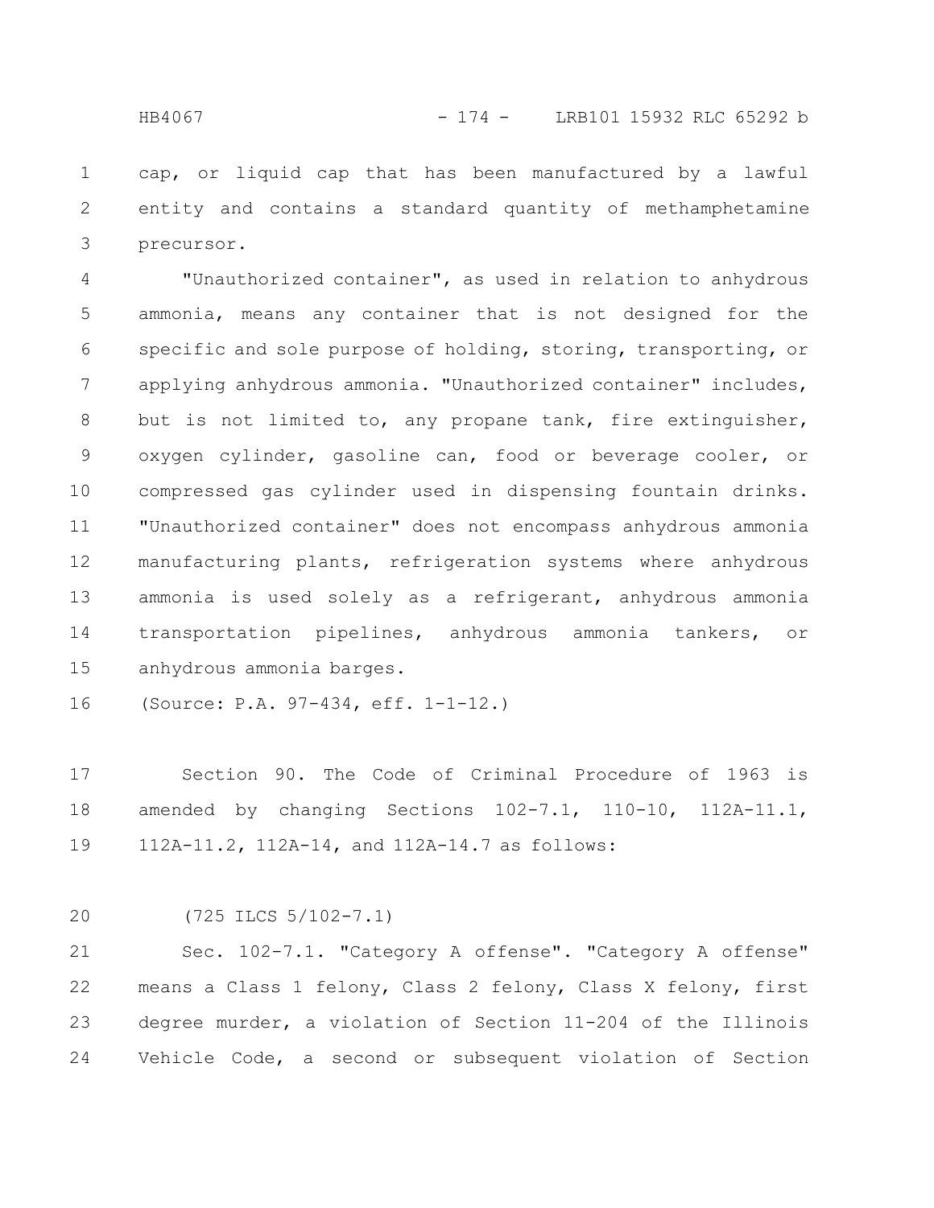cap, or liquid cap that has been manufactured by a lawful entity and contains a standard quantity of methamphetamine precursor.

"Unauthorized container", as used in relation to anhydrous ammonia, means any container that is not designed for the specific and sole purpose of holding, storing, transporting, or applying anhydrous ammonia. "Unauthorized container" includes, but is not limited to, any propane tank, fire extinguisher, oxygen cylinder, gasoline can, food or beverage cooler, or compressed gas cylinder used in dispensing fountain drinks. "Unauthorized container" does not encompass anhydrous ammonia manufacturing plants, refrigeration systems where anhydrous ammonia is used solely as a refrigerant, anhydrous ammonia transportation pipelines, anhydrous ammonia tankers, or anhydrous ammonia barges.

(Source: P.A. 97-434, eff. 1-1-12.)

Section 90. The Code of Criminal Procedure of 1963 is amended by changing Sections 102-7.1, 110-10, 112A-11.1, 112A-11.2, 112A-14, and 112A-14.7 as follows:

(725 ILCS 5/102-7.1)

Sec. 102-7.1. "Category A offense". "Category A offense" means a Class 1 felony, Class 2 felony, Class X felony, first degree murder, a violation of Section 11-204 of the Illinois Vehicle Code, a second or subsequent violation of Section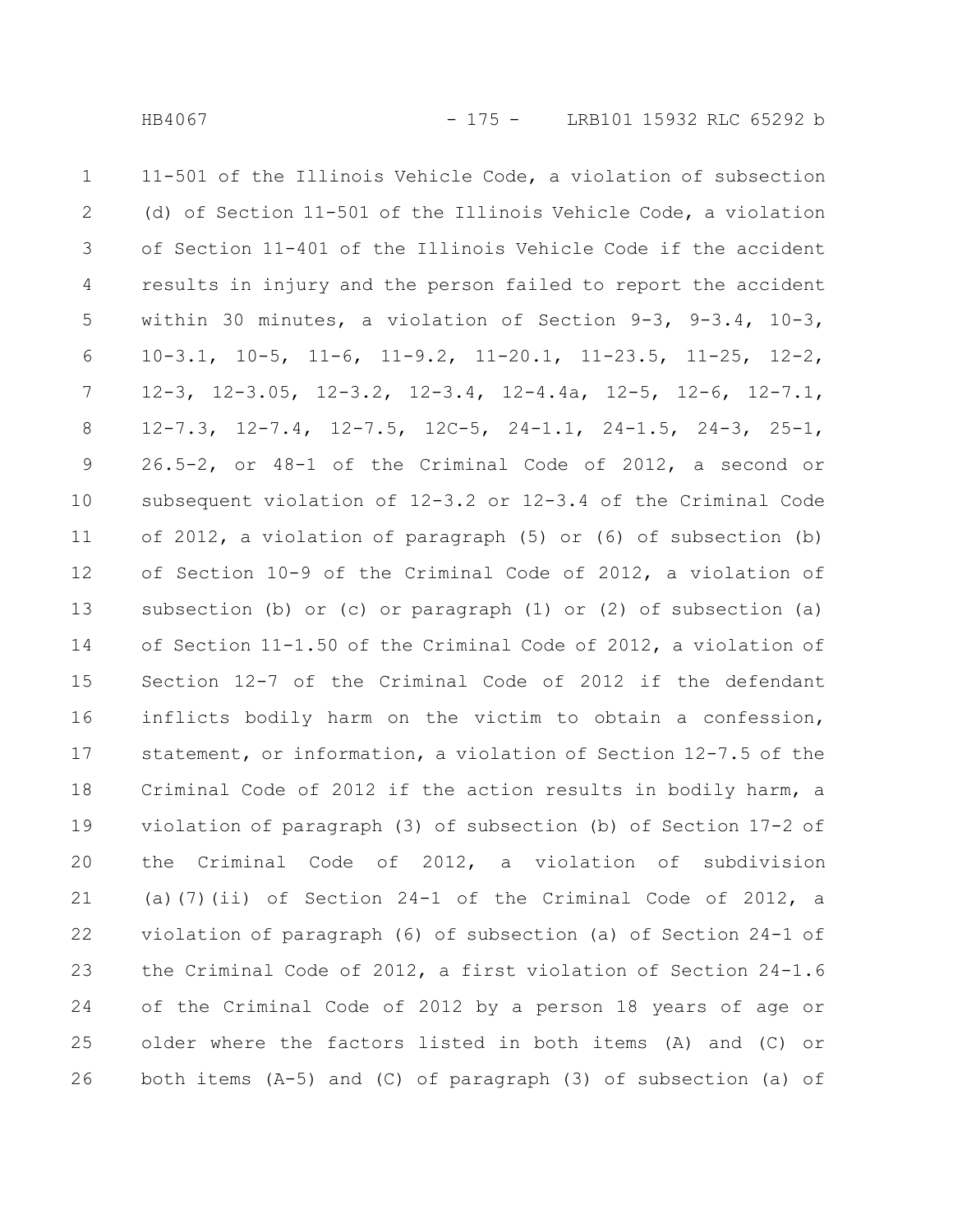11-501 of the Illinois Vehicle Code, a violation of subsection (d) of Section 11-501 of the Illinois Vehicle Code, a violation of Section 11-401 of the Illinois Vehicle Code if the accident results in injury and the person failed to report the accident within 30 minutes, a violation of Section 9-3, 9-3.4, 10-3, 10-3.1, 10-5, 11-6, 11-9.2, 11-20.1, 11-23.5, 11-25, 12-2, 12-3, 12-3.05, 12-3.2, 12-3.4, 12-4.4a, 12-5, 12-6, 12-7.1, 12-7.3, 12-7.4, 12-7.5, 12C-5, 24-1.1, 24-1.5, 24-3, 25-1, 26.5-2, or 48-1 of the Criminal Code of 2012, a second or subsequent violation of 12-3.2 or 12-3.4 of the Criminal Code of 2012, a violation of paragraph (5) or (6) of subsection (b) of Section 10-9 of the Criminal Code of 2012, a violation of subsection (b) or (c) or paragraph (1) or (2) of subsection (a) of Section 11-1.50 of the Criminal Code of 2012, a violation of Section 12-7 of the Criminal Code of 2012 if the defendant inflicts bodily harm on the victim to obtain a confession, statement, or information, a violation of Section 12-7.5 of the Criminal Code of 2012 if the action results in bodily harm, a violation of paragraph (3) of subsection (b) of Section 17-2 of the Criminal Code of 2012, a violation of subdivision (a)(7)(ii) of Section 24-1 of the Criminal Code of 2012, a violation of paragraph (6) of subsection (a) of Section 24-1 of the Criminal Code of 2012, a first violation of Section 24-1.6 of the Criminal Code of 2012 by a person 18 years of age or older where the factors listed in both items (A) and (C) or both items (A-5) and (C) of paragraph (3) of subsection (a) of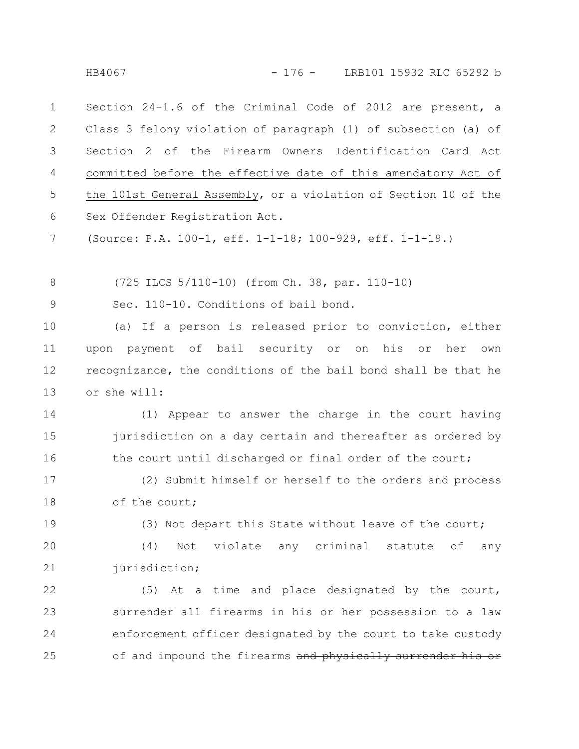Section 24-1.6 of the Criminal Code of 2012 are present, a Class 3 felony violation of paragraph (1) of subsection (a) of Section 2 of the Firearm Owners Identification Card Act <u>committed before the effective date of this amendatory Act of the 101st General Assembly</u>, or a violation of Section 10 of the Sex Offender Registration Act.

(Source: P.A. 100-1, eff. 1-1-18; 100-929, eff. 1-1-19.)

(725 ILCS 5/110-10) (from Ch. 38, par. 110-10)

Sec. 110-10. Conditions of bail bond.

(a) If a person is released prior to conviction, either upon payment of bail security or on his or her own recognizance, the conditions of the bail bond shall be that he or she will:

(1) Appear to answer the charge in the court having jurisdiction on a day certain and thereafter as ordered by the court until discharged or final order of the court;

(2) Submit himself or herself to the orders and process of the court;

(3) Not depart this State without leave of the court;

(4) Not violate any criminal statute of any jurisdiction;

(5) At a time and place designated by the court, surrender all firearms in his or her possession to a law enforcement officer designated by the court to take custody of and impound the firearms ~~and physically surrender his or~~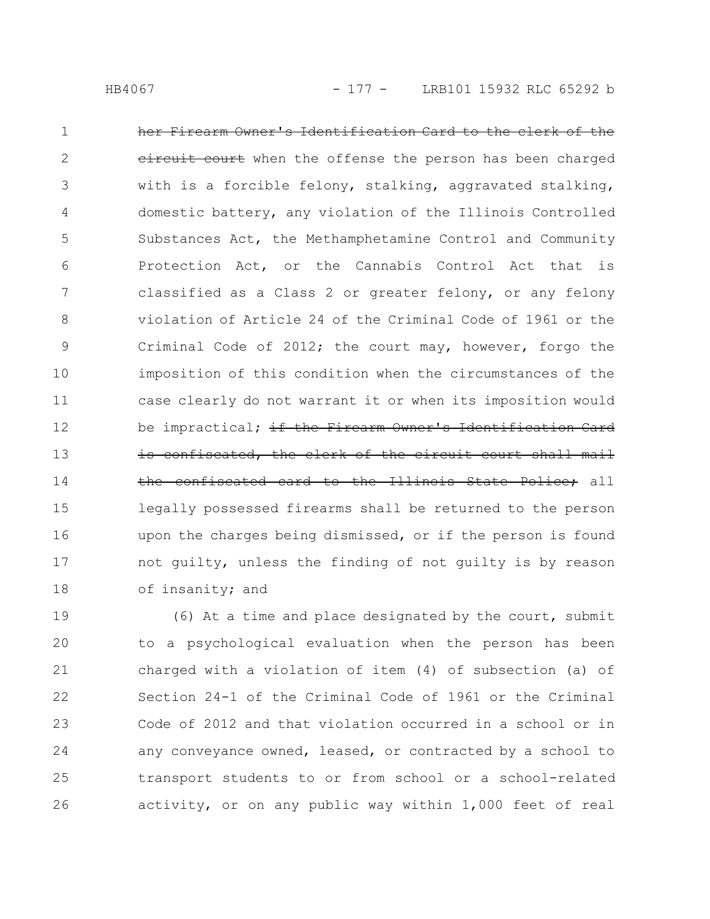~~her Firearm Owner's Identification Card to the clerk of the circuit court~~ when the offense the person has been charged with is a forcible felony, stalking, aggravated stalking, domestic battery, any violation of the Illinois Controlled Substances Act, the Methamphetamine Control and Community Protection Act, or the Cannabis Control Act that is classified as a Class 2 or greater felony, or any felony violation of Article 24 of the Criminal Code of 1961 or the Criminal Code of 2012; the court may, however, forgo the imposition of this condition when the circumstances of the case clearly do not warrant it or when its imposition would be impractical; ~~if the Firearm Owner's Identification Card is confiscated, the clerk of the circuit court shall mail the confiscated card to the Illinois State Police;~~ all legally possessed firearms shall be returned to the person upon the charges being dismissed, or if the person is found not guilty, unless the finding of not guilty is by reason of insanity; and

(6) At a time and place designated by the court, submit to a psychological evaluation when the person has been charged with a violation of item (4) of subsection (a) of Section 24-1 of the Criminal Code of 1961 or the Criminal Code of 2012 and that violation occurred in a school or in any conveyance owned, leased, or contracted by a school to transport students to or from school or a school-related activity, or on any public way within 1,000 feet of real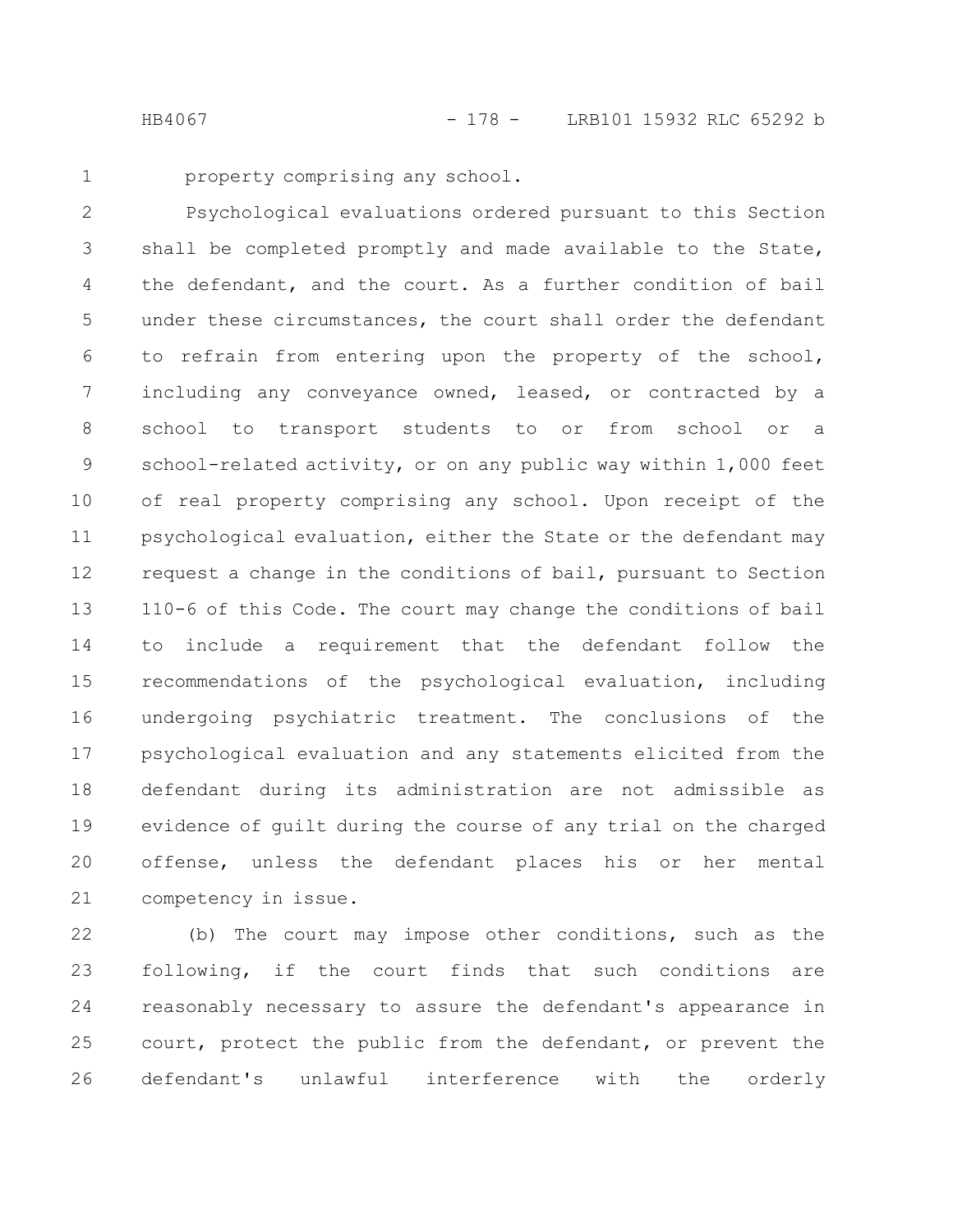property comprising any school.

Psychological evaluations ordered pursuant to this Section shall be completed promptly and made available to the State, the defendant, and the court. As a further condition of bail under these circumstances, the court shall order the defendant to refrain from entering upon the property of the school, including any conveyance owned, leased, or contracted by a school to transport students to or from school or a school-related activity, or on any public way within 1,000 feet of real property comprising any school. Upon receipt of the psychological evaluation, either the State or the defendant may request a change in the conditions of bail, pursuant to Section 110-6 of this Code. The court may change the conditions of bail to include a requirement that the defendant follow the recommendations of the psychological evaluation, including undergoing psychiatric treatment. The conclusions of the psychological evaluation and any statements elicited from the defendant during its administration are not admissible as evidence of guilt during the course of any trial on the charged offense, unless the defendant places his or her mental competency in issue.

(b) The court may impose other conditions, such as the following, if the court finds that such conditions are reasonably necessary to assure the defendant's appearance in court, protect the public from the defendant, or prevent the defendant's unlawful interference with the orderly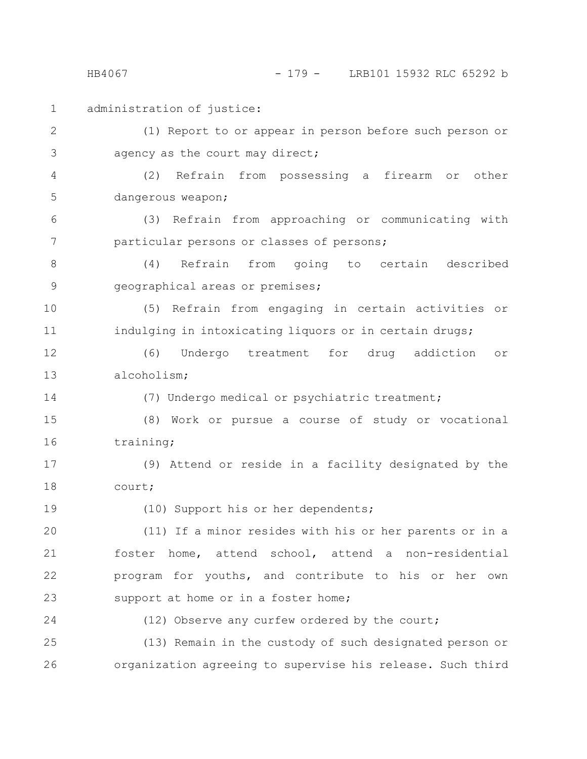administration of justice:

(1) Report to or appear in person before such person or agency as the court may direct;

(2) Refrain from possessing a firearm or other dangerous weapon;

(3) Refrain from approaching or communicating with particular persons or classes of persons;

(4) Refrain from going to certain described geographical areas or premises;

(5) Refrain from engaging in certain activities or indulging in intoxicating liquors or in certain drugs;

(6) Undergo treatment for drug addiction or alcoholism;

(7) Undergo medical or psychiatric treatment;

(8) Work or pursue a course of study or vocational training;

(9) Attend or reside in a facility designated by the court;

(10) Support his or her dependents;

(11) If a minor resides with his or her parents or in a foster home, attend school, attend a non-residential program for youths, and contribute to his or her own support at home or in a foster home;

(12) Observe any curfew ordered by the court;

(13) Remain in the custody of such designated person or organization agreeing to supervise his release. Such third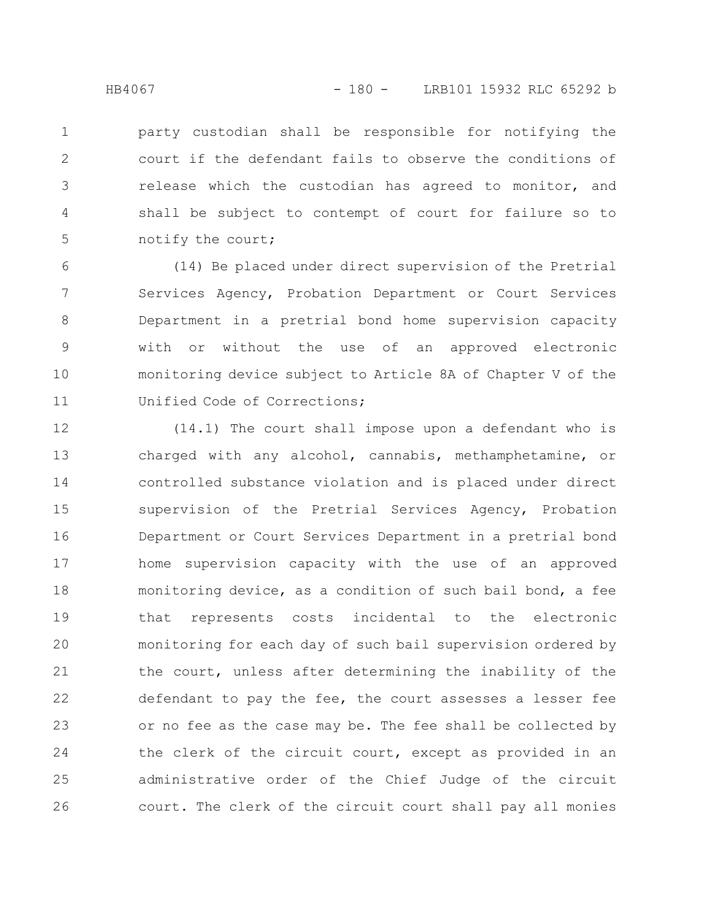party custodian shall be responsible for notifying the court if the defendant fails to observe the conditions of release which the custodian has agreed to monitor, and shall be subject to contempt of court for failure so to notify the court;

(14) Be placed under direct supervision of the Pretrial Services Agency, Probation Department or Court Services Department in a pretrial bond home supervision capacity with or without the use of an approved electronic monitoring device subject to Article 8A of Chapter V of the Unified Code of Corrections;

(14.1) The court shall impose upon a defendant who is charged with any alcohol, cannabis, methamphetamine, or controlled substance violation and is placed under direct supervision of the Pretrial Services Agency, Probation Department or Court Services Department in a pretrial bond home supervision capacity with the use of an approved monitoring device, as a condition of such bail bond, a fee that represents costs incidental to the electronic monitoring for each day of such bail supervision ordered by the court, unless after determining the inability of the defendant to pay the fee, the court assesses a lesser fee or no fee as the case may be. The fee shall be collected by the clerk of the circuit court, except as provided in an administrative order of the Chief Judge of the circuit court. The clerk of the circuit court shall pay all monies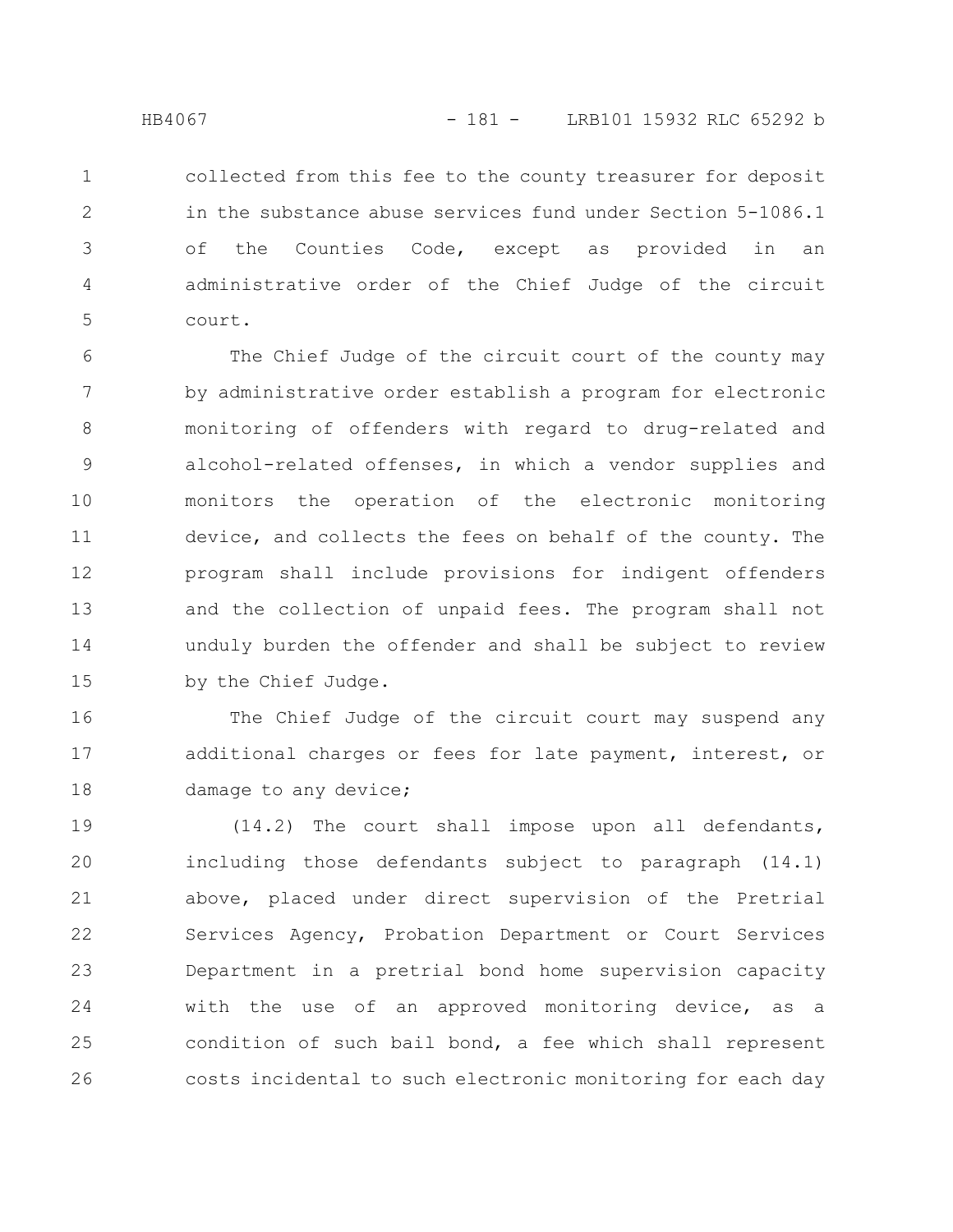collected from this fee to the county treasurer for deposit in the substance abuse services fund under Section 5-1086.1 of the Counties Code, except as provided in an administrative order of the Chief Judge of the circuit court.

The Chief Judge of the circuit court of the county may by administrative order establish a program for electronic monitoring of offenders with regard to drug-related and alcohol-related offenses, in which a vendor supplies and monitors the operation of the electronic monitoring device, and collects the fees on behalf of the county. The program shall include provisions for indigent offenders and the collection of unpaid fees. The program shall not unduly burden the offender and shall be subject to review by the Chief Judge.

The Chief Judge of the circuit court may suspend any additional charges or fees for late payment, interest, or damage to any device;

(14.2) The court shall impose upon all defendants, including those defendants subject to paragraph (14.1) above, placed under direct supervision of the Pretrial Services Agency, Probation Department or Court Services Department in a pretrial bond home supervision capacity with the use of an approved monitoring device, as a condition of such bail bond, a fee which shall represent costs incidental to such electronic monitoring for each day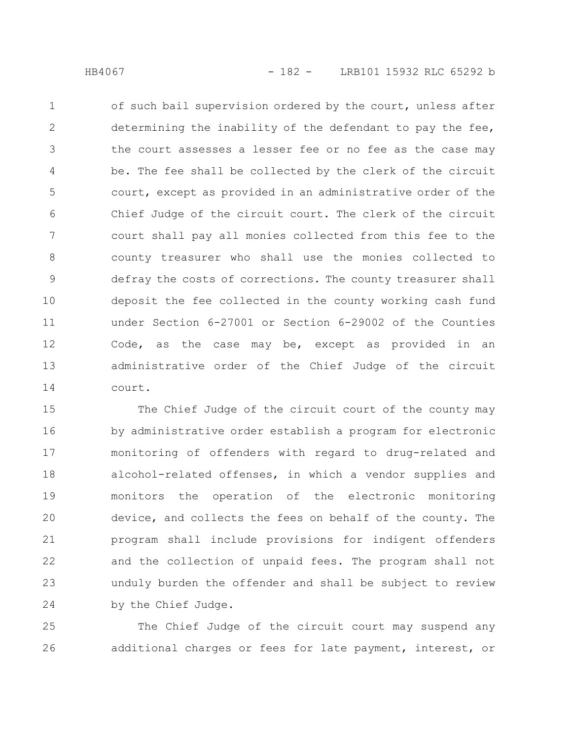of such bail supervision ordered by the court, unless after determining the inability of the defendant to pay the fee, the court assesses a lesser fee or no fee as the case may be. The fee shall be collected by the clerk of the circuit court, except as provided in an administrative order of the Chief Judge of the circuit court. The clerk of the circuit court shall pay all monies collected from this fee to the county treasurer who shall use the monies collected to defray the costs of corrections. The county treasurer shall deposit the fee collected in the county working cash fund under Section 6-27001 or Section 6-29002 of the Counties Code, as the case may be, except as provided in an administrative order of the Chief Judge of the circuit court.

The Chief Judge of the circuit court of the county may by administrative order establish a program for electronic monitoring of offenders with regard to drug-related and alcohol-related offenses, in which a vendor supplies and monitors the operation of the electronic monitoring device, and collects the fees on behalf of the county. The program shall include provisions for indigent offenders and the collection of unpaid fees. The program shall not unduly burden the offender and shall be subject to review by the Chief Judge.

The Chief Judge of the circuit court may suspend any additional charges or fees for late payment, interest, or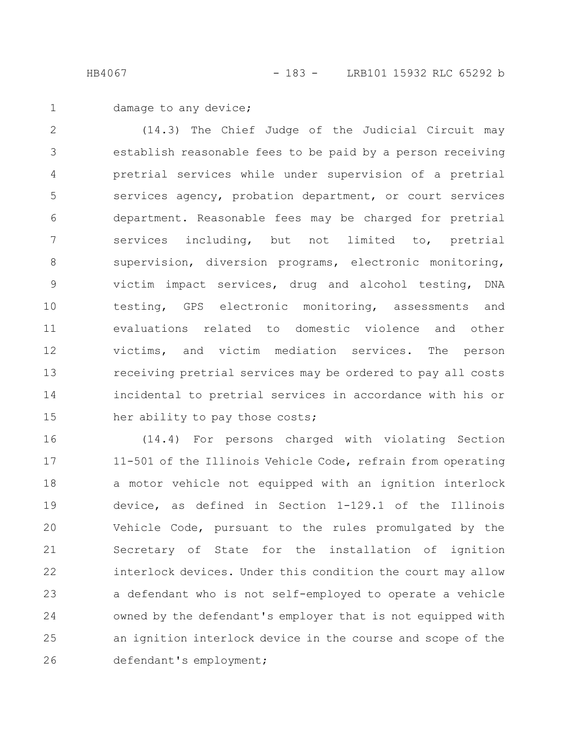damage to any device;

(14.3) The Chief Judge of the Judicial Circuit may establish reasonable fees to be paid by a person receiving pretrial services while under supervision of a pretrial services agency, probation department, or court services department. Reasonable fees may be charged for pretrial services including, but not limited to, pretrial supervision, diversion programs, electronic monitoring, victim impact services, drug and alcohol testing, DNA testing, GPS electronic monitoring, assessments and evaluations related to domestic violence and other victims, and victim mediation services. The person receiving pretrial services may be ordered to pay all costs incidental to pretrial services in accordance with his or her ability to pay those costs;

(14.4) For persons charged with violating Section 11-501 of the Illinois Vehicle Code, refrain from operating a motor vehicle not equipped with an ignition interlock device, as defined in Section 1-129.1 of the Illinois Vehicle Code, pursuant to the rules promulgated by the Secretary of State for the installation of ignition interlock devices. Under this condition the court may allow a defendant who is not self-employed to operate a vehicle owned by the defendant's employer that is not equipped with an ignition interlock device in the course and scope of the defendant's employment;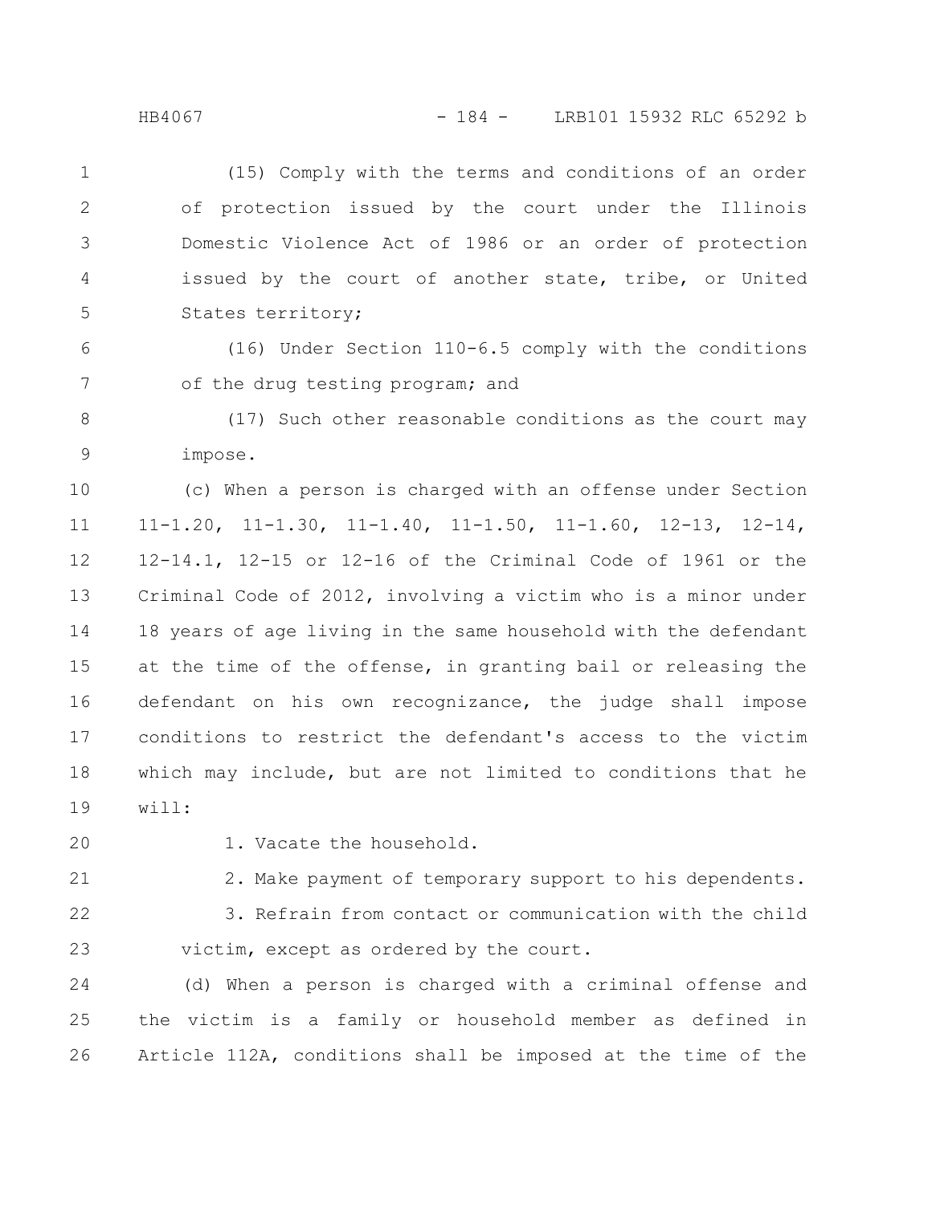(15) Comply with the terms and conditions of an order of protection issued by the court under the Illinois Domestic Violence Act of 1986 or an order of protection issued by the court of another state, tribe, or United States territory;

(16) Under Section 110-6.5 comply with the conditions of the drug testing program; and

(17) Such other reasonable conditions as the court may impose.

(c) When a person is charged with an offense under Section 11-1.20, 11-1.30, 11-1.40, 11-1.50, 11-1.60, 12-13, 12-14, 12-14.1, 12-15 or 12-16 of the Criminal Code of 1961 or the Criminal Code of 2012, involving a victim who is a minor under 18 years of age living in the same household with the defendant at the time of the offense, in granting bail or releasing the defendant on his own recognizance, the judge shall impose conditions to restrict the defendant's access to the victim which may include, but are not limited to conditions that he will:

1. Vacate the household.

2. Make payment of temporary support to his dependents.

3. Refrain from contact or communication with the child victim, except as ordered by the court.

(d) When a person is charged with a criminal offense and the victim is a family or household member as defined in Article 112A, conditions shall be imposed at the time of the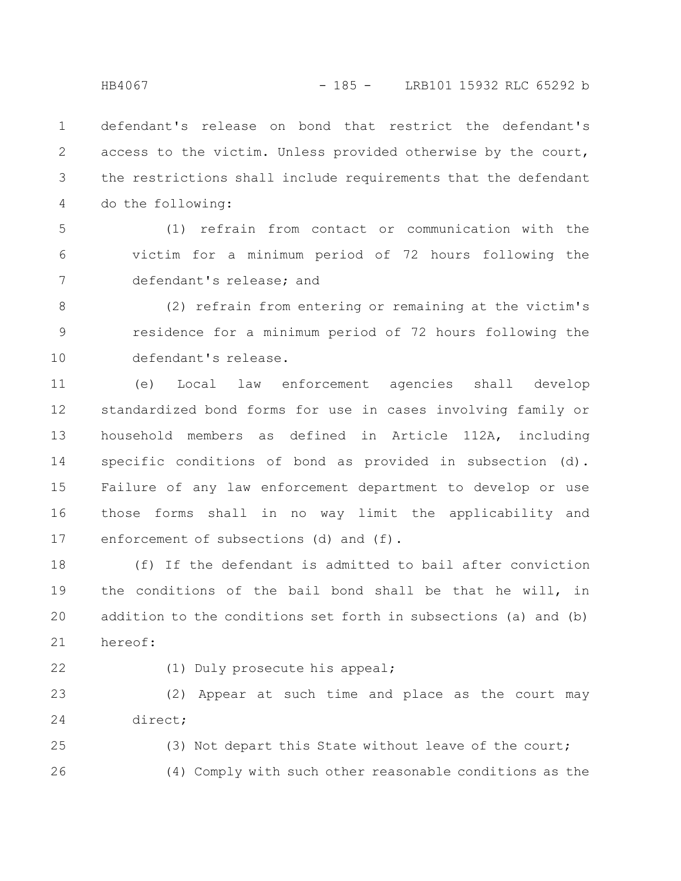defendant's release on bond that restrict the defendant's access to the victim. Unless provided otherwise by the court, the restrictions shall include requirements that the defendant do the following:

(1) refrain from contact or communication with the victim for a minimum period of 72 hours following the defendant's release; and

(2) refrain from entering or remaining at the victim's residence for a minimum period of 72 hours following the defendant's release.

(e) Local law enforcement agencies shall develop standardized bond forms for use in cases involving family or household members as defined in Article 112A, including specific conditions of bond as provided in subsection (d). Failure of any law enforcement department to develop or use those forms shall in no way limit the applicability and enforcement of subsections (d) and (f).

(f) If the defendant is admitted to bail after conviction the conditions of the bail bond shall be that he will, in addition to the conditions set forth in subsections (a) and (b) hereof:

(1) Duly prosecute his appeal;

(2) Appear at such time and place as the court may direct;

(3) Not depart this State without leave of the court;

(4) Comply with such other reasonable conditions as the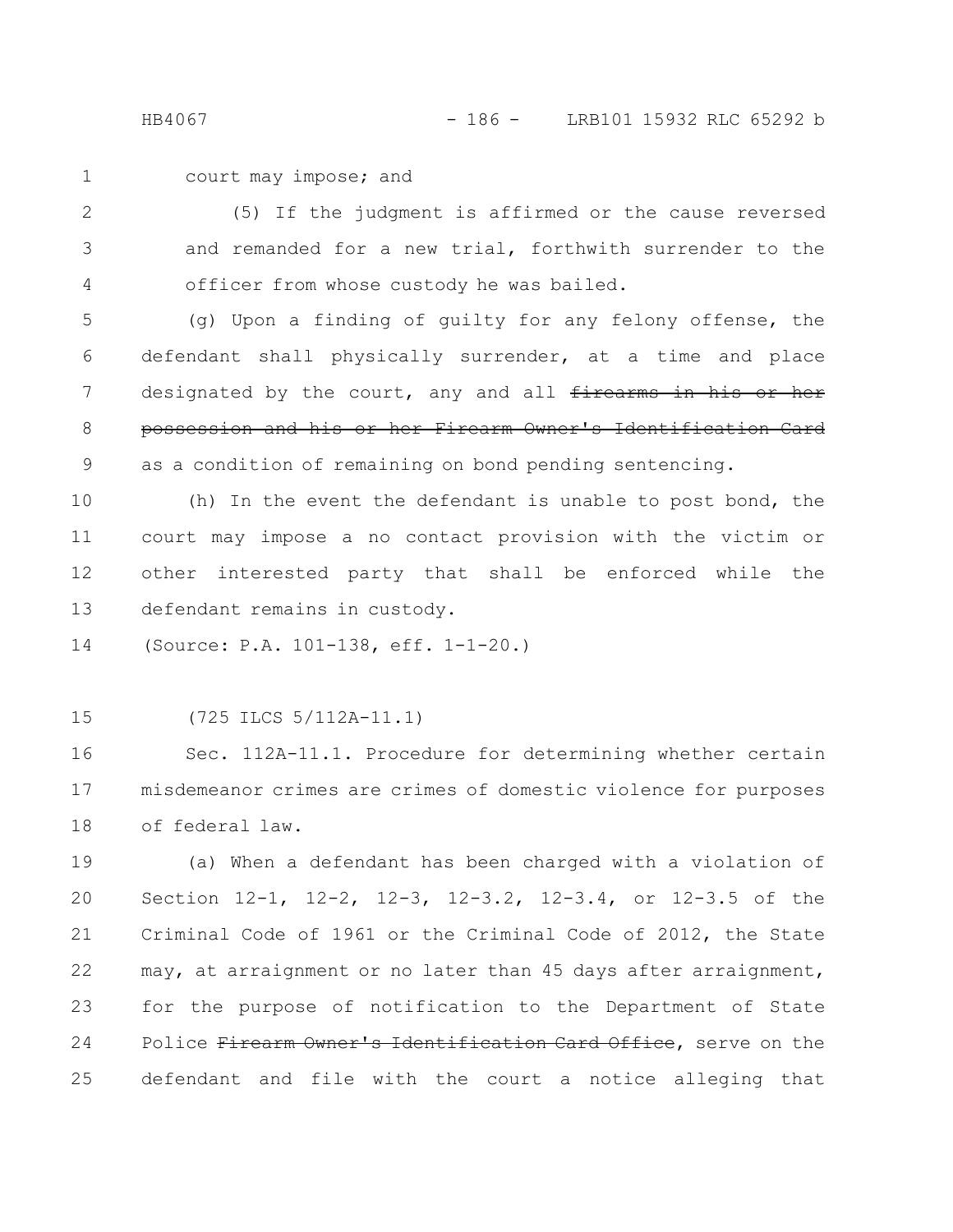court may impose; and

(5) If the judgment is affirmed or the cause reversed and remanded for a new trial, forthwith surrender to the officer from whose custody he was bailed.

(g) Upon a finding of guilty for any felony offense, the defendant shall physically surrender, at a time and place designated by the court, any and all ~~firearms in his or her possession and his or her Firearm Owner's Identification Card~~ as a condition of remaining on bond pending sentencing.

(h) In the event the defendant is unable to post bond, the court may impose a no contact provision with the victim or other interested party that shall be enforced while the defendant remains in custody.

(Source: P.A. 101-138, eff. 1-1-20.)

(725 ILCS 5/112A-11.1)

Sec. 112A-11.1. Procedure for determining whether certain misdemeanor crimes are crimes of domestic violence for purposes of federal law.

(a) When a defendant has been charged with a violation of Section 12-1, 12-2, 12-3, 12-3.2, 12-3.4, or 12-3.5 of the Criminal Code of 1961 or the Criminal Code of 2012, the State may, at arraignment or no later than 45 days after arraignment, for the purpose of notification to the Department of State Police ~~Firearm Owner's Identification Card Office~~, serve on the defendant and file with the court a notice alleging that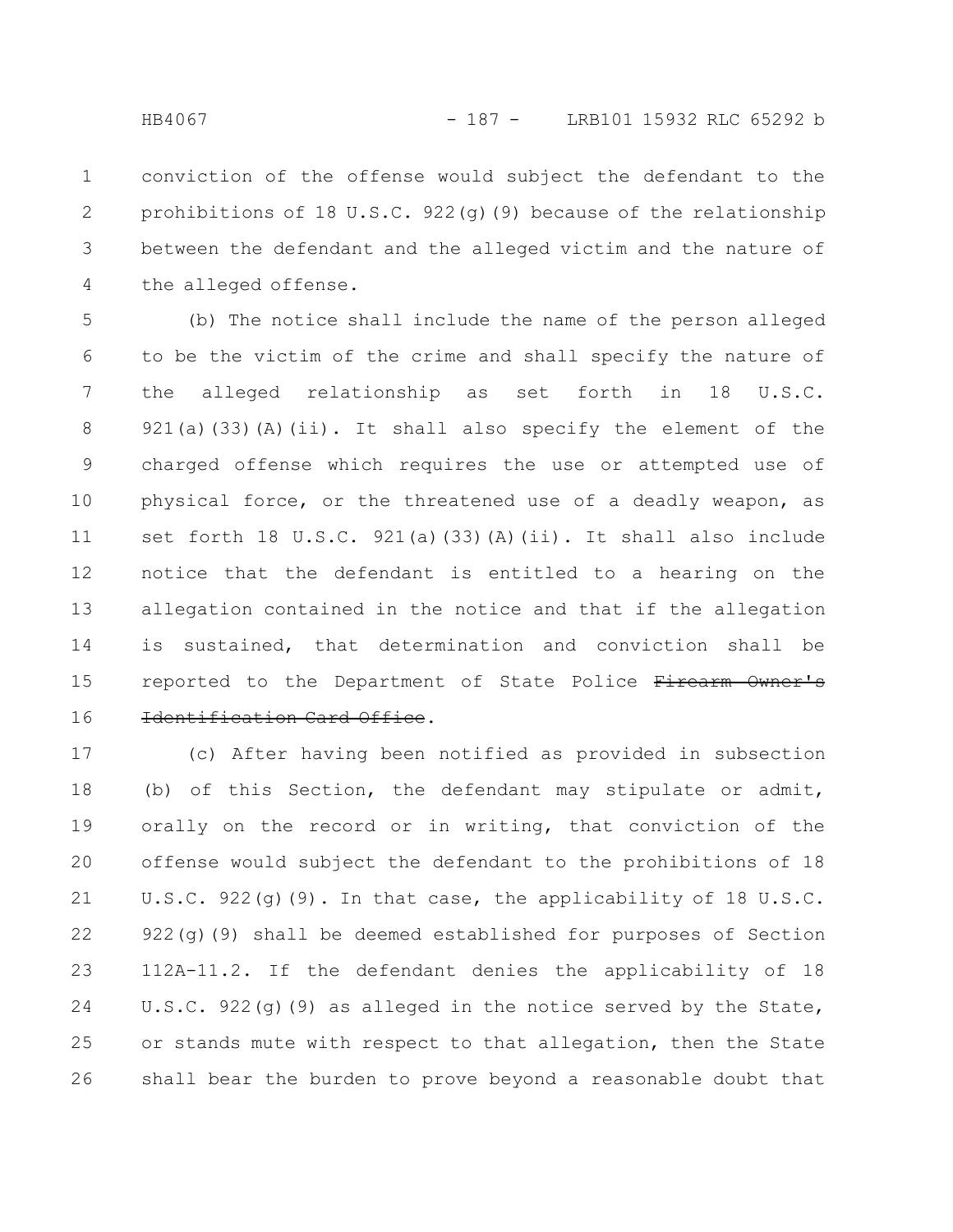conviction of the offense would subject the defendant to the prohibitions of 18 U.S.C. 922(g)(9) because of the relationship between the defendant and the alleged victim and the nature of the alleged offense.

(b) The notice shall include the name of the person alleged to be the victim of the crime and shall specify the nature of the alleged relationship as set forth in 18 U.S.C. 921(a)(33)(A)(ii). It shall also specify the element of the charged offense which requires the use or attempted use of physical force, or the threatened use of a deadly weapon, as set forth 18 U.S.C. 921(a)(33)(A)(ii). It shall also include notice that the defendant is entitled to a hearing on the allegation contained in the notice and that if the allegation is sustained, that determination and conviction shall be reported to the Department of State Police ~~Firearm Owner's Identification Card Office~~.

(c) After having been notified as provided in subsection (b) of this Section, the defendant may stipulate or admit, orally on the record or in writing, that conviction of the offense would subject the defendant to the prohibitions of 18 U.S.C. 922(g)(9). In that case, the applicability of 18 U.S.C. 922(g)(9) shall be deemed established for purposes of Section 112A-11.2. If the defendant denies the applicability of 18 U.S.C. 922(g)(9) as alleged in the notice served by the State, or stands mute with respect to that allegation, then the State shall bear the burden to prove beyond a reasonable doubt that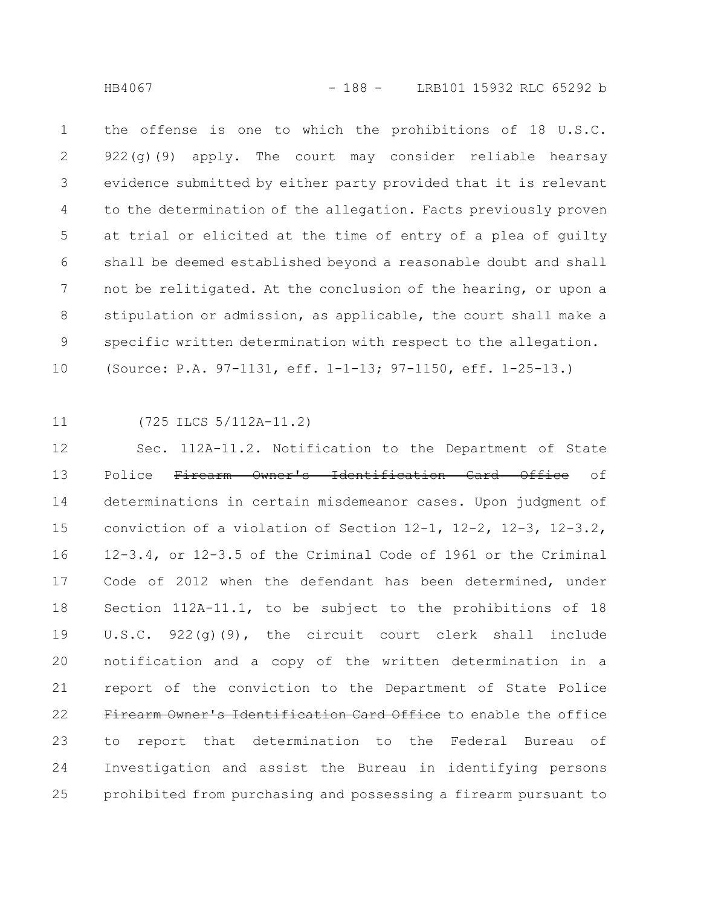the offense is one to which the prohibitions of 18 U.S.C. 922(g)(9) apply. The court may consider reliable hearsay evidence submitted by either party provided that it is relevant to the determination of the allegation. Facts previously proven at trial or elicited at the time of entry of a plea of guilty shall be deemed established beyond a reasonable doubt and shall not be relitigated. At the conclusion of the hearing, or upon a stipulation or admission, as applicable, the court shall make a specific written determination with respect to the allegation.

(Source: P.A. 97-1131, eff. 1-1-13; 97-1150, eff. 1-25-13.)

(725 ILCS 5/112A-11.2)

Sec. 112A-11.2. Notification to the Department of State Police ~~Firearm Owner's Identification Card Office~~ of determinations in certain misdemeanor cases. Upon judgment of conviction of a violation of Section 12-1, 12-2, 12-3, 12-3.2, 12-3.4, or 12-3.5 of the Criminal Code of 1961 or the Criminal Code of 2012 when the defendant has been determined, under Section 112A-11.1, to be subject to the prohibitions of 18 U.S.C. 922(g)(9), the circuit court clerk shall include notification and a copy of the written determination in a report of the conviction to the Department of State Police ~~Firearm Owner's Identification Card Office~~ to enable the office to report that determination to the Federal Bureau of Investigation and assist the Bureau in identifying persons prohibited from purchasing and possessing a firearm pursuant to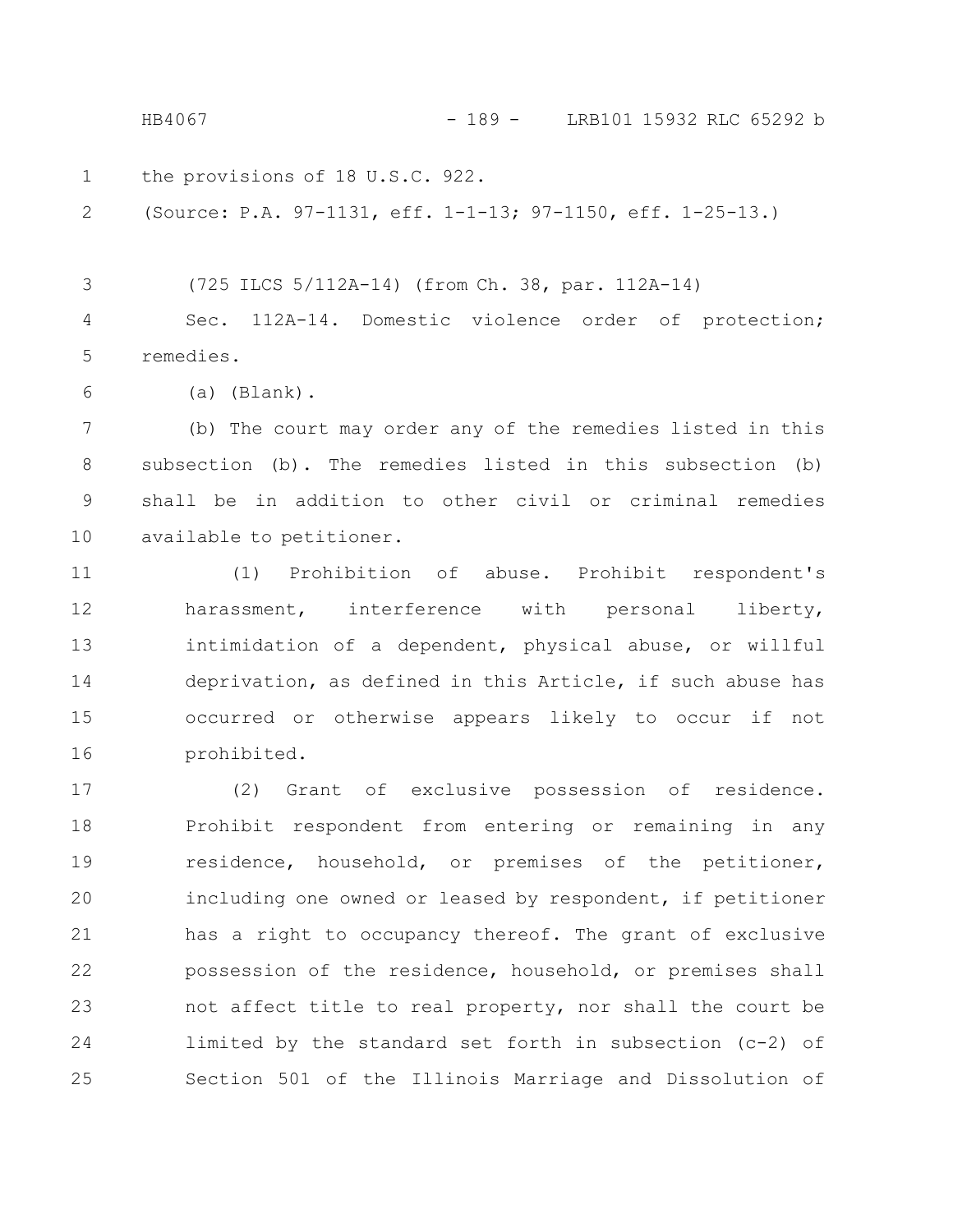the provisions of 18 U.S.C. 922.

(Source: P.A. 97-1131, eff. 1-1-13; 97-1150, eff. 1-25-13.)

(725 ILCS 5/112A-14) (from Ch. 38, par. 112A-14)

Sec. 112A-14. Domestic violence order of protection; remedies.

(a) (Blank).

(b) The court may order any of the remedies listed in this subsection (b). The remedies listed in this subsection (b) shall be in addition to other civil or criminal remedies available to petitioner.

(1) Prohibition of abuse. Prohibit respondent's harassment, interference with personal liberty, intimidation of a dependent, physical abuse, or willful deprivation, as defined in this Article, if such abuse has occurred or otherwise appears likely to occur if not prohibited.

(2) Grant of exclusive possession of residence. Prohibit respondent from entering or remaining in any residence, household, or premises of the petitioner, including one owned or leased by respondent, if petitioner has a right to occupancy thereof. The grant of exclusive possession of the residence, household, or premises shall not affect title to real property, nor shall the court be limited by the standard set forth in subsection (c-2) of Section 501 of the Illinois Marriage and Dissolution of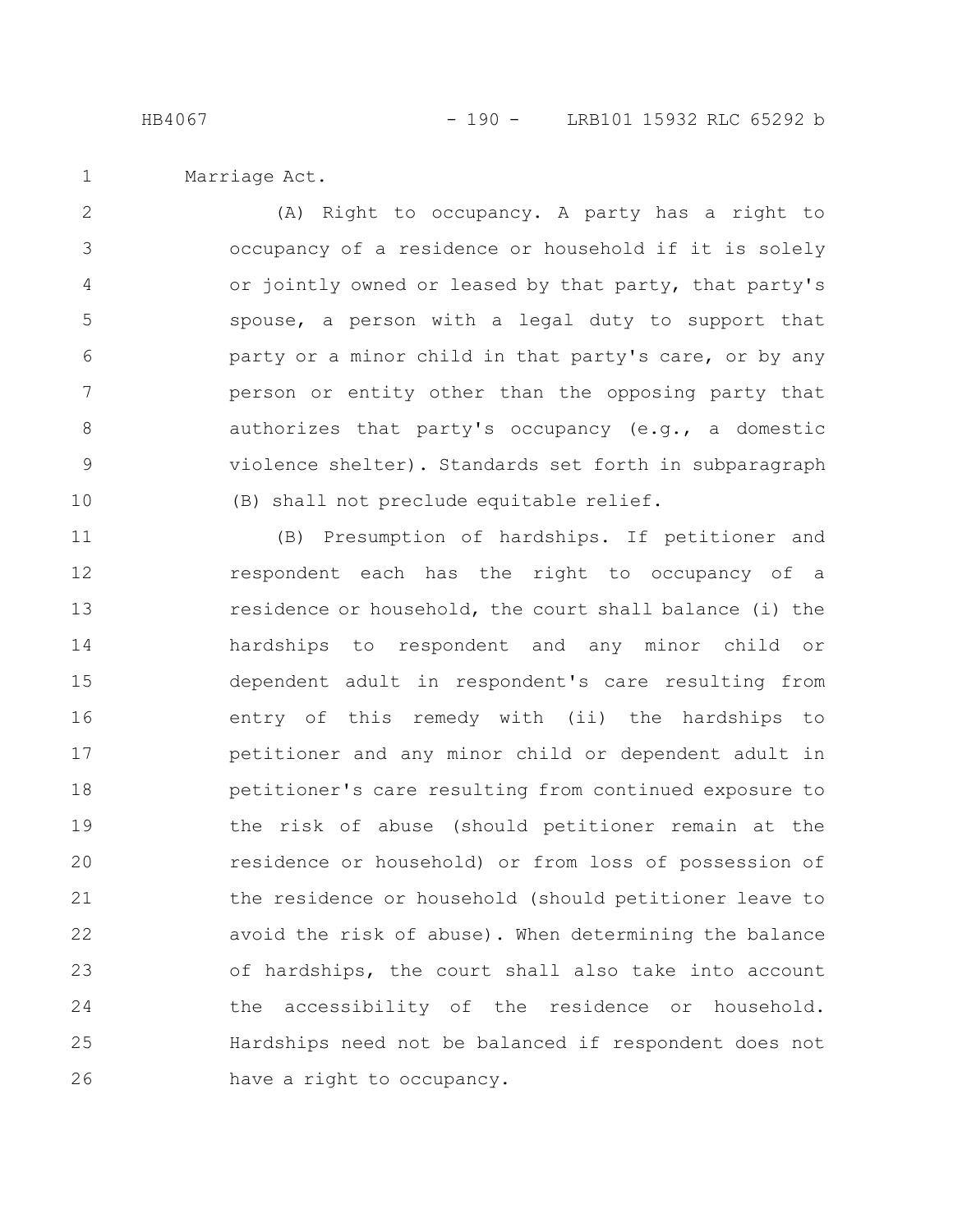Marriage Act.

(A) Right to occupancy. A party has a right to occupancy of a residence or household if it is solely or jointly owned or leased by that party, that party's spouse, a person with a legal duty to support that party or a minor child in that party's care, or by any person or entity other than the opposing party that authorizes that party's occupancy (e.g., a domestic violence shelter). Standards set forth in subparagraph (B) shall not preclude equitable relief.

(B) Presumption of hardships. If petitioner and respondent each has the right to occupancy of a residence or household, the court shall balance (i) the hardships to respondent and any minor child or dependent adult in respondent's care resulting from entry of this remedy with (ii) the hardships to petitioner and any minor child or dependent adult in petitioner's care resulting from continued exposure to the risk of abuse (should petitioner remain at the residence or household) or from loss of possession of the residence or household (should petitioner leave to avoid the risk of abuse). When determining the balance of hardships, the court shall also take into account the accessibility of the residence or household. Hardships need not be balanced if respondent does not have a right to occupancy.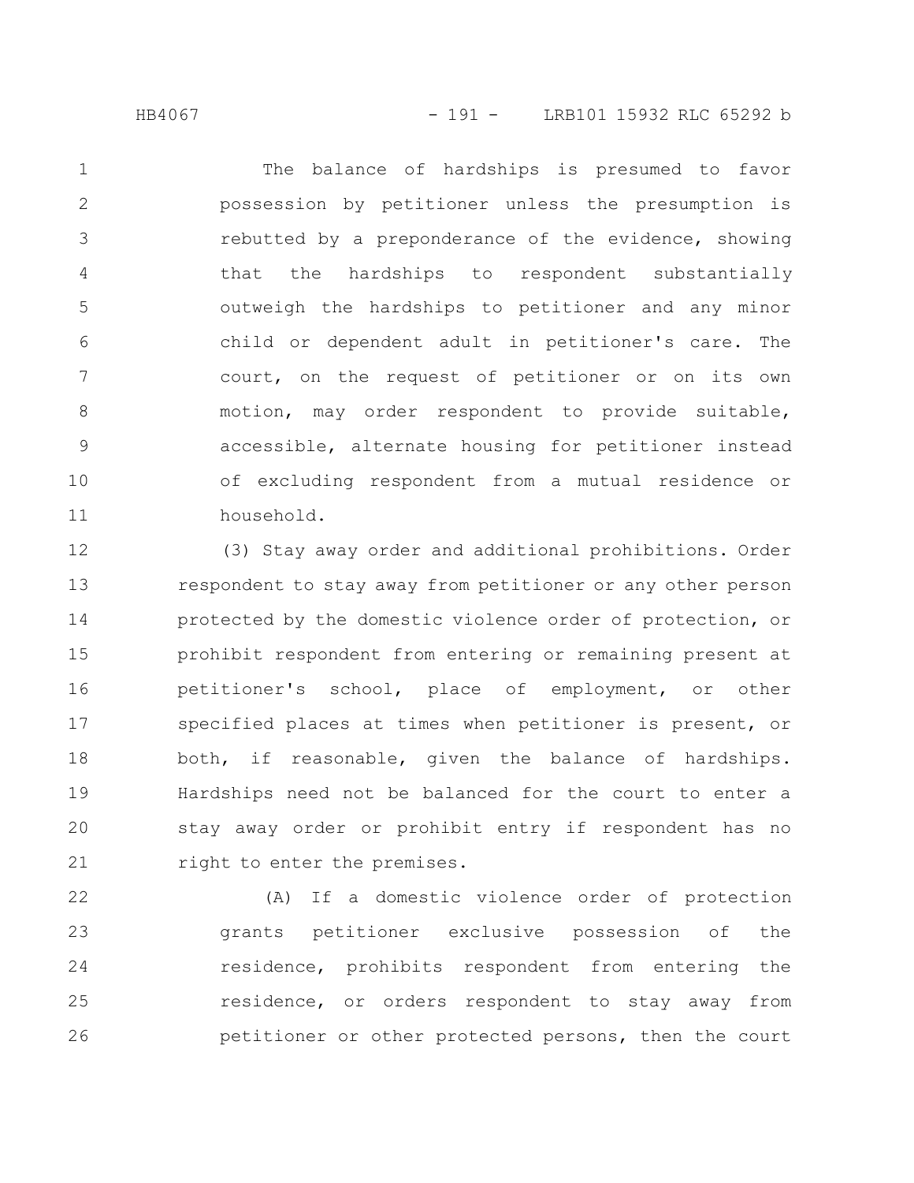The balance of hardships is presumed to favor possession by petitioner unless the presumption is rebutted by a preponderance of the evidence, showing that the hardships to respondent substantially outweigh the hardships to petitioner and any minor child or dependent adult in petitioner's care. The court, on the request of petitioner or on its own motion, may order respondent to provide suitable, accessible, alternate housing for petitioner instead of excluding respondent from a mutual residence or household.

(3) Stay away order and additional prohibitions. Order respondent to stay away from petitioner or any other person protected by the domestic violence order of protection, or prohibit respondent from entering or remaining present at petitioner's school, place of employment, or other specified places at times when petitioner is present, or both, if reasonable, given the balance of hardships. Hardships need not be balanced for the court to enter a stay away order or prohibit entry if respondent has no right to enter the premises.

(A) If a domestic violence order of protection grants petitioner exclusive possession of the residence, prohibits respondent from entering the residence, or orders respondent to stay away from petitioner or other protected persons, then the court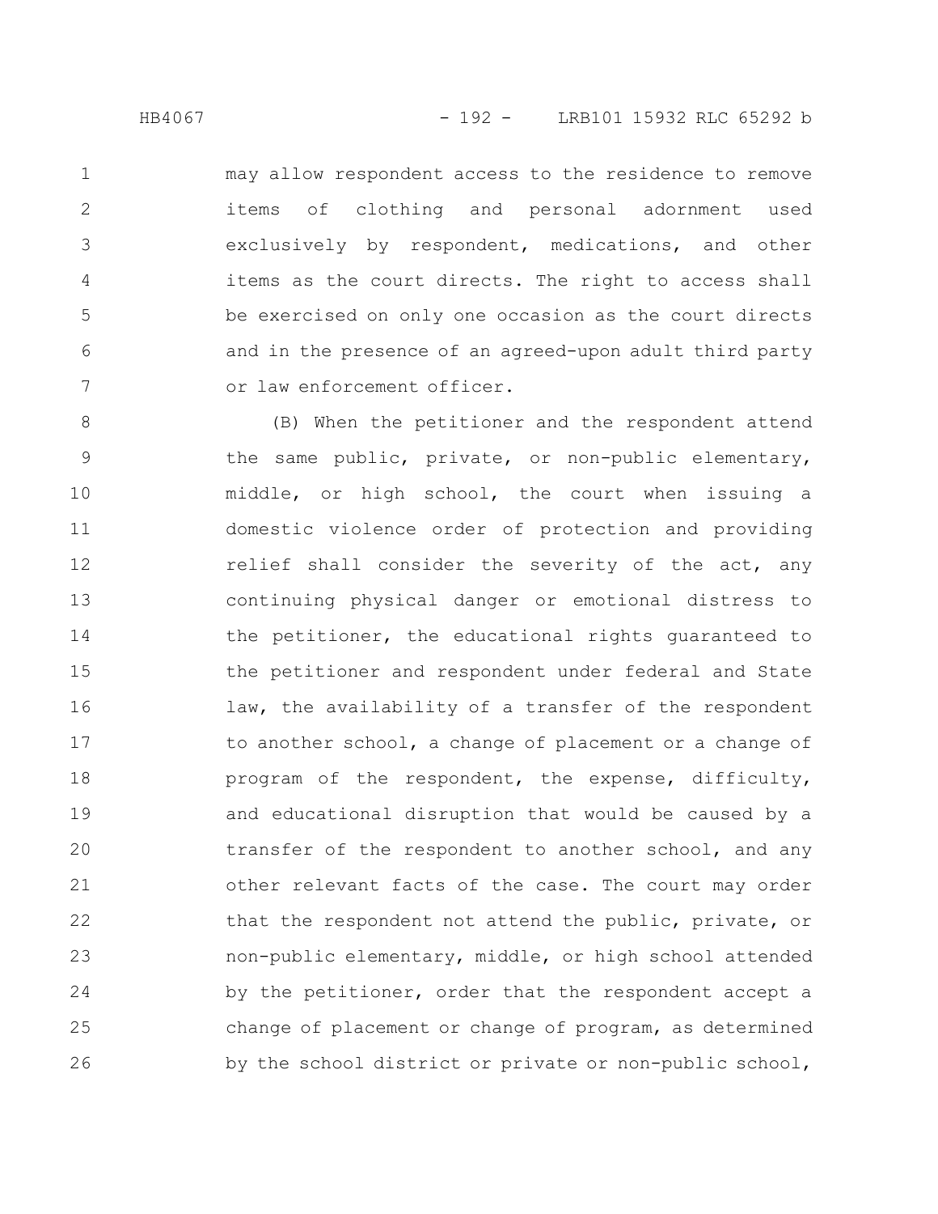may allow respondent access to the residence to remove items of clothing and personal adornment used exclusively by respondent, medications, and other items as the court directs. The right to access shall be exercised on only one occasion as the court directs and in the presence of an agreed-upon adult third party or law enforcement officer.

(B) When the petitioner and the respondent attend the same public, private, or non-public elementary, middle, or high school, the court when issuing a domestic violence order of protection and providing relief shall consider the severity of the act, any continuing physical danger or emotional distress to the petitioner, the educational rights guaranteed to the petitioner and respondent under federal and State law, the availability of a transfer of the respondent to another school, a change of placement or a change of program of the respondent, the expense, difficulty, and educational disruption that would be caused by a transfer of the respondent to another school, and any other relevant facts of the case. The court may order that the respondent not attend the public, private, or non-public elementary, middle, or high school attended by the petitioner, order that the respondent accept a change of placement or change of program, as determined by the school district or private or non-public school,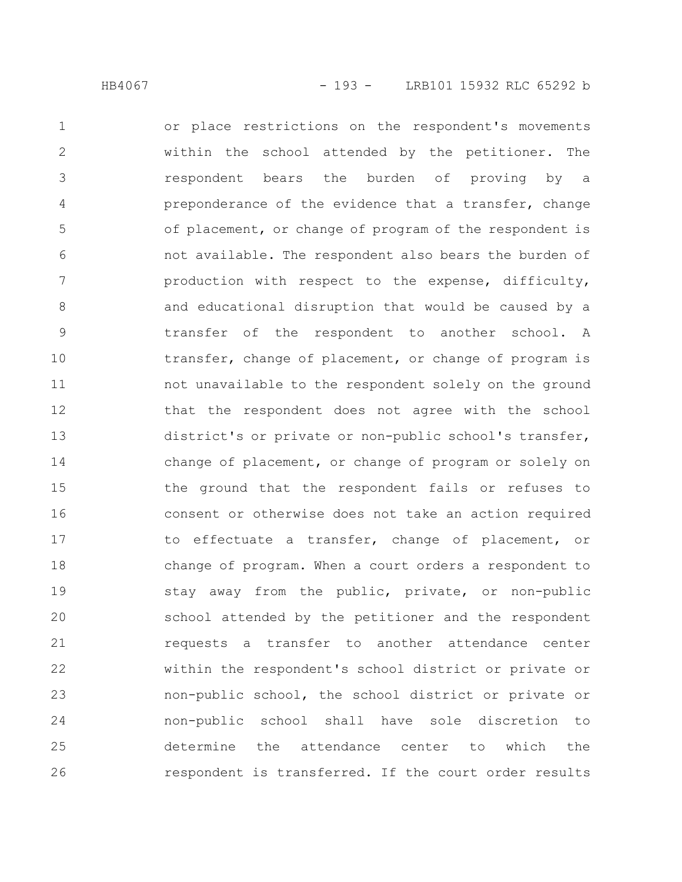or place restrictions on the respondent's movements within the school attended by the petitioner. The respondent bears the burden of proving by a preponderance of the evidence that a transfer, change of placement, or change of program of the respondent is not available. The respondent also bears the burden of production with respect to the expense, difficulty, and educational disruption that would be caused by a transfer of the respondent to another school. A transfer, change of placement, or change of program is not unavailable to the respondent solely on the ground that the respondent does not agree with the school district's or private or non-public school's transfer, change of placement, or change of program or solely on the ground that the respondent fails or refuses to consent or otherwise does not take an action required to effectuate a transfer, change of placement, or change of program. When a court orders a respondent to stay away from the public, private, or non-public school attended by the petitioner and the respondent requests a transfer to another attendance center within the respondent's school district or private or non-public school, the school district or private or non-public school shall have sole discretion to determine the attendance center to which the respondent is transferred. If the court order results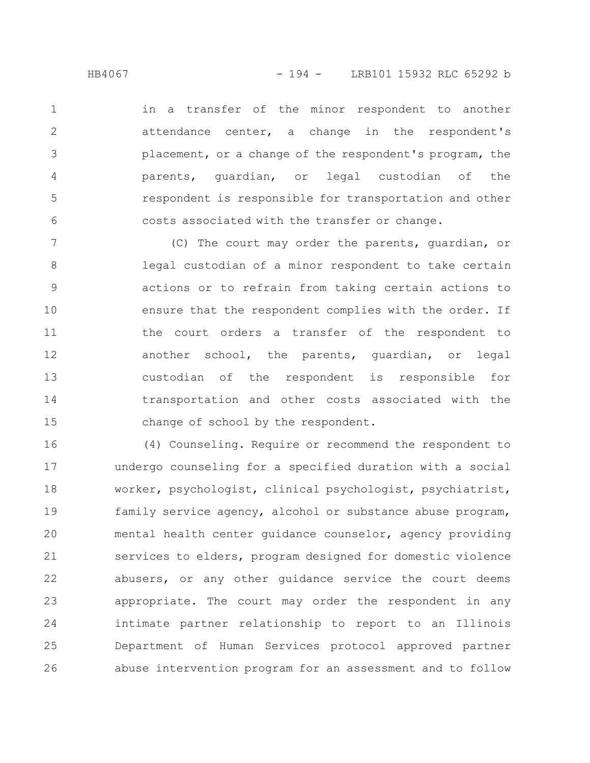in a transfer of the minor respondent to another attendance center, a change in the respondent's placement, or a change of the respondent's program, the parents, guardian, or legal custodian of the respondent is responsible for transportation and other costs associated with the transfer or change.

(C) The court may order the parents, guardian, or legal custodian of a minor respondent to take certain actions or to refrain from taking certain actions to ensure that the respondent complies with the order. If the court orders a transfer of the respondent to another school, the parents, guardian, or legal custodian of the respondent is responsible for transportation and other costs associated with the change of school by the respondent.

(4) Counseling. Require or recommend the respondent to undergo counseling for a specified duration with a social worker, psychologist, clinical psychologist, psychiatrist, family service agency, alcohol or substance abuse program, mental health center guidance counselor, agency providing services to elders, program designed for domestic violence abusers, or any other guidance service the court deems appropriate. The court may order the respondent in any intimate partner relationship to report to an Illinois Department of Human Services protocol approved partner abuse intervention program for an assessment and to follow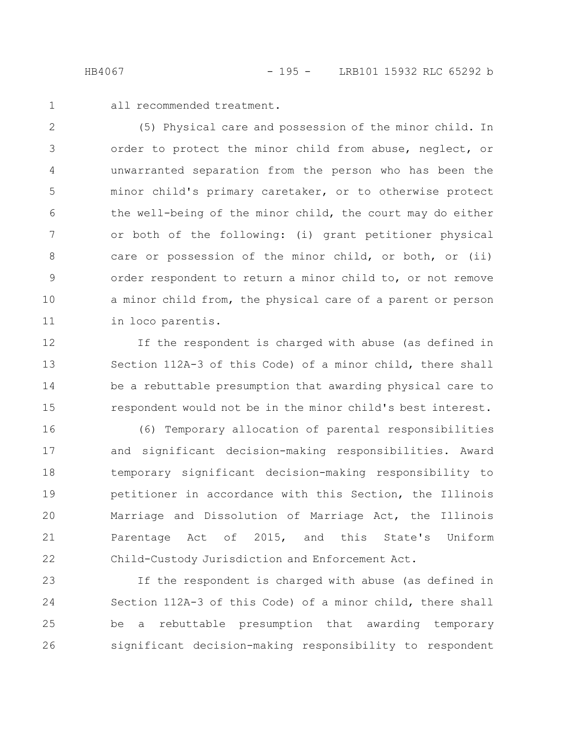all recommended treatment.

(5) Physical care and possession of the minor child. In order to protect the minor child from abuse, neglect, or unwarranted separation from the person who has been the minor child's primary caretaker, or to otherwise protect the well-being of the minor child, the court may do either or both of the following: (i) grant petitioner physical care or possession of the minor child, or both, or (ii) order respondent to return a minor child to, or not remove a minor child from, the physical care of a parent or person in loco parentis.

If the respondent is charged with abuse (as defined in Section 112A-3 of this Code) of a minor child, there shall be a rebuttable presumption that awarding physical care to respondent would not be in the minor child's best interest.

(6) Temporary allocation of parental responsibilities and significant decision-making responsibilities. Award temporary significant decision-making responsibility to petitioner in accordance with this Section, the Illinois Marriage and Dissolution of Marriage Act, the Illinois Parentage Act of 2015, and this State's Uniform Child-Custody Jurisdiction and Enforcement Act.

If the respondent is charged with abuse (as defined in Section 112A-3 of this Code) of a minor child, there shall be a rebuttable presumption that awarding temporary significant decision-making responsibility to respondent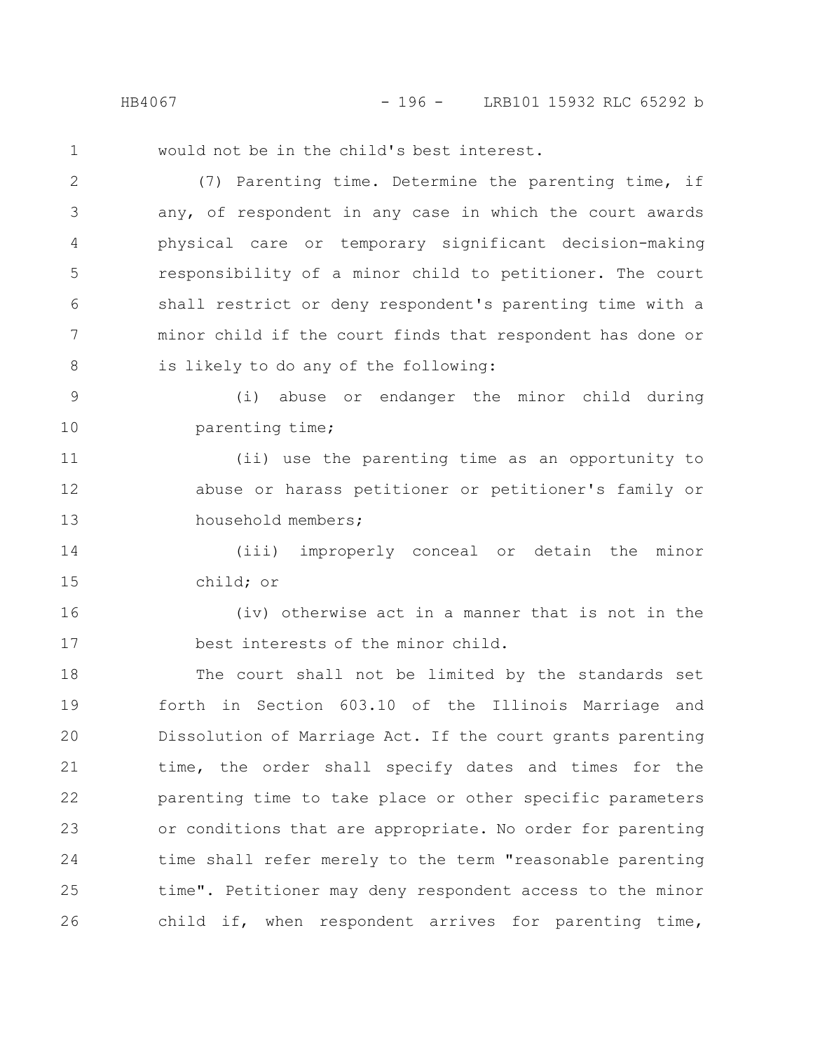would not be in the child's best interest.

(7) Parenting time. Determine the parenting time, if any, of respondent in any case in which the court awards physical care or temporary significant decision-making responsibility of a minor child to petitioner. The court shall restrict or deny respondent's parenting time with a minor child if the court finds that respondent has done or is likely to do any of the following:

(i) abuse or endanger the minor child during parenting time;

(ii) use the parenting time as an opportunity to abuse or harass petitioner or petitioner's family or household members;

(iii) improperly conceal or detain the minor child; or

(iv) otherwise act in a manner that is not in the best interests of the minor child.

The court shall not be limited by the standards set forth in Section 603.10 of the Illinois Marriage and Dissolution of Marriage Act. If the court grants parenting time, the order shall specify dates and times for the parenting time to take place or other specific parameters or conditions that are appropriate. No order for parenting time shall refer merely to the term "reasonable parenting time". Petitioner may deny respondent access to the minor child if, when respondent arrives for parenting time,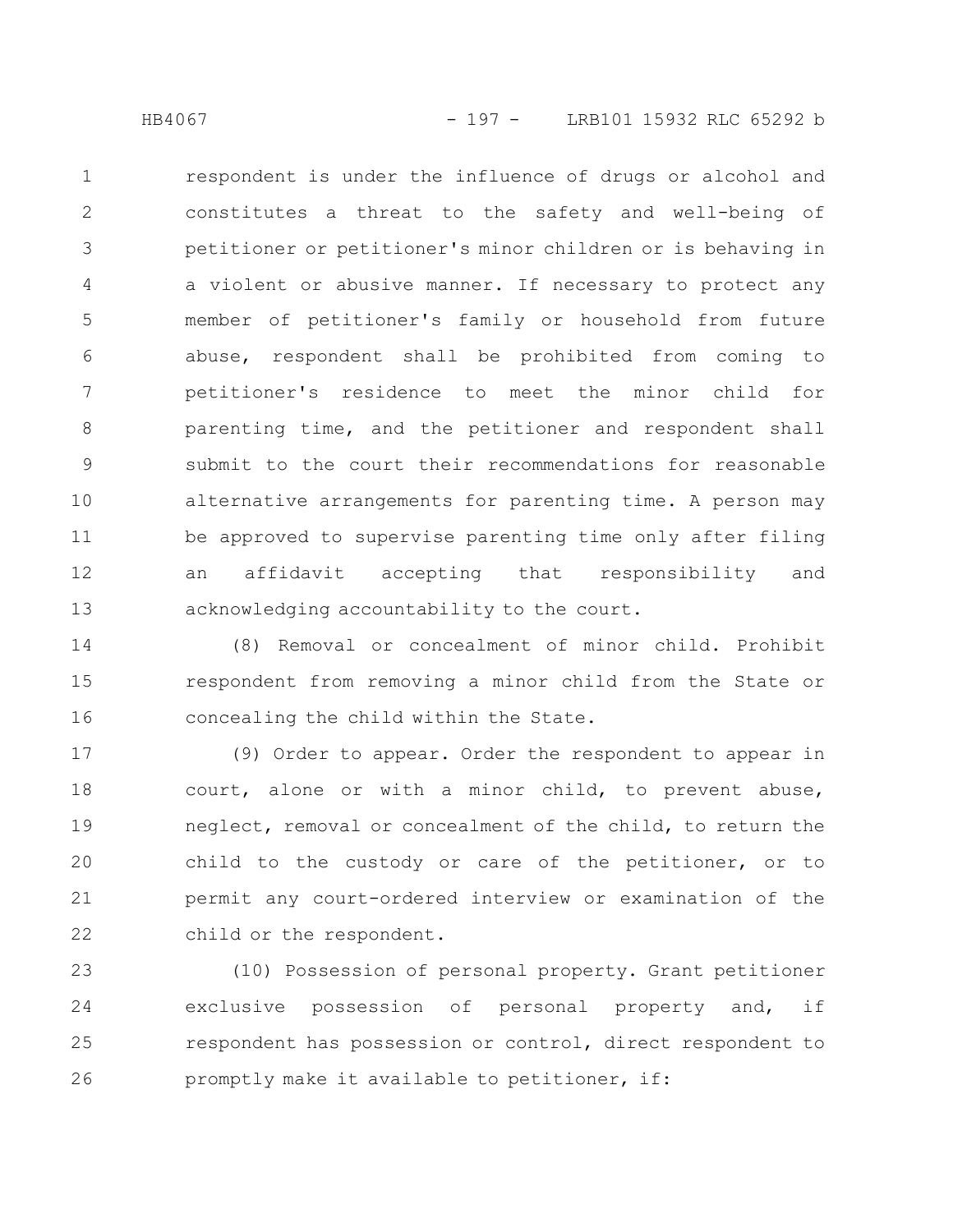respondent is under the influence of drugs or alcohol and constitutes a threat to the safety and well-being of petitioner or petitioner's minor children or is behaving in a violent or abusive manner. If necessary to protect any member of petitioner's family or household from future abuse, respondent shall be prohibited from coming to petitioner's residence to meet the minor child for parenting time, and the petitioner and respondent shall submit to the court their recommendations for reasonable alternative arrangements for parenting time. A person may be approved to supervise parenting time only after filing an affidavit accepting that responsibility and acknowledging accountability to the court.

(8) Removal or concealment of minor child. Prohibit respondent from removing a minor child from the State or concealing the child within the State.

(9) Order to appear. Order the respondent to appear in court, alone or with a minor child, to prevent abuse, neglect, removal or concealment of the child, to return the child to the custody or care of the petitioner, or to permit any court-ordered interview or examination of the child or the respondent.

(10) Possession of personal property. Grant petitioner exclusive possession of personal property and, if respondent has possession or control, direct respondent to promptly make it available to petitioner, if: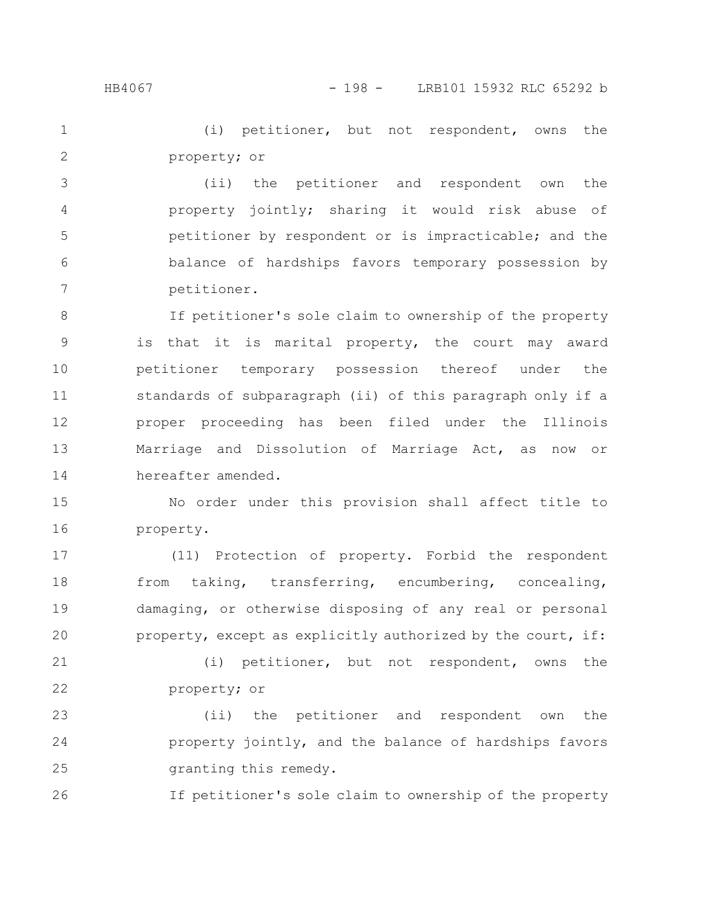(i) petitioner, but not respondent, owns the property; or

(ii) the petitioner and respondent own the property jointly; sharing it would risk abuse of petitioner by respondent or is impracticable; and the balance of hardships favors temporary possession by petitioner.

If petitioner's sole claim to ownership of the property is that it is marital property, the court may award petitioner temporary possession thereof under the standards of subparagraph (ii) of this paragraph only if a proper proceeding has been filed under the Illinois Marriage and Dissolution of Marriage Act, as now or hereafter amended.

No order under this provision shall affect title to property.

(11) Protection of property. Forbid the respondent from taking, transferring, encumbering, concealing, damaging, or otherwise disposing of any real or personal property, except as explicitly authorized by the court, if:

(i) petitioner, but not respondent, owns the property; or

(ii) the petitioner and respondent own the property jointly, and the balance of hardships favors granting this remedy.

If petitioner's sole claim to ownership of the property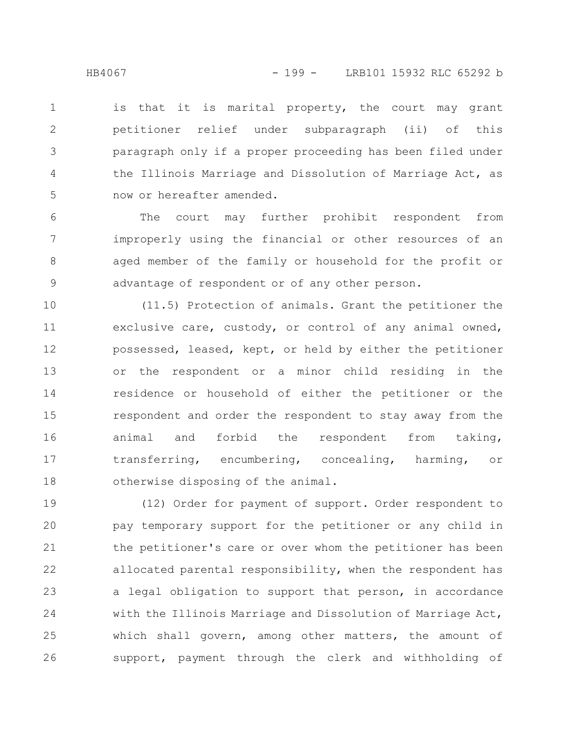is that it is marital property, the court may grant petitioner relief under subparagraph (ii) of this paragraph only if a proper proceeding has been filed under the Illinois Marriage and Dissolution of Marriage Act, as now or hereafter amended.

The court may further prohibit respondent from improperly using the financial or other resources of an aged member of the family or household for the profit or advantage of respondent or of any other person.

(11.5) Protection of animals. Grant the petitioner the exclusive care, custody, or control of any animal owned, possessed, leased, kept, or held by either the petitioner or the respondent or a minor child residing in the residence or household of either the petitioner or the respondent and order the respondent to stay away from the animal and forbid the respondent from taking, transferring, encumbering, concealing, harming, or otherwise disposing of the animal.

(12) Order for payment of support. Order respondent to pay temporary support for the petitioner or any child in the petitioner's care or over whom the petitioner has been allocated parental responsibility, when the respondent has a legal obligation to support that person, in accordance with the Illinois Marriage and Dissolution of Marriage Act, which shall govern, among other matters, the amount of support, payment through the clerk and withholding of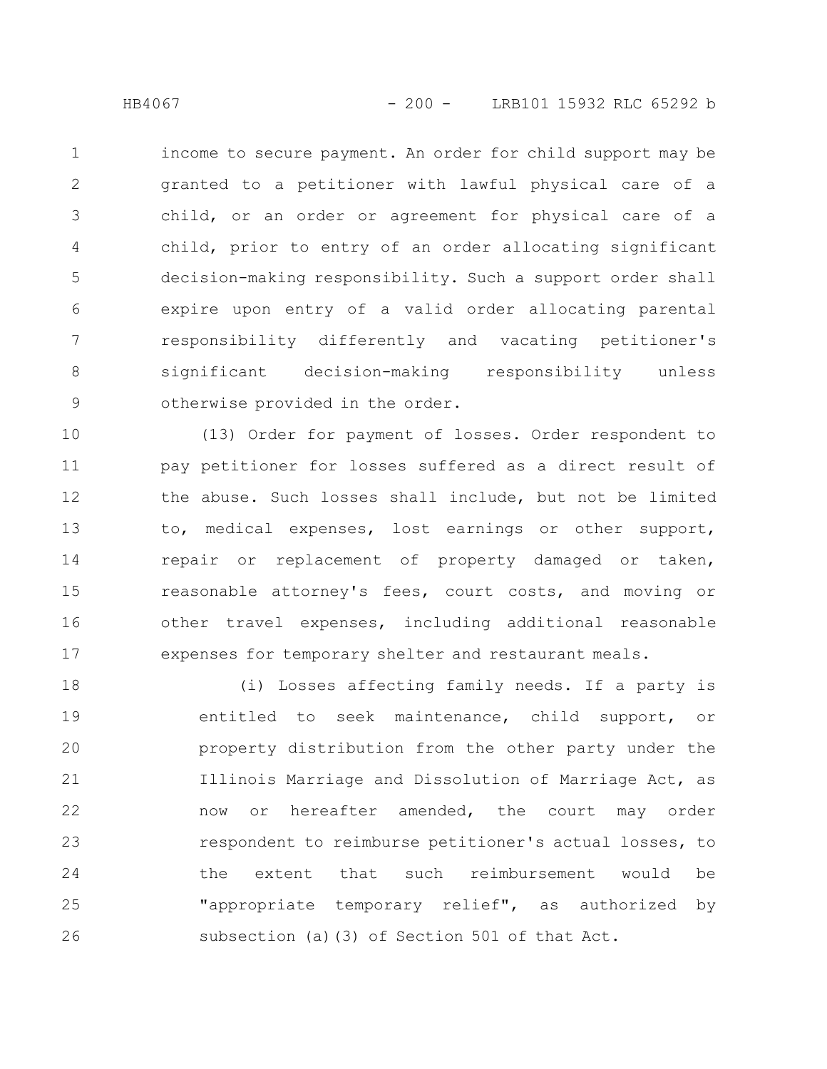income to secure payment. An order for child support may be granted to a petitioner with lawful physical care of a child, or an order or agreement for physical care of a child, prior to entry of an order allocating significant decision-making responsibility. Such a support order shall expire upon entry of a valid order allocating parental responsibility differently and vacating petitioner's significant decision-making responsibility unless otherwise provided in the order.

(13) Order for payment of losses. Order respondent to pay petitioner for losses suffered as a direct result of the abuse. Such losses shall include, but not be limited to, medical expenses, lost earnings or other support, repair or replacement of property damaged or taken, reasonable attorney's fees, court costs, and moving or other travel expenses, including additional reasonable expenses for temporary shelter and restaurant meals.

(i) Losses affecting family needs. If a party is entitled to seek maintenance, child support, or property distribution from the other party under the Illinois Marriage and Dissolution of Marriage Act, as now or hereafter amended, the court may order respondent to reimburse petitioner's actual losses, to the extent that such reimbursement would be "appropriate temporary relief", as authorized by subsection (a)(3) of Section 501 of that Act.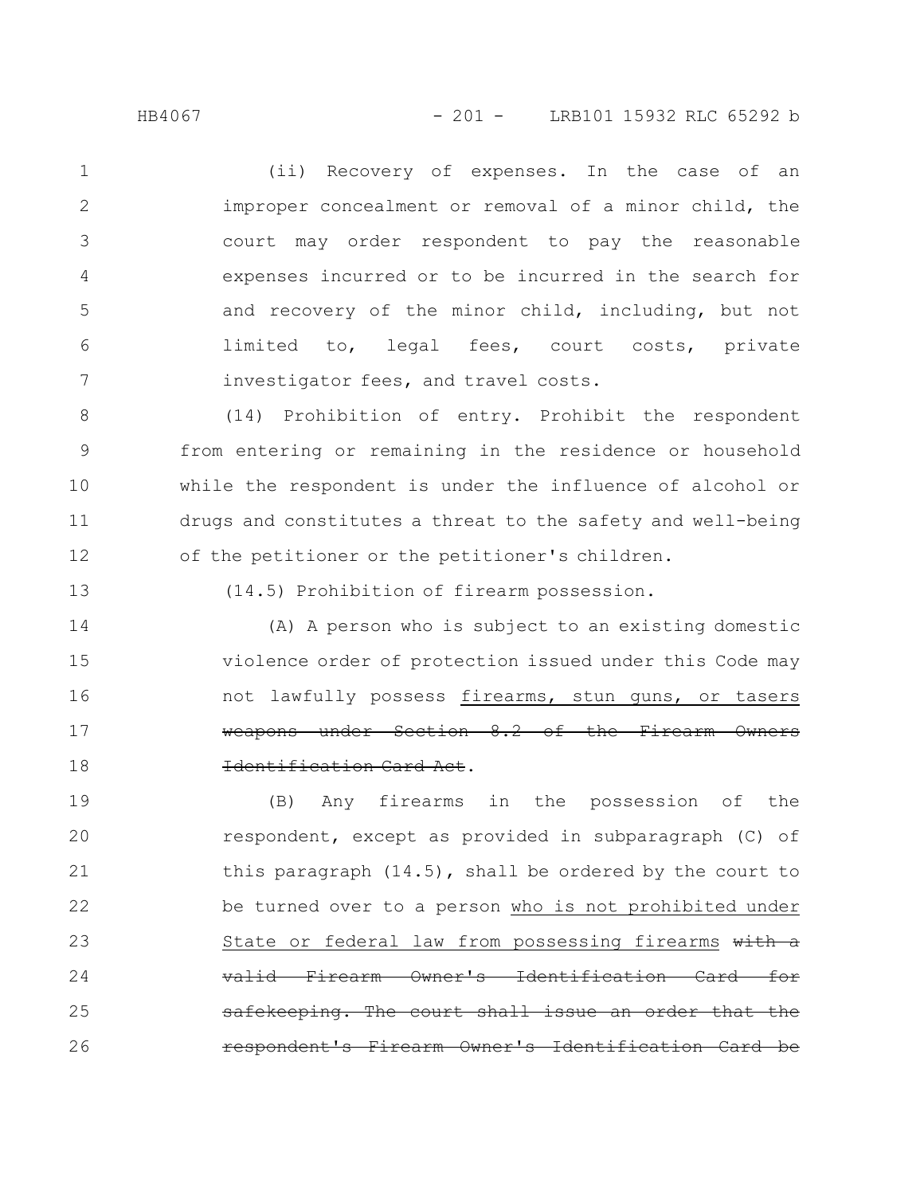(ii) Recovery of expenses. In the case of an improper concealment or removal of a minor child, the court may order respondent to pay the reasonable expenses incurred or to be incurred in the search for and recovery of the minor child, including, but not limited to, legal fees, court costs, private investigator fees, and travel costs.

(14) Prohibition of entry. Prohibit the respondent from entering or remaining in the residence or household while the respondent is under the influence of alcohol or drugs and constitutes a threat to the safety and well-being of the petitioner or the petitioner's children.

(14.5) Prohibition of firearm possession.

(A) A person who is subject to an existing domestic violence order of protection issued under this Code may not lawfully possess <u>firearms, stun guns, or tasers</u> ~~weapons under Section 8.2 of the Firearm Owners Identification Card Act~~.

(B) Any firearms in the possession of the respondent, except as provided in subparagraph (C) of this paragraph (14.5), shall be ordered by the court to be turned over to a person <u>who is not prohibited under State or federal law from possessing firearms</u> ~~with a valid Firearm Owner's Identification Card for safekeeping. The court shall issue an order that the respondent's Firearm Owner's Identification Card be~~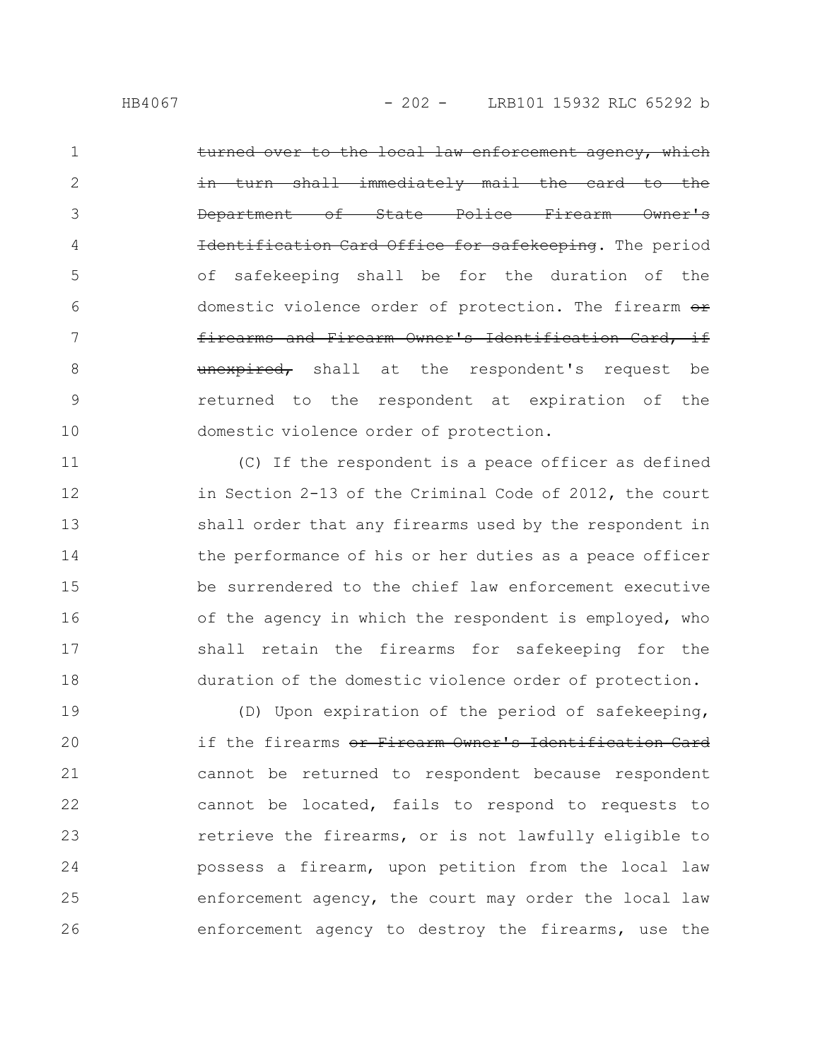~~turned over to the local law enforcement agency, which in turn shall immediately mail the card to the Department of State Police Firearm Owner's Identification Card Office for safekeeping~~. The period of safekeeping shall be for the duration of the domestic violence order of protection. The firearm ~~or firearms and Firearm Owner's Identification Card, if unexpired,~~ shall at the respondent's request be returned to the respondent at expiration of the domestic violence order of protection.

(C) If the respondent is a peace officer as defined in Section 2-13 of the Criminal Code of 2012, the court shall order that any firearms used by the respondent in the performance of his or her duties as a peace officer be surrendered to the chief law enforcement executive of the agency in which the respondent is employed, who shall retain the firearms for safekeeping for the duration of the domestic violence order of protection.

(D) Upon expiration of the period of safekeeping, if the firearms ~~or Firearm Owner's Identification Card~~ cannot be returned to respondent because respondent cannot be located, fails to respond to requests to retrieve the firearms, or is not lawfully eligible to possess a firearm, upon petition from the local law enforcement agency, the court may order the local law enforcement agency to destroy the firearms, use the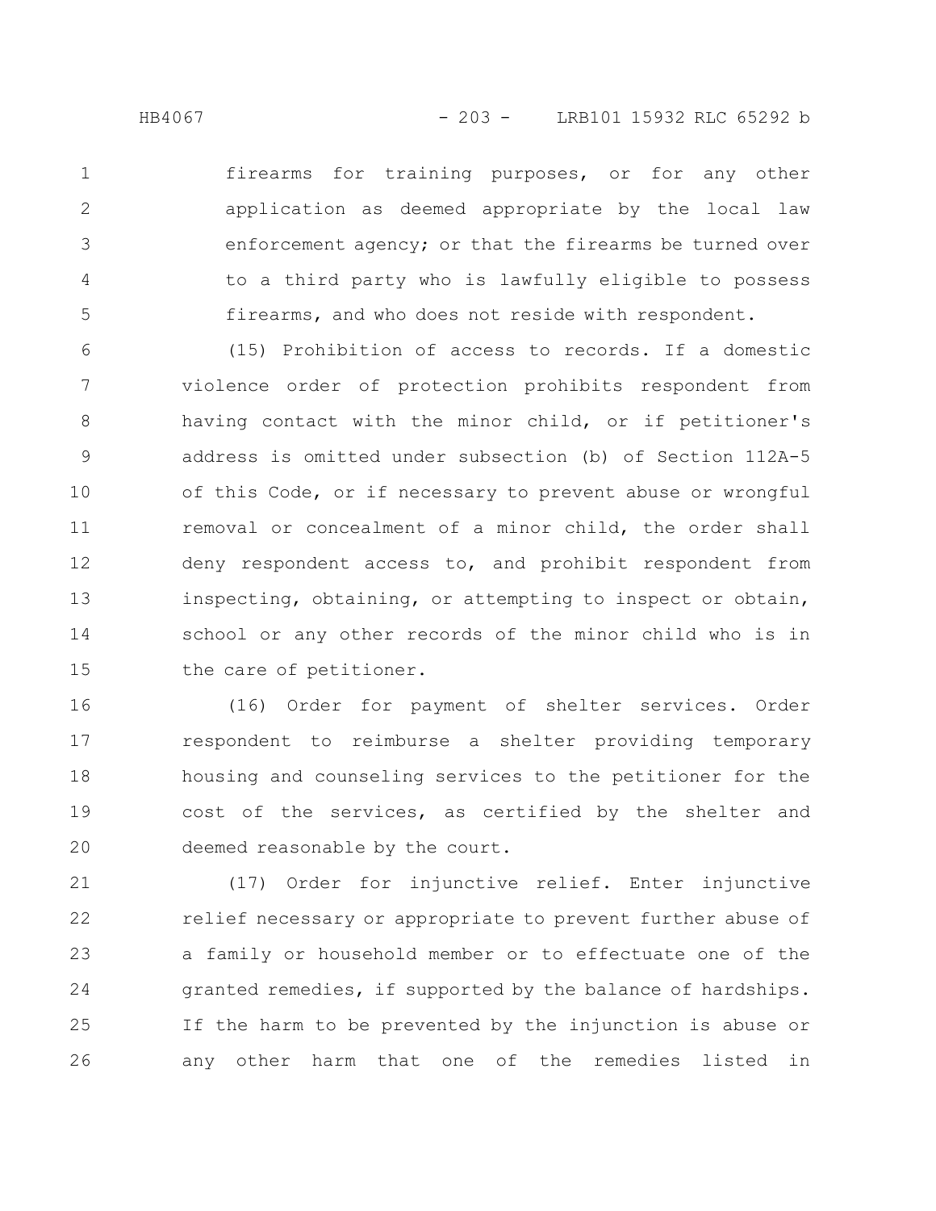firearms for training purposes, or for any other application as deemed appropriate by the local law enforcement agency; or that the firearms be turned over to a third party who is lawfully eligible to possess firearms, and who does not reside with respondent.

(15) Prohibition of access to records. If a domestic violence order of protection prohibits respondent from having contact with the minor child, or if petitioner's address is omitted under subsection (b) of Section 112A-5 of this Code, or if necessary to prevent abuse or wrongful removal or concealment of a minor child, the order shall deny respondent access to, and prohibit respondent from inspecting, obtaining, or attempting to inspect or obtain, school or any other records of the minor child who is in the care of petitioner.

(16) Order for payment of shelter services. Order respondent to reimburse a shelter providing temporary housing and counseling services to the petitioner for the cost of the services, as certified by the shelter and deemed reasonable by the court.

(17) Order for injunctive relief. Enter injunctive relief necessary or appropriate to prevent further abuse of a family or household member or to effectuate one of the granted remedies, if supported by the balance of hardships. If the harm to be prevented by the injunction is abuse or any other harm that one of the remedies listed in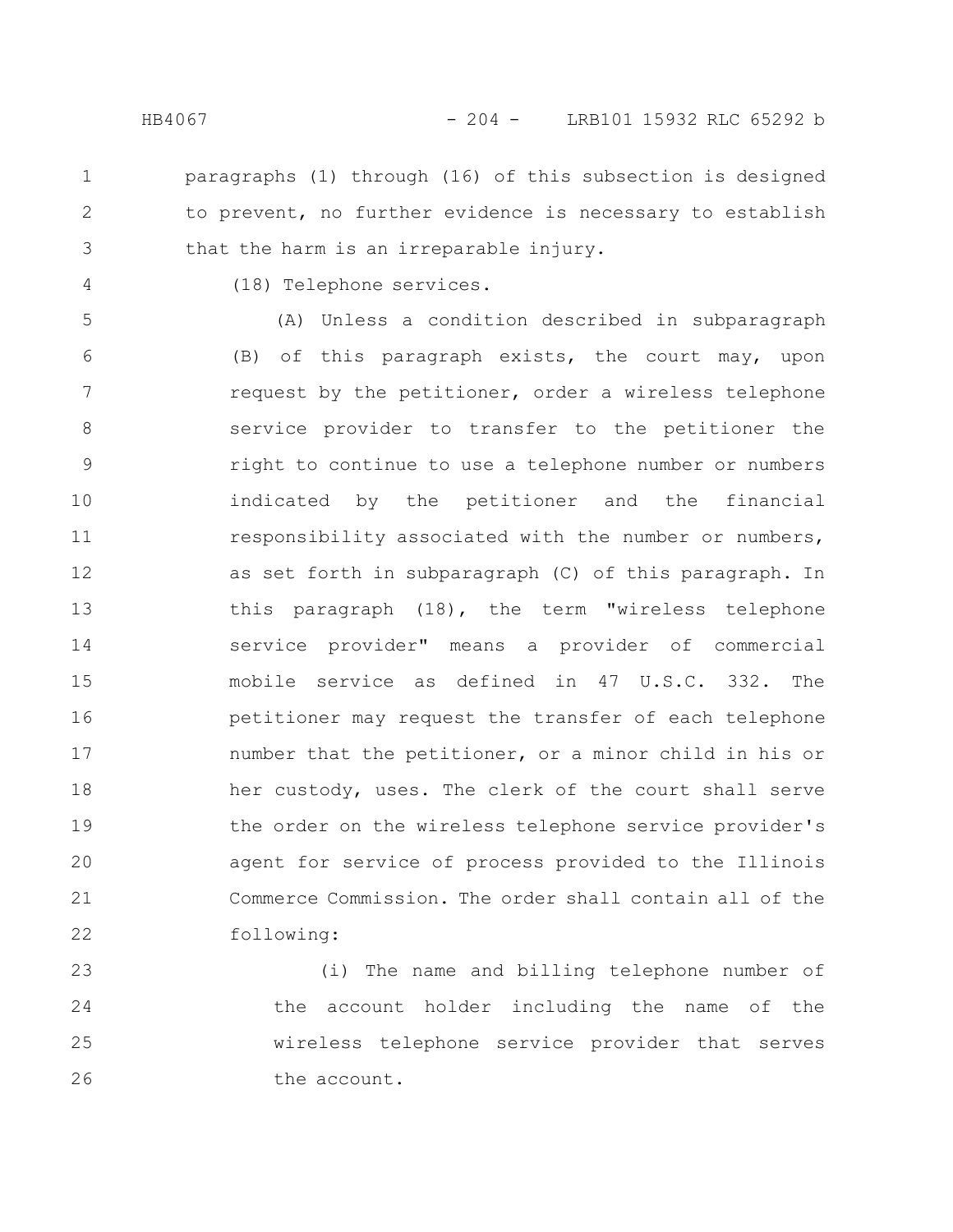paragraphs (1) through (16) of this subsection is designed to prevent, no further evidence is necessary to establish that the harm is an irreparable injury.

(18) Telephone services.

(A) Unless a condition described in subparagraph (B) of this paragraph exists, the court may, upon request by the petitioner, order a wireless telephone service provider to transfer to the petitioner the right to continue to use a telephone number or numbers indicated by the petitioner and the financial responsibility associated with the number or numbers, as set forth in subparagraph (C) of this paragraph. In this paragraph (18), the term "wireless telephone service provider" means a provider of commercial mobile service as defined in 47 U.S.C. 332. The petitioner may request the transfer of each telephone number that the petitioner, or a minor child in his or her custody, uses. The clerk of the court shall serve the order on the wireless telephone service provider's agent for service of process provided to the Illinois Commerce Commission. The order shall contain all of the following:

(i) The name and billing telephone number of the account holder including the name of the wireless telephone service provider that serves the account.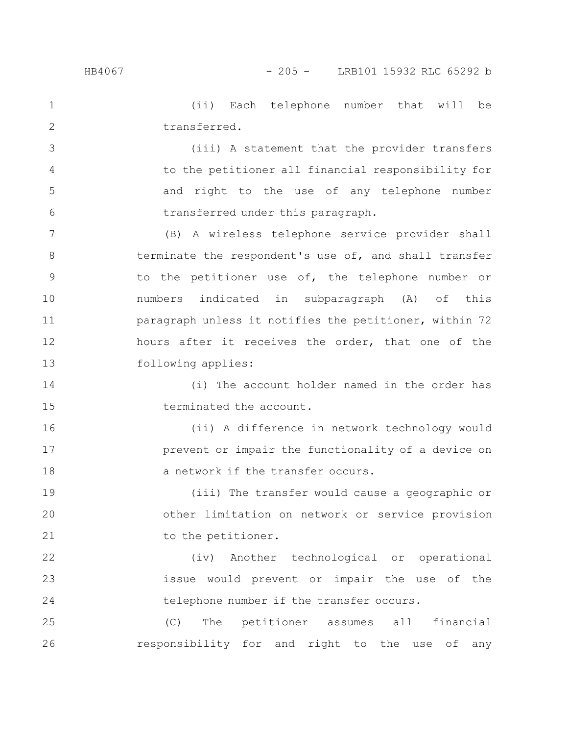(ii) Each telephone number that will be transferred.

(iii) A statement that the provider transfers to the petitioner all financial responsibility for and right to the use of any telephone number transferred under this paragraph.

(B) A wireless telephone service provider shall terminate the respondent's use of, and shall transfer to the petitioner use of, the telephone number or numbers indicated in subparagraph (A) of this paragraph unless it notifies the petitioner, within 72 hours after it receives the order, that one of the following applies:

(i) The account holder named in the order has terminated the account.

(ii) A difference in network technology would prevent or impair the functionality of a device on a network if the transfer occurs.

(iii) The transfer would cause a geographic or other limitation on network or service provision to the petitioner.

(iv) Another technological or operational issue would prevent or impair the use of the telephone number if the transfer occurs.

(C) The petitioner assumes all financial responsibility for and right to the use of any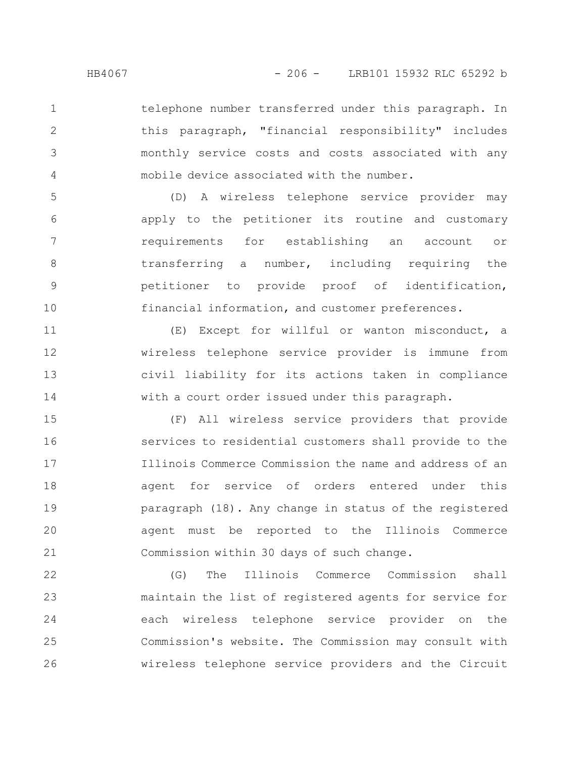telephone number transferred under this paragraph. In this paragraph, "financial responsibility" includes monthly service costs and costs associated with any mobile device associated with the number.

(D) A wireless telephone service provider may apply to the petitioner its routine and customary requirements for establishing an account or transferring a number, including requiring the petitioner to provide proof of identification, financial information, and customer preferences.

(E) Except for willful or wanton misconduct, a wireless telephone service provider is immune from civil liability for its actions taken in compliance with a court order issued under this paragraph.

(F) All wireless service providers that provide services to residential customers shall provide to the Illinois Commerce Commission the name and address of an agent for service of orders entered under this paragraph (18). Any change in status of the registered agent must be reported to the Illinois Commerce Commission within 30 days of such change.

(G) The Illinois Commerce Commission shall maintain the list of registered agents for service for each wireless telephone service provider on the Commission's website. The Commission may consult with wireless telephone service providers and the Circuit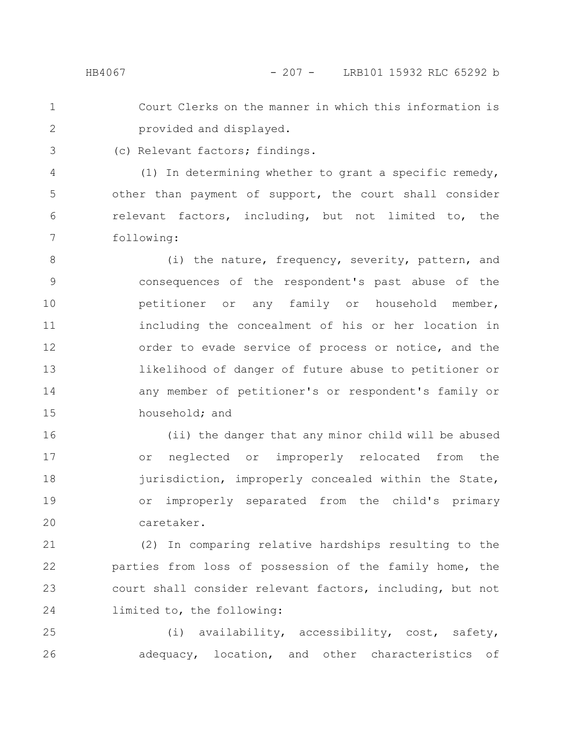Court Clerks on the manner in which this information is provided and displayed.

(c) Relevant factors; findings.

(1) In determining whether to grant a specific remedy, other than payment of support, the court shall consider relevant factors, including, but not limited to, the following:

(i) the nature, frequency, severity, pattern, and consequences of the respondent's past abuse of the petitioner or any family or household member, including the concealment of his or her location in order to evade service of process or notice, and the likelihood of danger of future abuse to petitioner or any member of petitioner's or respondent's family or household; and

(ii) the danger that any minor child will be abused or neglected or improperly relocated from the jurisdiction, improperly concealed within the State, or improperly separated from the child's primary caretaker.

(2) In comparing relative hardships resulting to the parties from loss of possession of the family home, the court shall consider relevant factors, including, but not limited to, the following:

(i) availability, accessibility, cost, safety, adequacy, location, and other characteristics of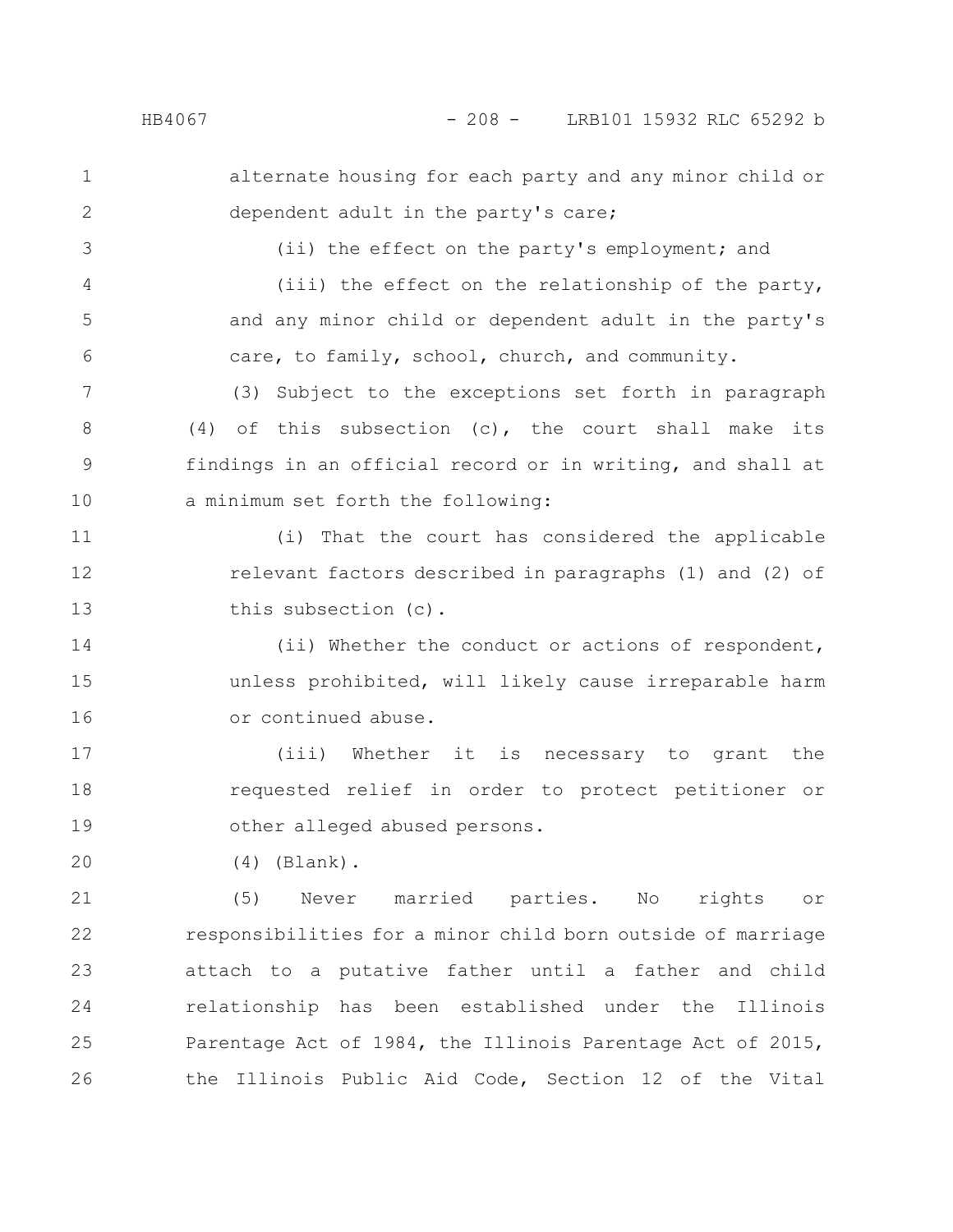alternate housing for each party and any minor child or dependent adult in the party's care;

(ii) the effect on the party's employment; and

(iii) the effect on the relationship of the party, and any minor child or dependent adult in the party's care, to family, school, church, and community.

(3) Subject to the exceptions set forth in paragraph (4) of this subsection (c), the court shall make its findings in an official record or in writing, and shall at a minimum set forth the following:

(i) That the court has considered the applicable relevant factors described in paragraphs (1) and (2) of this subsection (c).

(ii) Whether the conduct or actions of respondent, unless prohibited, will likely cause irreparable harm or continued abuse.

(iii) Whether it is necessary to grant the requested relief in order to protect petitioner or other alleged abused persons.

(4) (Blank).

(5) Never married parties. No rights or responsibilities for a minor child born outside of marriage attach to a putative father until a father and child relationship has been established under the Illinois Parentage Act of 1984, the Illinois Parentage Act of 2015, the Illinois Public Aid Code, Section 12 of the Vital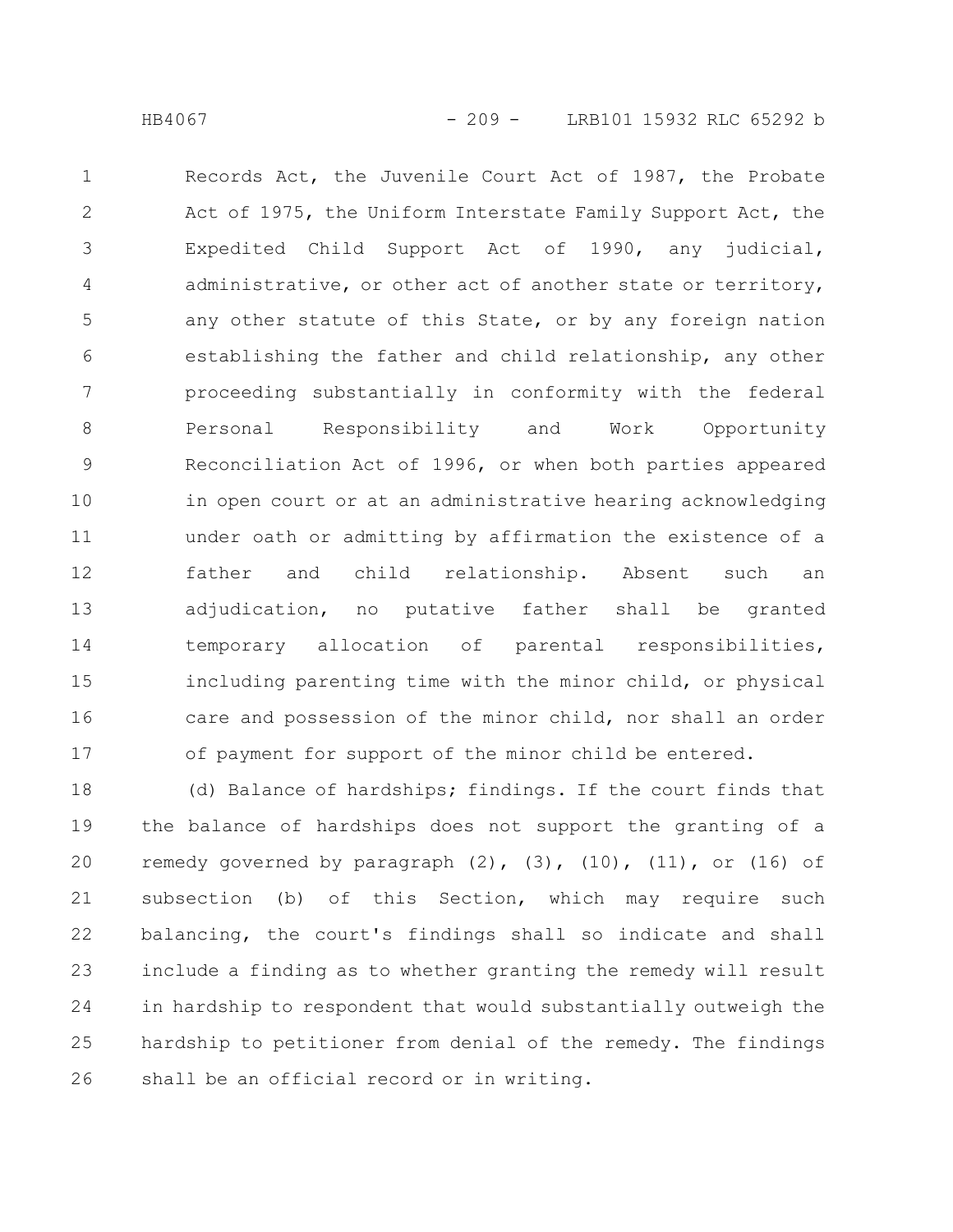Records Act, the Juvenile Court Act of 1987, the Probate Act of 1975, the Uniform Interstate Family Support Act, the Expedited Child Support Act of 1990, any judicial, administrative, or other act of another state or territory, any other statute of this State, or by any foreign nation establishing the father and child relationship, any other proceeding substantially in conformity with the federal Personal Responsibility and Work Opportunity Reconciliation Act of 1996, or when both parties appeared in open court or at an administrative hearing acknowledging under oath or admitting by affirmation the existence of a father and child relationship. Absent such an adjudication, no putative father shall be granted temporary allocation of parental responsibilities, including parenting time with the minor child, or physical care and possession of the minor child, nor shall an order of payment for support of the minor child be entered.

(d) Balance of hardships; findings. If the court finds that the balance of hardships does not support the granting of a remedy governed by paragraph (2), (3), (10), (11), or (16) of subsection (b) of this Section, which may require such balancing, the court's findings shall so indicate and shall include a finding as to whether granting the remedy will result in hardship to respondent that would substantially outweigh the hardship to petitioner from denial of the remedy. The findings shall be an official record or in writing.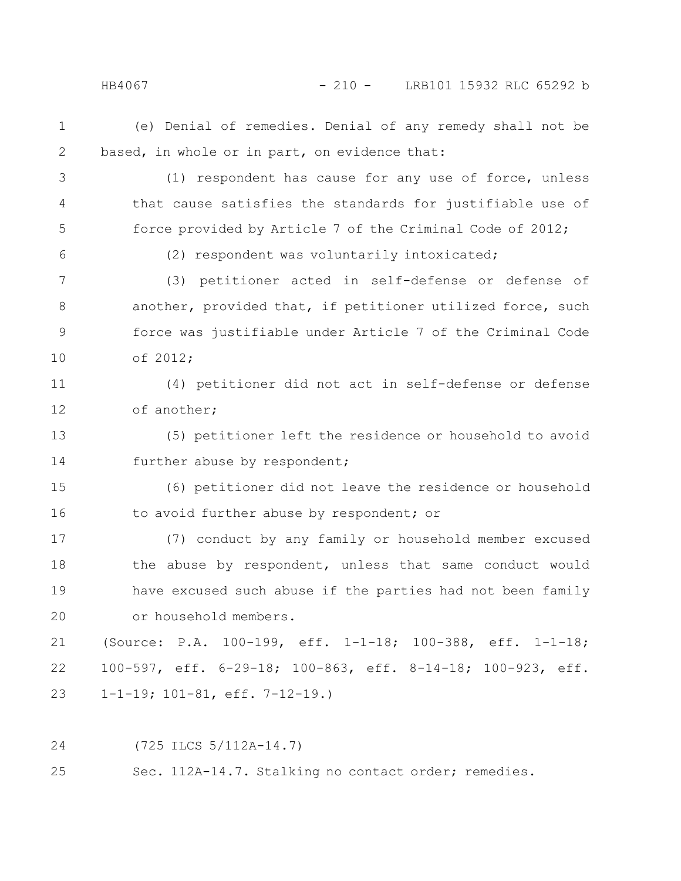(e) Denial of remedies. Denial of any remedy shall not be based, in whole or in part, on evidence that:

(1) respondent has cause for any use of force, unless that cause satisfies the standards for justifiable use of force provided by Article 7 of the Criminal Code of 2012;

(2) respondent was voluntarily intoxicated;

(3) petitioner acted in self-defense or defense of another, provided that, if petitioner utilized force, such force was justifiable under Article 7 of the Criminal Code of 2012;

(4) petitioner did not act in self-defense or defense of another;

(5) petitioner left the residence or household to avoid further abuse by respondent;

(6) petitioner did not leave the residence or household to avoid further abuse by respondent; or

(7) conduct by any family or household member excused the abuse by respondent, unless that same conduct would have excused such abuse if the parties had not been family or household members.

(Source: P.A. 100-199, eff. 1-1-18; 100-388, eff. 1-1-18; 100-597, eff. 6-29-18; 100-863, eff. 8-14-18; 100-923, eff. 1-1-19; 101-81, eff. 7-12-19.)

(725 ILCS 5/112A-14.7)

Sec. 112A-14.7. Stalking no contact order; remedies.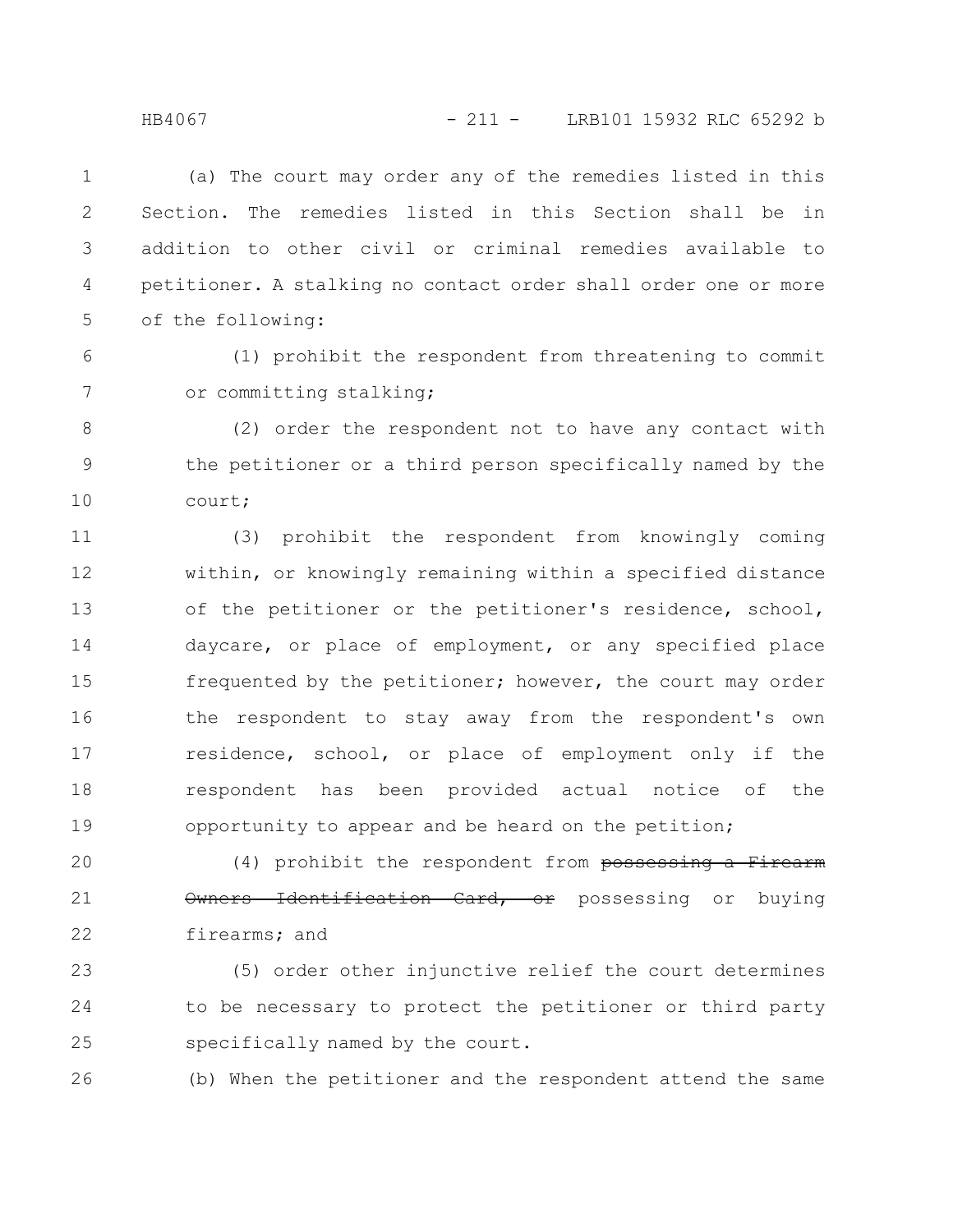(a) The court may order any of the remedies listed in this Section. The remedies listed in this Section shall be in addition to other civil or criminal remedies available to petitioner. A stalking no contact order shall order one or more of the following:

(1) prohibit the respondent from threatening to commit or committing stalking;

(2) order the respondent not to have any contact with the petitioner or a third person specifically named by the court;

(3) prohibit the respondent from knowingly coming within, or knowingly remaining within a specified distance of the petitioner or the petitioner's residence, school, daycare, or place of employment, or any specified place frequented by the petitioner; however, the court may order the respondent to stay away from the respondent's own residence, school, or place of employment only if the respondent has been provided actual notice of the opportunity to appear and be heard on the petition;

(4) prohibit the respondent from ~~possessing a Firearm Owners Identification Card, or~~ possessing or buying firearms; and

(5) order other injunctive relief the court determines to be necessary to protect the petitioner or third party specifically named by the court.

(b) When the petitioner and the respondent attend the same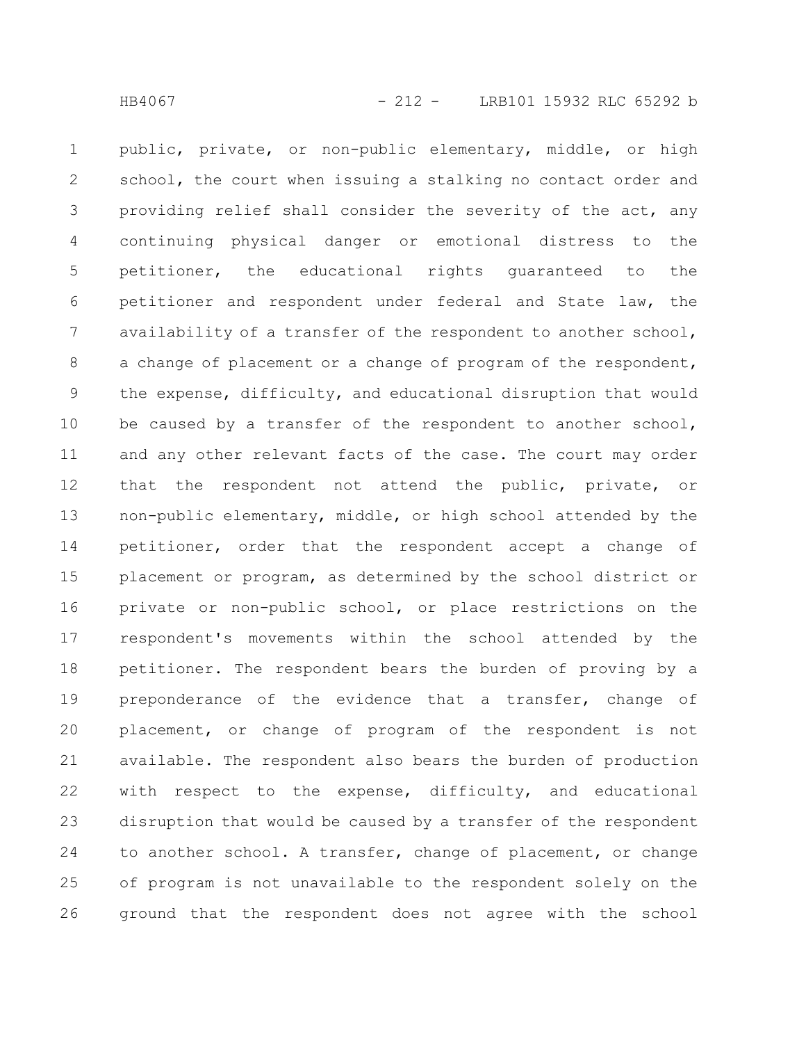public, private, or non-public elementary, middle, or high school, the court when issuing a stalking no contact order and providing relief shall consider the severity of the act, any continuing physical danger or emotional distress to the petitioner, the educational rights guaranteed to the petitioner and respondent under federal and State law, the availability of a transfer of the respondent to another school, a change of placement or a change of program of the respondent, the expense, difficulty, and educational disruption that would be caused by a transfer of the respondent to another school, and any other relevant facts of the case. The court may order that the respondent not attend the public, private, or non-public elementary, middle, or high school attended by the petitioner, order that the respondent accept a change of placement or program, as determined by the school district or private or non-public school, or place restrictions on the respondent's movements within the school attended by the petitioner. The respondent bears the burden of proving by a preponderance of the evidence that a transfer, change of placement, or change of program of the respondent is not available. The respondent also bears the burden of production with respect to the expense, difficulty, and educational disruption that would be caused by a transfer of the respondent to another school. A transfer, change of placement, or change of program is not unavailable to the respondent solely on the ground that the respondent does not agree with the school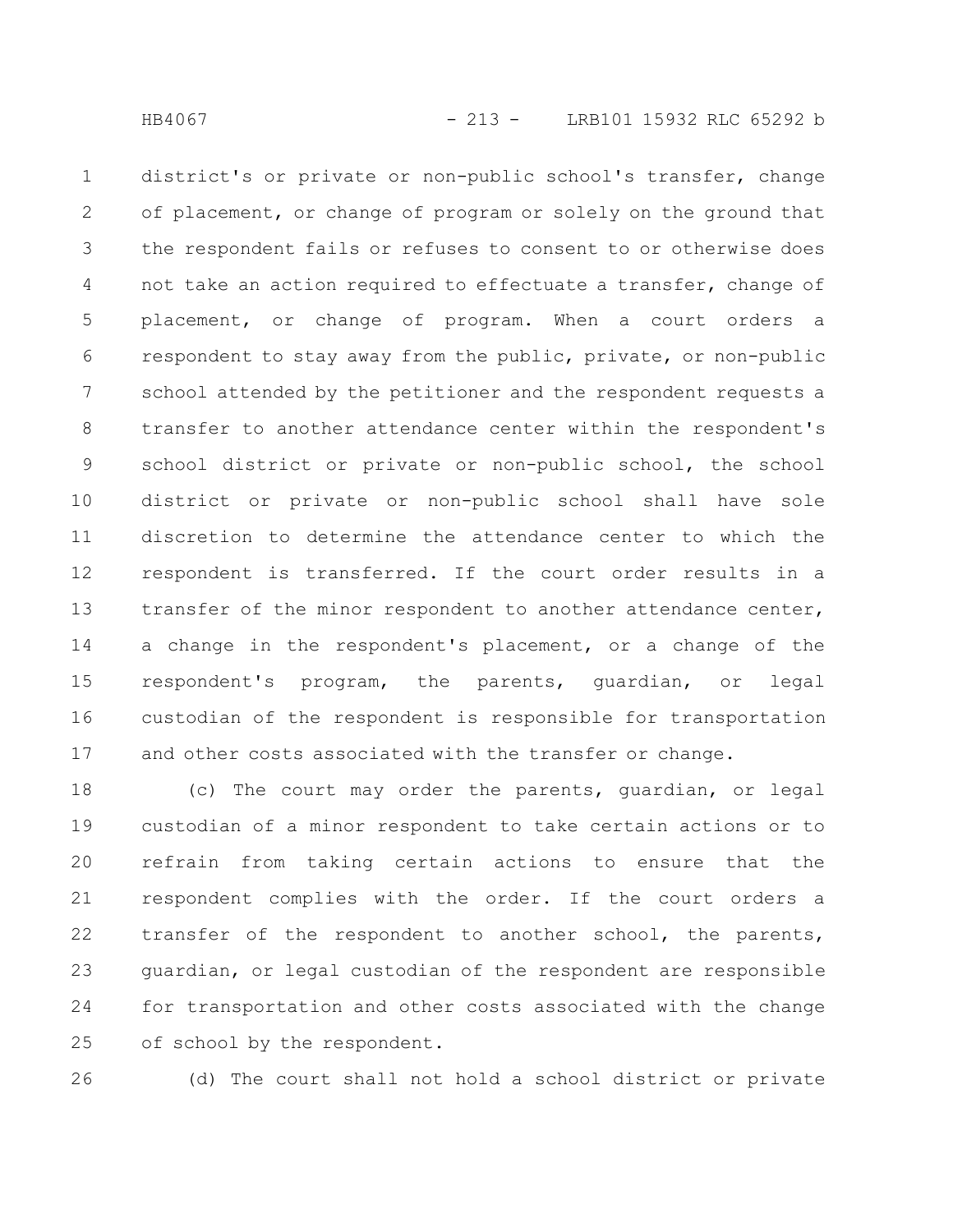district's or private or non-public school's transfer, change of placement, or change of program or solely on the ground that the respondent fails or refuses to consent to or otherwise does not take an action required to effectuate a transfer, change of placement, or change of program. When a court orders a respondent to stay away from the public, private, or non-public school attended by the petitioner and the respondent requests a transfer to another attendance center within the respondent's school district or private or non-public school, the school district or private or non-public school shall have sole discretion to determine the attendance center to which the respondent is transferred. If the court order results in a transfer of the minor respondent to another attendance center, a change in the respondent's placement, or a change of the respondent's program, the parents, guardian, or legal custodian of the respondent is responsible for transportation and other costs associated with the transfer or change.

(c) The court may order the parents, guardian, or legal custodian of a minor respondent to take certain actions or to refrain from taking certain actions to ensure that the respondent complies with the order. If the court orders a transfer of the respondent to another school, the parents, guardian, or legal custodian of the respondent are responsible for transportation and other costs associated with the change of school by the respondent.

(d) The court shall not hold a school district or private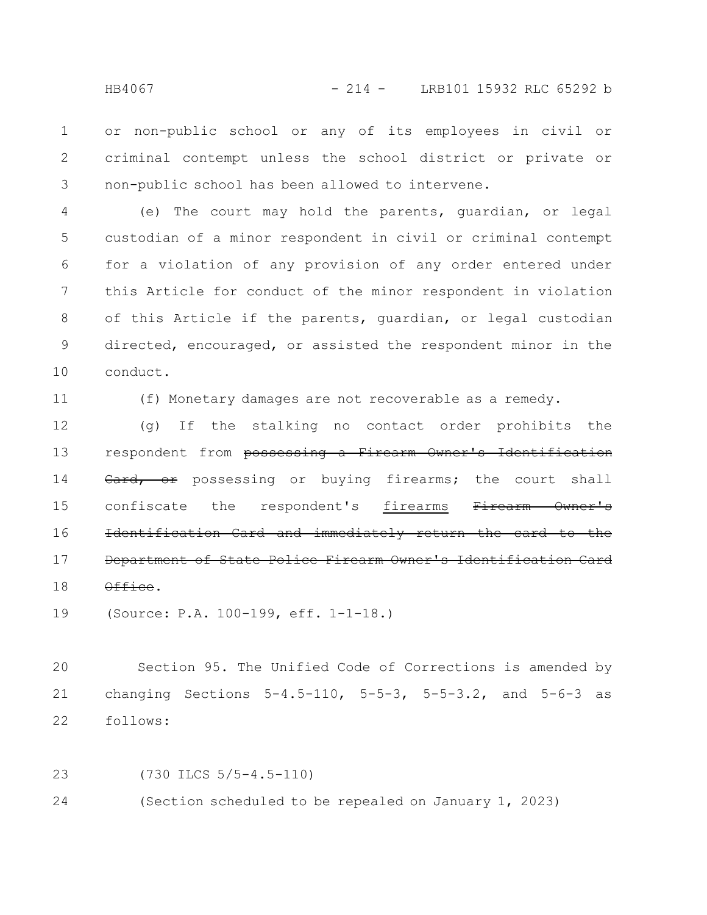or non-public school or any of its employees in civil or criminal contempt unless the school district or private or non-public school has been allowed to intervene.

(e) The court may hold the parents, guardian, or legal custodian of a minor respondent in civil or criminal contempt for a violation of any provision of any order entered under this Article for conduct of the minor respondent in violation of this Article if the parents, guardian, or legal custodian directed, encouraged, or assisted the respondent minor in the conduct.

(f) Monetary damages are not recoverable as a remedy.

(g) If the stalking no contact order prohibits the respondent from ~~possessing a Firearm Owner's Identification Card, or~~ possessing or buying firearms; the court shall confiscate the respondent's firearms ~~Firearm Owner's Identification Card and immediately return the card to the Department of State Police Firearm Owner's Identification Card Office~~.

(Source: P.A. 100-199, eff. 1-1-18.)

Section 95. The Unified Code of Corrections is amended by changing Sections 5-4.5-110, 5-5-3, 5-5-3.2, and 5-6-3 as follows:

(730 ILCS 5/5-4.5-110)

(Section scheduled to be repealed on January 1, 2023)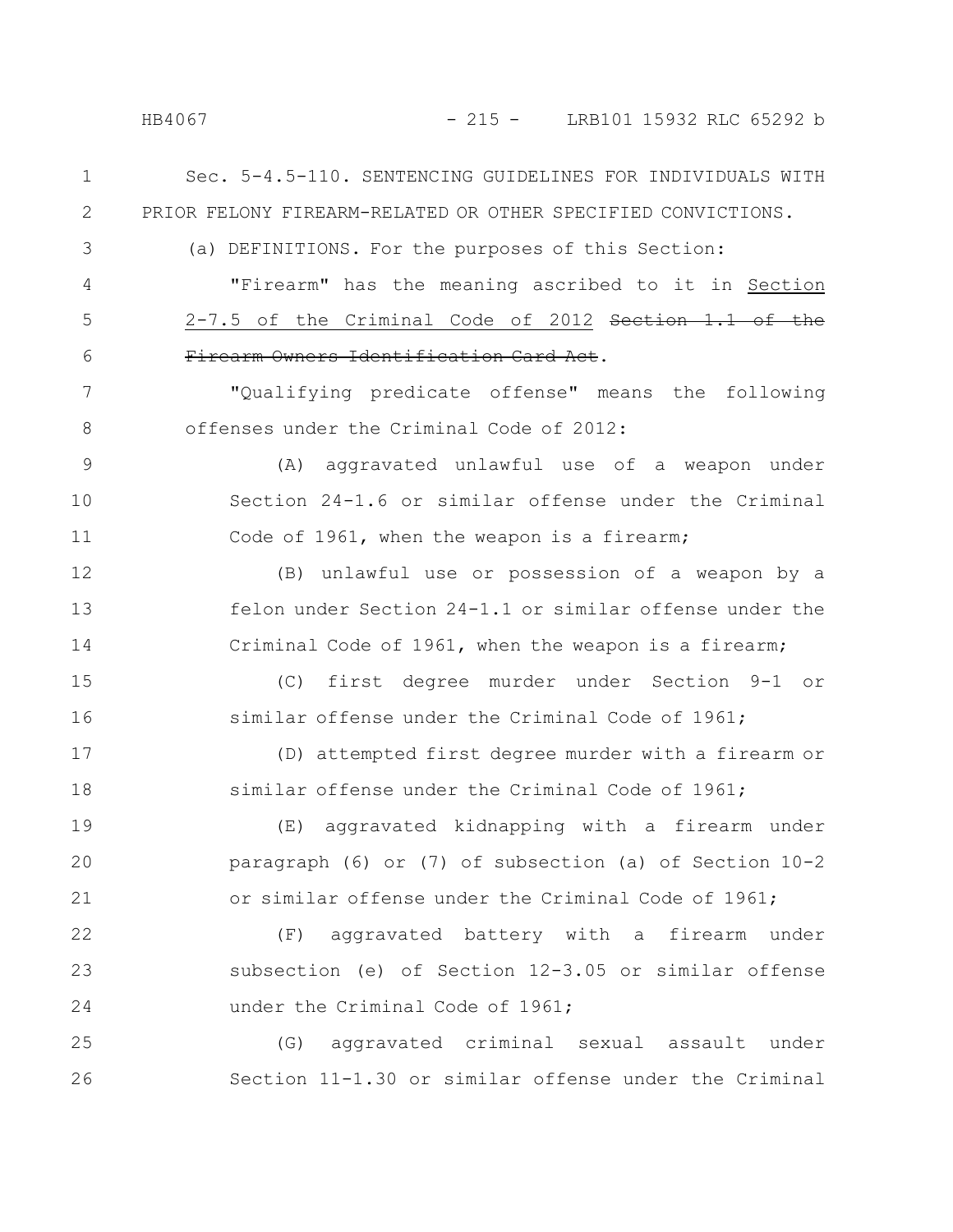Sec. 5-4.5-110. SENTENCING GUIDELINES FOR INDIVIDUALS WITH PRIOR FELONY FIREARM-RELATED OR OTHER SPECIFIED CONVICTIONS.

(a) DEFINITIONS. For the purposes of this Section:

"Firearm" has the meaning ascribed to it in Section 2-7.5 of the Criminal Code of 2012 ~~Section 1.1 of the Firearm Owners Identification Card Act~~.

"Qualifying predicate offense" means the following offenses under the Criminal Code of 2012:

(A) aggravated unlawful use of a weapon under Section 24-1.6 or similar offense under the Criminal Code of 1961, when the weapon is a firearm;

(B) unlawful use or possession of a weapon by a felon under Section 24-1.1 or similar offense under the Criminal Code of 1961, when the weapon is a firearm;

(C) first degree murder under Section 9-1 or similar offense under the Criminal Code of 1961;

(D) attempted first degree murder with a firearm or similar offense under the Criminal Code of 1961;

(E) aggravated kidnapping with a firearm under paragraph (6) or (7) of subsection (a) of Section 10-2 or similar offense under the Criminal Code of 1961;

(F) aggravated battery with a firearm under subsection (e) of Section 12-3.05 or similar offense under the Criminal Code of 1961;

(G) aggravated criminal sexual assault under Section 11-1.30 or similar offense under the Criminal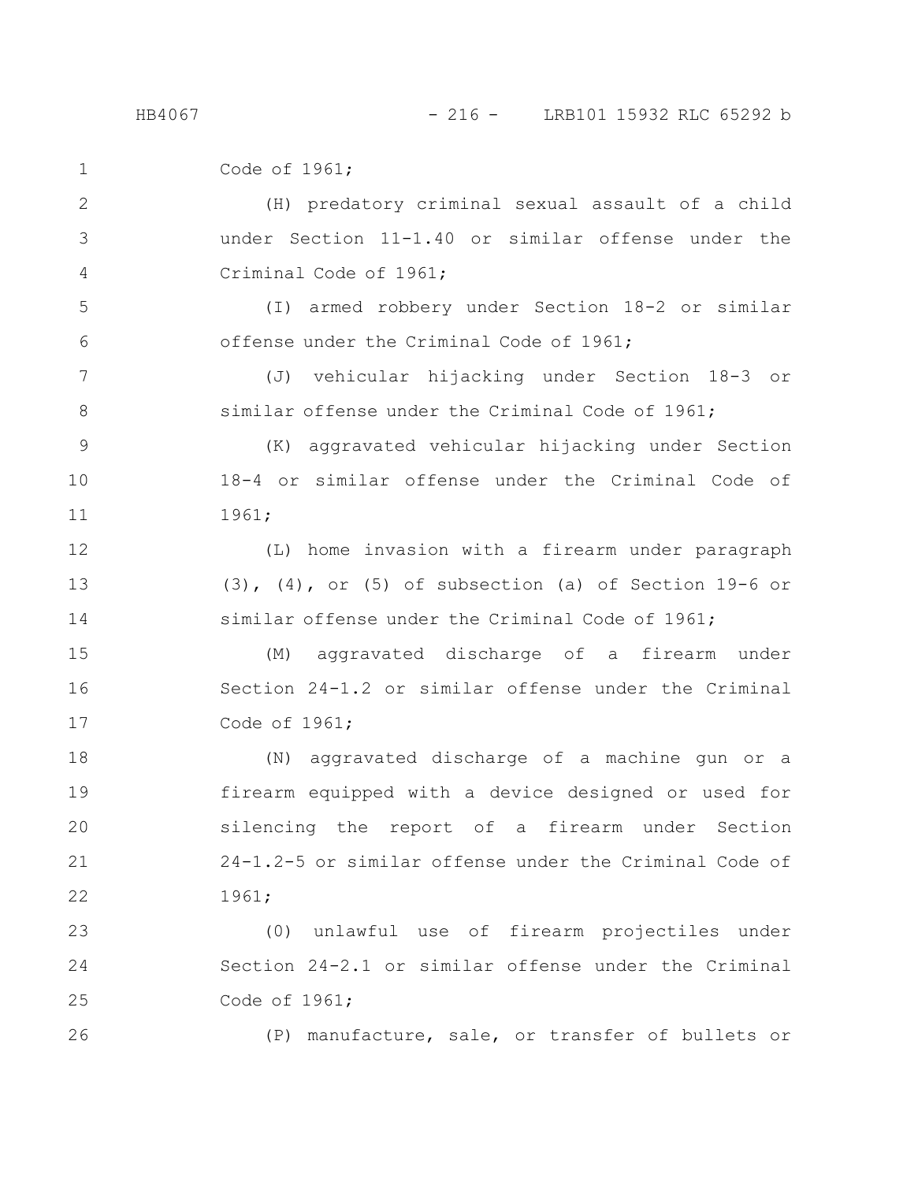Code of 1961;

(H) predatory criminal sexual assault of a child under Section 11-1.40 or similar offense under the Criminal Code of 1961;

(I) armed robbery under Section 18-2 or similar offense under the Criminal Code of 1961;

(J) vehicular hijacking under Section 18-3 or similar offense under the Criminal Code of 1961;

(K) aggravated vehicular hijacking under Section 18-4 or similar offense under the Criminal Code of 1961;

(L) home invasion with a firearm under paragraph (3), (4), or (5) of subsection (a) of Section 19-6 or similar offense under the Criminal Code of 1961;

(M) aggravated discharge of a firearm under Section 24-1.2 or similar offense under the Criminal Code of 1961;

(N) aggravated discharge of a machine gun or a firearm equipped with a device designed or used for silencing the report of a firearm under Section 24-1.2-5 or similar offense under the Criminal Code of 1961;

(0) unlawful use of firearm projectiles under Section 24-2.1 or similar offense under the Criminal Code of 1961;

(P) manufacture, sale, or transfer of bullets or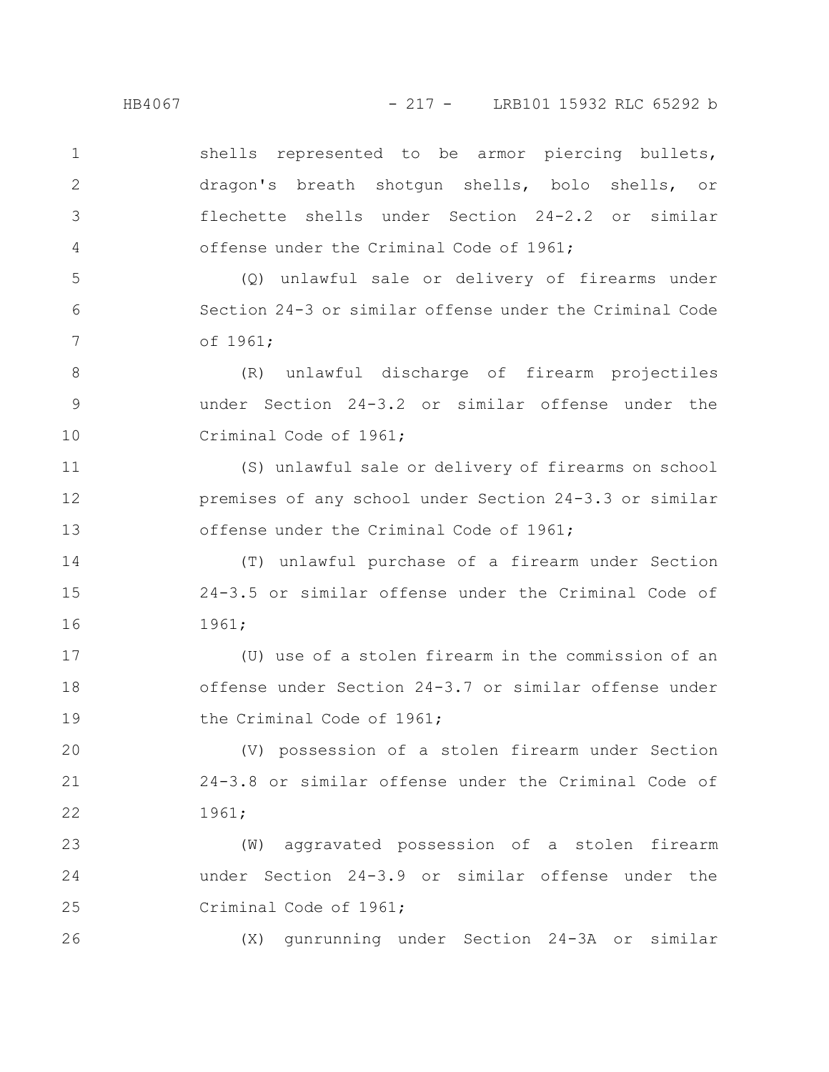shells represented to be armor piercing bullets, dragon's breath shotgun shells, bolo shells, or flechette shells under Section 24-2.2 or similar offense under the Criminal Code of 1961;

(Q) unlawful sale or delivery of firearms under Section 24-3 or similar offense under the Criminal Code of 1961;

(R) unlawful discharge of firearm projectiles under Section 24-3.2 or similar offense under the Criminal Code of 1961;

(S) unlawful sale or delivery of firearms on school premises of any school under Section 24-3.3 or similar offense under the Criminal Code of 1961;

(T) unlawful purchase of a firearm under Section 24-3.5 or similar offense under the Criminal Code of 1961;

(U) use of a stolen firearm in the commission of an offense under Section 24-3.7 or similar offense under the Criminal Code of 1961;

(V) possession of a stolen firearm under Section 24-3.8 or similar offense under the Criminal Code of 1961;

(W) aggravated possession of a stolen firearm under Section 24-3.9 or similar offense under the Criminal Code of 1961;

(X) gunrunning under Section 24-3A or similar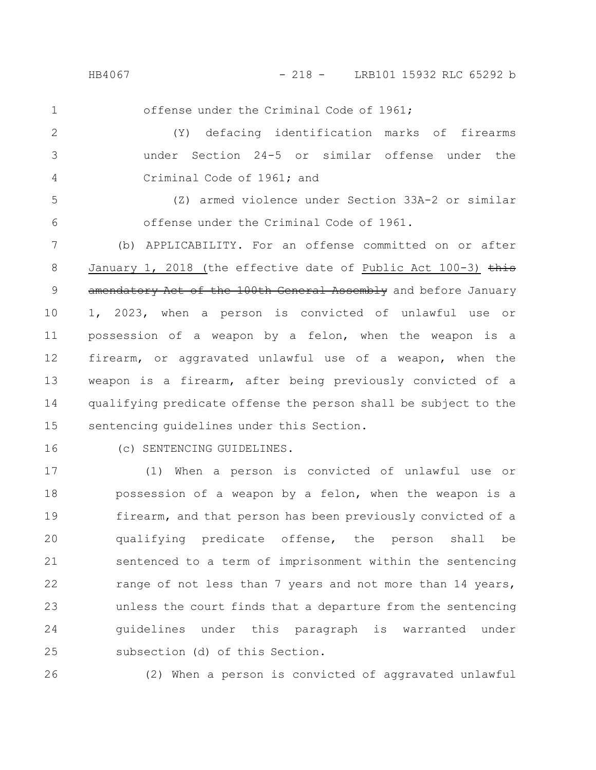offense under the Criminal Code of 1961;

(Y) defacing identification marks of firearms under Section 24-5 or similar offense under the Criminal Code of 1961; and

(Z) armed violence under Section 33A-2 or similar offense under the Criminal Code of 1961.

(b) APPLICABILITY. For an offense committed on or after January 1, 2018 (the effective date of Public Act 100-3) ~~this amendatory Act of the 100th General Assembly~~ and before January 1, 2023, when a person is convicted of unlawful use or possession of a weapon by a felon, when the weapon is a firearm, or aggravated unlawful use of a weapon, when the weapon is a firearm, after being previously convicted of a qualifying predicate offense the person shall be subject to the sentencing guidelines under this Section.

(c) SENTENCING GUIDELINES.

(1) When a person is convicted of unlawful use or possession of a weapon by a felon, when the weapon is a firearm, and that person has been previously convicted of a qualifying predicate offense, the person shall be sentenced to a term of imprisonment within the sentencing range of not less than 7 years and not more than 14 years, unless the court finds that a departure from the sentencing guidelines under this paragraph is warranted under subsection (d) of this Section.

(2) When a person is convicted of aggravated unlawful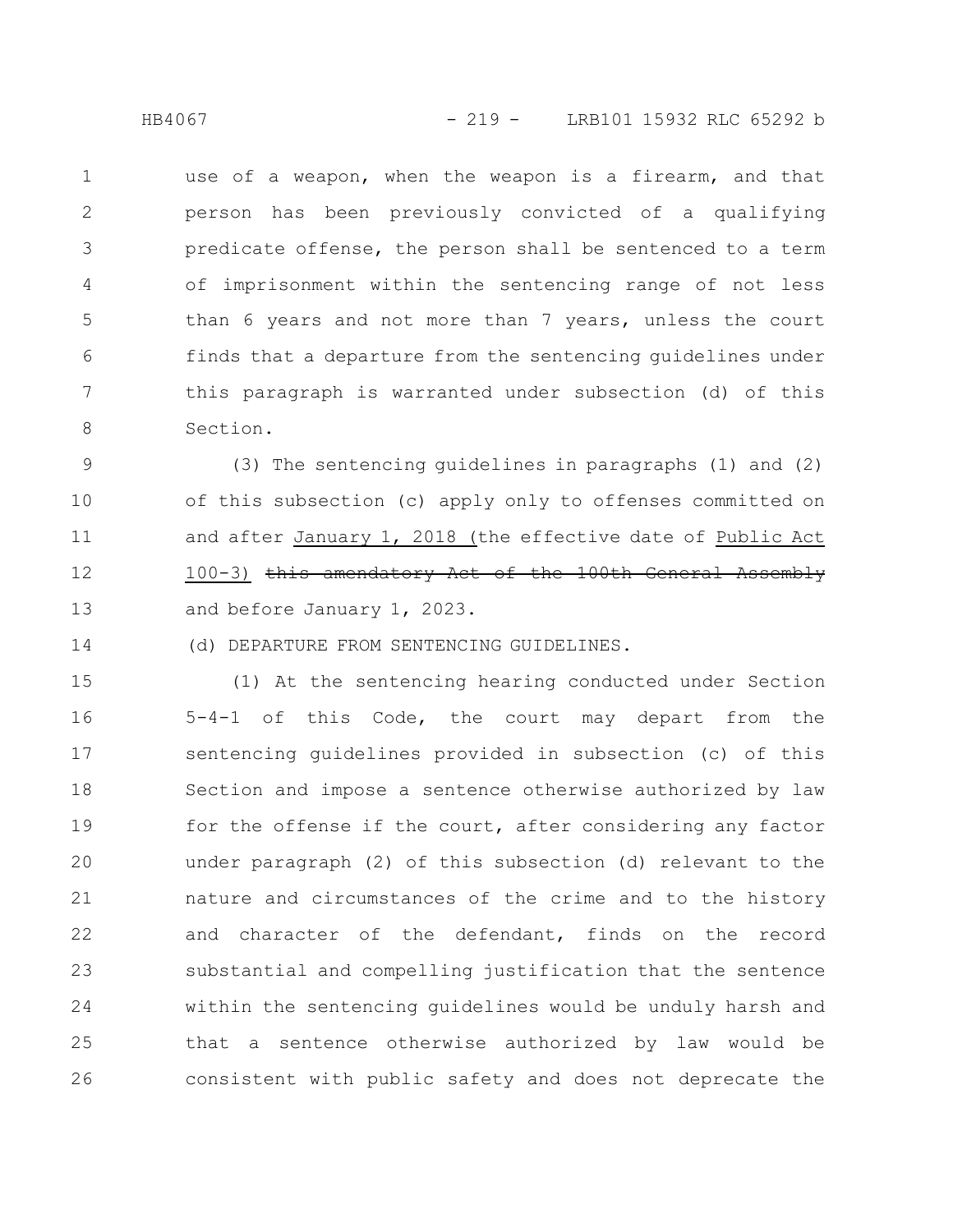use of a weapon, when the weapon is a firearm, and that person has been previously convicted of a qualifying predicate offense, the person shall be sentenced to a term of imprisonment within the sentencing range of not less than 6 years and not more than 7 years, unless the court finds that a departure from the sentencing guidelines under this paragraph is warranted under subsection (d) of this Section.

(3) The sentencing guidelines in paragraphs (1) and (2) of this subsection (c) apply only to offenses committed on and after January 1, 2018 (the effective date of Public Act 100-3) ~~this amendatory Act of the 100th General Assembly~~ and before January 1, 2023.

(d) DEPARTURE FROM SENTENCING GUIDELINES.

(1) At the sentencing hearing conducted under Section 5-4-1 of this Code, the court may depart from the sentencing guidelines provided in subsection (c) of this Section and impose a sentence otherwise authorized by law for the offense if the court, after considering any factor under paragraph (2) of this subsection (d) relevant to the nature and circumstances of the crime and to the history and character of the defendant, finds on the record substantial and compelling justification that the sentence within the sentencing guidelines would be unduly harsh and that a sentence otherwise authorized by law would be consistent with public safety and does not deprecate the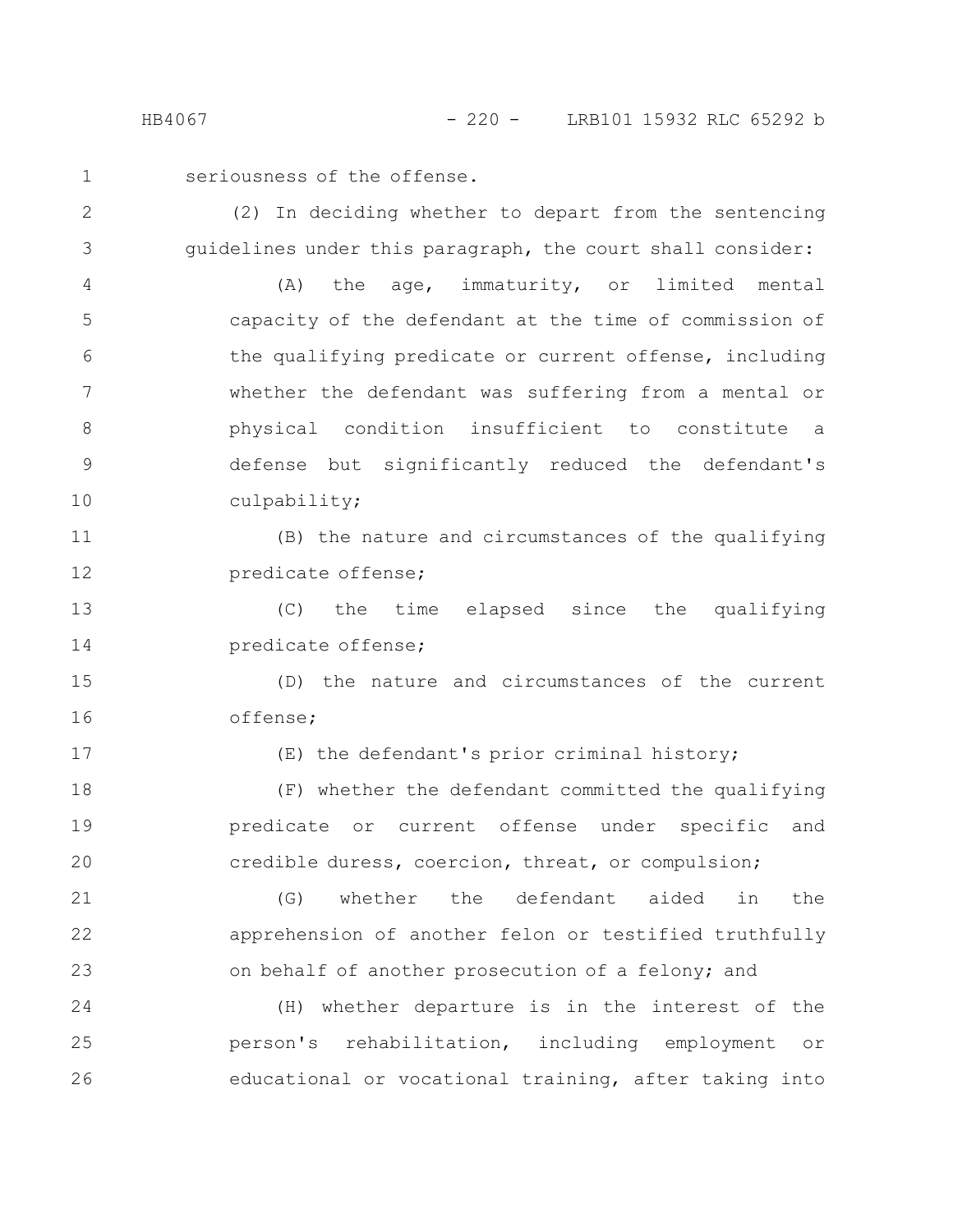seriousness of the offense.

(2) In deciding whether to depart from the sentencing guidelines under this paragraph, the court shall consider:

(A) the age, immaturity, or limited mental capacity of the defendant at the time of commission of the qualifying predicate or current offense, including whether the defendant was suffering from a mental or physical condition insufficient to constitute a defense but significantly reduced the defendant's culpability;

(B) the nature and circumstances of the qualifying predicate offense;

(C) the time elapsed since the qualifying predicate offense;

(D) the nature and circumstances of the current offense;

(E) the defendant's prior criminal history;

(F) whether the defendant committed the qualifying predicate or current offense under specific and credible duress, coercion, threat, or compulsion;

(G) whether the defendant aided in the apprehension of another felon or testified truthfully on behalf of another prosecution of a felony; and

(H) whether departure is in the interest of the person's rehabilitation, including employment or educational or vocational training, after taking into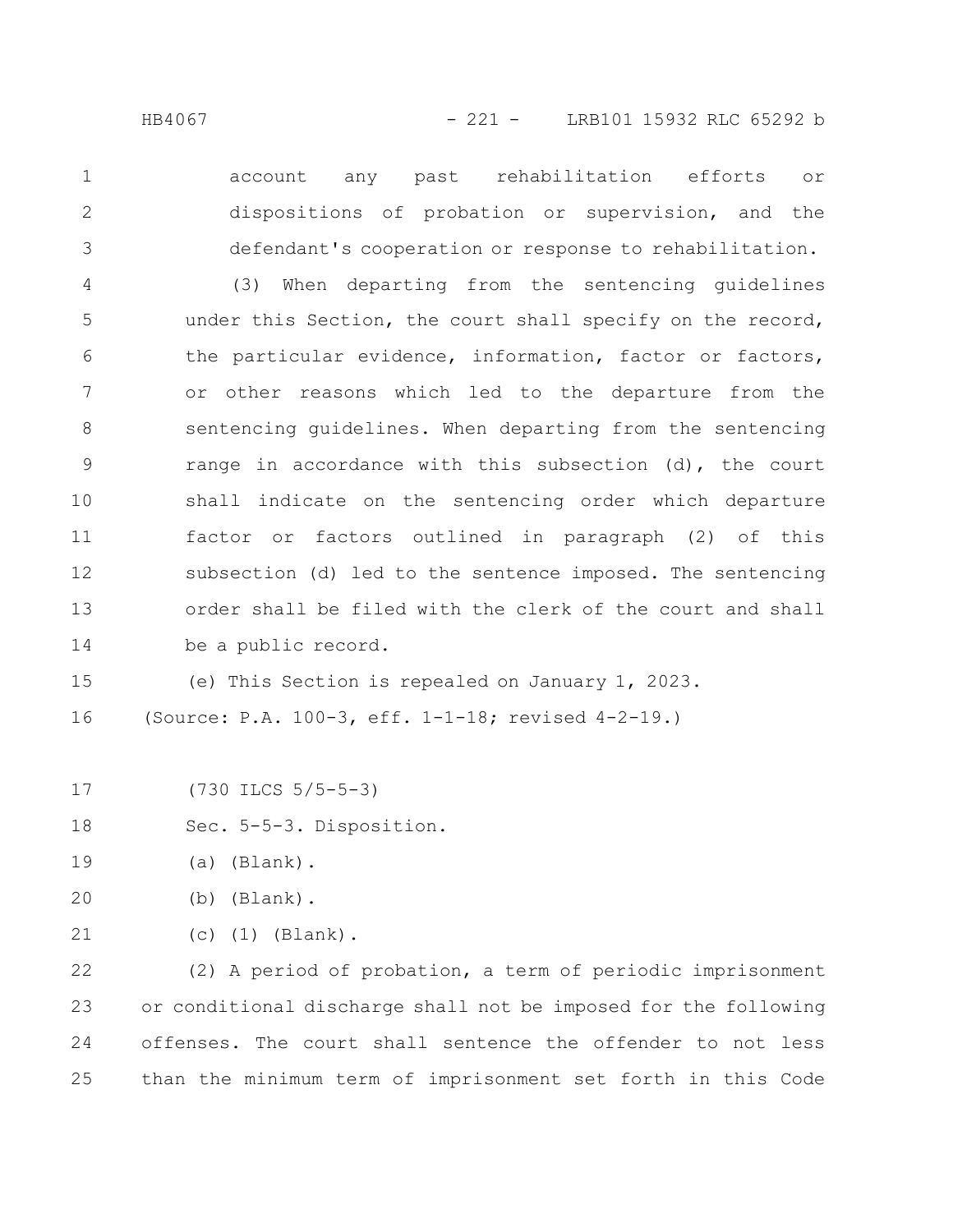account any past rehabilitation efforts or dispositions of probation or supervision, and the defendant's cooperation or response to rehabilitation.

(3) When departing from the sentencing guidelines under this Section, the court shall specify on the record, the particular evidence, information, factor or factors, or other reasons which led to the departure from the sentencing guidelines. When departing from the sentencing range in accordance with this subsection (d), the court shall indicate on the sentencing order which departure factor or factors outlined in paragraph (2) of this subsection (d) led to the sentence imposed. The sentencing order shall be filed with the clerk of the court and shall be a public record.

(e) This Section is repealed on January 1, 2023.

(Source: P.A. 100-3, eff. 1-1-18; revised 4-2-19.)

(730 ILCS 5/5-5-3)

Sec. 5-5-3. Disposition.

(a) (Blank).

(b) (Blank).

(c) (1) (Blank).

(2) A period of probation, a term of periodic imprisonment or conditional discharge shall not be imposed for the following offenses. The court shall sentence the offender to not less than the minimum term of imprisonment set forth in this Code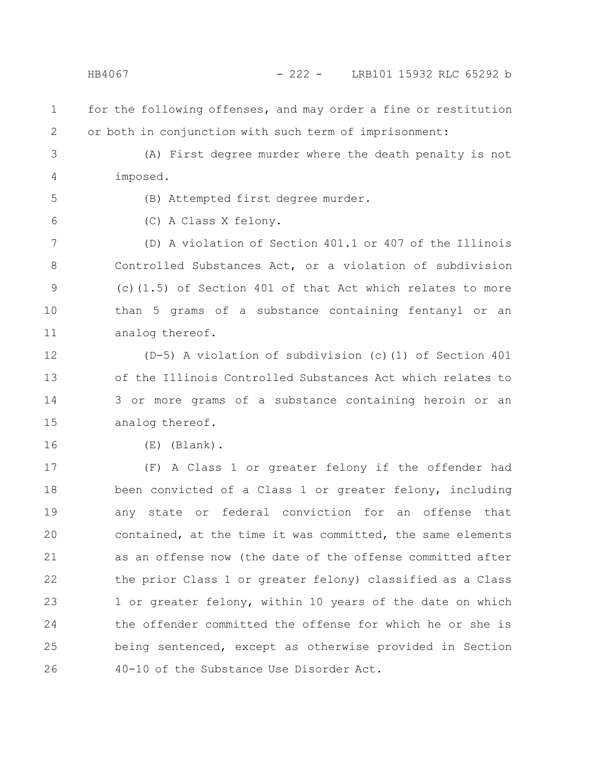for the following offenses, and may order a fine or restitution or both in conjunction with such term of imprisonment:

(A) First degree murder where the death penalty is not imposed.

(B) Attempted first degree murder.

(C) A Class X felony.

(D) A violation of Section 401.1 or 407 of the Illinois Controlled Substances Act, or a violation of subdivision (c)(1.5) of Section 401 of that Act which relates to more than 5 grams of a substance containing fentanyl or an analog thereof.

(D-5) A violation of subdivision (c)(1) of Section 401 of the Illinois Controlled Substances Act which relates to 3 or more grams of a substance containing heroin or an analog thereof.

(E) (Blank).

(F) A Class 1 or greater felony if the offender had been convicted of a Class 1 or greater felony, including any state or federal conviction for an offense that contained, at the time it was committed, the same elements as an offense now (the date of the offense committed after the prior Class 1 or greater felony) classified as a Class 1 or greater felony, within 10 years of the date on which the offender committed the offense for which he or she is being sentenced, except as otherwise provided in Section 40-10 of the Substance Use Disorder Act.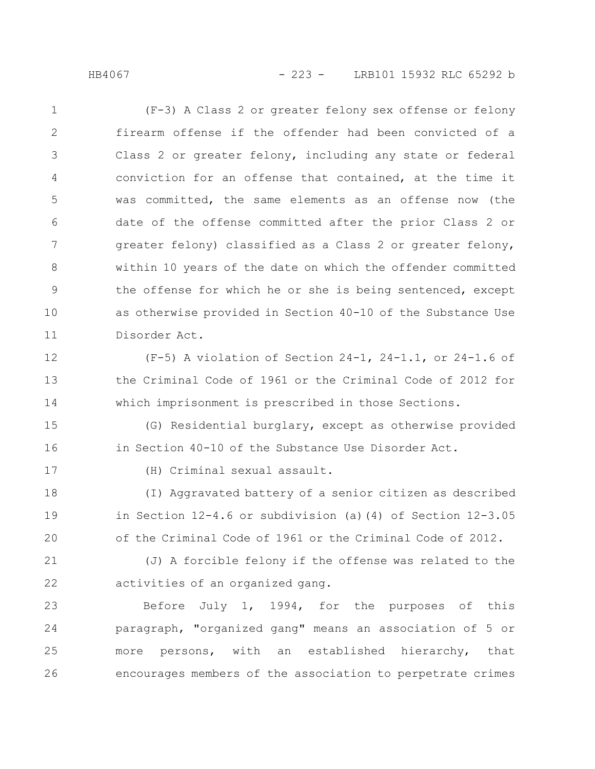(F-3) A Class 2 or greater felony sex offense or felony firearm offense if the offender had been convicted of a Class 2 or greater felony, including any state or federal conviction for an offense that contained, at the time it was committed, the same elements as an offense now (the date of the offense committed after the prior Class 2 or greater felony) classified as a Class 2 or greater felony, within 10 years of the date on which the offender committed the offense for which he or she is being sentenced, except as otherwise provided in Section 40-10 of the Substance Use Disorder Act.

(F-5) A violation of Section 24-1, 24-1.1, or 24-1.6 of the Criminal Code of 1961 or the Criminal Code of 2012 for which imprisonment is prescribed in those Sections.

(G) Residential burglary, except as otherwise provided in Section 40-10 of the Substance Use Disorder Act.

(H) Criminal sexual assault.

(I) Aggravated battery of a senior citizen as described in Section 12-4.6 or subdivision (a)(4) of Section 12-3.05 of the Criminal Code of 1961 or the Criminal Code of 2012.

(J) A forcible felony if the offense was related to the activities of an organized gang.

Before July 1, 1994, for the purposes of this paragraph, "organized gang" means an association of 5 or more persons, with an established hierarchy, that encourages members of the association to perpetrate crimes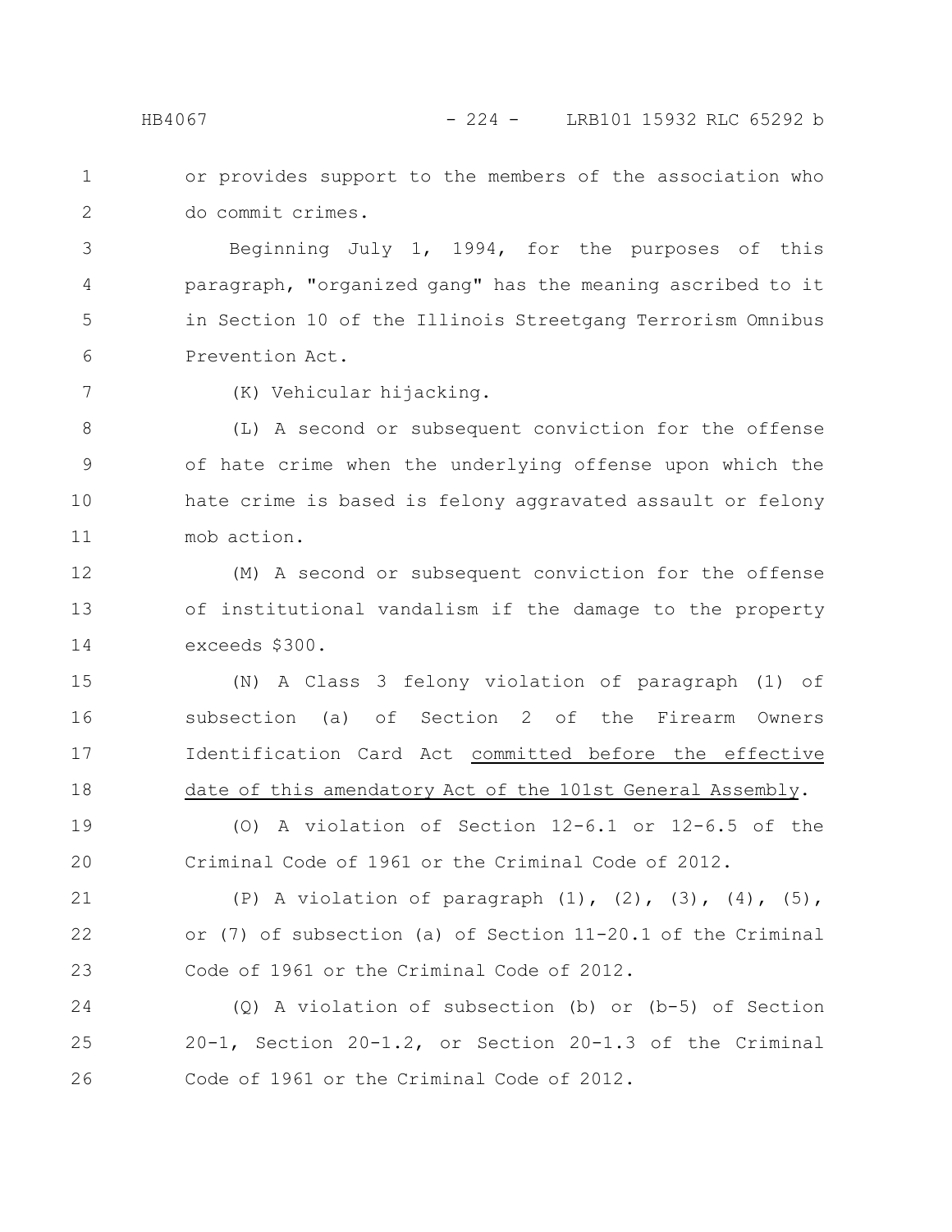or provides support to the members of the association who do commit crimes.

Beginning July 1, 1994, for the purposes of this paragraph, "organized gang" has the meaning ascribed to it in Section 10 of the Illinois Streetgang Terrorism Omnibus Prevention Act.

(K) Vehicular hijacking.

(L) A second or subsequent conviction for the offense of hate crime when the underlying offense upon which the hate crime is based is felony aggravated assault or felony mob action.

(M) A second or subsequent conviction for the offense of institutional vandalism if the damage to the property exceeds $300.

(N) A Class 3 felony violation of paragraph (1) of subsection (a) of Section 2 of the Firearm Owners Identification Card Act committed before the effective date of this amendatory Act of the 101st General Assembly.

(O) A violation of Section 12-6.1 or 12-6.5 of the Criminal Code of 1961 or the Criminal Code of 2012.

(P) A violation of paragraph (1), (2), (3), (4), (5), or (7) of subsection (a) of Section 11-20.1 of the Criminal Code of 1961 or the Criminal Code of 2012.

(Q) A violation of subsection (b) or (b-5) of Section 20-1, Section 20-1.2, or Section 20-1.3 of the Criminal Code of 1961 or the Criminal Code of 2012.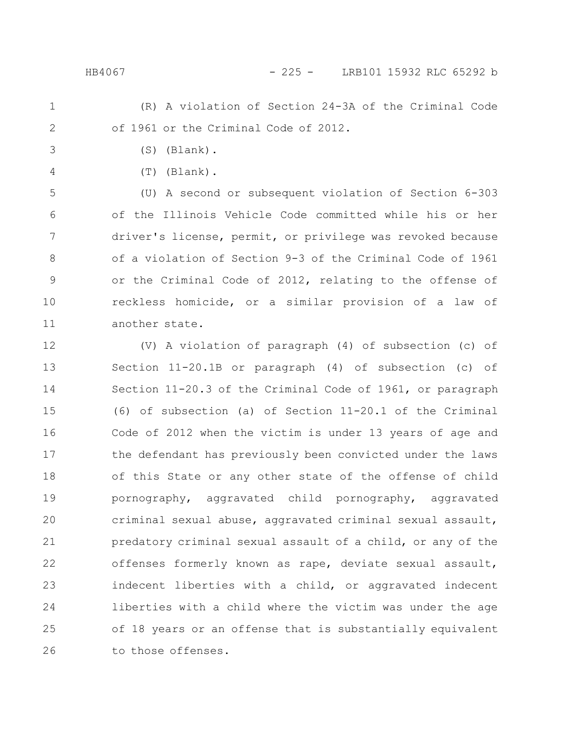(R) A violation of Section 24-3A of the Criminal Code of 1961 or the Criminal Code of 2012.

(S) (Blank).

(T) (Blank).

(U) A second or subsequent violation of Section 6-303 of the Illinois Vehicle Code committed while his or her driver's license, permit, or privilege was revoked because of a violation of Section 9-3 of the Criminal Code of 1961 or the Criminal Code of 2012, relating to the offense of reckless homicide, or a similar provision of a law of another state.

(V) A violation of paragraph (4) of subsection (c) of Section 11-20.1B or paragraph (4) of subsection (c) of Section 11-20.3 of the Criminal Code of 1961, or paragraph (6) of subsection (a) of Section 11-20.1 of the Criminal Code of 2012 when the victim is under 13 years of age and the defendant has previously been convicted under the laws of this State or any other state of the offense of child pornography, aggravated child pornography, aggravated criminal sexual abuse, aggravated criminal sexual assault, predatory criminal sexual assault of a child, or any of the offenses formerly known as rape, deviate sexual assault, indecent liberties with a child, or aggravated indecent liberties with a child where the victim was under the age of 18 years or an offense that is substantially equivalent to those offenses.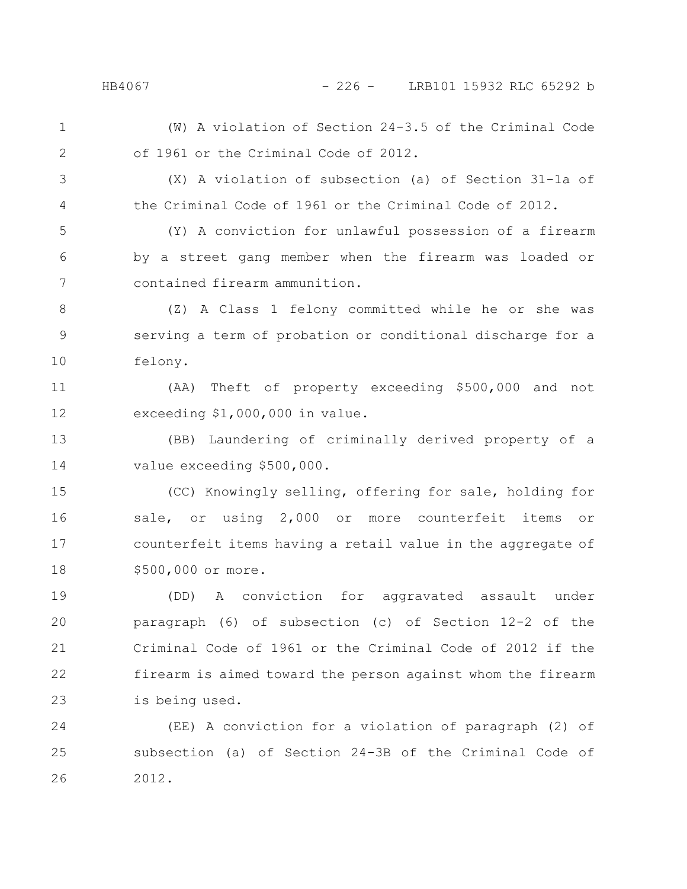(W) A violation of Section 24-3.5 of the Criminal Code of 1961 or the Criminal Code of 2012.

(X) A violation of subsection (a) of Section 31-1a of the Criminal Code of 1961 or the Criminal Code of 2012.

(Y) A conviction for unlawful possession of a firearm by a street gang member when the firearm was loaded or contained firearm ammunition.

(Z) A Class 1 felony committed while he or she was serving a term of probation or conditional discharge for a felony.

(AA) Theft of property exceeding $500,000 and not exceeding $1,000,000 in value.

(BB) Laundering of criminally derived property of a value exceeding $500,000.

(CC) Knowingly selling, offering for sale, holding for sale, or using 2,000 or more counterfeit items or counterfeit items having a retail value in the aggregate of $500,000 or more.

(DD) A conviction for aggravated assault under paragraph (6) of subsection (c) of Section 12-2 of the Criminal Code of 1961 or the Criminal Code of 2012 if the firearm is aimed toward the person against whom the firearm is being used.

(EE) A conviction for a violation of paragraph (2) of subsection (a) of Section 24-3B of the Criminal Code of 2012.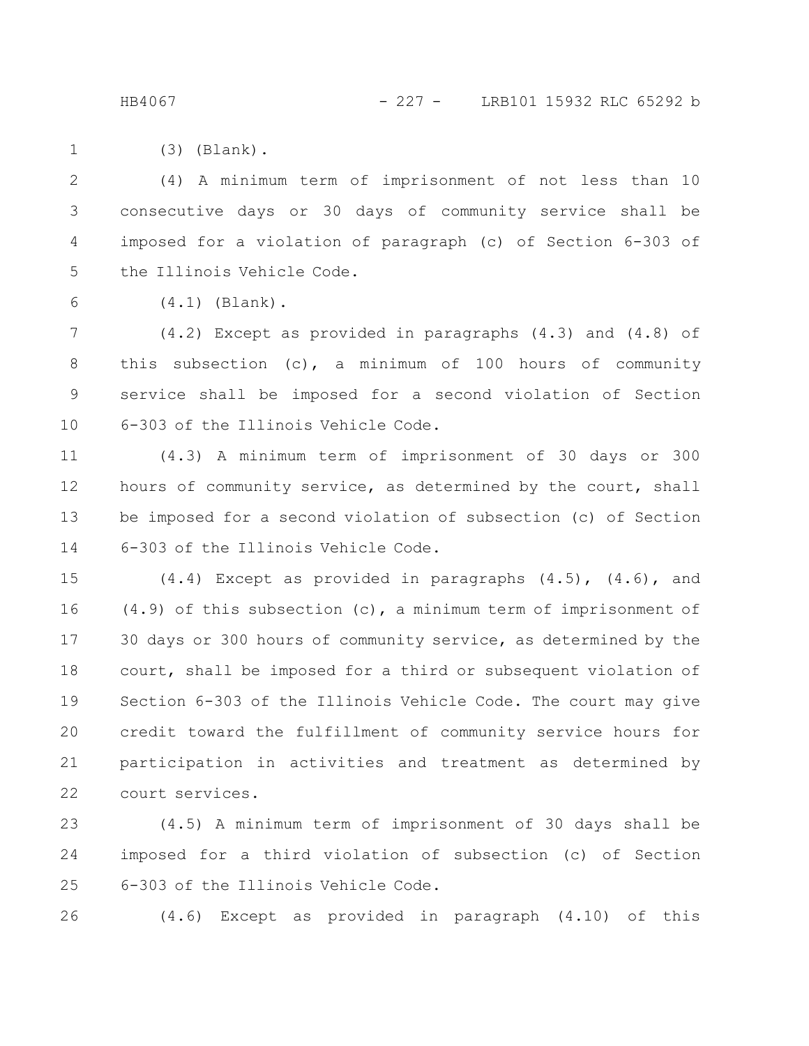(3) (Blank).

(4) A minimum term of imprisonment of not less than 10 consecutive days or 30 days of community service shall be imposed for a violation of paragraph (c) of Section 6-303 of the Illinois Vehicle Code.

(4.1) (Blank).

(4.2) Except as provided in paragraphs (4.3) and (4.8) of this subsection (c), a minimum of 100 hours of community service shall be imposed for a second violation of Section 6-303 of the Illinois Vehicle Code.

(4.3) A minimum term of imprisonment of 30 days or 300 hours of community service, as determined by the court, shall be imposed for a second violation of subsection (c) of Section 6-303 of the Illinois Vehicle Code.

(4.4) Except as provided in paragraphs (4.5), (4.6), and (4.9) of this subsection (c), a minimum term of imprisonment of 30 days or 300 hours of community service, as determined by the court, shall be imposed for a third or subsequent violation of Section 6-303 of the Illinois Vehicle Code. The court may give credit toward the fulfillment of community service hours for participation in activities and treatment as determined by court services.

(4.5) A minimum term of imprisonment of 30 days shall be imposed for a third violation of subsection (c) of Section 6-303 of the Illinois Vehicle Code.

(4.6) Except as provided in paragraph (4.10) of this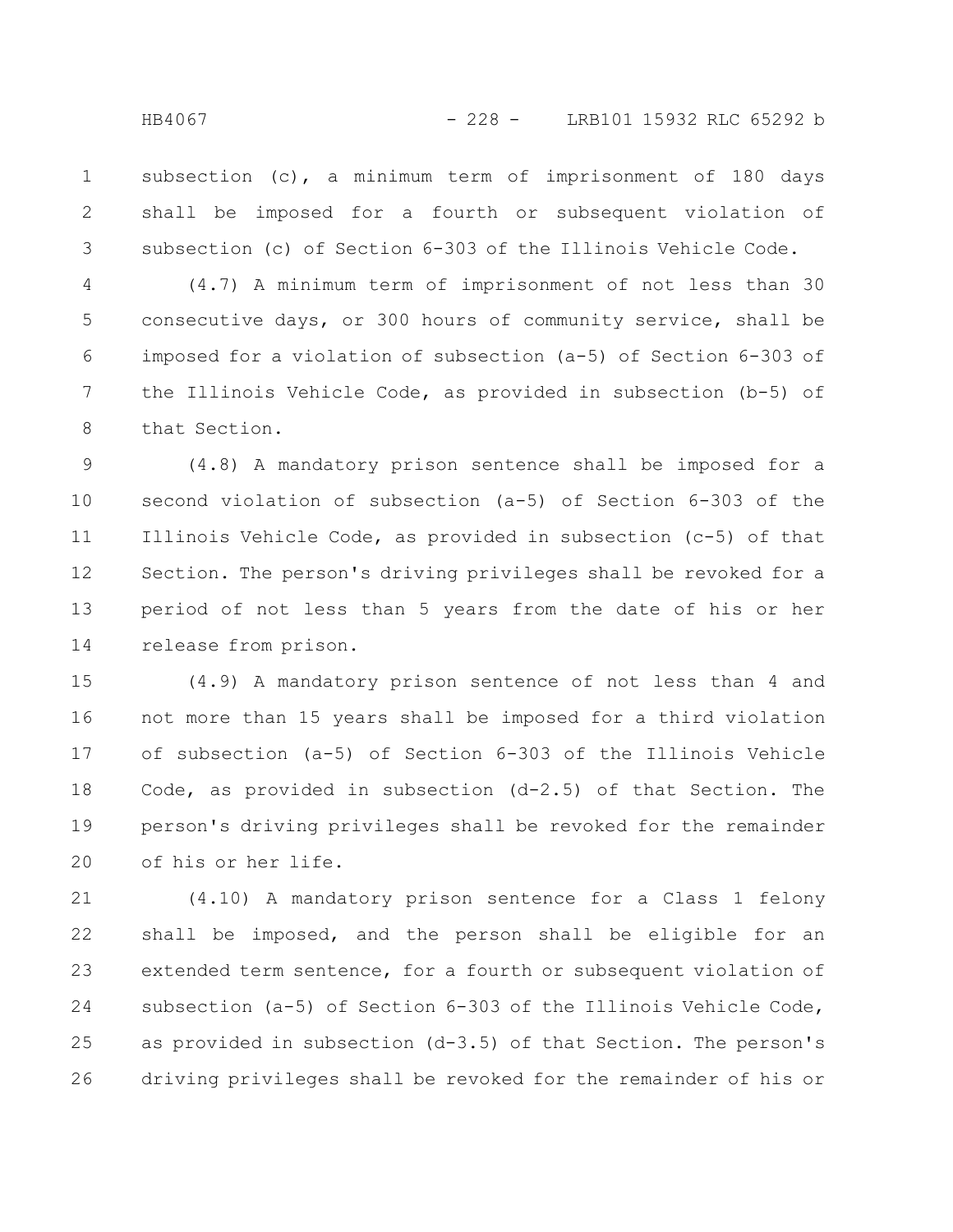subsection (c), a minimum term of imprisonment of 180 days shall be imposed for a fourth or subsequent violation of subsection (c) of Section 6-303 of the Illinois Vehicle Code.

(4.7) A minimum term of imprisonment of not less than 30 consecutive days, or 300 hours of community service, shall be imposed for a violation of subsection (a-5) of Section 6-303 of the Illinois Vehicle Code, as provided in subsection (b-5) of that Section.

(4.8) A mandatory prison sentence shall be imposed for a second violation of subsection (a-5) of Section 6-303 of the Illinois Vehicle Code, as provided in subsection (c-5) of that Section. The person's driving privileges shall be revoked for a period of not less than 5 years from the date of his or her release from prison.

(4.9) A mandatory prison sentence of not less than 4 and not more than 15 years shall be imposed for a third violation of subsection (a-5) of Section 6-303 of the Illinois Vehicle Code, as provided in subsection (d-2.5) of that Section. The person's driving privileges shall be revoked for the remainder of his or her life.

(4.10) A mandatory prison sentence for a Class 1 felony shall be imposed, and the person shall be eligible for an extended term sentence, for a fourth or subsequent violation of subsection (a-5) of Section 6-303 of the Illinois Vehicle Code, as provided in subsection (d-3.5) of that Section. The person's driving privileges shall be revoked for the remainder of his or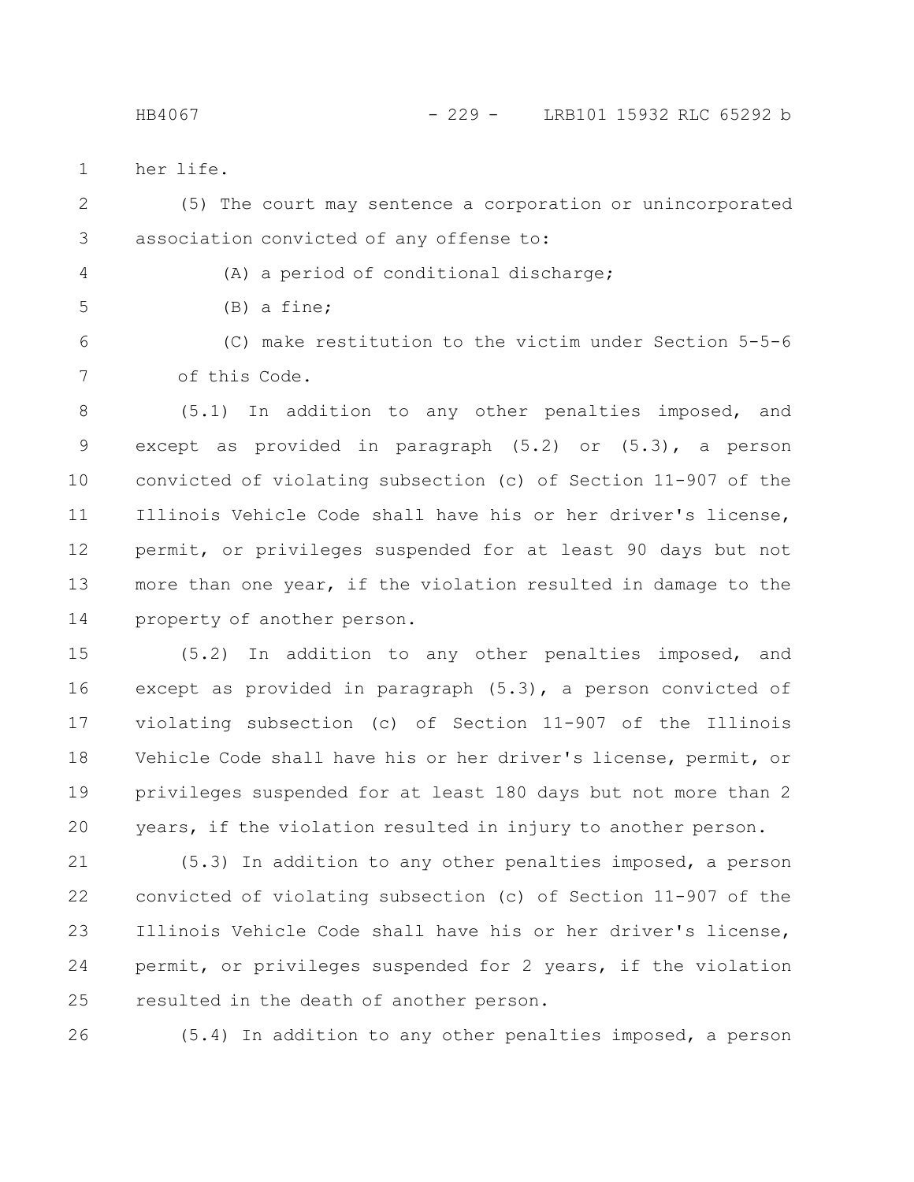her life.

(5) The court may sentence a corporation or unincorporated association convicted of any offense to:

(A) a period of conditional discharge;

(B) a fine;

(C) make restitution to the victim under Section 5-5-6 of this Code.

(5.1) In addition to any other penalties imposed, and except as provided in paragraph (5.2) or (5.3), a person convicted of violating subsection (c) of Section 11-907 of the Illinois Vehicle Code shall have his or her driver's license, permit, or privileges suspended for at least 90 days but not more than one year, if the violation resulted in damage to the property of another person.

(5.2) In addition to any other penalties imposed, and except as provided in paragraph (5.3), a person convicted of violating subsection (c) of Section 11-907 of the Illinois Vehicle Code shall have his or her driver's license, permit, or privileges suspended for at least 180 days but not more than 2 years, if the violation resulted in injury to another person.

(5.3) In addition to any other penalties imposed, a person convicted of violating subsection (c) of Section 11-907 of the Illinois Vehicle Code shall have his or her driver's license, permit, or privileges suspended for 2 years, if the violation resulted in the death of another person.

(5.4) In addition to any other penalties imposed, a person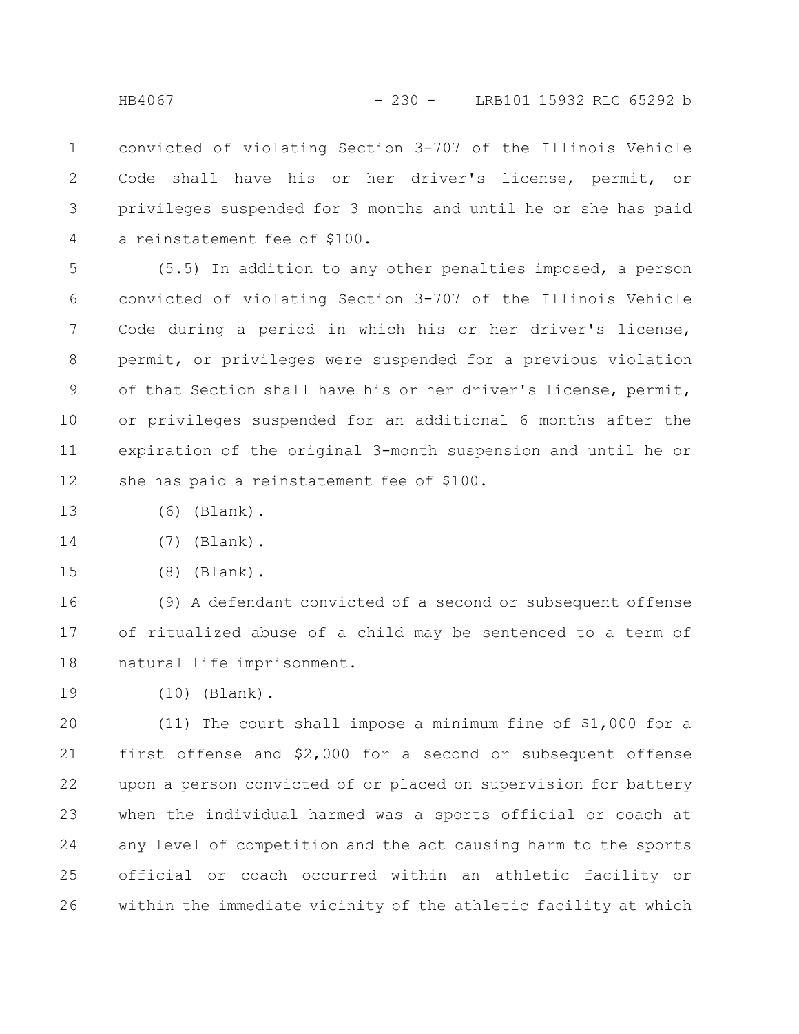convicted of violating Section 3-707 of the Illinois Vehicle Code shall have his or her driver's license, permit, or privileges suspended for 3 months and until he or she has paid a reinstatement fee of $100.

(5.5) In addition to any other penalties imposed, a person convicted of violating Section 3-707 of the Illinois Vehicle Code during a period in which his or her driver's license, permit, or privileges were suspended for a previous violation of that Section shall have his or her driver's license, permit, or privileges suspended for an additional 6 months after the expiration of the original 3-month suspension and until he or she has paid a reinstatement fee of $100.

(6) (Blank).

(7) (Blank).

(8) (Blank).

(9) A defendant convicted of a second or subsequent offense of ritualized abuse of a child may be sentenced to a term of natural life imprisonment.

(10) (Blank).

(11) The court shall impose a minimum fine of $1,000 for a first offense and $2,000 for a second or subsequent offense upon a person convicted of or placed on supervision for battery when the individual harmed was a sports official or coach at any level of competition and the act causing harm to the sports official or coach occurred within an athletic facility or within the immediate vicinity of the athletic facility at which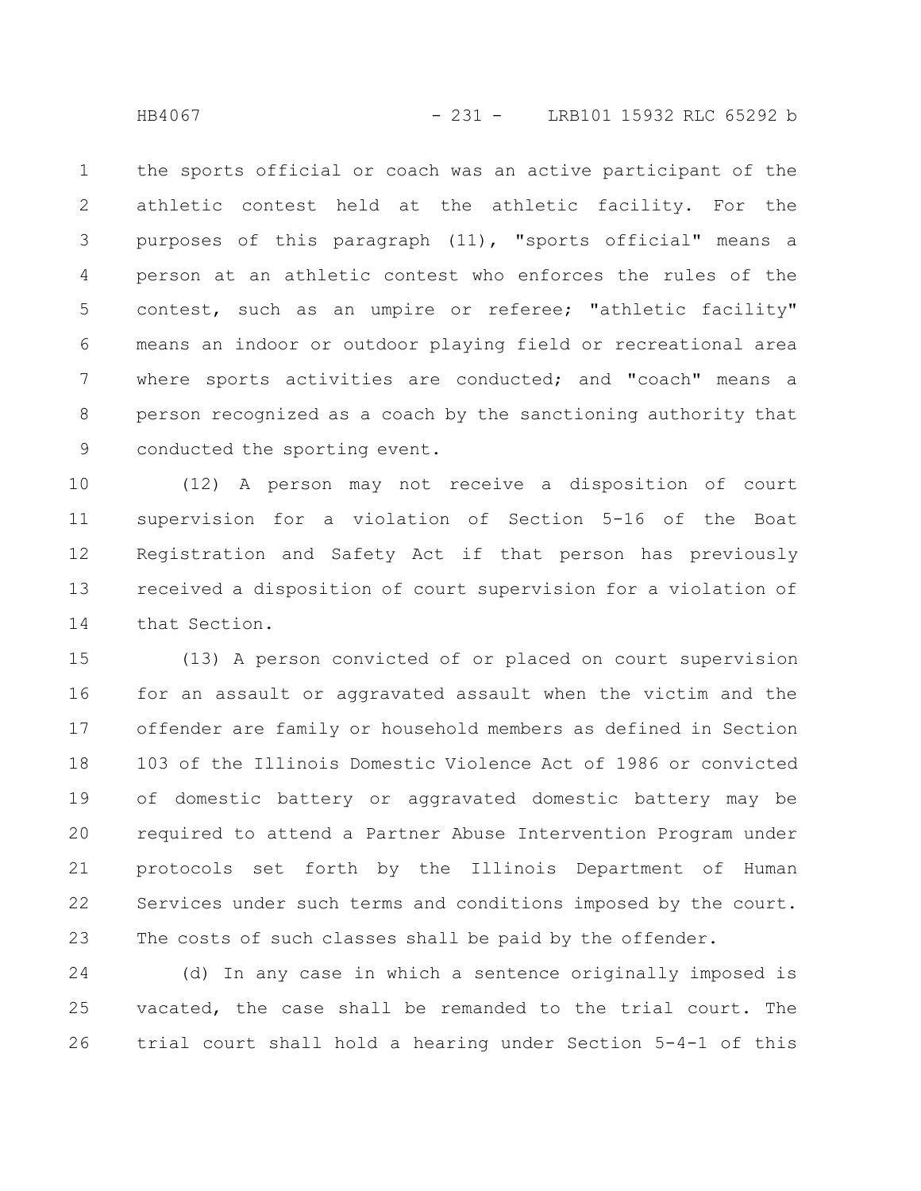the sports official or coach was an active participant of the athletic contest held at the athletic facility. For the purposes of this paragraph (11), "sports official" means a person at an athletic contest who enforces the rules of the contest, such as an umpire or referee; "athletic facility" means an indoor or outdoor playing field or recreational area where sports activities are conducted; and "coach" means a person recognized as a coach by the sanctioning authority that conducted the sporting event.

(12) A person may not receive a disposition of court supervision for a violation of Section 5-16 of the Boat Registration and Safety Act if that person has previously received a disposition of court supervision for a violation of that Section.

(13) A person convicted of or placed on court supervision for an assault or aggravated assault when the victim and the offender are family or household members as defined in Section 103 of the Illinois Domestic Violence Act of 1986 or convicted of domestic battery or aggravated domestic battery may be required to attend a Partner Abuse Intervention Program under protocols set forth by the Illinois Department of Human Services under such terms and conditions imposed by the court. The costs of such classes shall be paid by the offender.

(d) In any case in which a sentence originally imposed is vacated, the case shall be remanded to the trial court. The trial court shall hold a hearing under Section 5-4-1 of this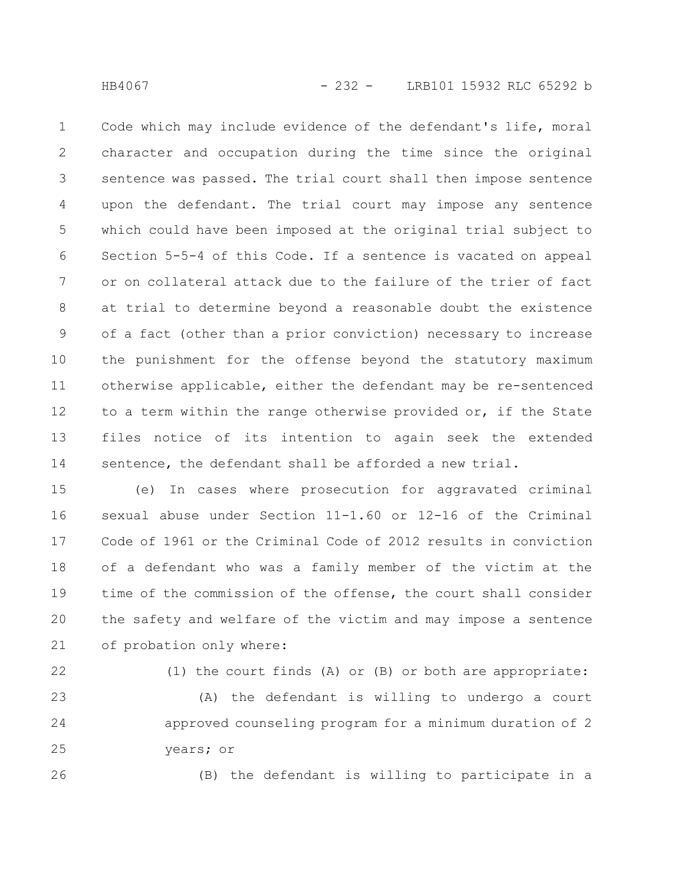Code which may include evidence of the defendant's life, moral character and occupation during the time since the original sentence was passed. The trial court shall then impose sentence upon the defendant. The trial court may impose any sentence which could have been imposed at the original trial subject to Section 5-5-4 of this Code. If a sentence is vacated on appeal or on collateral attack due to the failure of the trier of fact at trial to determine beyond a reasonable doubt the existence of a fact (other than a prior conviction) necessary to increase the punishment for the offense beyond the statutory maximum otherwise applicable, either the defendant may be re-sentenced to a term within the range otherwise provided or, if the State files notice of its intention to again seek the extended sentence, the defendant shall be afforded a new trial.

(e) In cases where prosecution for aggravated criminal sexual abuse under Section 11-1.60 or 12-16 of the Criminal Code of 1961 or the Criminal Code of 2012 results in conviction of a defendant who was a family member of the victim at the time of the commission of the offense, the court shall consider the safety and welfare of the victim and may impose a sentence of probation only where:

(1) the court finds (A) or (B) or both are appropriate:

(A) the defendant is willing to undergo a court approved counseling program for a minimum duration of 2 years; or

(B) the defendant is willing to participate in a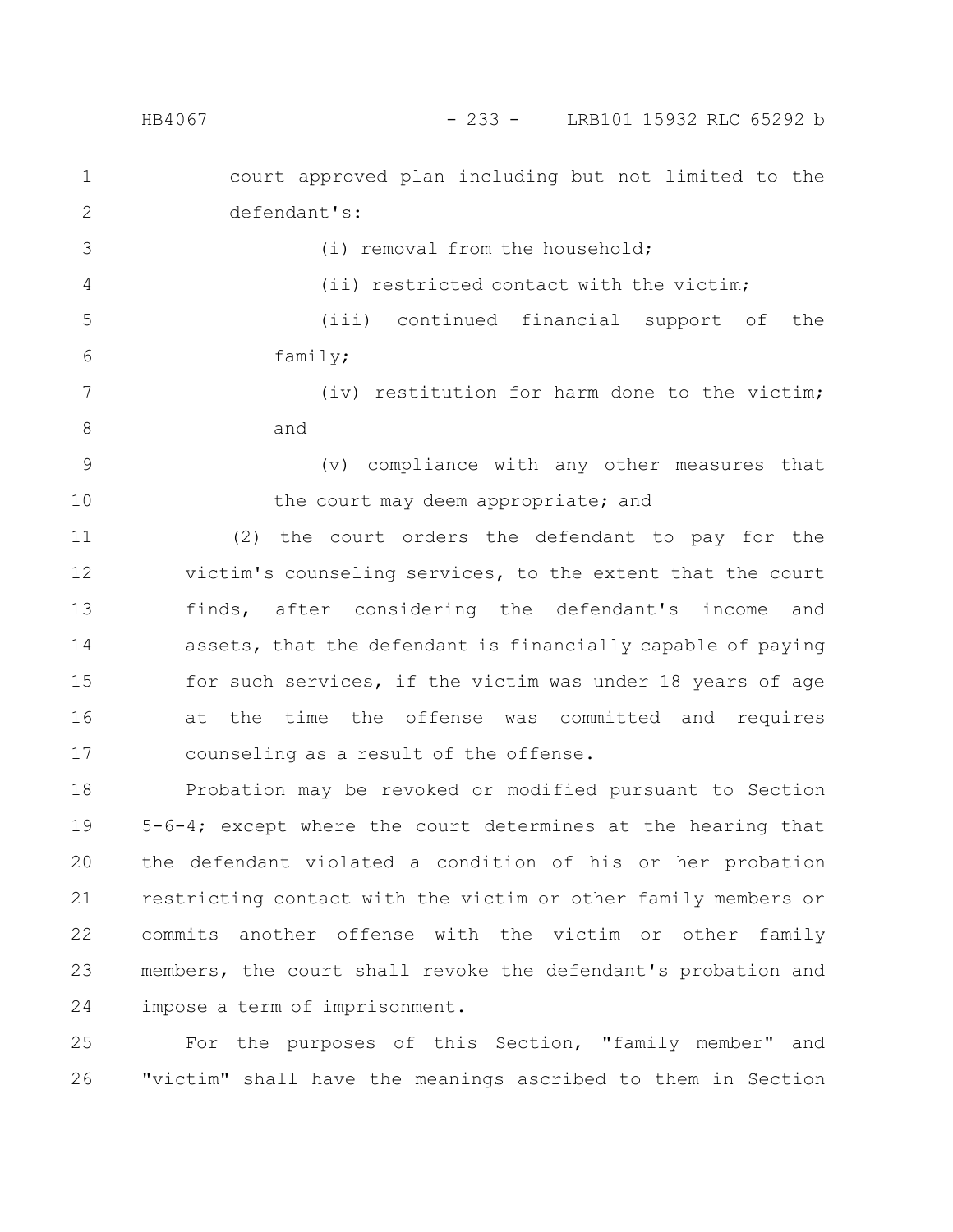court approved plan including but not limited to the defendant's:

(i) removal from the household;

(ii) restricted contact with the victim;

(iii) continued financial support of the family;

(iv) restitution for harm done to the victim; and

(v) compliance with any other measures that the court may deem appropriate; and

(2) the court orders the defendant to pay for the victim's counseling services, to the extent that the court finds, after considering the defendant's income and assets, that the defendant is financially capable of paying for such services, if the victim was under 18 years of age at the time the offense was committed and requires counseling as a result of the offense.

Probation may be revoked or modified pursuant to Section 5-6-4; except where the court determines at the hearing that the defendant violated a condition of his or her probation restricting contact with the victim or other family members or commits another offense with the victim or other family members, the court shall revoke the defendant's probation and impose a term of imprisonment.

For the purposes of this Section, "family member" and "victim" shall have the meanings ascribed to them in Section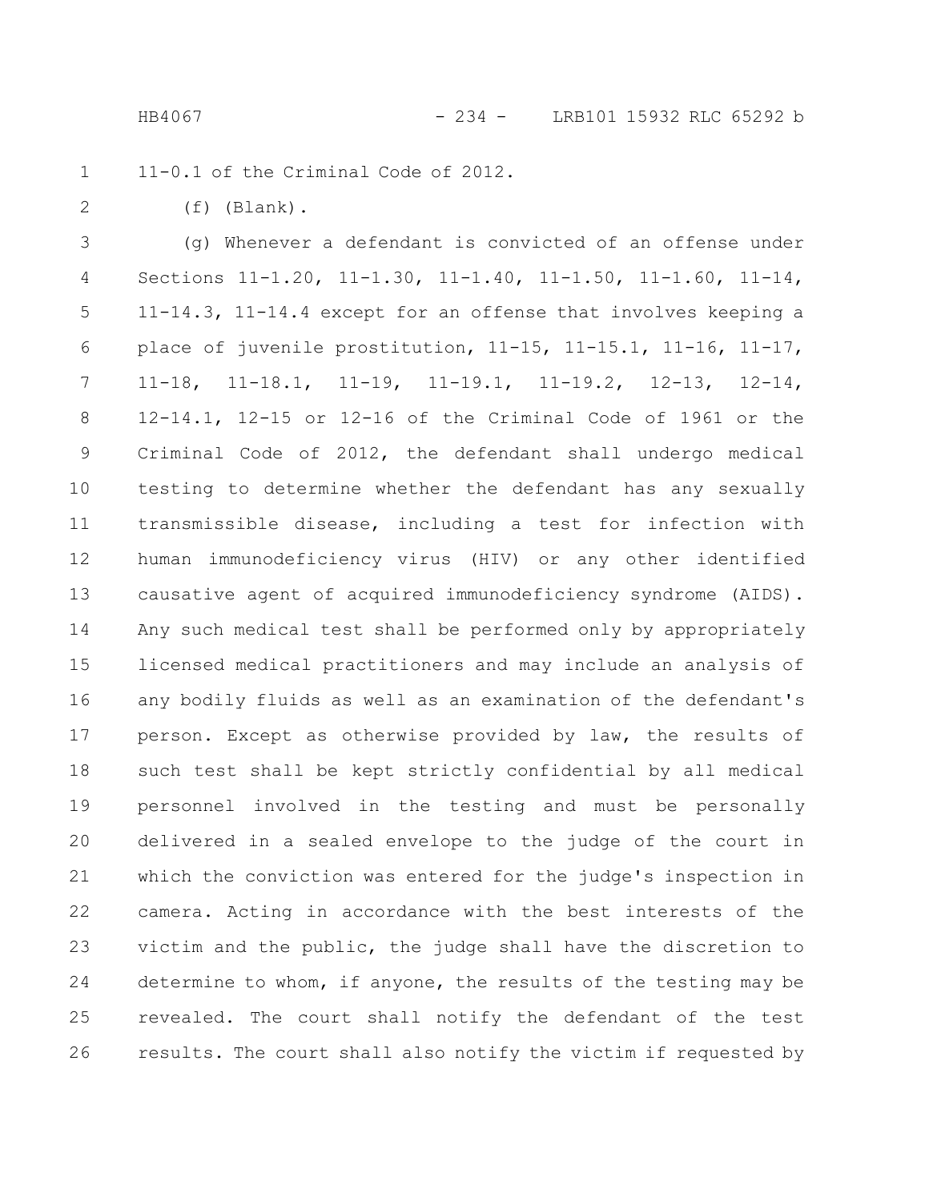11-0.1 of the Criminal Code of 2012.

(f) (Blank).

(g) Whenever a defendant is convicted of an offense under Sections 11-1.20, 11-1.30, 11-1.40, 11-1.50, 11-1.60, 11-14, 11-14.3, 11-14.4 except for an offense that involves keeping a place of juvenile prostitution, 11-15, 11-15.1, 11-16, 11-17, 11-18, 11-18.1, 11-19, 11-19.1, 11-19.2, 12-13, 12-14, 12-14.1, 12-15 or 12-16 of the Criminal Code of 1961 or the Criminal Code of 2012, the defendant shall undergo medical testing to determine whether the defendant has any sexually transmissible disease, including a test for infection with human immunodeficiency virus (HIV) or any other identified causative agent of acquired immunodeficiency syndrome (AIDS). Any such medical test shall be performed only by appropriately licensed medical practitioners and may include an analysis of any bodily fluids as well as an examination of the defendant's person. Except as otherwise provided by law, the results of such test shall be kept strictly confidential by all medical personnel involved in the testing and must be personally delivered in a sealed envelope to the judge of the court in which the conviction was entered for the judge's inspection in camera. Acting in accordance with the best interests of the victim and the public, the judge shall have the discretion to determine to whom, if anyone, the results of the testing may be revealed. The court shall notify the defendant of the test results. The court shall also notify the victim if requested by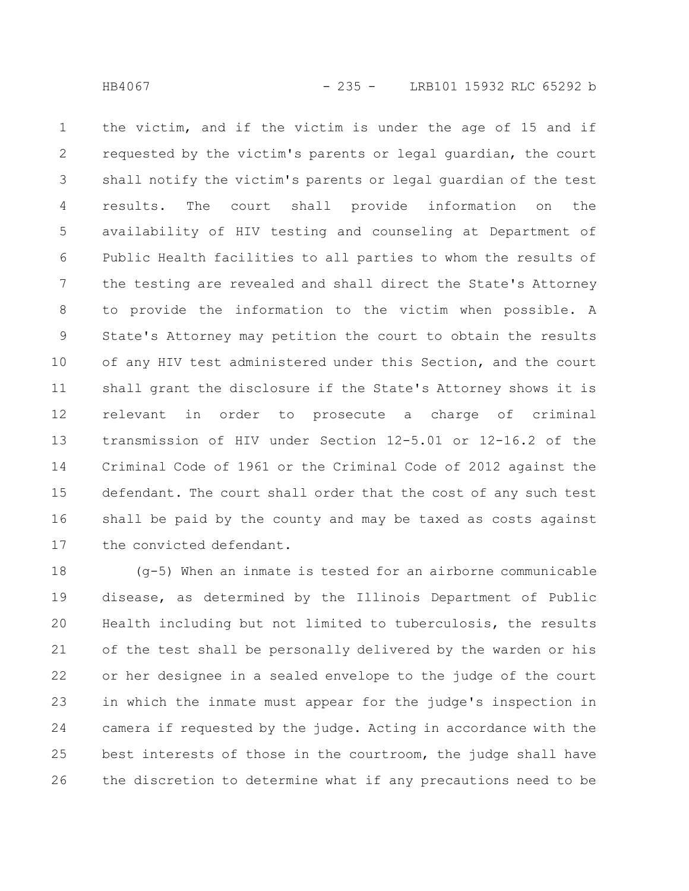the victim, and if the victim is under the age of 15 and if requested by the victim's parents or legal guardian, the court shall notify the victim's parents or legal guardian of the test results. The court shall provide information on the availability of HIV testing and counseling at Department of Public Health facilities to all parties to whom the results of the testing are revealed and shall direct the State's Attorney to provide the information to the victim when possible. A State's Attorney may petition the court to obtain the results of any HIV test administered under this Section, and the court shall grant the disclosure if the State's Attorney shows it is relevant in order to prosecute a charge of criminal transmission of HIV under Section 12-5.01 or 12-16.2 of the Criminal Code of 1961 or the Criminal Code of 2012 against the defendant. The court shall order that the cost of any such test shall be paid by the county and may be taxed as costs against the convicted defendant.

(g-5) When an inmate is tested for an airborne communicable disease, as determined by the Illinois Department of Public Health including but not limited to tuberculosis, the results of the test shall be personally delivered by the warden or his or her designee in a sealed envelope to the judge of the court in which the inmate must appear for the judge's inspection in camera if requested by the judge. Acting in accordance with the best interests of those in the courtroom, the judge shall have the discretion to determine what if any precautions need to be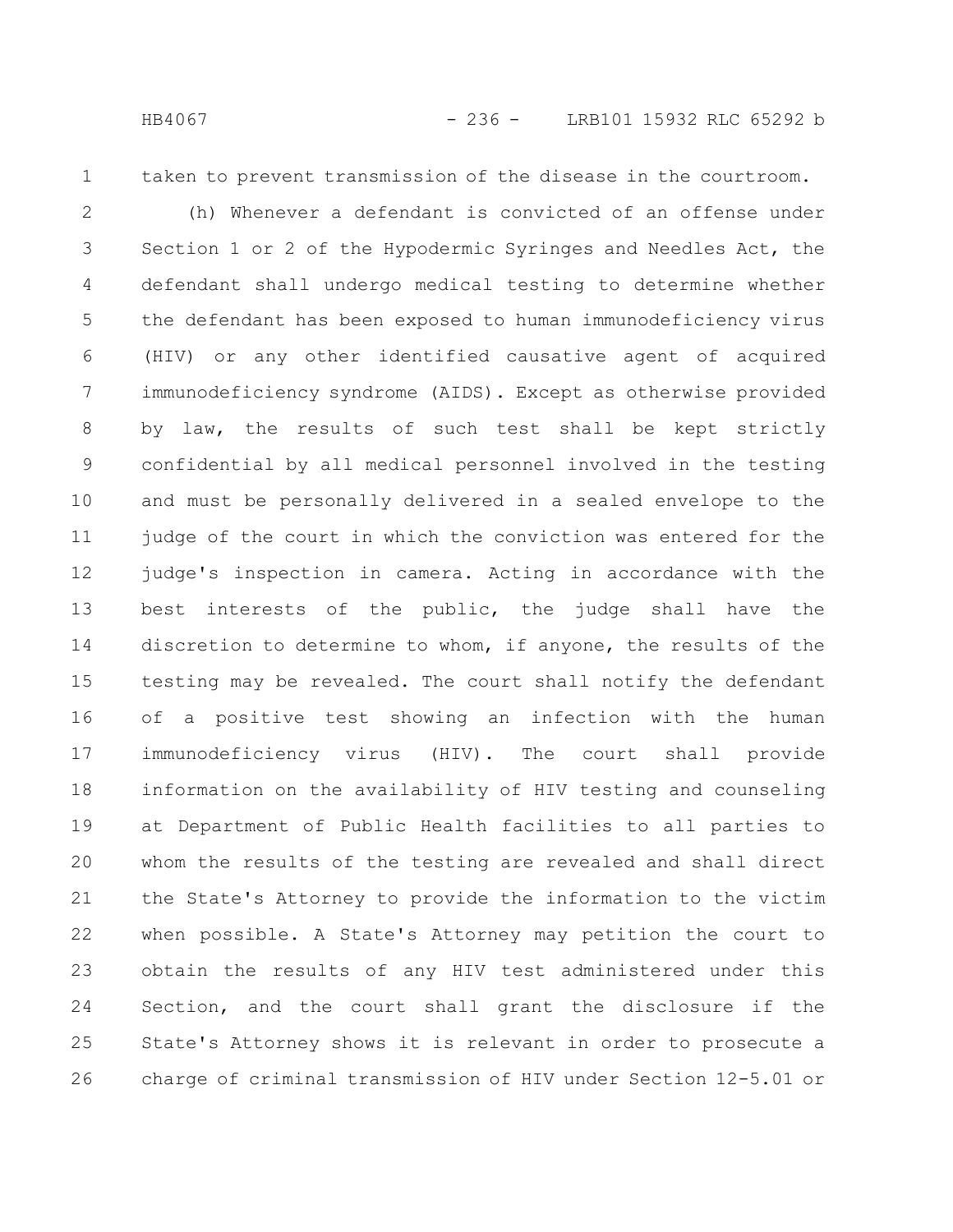taken to prevent transmission of the disease in the courtroom.

(h) Whenever a defendant is convicted of an offense under Section 1 or 2 of the Hypodermic Syringes and Needles Act, the defendant shall undergo medical testing to determine whether the defendant has been exposed to human immunodeficiency virus (HIV) or any other identified causative agent of acquired immunodeficiency syndrome (AIDS). Except as otherwise provided by law, the results of such test shall be kept strictly confidential by all medical personnel involved in the testing and must be personally delivered in a sealed envelope to the judge of the court in which the conviction was entered for the judge's inspection in camera. Acting in accordance with the best interests of the public, the judge shall have the discretion to determine to whom, if anyone, the results of the testing may be revealed. The court shall notify the defendant of a positive test showing an infection with the human immunodeficiency virus (HIV). The court shall provide information on the availability of HIV testing and counseling at Department of Public Health facilities to all parties to whom the results of the testing are revealed and shall direct the State's Attorney to provide the information to the victim when possible. A State's Attorney may petition the court to obtain the results of any HIV test administered under this Section, and the court shall grant the disclosure if the State's Attorney shows it is relevant in order to prosecute a charge of criminal transmission of HIV under Section 12-5.01 or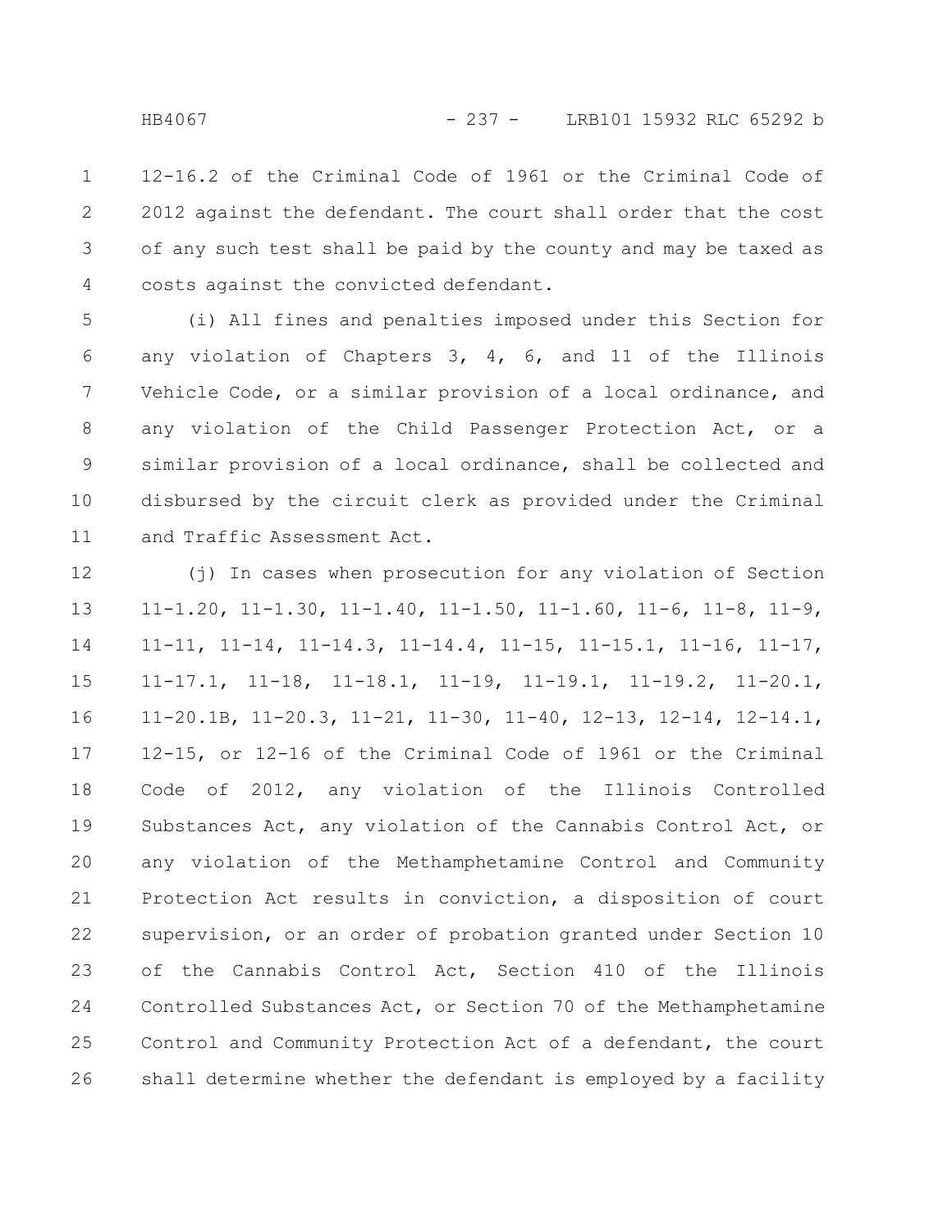12-16.2 of the Criminal Code of 1961 or the Criminal Code of 2012 against the defendant. The court shall order that the cost of any such test shall be paid by the county and may be taxed as costs against the convicted defendant.

(i) All fines and penalties imposed under this Section for any violation of Chapters 3, 4, 6, and 11 of the Illinois Vehicle Code, or a similar provision of a local ordinance, and any violation of the Child Passenger Protection Act, or a similar provision of a local ordinance, shall be collected and disbursed by the circuit clerk as provided under the Criminal and Traffic Assessment Act.

(j) In cases when prosecution for any violation of Section 11-1.20, 11-1.30, 11-1.40, 11-1.50, 11-1.60, 11-6, 11-8, 11-9, 11-11, 11-14, 11-14.3, 11-14.4, 11-15, 11-15.1, 11-16, 11-17, 11-17.1, 11-18, 11-18.1, 11-19, 11-19.1, 11-19.2, 11-20.1, 11-20.1B, 11-20.3, 11-21, 11-30, 11-40, 12-13, 12-14, 12-14.1, 12-15, or 12-16 of the Criminal Code of 1961 or the Criminal Code of 2012, any violation of the Illinois Controlled Substances Act, any violation of the Cannabis Control Act, or any violation of the Methamphetamine Control and Community Protection Act results in conviction, a disposition of court supervision, or an order of probation granted under Section 10 of the Cannabis Control Act, Section 410 of the Illinois Controlled Substances Act, or Section 70 of the Methamphetamine Control and Community Protection Act of a defendant, the court shall determine whether the defendant is employed by a facility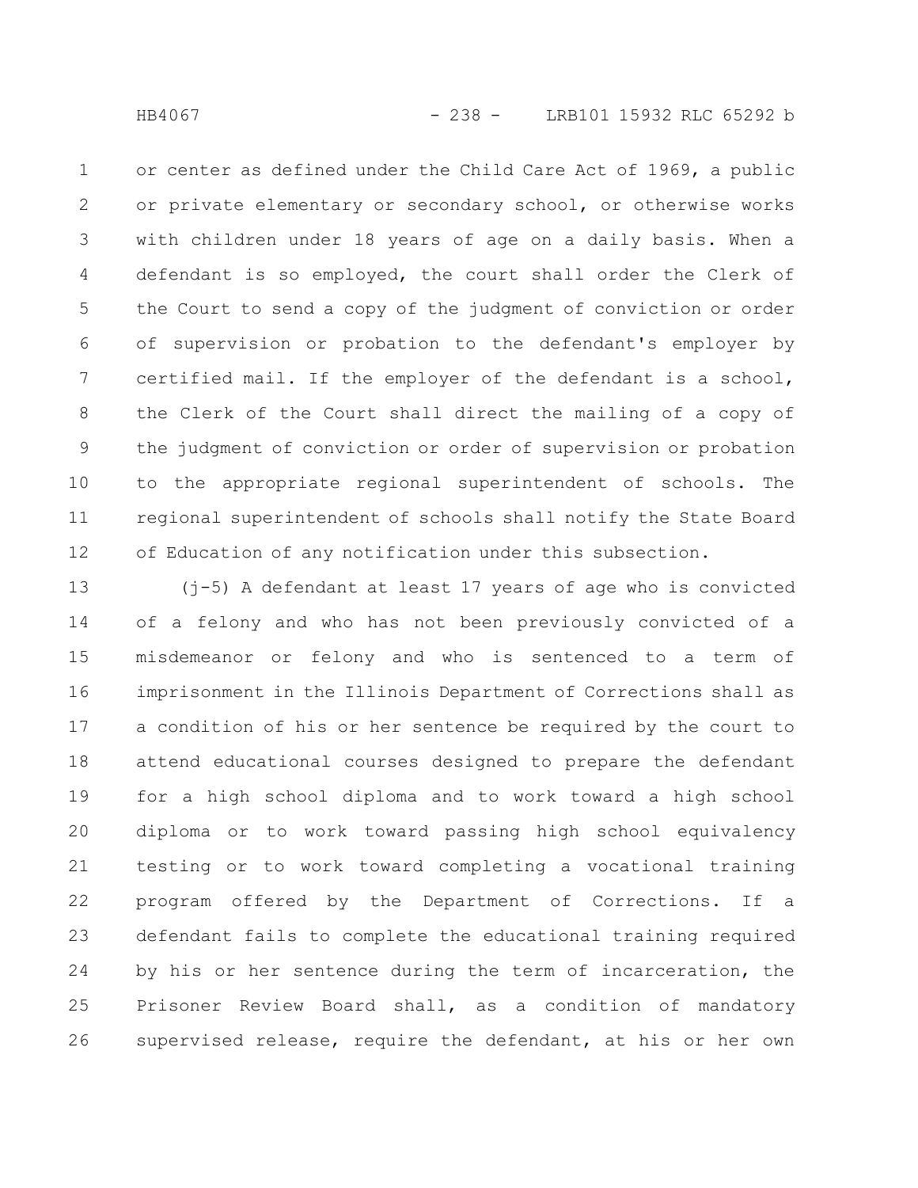or center as defined under the Child Care Act of 1969, a public or private elementary or secondary school, or otherwise works with children under 18 years of age on a daily basis. When a defendant is so employed, the court shall order the Clerk of the Court to send a copy of the judgment of conviction or order of supervision or probation to the defendant's employer by certified mail. If the employer of the defendant is a school, the Clerk of the Court shall direct the mailing of a copy of the judgment of conviction or order of supervision or probation to the appropriate regional superintendent of schools. The regional superintendent of schools shall notify the State Board of Education of any notification under this subsection.

(j-5) A defendant at least 17 years of age who is convicted of a felony and who has not been previously convicted of a misdemeanor or felony and who is sentenced to a term of imprisonment in the Illinois Department of Corrections shall as a condition of his or her sentence be required by the court to attend educational courses designed to prepare the defendant for a high school diploma and to work toward a high school diploma or to work toward passing high school equivalency testing or to work toward completing a vocational training program offered by the Department of Corrections. If a defendant fails to complete the educational training required by his or her sentence during the term of incarceration, the Prisoner Review Board shall, as a condition of mandatory supervised release, require the defendant, at his or her own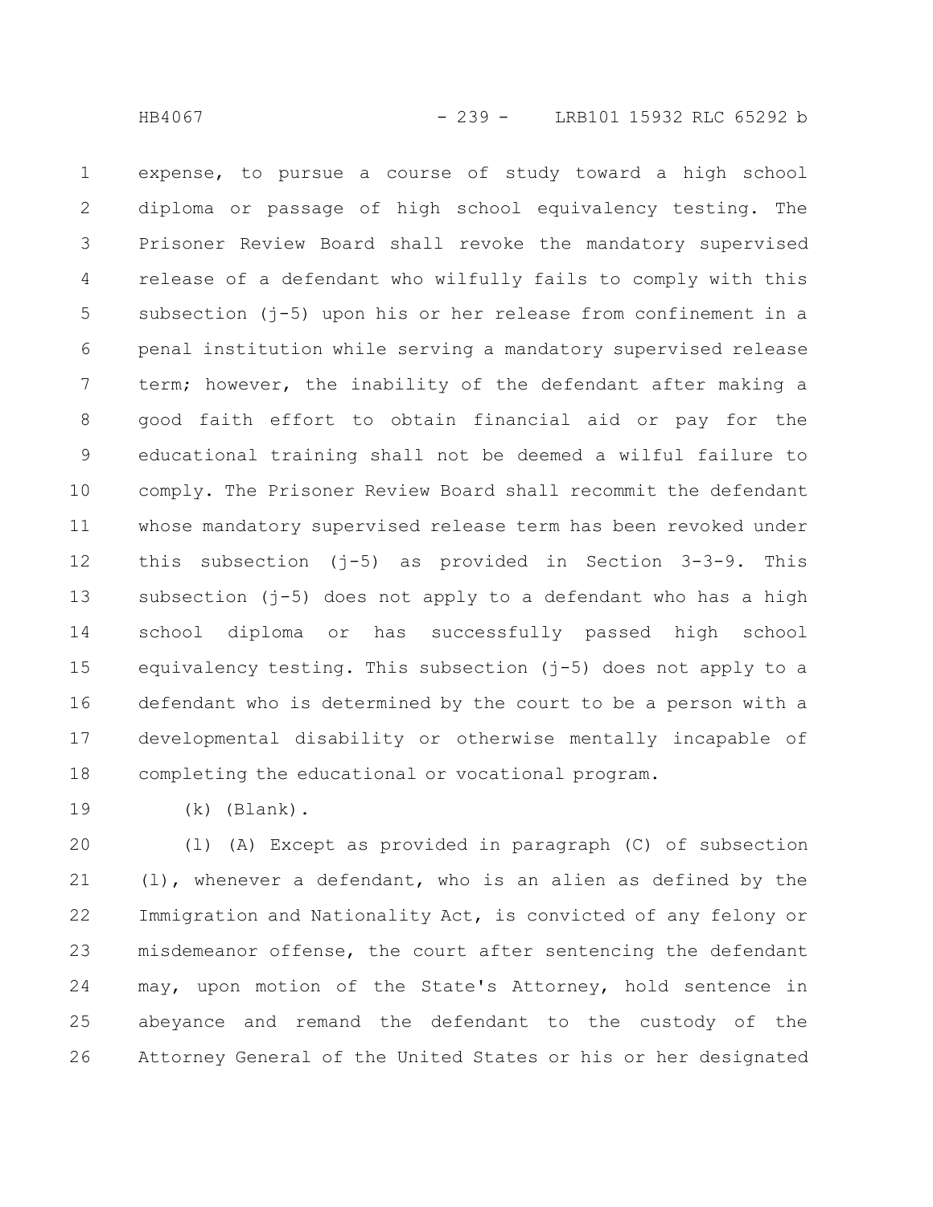expense, to pursue a course of study toward a high school diploma or passage of high school equivalency testing. The Prisoner Review Board shall revoke the mandatory supervised release of a defendant who wilfully fails to comply with this subsection (j-5) upon his or her release from confinement in a penal institution while serving a mandatory supervised release term; however, the inability of the defendant after making a good faith effort to obtain financial aid or pay for the educational training shall not be deemed a wilful failure to comply. The Prisoner Review Board shall recommit the defendant whose mandatory supervised release term has been revoked under this subsection (j-5) as provided in Section 3-3-9. This subsection (j-5) does not apply to a defendant who has a high school diploma or has successfully passed high school equivalency testing. This subsection (j-5) does not apply to a defendant who is determined by the court to be a person with a developmental disability or otherwise mentally incapable of completing the educational or vocational program.

(k) (Blank).

(l) (A) Except as provided in paragraph (C) of subsection (l), whenever a defendant, who is an alien as defined by the Immigration and Nationality Act, is convicted of any felony or misdemeanor offense, the court after sentencing the defendant may, upon motion of the State's Attorney, hold sentence in abeyance and remand the defendant to the custody of the Attorney General of the United States or his or her designated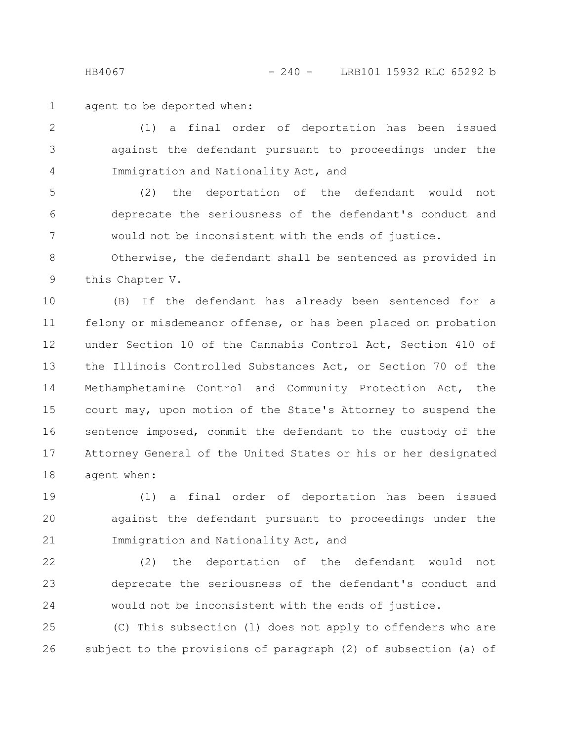agent to be deported when:

(1) a final order of deportation has been issued against the defendant pursuant to proceedings under the Immigration and Nationality Act, and

(2) the deportation of the defendant would not deprecate the seriousness of the defendant's conduct and would not be inconsistent with the ends of justice.

Otherwise, the defendant shall be sentenced as provided in this Chapter V.

(B) If the defendant has already been sentenced for a felony or misdemeanor offense, or has been placed on probation under Section 10 of the Cannabis Control Act, Section 410 of the Illinois Controlled Substances Act, or Section 70 of the Methamphetamine Control and Community Protection Act, the court may, upon motion of the State's Attorney to suspend the sentence imposed, commit the defendant to the custody of the Attorney General of the United States or his or her designated agent when:

(1) a final order of deportation has been issued against the defendant pursuant to proceedings under the Immigration and Nationality Act, and

(2) the deportation of the defendant would not deprecate the seriousness of the defendant's conduct and would not be inconsistent with the ends of justice.

(C) This subsection (l) does not apply to offenders who are subject to the provisions of paragraph (2) of subsection (a) of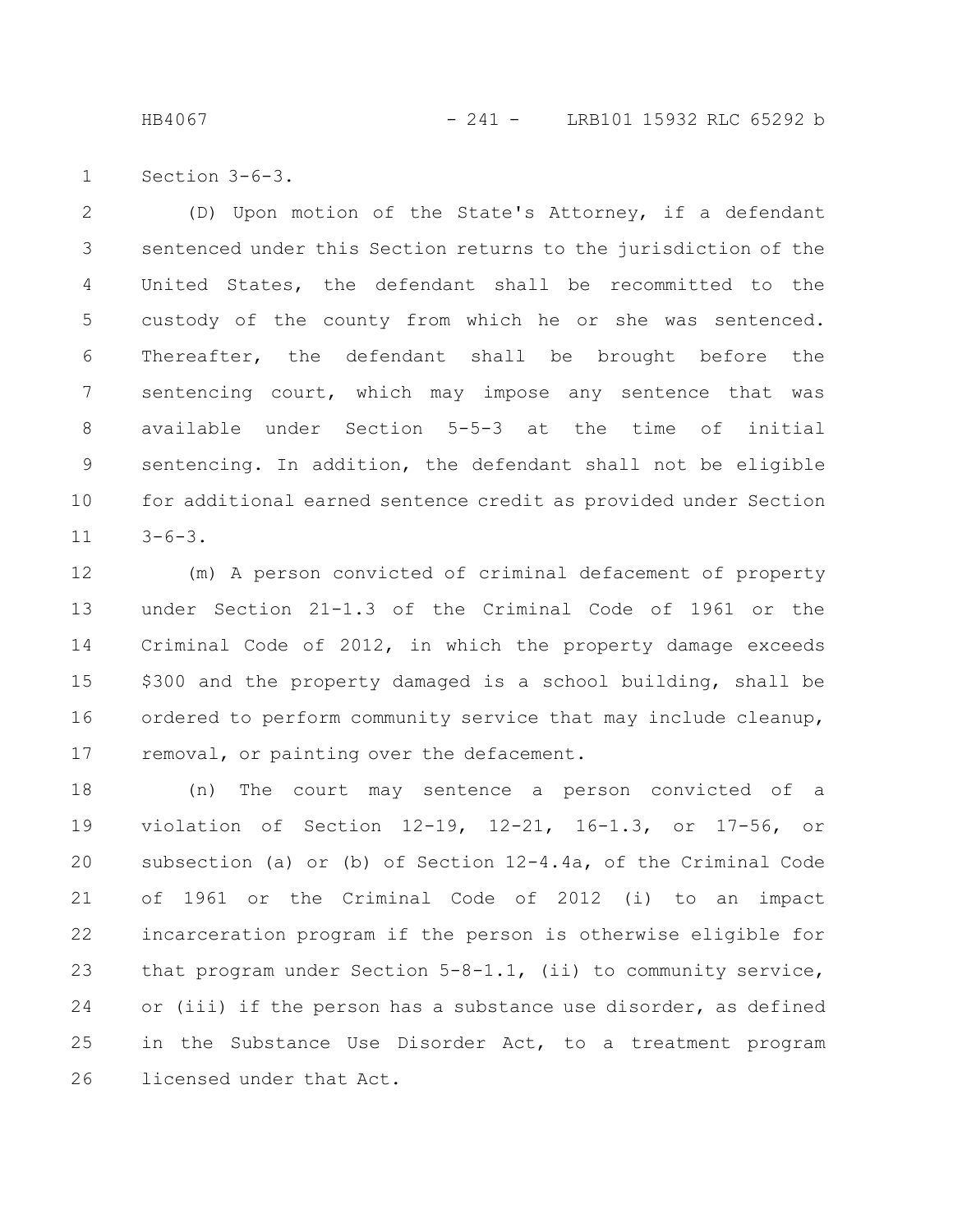Section 3-6-3.

(D) Upon motion of the State's Attorney, if a defendant sentenced under this Section returns to the jurisdiction of the United States, the defendant shall be recommitted to the custody of the county from which he or she was sentenced. Thereafter, the defendant shall be brought before the sentencing court, which may impose any sentence that was available under Section 5-5-3 at the time of initial sentencing. In addition, the defendant shall not be eligible for additional earned sentence credit as provided under Section 3-6-3.

(m) A person convicted of criminal defacement of property under Section 21-1.3 of the Criminal Code of 1961 or the Criminal Code of 2012, in which the property damage exceeds $300 and the property damaged is a school building, shall be ordered to perform community service that may include cleanup, removal, or painting over the defacement.

(n) The court may sentence a person convicted of a violation of Section 12-19, 12-21, 16-1.3, or 17-56, or subsection (a) or (b) of Section 12-4.4a, of the Criminal Code of 1961 or the Criminal Code of 2012 (i) to an impact incarceration program if the person is otherwise eligible for that program under Section 5-8-1.1, (ii) to community service, or (iii) if the person has a substance use disorder, as defined in the Substance Use Disorder Act, to a treatment program licensed under that Act.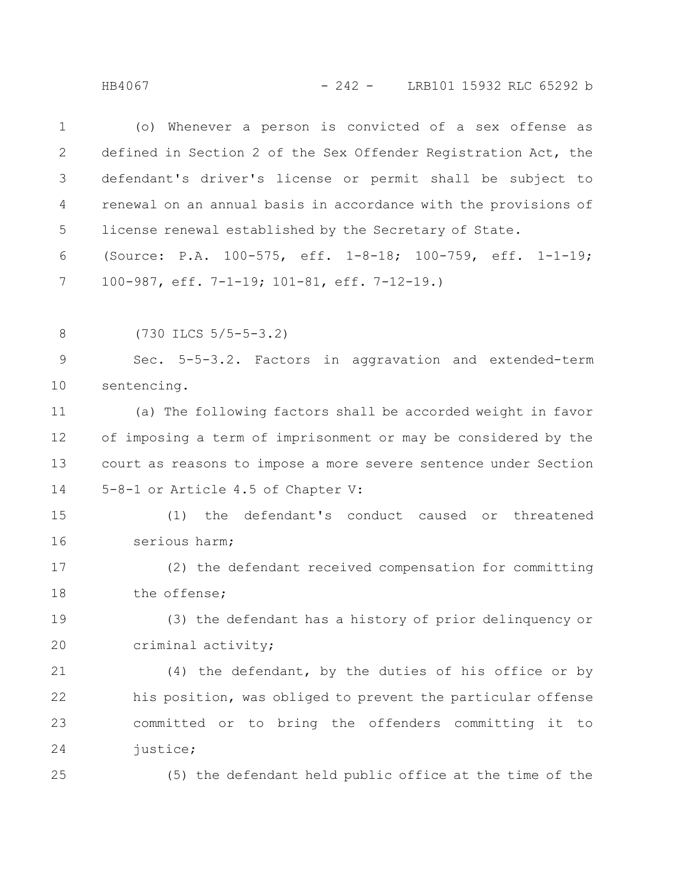(o) Whenever a person is convicted of a sex offense as defined in Section 2 of the Sex Offender Registration Act, the defendant's driver's license or permit shall be subject to renewal on an annual basis in accordance with the provisions of license renewal established by the Secretary of State.

(Source: P.A. 100-575, eff. 1-8-18; 100-759, eff. 1-1-19; 100-987, eff. 7-1-19; 101-81, eff. 7-12-19.)

(730 ILCS 5/5-5-3.2)

Sec. 5-5-3.2. Factors in aggravation and extended-term sentencing.

(a) The following factors shall be accorded weight in favor of imposing a term of imprisonment or may be considered by the court as reasons to impose a more severe sentence under Section 5-8-1 or Article 4.5 of Chapter V:

(1) the defendant's conduct caused or threatened serious harm;

(2) the defendant received compensation for committing the offense;

(3) the defendant has a history of prior delinquency or criminal activity;

(4) the defendant, by the duties of his office or by his position, was obliged to prevent the particular offense committed or to bring the offenders committing it to justice;

(5) the defendant held public office at the time of the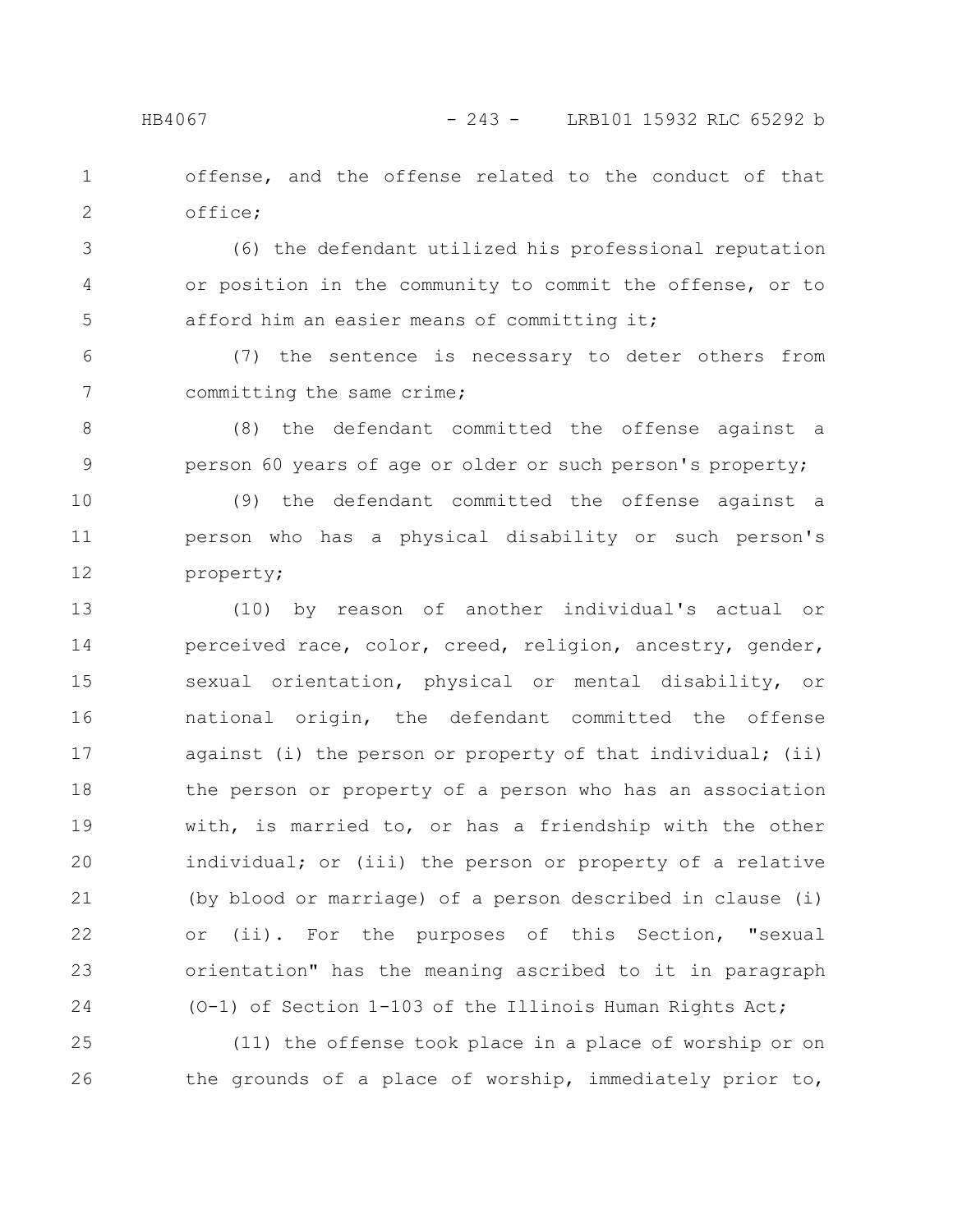offense, and the offense related to the conduct of that office;

(6) the defendant utilized his professional reputation or position in the community to commit the offense, or to afford him an easier means of committing it;

(7) the sentence is necessary to deter others from committing the same crime;

(8) the defendant committed the offense against a person 60 years of age or older or such person's property;

(9) the defendant committed the offense against a person who has a physical disability or such person's property;

(10) by reason of another individual's actual or perceived race, color, creed, religion, ancestry, gender, sexual orientation, physical or mental disability, or national origin, the defendant committed the offense against (i) the person or property of that individual; (ii) the person or property of a person who has an association with, is married to, or has a friendship with the other individual; or (iii) the person or property of a relative (by blood or marriage) of a person described in clause (i) or (ii). For the purposes of this Section, "sexual orientation" has the meaning ascribed to it in paragraph (O-1) of Section 1-103 of the Illinois Human Rights Act;

(11) the offense took place in a place of worship or on the grounds of a place of worship, immediately prior to,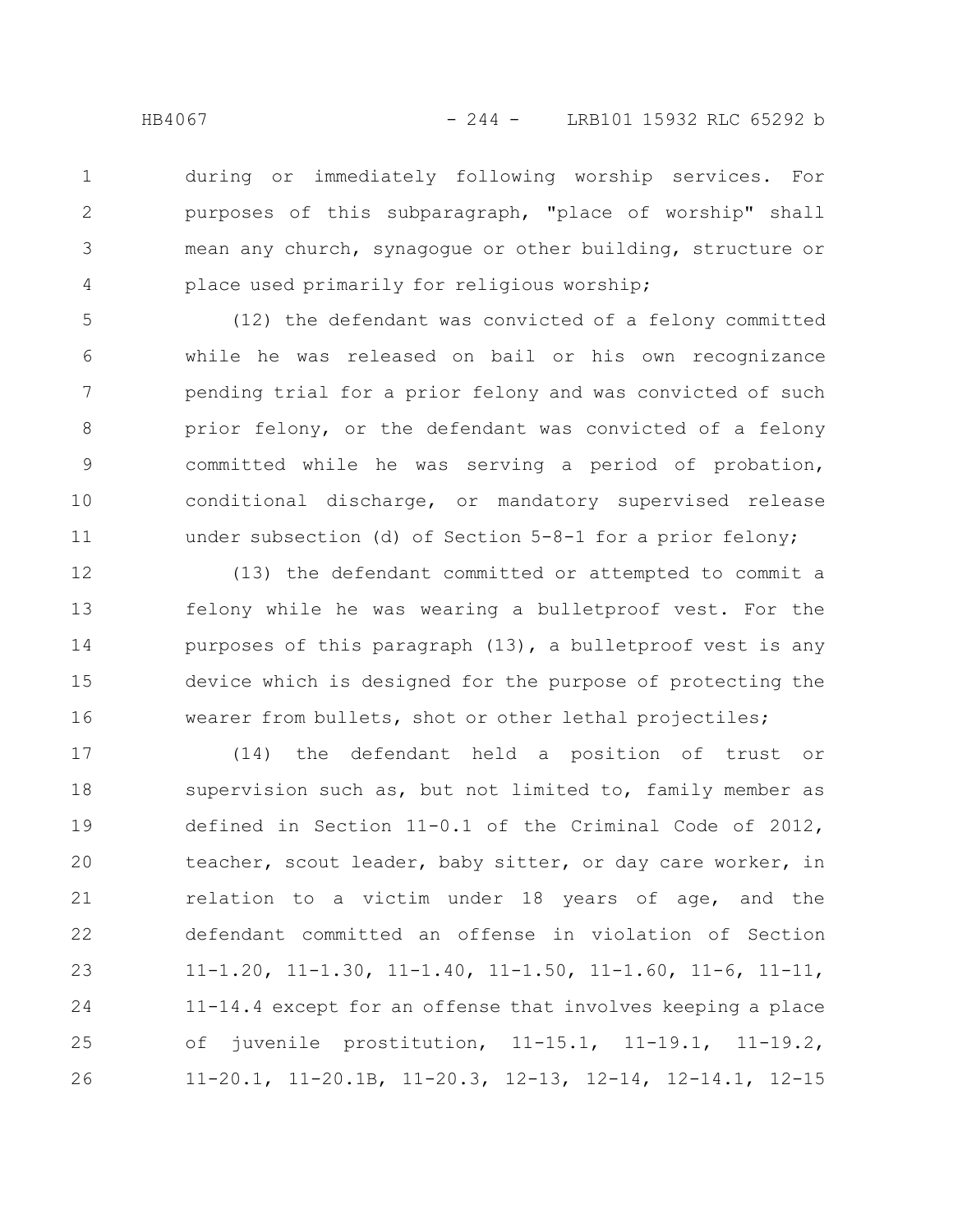during or immediately following worship services. For purposes of this subparagraph, "place of worship" shall mean any church, synagogue or other building, structure or place used primarily for religious worship;

(12) the defendant was convicted of a felony committed while he was released on bail or his own recognizance pending trial for a prior felony and was convicted of such prior felony, or the defendant was convicted of a felony committed while he was serving a period of probation, conditional discharge, or mandatory supervised release under subsection (d) of Section 5-8-1 for a prior felony;

(13) the defendant committed or attempted to commit a felony while he was wearing a bulletproof vest. For the purposes of this paragraph (13), a bulletproof vest is any device which is designed for the purpose of protecting the wearer from bullets, shot or other lethal projectiles;

(14) the defendant held a position of trust or supervision such as, but not limited to, family member as defined in Section 11-0.1 of the Criminal Code of 2012, teacher, scout leader, baby sitter, or day care worker, in relation to a victim under 18 years of age, and the defendant committed an offense in violation of Section 11-1.20, 11-1.30, 11-1.40, 11-1.50, 11-1.60, 11-6, 11-11, 11-14.4 except for an offense that involves keeping a place of juvenile prostitution, 11-15.1, 11-19.1, 11-19.2, 11-20.1, 11-20.1B, 11-20.3, 12-13, 12-14, 12-14.1, 12-15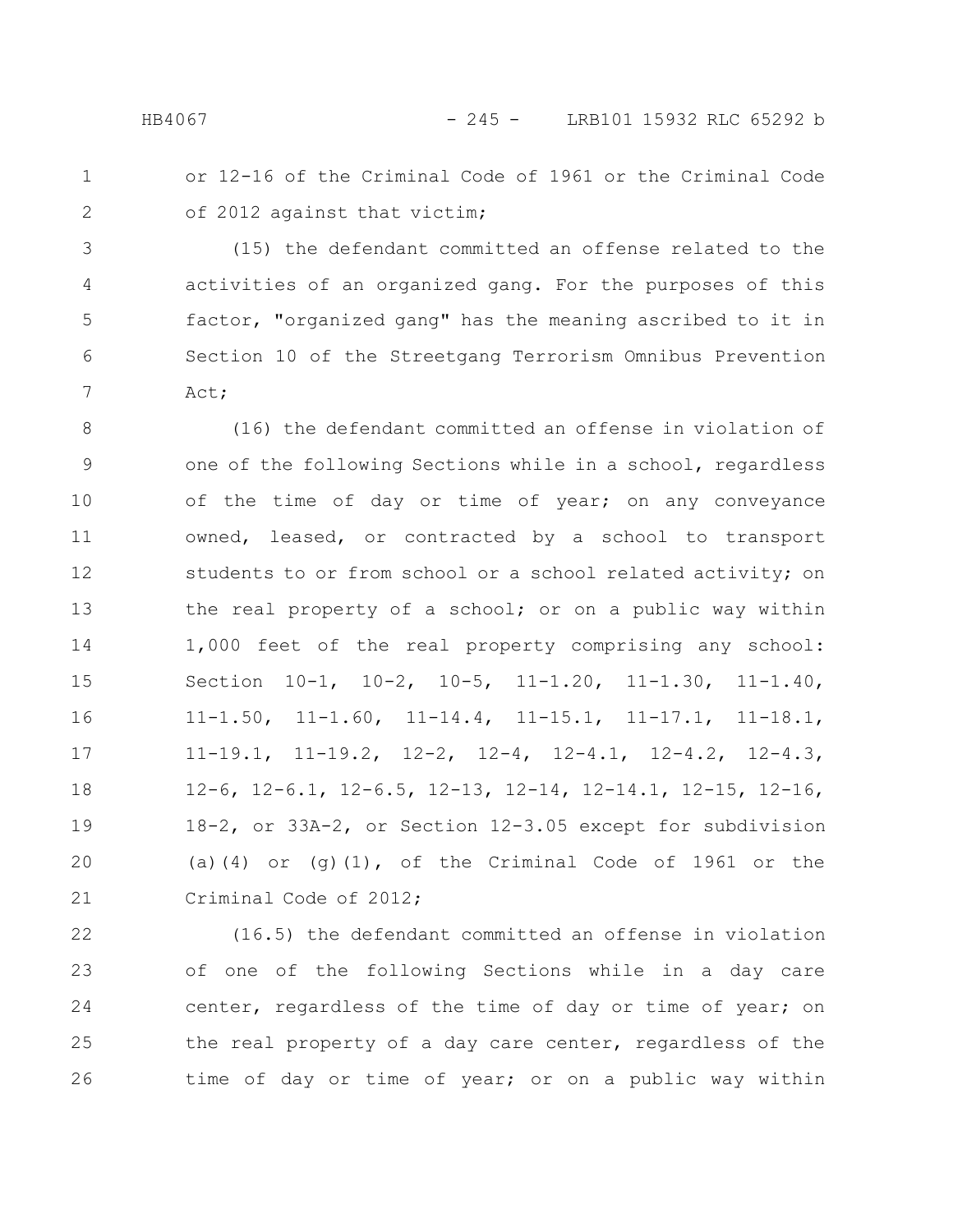or 12-16 of the Criminal Code of 1961 or the Criminal Code of 2012 against that victim;

(15) the defendant committed an offense related to the activities of an organized gang. For the purposes of this factor, "organized gang" has the meaning ascribed to it in Section 10 of the Streetgang Terrorism Omnibus Prevention Act;

(16) the defendant committed an offense in violation of one of the following Sections while in a school, regardless of the time of day or time of year; on any conveyance owned, leased, or contracted by a school to transport students to or from school or a school related activity; on the real property of a school; or on a public way within 1,000 feet of the real property comprising any school: Section 10-1, 10-2, 10-5, 11-1.20, 11-1.30, 11-1.40, 11-1.50, 11-1.60, 11-14.4, 11-15.1, 11-17.1, 11-18.1, 11-19.1, 11-19.2, 12-2, 12-4, 12-4.1, 12-4.2, 12-4.3, 12-6, 12-6.1, 12-6.5, 12-13, 12-14, 12-14.1, 12-15, 12-16, 18-2, or 33A-2, or Section 12-3.05 except for subdivision (a)(4) or (g)(1), of the Criminal Code of 1961 or the Criminal Code of 2012;

(16.5) the defendant committed an offense in violation of one of the following Sections while in a day care center, regardless of the time of day or time of year; on the real property of a day care center, regardless of the time of day or time of year; or on a public way within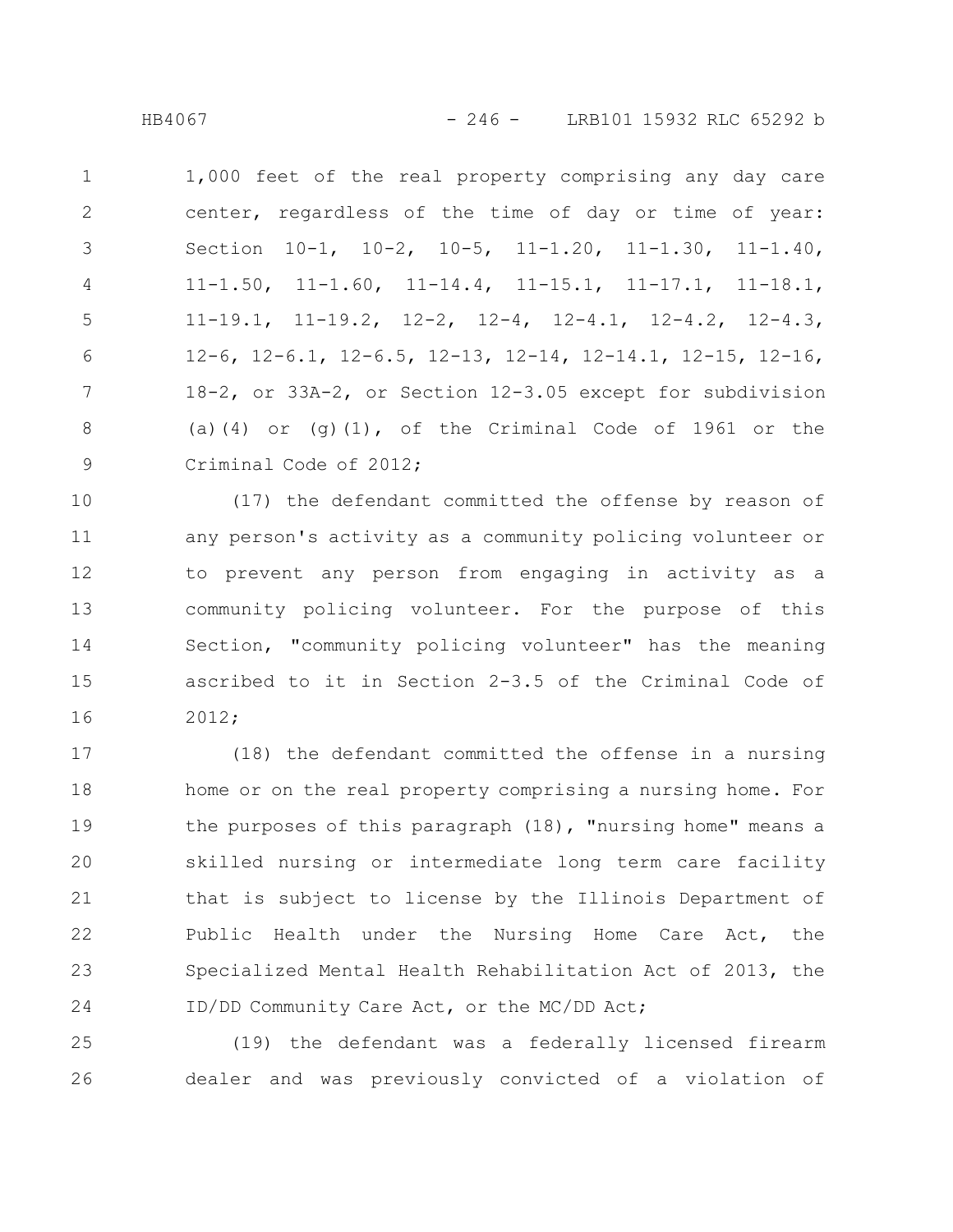1,000 feet of the real property comprising any day care center, regardless of the time of day or time of year: Section 10-1, 10-2, 10-5, 11-1.20, 11-1.30, 11-1.40, 11-1.50, 11-1.60, 11-14.4, 11-15.1, 11-17.1, 11-18.1, 11-19.1, 11-19.2, 12-2, 12-4, 12-4.1, 12-4.2, 12-4.3, 12-6, 12-6.1, 12-6.5, 12-13, 12-14, 12-14.1, 12-15, 12-16, 18-2, or 33A-2, or Section 12-3.05 except for subdivision (a)(4) or (g)(1), of the Criminal Code of 1961 or the Criminal Code of 2012;

(17) the defendant committed the offense by reason of any person's activity as a community policing volunteer or to prevent any person from engaging in activity as a community policing volunteer. For the purpose of this Section, "community policing volunteer" has the meaning ascribed to it in Section 2-3.5 of the Criminal Code of 2012;

(18) the defendant committed the offense in a nursing home or on the real property comprising a nursing home. For the purposes of this paragraph (18), "nursing home" means a skilled nursing or intermediate long term care facility that is subject to license by the Illinois Department of Public Health under the Nursing Home Care Act, the Specialized Mental Health Rehabilitation Act of 2013, the ID/DD Community Care Act, or the MC/DD Act;

(19) the defendant was a federally licensed firearm dealer and was previously convicted of a violation of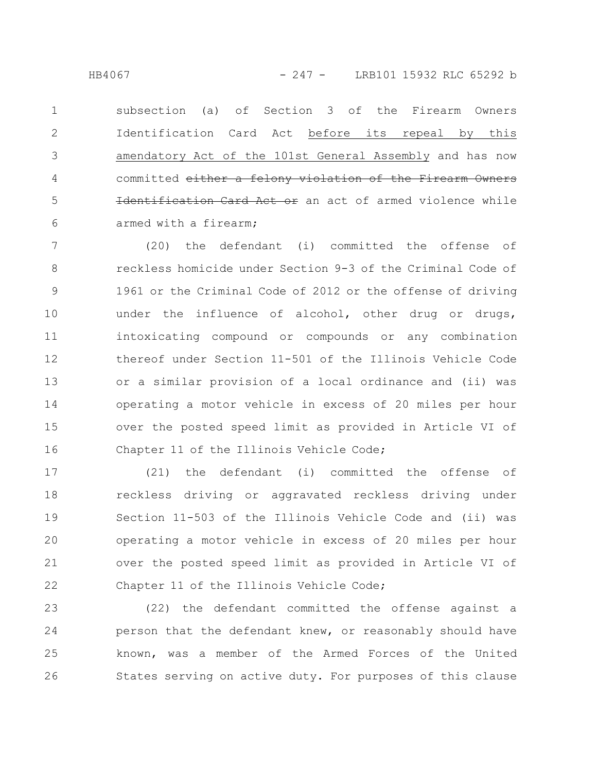subsection (a) of Section 3 of the Firearm Owners Identification Card Act before its repeal by this amendatory Act of the 101st General Assembly and has now committed ~~either a felony violation of the Firearm Owners Identification Card Act or~~ an act of armed violence while armed with a firearm;

(20) the defendant (i) committed the offense of reckless homicide under Section 9-3 of the Criminal Code of 1961 or the Criminal Code of 2012 or the offense of driving under the influence of alcohol, other drug or drugs, intoxicating compound or compounds or any combination thereof under Section 11-501 of the Illinois Vehicle Code or a similar provision of a local ordinance and (ii) was operating a motor vehicle in excess of 20 miles per hour over the posted speed limit as provided in Article VI of Chapter 11 of the Illinois Vehicle Code;

(21) the defendant (i) committed the offense of reckless driving or aggravated reckless driving under Section 11-503 of the Illinois Vehicle Code and (ii) was operating a motor vehicle in excess of 20 miles per hour over the posted speed limit as provided in Article VI of Chapter 11 of the Illinois Vehicle Code;

(22) the defendant committed the offense against a person that the defendant knew, or reasonably should have known, was a member of the Armed Forces of the United States serving on active duty. For purposes of this clause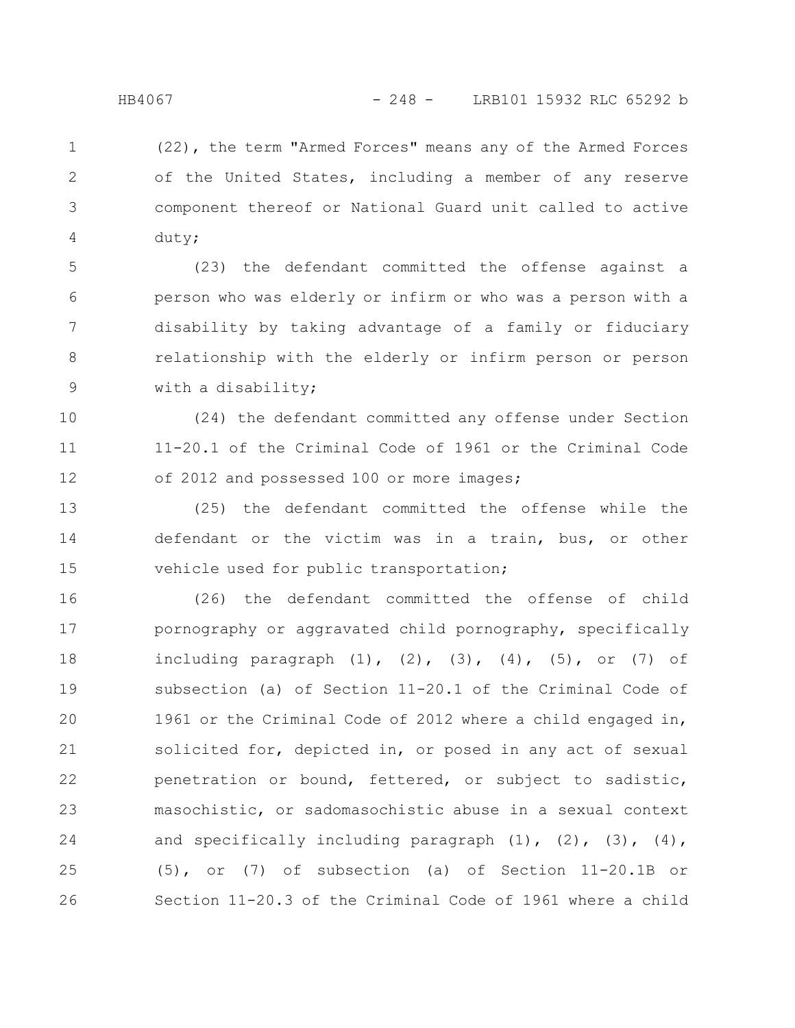(22), the term "Armed Forces" means any of the Armed Forces of the United States, including a member of any reserve component thereof or National Guard unit called to active duty;

(23) the defendant committed the offense against a person who was elderly or infirm or who was a person with a disability by taking advantage of a family or fiduciary relationship with the elderly or infirm person or person with a disability;

(24) the defendant committed any offense under Section 11-20.1 of the Criminal Code of 1961 or the Criminal Code of 2012 and possessed 100 or more images;

(25) the defendant committed the offense while the defendant or the victim was in a train, bus, or other vehicle used for public transportation;

(26) the defendant committed the offense of child pornography or aggravated child pornography, specifically including paragraph (1), (2), (3), (4), (5), or (7) of subsection (a) of Section 11-20.1 of the Criminal Code of 1961 or the Criminal Code of 2012 where a child engaged in, solicited for, depicted in, or posed in any act of sexual penetration or bound, fettered, or subject to sadistic, masochistic, or sadomasochistic abuse in a sexual context and specifically including paragraph (1), (2), (3), (4), (5), or (7) of subsection (a) of Section 11-20.1B or Section 11-20.3 of the Criminal Code of 1961 where a child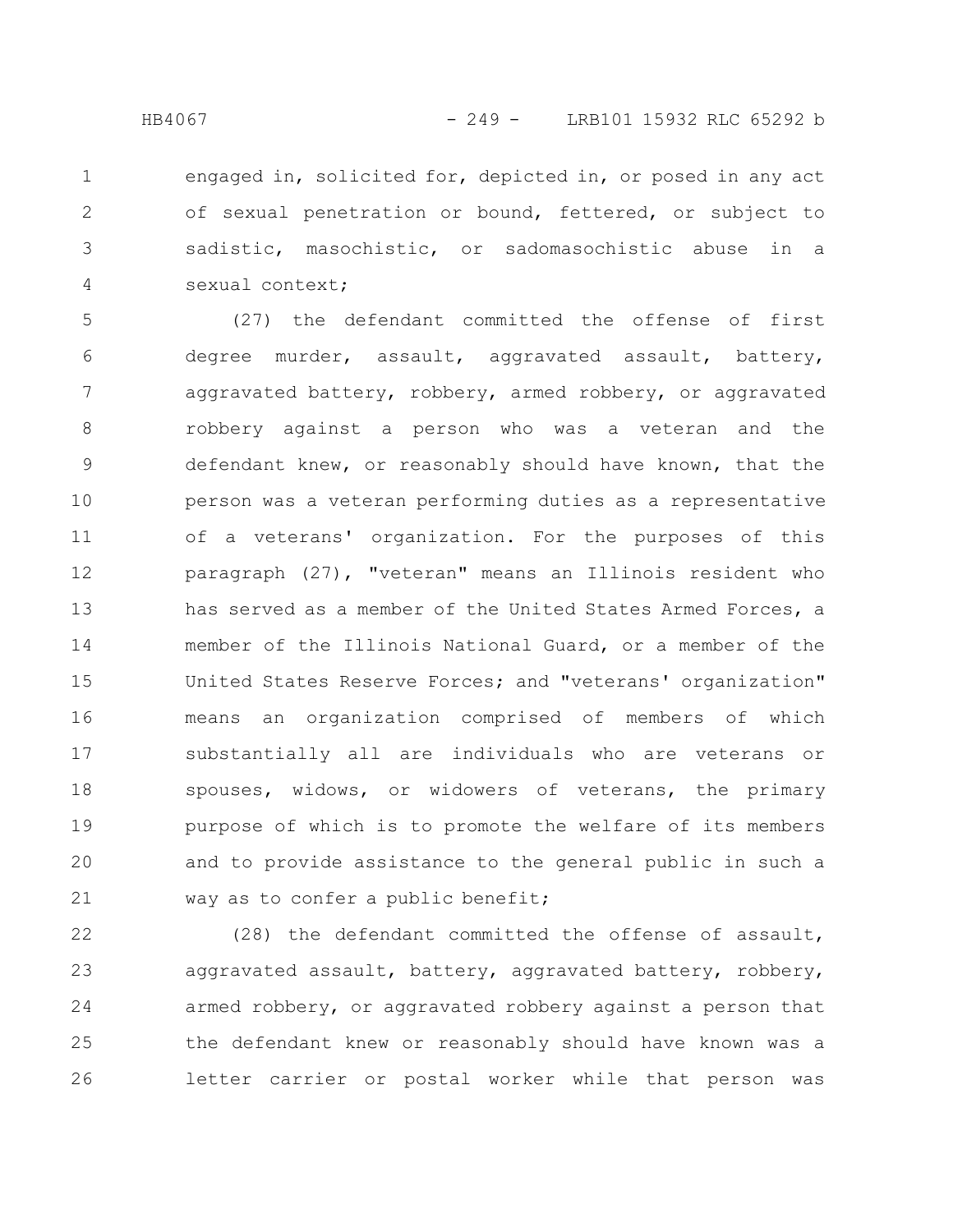engaged in, solicited for, depicted in, or posed in any act of sexual penetration or bound, fettered, or subject to sadistic, masochistic, or sadomasochistic abuse in a sexual context;

(27) the defendant committed the offense of first degree murder, assault, aggravated assault, battery, aggravated battery, robbery, armed robbery, or aggravated robbery against a person who was a veteran and the defendant knew, or reasonably should have known, that the person was a veteran performing duties as a representative of a veterans' organization. For the purposes of this paragraph (27), "veteran" means an Illinois resident who has served as a member of the United States Armed Forces, a member of the Illinois National Guard, or a member of the United States Reserve Forces; and "veterans' organization" means an organization comprised of members of which substantially all are individuals who are veterans or spouses, widows, or widowers of veterans, the primary purpose of which is to promote the welfare of its members and to provide assistance to the general public in such a way as to confer a public benefit;

(28) the defendant committed the offense of assault, aggravated assault, battery, aggravated battery, robbery, armed robbery, or aggravated robbery against a person that the defendant knew or reasonably should have known was a letter carrier or postal worker while that person was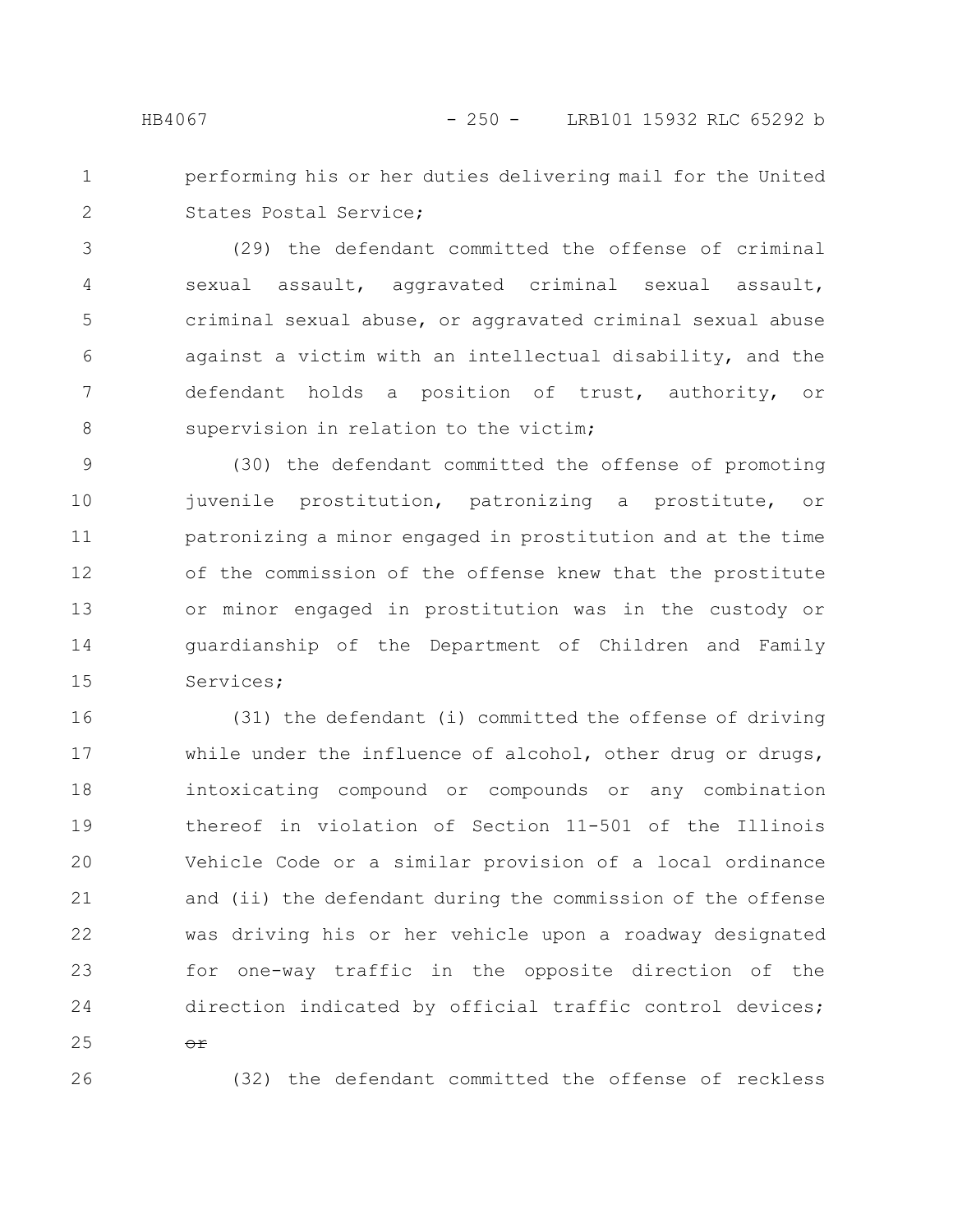performing his or her duties delivering mail for the United States Postal Service;

(29) the defendant committed the offense of criminal sexual assault, aggravated criminal sexual assault, criminal sexual abuse, or aggravated criminal sexual abuse against a victim with an intellectual disability, and the defendant holds a position of trust, authority, or supervision in relation to the victim;

(30) the defendant committed the offense of promoting juvenile prostitution, patronizing a prostitute, or patronizing a minor engaged in prostitution and at the time of the commission of the offense knew that the prostitute or minor engaged in prostitution was in the custody or guardianship of the Department of Children and Family Services;

(31) the defendant (i) committed the offense of driving while under the influence of alcohol, other drug or drugs, intoxicating compound or compounds or any combination thereof in violation of Section 11-501 of the Illinois Vehicle Code or a similar provision of a local ordinance and (ii) the defendant during the commission of the offense was driving his or her vehicle upon a roadway designated for one-way traffic in the opposite direction of the direction indicated by official traffic control devices; ~~or~~

(32) the defendant committed the offense of reckless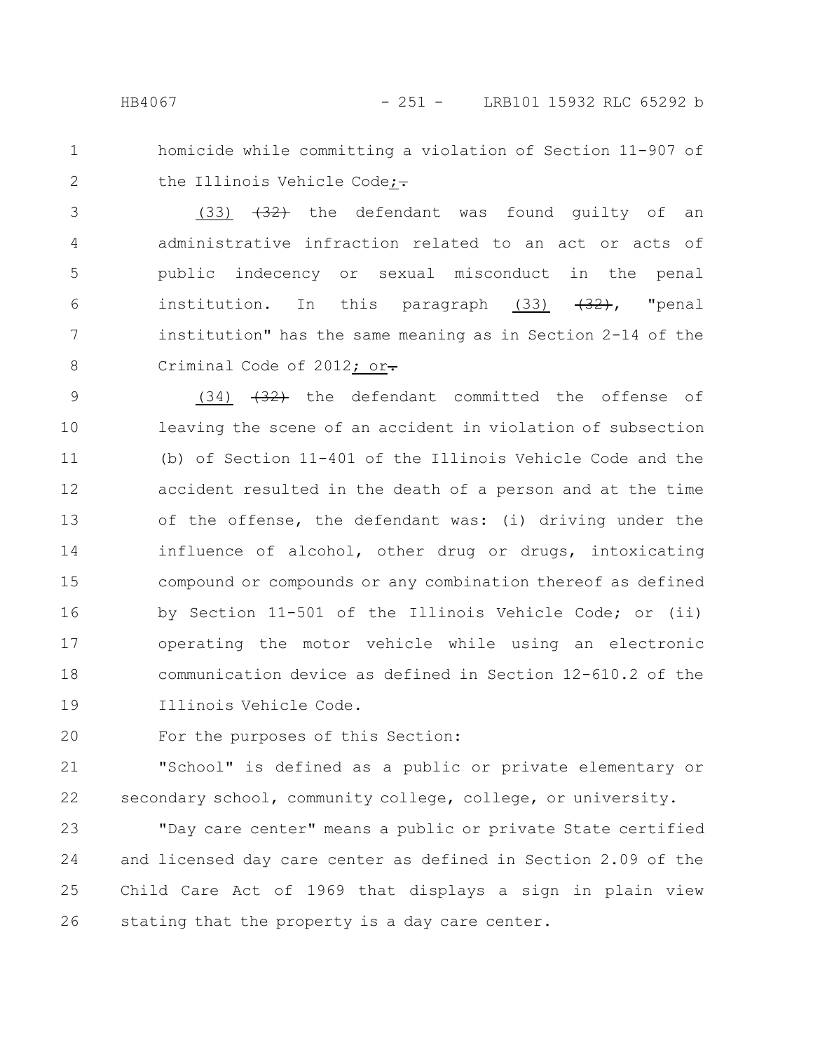homicide while committing a violation of Section 11-907 of the Illinois Vehicle Code; ~~.~~

(33) ~~(32)~~ the defendant was found guilty of an administrative infraction related to an act or acts of public indecency or sexual misconduct in the penal institution. In this paragraph (33) ~~(32)~~, "penal institution" has the same meaning as in Section 2-14 of the Criminal Code of 2012; or ~~.~~

(34) ~~(32)~~ the defendant committed the offense of leaving the scene of an accident in violation of subsection (b) of Section 11-401 of the Illinois Vehicle Code and the accident resulted in the death of a person and at the time of the offense, the defendant was: (i) driving under the influence of alcohol, other drug or drugs, intoxicating compound or compounds or any combination thereof as defined by Section 11-501 of the Illinois Vehicle Code; or (ii) operating the motor vehicle while using an electronic communication device as defined in Section 12-610.2 of the Illinois Vehicle Code.

For the purposes of this Section:

"School" is defined as a public or private elementary or secondary school, community college, college, or university.

"Day care center" means a public or private State certified and licensed day care center as defined in Section 2.09 of the Child Care Act of 1969 that displays a sign in plain view stating that the property is a day care center.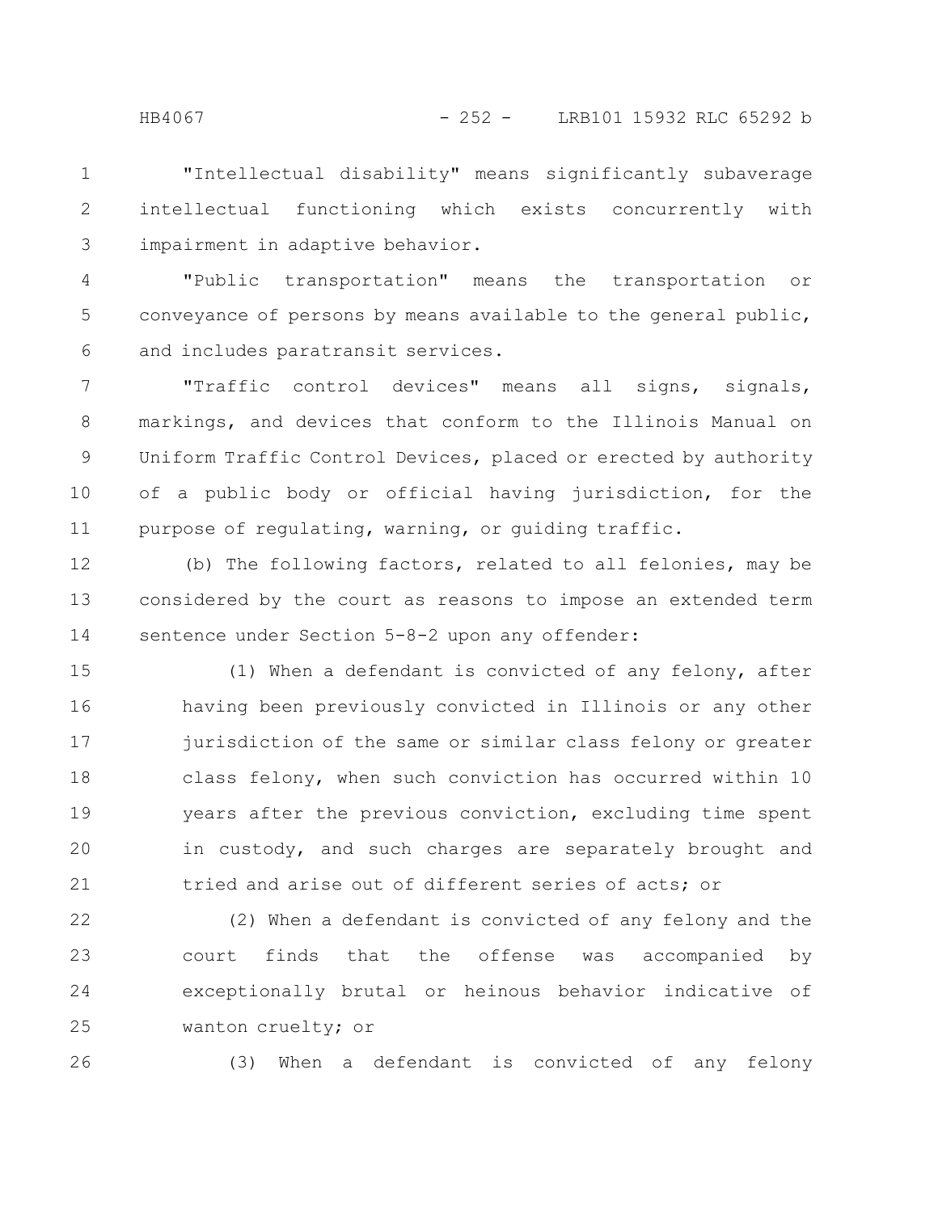"Intellectual disability" means significantly subaverage intellectual functioning which exists concurrently with impairment in adaptive behavior.

"Public transportation" means the transportation or conveyance of persons by means available to the general public, and includes paratransit services.

"Traffic control devices" means all signs, signals, markings, and devices that conform to the Illinois Manual on Uniform Traffic Control Devices, placed or erected by authority of a public body or official having jurisdiction, for the purpose of regulating, warning, or guiding traffic.

(b) The following factors, related to all felonies, may be considered by the court as reasons to impose an extended term sentence under Section 5-8-2 upon any offender:

(1) When a defendant is convicted of any felony, after having been previously convicted in Illinois or any other jurisdiction of the same or similar class felony or greater class felony, when such conviction has occurred within 10 years after the previous conviction, excluding time spent in custody, and such charges are separately brought and tried and arise out of different series of acts; or

(2) When a defendant is convicted of any felony and the court finds that the offense was accompanied by exceptionally brutal or heinous behavior indicative of wanton cruelty; or

(3) When a defendant is convicted of any felony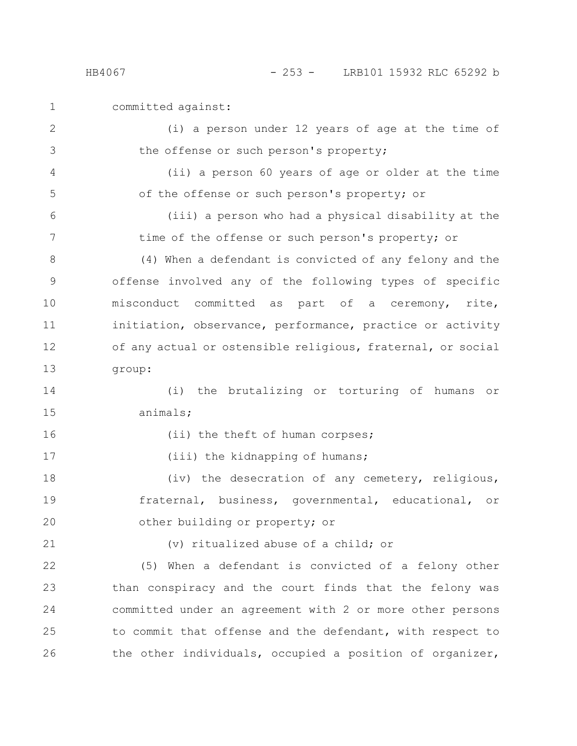committed against:

(i) a person under 12 years of age at the time of the offense or such person's property;

(ii) a person 60 years of age or older at the time of the offense or such person's property; or

(iii) a person who had a physical disability at the time of the offense or such person's property; or

(4) When a defendant is convicted of any felony and the offense involved any of the following types of specific misconduct committed as part of a ceremony, rite, initiation, observance, performance, practice or activity of any actual or ostensible religious, fraternal, or social group:

(i) the brutalizing or torturing of humans or animals;

(ii) the theft of human corpses;

(iii) the kidnapping of humans;

(iv) the desecration of any cemetery, religious, fraternal, business, governmental, educational, or other building or property; or

(v) ritualized abuse of a child; or

(5) When a defendant is convicted of a felony other than conspiracy and the court finds that the felony was committed under an agreement with 2 or more other persons to commit that offense and the defendant, with respect to the other individuals, occupied a position of organizer,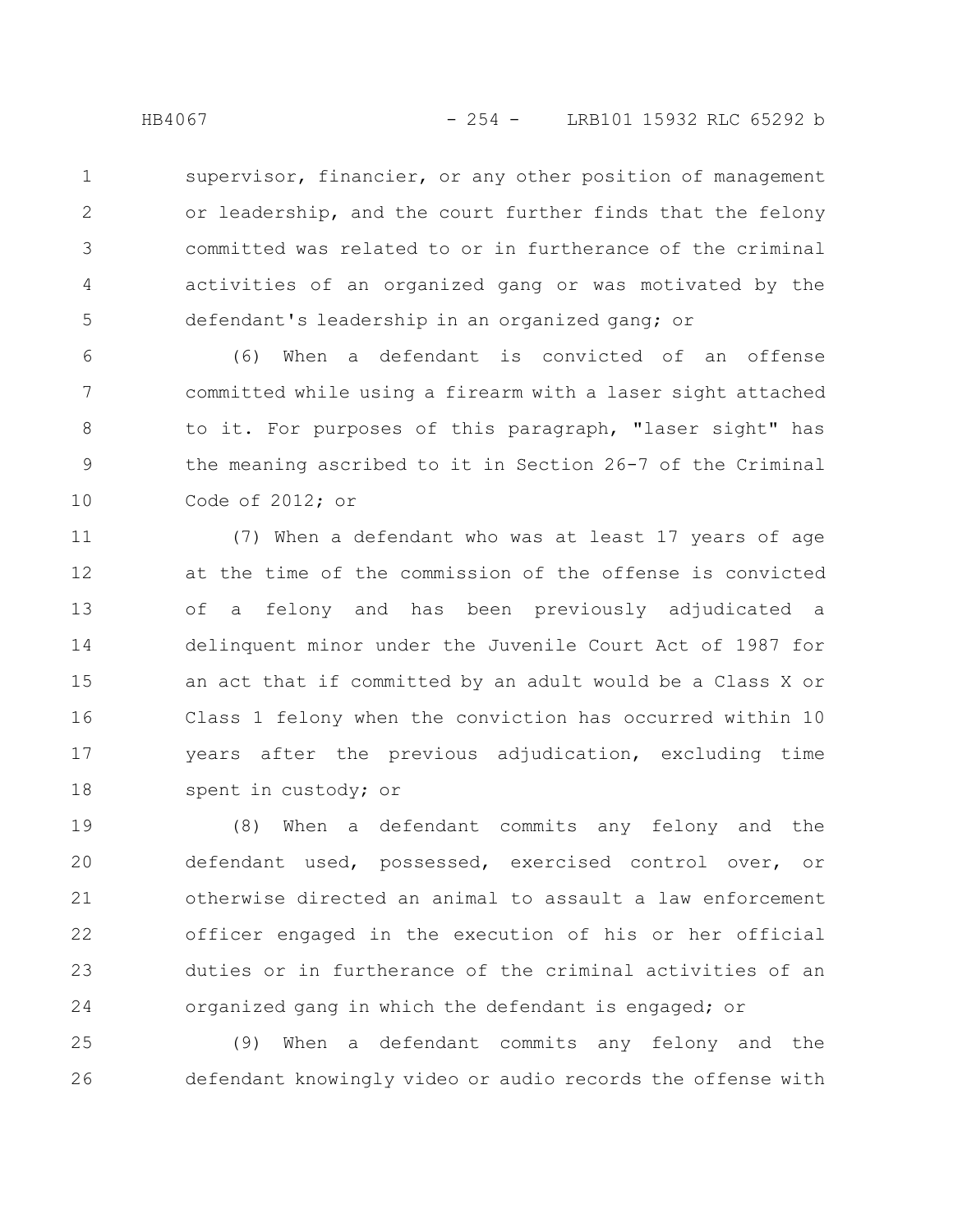supervisor, financier, or any other position of management or leadership, and the court further finds that the felony committed was related to or in furtherance of the criminal activities of an organized gang or was motivated by the defendant's leadership in an organized gang; or

(6) When a defendant is convicted of an offense committed while using a firearm with a laser sight attached to it. For purposes of this paragraph, "laser sight" has the meaning ascribed to it in Section 26-7 of the Criminal Code of 2012; or

(7) When a defendant who was at least 17 years of age at the time of the commission of the offense is convicted of a felony and has been previously adjudicated a delinquent minor under the Juvenile Court Act of 1987 for an act that if committed by an adult would be a Class X or Class 1 felony when the conviction has occurred within 10 years after the previous adjudication, excluding time spent in custody; or

(8) When a defendant commits any felony and the defendant used, possessed, exercised control over, or otherwise directed an animal to assault a law enforcement officer engaged in the execution of his or her official duties or in furtherance of the criminal activities of an organized gang in which the defendant is engaged; or

(9) When a defendant commits any felony and the defendant knowingly video or audio records the offense with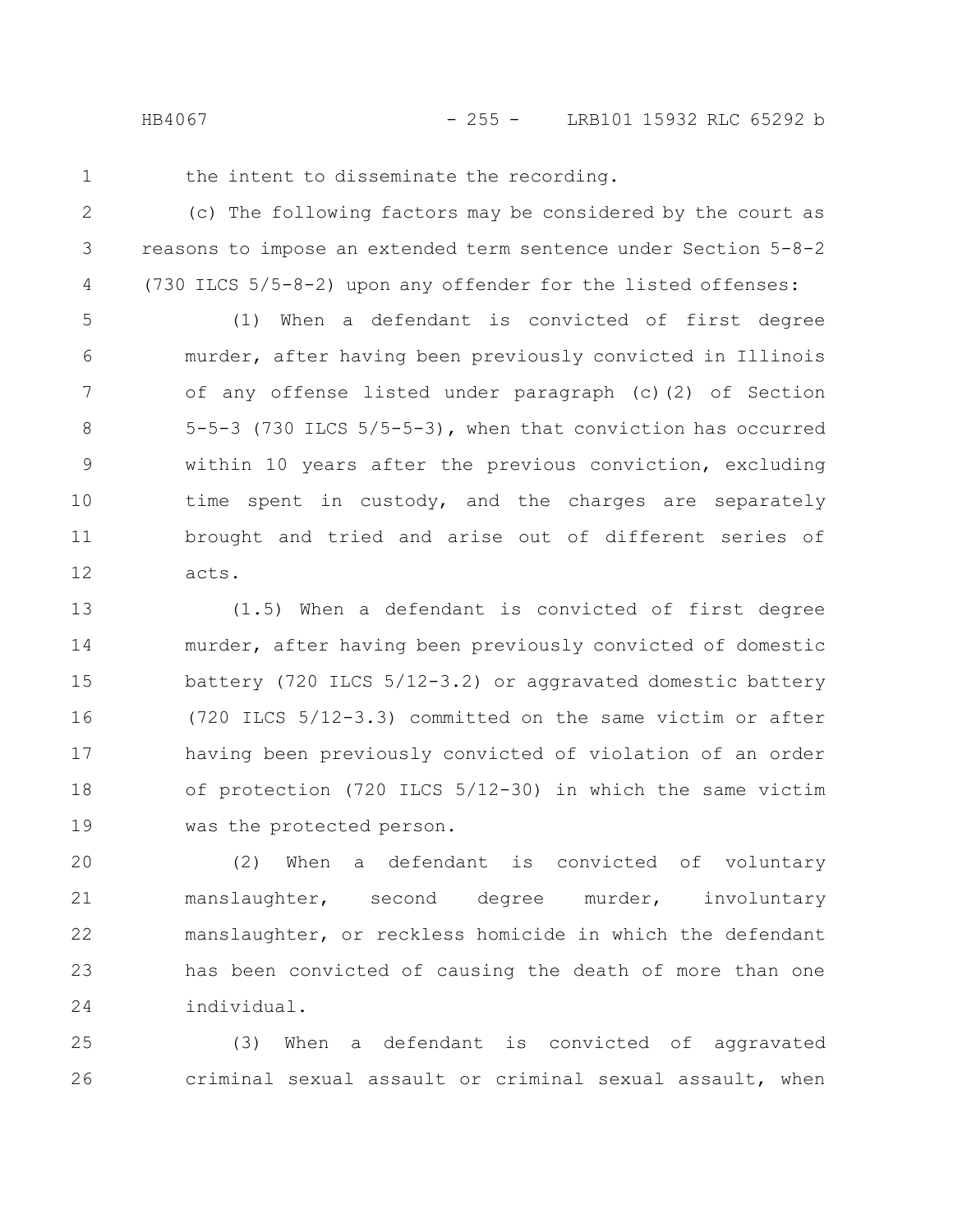the intent to disseminate the recording.

(c) The following factors may be considered by the court as reasons to impose an extended term sentence under Section 5-8-2 (730 ILCS 5/5-8-2) upon any offender for the listed offenses:

(1) When a defendant is convicted of first degree murder, after having been previously convicted in Illinois of any offense listed under paragraph (c)(2) of Section 5-5-3 (730 ILCS 5/5-5-3), when that conviction has occurred within 10 years after the previous conviction, excluding time spent in custody, and the charges are separately brought and tried and arise out of different series of acts.

(1.5) When a defendant is convicted of first degree murder, after having been previously convicted of domestic battery (720 ILCS 5/12-3.2) or aggravated domestic battery (720 ILCS 5/12-3.3) committed on the same victim or after having been previously convicted of violation of an order of protection (720 ILCS 5/12-30) in which the same victim was the protected person.

(2) When a defendant is convicted of voluntary manslaughter, second degree murder, involuntary manslaughter, or reckless homicide in which the defendant has been convicted of causing the death of more than one individual.

(3) When a defendant is convicted of aggravated criminal sexual assault or criminal sexual assault, when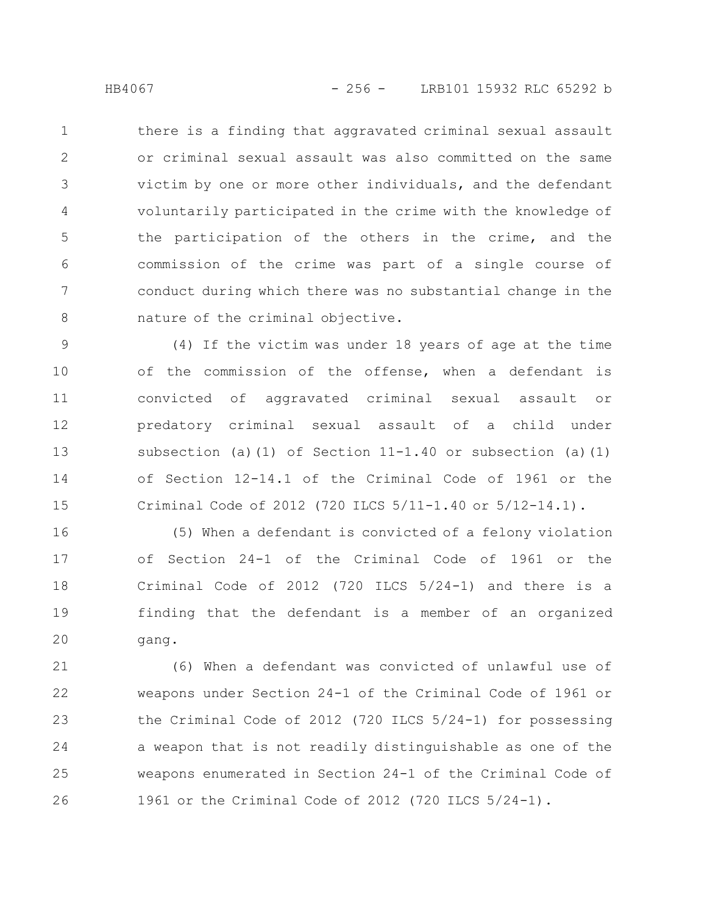there is a finding that aggravated criminal sexual assault or criminal sexual assault was also committed on the same victim by one or more other individuals, and the defendant voluntarily participated in the crime with the knowledge of the participation of the others in the crime, and the commission of the crime was part of a single course of conduct during which there was no substantial change in the nature of the criminal objective.

(4) If the victim was under 18 years of age at the time of the commission of the offense, when a defendant is convicted of aggravated criminal sexual assault or predatory criminal sexual assault of a child under subsection (a)(1) of Section 11-1.40 or subsection (a)(1) of Section 12-14.1 of the Criminal Code of 1961 or the Criminal Code of 2012 (720 ILCS 5/11-1.40 or 5/12-14.1).

(5) When a defendant is convicted of a felony violation of Section 24-1 of the Criminal Code of 1961 or the Criminal Code of 2012 (720 ILCS 5/24-1) and there is a finding that the defendant is a member of an organized gang.

(6) When a defendant was convicted of unlawful use of weapons under Section 24-1 of the Criminal Code of 1961 or the Criminal Code of 2012 (720 ILCS 5/24-1) for possessing a weapon that is not readily distinguishable as one of the weapons enumerated in Section 24-1 of the Criminal Code of 1961 or the Criminal Code of 2012 (720 ILCS 5/24-1).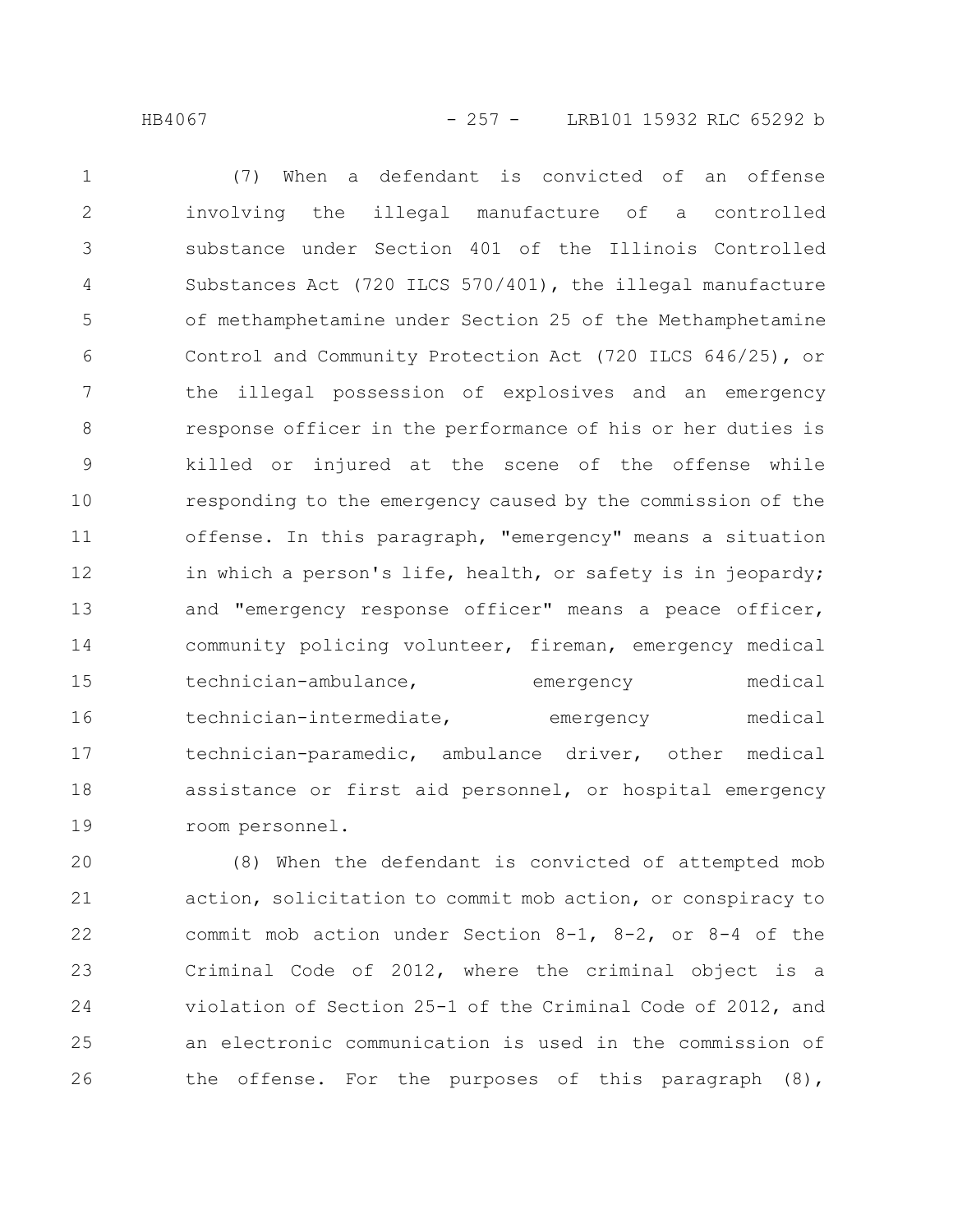(7) When a defendant is convicted of an offense involving the illegal manufacture of a controlled substance under Section 401 of the Illinois Controlled Substances Act (720 ILCS 570/401), the illegal manufacture of methamphetamine under Section 25 of the Methamphetamine Control and Community Protection Act (720 ILCS 646/25), or the illegal possession of explosives and an emergency response officer in the performance of his or her duties is killed or injured at the scene of the offense while responding to the emergency caused by the commission of the offense. In this paragraph, "emergency" means a situation in which a person's life, health, or safety is in jeopardy; and "emergency response officer" means a peace officer, community policing volunteer, fireman, emergency medical technician-ambulance, emergency medical technician-intermediate, emergency medical technician-paramedic, ambulance driver, other medical assistance or first aid personnel, or hospital emergency room personnel.

(8) When the defendant is convicted of attempted mob action, solicitation to commit mob action, or conspiracy to commit mob action under Section 8-1, 8-2, or 8-4 of the Criminal Code of 2012, where the criminal object is a violation of Section 25-1 of the Criminal Code of 2012, and an electronic communication is used in the commission of the offense. For the purposes of this paragraph (8),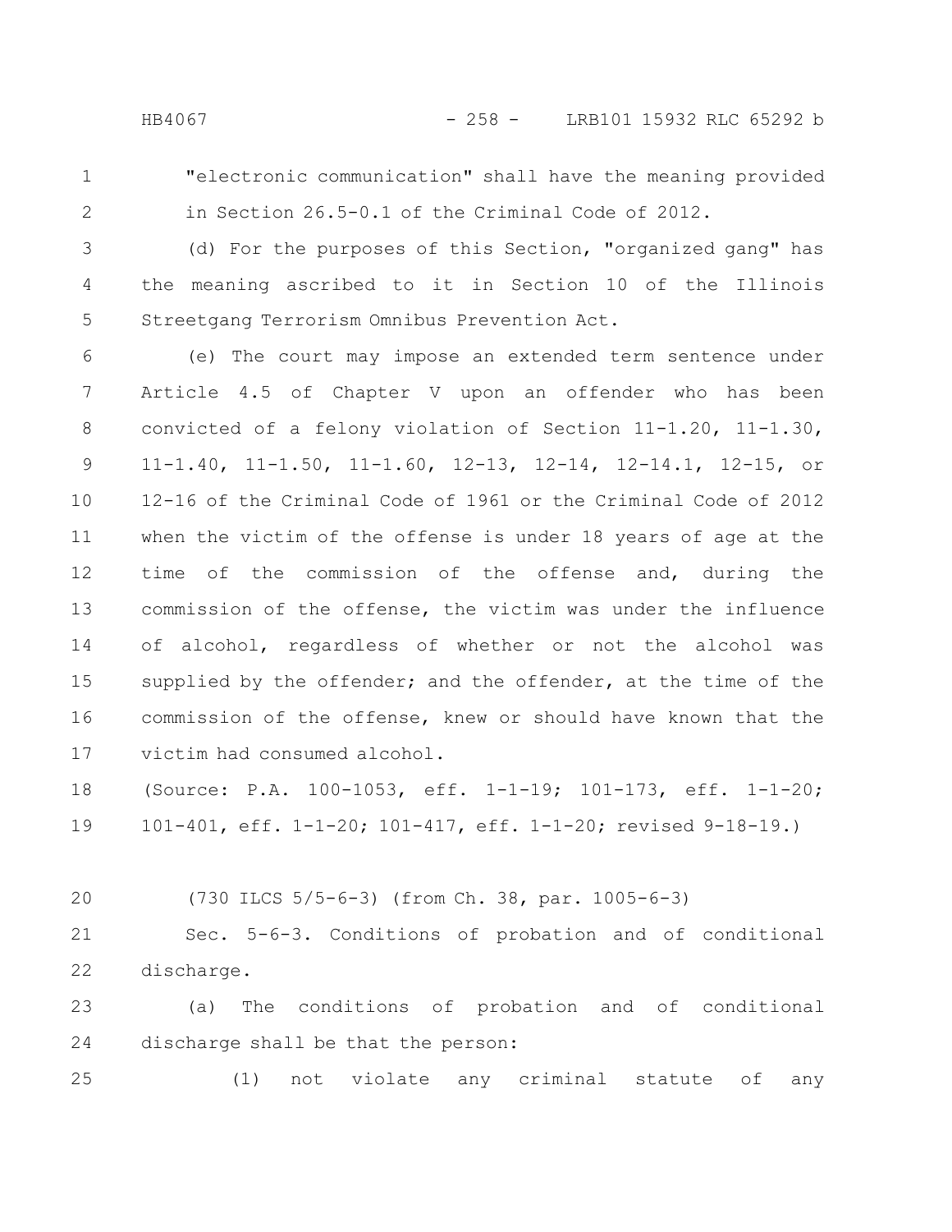"electronic communication" shall have the meaning provided in Section 26.5-0.1 of the Criminal Code of 2012.

(d) For the purposes of this Section, "organized gang" has the meaning ascribed to it in Section 10 of the Illinois Streetgang Terrorism Omnibus Prevention Act.

(e) The court may impose an extended term sentence under Article 4.5 of Chapter V upon an offender who has been convicted of a felony violation of Section 11-1.20, 11-1.30, 11-1.40, 11-1.50, 11-1.60, 12-13, 12-14, 12-14.1, 12-15, or 12-16 of the Criminal Code of 1961 or the Criminal Code of 2012 when the victim of the offense is under 18 years of age at the time of the commission of the offense and, during the commission of the offense, the victim was under the influence of alcohol, regardless of whether or not the alcohol was supplied by the offender; and the offender, at the time of the commission of the offense, knew or should have known that the victim had consumed alcohol.

(Source: P.A. 100-1053, eff. 1-1-19; 101-173, eff. 1-1-20; 101-401, eff. 1-1-20; 101-417, eff. 1-1-20; revised 9-18-19.)

(730 ILCS 5/5-6-3) (from Ch. 38, par. 1005-6-3)

Sec. 5-6-3. Conditions of probation and of conditional discharge.

(a) The conditions of probation and of conditional discharge shall be that the person:

(1) not violate any criminal statute of any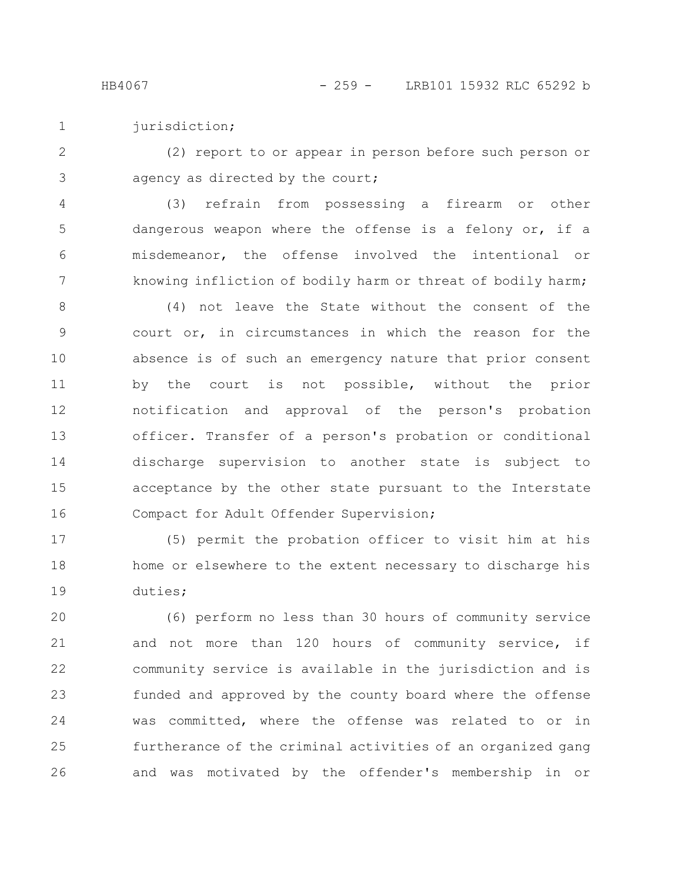jurisdiction;

(2) report to or appear in person before such person or agency as directed by the court;

(3) refrain from possessing a firearm or other dangerous weapon where the offense is a felony or, if a misdemeanor, the offense involved the intentional or knowing infliction of bodily harm or threat of bodily harm;

(4) not leave the State without the consent of the court or, in circumstances in which the reason for the absence is of such an emergency nature that prior consent by the court is not possible, without the prior notification and approval of the person's probation officer. Transfer of a person's probation or conditional discharge supervision to another state is subject to acceptance by the other state pursuant to the Interstate Compact for Adult Offender Supervision;

(5) permit the probation officer to visit him at his home or elsewhere to the extent necessary to discharge his duties;

(6) perform no less than 30 hours of community service and not more than 120 hours of community service, if community service is available in the jurisdiction and is funded and approved by the county board where the offense was committed, where the offense was related to or in furtherance of the criminal activities of an organized gang and was motivated by the offender's membership in or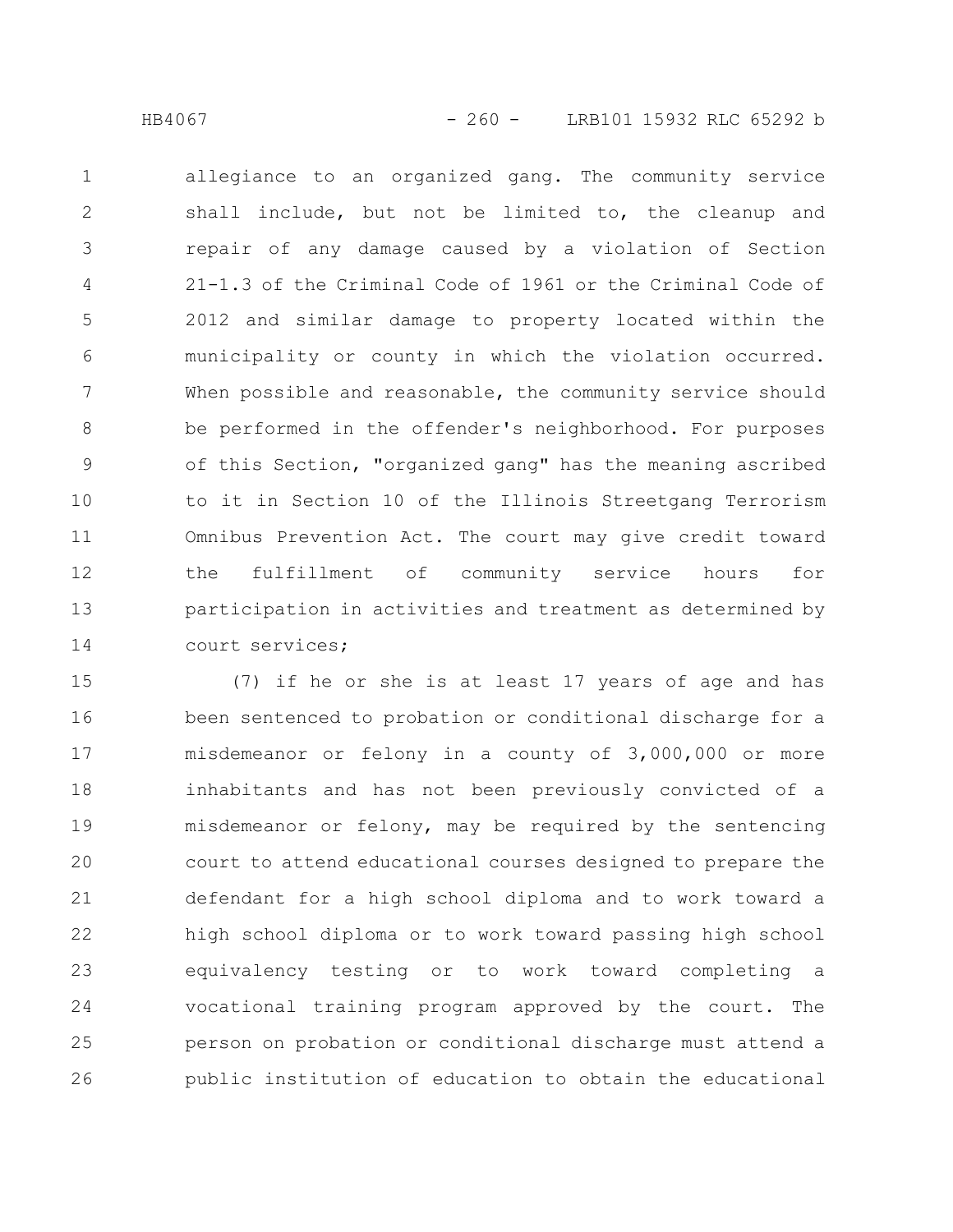allegiance to an organized gang. The community service shall include, but not be limited to, the cleanup and repair of any damage caused by a violation of Section 21-1.3 of the Criminal Code of 1961 or the Criminal Code of 2012 and similar damage to property located within the municipality or county in which the violation occurred. When possible and reasonable, the community service should be performed in the offender's neighborhood. For purposes of this Section, "organized gang" has the meaning ascribed to it in Section 10 of the Illinois Streetgang Terrorism Omnibus Prevention Act. The court may give credit toward the fulfillment of community service hours for participation in activities and treatment as determined by court services;

(7) if he or she is at least 17 years of age and has been sentenced to probation or conditional discharge for a misdemeanor or felony in a county of 3,000,000 or more inhabitants and has not been previously convicted of a misdemeanor or felony, may be required by the sentencing court to attend educational courses designed to prepare the defendant for a high school diploma and to work toward a high school diploma or to work toward passing high school equivalency testing or to work toward completing a vocational training program approved by the court. The person on probation or conditional discharge must attend a public institution of education to obtain the educational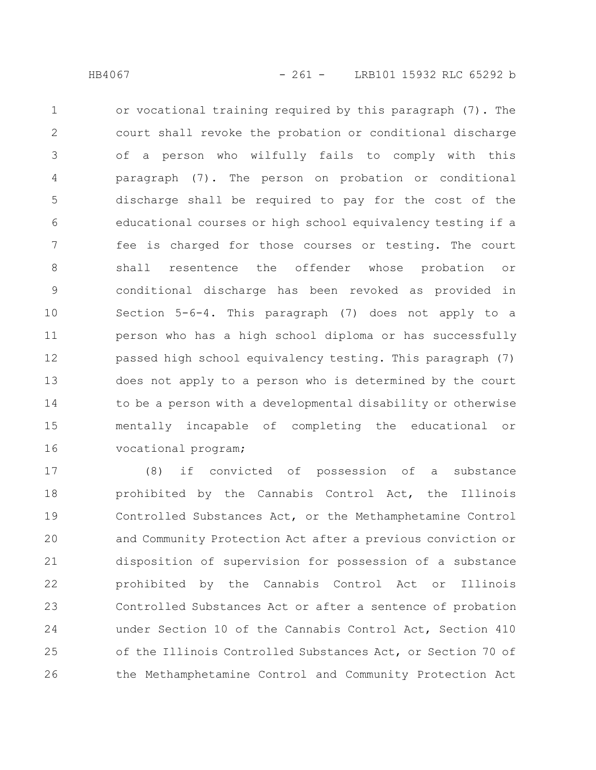or vocational training required by this paragraph (7). The court shall revoke the probation or conditional discharge of a person who wilfully fails to comply with this paragraph (7). The person on probation or conditional discharge shall be required to pay for the cost of the educational courses or high school equivalency testing if a fee is charged for those courses or testing. The court shall resentence the offender whose probation or conditional discharge has been revoked as provided in Section 5-6-4. This paragraph (7) does not apply to a person who has a high school diploma or has successfully passed high school equivalency testing. This paragraph (7) does not apply to a person who is determined by the court to be a person with a developmental disability or otherwise mentally incapable of completing the educational or vocational program;

(8) if convicted of possession of a substance prohibited by the Cannabis Control Act, the Illinois Controlled Substances Act, or the Methamphetamine Control and Community Protection Act after a previous conviction or disposition of supervision for possession of a substance prohibited by the Cannabis Control Act or Illinois Controlled Substances Act or after a sentence of probation under Section 10 of the Cannabis Control Act, Section 410 of the Illinois Controlled Substances Act, or Section 70 of the Methamphetamine Control and Community Protection Act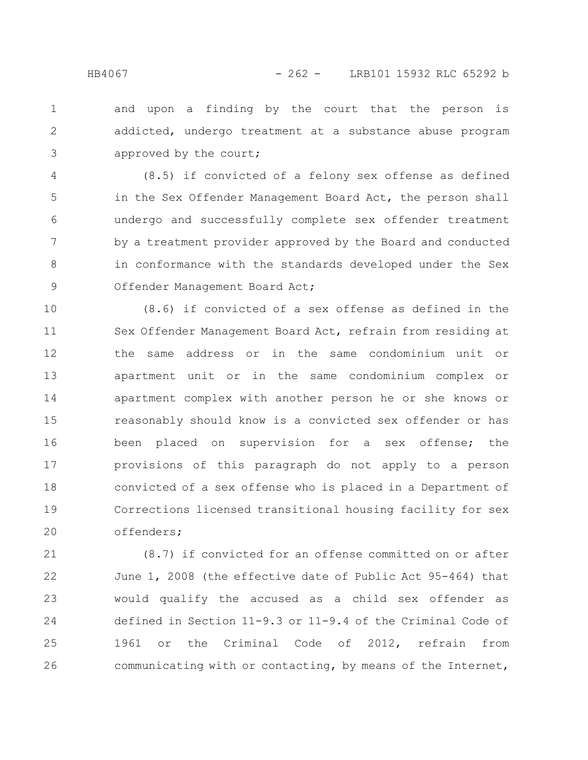and upon a finding by the court that the person is addicted, undergo treatment at a substance abuse program approved by the court;

(8.5) if convicted of a felony sex offense as defined in the Sex Offender Management Board Act, the person shall undergo and successfully complete sex offender treatment by a treatment provider approved by the Board and conducted in conformance with the standards developed under the Sex Offender Management Board Act;

(8.6) if convicted of a sex offense as defined in the Sex Offender Management Board Act, refrain from residing at the same address or in the same condominium unit or apartment unit or in the same condominium complex or apartment complex with another person he or she knows or reasonably should know is a convicted sex offender or has been placed on supervision for a sex offense; the provisions of this paragraph do not apply to a person convicted of a sex offense who is placed in a Department of Corrections licensed transitional housing facility for sex offenders;

(8.7) if convicted for an offense committed on or after June 1, 2008 (the effective date of Public Act 95-464) that would qualify the accused as a child sex offender as defined in Section 11-9.3 or 11-9.4 of the Criminal Code of 1961 or the Criminal Code of 2012, refrain from communicating with or contacting, by means of the Internet,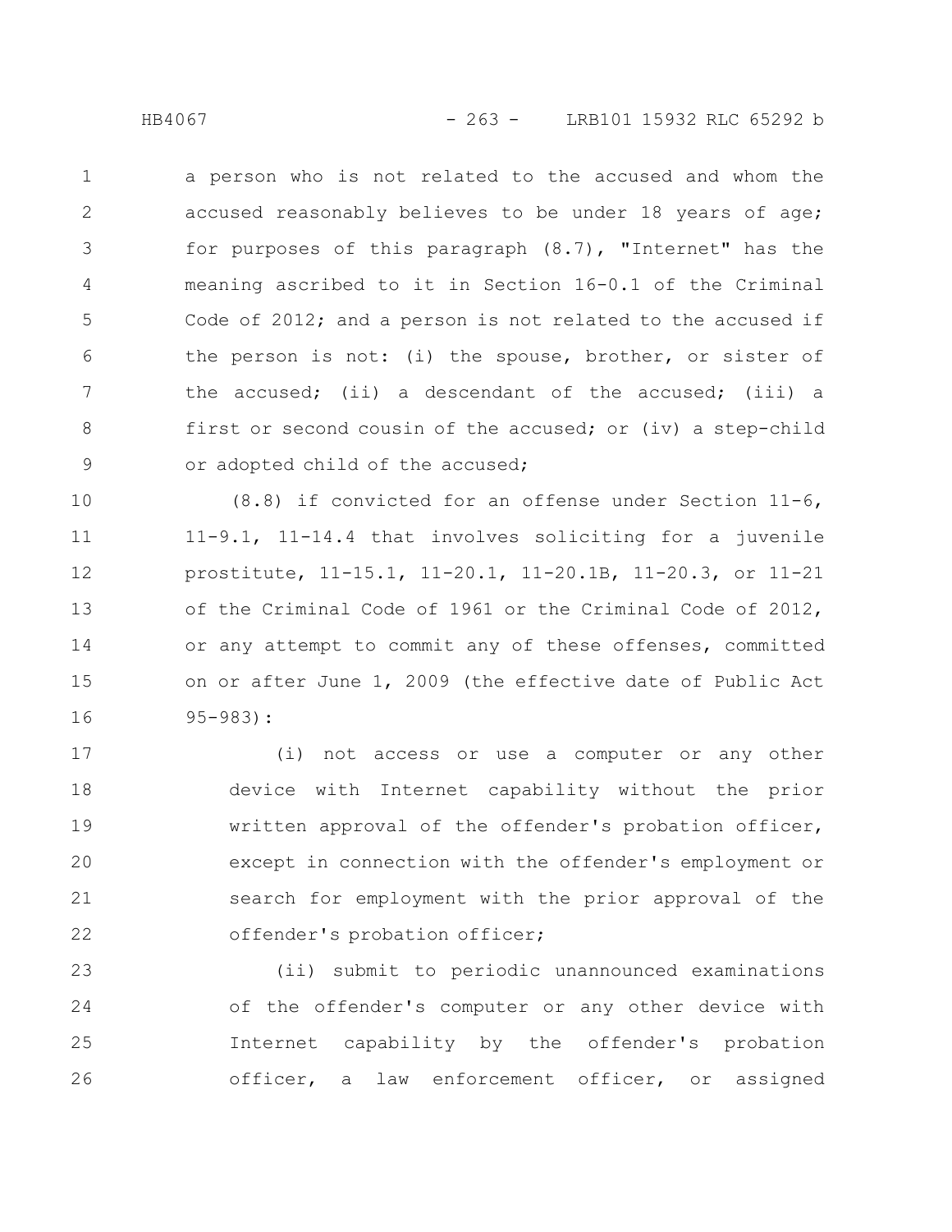a person who is not related to the accused and whom the accused reasonably believes to be under 18 years of age; for purposes of this paragraph (8.7), "Internet" has the meaning ascribed to it in Section 16-0.1 of the Criminal Code of 2012; and a person is not related to the accused if the person is not: (i) the spouse, brother, or sister of the accused; (ii) a descendant of the accused; (iii) a first or second cousin of the accused; or (iv) a step-child or adopted child of the accused;

(8.8) if convicted for an offense under Section 11-6, 11-9.1, 11-14.4 that involves soliciting for a juvenile prostitute, 11-15.1, 11-20.1, 11-20.1B, 11-20.3, or 11-21 of the Criminal Code of 1961 or the Criminal Code of 2012, or any attempt to commit any of these offenses, committed on or after June 1, 2009 (the effective date of Public Act 95-983):

(i) not access or use a computer or any other device with Internet capability without the prior written approval of the offender's probation officer, except in connection with the offender's employment or search for employment with the prior approval of the offender's probation officer;

(ii) submit to periodic unannounced examinations of the offender's computer or any other device with Internet capability by the offender's probation officer, a law enforcement officer, or assigned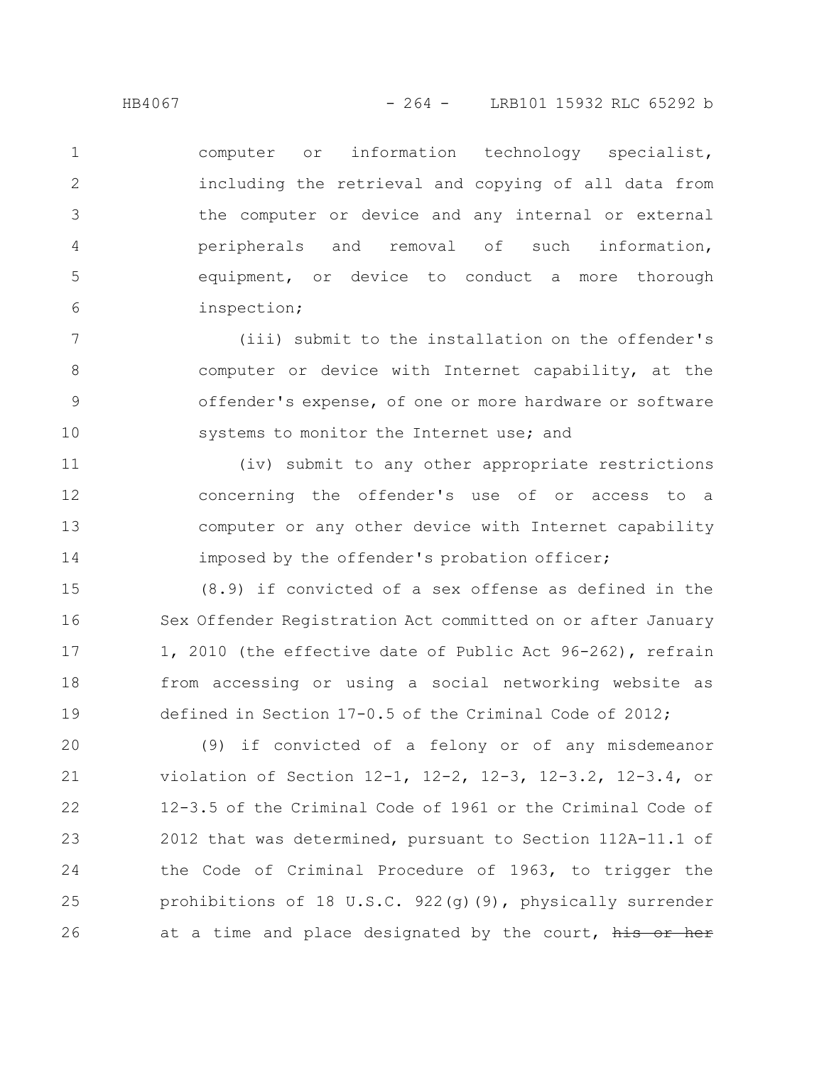computer or information technology specialist, including the retrieval and copying of all data from the computer or device and any internal or external peripherals and removal of such information, equipment, or device to conduct a more thorough inspection;

(iii) submit to the installation on the offender's computer or device with Internet capability, at the offender's expense, of one or more hardware or software systems to monitor the Internet use; and

(iv) submit to any other appropriate restrictions concerning the offender's use of or access to a computer or any other device with Internet capability imposed by the offender's probation officer;

(8.9) if convicted of a sex offense as defined in the Sex Offender Registration Act committed on or after January 1, 2010 (the effective date of Public Act 96-262), refrain from accessing or using a social networking website as defined in Section 17-0.5 of the Criminal Code of 2012;

(9) if convicted of a felony or of any misdemeanor violation of Section 12-1, 12-2, 12-3, 12-3.2, 12-3.4, or 12-3.5 of the Criminal Code of 1961 or the Criminal Code of 2012 that was determined, pursuant to Section 112A-11.1 of the Code of Criminal Procedure of 1963, to trigger the prohibitions of 18 U.S.C. 922(g)(9), physically surrender at a time and place designated by the court, ~~his or her~~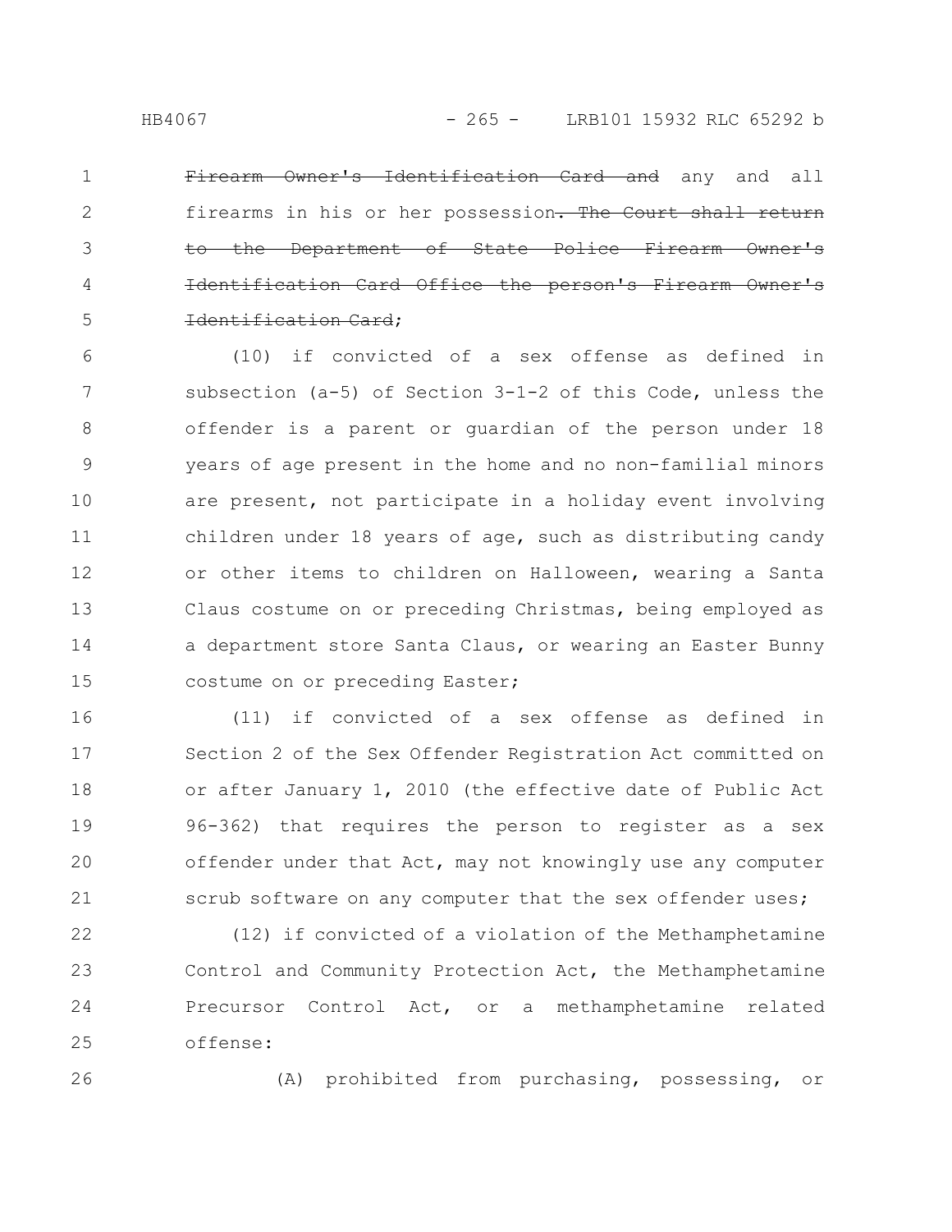~~Firearm Owner's Identification Card and~~ any and all firearms in his or her possession~~. The Court shall return to the Department of State Police Firearm Owner's Identification Card Office the person's Firearm Owner's Identification Card~~;

(10) if convicted of a sex offense as defined in subsection (a-5) of Section 3-1-2 of this Code, unless the offender is a parent or guardian of the person under 18 years of age present in the home and no non-familial minors are present, not participate in a holiday event involving children under 18 years of age, such as distributing candy or other items to children on Halloween, wearing a Santa Claus costume on or preceding Christmas, being employed as a department store Santa Claus, or wearing an Easter Bunny costume on or preceding Easter;

(11) if convicted of a sex offense as defined in Section 2 of the Sex Offender Registration Act committed on or after January 1, 2010 (the effective date of Public Act 96-362) that requires the person to register as a sex offender under that Act, may not knowingly use any computer scrub software on any computer that the sex offender uses;

(12) if convicted of a violation of the Methamphetamine Control and Community Protection Act, the Methamphetamine Precursor Control Act, or a methamphetamine related offense:

(A) prohibited from purchasing, possessing, or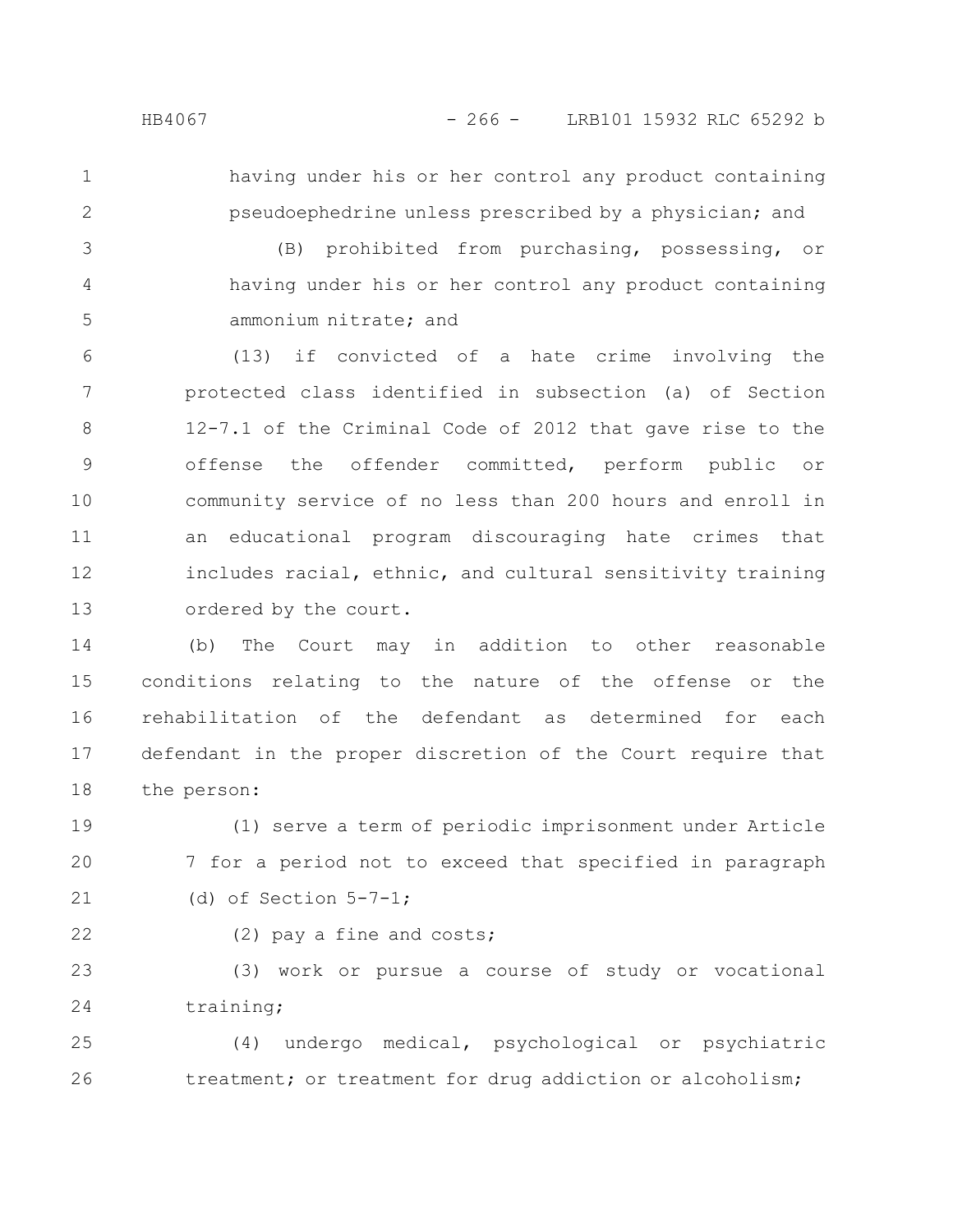having under his or her control any product containing pseudoephedrine unless prescribed by a physician; and

(B) prohibited from purchasing, possessing, or having under his or her control any product containing ammonium nitrate; and

(13) if convicted of a hate crime involving the protected class identified in subsection (a) of Section 12-7.1 of the Criminal Code of 2012 that gave rise to the offense the offender committed, perform public or community service of no less than 200 hours and enroll in an educational program discouraging hate crimes that includes racial, ethnic, and cultural sensitivity training ordered by the court.

(b) The Court may in addition to other reasonable conditions relating to the nature of the offense or the rehabilitation of the defendant as determined for each defendant in the proper discretion of the Court require that the person:

(1) serve a term of periodic imprisonment under Article 7 for a period not to exceed that specified in paragraph (d) of Section 5-7-1;

(2) pay a fine and costs;

(3) work or pursue a course of study or vocational training;

(4) undergo medical, psychological or psychiatric treatment; or treatment for drug addiction or alcoholism;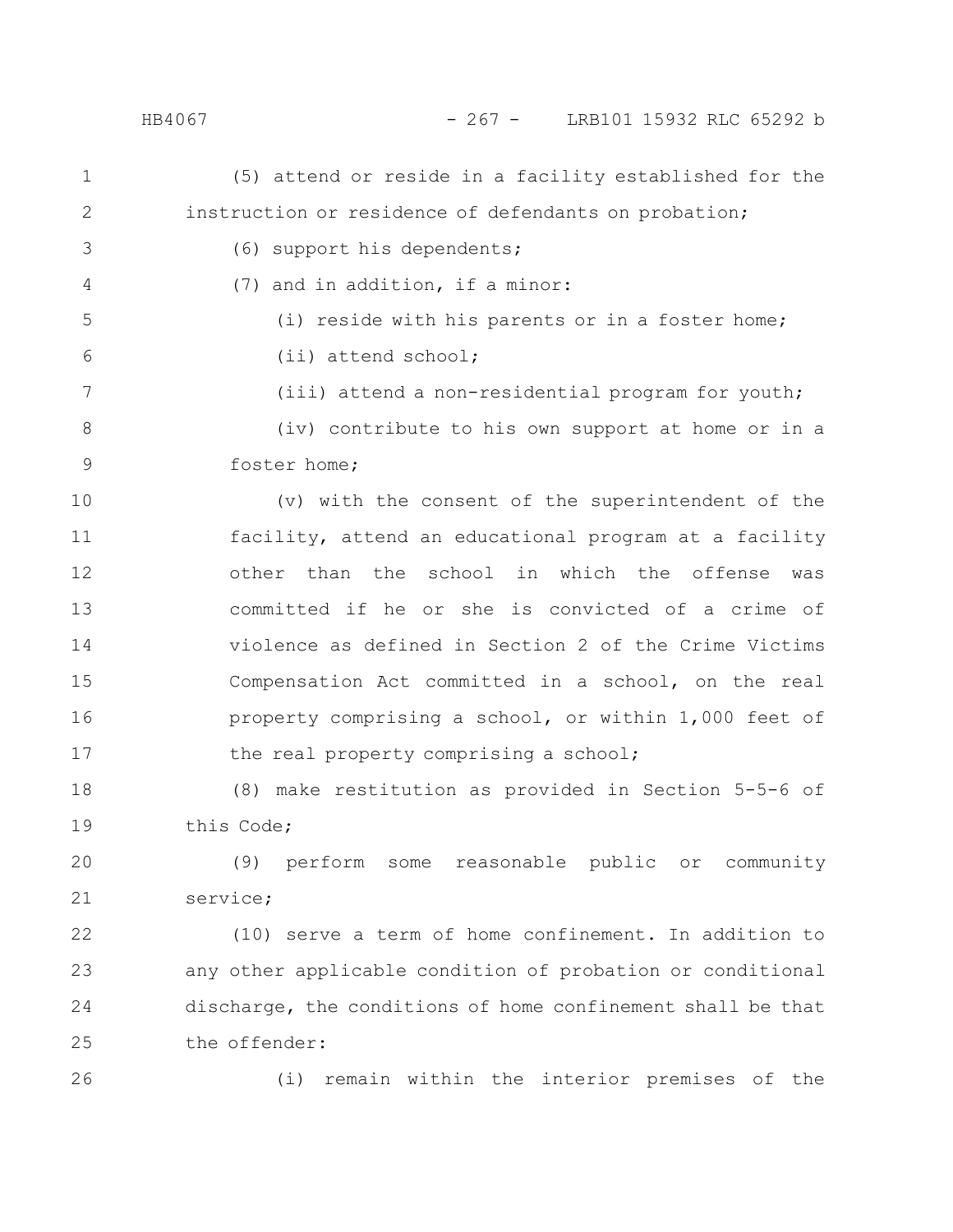(5) attend or reside in a facility established for the instruction or residence of defendants on probation;

(6) support his dependents;

(7) and in addition, if a minor:

(i) reside with his parents or in a foster home;

(ii) attend school;

(iii) attend a non-residential program for youth;

(iv) contribute to his own support at home or in a foster home;

(v) with the consent of the superintendent of the facility, attend an educational program at a facility other than the school in which the offense was committed if he or she is convicted of a crime of violence as defined in Section 2 of the Crime Victims Compensation Act committed in a school, on the real property comprising a school, or within 1,000 feet of the real property comprising a school;

(8) make restitution as provided in Section 5-5-6 of this Code;

(9) perform some reasonable public or community service;

(10) serve a term of home confinement. In addition to any other applicable condition of probation or conditional discharge, the conditions of home confinement shall be that the offender:

(i) remain within the interior premises of the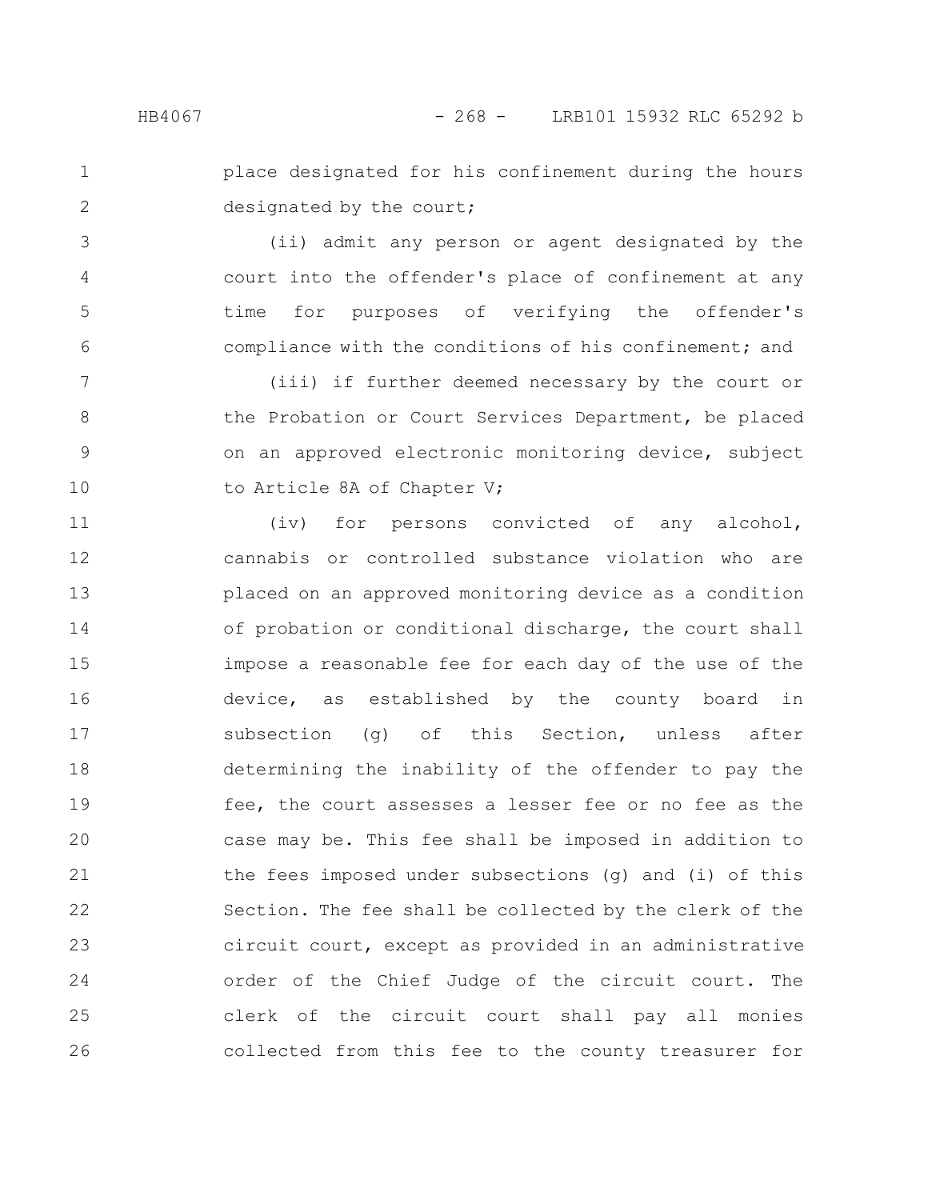place designated for his confinement during the hours designated by the court;

(ii) admit any person or agent designated by the court into the offender's place of confinement at any time for purposes of verifying the offender's compliance with the conditions of his confinement; and

(iii) if further deemed necessary by the court or the Probation or Court Services Department, be placed on an approved electronic monitoring device, subject to Article 8A of Chapter V;

(iv) for persons convicted of any alcohol, cannabis or controlled substance violation who are placed on an approved monitoring device as a condition of probation or conditional discharge, the court shall impose a reasonable fee for each day of the use of the device, as established by the county board in subsection (g) of this Section, unless after determining the inability of the offender to pay the fee, the court assesses a lesser fee or no fee as the case may be. This fee shall be imposed in addition to the fees imposed under subsections (g) and (i) of this Section. The fee shall be collected by the clerk of the circuit court, except as provided in an administrative order of the Chief Judge of the circuit court. The clerk of the circuit court shall pay all monies collected from this fee to the county treasurer for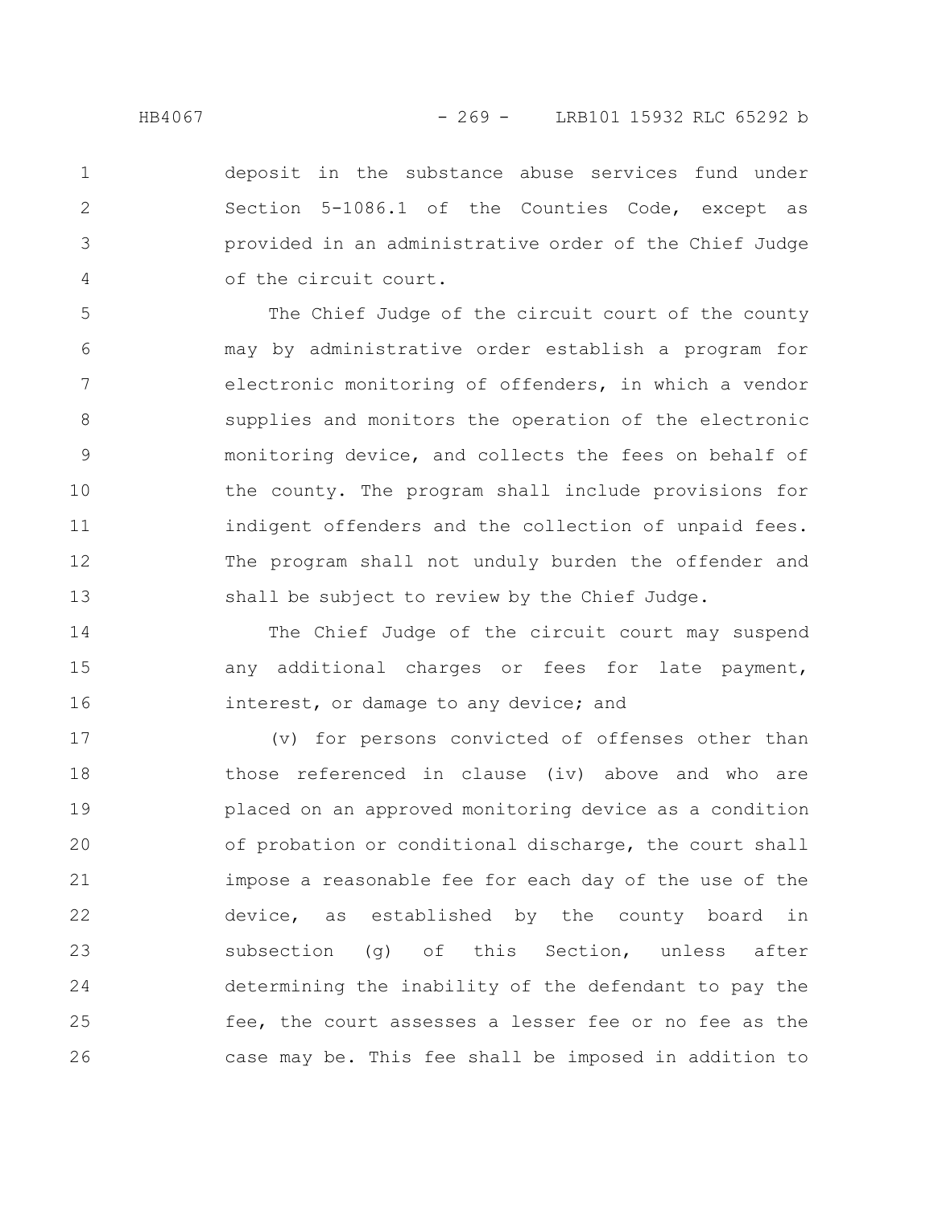deposit in the substance abuse services fund under Section 5-1086.1 of the Counties Code, except as provided in an administrative order of the Chief Judge of the circuit court.

The Chief Judge of the circuit court of the county may by administrative order establish a program for electronic monitoring of offenders, in which a vendor supplies and monitors the operation of the electronic monitoring device, and collects the fees on behalf of the county. The program shall include provisions for indigent offenders and the collection of unpaid fees. The program shall not unduly burden the offender and shall be subject to review by the Chief Judge.

The Chief Judge of the circuit court may suspend any additional charges or fees for late payment, interest, or damage to any device; and

(v) for persons convicted of offenses other than those referenced in clause (iv) above and who are placed on an approved monitoring device as a condition of probation or conditional discharge, the court shall impose a reasonable fee for each day of the use of the device, as established by the county board in subsection (g) of this Section, unless after determining the inability of the defendant to pay the fee, the court assesses a lesser fee or no fee as the case may be. This fee shall be imposed in addition to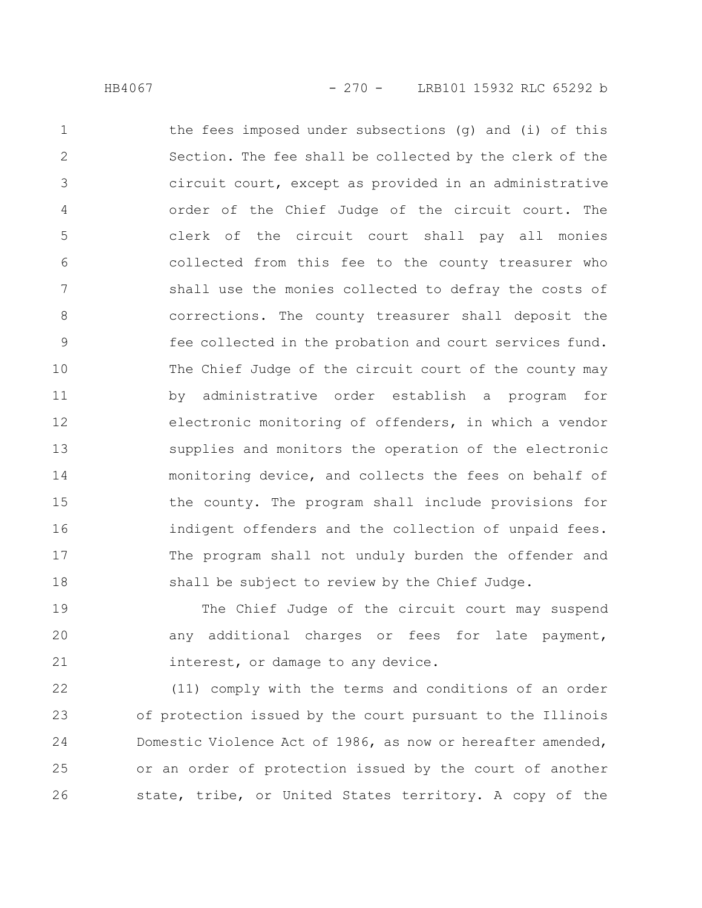the fees imposed under subsections (g) and (i) of this Section. The fee shall be collected by the clerk of the circuit court, except as provided in an administrative order of the Chief Judge of the circuit court. The clerk of the circuit court shall pay all monies collected from this fee to the county treasurer who shall use the monies collected to defray the costs of corrections. The county treasurer shall deposit the fee collected in the probation and court services fund. The Chief Judge of the circuit court of the county may by administrative order establish a program for electronic monitoring of offenders, in which a vendor supplies and monitors the operation of the electronic monitoring device, and collects the fees on behalf of the county. The program shall include provisions for indigent offenders and the collection of unpaid fees. The program shall not unduly burden the offender and shall be subject to review by the Chief Judge.

The Chief Judge of the circuit court may suspend any additional charges or fees for late payment, interest, or damage to any device.

(11) comply with the terms and conditions of an order of protection issued by the court pursuant to the Illinois Domestic Violence Act of 1986, as now or hereafter amended, or an order of protection issued by the court of another state, tribe, or United States territory. A copy of the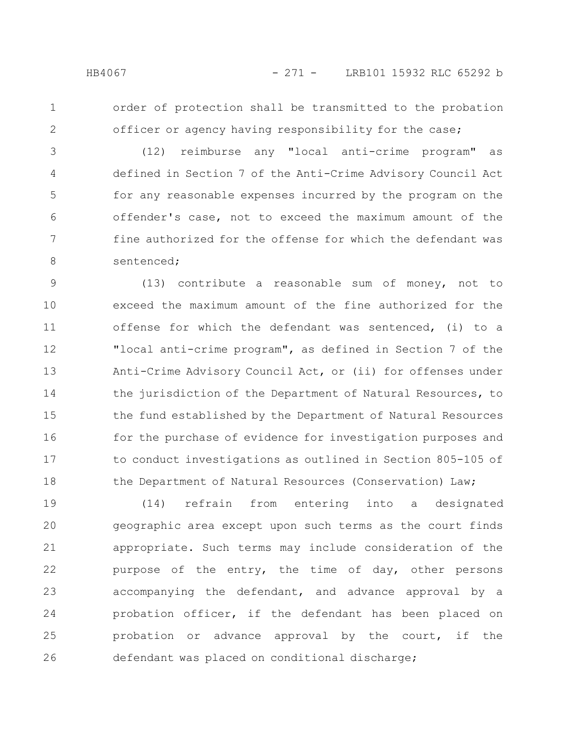order of protection shall be transmitted to the probation officer or agency having responsibility for the case;

(12) reimburse any "local anti-crime program" as defined in Section 7 of the Anti-Crime Advisory Council Act for any reasonable expenses incurred by the program on the offender's case, not to exceed the maximum amount of the fine authorized for the offense for which the defendant was sentenced;

(13) contribute a reasonable sum of money, not to exceed the maximum amount of the fine authorized for the offense for which the defendant was sentenced, (i) to a "local anti-crime program", as defined in Section 7 of the Anti-Crime Advisory Council Act, or (ii) for offenses under the jurisdiction of the Department of Natural Resources, to the fund established by the Department of Natural Resources for the purchase of evidence for investigation purposes and to conduct investigations as outlined in Section 805-105 of the Department of Natural Resources (Conservation) Law;

(14) refrain from entering into a designated geographic area except upon such terms as the court finds appropriate. Such terms may include consideration of the purpose of the entry, the time of day, other persons accompanying the defendant, and advance approval by a probation officer, if the defendant has been placed on probation or advance approval by the court, if the defendant was placed on conditional discharge;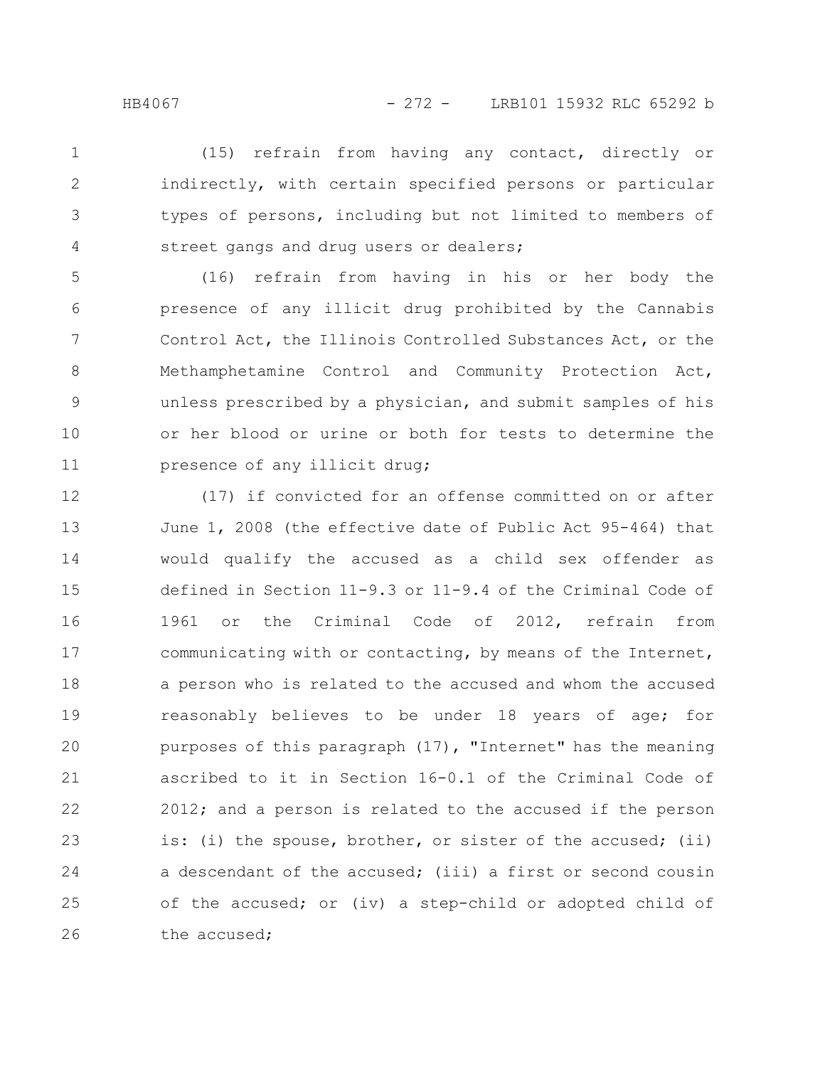(15) refrain from having any contact, directly or indirectly, with certain specified persons or particular types of persons, including but not limited to members of street gangs and drug users or dealers;

(16) refrain from having in his or her body the presence of any illicit drug prohibited by the Cannabis Control Act, the Illinois Controlled Substances Act, or the Methamphetamine Control and Community Protection Act, unless prescribed by a physician, and submit samples of his or her blood or urine or both for tests to determine the presence of any illicit drug;

(17) if convicted for an offense committed on or after June 1, 2008 (the effective date of Public Act 95-464) that would qualify the accused as a child sex offender as defined in Section 11-9.3 or 11-9.4 of the Criminal Code of 1961 or the Criminal Code of 2012, refrain from communicating with or contacting, by means of the Internet, a person who is related to the accused and whom the accused reasonably believes to be under 18 years of age; for purposes of this paragraph (17), "Internet" has the meaning ascribed to it in Section 16-0.1 of the Criminal Code of 2012; and a person is related to the accused if the person is: (i) the spouse, brother, or sister of the accused; (ii) a descendant of the accused; (iii) a first or second cousin of the accused; or (iv) a step-child or adopted child of the accused;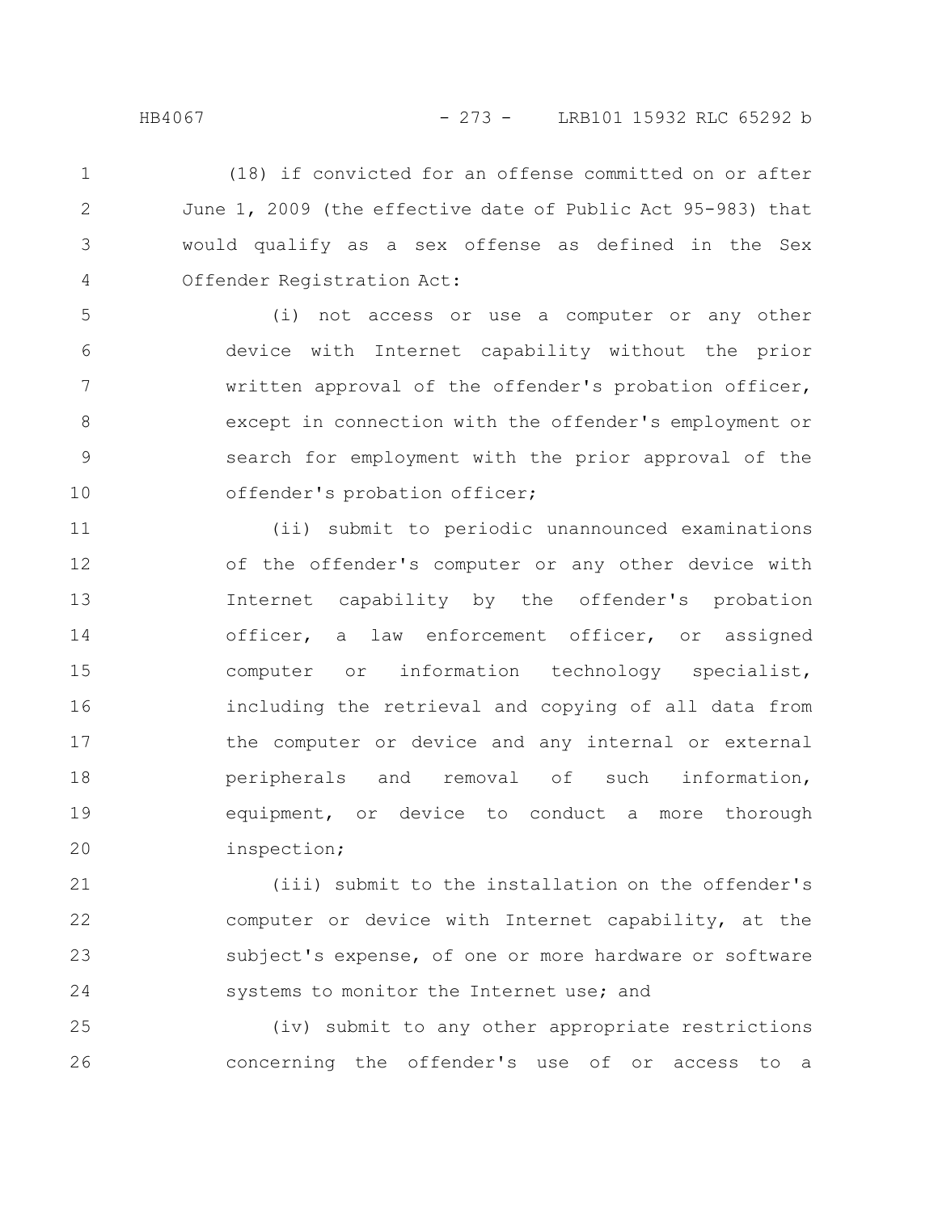(18) if convicted for an offense committed on or after June 1, 2009 (the effective date of Public Act 95-983) that would qualify as a sex offense as defined in the Sex Offender Registration Act:

(i) not access or use a computer or any other device with Internet capability without the prior written approval of the offender's probation officer, except in connection with the offender's employment or search for employment with the prior approval of the offender's probation officer;

(ii) submit to periodic unannounced examinations of the offender's computer or any other device with Internet capability by the offender's probation officer, a law enforcement officer, or assigned computer or information technology specialist, including the retrieval and copying of all data from the computer or device and any internal or external peripherals and removal of such information, equipment, or device to conduct a more thorough inspection;

(iii) submit to the installation on the offender's computer or device with Internet capability, at the subject's expense, of one or more hardware or software systems to monitor the Internet use; and

(iv) submit to any other appropriate restrictions concerning the offender's use of or access to a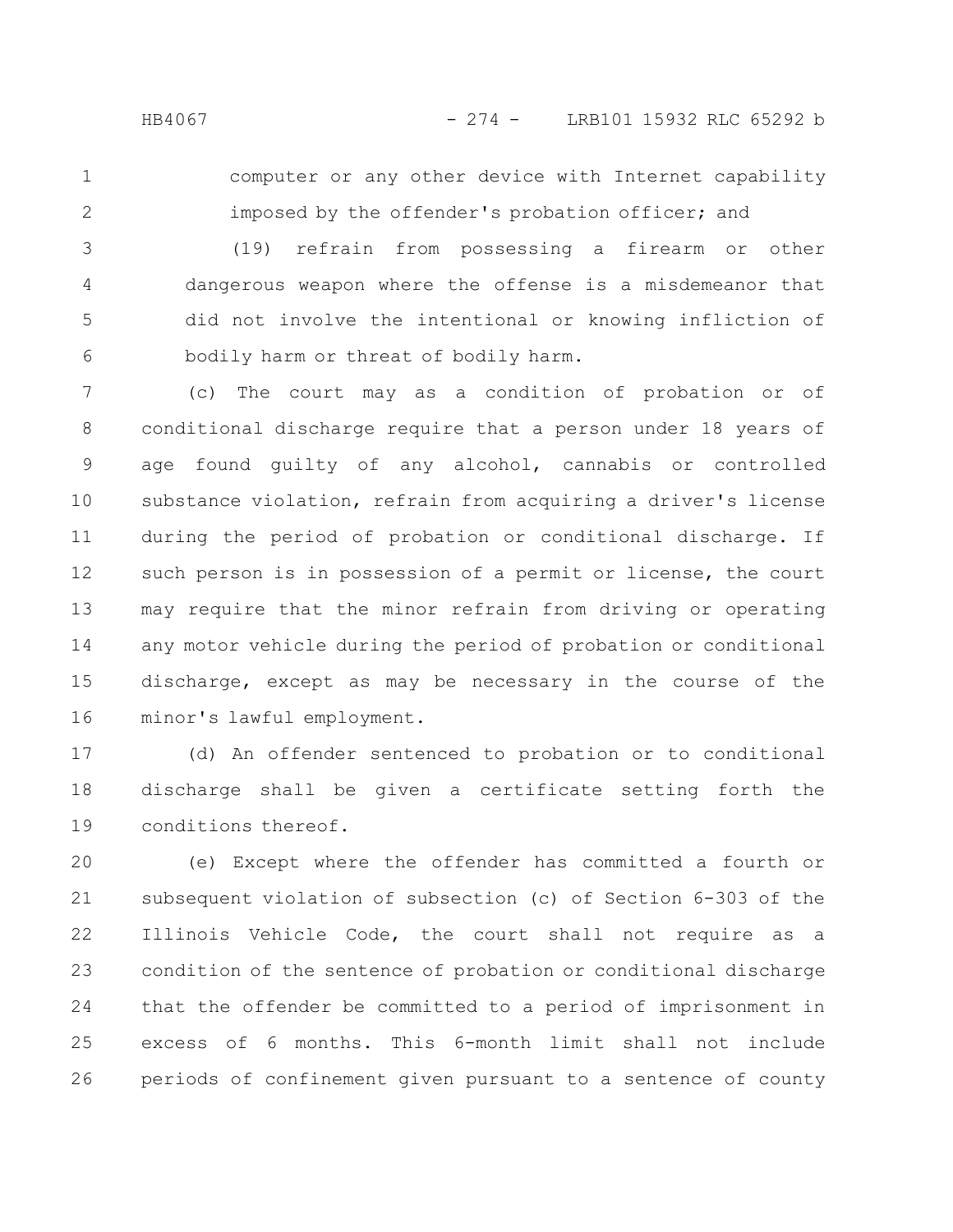computer or any other device with Internet capability imposed by the offender's probation officer; and

(19) refrain from possessing a firearm or other dangerous weapon where the offense is a misdemeanor that did not involve the intentional or knowing infliction of bodily harm or threat of bodily harm.

(c) The court may as a condition of probation or of conditional discharge require that a person under 18 years of age found guilty of any alcohol, cannabis or controlled substance violation, refrain from acquiring a driver's license during the period of probation or conditional discharge. If such person is in possession of a permit or license, the court may require that the minor refrain from driving or operating any motor vehicle during the period of probation or conditional discharge, except as may be necessary in the course of the minor's lawful employment.

(d) An offender sentenced to probation or to conditional discharge shall be given a certificate setting forth the conditions thereof.

(e) Except where the offender has committed a fourth or subsequent violation of subsection (c) of Section 6-303 of the Illinois Vehicle Code, the court shall not require as a condition of the sentence of probation or conditional discharge that the offender be committed to a period of imprisonment in excess of 6 months. This 6-month limit shall not include periods of confinement given pursuant to a sentence of county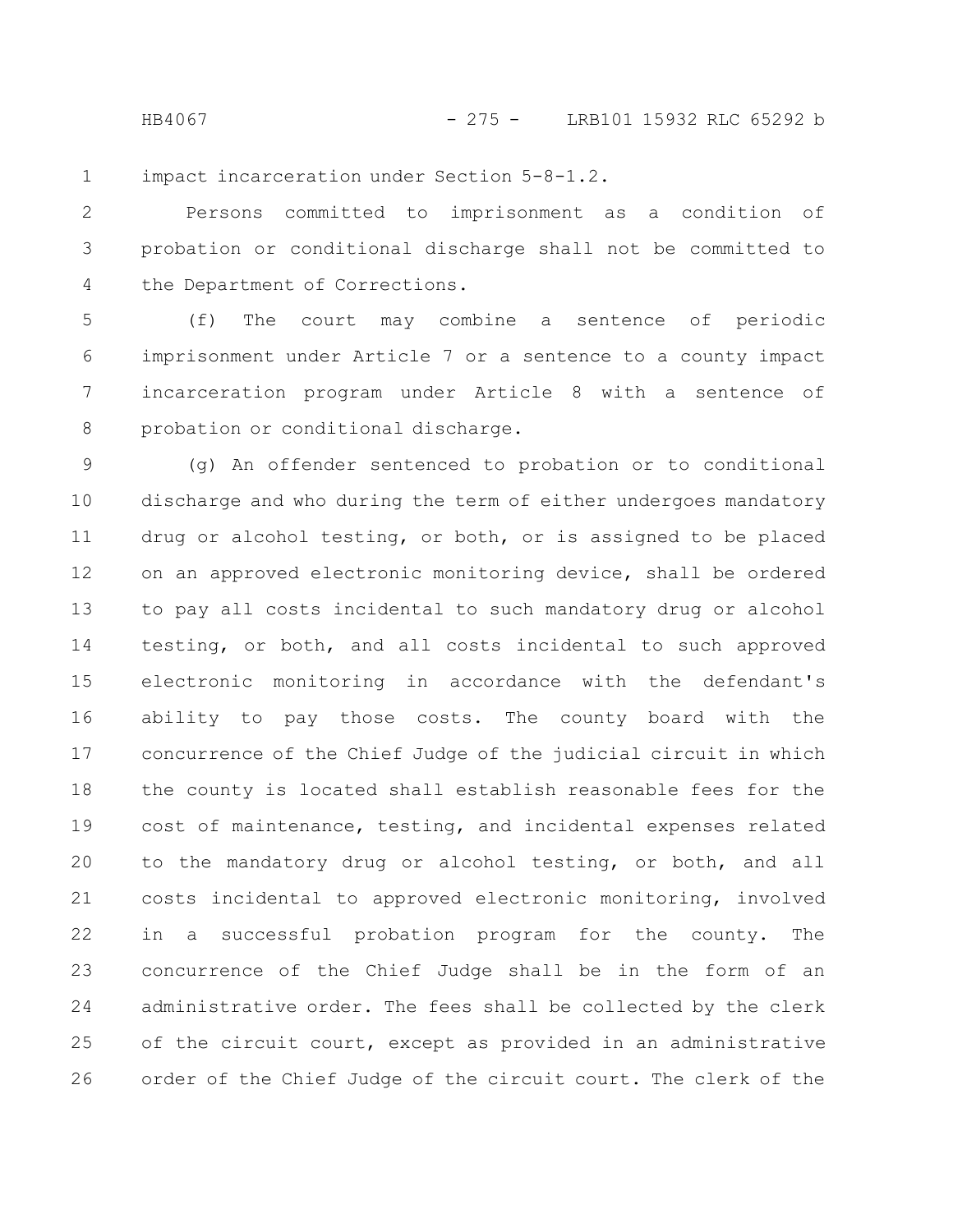impact incarceration under Section 5-8-1.2.

Persons committed to imprisonment as a condition of probation or conditional discharge shall not be committed to the Department of Corrections.

(f) The court may combine a sentence of periodic imprisonment under Article 7 or a sentence to a county impact incarceration program under Article 8 with a sentence of probation or conditional discharge.

(g) An offender sentenced to probation or to conditional discharge and who during the term of either undergoes mandatory drug or alcohol testing, or both, or is assigned to be placed on an approved electronic monitoring device, shall be ordered to pay all costs incidental to such mandatory drug or alcohol testing, or both, and all costs incidental to such approved electronic monitoring in accordance with the defendant's ability to pay those costs. The county board with the concurrence of the Chief Judge of the judicial circuit in which the county is located shall establish reasonable fees for the cost of maintenance, testing, and incidental expenses related to the mandatory drug or alcohol testing, or both, and all costs incidental to approved electronic monitoring, involved in a successful probation program for the county. The concurrence of the Chief Judge shall be in the form of an administrative order. The fees shall be collected by the clerk of the circuit court, except as provided in an administrative order of the Chief Judge of the circuit court. The clerk of the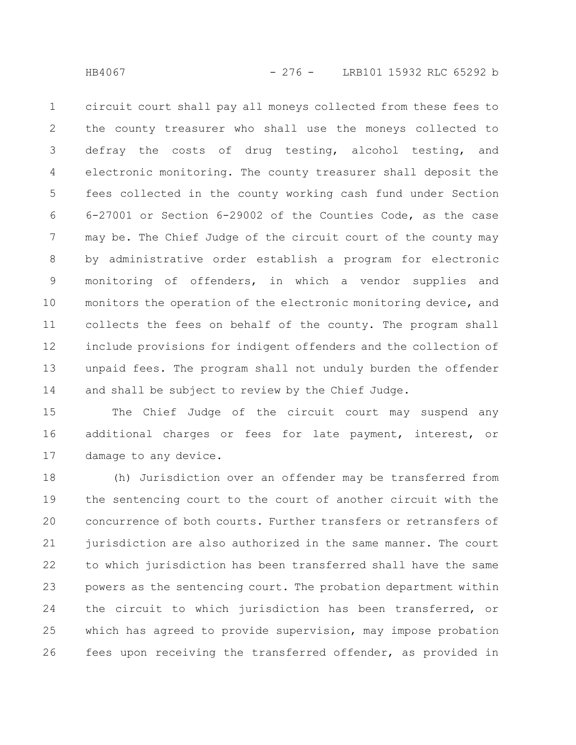circuit court shall pay all moneys collected from these fees to the county treasurer who shall use the moneys collected to defray the costs of drug testing, alcohol testing, and electronic monitoring. The county treasurer shall deposit the fees collected in the county working cash fund under Section 6-27001 or Section 6-29002 of the Counties Code, as the case may be. The Chief Judge of the circuit court of the county may by administrative order establish a program for electronic monitoring of offenders, in which a vendor supplies and monitors the operation of the electronic monitoring device, and collects the fees on behalf of the county. The program shall include provisions for indigent offenders and the collection of unpaid fees. The program shall not unduly burden the offender and shall be subject to review by the Chief Judge.

The Chief Judge of the circuit court may suspend any additional charges or fees for late payment, interest, or damage to any device.

(h) Jurisdiction over an offender may be transferred from the sentencing court to the court of another circuit with the concurrence of both courts. Further transfers or retransfers of jurisdiction are also authorized in the same manner. The court to which jurisdiction has been transferred shall have the same powers as the sentencing court. The probation department within the circuit to which jurisdiction has been transferred, or which has agreed to provide supervision, may impose probation fees upon receiving the transferred offender, as provided in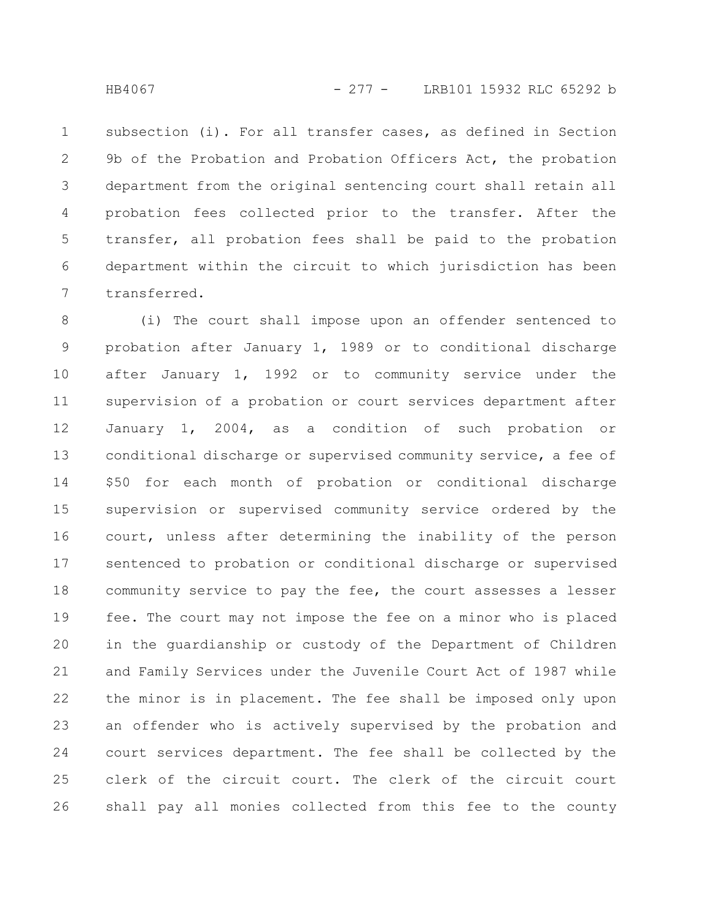subsection (i). For all transfer cases, as defined in Section 9b of the Probation and Probation Officers Act, the probation department from the original sentencing court shall retain all probation fees collected prior to the transfer. After the transfer, all probation fees shall be paid to the probation department within the circuit to which jurisdiction has been transferred.

(i) The court shall impose upon an offender sentenced to probation after January 1, 1989 or to conditional discharge after January 1, 1992 or to community service under the supervision of a probation or court services department after January 1, 2004, as a condition of such probation or conditional discharge or supervised community service, a fee of $50 for each month of probation or conditional discharge supervision or supervised community service ordered by the court, unless after determining the inability of the person sentenced to probation or conditional discharge or supervised community service to pay the fee, the court assesses a lesser fee. The court may not impose the fee on a minor who is placed in the guardianship or custody of the Department of Children and Family Services under the Juvenile Court Act of 1987 while the minor is in placement. The fee shall be imposed only upon an offender who is actively supervised by the probation and court services department. The fee shall be collected by the clerk of the circuit court. The clerk of the circuit court shall pay all monies collected from this fee to the county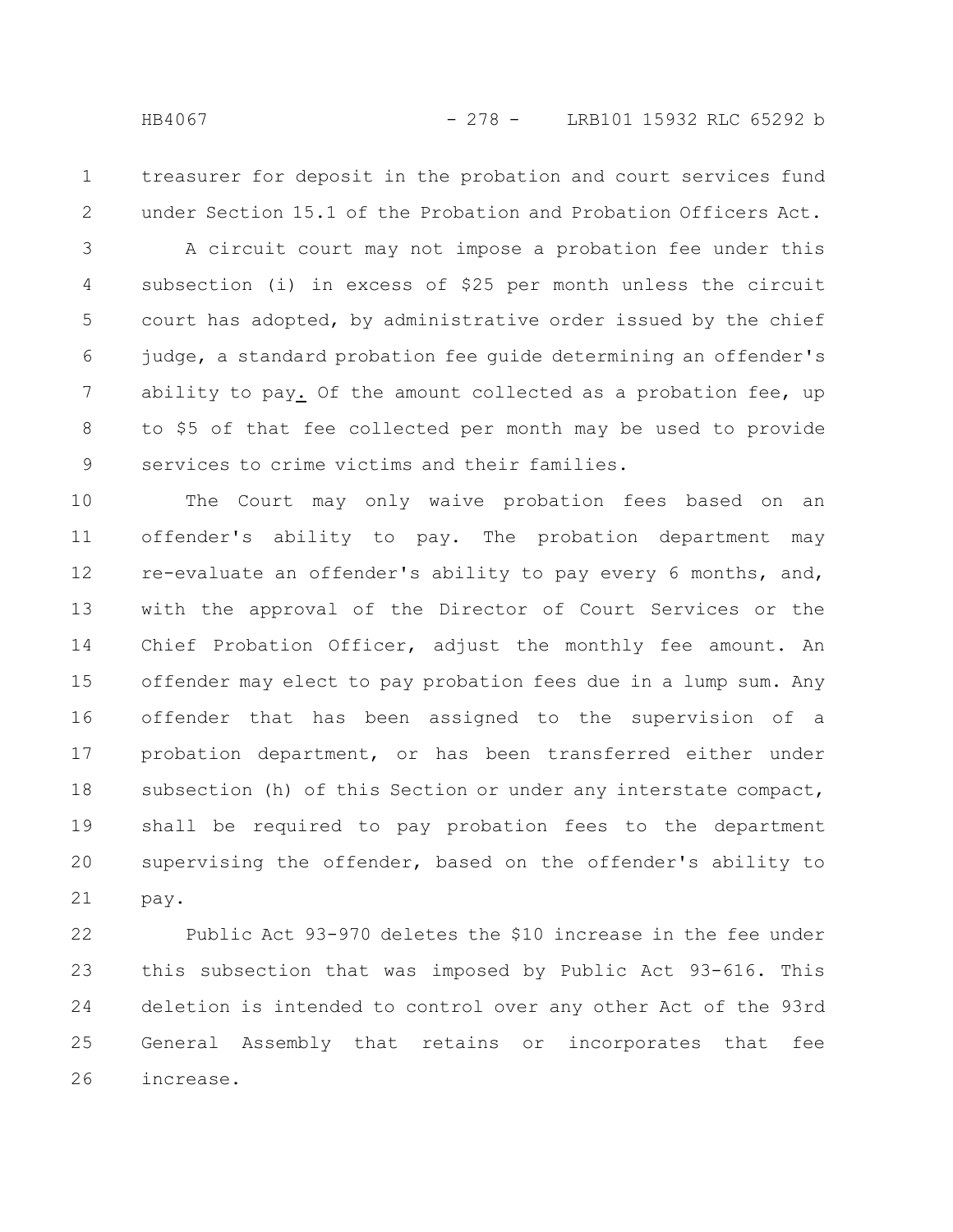treasurer for deposit in the probation and court services fund under Section 15.1 of the Probation and Probation Officers Act.

A circuit court may not impose a probation fee under this subsection (i) in excess of $25 per month unless the circuit court has adopted, by administrative order issued by the chief judge, a standard probation fee guide determining an offender's ability to pay. Of the amount collected as a probation fee, up to $5 of that fee collected per month may be used to provide services to crime victims and their families.

The Court may only waive probation fees based on an offender's ability to pay. The probation department may re-evaluate an offender's ability to pay every 6 months, and, with the approval of the Director of Court Services or the Chief Probation Officer, adjust the monthly fee amount. An offender may elect to pay probation fees due in a lump sum. Any offender that has been assigned to the supervision of a probation department, or has been transferred either under subsection (h) of this Section or under any interstate compact, shall be required to pay probation fees to the department supervising the offender, based on the offender's ability to pay.

Public Act 93-970 deletes the $10 increase in the fee under this subsection that was imposed by Public Act 93-616. This deletion is intended to control over any other Act of the 93rd General Assembly that retains or incorporates that fee increase.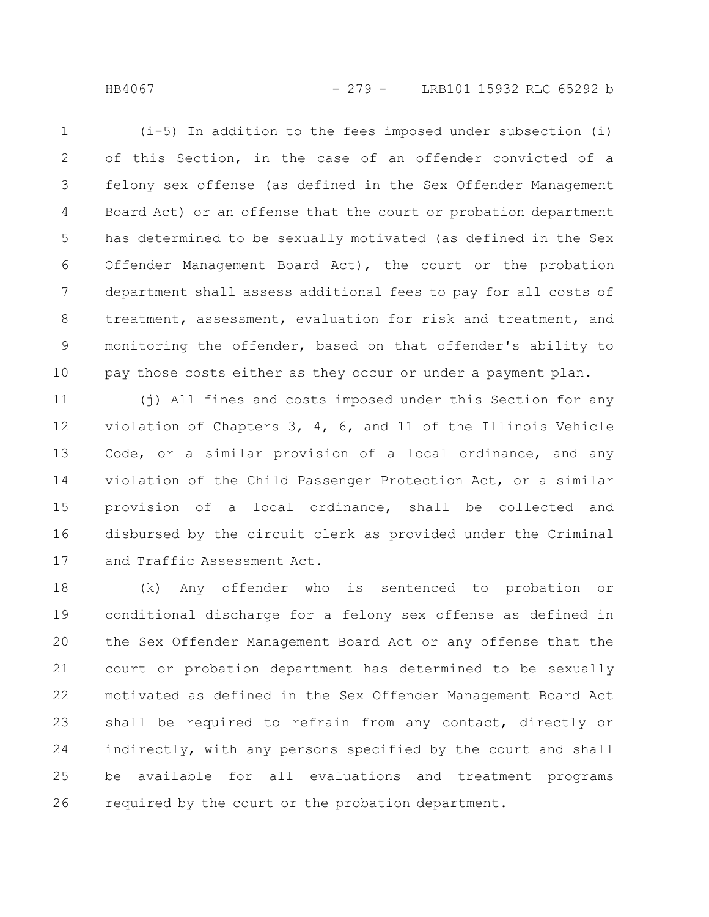(i-5) In addition to the fees imposed under subsection (i) of this Section, in the case of an offender convicted of a felony sex offense (as defined in the Sex Offender Management Board Act) or an offense that the court or probation department has determined to be sexually motivated (as defined in the Sex Offender Management Board Act), the court or the probation department shall assess additional fees to pay for all costs of treatment, assessment, evaluation for risk and treatment, and monitoring the offender, based on that offender's ability to pay those costs either as they occur or under a payment plan.

(j) All fines and costs imposed under this Section for any violation of Chapters 3, 4, 6, and 11 of the Illinois Vehicle Code, or a similar provision of a local ordinance, and any violation of the Child Passenger Protection Act, or a similar provision of a local ordinance, shall be collected and disbursed by the circuit clerk as provided under the Criminal and Traffic Assessment Act.

(k) Any offender who is sentenced to probation or conditional discharge for a felony sex offense as defined in the Sex Offender Management Board Act or any offense that the court or probation department has determined to be sexually motivated as defined in the Sex Offender Management Board Act shall be required to refrain from any contact, directly or indirectly, with any persons specified by the court and shall be available for all evaluations and treatment programs required by the court or the probation department.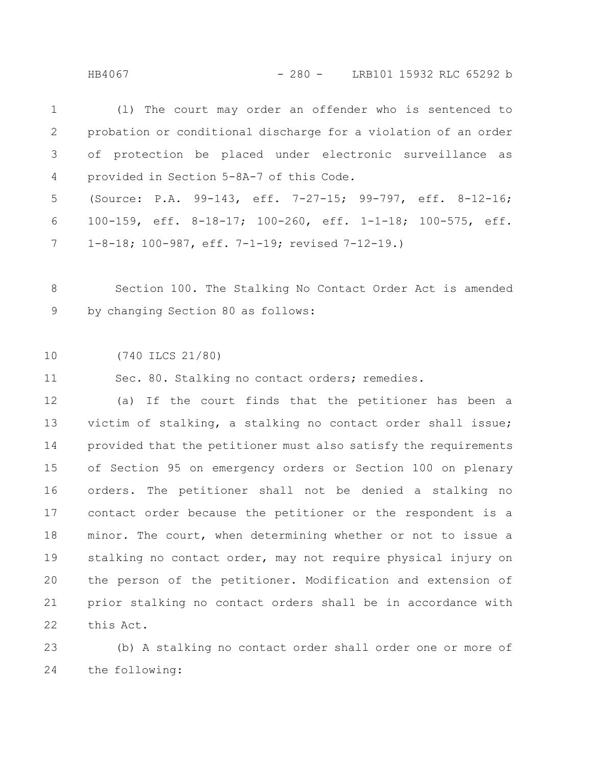(l) The court may order an offender who is sentenced to probation or conditional discharge for a violation of an order of protection be placed under electronic surveillance as provided in Section 5-8A-7 of this Code.

(Source: P.A. 99-143, eff. 7-27-15; 99-797, eff. 8-12-16; 100-159, eff. 8-18-17; 100-260, eff. 1-1-18; 100-575, eff. 1-8-18; 100-987, eff. 7-1-19; revised 7-12-19.)

Section 100. The Stalking No Contact Order Act is amended by changing Section 80 as follows:

(740 ILCS 21/80)

Sec. 80. Stalking no contact orders; remedies.

(a) If the court finds that the petitioner has been a victim of stalking, a stalking no contact order shall issue; provided that the petitioner must also satisfy the requirements of Section 95 on emergency orders or Section 100 on plenary orders. The petitioner shall not be denied a stalking no contact order because the petitioner or the respondent is a minor. The court, when determining whether or not to issue a stalking no contact order, may not require physical injury on the person of the petitioner. Modification and extension of prior stalking no contact orders shall be in accordance with this Act.

(b) A stalking no contact order shall order one or more of the following: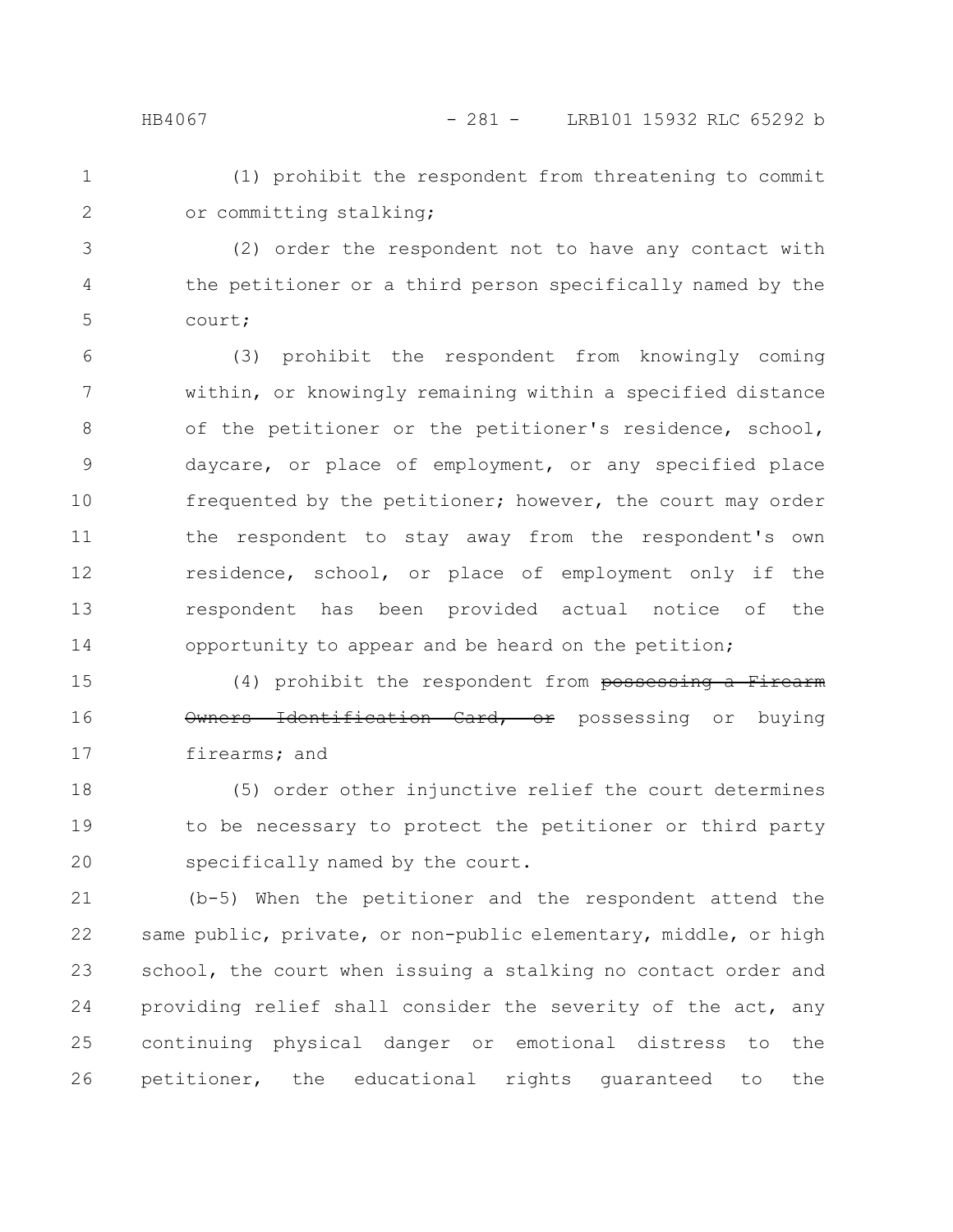(1) prohibit the respondent from threatening to commit or committing stalking;

(2) order the respondent not to have any contact with the petitioner or a third person specifically named by the court;

(3) prohibit the respondent from knowingly coming within, or knowingly remaining within a specified distance of the petitioner or the petitioner's residence, school, daycare, or place of employment, or any specified place frequented by the petitioner; however, the court may order the respondent to stay away from the respondent's own residence, school, or place of employment only if the respondent has been provided actual notice of the opportunity to appear and be heard on the petition;

(4) prohibit the respondent from ~~possessing a Firearm Owners Identification Card, or~~ possessing or buying firearms; and

(5) order other injunctive relief the court determines to be necessary to protect the petitioner or third party specifically named by the court.

(b-5) When the petitioner and the respondent attend the same public, private, or non-public elementary, middle, or high school, the court when issuing a stalking no contact order and providing relief shall consider the severity of the act, any continuing physical danger or emotional distress to the petitioner, the educational rights guaranteed to the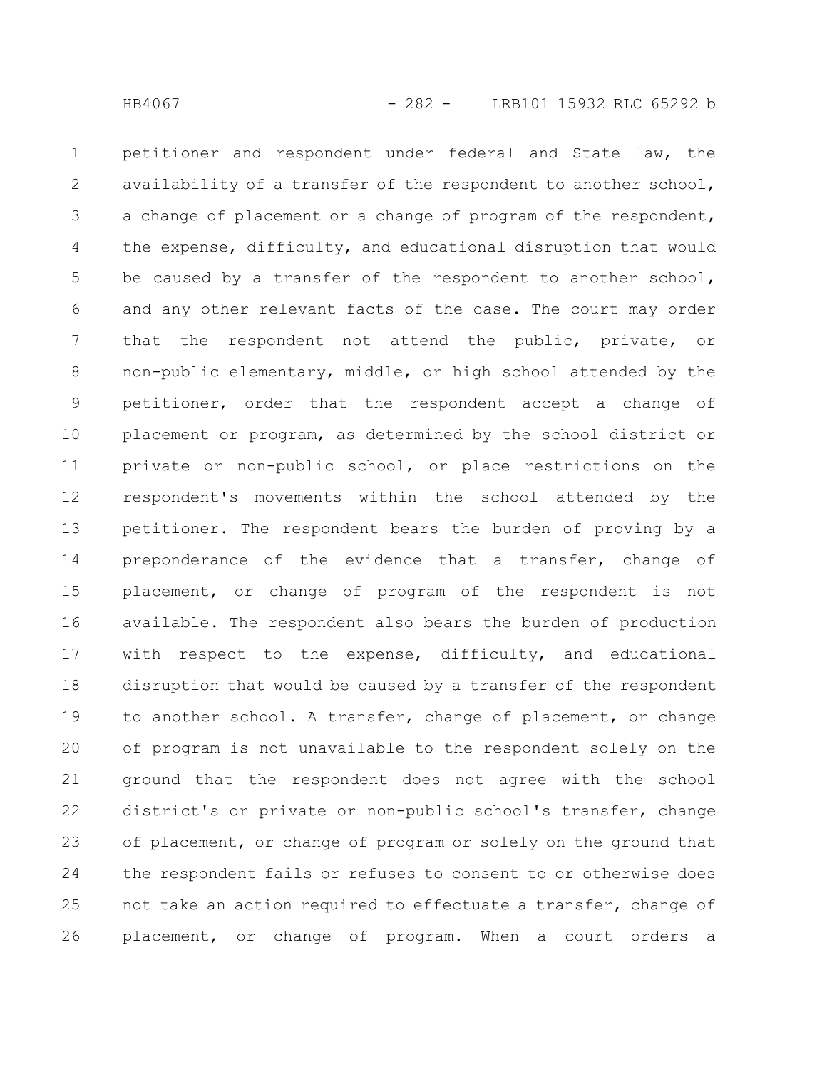petitioner and respondent under federal and State law, the availability of a transfer of the respondent to another school, a change of placement or a change of program of the respondent, the expense, difficulty, and educational disruption that would be caused by a transfer of the respondent to another school, and any other relevant facts of the case. The court may order that the respondent not attend the public, private, or non-public elementary, middle, or high school attended by the petitioner, order that the respondent accept a change of placement or program, as determined by the school district or private or non-public school, or place restrictions on the respondent's movements within the school attended by the petitioner. The respondent bears the burden of proving by a preponderance of the evidence that a transfer, change of placement, or change of program of the respondent is not available. The respondent also bears the burden of production with respect to the expense, difficulty, and educational disruption that would be caused by a transfer of the respondent to another school. A transfer, change of placement, or change of program is not unavailable to the respondent solely on the ground that the respondent does not agree with the school district's or private or non-public school's transfer, change of placement, or change of program or solely on the ground that the respondent fails or refuses to consent to or otherwise does not take an action required to effectuate a transfer, change of placement, or change of program. When a court orders a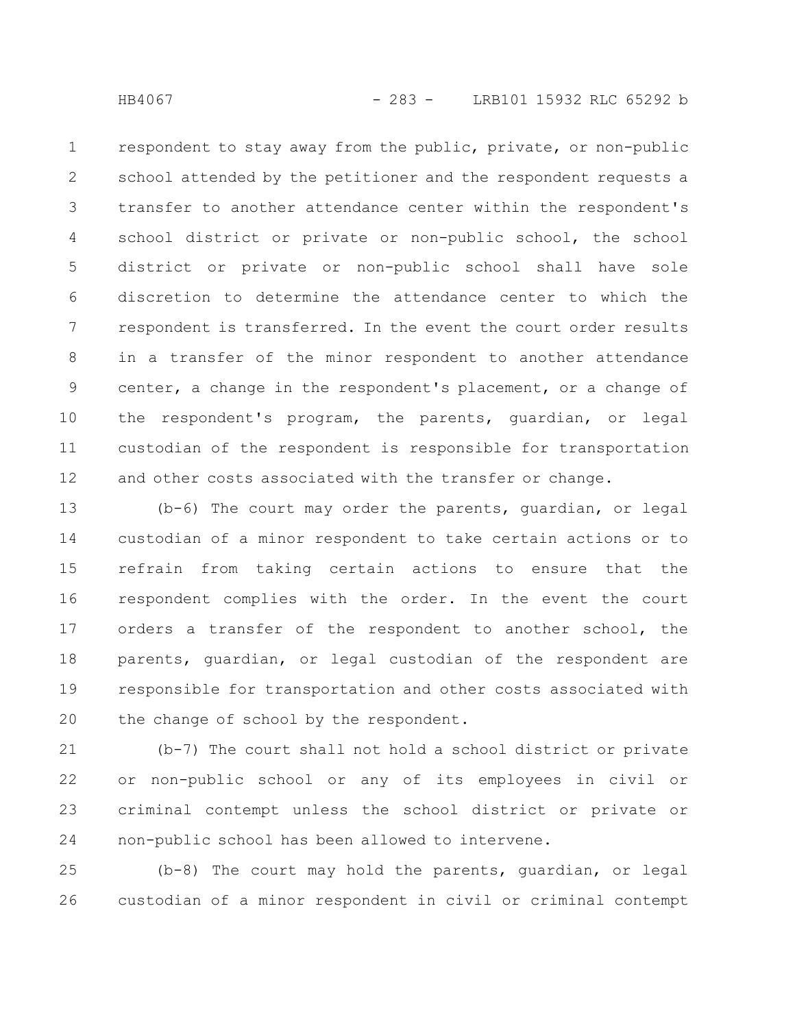respondent to stay away from the public, private, or non-public school attended by the petitioner and the respondent requests a transfer to another attendance center within the respondent's school district or private or non-public school, the school district or private or non-public school shall have sole discretion to determine the attendance center to which the respondent is transferred. In the event the court order results in a transfer of the minor respondent to another attendance center, a change in the respondent's placement, or a change of the respondent's program, the parents, guardian, or legal custodian of the respondent is responsible for transportation and other costs associated with the transfer or change.

(b-6) The court may order the parents, guardian, or legal custodian of a minor respondent to take certain actions or to refrain from taking certain actions to ensure that the respondent complies with the order. In the event the court orders a transfer of the respondent to another school, the parents, guardian, or legal custodian of the respondent are responsible for transportation and other costs associated with the change of school by the respondent.

(b-7) The court shall not hold a school district or private or non-public school or any of its employees in civil or criminal contempt unless the school district or private or non-public school has been allowed to intervene.

(b-8) The court may hold the parents, guardian, or legal custodian of a minor respondent in civil or criminal contempt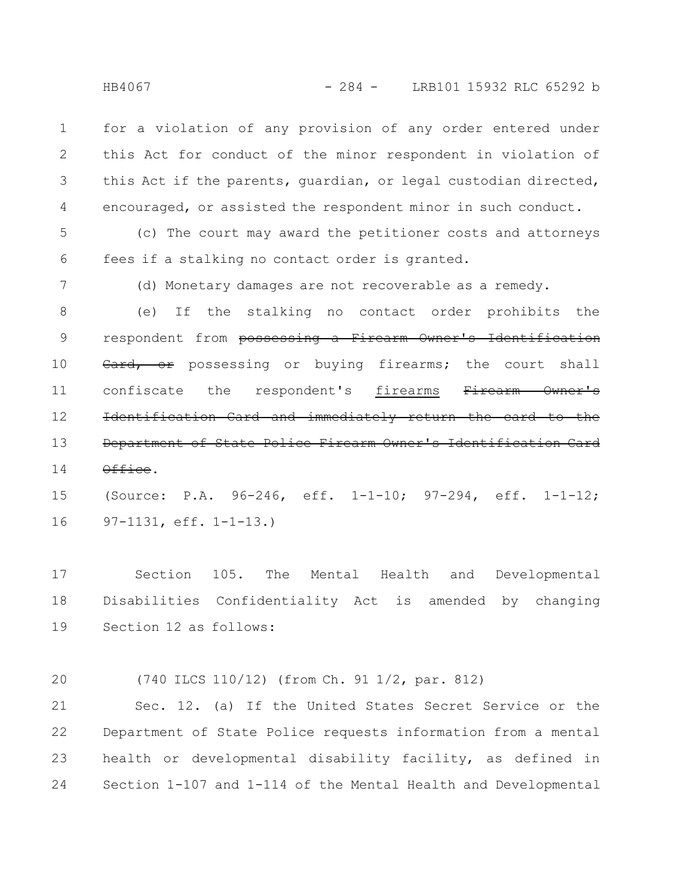for a violation of any provision of any order entered under this Act for conduct of the minor respondent in violation of this Act if the parents, guardian, or legal custodian directed, encouraged, or assisted the respondent minor in such conduct.

(c) The court may award the petitioner costs and attorneys fees if a stalking no contact order is granted.

(d) Monetary damages are not recoverable as a remedy.

(e) If the stalking no contact order prohibits the respondent from ~~possessing a Firearm Owner's Identification Card, or~~ possessing or buying firearms; the court shall confiscate the respondent's <u>firearms</u> ~~Firearm Owner's Identification Card and immediately return the card to the Department of State Police Firearm Owner's Identification Card Office~~.

(Source: P.A. 96-246, eff. 1-1-10; 97-294, eff. 1-1-12; 97-1131, eff. 1-1-13.)

Section 105. The Mental Health and Developmental Disabilities Confidentiality Act is amended by changing Section 12 as follows:

(740 ILCS 110/12) (from Ch. 91 1/2, par. 812)

Sec. 12. (a) If the United States Secret Service or the Department of State Police requests information from a mental health or developmental disability facility, as defined in Section 1-107 and 1-114 of the Mental Health and Developmental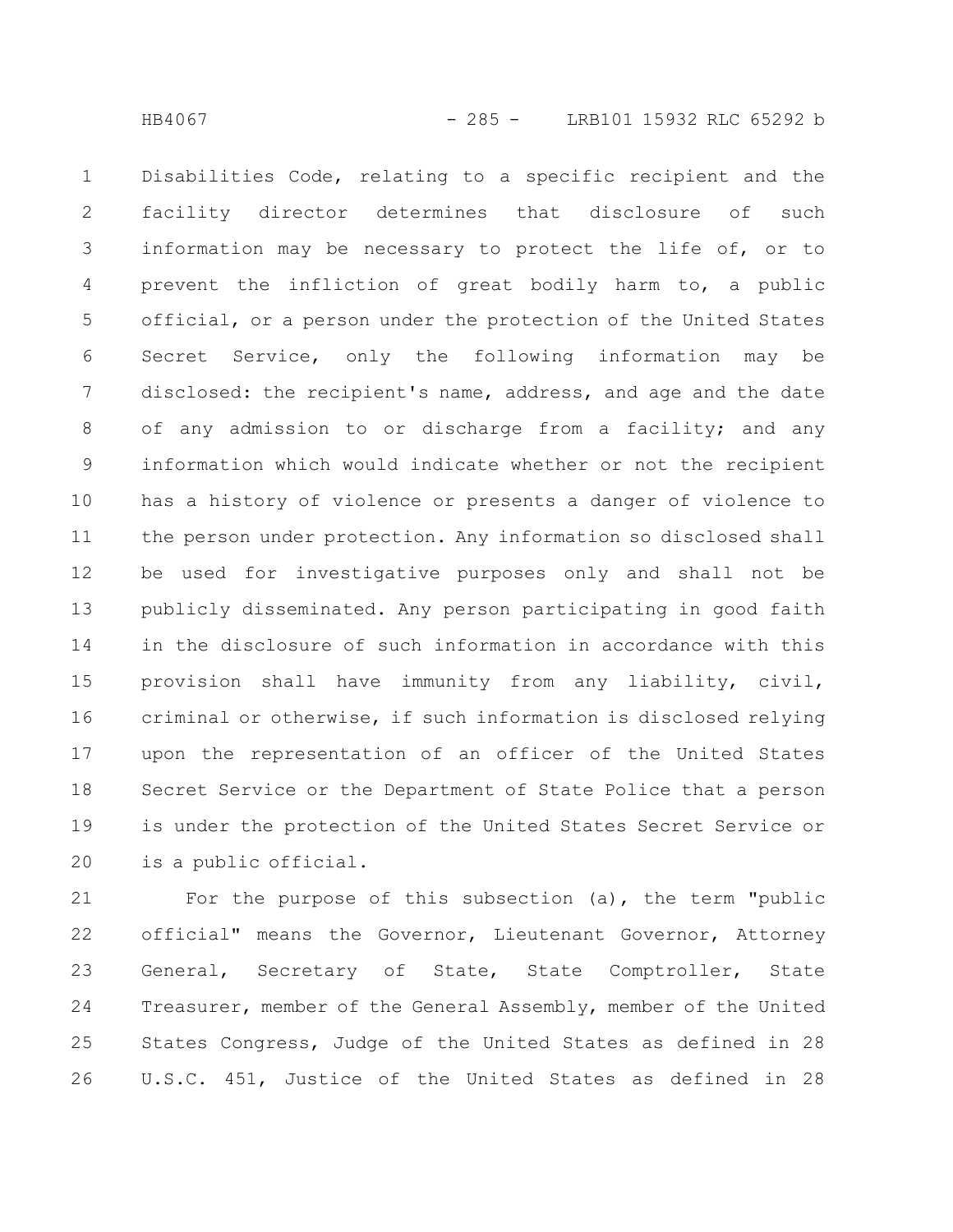Disabilities Code, relating to a specific recipient and the facility director determines that disclosure of such information may be necessary to protect the life of, or to prevent the infliction of great bodily harm to, a public official, or a person under the protection of the United States Secret Service, only the following information may be disclosed: the recipient's name, address, and age and the date of any admission to or discharge from a facility; and any information which would indicate whether or not the recipient has a history of violence or presents a danger of violence to the person under protection. Any information so disclosed shall be used for investigative purposes only and shall not be publicly disseminated. Any person participating in good faith in the disclosure of such information in accordance with this provision shall have immunity from any liability, civil, criminal or otherwise, if such information is disclosed relying upon the representation of an officer of the United States Secret Service or the Department of State Police that a person is under the protection of the United States Secret Service or is a public official.

For the purpose of this subsection (a), the term "public official" means the Governor, Lieutenant Governor, Attorney General, Secretary of State, State Comptroller, State Treasurer, member of the General Assembly, member of the United States Congress, Judge of the United States as defined in 28 U.S.C. 451, Justice of the United States as defined in 28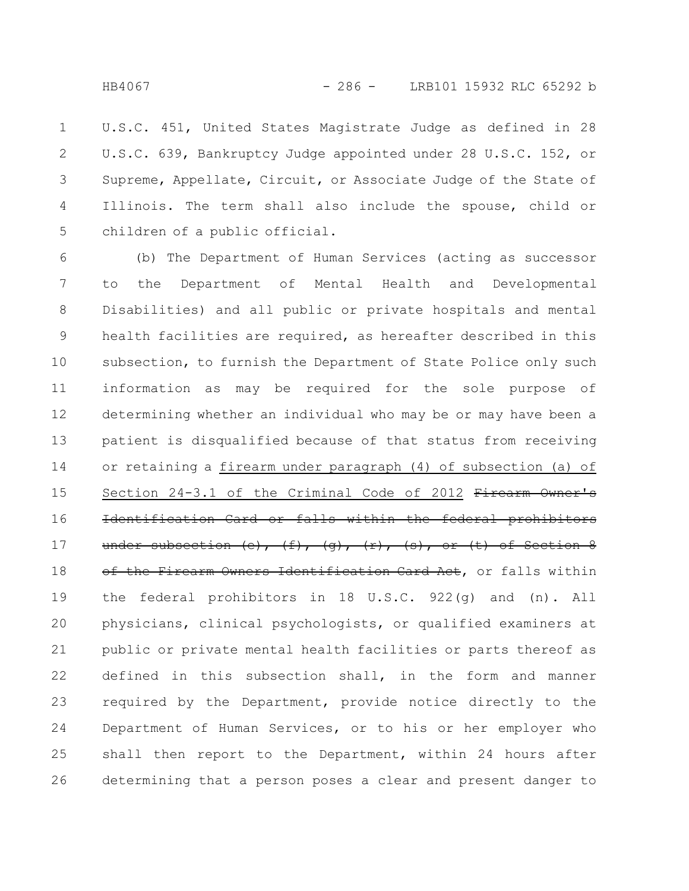U.S.C. 451, United States Magistrate Judge as defined in 28 U.S.C. 639, Bankruptcy Judge appointed under 28 U.S.C. 152, or Supreme, Appellate, Circuit, or Associate Judge of the State of Illinois. The term shall also include the spouse, child or children of a public official.

(b) The Department of Human Services (acting as successor to the Department of Mental Health and Developmental Disabilities) and all public or private hospitals and mental health facilities are required, as hereafter described in this subsection, to furnish the Department of State Police only such information as may be required for the sole purpose of determining whether an individual who may be or may have been a patient is disqualified because of that status from receiving or retaining a firearm under paragraph (4) of subsection (a) of Section 24-3.1 of the Criminal Code of 2012 ~~Firearm Owner's Identification Card or falls within the federal prohibitors under subsection (e), (f), (g), (r), (s), or (t) of Section 8 of the Firearm Owners Identification Card Act~~, or falls within the federal prohibitors in 18 U.S.C. 922(g) and (n). All physicians, clinical psychologists, or qualified examiners at public or private mental health facilities or parts thereof as defined in this subsection shall, in the form and manner required by the Department, provide notice directly to the Department of Human Services, or to his or her employer who shall then report to the Department, within 24 hours after determining that a person poses a clear and present danger to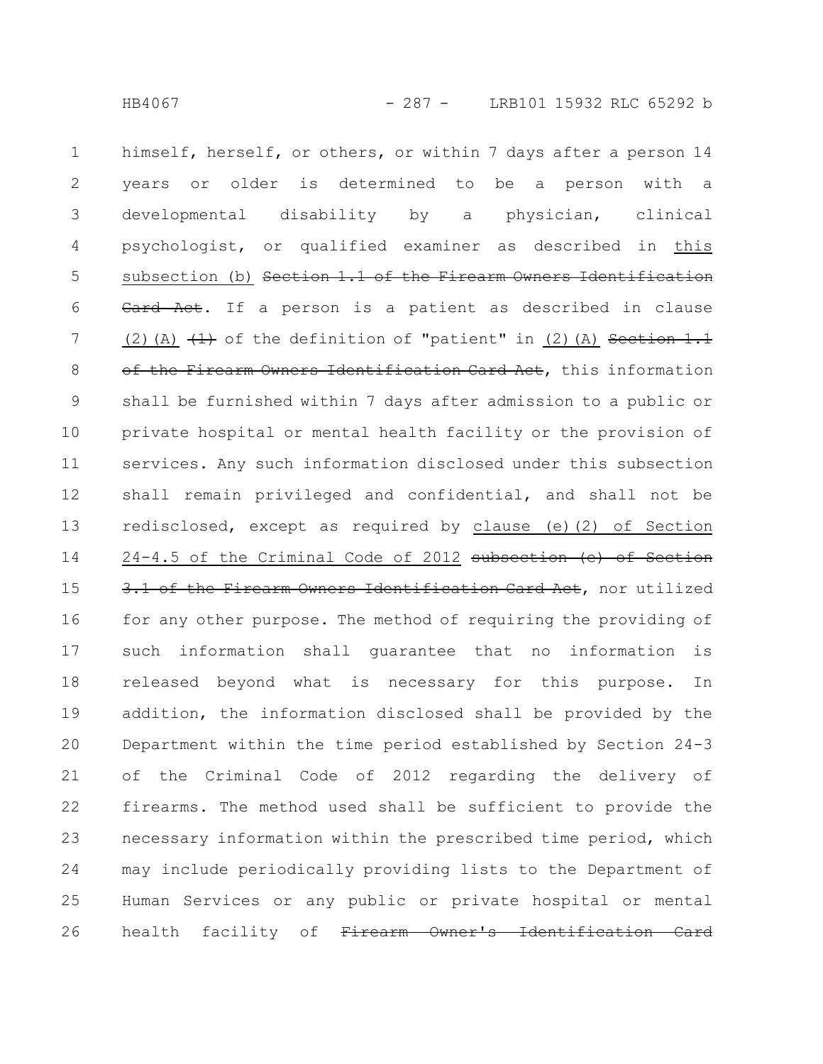himself, herself, or others, or within 7 days after a person 14 years or older is determined to be a person with a developmental disability by a physician, clinical psychologist, or qualified examiner as described in this subsection (b) ~~Section 1.1 of the Firearm Owners Identification Card Act~~. If a person is a patient as described in clause (2)(A) ~~(1)~~ of the definition of "patient" in (2)(A) ~~Section 1.1 of the Firearm Owners Identification Card Act~~, this information shall be furnished within 7 days after admission to a public or private hospital or mental health facility or the provision of services. Any such information disclosed under this subsection shall remain privileged and confidential, and shall not be redisclosed, except as required by clause (e)(2) of Section 24-4.5 of the Criminal Code of 2012 ~~subsection (e) of Section 3.1 of the Firearm Owners Identification Card Act~~, nor utilized for any other purpose. The method of requiring the providing of such information shall guarantee that no information is released beyond what is necessary for this purpose. In addition, the information disclosed shall be provided by the Department within the time period established by Section 24-3 of the Criminal Code of 2012 regarding the delivery of firearms. The method used shall be sufficient to provide the necessary information within the prescribed time period, which may include periodically providing lists to the Department of Human Services or any public or private hospital or mental health facility of ~~Firearm Owner's Identification Card~~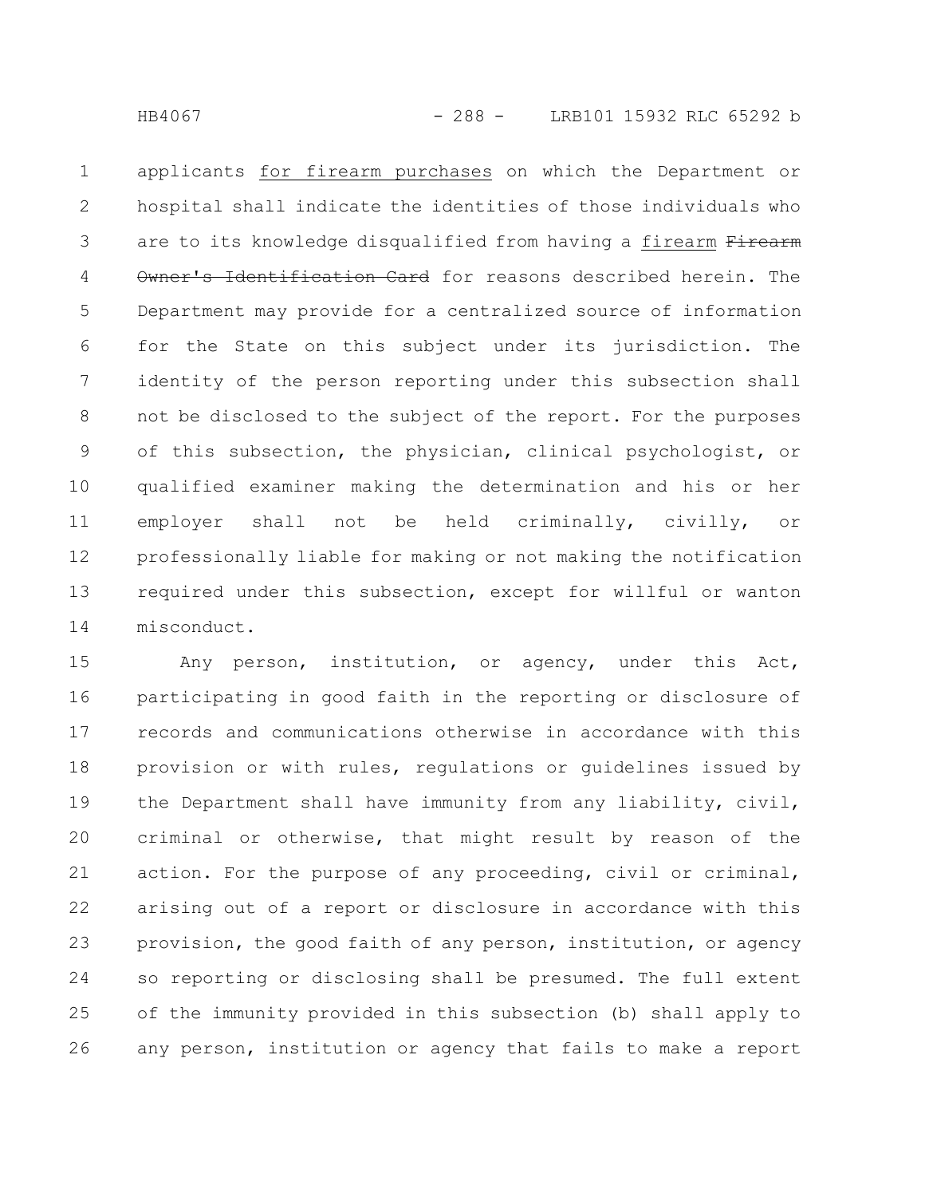applicants for firearm purchases on which the Department or hospital shall indicate the identities of those individuals who are to its knowledge disqualified from having a firearm ~~Firearm Owner's Identification Card~~ for reasons described herein. The Department may provide for a centralized source of information for the State on this subject under its jurisdiction. The identity of the person reporting under this subsection shall not be disclosed to the subject of the report. For the purposes of this subsection, the physician, clinical psychologist, or qualified examiner making the determination and his or her employer shall not be held criminally, civilly, or professionally liable for making or not making the notification required under this subsection, except for willful or wanton misconduct.

Any person, institution, or agency, under this Act, participating in good faith in the reporting or disclosure of records and communications otherwise in accordance with this provision or with rules, regulations or guidelines issued by the Department shall have immunity from any liability, civil, criminal or otherwise, that might result by reason of the action. For the purpose of any proceeding, civil or criminal, arising out of a report or disclosure in accordance with this provision, the good faith of any person, institution, or agency so reporting or disclosing shall be presumed. The full extent of the immunity provided in this subsection (b) shall apply to any person, institution or agency that fails to make a report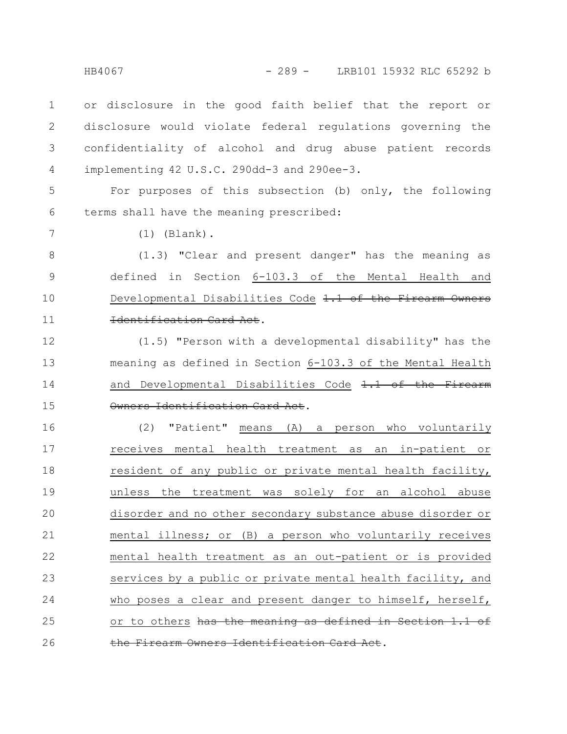or disclosure in the good faith belief that the report or disclosure would violate federal regulations governing the confidentiality of alcohol and drug abuse patient records implementing 42 U.S.C. 290dd-3 and 290ee-3.

For purposes of this subsection (b) only, the following terms shall have the meaning prescribed:

(1) (Blank).

(1.3) "Clear and present danger" has the meaning as defined in Section 6-103.3 of the Mental Health and Developmental Disabilities Code ~~1.1 of the Firearm Owners Identification Card Act~~.

(1.5) "Person with a developmental disability" has the meaning as defined in Section 6-103.3 of the Mental Health and Developmental Disabilities Code ~~1.1 of the Firearm Owners Identification Card Act~~.

(2) "Patient" means (A) a person who voluntarily receives mental health treatment as an in-patient or resident of any public or private mental health facility, unless the treatment was solely for an alcohol abuse disorder and no other secondary substance abuse disorder or mental illness; or (B) a person who voluntarily receives mental health treatment as an out-patient or is provided services by a public or private mental health facility, and who poses a clear and present danger to himself, herself, or to others ~~has the meaning as defined in Section 1.1 of the Firearm Owners Identification Card Act~~.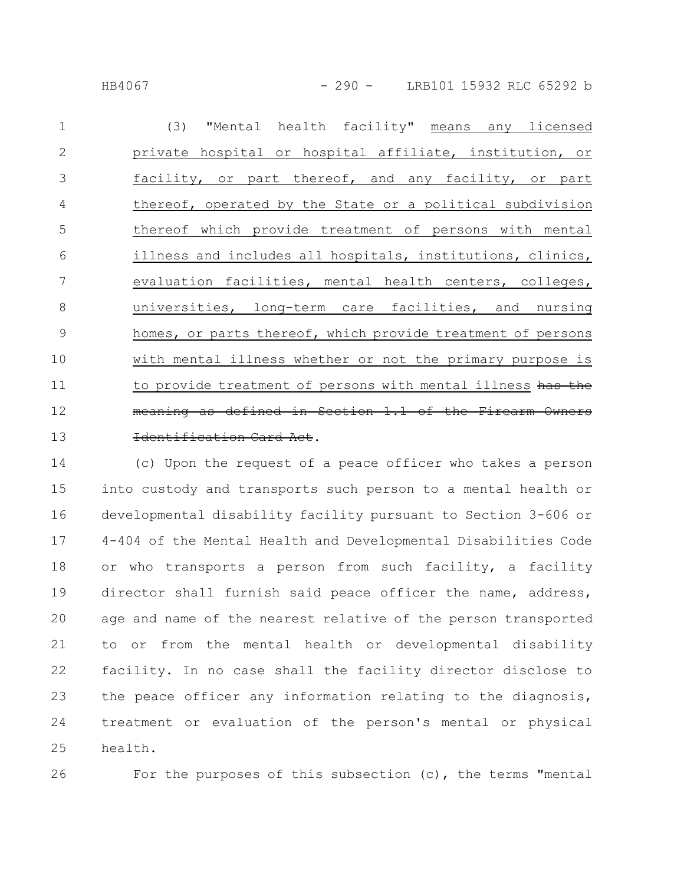(3) "Mental health facility" means any licensed private hospital or hospital affiliate, institution, or facility, or part thereof, and any facility, or part thereof, operated by the State or a political subdivision thereof which provide treatment of persons with mental illness and includes all hospitals, institutions, clinics, evaluation facilities, mental health centers, colleges, universities, long-term care facilities, and nursing homes, or parts thereof, which provide treatment of persons with mental illness whether or not the primary purpose is to provide treatment of persons with mental illness ~~has the meaning as defined in Section 1.1 of the Firearm Owners Identification Card Act~~.

(c) Upon the request of a peace officer who takes a person into custody and transports such person to a mental health or developmental disability facility pursuant to Section 3-606 or 4-404 of the Mental Health and Developmental Disabilities Code or who transports a person from such facility, a facility director shall furnish said peace officer the name, address, age and name of the nearest relative of the person transported to or from the mental health or developmental disability facility. In no case shall the facility director disclose to the peace officer any information relating to the diagnosis, treatment or evaluation of the person's mental or physical health.

For the purposes of this subsection (c), the terms "mental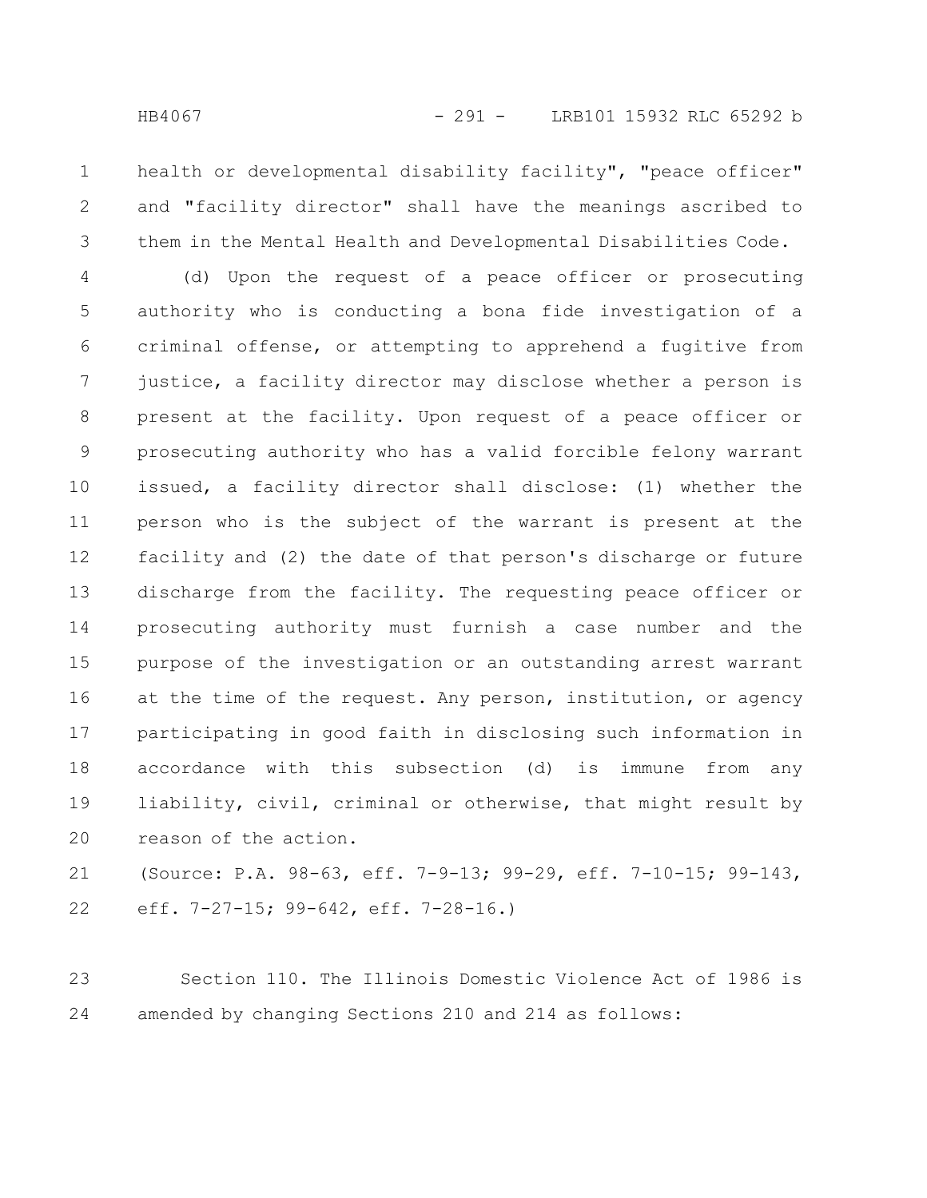health or developmental disability facility", "peace officer" and "facility director" shall have the meanings ascribed to them in the Mental Health and Developmental Disabilities Code.

(d) Upon the request of a peace officer or prosecuting authority who is conducting a bona fide investigation of a criminal offense, or attempting to apprehend a fugitive from justice, a facility director may disclose whether a person is present at the facility. Upon request of a peace officer or prosecuting authority who has a valid forcible felony warrant issued, a facility director shall disclose: (1) whether the person who is the subject of the warrant is present at the facility and (2) the date of that person's discharge or future discharge from the facility. The requesting peace officer or prosecuting authority must furnish a case number and the purpose of the investigation or an outstanding arrest warrant at the time of the request. Any person, institution, or agency participating in good faith in disclosing such information in accordance with this subsection (d) is immune from any liability, civil, criminal or otherwise, that might result by reason of the action.

(Source: P.A. 98-63, eff. 7-9-13; 99-29, eff. 7-10-15; 99-143, eff. 7-27-15; 99-642, eff. 7-28-16.)

Section 110. The Illinois Domestic Violence Act of 1986 is amended by changing Sections 210 and 214 as follows: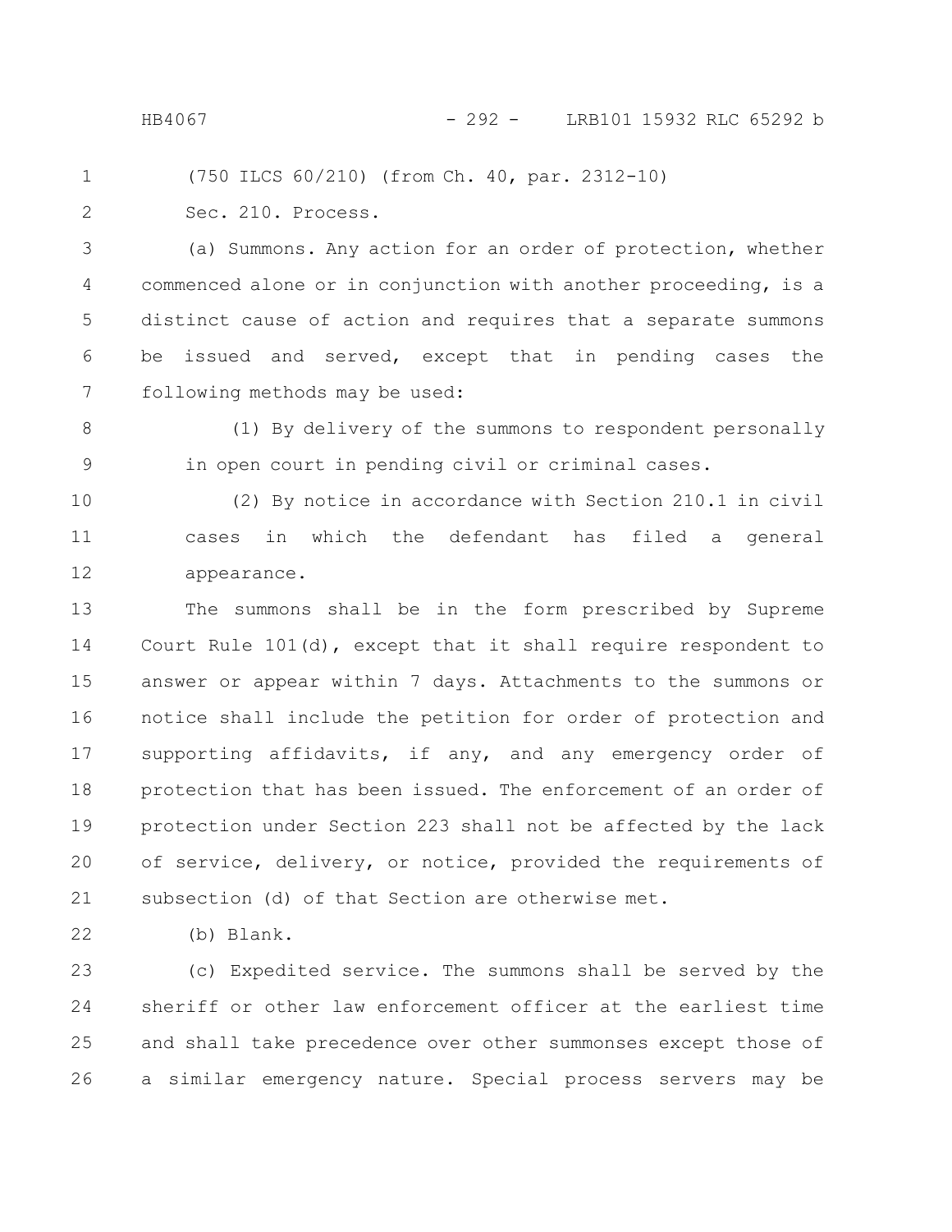(750 ILCS 60/210) (from Ch. 40, par. 2312-10)

Sec. 210. Process.

(a) Summons. Any action for an order of protection, whether commenced alone or in conjunction with another proceeding, is a distinct cause of action and requires that a separate summons be issued and served, except that in pending cases the following methods may be used:

(1) By delivery of the summons to respondent personally in open court in pending civil or criminal cases.

(2) By notice in accordance with Section 210.1 in civil cases in which the defendant has filed a general appearance.

The summons shall be in the form prescribed by Supreme Court Rule 101(d), except that it shall require respondent to answer or appear within 7 days. Attachments to the summons or notice shall include the petition for order of protection and supporting affidavits, if any, and any emergency order of protection that has been issued. The enforcement of an order of protection under Section 223 shall not be affected by the lack of service, delivery, or notice, provided the requirements of subsection (d) of that Section are otherwise met.

(b) Blank.

(c) Expedited service. The summons shall be served by the sheriff or other law enforcement officer at the earliest time and shall take precedence over other summonses except those of a similar emergency nature. Special process servers may be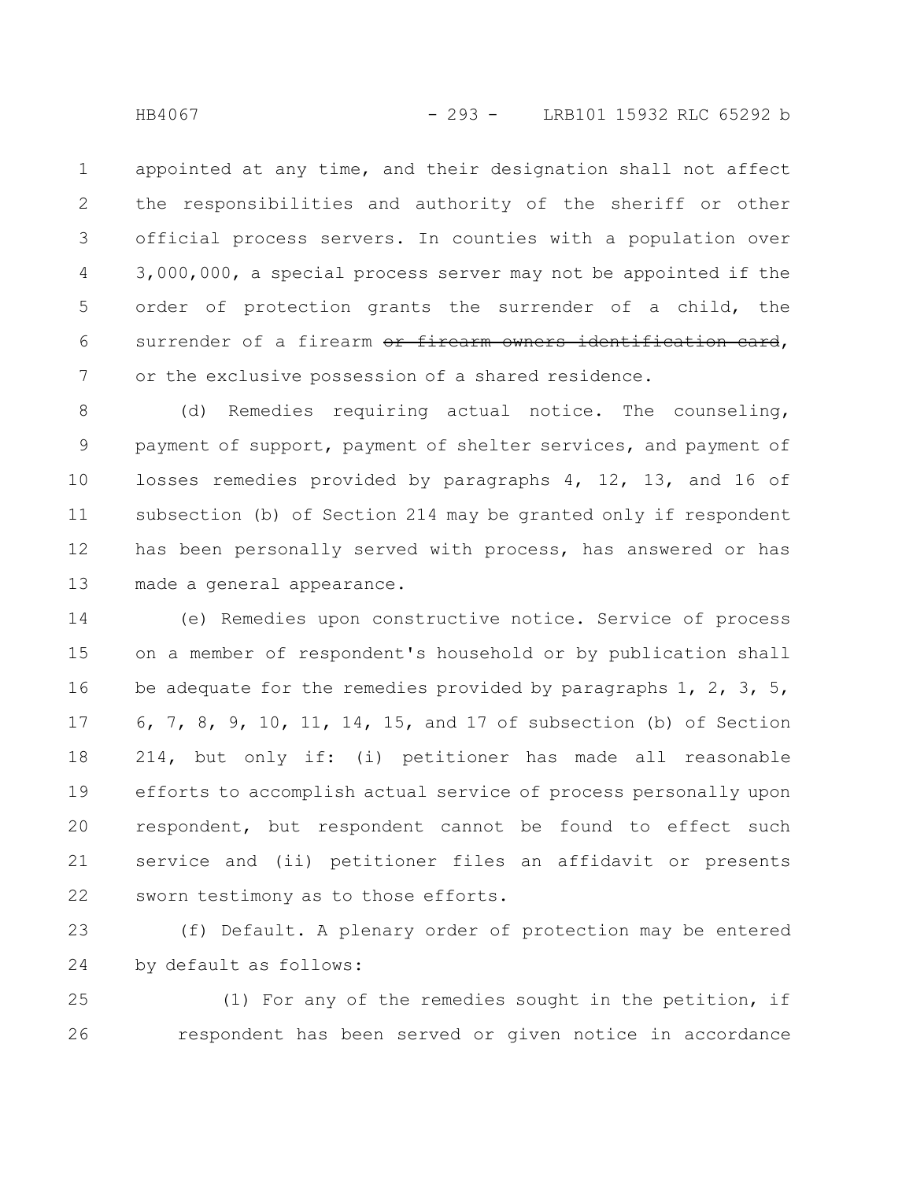appointed at any time, and their designation shall not affect the responsibilities and authority of the sheriff or other official process servers. In counties with a population over 3,000,000, a special process server may not be appointed if the order of protection grants the surrender of a child, the surrender of a firearm ~~or firearm owners identification card~~, or the exclusive possession of a shared residence.

(d) Remedies requiring actual notice. The counseling, payment of support, payment of shelter services, and payment of losses remedies provided by paragraphs 4, 12, 13, and 16 of subsection (b) of Section 214 may be granted only if respondent has been personally served with process, has answered or has made a general appearance.

(e) Remedies upon constructive notice. Service of process on a member of respondent's household or by publication shall be adequate for the remedies provided by paragraphs 1, 2, 3, 5, 6, 7, 8, 9, 10, 11, 14, 15, and 17 of subsection (b) of Section 214, but only if: (i) petitioner has made all reasonable efforts to accomplish actual service of process personally upon respondent, but respondent cannot be found to effect such service and (ii) petitioner files an affidavit or presents sworn testimony as to those efforts.

(f) Default. A plenary order of protection may be entered by default as follows:

(1) For any of the remedies sought in the petition, if respondent has been served or given notice in accordance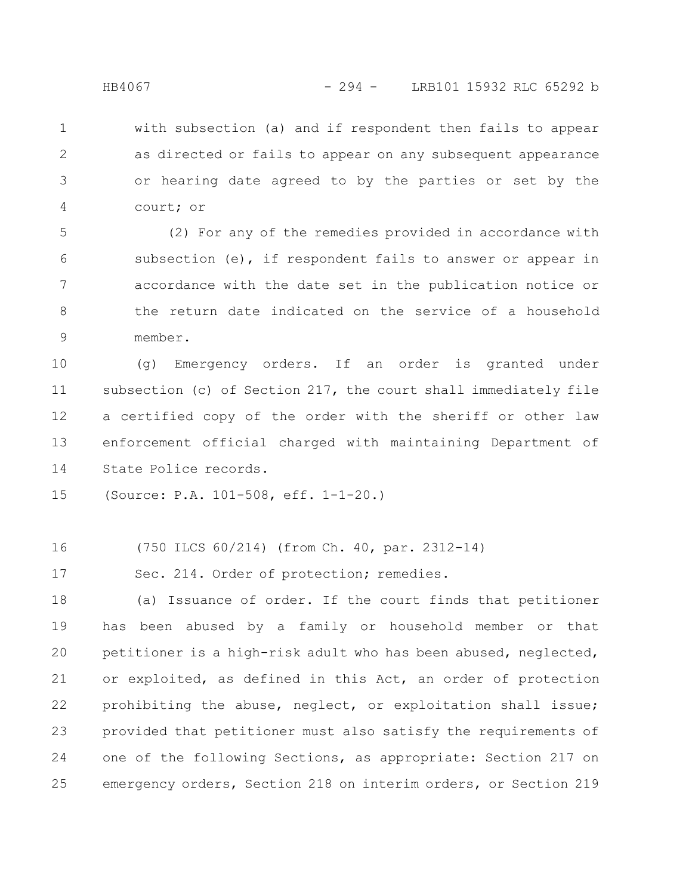with subsection (a) and if respondent then fails to appear as directed or fails to appear on any subsequent appearance or hearing date agreed to by the parties or set by the court; or

(2) For any of the remedies provided in accordance with subsection (e), if respondent fails to answer or appear in accordance with the date set in the publication notice or the return date indicated on the service of a household member.

(g) Emergency orders. If an order is granted under subsection (c) of Section 217, the court shall immediately file a certified copy of the order with the sheriff or other law enforcement official charged with maintaining Department of State Police records.

(Source: P.A. 101-508, eff. 1-1-20.)

(750 ILCS 60/214) (from Ch. 40, par. 2312-14)

Sec. 214. Order of protection; remedies.

(a) Issuance of order. If the court finds that petitioner has been abused by a family or household member or that petitioner is a high-risk adult who has been abused, neglected, or exploited, as defined in this Act, an order of protection prohibiting the abuse, neglect, or exploitation shall issue; provided that petitioner must also satisfy the requirements of one of the following Sections, as appropriate: Section 217 on emergency orders, Section 218 on interim orders, or Section 219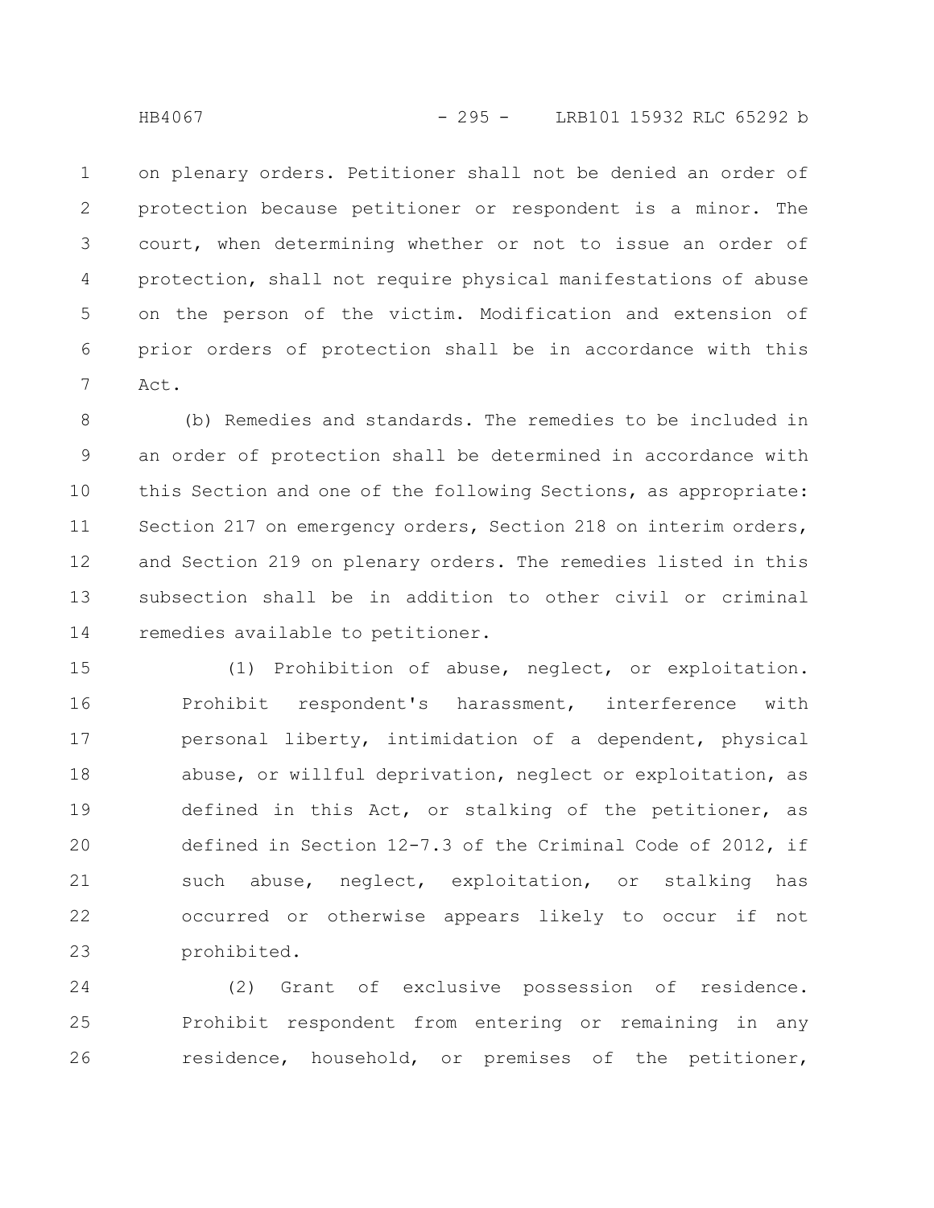on plenary orders. Petitioner shall not be denied an order of protection because petitioner or respondent is a minor. The court, when determining whether or not to issue an order of protection, shall not require physical manifestations of abuse on the person of the victim. Modification and extension of prior orders of protection shall be in accordance with this Act.

(b) Remedies and standards. The remedies to be included in an order of protection shall be determined in accordance with this Section and one of the following Sections, as appropriate: Section 217 on emergency orders, Section 218 on interim orders, and Section 219 on plenary orders. The remedies listed in this subsection shall be in addition to other civil or criminal remedies available to petitioner.

(1) Prohibition of abuse, neglect, or exploitation. Prohibit respondent's harassment, interference with personal liberty, intimidation of a dependent, physical abuse, or willful deprivation, neglect or exploitation, as defined in this Act, or stalking of the petitioner, as defined in Section 12-7.3 of the Criminal Code of 2012, if such abuse, neglect, exploitation, or stalking has occurred or otherwise appears likely to occur if not prohibited.

(2) Grant of exclusive possession of residence. Prohibit respondent from entering or remaining in any residence, household, or premises of the petitioner,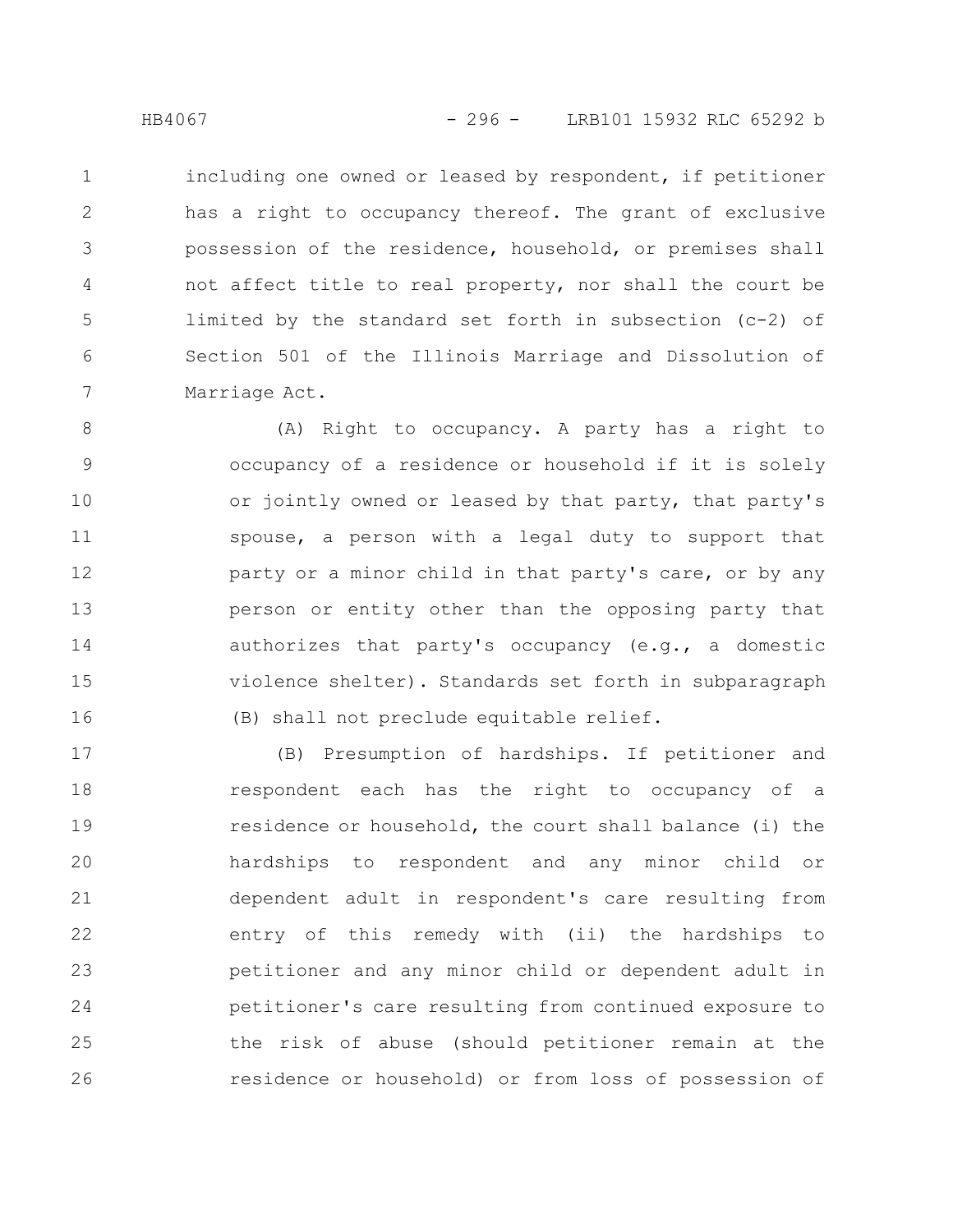including one owned or leased by respondent, if petitioner has a right to occupancy thereof. The grant of exclusive possession of the residence, household, or premises shall not affect title to real property, nor shall the court be limited by the standard set forth in subsection (c-2) of Section 501 of the Illinois Marriage and Dissolution of Marriage Act.

(A) Right to occupancy. A party has a right to occupancy of a residence or household if it is solely or jointly owned or leased by that party, that party's spouse, a person with a legal duty to support that party or a minor child in that party's care, or by any person or entity other than the opposing party that authorizes that party's occupancy (e.g., a domestic violence shelter). Standards set forth in subparagraph (B) shall not preclude equitable relief.

(B) Presumption of hardships. If petitioner and respondent each has the right to occupancy of a residence or household, the court shall balance (i) the hardships to respondent and any minor child or dependent adult in respondent's care resulting from entry of this remedy with (ii) the hardships to petitioner and any minor child or dependent adult in petitioner's care resulting from continued exposure to the risk of abuse (should petitioner remain at the residence or household) or from loss of possession of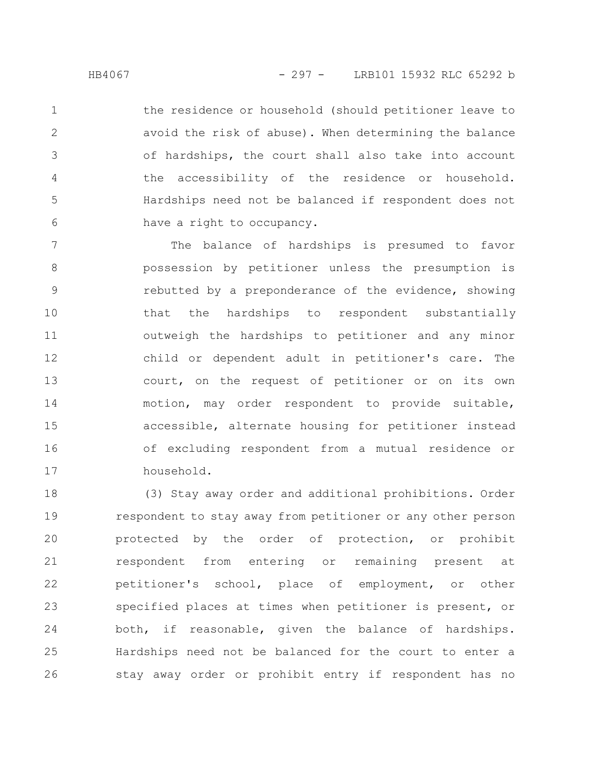the residence or household (should petitioner leave to avoid the risk of abuse). When determining the balance of hardships, the court shall also take into account the accessibility of the residence or household. Hardships need not be balanced if respondent does not have a right to occupancy.

The balance of hardships is presumed to favor possession by petitioner unless the presumption is rebutted by a preponderance of the evidence, showing that the hardships to respondent substantially outweigh the hardships to petitioner and any minor child or dependent adult in petitioner's care. The court, on the request of petitioner or on its own motion, may order respondent to provide suitable, accessible, alternate housing for petitioner instead of excluding respondent from a mutual residence or household.

(3) Stay away order and additional prohibitions. Order respondent to stay away from petitioner or any other person protected by the order of protection, or prohibit respondent from entering or remaining present at petitioner's school, place of employment, or other specified places at times when petitioner is present, or both, if reasonable, given the balance of hardships. Hardships need not be balanced for the court to enter a stay away order or prohibit entry if respondent has no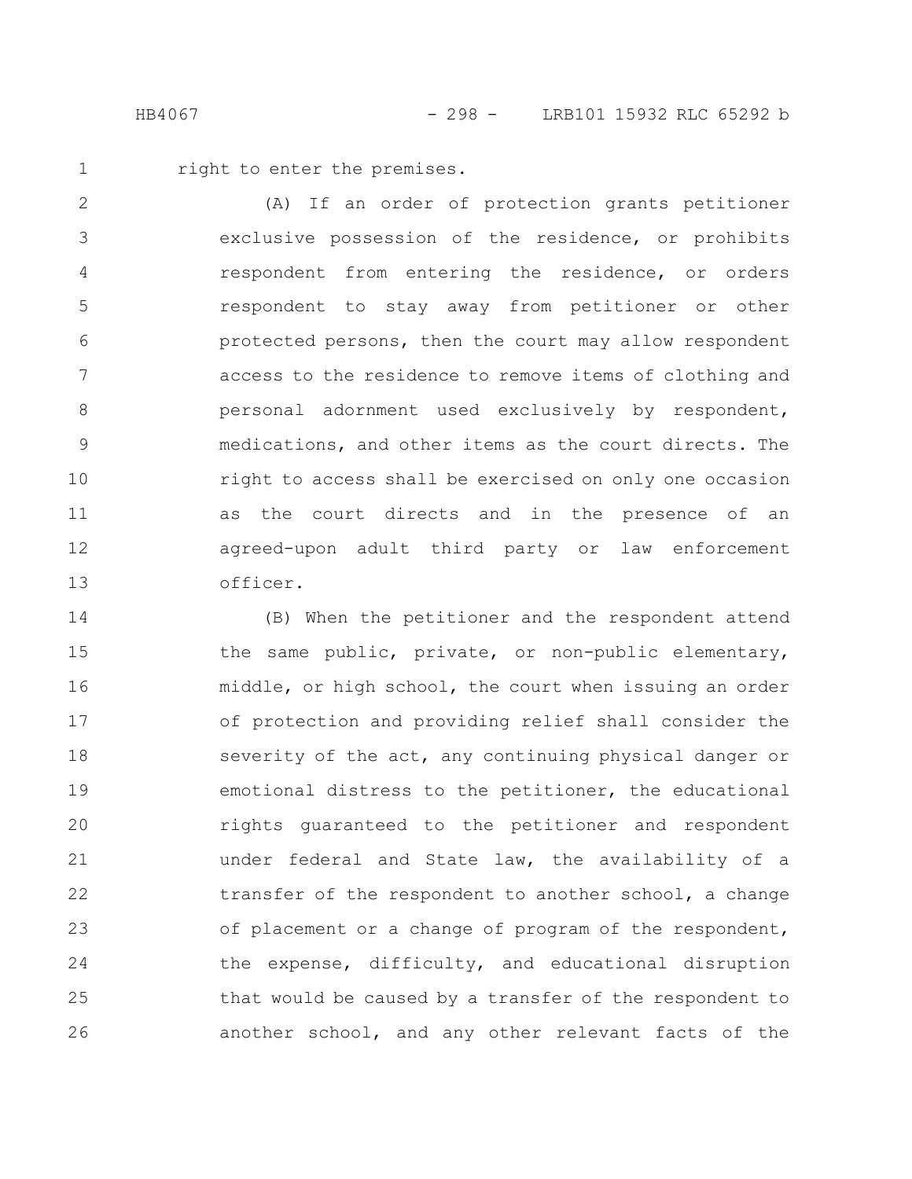right to enter the premises.

(A) If an order of protection grants petitioner exclusive possession of the residence, or prohibits respondent from entering the residence, or orders respondent to stay away from petitioner or other protected persons, then the court may allow respondent access to the residence to remove items of clothing and personal adornment used exclusively by respondent, medications, and other items as the court directs. The right to access shall be exercised on only one occasion as the court directs and in the presence of an agreed-upon adult third party or law enforcement officer.

(B) When the petitioner and the respondent attend the same public, private, or non-public elementary, middle, or high school, the court when issuing an order of protection and providing relief shall consider the severity of the act, any continuing physical danger or emotional distress to the petitioner, the educational rights guaranteed to the petitioner and respondent under federal and State law, the availability of a transfer of the respondent to another school, a change of placement or a change of program of the respondent, the expense, difficulty, and educational disruption that would be caused by a transfer of the respondent to another school, and any other relevant facts of the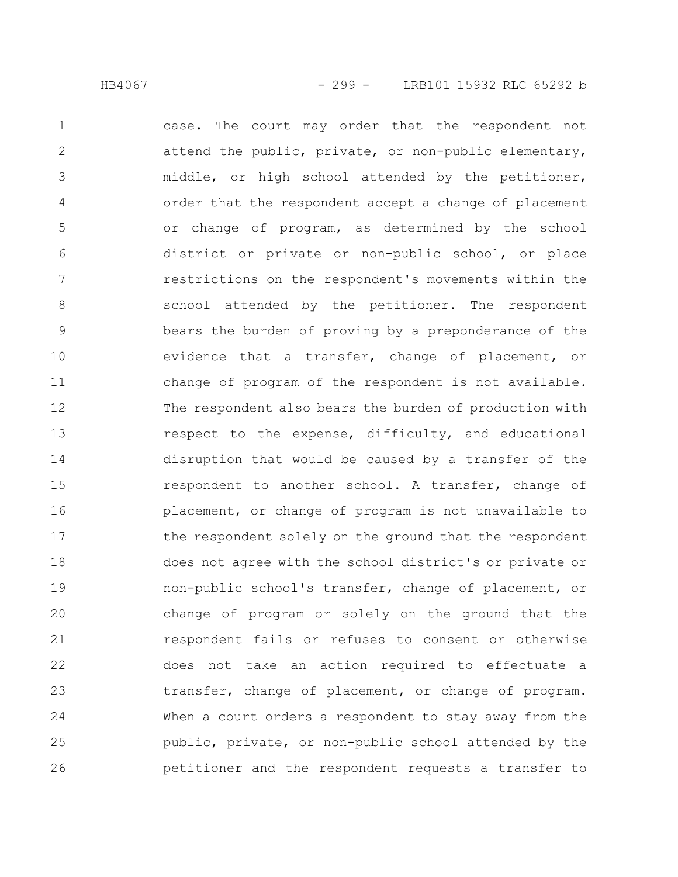case. The court may order that the respondent not attend the public, private, or non-public elementary, middle, or high school attended by the petitioner, order that the respondent accept a change of placement or change of program, as determined by the school district or private or non-public school, or place restrictions on the respondent's movements within the school attended by the petitioner. The respondent bears the burden of proving by a preponderance of the evidence that a transfer, change of placement, or change of program of the respondent is not available. The respondent also bears the burden of production with respect to the expense, difficulty, and educational disruption that would be caused by a transfer of the respondent to another school. A transfer, change of placement, or change of program is not unavailable to the respondent solely on the ground that the respondent does not agree with the school district's or private or non-public school's transfer, change of placement, or change of program or solely on the ground that the respondent fails or refuses to consent or otherwise does not take an action required to effectuate a transfer, change of placement, or change of program. When a court orders a respondent to stay away from the public, private, or non-public school attended by the petitioner and the respondent requests a transfer to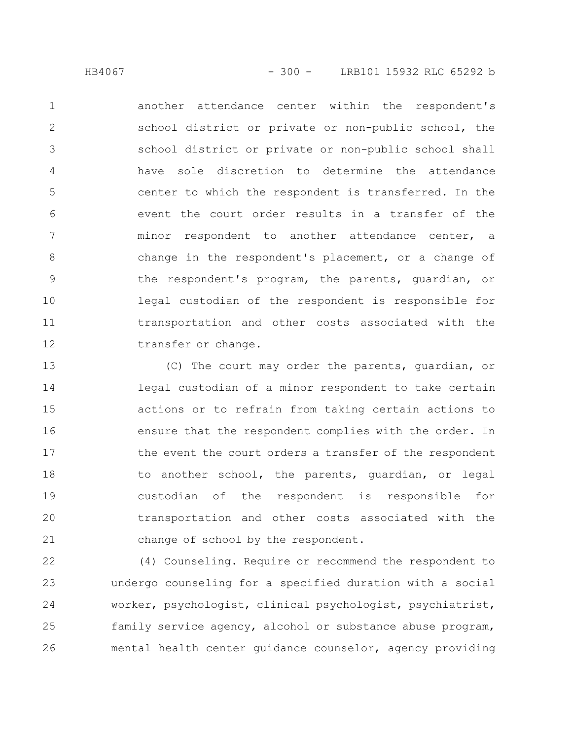another attendance center within the respondent's school district or private or non-public school, the school district or private or non-public school shall have sole discretion to determine the attendance center to which the respondent is transferred. In the event the court order results in a transfer of the minor respondent to another attendance center, a change in the respondent's placement, or a change of the respondent's program, the parents, guardian, or legal custodian of the respondent is responsible for transportation and other costs associated with the transfer or change.

(C) The court may order the parents, guardian, or legal custodian of a minor respondent to take certain actions or to refrain from taking certain actions to ensure that the respondent complies with the order. In the event the court orders a transfer of the respondent to another school, the parents, guardian, or legal custodian of the respondent is responsible for transportation and other costs associated with the change of school by the respondent.

(4) Counseling. Require or recommend the respondent to undergo counseling for a specified duration with a social worker, psychologist, clinical psychologist, psychiatrist, family service agency, alcohol or substance abuse program, mental health center guidance counselor, agency providing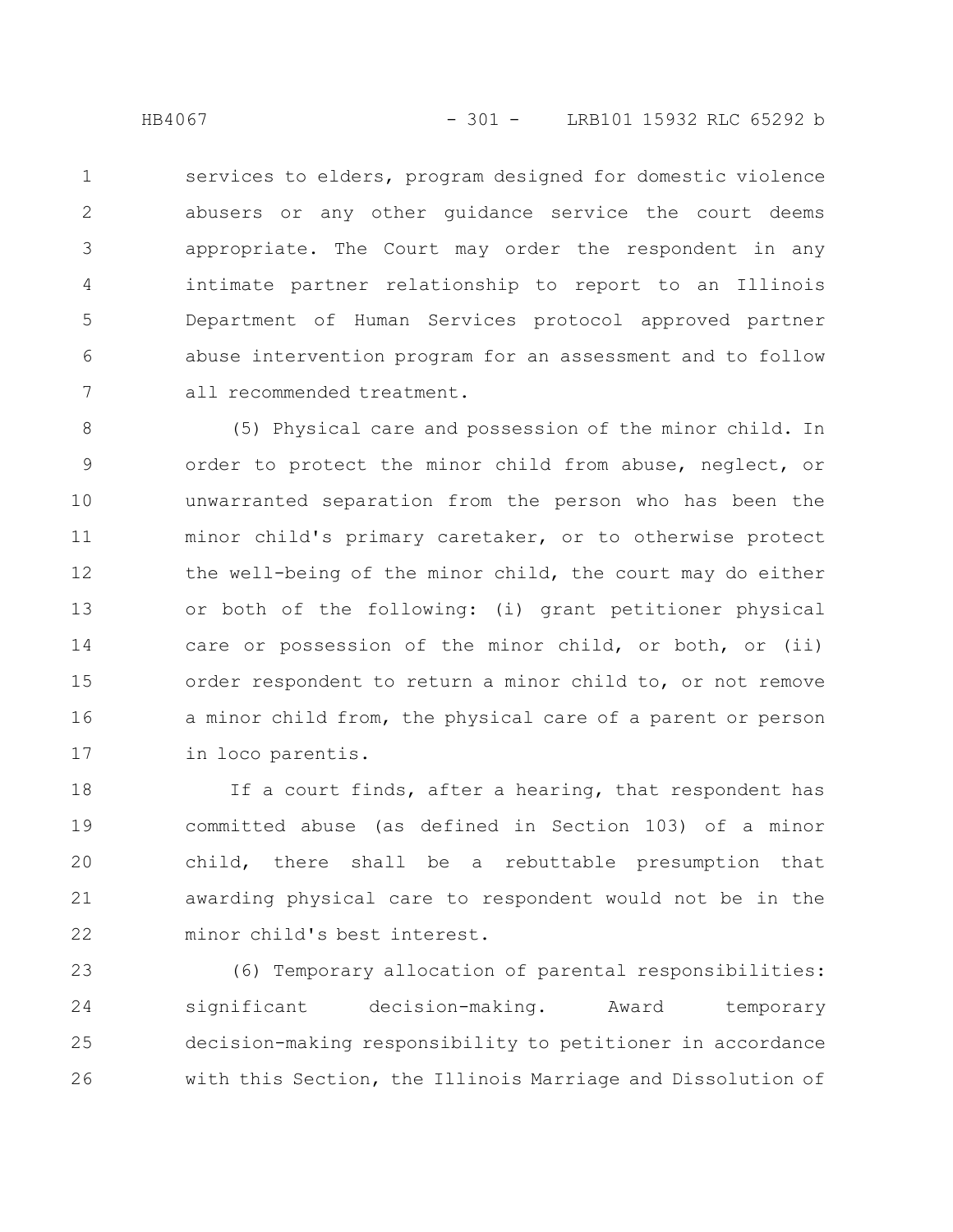services to elders, program designed for domestic violence abusers or any other guidance service the court deems appropriate. The Court may order the respondent in any intimate partner relationship to report to an Illinois Department of Human Services protocol approved partner abuse intervention program for an assessment and to follow all recommended treatment.

(5) Physical care and possession of the minor child. In order to protect the minor child from abuse, neglect, or unwarranted separation from the person who has been the minor child's primary caretaker, or to otherwise protect the well-being of the minor child, the court may do either or both of the following: (i) grant petitioner physical care or possession of the minor child, or both, or (ii) order respondent to return a minor child to, or not remove a minor child from, the physical care of a parent or person in loco parentis.

If a court finds, after a hearing, that respondent has committed abuse (as defined in Section 103) of a minor child, there shall be a rebuttable presumption that awarding physical care to respondent would not be in the minor child's best interest.

(6) Temporary allocation of parental responsibilities: significant decision-making. Award temporary decision-making responsibility to petitioner in accordance with this Section, the Illinois Marriage and Dissolution of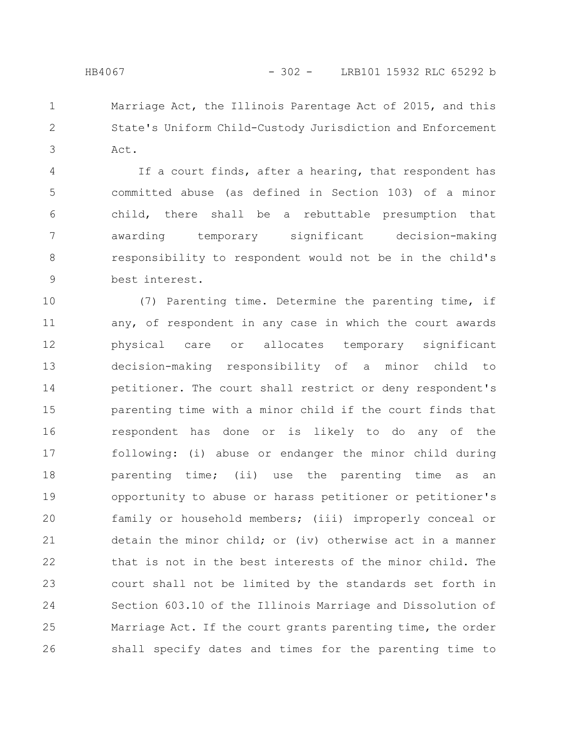Marriage Act, the Illinois Parentage Act of 2015, and this State's Uniform Child-Custody Jurisdiction and Enforcement Act.

If a court finds, after a hearing, that respondent has committed abuse (as defined in Section 103) of a minor child, there shall be a rebuttable presumption that awarding temporary significant decision-making responsibility to respondent would not be in the child's best interest.

(7) Parenting time. Determine the parenting time, if any, of respondent in any case in which the court awards physical care or allocates temporary significant decision-making responsibility of a minor child to petitioner. The court shall restrict or deny respondent's parenting time with a minor child if the court finds that respondent has done or is likely to do any of the following: (i) abuse or endanger the minor child during parenting time; (ii) use the parenting time as an opportunity to abuse or harass petitioner or petitioner's family or household members; (iii) improperly conceal or detain the minor child; or (iv) otherwise act in a manner that is not in the best interests of the minor child. The court shall not be limited by the standards set forth in Section 603.10 of the Illinois Marriage and Dissolution of Marriage Act. If the court grants parenting time, the order shall specify dates and times for the parenting time to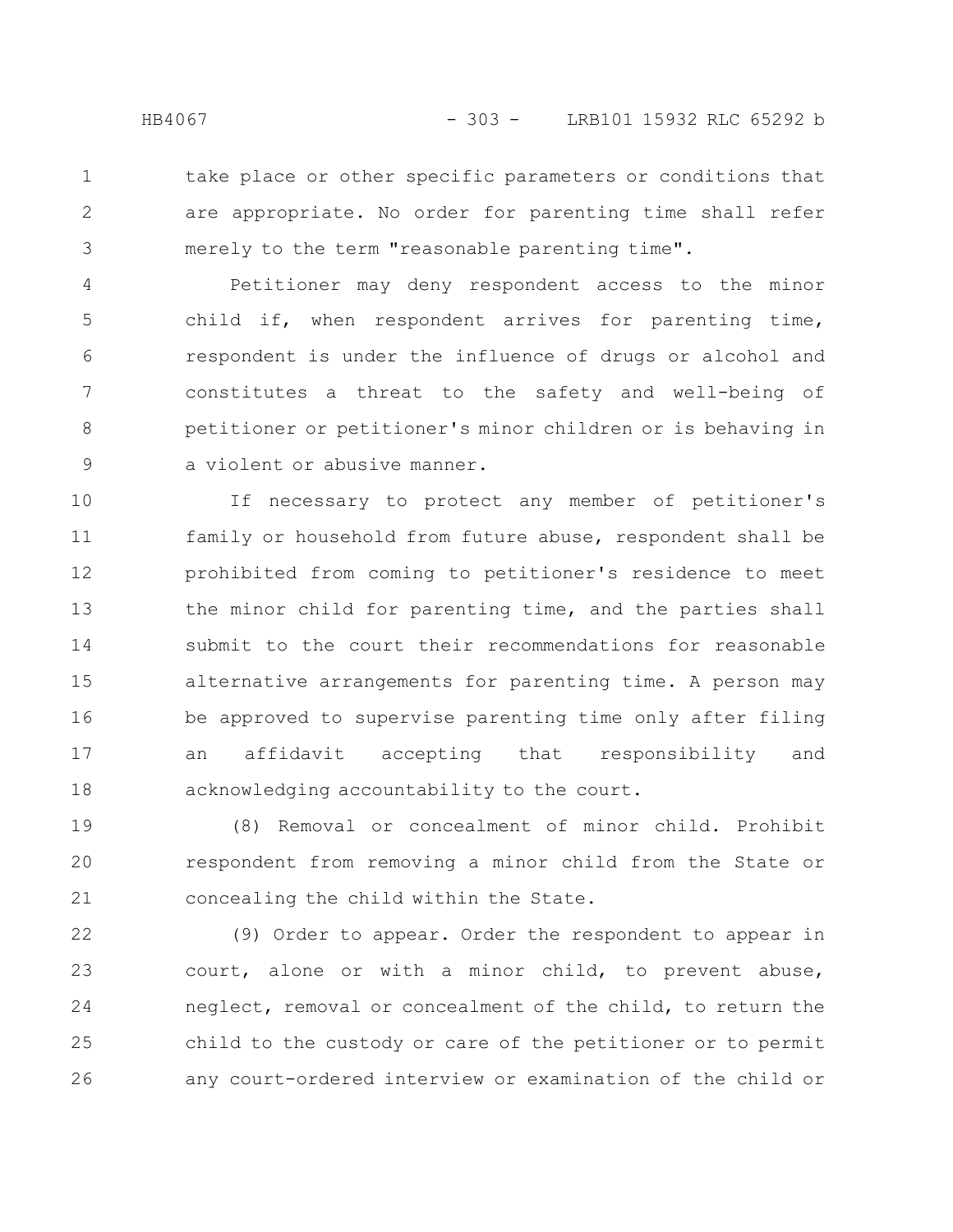take place or other specific parameters or conditions that are appropriate. No order for parenting time shall refer merely to the term "reasonable parenting time".

Petitioner may deny respondent access to the minor child if, when respondent arrives for parenting time, respondent is under the influence of drugs or alcohol and constitutes a threat to the safety and well-being of petitioner or petitioner's minor children or is behaving in a violent or abusive manner.

If necessary to protect any member of petitioner's family or household from future abuse, respondent shall be prohibited from coming to petitioner's residence to meet the minor child for parenting time, and the parties shall submit to the court their recommendations for reasonable alternative arrangements for parenting time. A person may be approved to supervise parenting time only after filing an affidavit accepting that responsibility and acknowledging accountability to the court.

(8) Removal or concealment of minor child. Prohibit respondent from removing a minor child from the State or concealing the child within the State.

(9) Order to appear. Order the respondent to appear in court, alone or with a minor child, to prevent abuse, neglect, removal or concealment of the child, to return the child to the custody or care of the petitioner or to permit any court-ordered interview or examination of the child or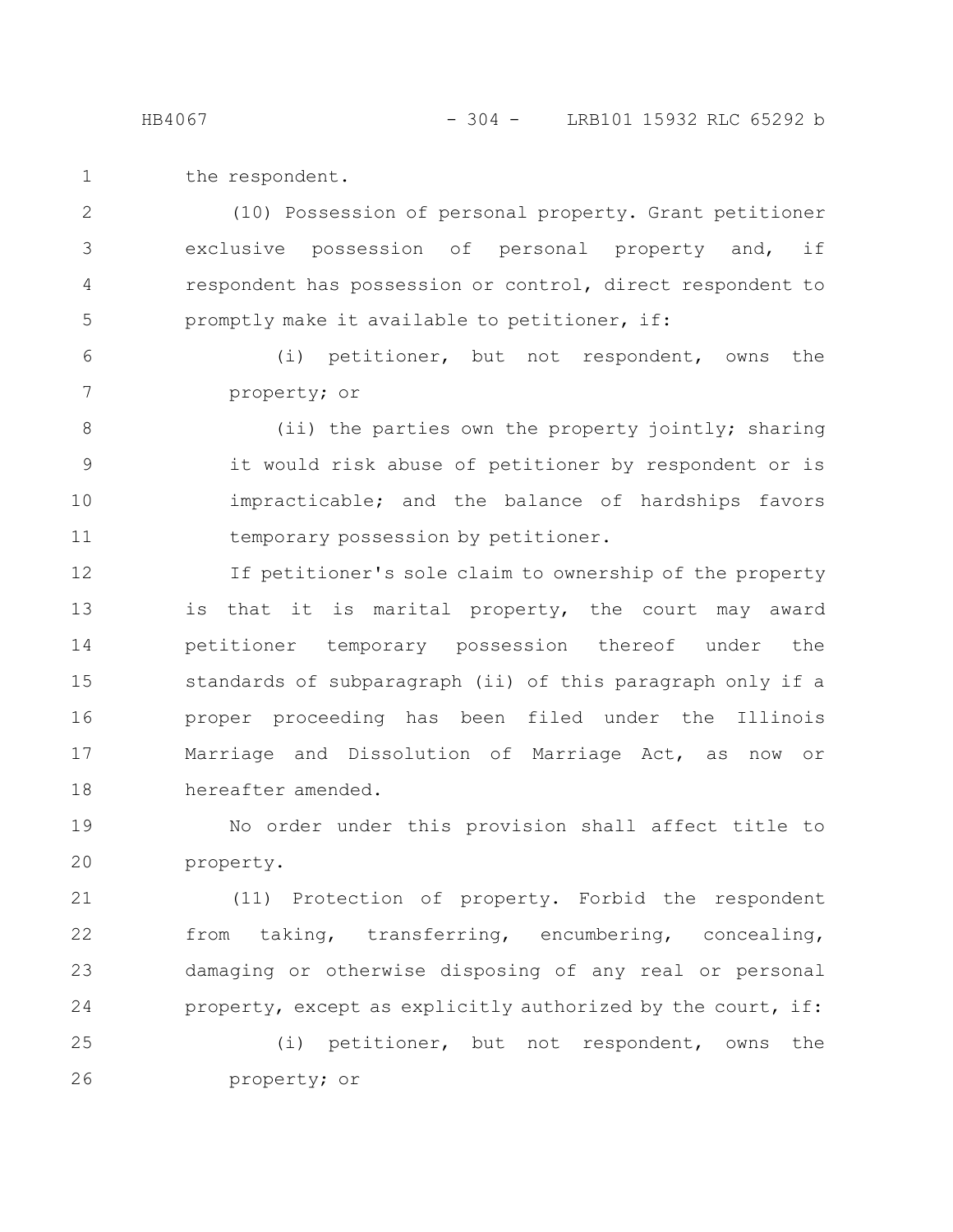the respondent.

(10) Possession of personal property. Grant petitioner exclusive possession of personal property and, if respondent has possession or control, direct respondent to promptly make it available to petitioner, if:

(i) petitioner, but not respondent, owns the property; or

(ii) the parties own the property jointly; sharing it would risk abuse of petitioner by respondent or is impracticable; and the balance of hardships favors temporary possession by petitioner.

If petitioner's sole claim to ownership of the property is that it is marital property, the court may award petitioner temporary possession thereof under the standards of subparagraph (ii) of this paragraph only if a proper proceeding has been filed under the Illinois Marriage and Dissolution of Marriage Act, as now or hereafter amended.

No order under this provision shall affect title to property.

(11) Protection of property. Forbid the respondent from taking, transferring, encumbering, concealing, damaging or otherwise disposing of any real or personal property, except as explicitly authorized by the court, if:

(i) petitioner, but not respondent, owns the property; or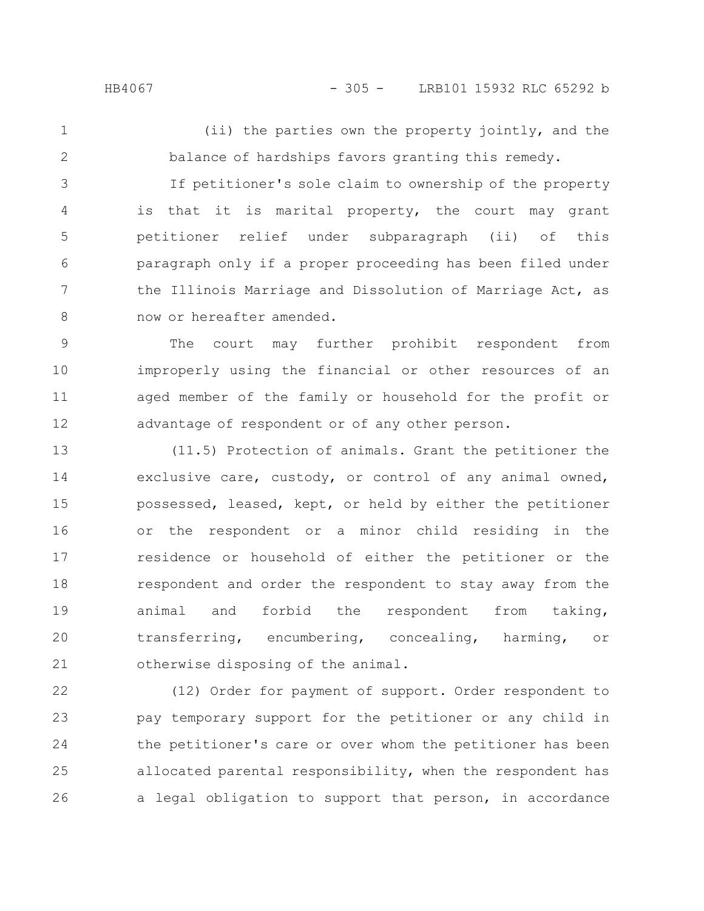(ii) the parties own the property jointly, and the balance of hardships favors granting this remedy.

If petitioner's sole claim to ownership of the property is that it is marital property, the court may grant petitioner relief under subparagraph (ii) of this paragraph only if a proper proceeding has been filed under the Illinois Marriage and Dissolution of Marriage Act, as now or hereafter amended.

The court may further prohibit respondent from improperly using the financial or other resources of an aged member of the family or household for the profit or advantage of respondent or of any other person.

(11.5) Protection of animals. Grant the petitioner the exclusive care, custody, or control of any animal owned, possessed, leased, kept, or held by either the petitioner or the respondent or a minor child residing in the residence or household of either the petitioner or the respondent and order the respondent to stay away from the animal and forbid the respondent from taking, transferring, encumbering, concealing, harming, or otherwise disposing of the animal.

(12) Order for payment of support. Order respondent to pay temporary support for the petitioner or any child in the petitioner's care or over whom the petitioner has been allocated parental responsibility, when the respondent has a legal obligation to support that person, in accordance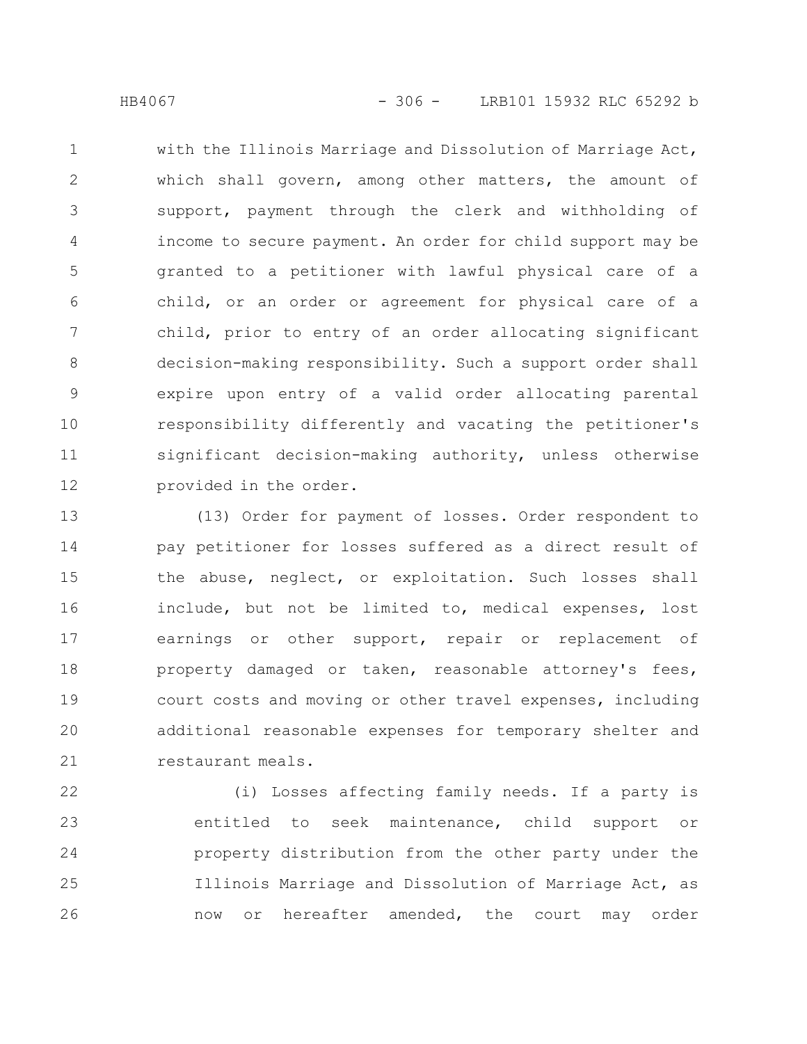with the Illinois Marriage and Dissolution of Marriage Act, which shall govern, among other matters, the amount of support, payment through the clerk and withholding of income to secure payment. An order for child support may be granted to a petitioner with lawful physical care of a child, or an order or agreement for physical care of a child, prior to entry of an order allocating significant decision-making responsibility. Such a support order shall expire upon entry of a valid order allocating parental responsibility differently and vacating the petitioner's significant decision-making authority, unless otherwise provided in the order.

(13) Order for payment of losses. Order respondent to pay petitioner for losses suffered as a direct result of the abuse, neglect, or exploitation. Such losses shall include, but not be limited to, medical expenses, lost earnings or other support, repair or replacement of property damaged or taken, reasonable attorney's fees, court costs and moving or other travel expenses, including additional reasonable expenses for temporary shelter and restaurant meals.

(i) Losses affecting family needs. If a party is entitled to seek maintenance, child support or property distribution from the other party under the Illinois Marriage and Dissolution of Marriage Act, as now or hereafter amended, the court may order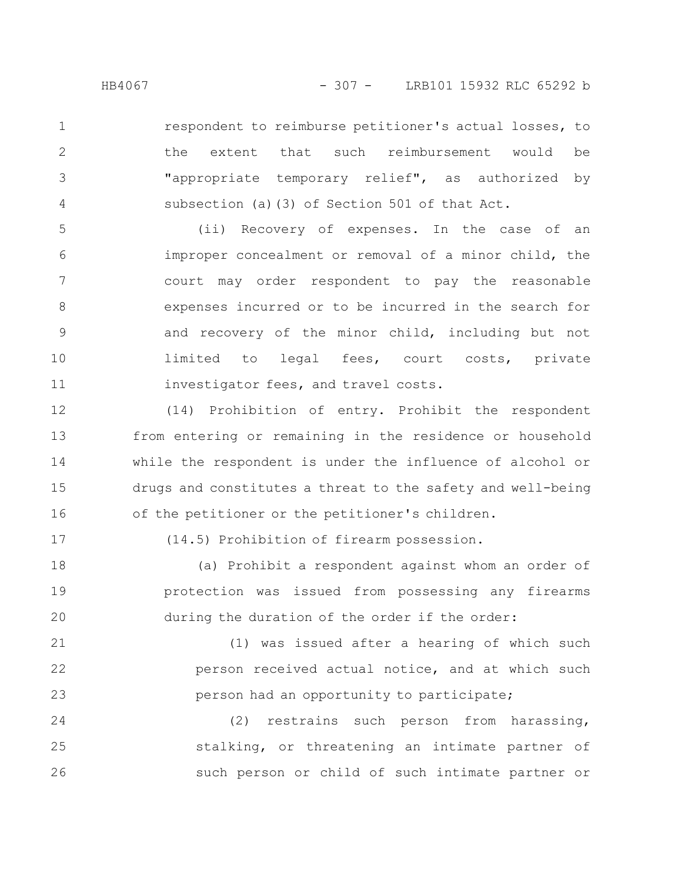respondent to reimburse petitioner's actual losses, to the extent that such reimbursement would be "appropriate temporary relief", as authorized by subsection (a)(3) of Section 501 of that Act.

(ii) Recovery of expenses. In the case of an improper concealment or removal of a minor child, the court may order respondent to pay the reasonable expenses incurred or to be incurred in the search for and recovery of the minor child, including but not limited to legal fees, court costs, private investigator fees, and travel costs.

(14) Prohibition of entry. Prohibit the respondent from entering or remaining in the residence or household while the respondent is under the influence of alcohol or drugs and constitutes a threat to the safety and well-being of the petitioner or the petitioner's children.

(14.5) Prohibition of firearm possession.

(a) Prohibit a respondent against whom an order of protection was issued from possessing any firearms during the duration of the order if the order:

(1) was issued after a hearing of which such person received actual notice, and at which such person had an opportunity to participate;

(2) restrains such person from harassing, stalking, or threatening an intimate partner of such person or child of such intimate partner or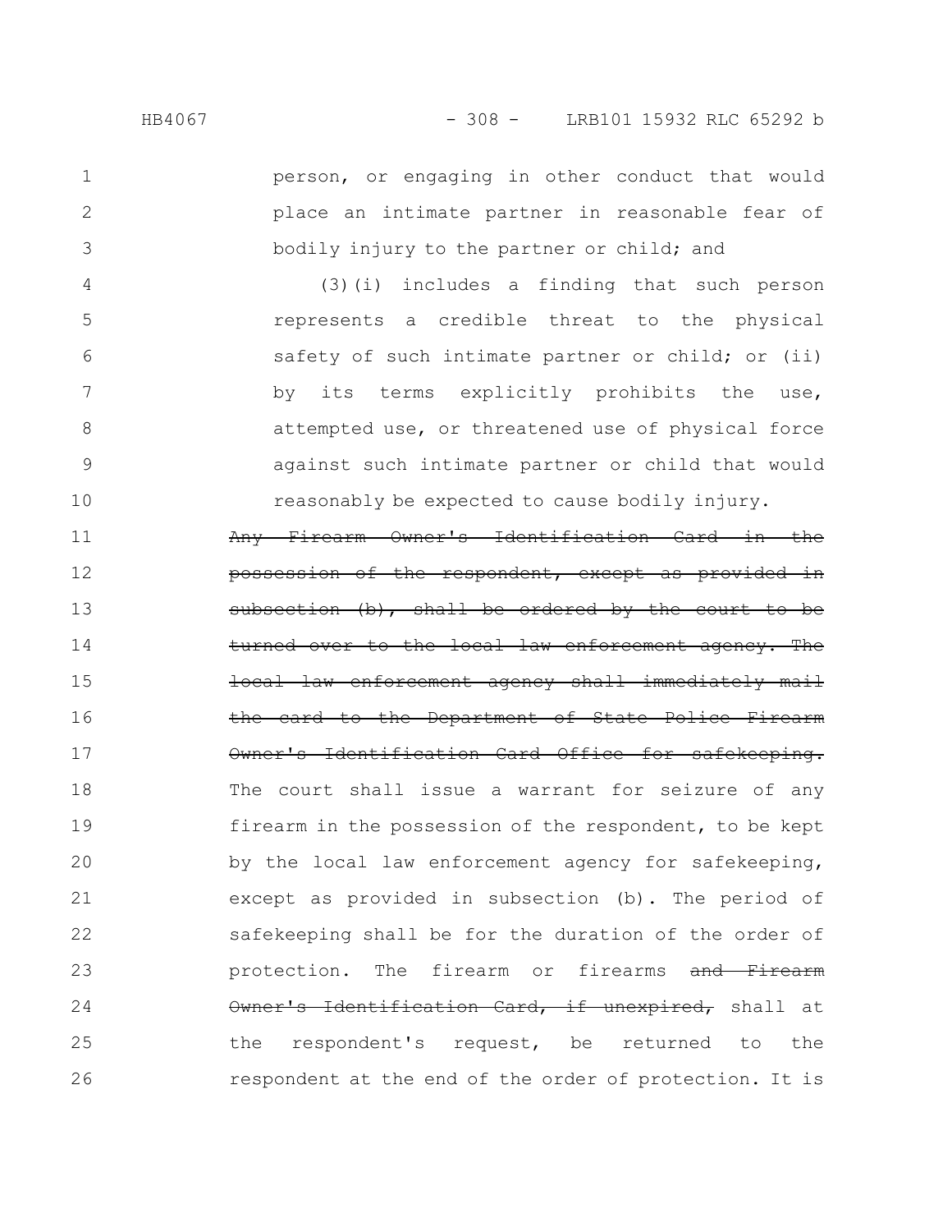person, or engaging in other conduct that would place an intimate partner in reasonable fear of bodily injury to the partner or child; and

(3)(i) includes a finding that such person represents a credible threat to the physical safety of such intimate partner or child; or (ii) by its terms explicitly prohibits the use, attempted use, or threatened use of physical force against such intimate partner or child that would reasonably be expected to cause bodily injury.

~~Any Firearm Owner's Identification Card in the possession of the respondent, except as provided in subsection (b), shall be ordered by the court to be turned over to the local law enforcement agency. The local law enforcement agency shall immediately mail the card to the Department of State Police Firearm Owner's Identification Card Office for safekeeping.~~ The court shall issue a warrant for seizure of any firearm in the possession of the respondent, to be kept by the local law enforcement agency for safekeeping, except as provided in subsection (b). The period of safekeeping shall be for the duration of the order of protection. The firearm or firearms ~~and Firearm Owner's Identification Card, if unexpired,~~ shall at the respondent's request, be returned to the respondent at the end of the order of protection. It is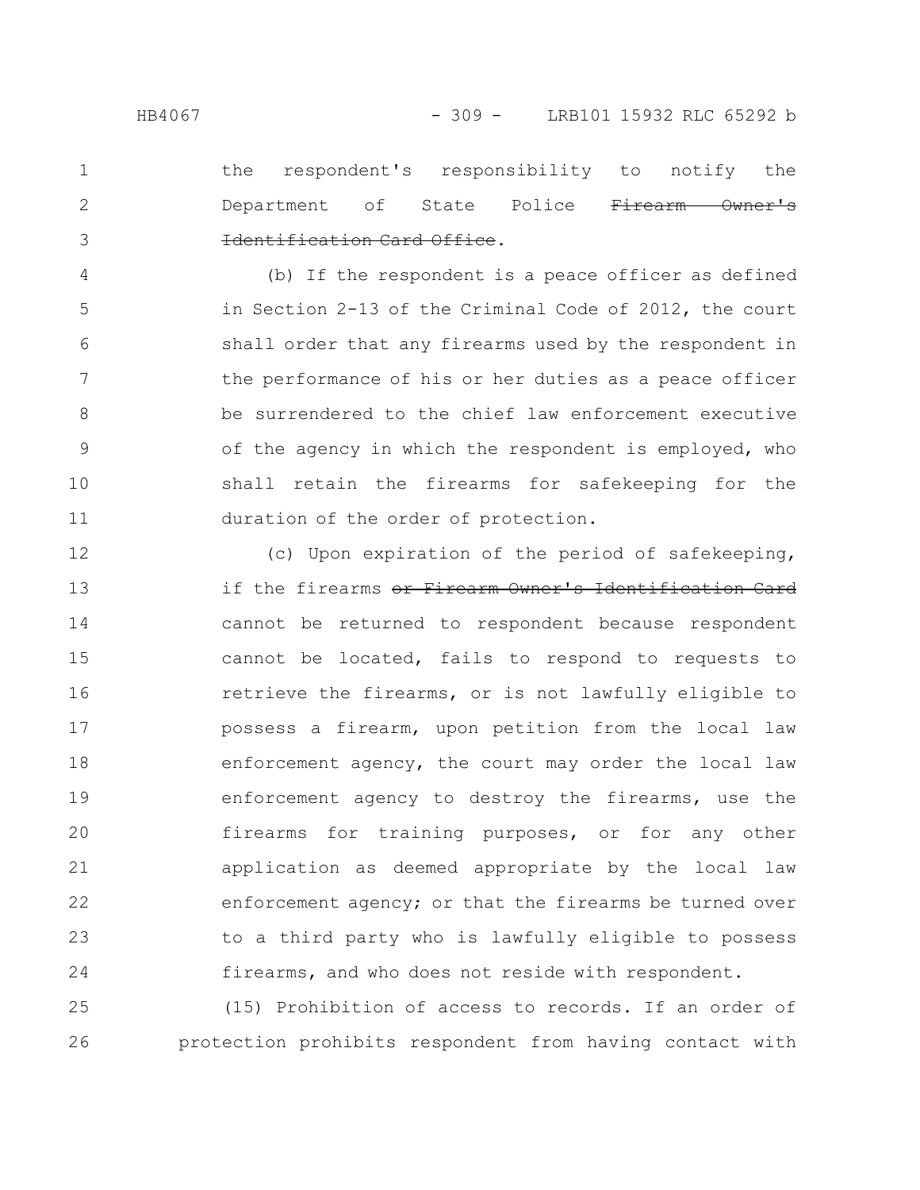the respondent's responsibility to notify the Department of State Police ~~Firearm Owner's Identification Card Office~~.

(b) If the respondent is a peace officer as defined in Section 2-13 of the Criminal Code of 2012, the court shall order that any firearms used by the respondent in the performance of his or her duties as a peace officer be surrendered to the chief law enforcement executive of the agency in which the respondent is employed, who shall retain the firearms for safekeeping for the duration of the order of protection.

(c) Upon expiration of the period of safekeeping, if the firearms ~~or Firearm Owner's Identification Card~~ cannot be returned to respondent because respondent cannot be located, fails to respond to requests to retrieve the firearms, or is not lawfully eligible to possess a firearm, upon petition from the local law enforcement agency, the court may order the local law enforcement agency to destroy the firearms, use the firearms for training purposes, or for any other application as deemed appropriate by the local law enforcement agency; or that the firearms be turned over to a third party who is lawfully eligible to possess firearms, and who does not reside with respondent.

(15) Prohibition of access to records. If an order of protection prohibits respondent from having contact with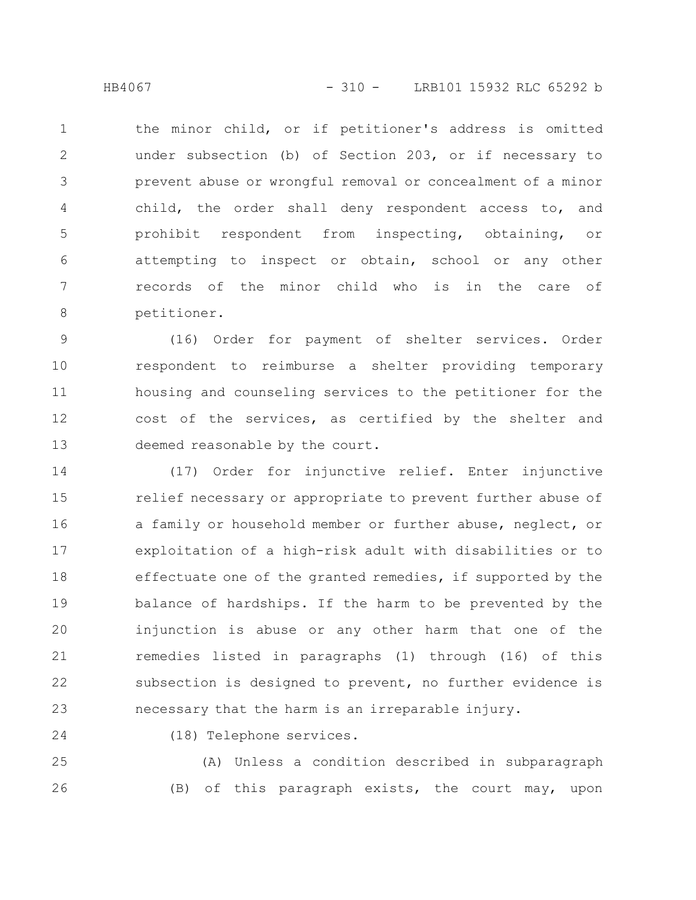the minor child, or if petitioner's address is omitted under subsection (b) of Section 203, or if necessary to prevent abuse or wrongful removal or concealment of a minor child, the order shall deny respondent access to, and prohibit respondent from inspecting, obtaining, or attempting to inspect or obtain, school or any other records of the minor child who is in the care of petitioner.

(16) Order for payment of shelter services. Order respondent to reimburse a shelter providing temporary housing and counseling services to the petitioner for the cost of the services, as certified by the shelter and deemed reasonable by the court.

(17) Order for injunctive relief. Enter injunctive relief necessary or appropriate to prevent further abuse of a family or household member or further abuse, neglect, or exploitation of a high-risk adult with disabilities or to effectuate one of the granted remedies, if supported by the balance of hardships. If the harm to be prevented by the injunction is abuse or any other harm that one of the remedies listed in paragraphs (1) through (16) of this subsection is designed to prevent, no further evidence is necessary that the harm is an irreparable injury.

(18) Telephone services.

(A) Unless a condition described in subparagraph (B) of this paragraph exists, the court may, upon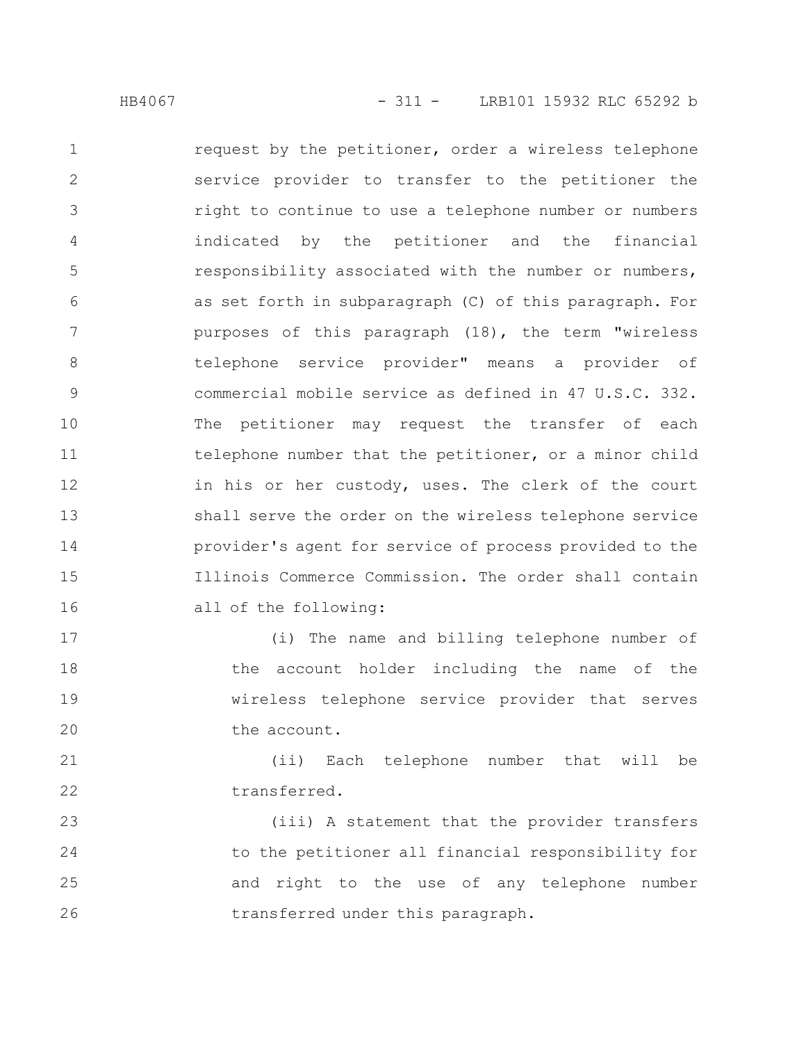request by the petitioner, order a wireless telephone service provider to transfer to the petitioner the right to continue to use a telephone number or numbers indicated by the petitioner and the financial responsibility associated with the number or numbers, as set forth in subparagraph (C) of this paragraph. For purposes of this paragraph (18), the term "wireless telephone service provider" means a provider of commercial mobile service as defined in 47 U.S.C. 332. The petitioner may request the transfer of each telephone number that the petitioner, or a minor child in his or her custody, uses. The clerk of the court shall serve the order on the wireless telephone service provider's agent for service of process provided to the Illinois Commerce Commission. The order shall contain all of the following:

(i) The name and billing telephone number of the account holder including the name of the wireless telephone service provider that serves the account.

(ii) Each telephone number that will be transferred.

(iii) A statement that the provider transfers to the petitioner all financial responsibility for and right to the use of any telephone number transferred under this paragraph.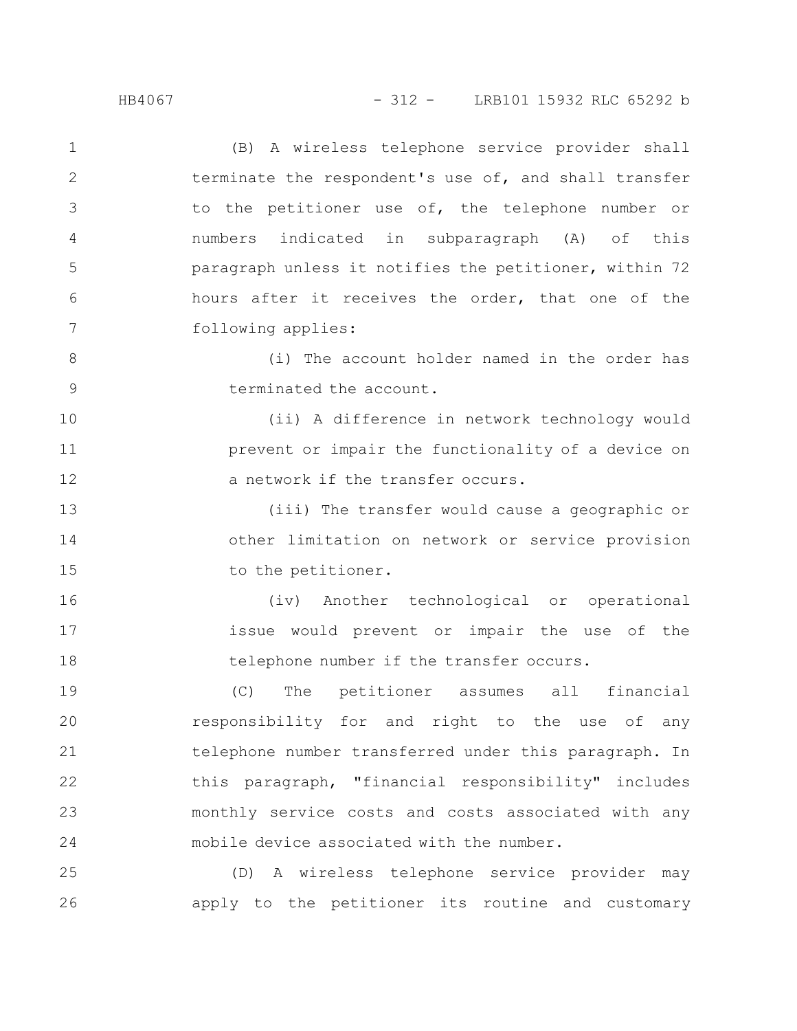(B) A wireless telephone service provider shall terminate the respondent's use of, and shall transfer to the petitioner use of, the telephone number or numbers indicated in subparagraph (A) of this paragraph unless it notifies the petitioner, within 72 hours after it receives the order, that one of the following applies:

(i) The account holder named in the order has terminated the account.

(ii) A difference in network technology would prevent or impair the functionality of a device on a network if the transfer occurs.

(iii) The transfer would cause a geographic or other limitation on network or service provision to the petitioner.

(iv) Another technological or operational issue would prevent or impair the use of the telephone number if the transfer occurs.

(C) The petitioner assumes all financial responsibility for and right to the use of any telephone number transferred under this paragraph. In this paragraph, "financial responsibility" includes monthly service costs and costs associated with any mobile device associated with the number.

(D) A wireless telephone service provider may apply to the petitioner its routine and customary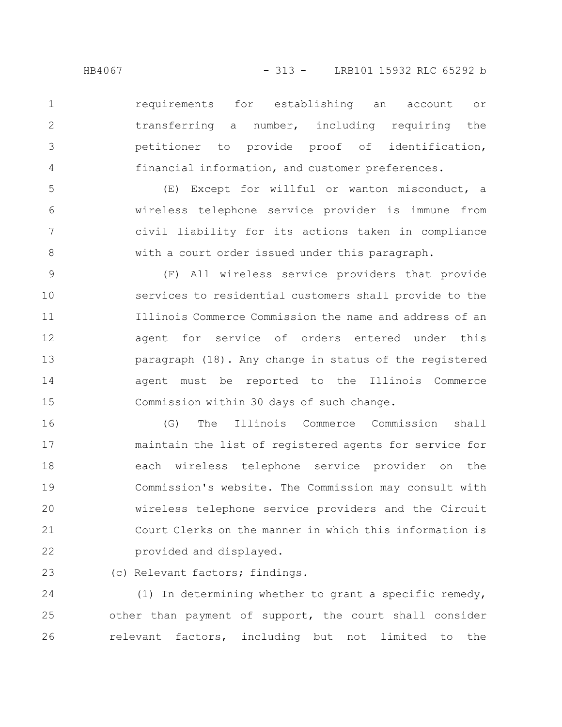requirements for establishing an account or transferring a number, including requiring the petitioner to provide proof of identification, financial information, and customer preferences.

(E) Except for willful or wanton misconduct, a wireless telephone service provider is immune from civil liability for its actions taken in compliance with a court order issued under this paragraph.

(F) All wireless service providers that provide services to residential customers shall provide to the Illinois Commerce Commission the name and address of an agent for service of orders entered under this paragraph (18). Any change in status of the registered agent must be reported to the Illinois Commerce Commission within 30 days of such change.

(G) The Illinois Commerce Commission shall maintain the list of registered agents for service for each wireless telephone service provider on the Commission's website. The Commission may consult with wireless telephone service providers and the Circuit Court Clerks on the manner in which this information is provided and displayed.

(c) Relevant factors; findings.

(1) In determining whether to grant a specific remedy, other than payment of support, the court shall consider relevant factors, including but not limited to the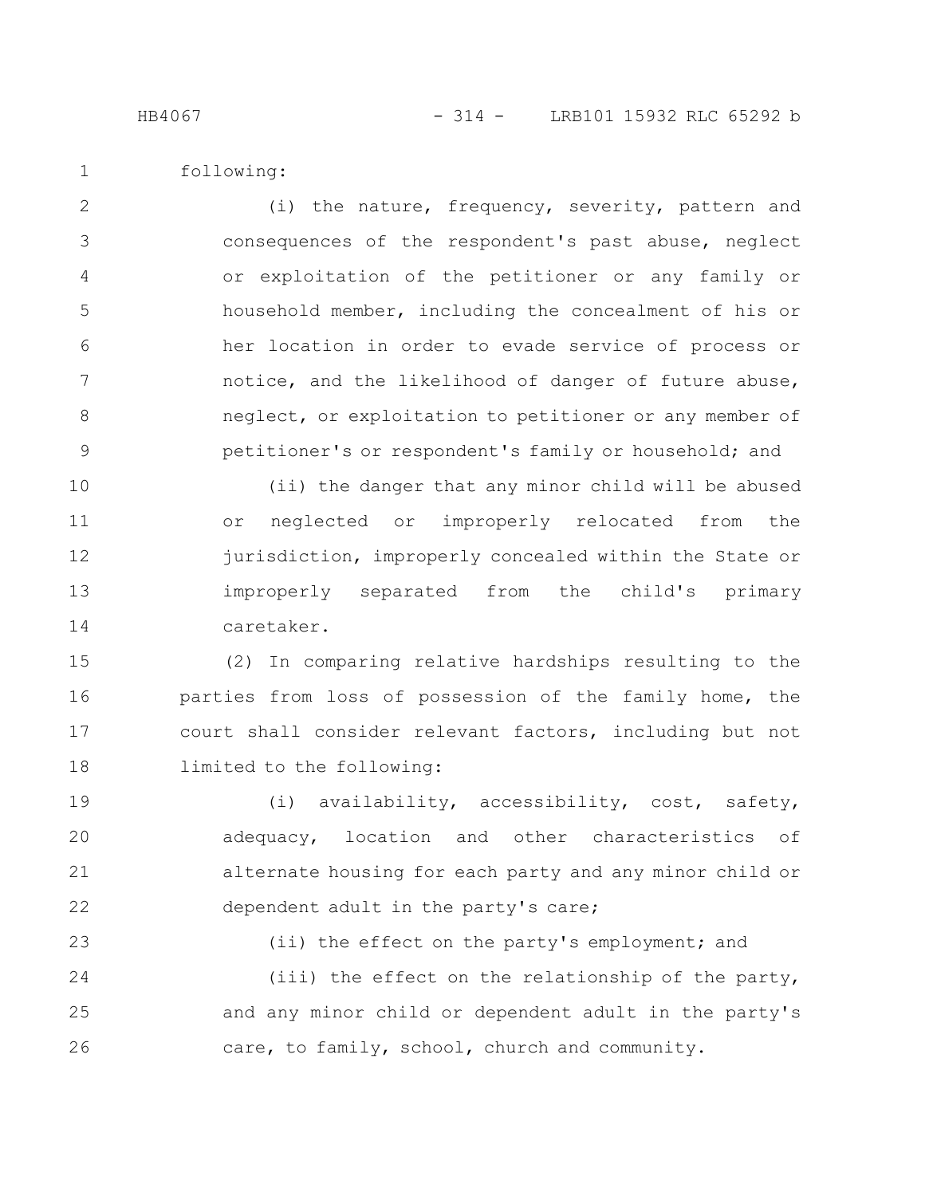following:

(i) the nature, frequency, severity, pattern and consequences of the respondent's past abuse, neglect or exploitation of the petitioner or any family or household member, including the concealment of his or her location in order to evade service of process or notice, and the likelihood of danger of future abuse, neglect, or exploitation to petitioner or any member of petitioner's or respondent's family or household; and

(ii) the danger that any minor child will be abused or neglected or improperly relocated from the jurisdiction, improperly concealed within the State or improperly separated from the child's primary caretaker.

(2) In comparing relative hardships resulting to the parties from loss of possession of the family home, the court shall consider relevant factors, including but not limited to the following:

(i) availability, accessibility, cost, safety, adequacy, location and other characteristics of alternate housing for each party and any minor child or dependent adult in the party's care;

(ii) the effect on the party's employment; and

(iii) the effect on the relationship of the party, and any minor child or dependent adult in the party's care, to family, school, church and community.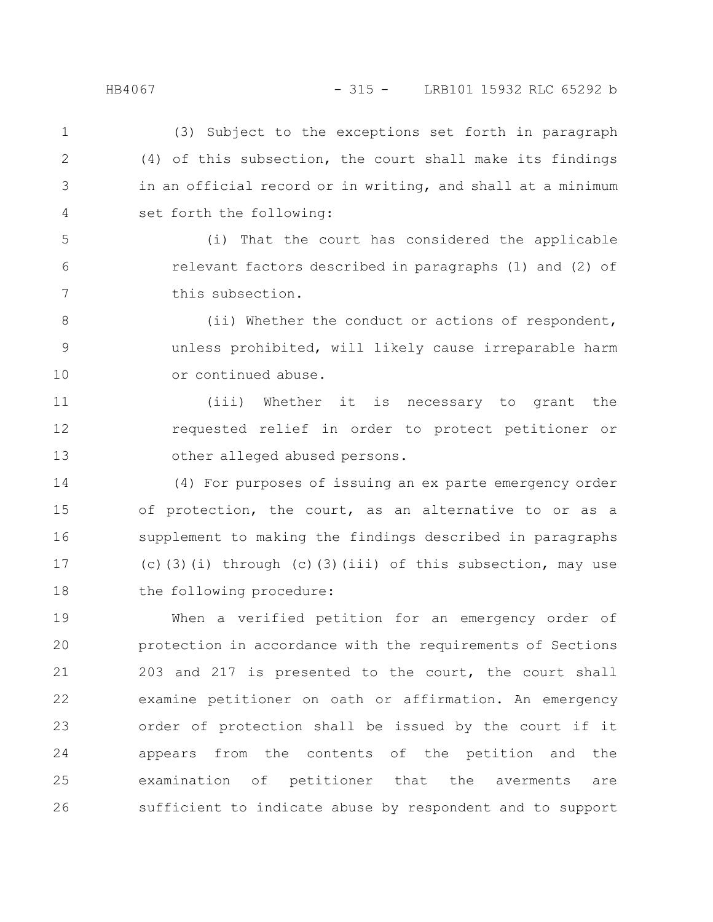(3) Subject to the exceptions set forth in paragraph (4) of this subsection, the court shall make its findings in an official record or in writing, and shall at a minimum set forth the following:

(i) That the court has considered the applicable relevant factors described in paragraphs (1) and (2) of this subsection.

(ii) Whether the conduct or actions of respondent, unless prohibited, will likely cause irreparable harm or continued abuse.

(iii) Whether it is necessary to grant the requested relief in order to protect petitioner or other alleged abused persons.

(4) For purposes of issuing an ex parte emergency order of protection, the court, as an alternative to or as a supplement to making the findings described in paragraphs (c)(3)(i) through (c)(3)(iii) of this subsection, may use the following procedure:

When a verified petition for an emergency order of protection in accordance with the requirements of Sections 203 and 217 is presented to the court, the court shall examine petitioner on oath or affirmation. An emergency order of protection shall be issued by the court if it appears from the contents of the petition and the examination of petitioner that the averments are sufficient to indicate abuse by respondent and to support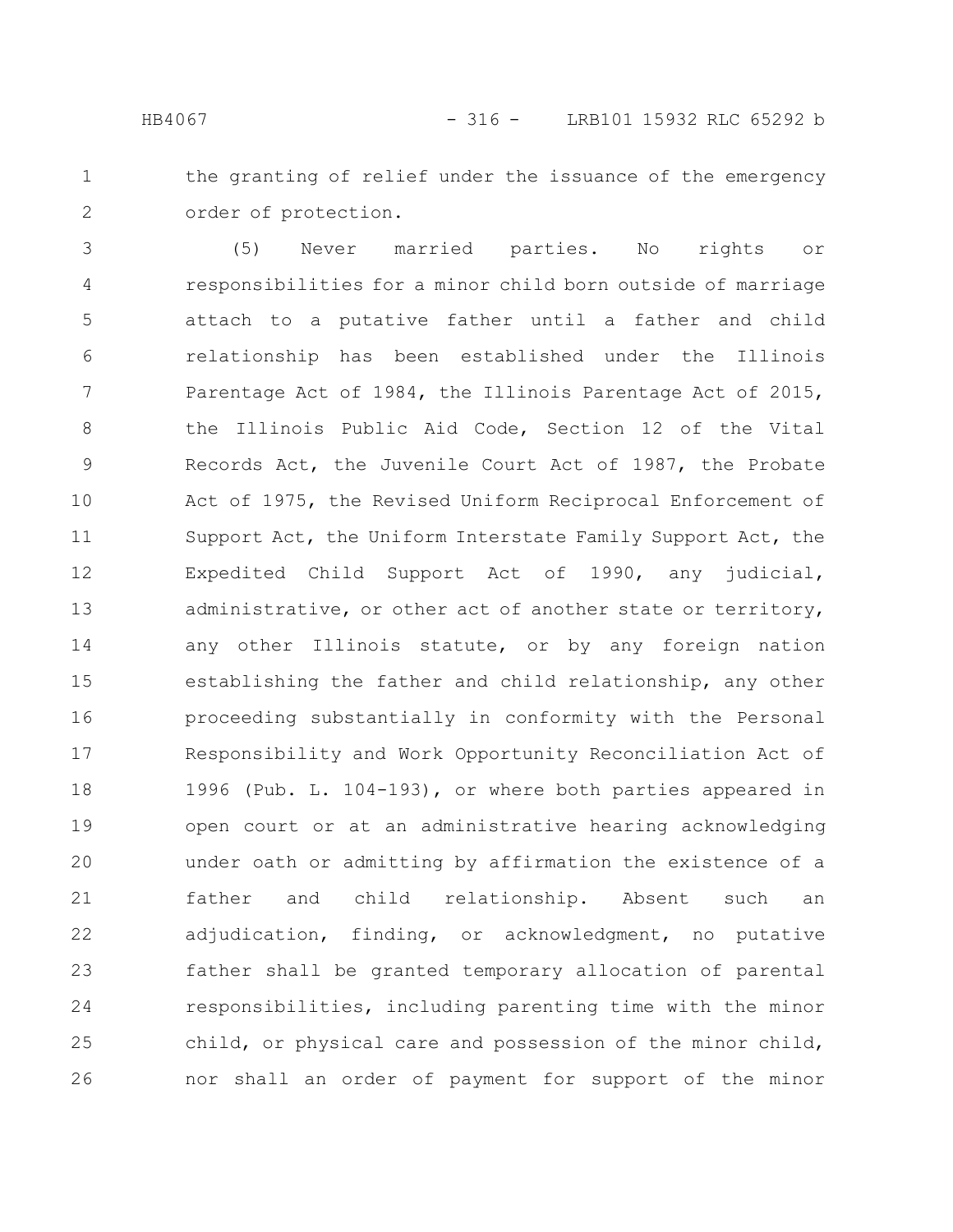the granting of relief under the issuance of the emergency order of protection.

(5) Never married parties. No rights or responsibilities for a minor child born outside of marriage attach to a putative father until a father and child relationship has been established under the Illinois Parentage Act of 1984, the Illinois Parentage Act of 2015, the Illinois Public Aid Code, Section 12 of the Vital Records Act, the Juvenile Court Act of 1987, the Probate Act of 1975, the Revised Uniform Reciprocal Enforcement of Support Act, the Uniform Interstate Family Support Act, the Expedited Child Support Act of 1990, any judicial, administrative, or other act of another state or territory, any other Illinois statute, or by any foreign nation establishing the father and child relationship, any other proceeding substantially in conformity with the Personal Responsibility and Work Opportunity Reconciliation Act of 1996 (Pub. L. 104-193), or where both parties appeared in open court or at an administrative hearing acknowledging under oath or admitting by affirmation the existence of a father and child relationship. Absent such an adjudication, finding, or acknowledgment, no putative father shall be granted temporary allocation of parental responsibilities, including parenting time with the minor child, or physical care and possession of the minor child, nor shall an order of payment for support of the minor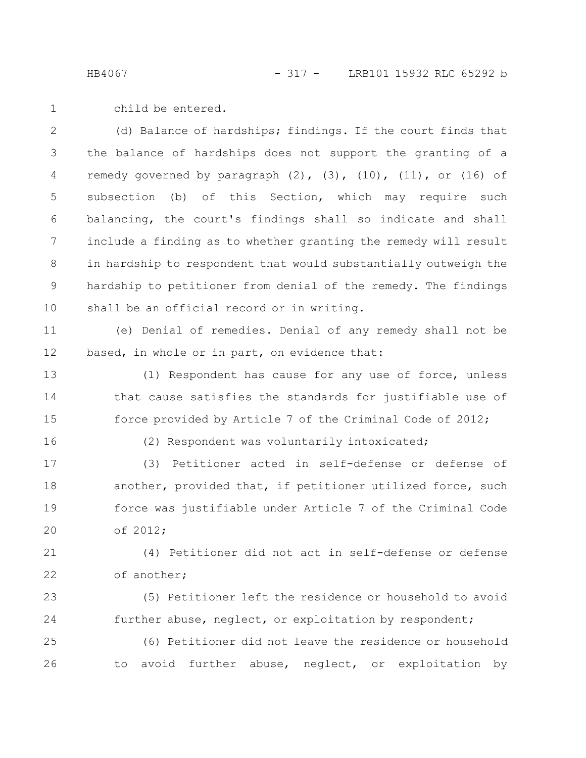child be entered.

(d) Balance of hardships; findings. If the court finds that the balance of hardships does not support the granting of a remedy governed by paragraph (2), (3), (10), (11), or (16) of subsection (b) of this Section, which may require such balancing, the court's findings shall so indicate and shall include a finding as to whether granting the remedy will result in hardship to respondent that would substantially outweigh the hardship to petitioner from denial of the remedy. The findings shall be an official record or in writing.

(e) Denial of remedies. Denial of any remedy shall not be based, in whole or in part, on evidence that:

(1) Respondent has cause for any use of force, unless that cause satisfies the standards for justifiable use of force provided by Article 7 of the Criminal Code of 2012;

(2) Respondent was voluntarily intoxicated;

(3) Petitioner acted in self-defense or defense of another, provided that, if petitioner utilized force, such force was justifiable under Article 7 of the Criminal Code of 2012;

(4) Petitioner did not act in self-defense or defense of another;

(5) Petitioner left the residence or household to avoid further abuse, neglect, or exploitation by respondent;

(6) Petitioner did not leave the residence or household to avoid further abuse, neglect, or exploitation by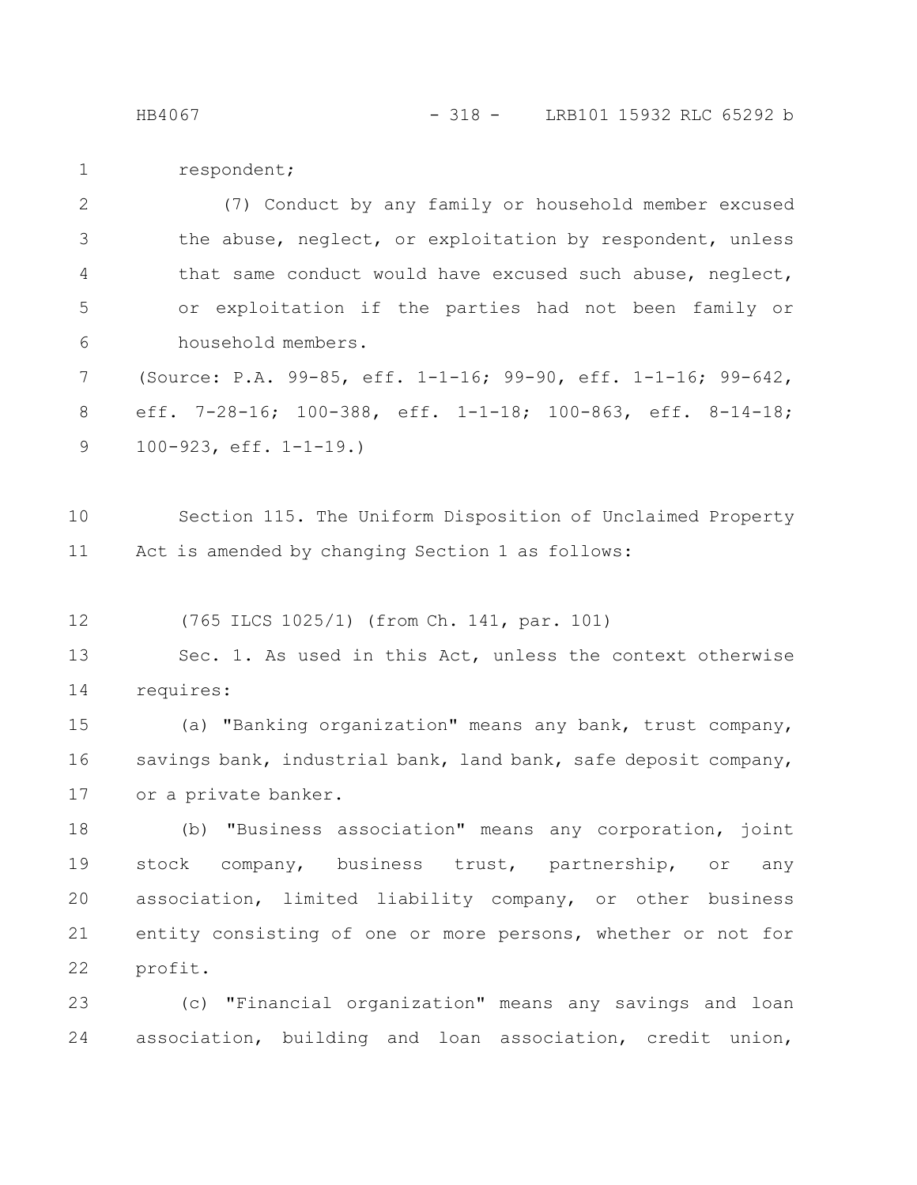respondent;

(7) Conduct by any family or household member excused the abuse, neglect, or exploitation by respondent, unless that same conduct would have excused such abuse, neglect, or exploitation if the parties had not been family or household members.

(Source: P.A. 99-85, eff. 1-1-16; 99-90, eff. 1-1-16; 99-642, eff. 7-28-16; 100-388, eff. 1-1-18; 100-863, eff. 8-14-18; 100-923, eff. 1-1-19.)

Section 115. The Uniform Disposition of Unclaimed Property Act is amended by changing Section 1 as follows:

(765 ILCS 1025/1) (from Ch. 141, par. 101)

Sec. 1. As used in this Act, unless the context otherwise requires:

(a) "Banking organization" means any bank, trust company, savings bank, industrial bank, land bank, safe deposit company, or a private banker.

(b) "Business association" means any corporation, joint stock company, business trust, partnership, or any association, limited liability company, or other business entity consisting of one or more persons, whether or not for profit.

(c) "Financial organization" means any savings and loan association, building and loan association, credit union,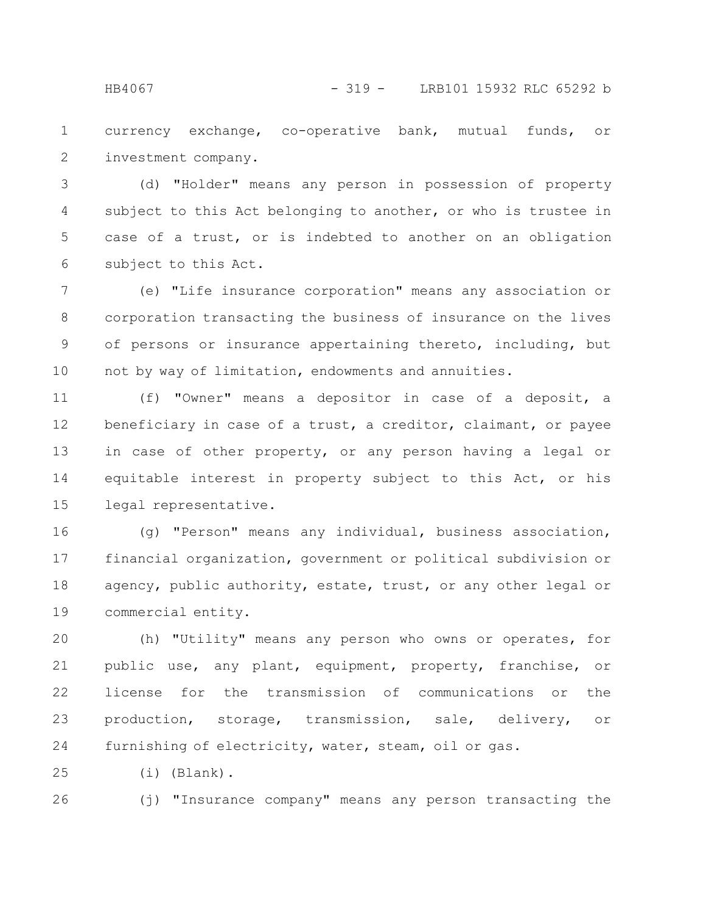currency exchange, co-operative bank, mutual funds, or investment company.

(d) "Holder" means any person in possession of property subject to this Act belonging to another, or who is trustee in case of a trust, or is indebted to another on an obligation subject to this Act.

(e) "Life insurance corporation" means any association or corporation transacting the business of insurance on the lives of persons or insurance appertaining thereto, including, but not by way of limitation, endowments and annuities.

(f) "Owner" means a depositor in case of a deposit, a beneficiary in case of a trust, a creditor, claimant, or payee in case of other property, or any person having a legal or equitable interest in property subject to this Act, or his legal representative.

(g) "Person" means any individual, business association, financial organization, government or political subdivision or agency, public authority, estate, trust, or any other legal or commercial entity.

(h) "Utility" means any person who owns or operates, for public use, any plant, equipment, property, franchise, or license for the transmission of communications or the production, storage, transmission, sale, delivery, or furnishing of electricity, water, steam, oil or gas.

(i) (Blank).

(j) "Insurance company" means any person transacting the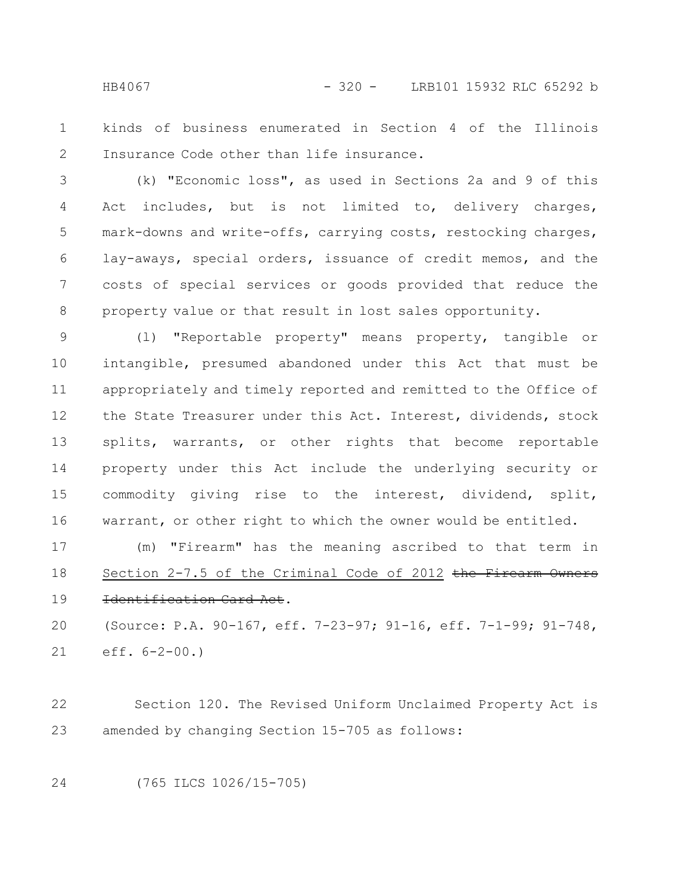kinds of business enumerated in Section 4 of the Illinois Insurance Code other than life insurance.

(k) "Economic loss", as used in Sections 2a and 9 of this Act includes, but is not limited to, delivery charges, mark-downs and write-offs, carrying costs, restocking charges, lay-aways, special orders, issuance of credit memos, and the costs of special services or goods provided that reduce the property value or that result in lost sales opportunity.

(l) "Reportable property" means property, tangible or intangible, presumed abandoned under this Act that must be appropriately and timely reported and remitted to the Office of the State Treasurer under this Act. Interest, dividends, stock splits, warrants, or other rights that become reportable property under this Act include the underlying security or commodity giving rise to the interest, dividend, split, warrant, or other right to which the owner would be entitled.

(m) "Firearm" has the meaning ascribed to that term in Section 2-7.5 of the Criminal Code of 2012 ~~the Firearm Owners Identification Card Act~~.

(Source: P.A. 90-167, eff. 7-23-97; 91-16, eff. 7-1-99; 91-748, eff. 6-2-00.)

Section 120. The Revised Uniform Unclaimed Property Act is amended by changing Section 15-705 as follows:

(765 ILCS 1026/15-705)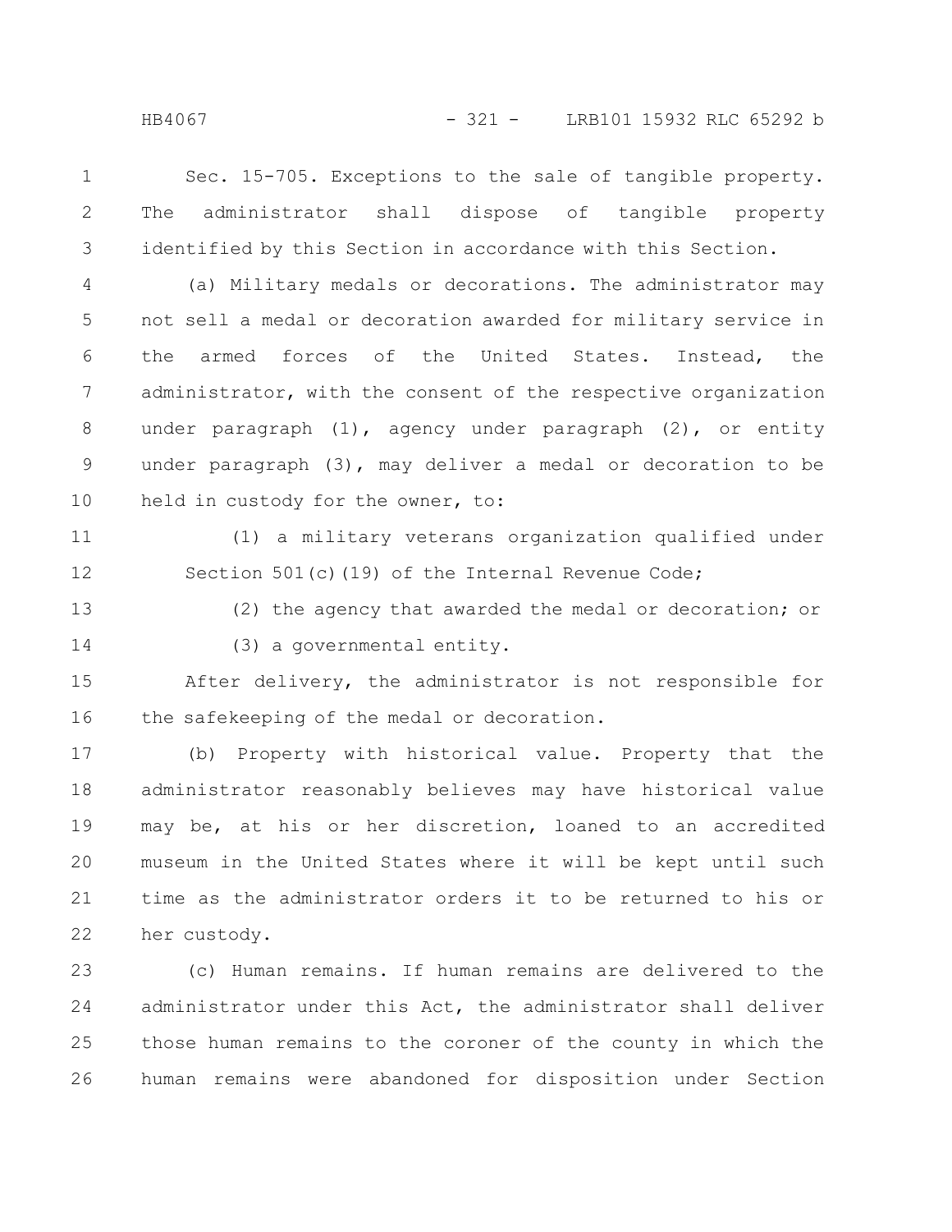Sec. 15-705. Exceptions to the sale of tangible property. The administrator shall dispose of tangible property identified by this Section in accordance with this Section.

(a) Military medals or decorations. The administrator may not sell a medal or decoration awarded for military service in the armed forces of the United States. Instead, the administrator, with the consent of the respective organization under paragraph (1), agency under paragraph (2), or entity under paragraph (3), may deliver a medal or decoration to be held in custody for the owner, to:

(1) a military veterans organization qualified under Section 501(c)(19) of the Internal Revenue Code;

(2) the agency that awarded the medal or decoration; or

(3) a governmental entity.

After delivery, the administrator is not responsible for the safekeeping of the medal or decoration.

(b) Property with historical value. Property that the administrator reasonably believes may have historical value may be, at his or her discretion, loaned to an accredited museum in the United States where it will be kept until such time as the administrator orders it to be returned to his or her custody.

(c) Human remains. If human remains are delivered to the administrator under this Act, the administrator shall deliver those human remains to the coroner of the county in which the human remains were abandoned for disposition under Section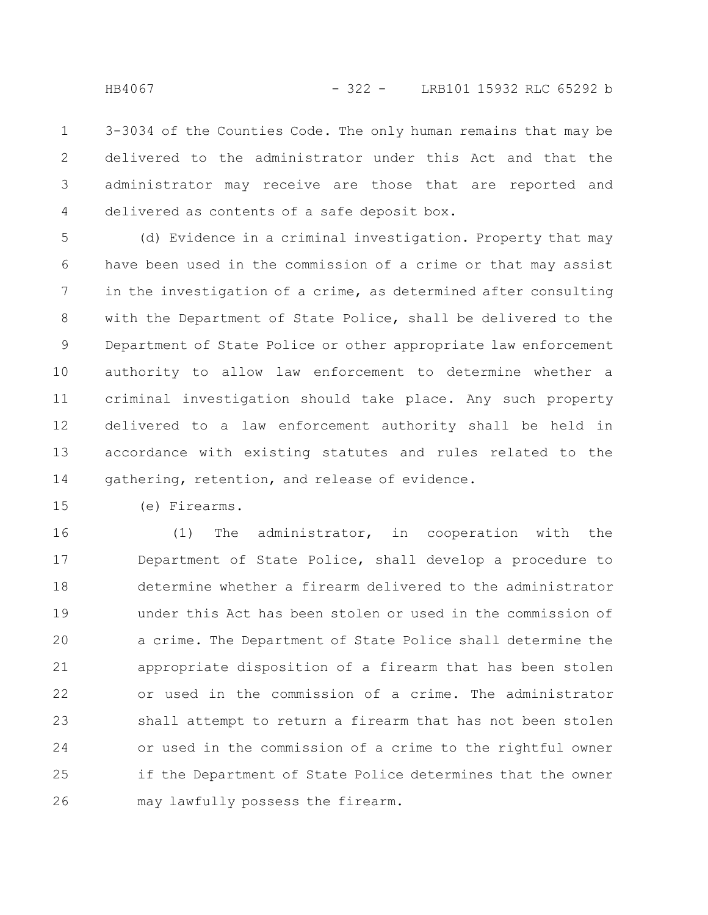3-3034 of the Counties Code. The only human remains that may be delivered to the administrator under this Act and that the administrator may receive are those that are reported and delivered as contents of a safe deposit box.

(d) Evidence in a criminal investigation. Property that may have been used in the commission of a crime or that may assist in the investigation of a crime, as determined after consulting with the Department of State Police, shall be delivered to the Department of State Police or other appropriate law enforcement authority to allow law enforcement to determine whether a criminal investigation should take place. Any such property delivered to a law enforcement authority shall be held in accordance with existing statutes and rules related to the gathering, retention, and release of evidence.

(e) Firearms.

(1) The administrator, in cooperation with the Department of State Police, shall develop a procedure to determine whether a firearm delivered to the administrator under this Act has been stolen or used in the commission of a crime. The Department of State Police shall determine the appropriate disposition of a firearm that has been stolen or used in the commission of a crime. The administrator shall attempt to return a firearm that has not been stolen or used in the commission of a crime to the rightful owner if the Department of State Police determines that the owner may lawfully possess the firearm.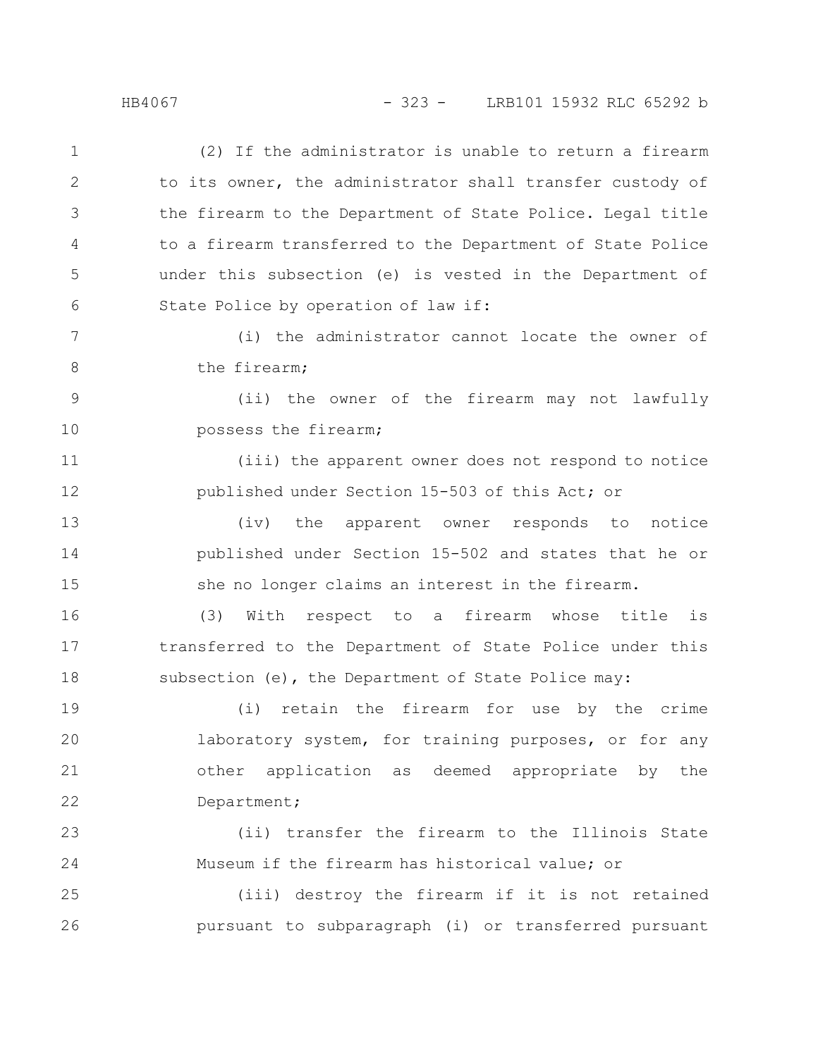(2) If the administrator is unable to return a firearm to its owner, the administrator shall transfer custody of the firearm to the Department of State Police. Legal title to a firearm transferred to the Department of State Police under this subsection (e) is vested in the Department of State Police by operation of law if:

(i) the administrator cannot locate the owner of the firearm;

(ii) the owner of the firearm may not lawfully possess the firearm;

(iii) the apparent owner does not respond to notice published under Section 15-503 of this Act; or

(iv) the apparent owner responds to notice published under Section 15-502 and states that he or she no longer claims an interest in the firearm.

(3) With respect to a firearm whose title is transferred to the Department of State Police under this subsection (e), the Department of State Police may:

(i) retain the firearm for use by the crime laboratory system, for training purposes, or for any other application as deemed appropriate by the Department;

(ii) transfer the firearm to the Illinois State Museum if the firearm has historical value; or

(iii) destroy the firearm if it is not retained pursuant to subparagraph (i) or transferred pursuant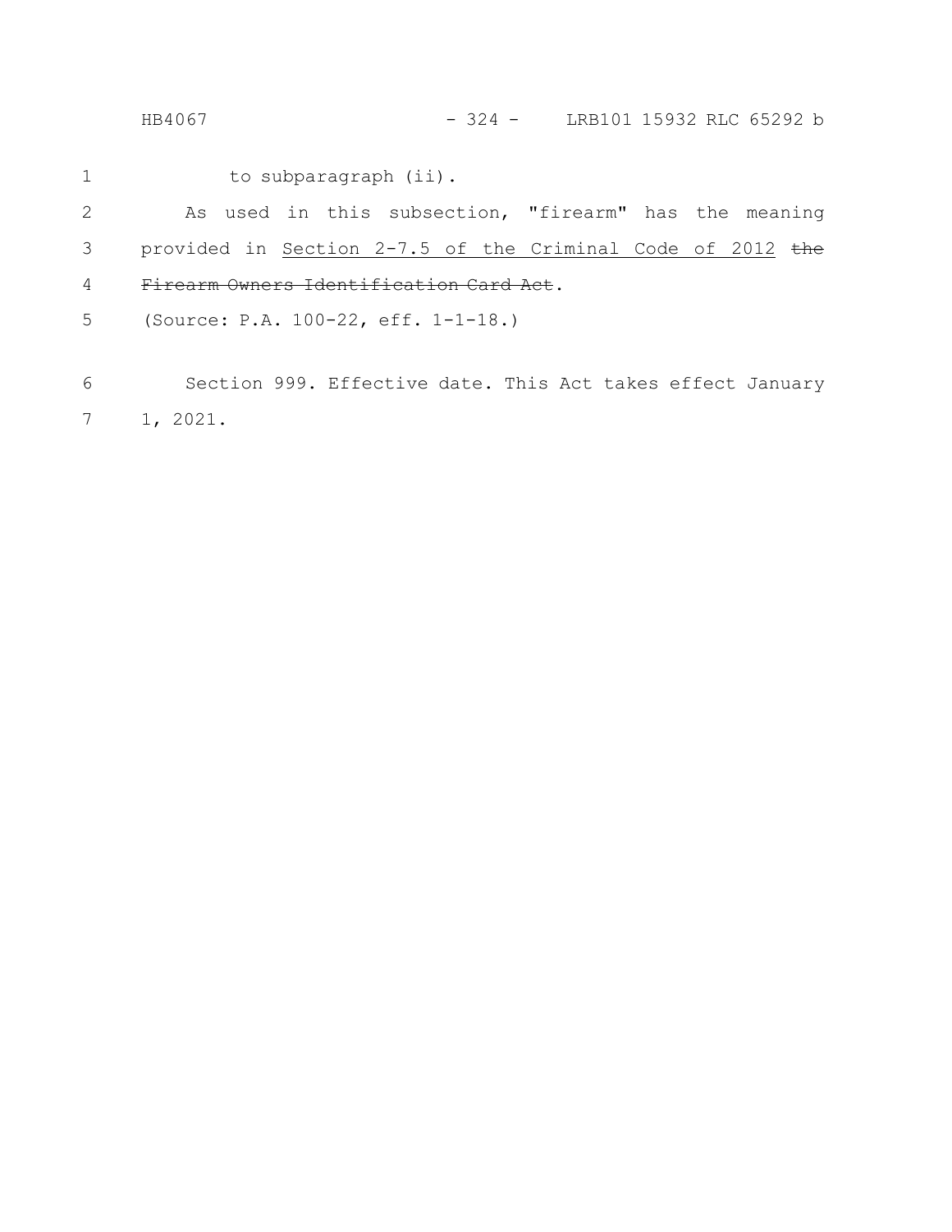to subparagraph (ii).

As used in this subsection, "firearm" has the meaning provided in Section 2-7.5 of the Criminal Code of 2012 ~~the Firearm Owners Identification Card Act~~.

(Source: P.A. 100-22, eff. 1-1-18.)

Section 999. Effective date. This Act takes effect January 1, 2021.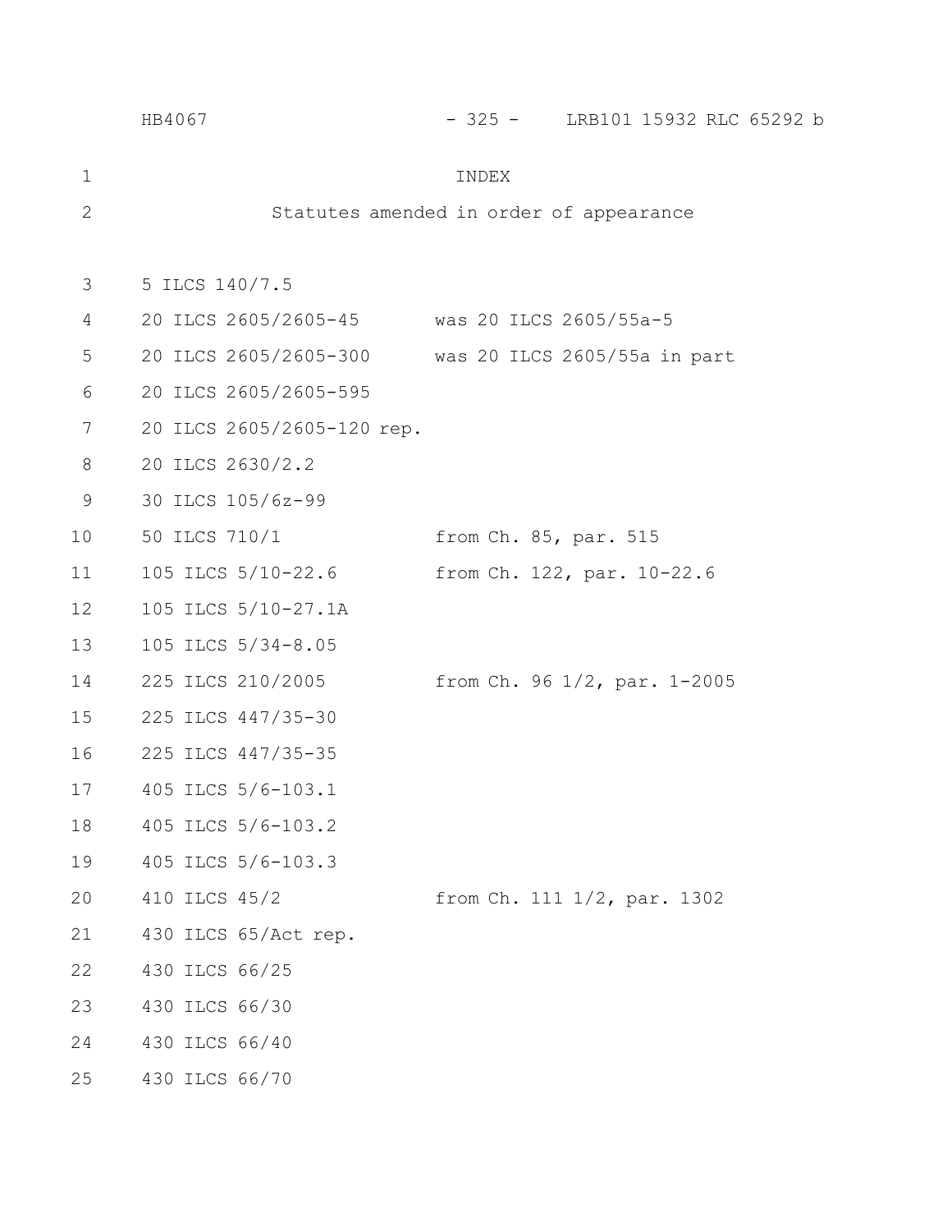# INDEX

## Statutes amended in order of appearance

| | |
|---|---|
| 5 ILCS 140/7.5 | |
| 20 ILCS 2605/2605-45 | was 20 ILCS 2605/55a-5 |
| 20 ILCS 2605/2605-300 | was 20 ILCS 2605/55a in part |
| 20 ILCS 2605/2605-595 | |
| 20 ILCS 2605/2605-120 rep. | |
| 20 ILCS 2630/2.2 | |
| 30 ILCS 105/6z-99 | |
| 50 ILCS 710/1 | from Ch. 85, par. 515 |
| 105 ILCS 5/10-22.6 | from Ch. 122, par. 10-22.6 |
| 105 ILCS 5/10-27.1A | |
| 105 ILCS 5/34-8.05 | |
| 225 ILCS 210/2005 | from Ch. 96 1/2, par. 1-2005 |
| 225 ILCS 447/35-30 | |
| 225 ILCS 447/35-35 | |
| 405 ILCS 5/6-103.1 | |
| 405 ILCS 5/6-103.2 | |
| 405 ILCS 5/6-103.3 | |
| 410 ILCS 45/2 | from Ch. 111 1/2, par. 1302 |
| 430 ILCS 65/Act rep. | |
| 430 ILCS 66/25 | |
| 430 ILCS 66/30 | |
| 430 ILCS 66/40 | |
| 430 ILCS 66/70 | |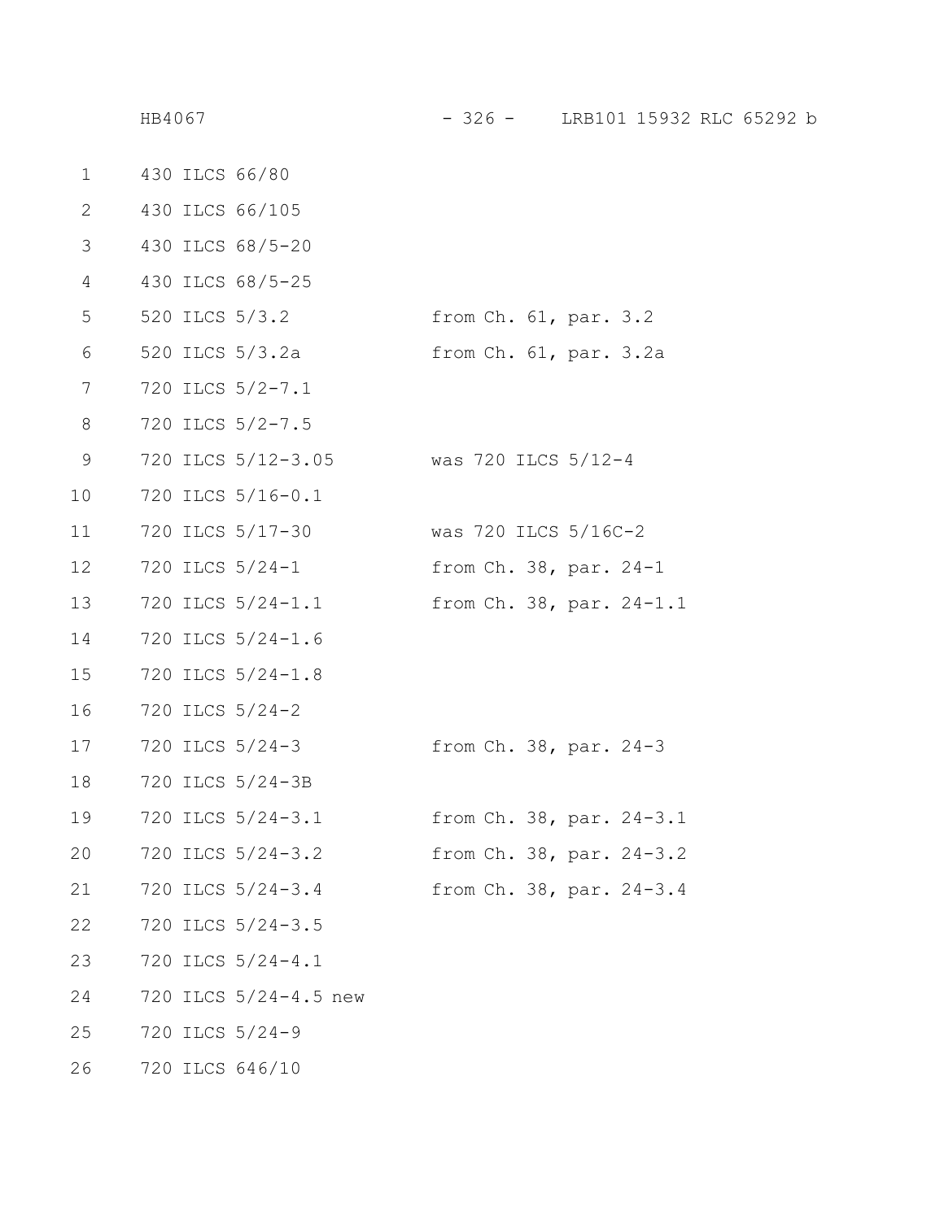| | |
|---|---|
| 430 ILCS 66/80 | |
| 430 ILCS 66/105 | |
| 430 ILCS 68/5-20 | |
| 430 ILCS 68/5-25 | |
| 520 ILCS 5/3.2 | from Ch. 61, par. 3.2 |
| 520 ILCS 5/3.2a | from Ch. 61, par. 3.2a |
| 720 ILCS 5/2-7.1 | |
| 720 ILCS 5/2-7.5 | |
| 720 ILCS 5/12-3.05 | was 720 ILCS 5/12-4 |
| 720 ILCS 5/16-0.1 | |
| 720 ILCS 5/17-30 | was 720 ILCS 5/16C-2 |
| 720 ILCS 5/24-1 | from Ch. 38, par. 24-1 |
| 720 ILCS 5/24-1.1 | from Ch. 38, par. 24-1.1 |
| 720 ILCS 5/24-1.6 | |
| 720 ILCS 5/24-1.8 | |
| 720 ILCS 5/24-2 | |
| 720 ILCS 5/24-3 | from Ch. 38, par. 24-3 |
| 720 ILCS 5/24-3B | |
| 720 ILCS 5/24-3.1 | from Ch. 38, par. 24-3.1 |
| 720 ILCS 5/24-3.2 | from Ch. 38, par. 24-3.2 |
| 720 ILCS 5/24-3.4 | from Ch. 38, par. 24-3.4 |
| 720 ILCS 5/24-3.5 | |
| 720 ILCS 5/24-4.1 | |
| 720 ILCS 5/24-4.5 new | |
| 720 ILCS 5/24-9 | |
| 720 ILCS 646/10 | |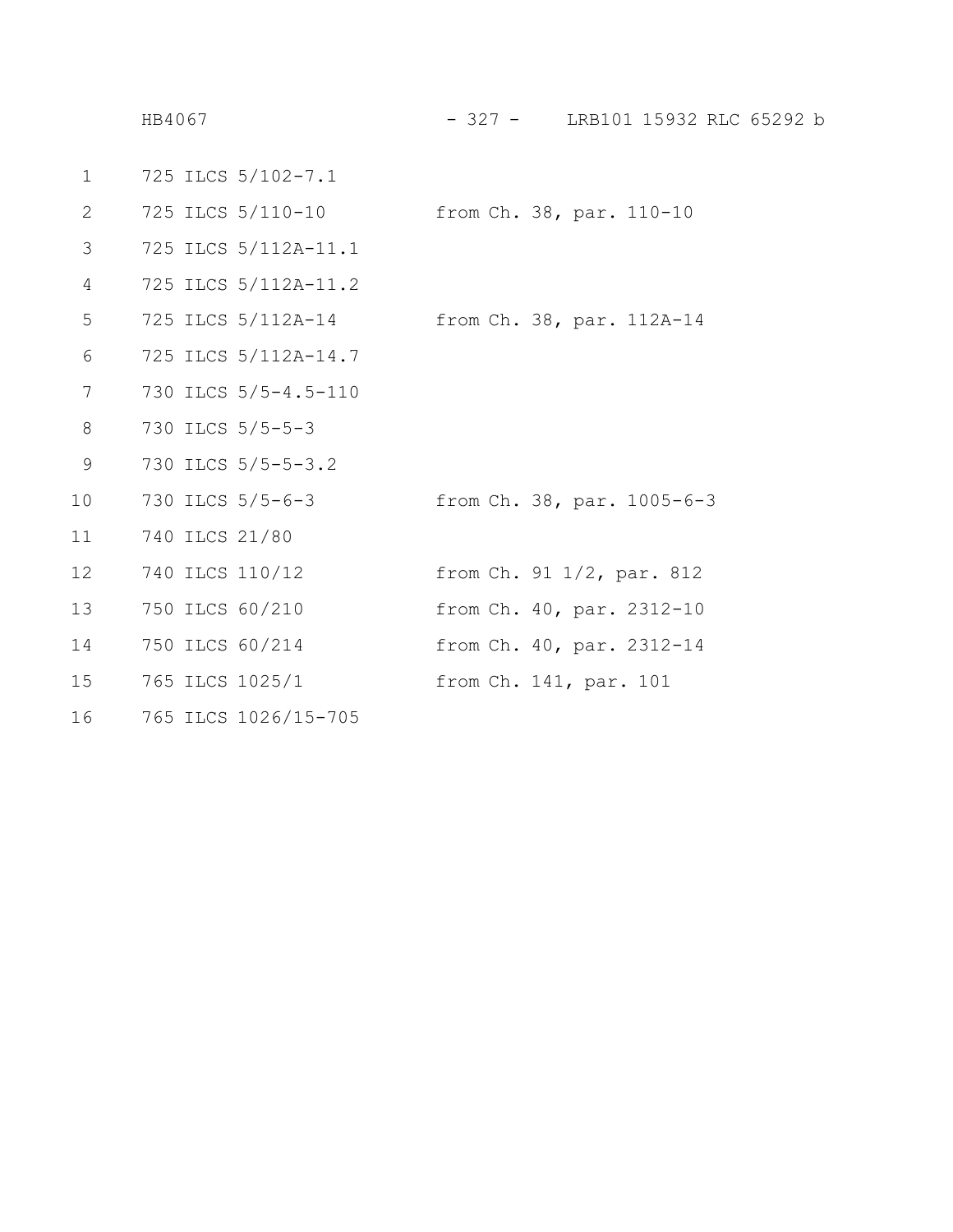| | |
|---|---|
| 725 ILCS 5/102-7.1 | |
| 725 ILCS 5/110-10 | from Ch. 38, par. 110-10 |
| 725 ILCS 5/112A-11.1 | |
| 725 ILCS 5/112A-11.2 | |
| 725 ILCS 5/112A-14 | from Ch. 38, par. 112A-14 |
| 725 ILCS 5/112A-14.7 | |
| 730 ILCS 5/5-4.5-110 | |
| 730 ILCS 5/5-5-3 | |
| 730 ILCS 5/5-5-3.2 | |
| 730 ILCS 5/5-6-3 | from Ch. 38, par. 1005-6-3 |
| 740 ILCS 21/80 | |
| 740 ILCS 110/12 | from Ch. 91 1/2, par. 812 |
| 750 ILCS 60/210 | from Ch. 40, par. 2312-10 |
| 750 ILCS 60/214 | from Ch. 40, par. 2312-14 |
| 765 ILCS 1025/1 | from Ch. 141, par. 101 |
| 765 ILCS 1026/15-705 | |